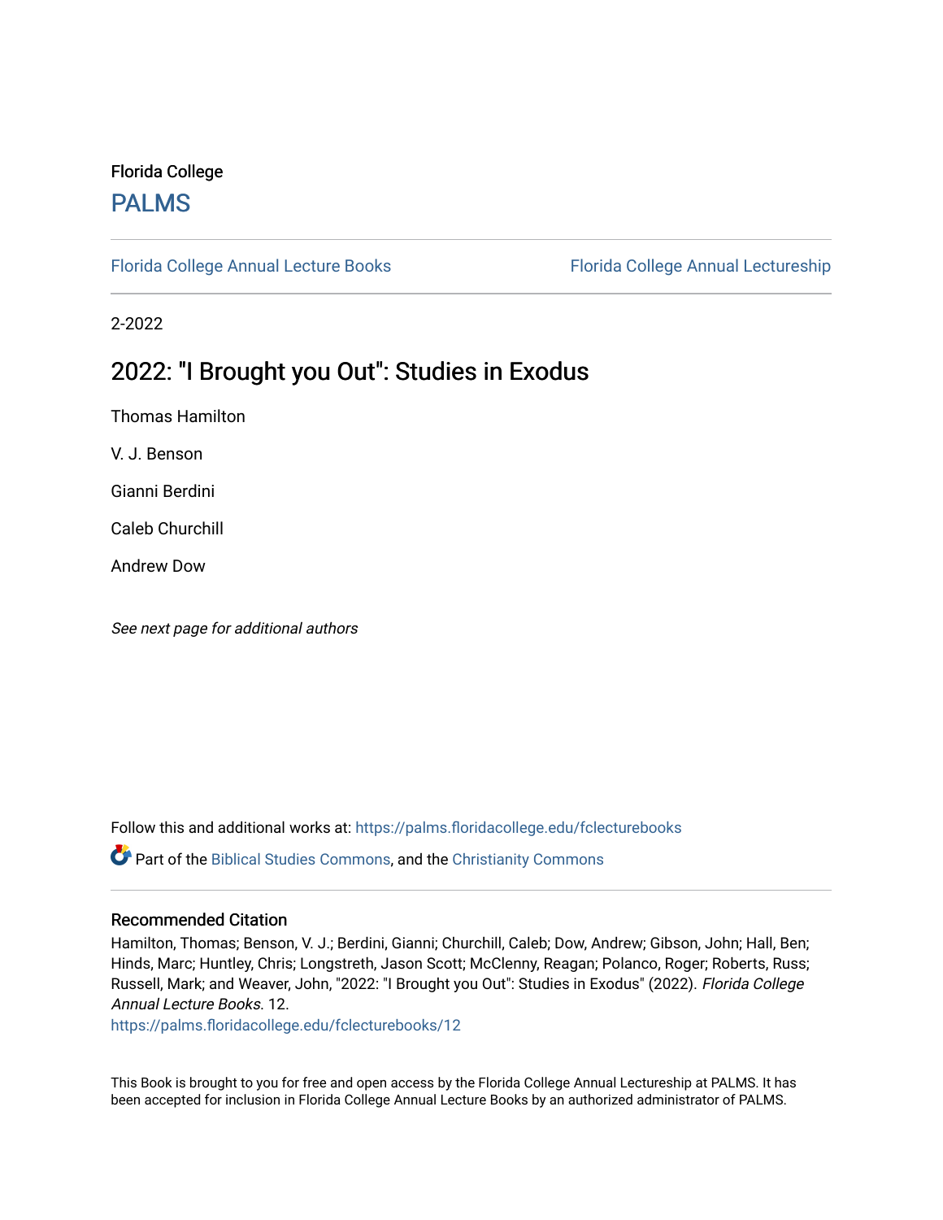Florida College

# PALMS

Florida College Annual Lecture Books | Florida College Annual Lectureship

2-2022

## 2022: "I Brought you Out": Studies in Exodus

Thomas Hamilton

V. J. Benson

Gianni Berdini

Caleb Churchill

Andrew Dow

*See next page for additional authors*

Follow this and additional works at: https://palms.floridacollege.edu/fclecturebooks

Part of the Biblical Studies Commons, and the Christianity Commons

### Recommended Citation

Hamilton, Thomas; Benson, V. J.; Berdini, Gianni; Churchill, Caleb; Dow, Andrew; Gibson, John; Hall, Ben; Hinds, Marc; Huntley, Chris; Longstreth, Jason Scott; McClenny, Reagan; Polanco, Roger; Roberts, Russ; Russell, Mark; and Weaver, John, "2022: "I Brought you Out": Studies in Exodus" (2022). *Florida College Annual Lecture Books*. 12.
https://palms.floridacollege.edu/fclecturebooks/12

This Book is brought to you for free and open access by the Florida College Annual Lectureship at PALMS. It has been accepted for inclusion in Florida College Annual Lecture Books by an authorized administrator of PALMS.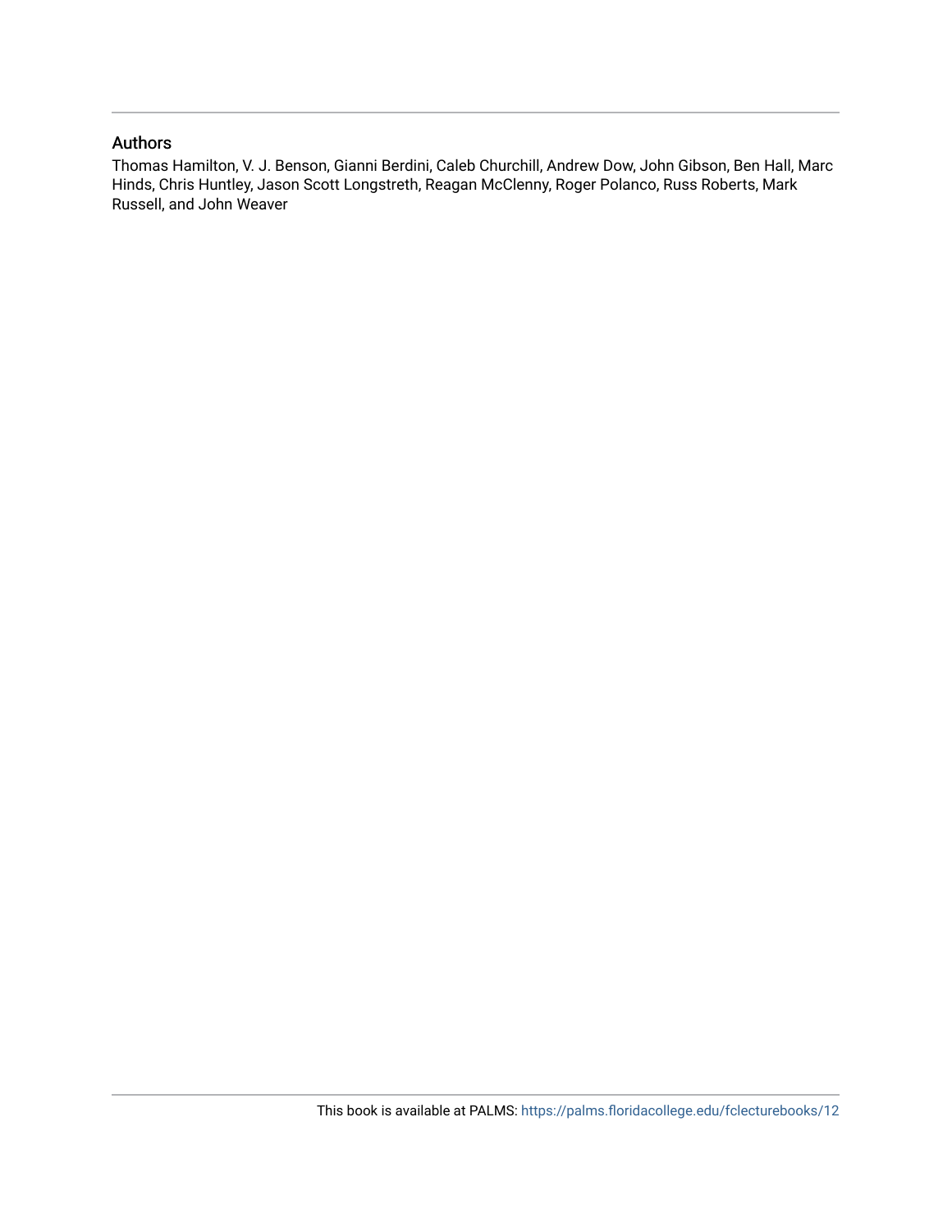## Authors

Thomas Hamilton, V. J. Benson, Gianni Berdini, Caleb Churchill, Andrew Dow, John Gibson, Ben Hall, Marc Hinds, Chris Huntley, Jason Scott Longstreth, Reagan McClenny, Roger Polanco, Russ Roberts, Mark Russell, and John Weaver

This book is available at PALMS: https://palms.floridacollege.edu/fclecturebooks/12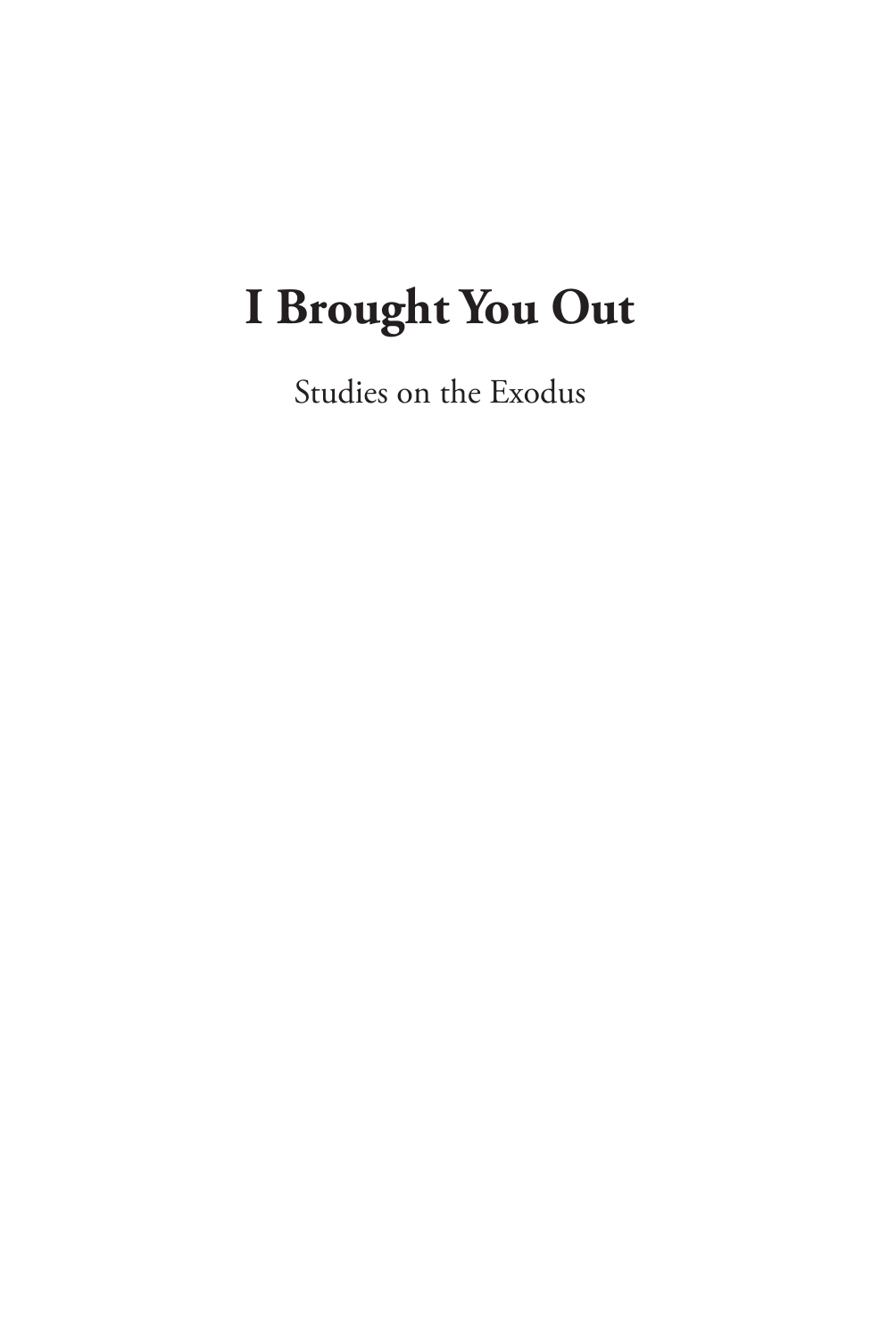# I Brought You Out

Studies on the Exodus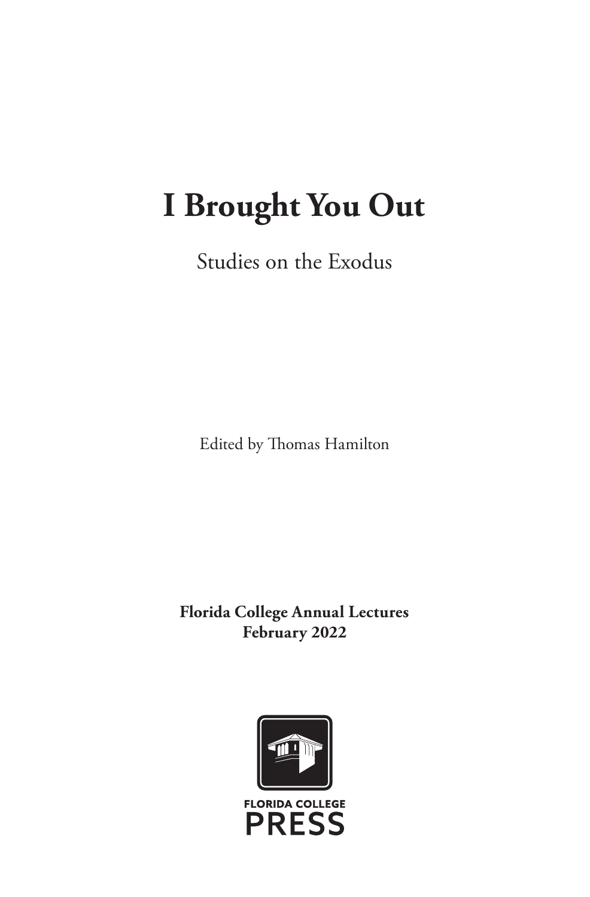# I Brought You Out

Studies on the Exodus

Edited by Thomas Hamilton

**Florida College Annual Lectures**
**February 2022**

FLORIDA COLLEGE
PRESS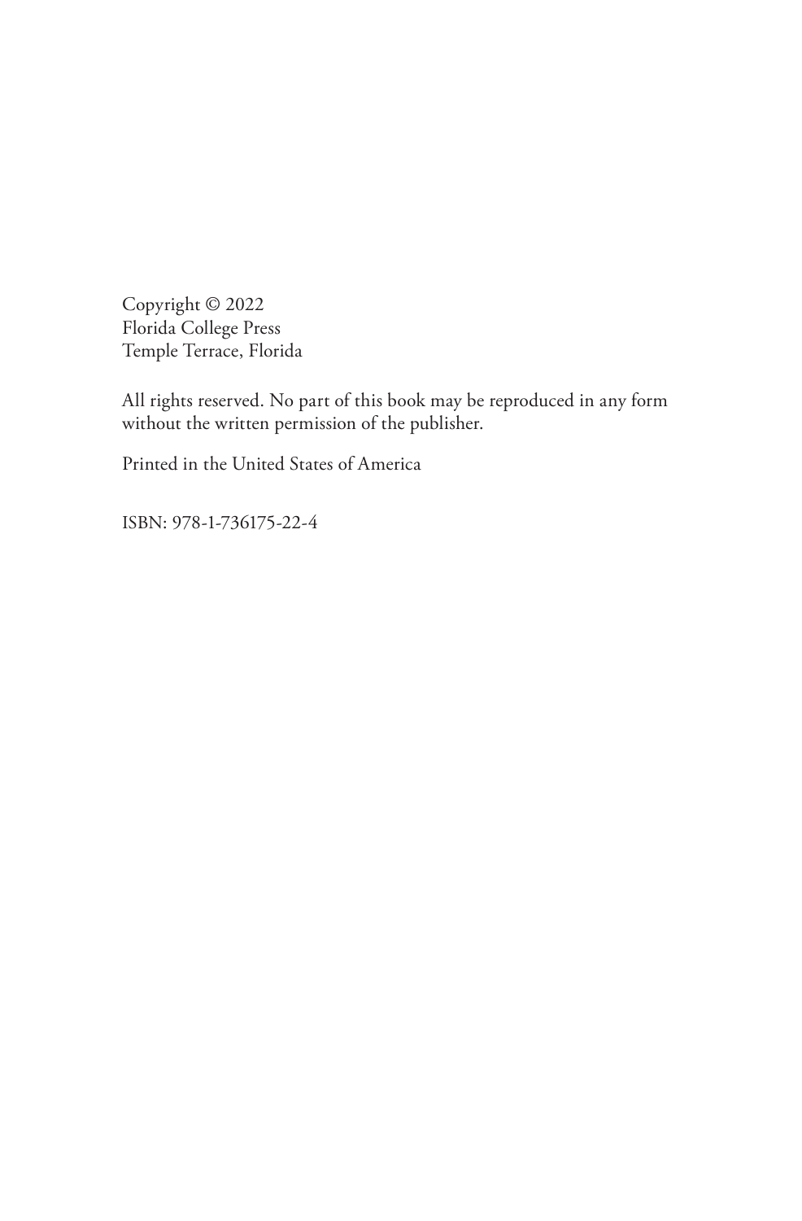Copyright © 2022
Florida College Press
Temple Terrace, Florida

All rights reserved. No part of this book may be reproduced in any form without the written permission of the publisher.

Printed in the United States of America

ISBN: 978-1-736175-22-4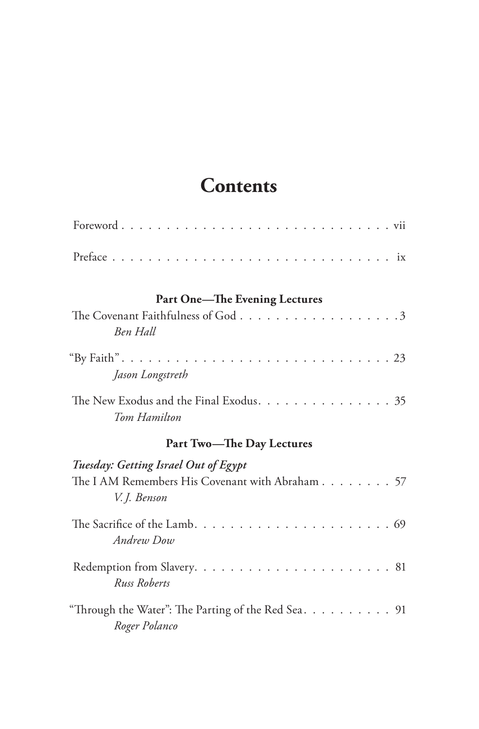# Contents

Foreword . . . . . . . . . . . . . . . . . . . . . . . . . . . . . . vii

Preface . . . . . . . . . . . . . . . . . . . . . . . . . . . . . . ix

## Part One—The Evening Lectures

The Covenant Faithfulness of God . . . . . . . . . . . . . . . . . 3
*Ben Hall*

"By Faith" . . . . . . . . . . . . . . . . . . . . . . . . . . . . . 23
*Jason Longstreth*

The New Exodus and the Final Exodus . . . . . . . . . . . . . . . 35
*Tom Hamilton*

## Part Two—The Day Lectures

***Tuesday: Getting Israel Out of Egypt***

The I AM Remembers His Covenant with Abraham . . . . . . . . 57
*V. J. Benson*

The Sacrifice of the Lamb . . . . . . . . . . . . . . . . . . . . . 69
*Andrew Dow*

Redemption from Slavery . . . . . . . . . . . . . . . . . . . . . 81
*Russ Roberts*

"Through the Water": The Parting of the Red Sea . . . . . . . . . . 91
*Roger Polanco*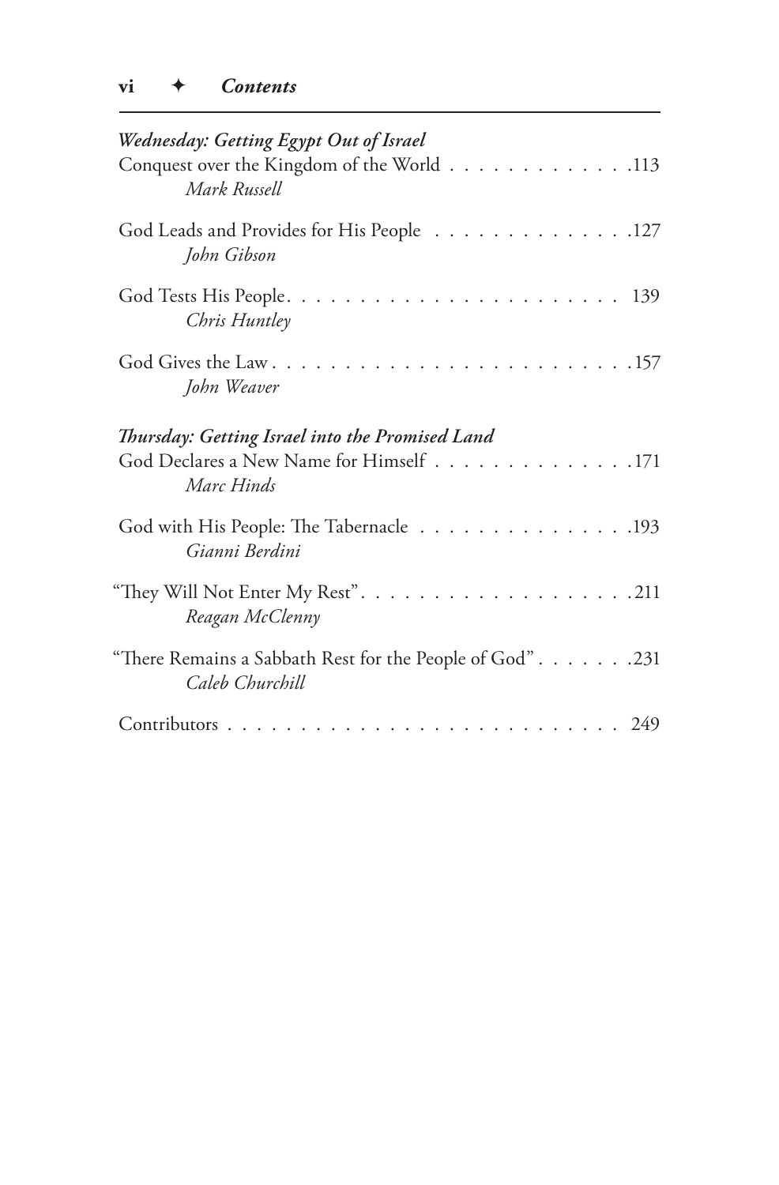*Wednesday: Getting Egypt Out of Israel*

Conquest over the Kingdom of the World . . . . . . . . . . . . . 113
*Mark Russell*

God Leads and Provides for His People . . . . . . . . . . . . . . 127
*John Gibson*

God Tests His People. . . . . . . . . . . . . . . . . . . . . . . . 139
*Chris Huntley*

God Gives the Law . . . . . . . . . . . . . . . . . . . . . . . . . 157
*John Weaver*

*Thursday: Getting Israel into the Promised Land*

God Declares a New Name for Himself . . . . . . . . . . . . . . 171
*Marc Hinds*

God with His People: The Tabernacle . . . . . . . . . . . . . . . 193
*Gianni Berdini*

"They Will Not Enter My Rest". . . . . . . . . . . . . . . . . . . 211
*Reagan McClenny*

"There Remains a Sabbath Rest for the People of God" . . . . . . . 231
*Caleb Churchill*

Contributors . . . . . . . . . . . . . . . . . . . . . . . . . . . 249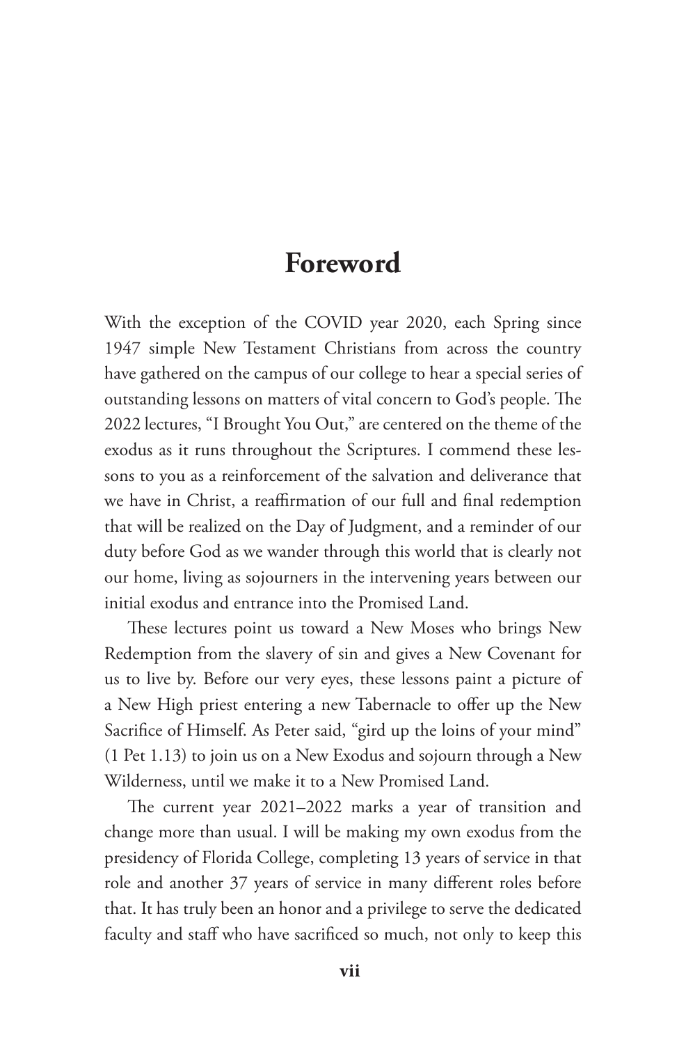# Foreword

With the exception of the COVID year 2020, each Spring since 1947 simple New Testament Christians from across the country have gathered on the campus of our college to hear a special series of outstanding lessons on matters of vital concern to God's people. The 2022 lectures, "I Brought You Out," are centered on the theme of the exodus as it runs throughout the Scriptures. I commend these lessons to you as a reinforcement of the salvation and deliverance that we have in Christ, a reaffirmation of our full and final redemption that will be realized on the Day of Judgment, and a reminder of our duty before God as we wander through this world that is clearly not our home, living as sojourners in the intervening years between our initial exodus and entrance into the Promised Land.

These lectures point us toward a New Moses who brings New Redemption from the slavery of sin and gives a New Covenant for us to live by. Before our very eyes, these lessons paint a picture of a New High priest entering a new Tabernacle to offer up the New Sacrifice of Himself. As Peter said, "gird up the loins of your mind" (1 Pet 1.13) to join us on a New Exodus and sojourn through a New Wilderness, until we make it to a New Promised Land.

The current year 2021–2022 marks a year of transition and change more than usual. I will be making my own exodus from the presidency of Florida College, completing 13 years of service in that role and another 37 years of service in many different roles before that. It has truly been an honor and a privilege to serve the dedicated faculty and staff who have sacrificed so much, not only to keep this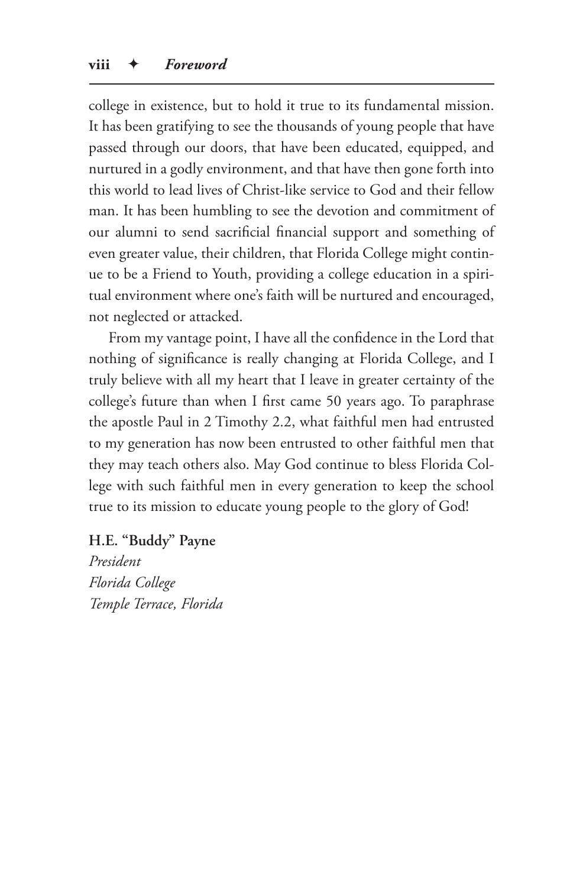college in existence, but to hold it true to its fundamental mission. It has been gratifying to see the thousands of young people that have passed through our doors, that have been educated, equipped, and nurtured in a godly environment, and that have then gone forth into this world to lead lives of Christ-like service to God and their fellow man. It has been humbling to see the devotion and commitment of our alumni to send sacrificial financial support and something of even greater value, their children, that Florida College might continue to be a Friend to Youth, providing a college education in a spiritual environment where one's faith will be nurtured and encouraged, not neglected or attacked.

From my vantage point, I have all the confidence in the Lord that nothing of significance is really changing at Florida College, and I truly believe with all my heart that I leave in greater certainty of the college's future than when I first came 50 years ago. To paraphrase the apostle Paul in 2 Timothy 2.2, what faithful men had entrusted to my generation has now been entrusted to other faithful men that they may teach others also. May God continue to bless Florida College with such faithful men in every generation to keep the school true to its mission to educate young people to the glory of God!

**H.E. "Buddy" Payne**
*President*
*Florida College*
*Temple Terrace, Florida*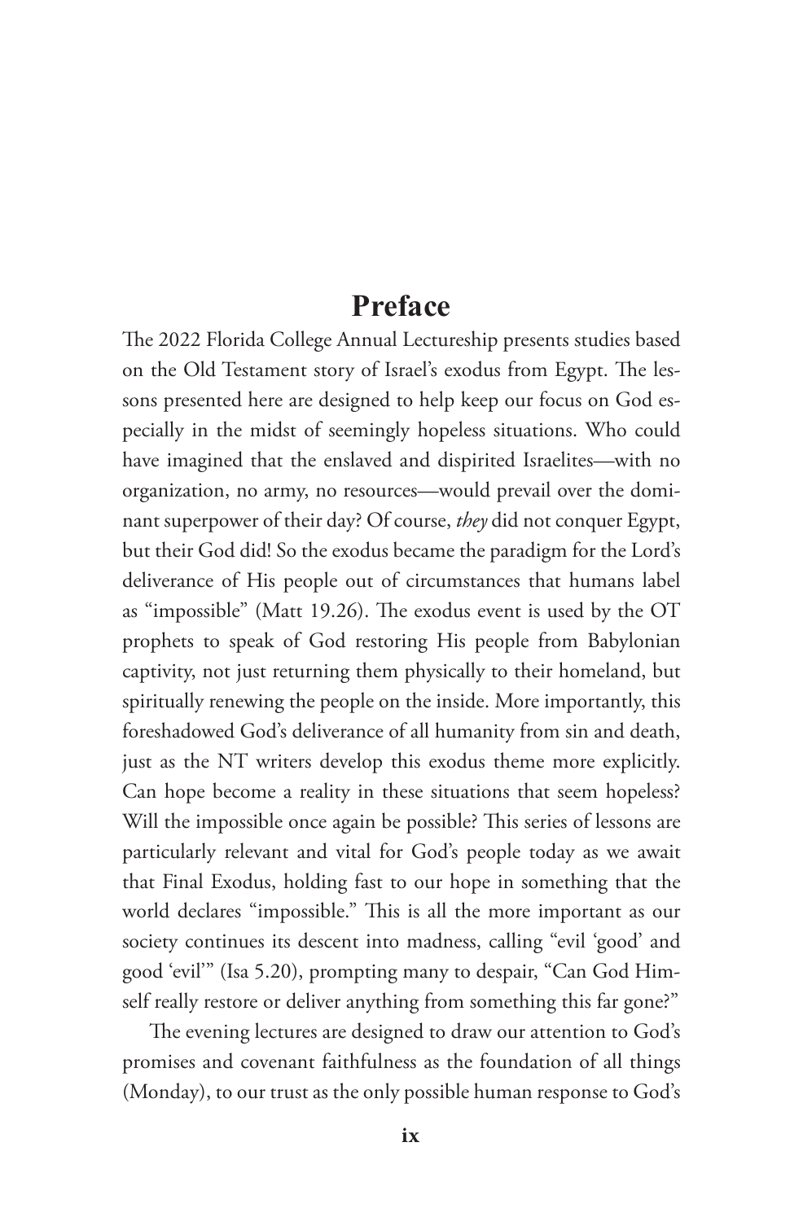# Preface

The 2022 Florida College Annual Lectureship presents studies based on the Old Testament story of Israel's exodus from Egypt. The lessons presented here are designed to help keep our focus on God especially in the midst of seemingly hopeless situations. Who could have imagined that the enslaved and dispirited Israelites—with no organization, no army, no resources—would prevail over the dominant superpower of their day? Of course, *they* did not conquer Egypt, but their God did! So the exodus became the paradigm for the Lord's deliverance of His people out of circumstances that humans label as "impossible" (Matt 19.26). The exodus event is used by the OT prophets to speak of God restoring His people from Babylonian captivity, not just returning them physically to their homeland, but spiritually renewing the people on the inside. More importantly, this foreshadowed God's deliverance of all humanity from sin and death, just as the NT writers develop this exodus theme more explicitly. Can hope become a reality in these situations that seem hopeless? Will the impossible once again be possible? This series of lessons are particularly relevant and vital for God's people today as we await that Final Exodus, holding fast to our hope in something that the world declares "impossible." This is all the more important as our society continues its descent into madness, calling "evil 'good' and good 'evil'" (Isa 5.20), prompting many to despair, "Can God Himself really restore or deliver anything from something this far gone?"

The evening lectures are designed to draw our attention to God's promises and covenant faithfulness as the foundation of all things (Monday), to our trust as the only possible human response to God's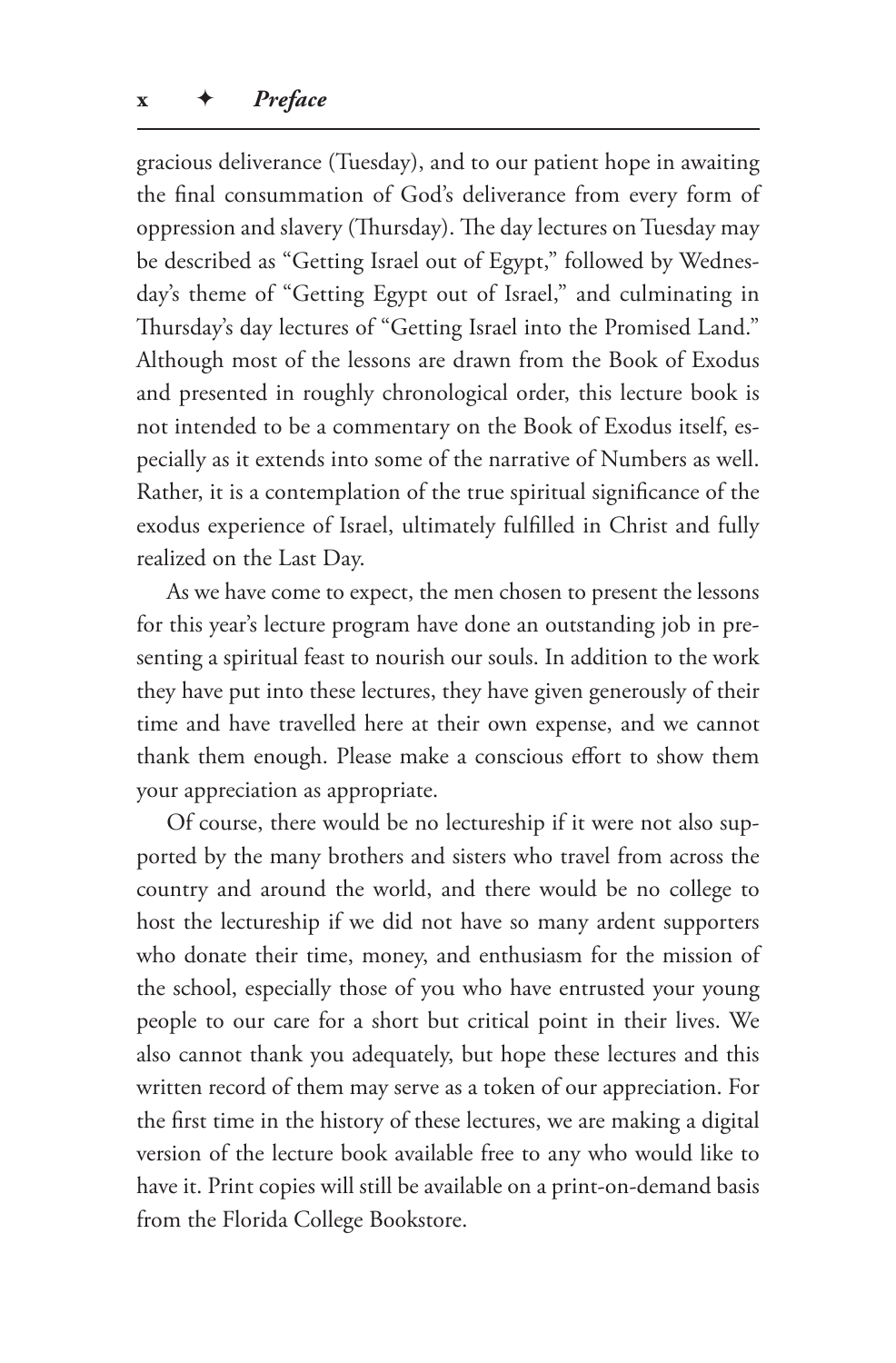gracious deliverance (Tuesday), and to our patient hope in awaiting the final consummation of God's deliverance from every form of oppression and slavery (Thursday). The day lectures on Tuesday may be described as "Getting Israel out of Egypt," followed by Wednesday's theme of "Getting Egypt out of Israel," and culminating in Thursday's day lectures of "Getting Israel into the Promised Land." Although most of the lessons are drawn from the Book of Exodus and presented in roughly chronological order, this lecture book is not intended to be a commentary on the Book of Exodus itself, especially as it extends into some of the narrative of Numbers as well. Rather, it is a contemplation of the true spiritual significance of the exodus experience of Israel, ultimately fulfilled in Christ and fully realized on the Last Day.

As we have come to expect, the men chosen to present the lessons for this year's lecture program have done an outstanding job in presenting a spiritual feast to nourish our souls. In addition to the work they have put into these lectures, they have given generously of their time and have travelled here at their own expense, and we cannot thank them enough. Please make a conscious effort to show them your appreciation as appropriate.

Of course, there would be no lectureship if it were not also supported by the many brothers and sisters who travel from across the country and around the world, and there would be no college to host the lectureship if we did not have so many ardent supporters who donate their time, money, and enthusiasm for the mission of the school, especially those of you who have entrusted your young people to our care for a short but critical point in their lives. We also cannot thank you adequately, but hope these lectures and this written record of them may serve as a token of our appreciation. For the first time in the history of these lectures, we are making a digital version of the lecture book available free to any who would like to have it. Print copies will still be available on a print-on-demand basis from the Florida College Bookstore.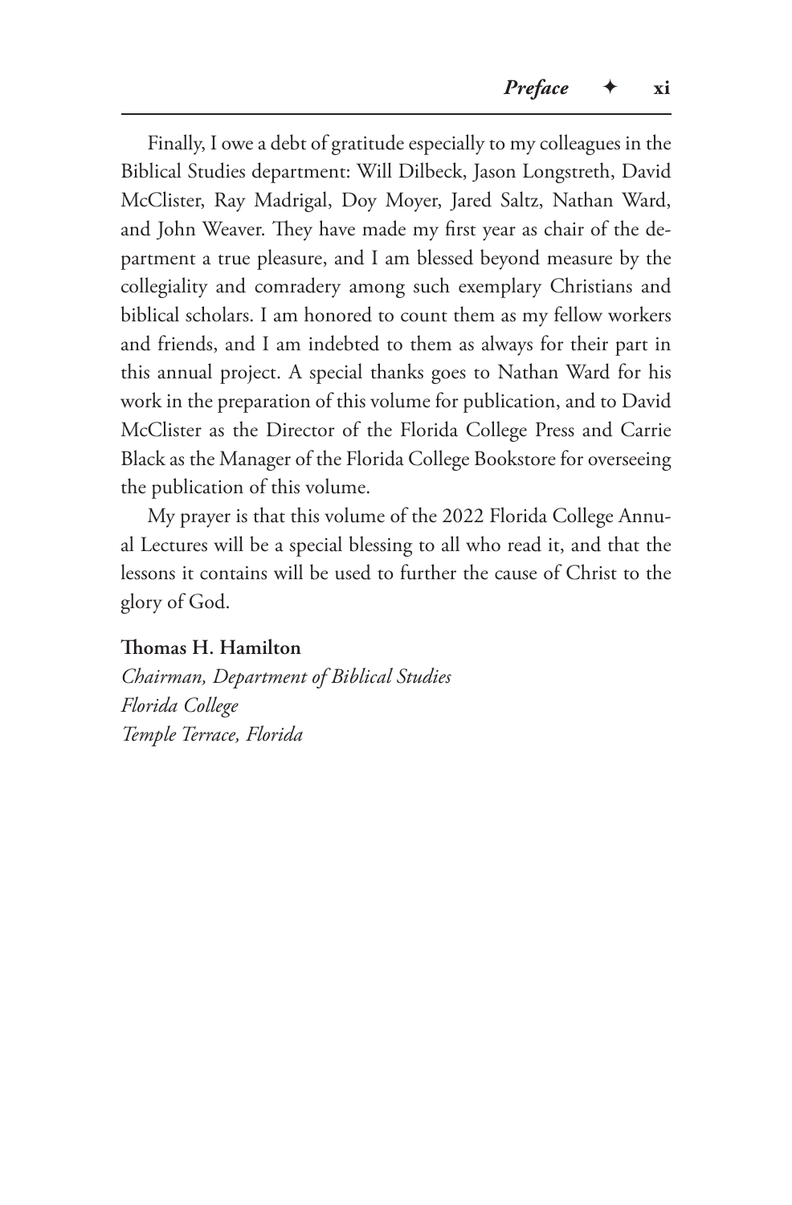Finally, I owe a debt of gratitude especially to my colleagues in the Biblical Studies department: Will Dilbeck, Jason Longstreth, David McClister, Ray Madrigal, Doy Moyer, Jared Saltz, Nathan Ward, and John Weaver. They have made my first year as chair of the department a true pleasure, and I am blessed beyond measure by the collegiality and comradery among such exemplary Christians and biblical scholars. I am honored to count them as my fellow workers and friends, and I am indebted to them as always for their part in this annual project. A special thanks goes to Nathan Ward for his work in the preparation of this volume for publication, and to David McClister as the Director of the Florida College Press and Carrie Black as the Manager of the Florida College Bookstore for overseeing the publication of this volume.

My prayer is that this volume of the 2022 Florida College Annual Lectures will be a special blessing to all who read it, and that the lessons it contains will be used to further the cause of Christ to the glory of God.

**Thomas H. Hamilton**
*Chairman, Department of Biblical Studies*
*Florida College*
*Temple Terrace, Florida*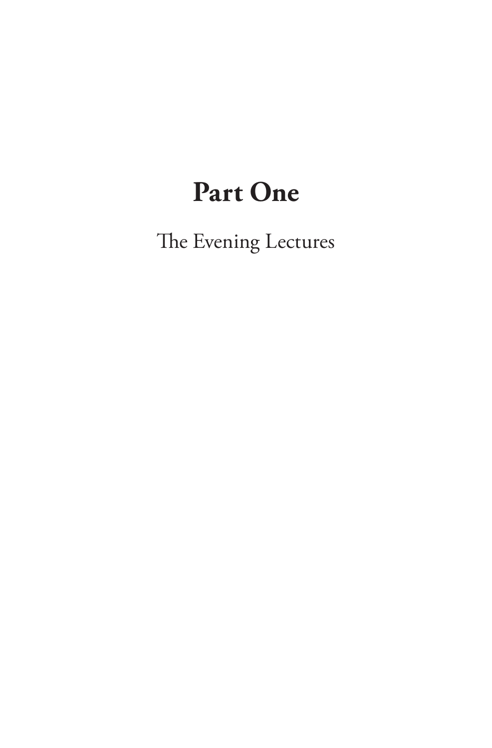# Part One

The Evening Lectures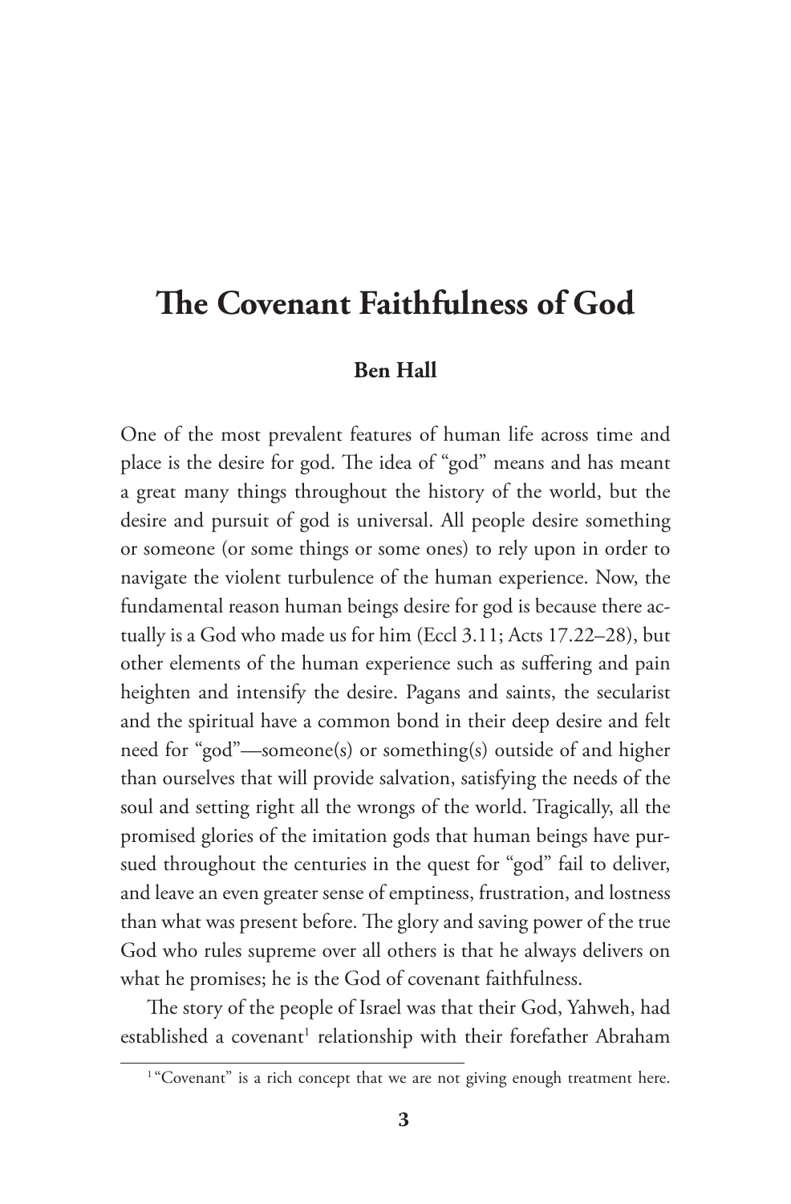# The Covenant Faithfulness of God

**Ben Hall**

One of the most prevalent features of human life across time and place is the desire for god. The idea of "god" means and has meant a great many things throughout the history of the world, but the desire and pursuit of god is universal. All people desire something or someone (or some things or some ones) to rely upon in order to navigate the violent turbulence of the human experience. Now, the fundamental reason human beings desire for god is because there actually is a God who made us for him (Eccl 3.11; Acts 17.22–28), but other elements of the human experience such as suffering and pain heighten and intensify the desire. Pagans and saints, the secularist and the spiritual have a common bond in their deep desire and felt need for "god"—someone(s) or something(s) outside of and higher than ourselves that will provide salvation, satisfying the needs of the soul and setting right all the wrongs of the world. Tragically, all the promised glories of the imitation gods that human beings have pursued throughout the centuries in the quest for "god" fail to deliver, and leave an even greater sense of emptiness, frustration, and lostness than what was present before. The glory and saving power of the true God who rules supreme over all others is that he always delivers on what he promises; he is the God of covenant faithfulness.

The story of the people of Israel was that their God, Yahweh, had established a covenant[1] relationship with their forefather Abraham

[1] "Covenant" is a rich concept that we are not giving enough treatment here.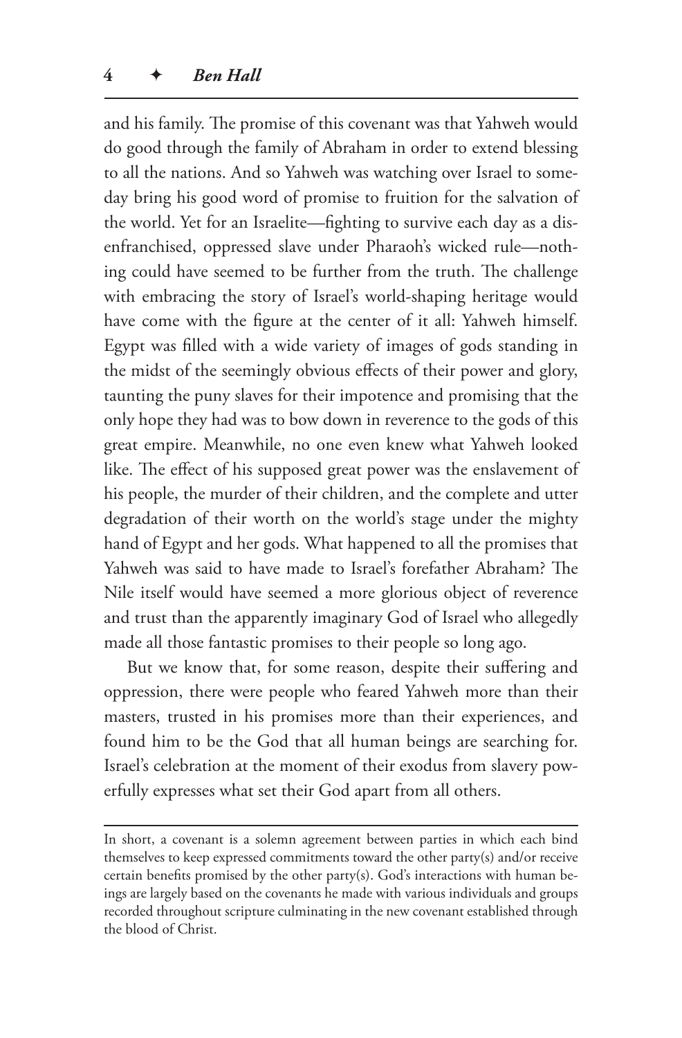and his family. The promise of this covenant was that Yahweh would do good through the family of Abraham in order to extend blessing to all the nations. And so Yahweh was watching over Israel to someday bring his good word of promise to fruition for the salvation of the world. Yet for an Israelite—fighting to survive each day as a disenfranchised, oppressed slave under Pharaoh's wicked rule—nothing could have seemed to be further from the truth. The challenge with embracing the story of Israel's world-shaping heritage would have come with the figure at the center of it all: Yahweh himself. Egypt was filled with a wide variety of images of gods standing in the midst of the seemingly obvious effects of their power and glory, taunting the puny slaves for their impotence and promising that the only hope they had was to bow down in reverence to the gods of this great empire. Meanwhile, no one even knew what Yahweh looked like. The effect of his supposed great power was the enslavement of his people, the murder of their children, and the complete and utter degradation of their worth on the world's stage under the mighty hand of Egypt and her gods. What happened to all the promises that Yahweh was said to have made to Israel's forefather Abraham? The Nile itself would have seemed a more glorious object of reverence and trust than the apparently imaginary God of Israel who allegedly made all those fantastic promises to their people so long ago.

But we know that, for some reason, despite their suffering and oppression, there were people who feared Yahweh more than their masters, trusted in his promises more than their experiences, and found him to be the God that all human beings are searching for. Israel's celebration at the moment of their exodus from slavery powerfully expresses what set their God apart from all others.

---

In short, a covenant is a solemn agreement between parties in which each bind themselves to keep expressed commitments toward the other party(s) and/or receive certain benefits promised by the other party(s). God's interactions with human beings are largely based on the covenants he made with various individuals and groups recorded throughout scripture culminating in the new covenant established through the blood of Christ.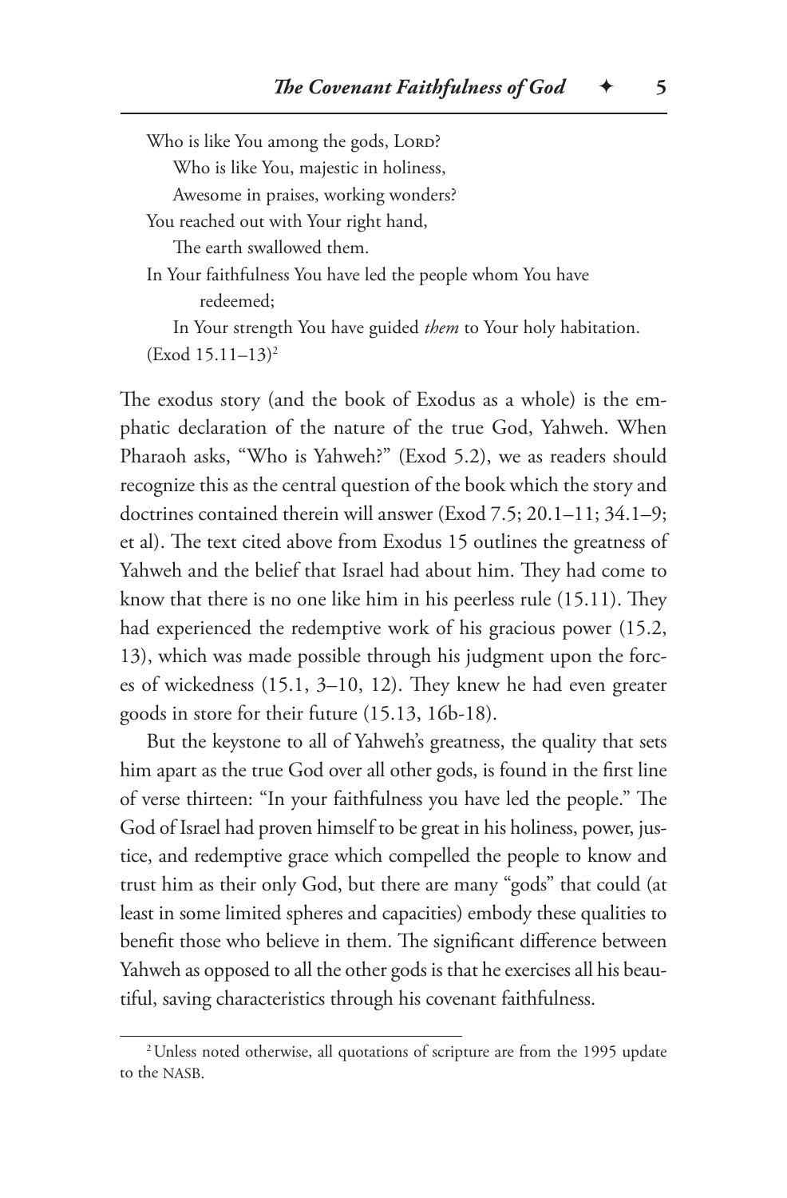> Who is like You among the gods, LORD?
> Who is like You, majestic in holiness,
> Awesome in praises, working wonders?
> You reached out with Your right hand,
> The earth swallowed them.
> In Your faithfulness You have led the people whom You have redeemed;
> In Your strength You have guided *them* to Your holy habitation.
> (Exod 15.11–13)[2]

The exodus story (and the book of Exodus as a whole) is the emphatic declaration of the nature of the true God, Yahweh. When Pharaoh asks, "Who is Yahweh?" (Exod 5.2), we as readers should recognize this as the central question of the book which the story and doctrines contained therein will answer (Exod 7.5; 20.1–11; 34.1–9; et al). The text cited above from Exodus 15 outlines the greatness of Yahweh and the belief that Israel had about him. They had come to know that there is no one like him in his peerless rule (15.11). They had experienced the redemptive work of his gracious power (15.2, 13), which was made possible through his judgment upon the forces of wickedness (15.1, 3–10, 12). They knew he had even greater goods in store for their future (15.13, 16b-18).

But the keystone to all of Yahweh's greatness, the quality that sets him apart as the true God over all other gods, is found in the first line of verse thirteen: "In your faithfulness you have led the people." The God of Israel had proven himself to be great in his holiness, power, justice, and redemptive grace which compelled the people to know and trust him as their only God, but there are many "gods" that could (at least in some limited spheres and capacities) embody these qualities to benefit those who believe in them. The significant difference between Yahweh as opposed to all the other gods is that he exercises all his beautiful, saving characteristics through his covenant faithfulness.

---

[2] Unless noted otherwise, all quotations of scripture are from the 1995 update to the NASB.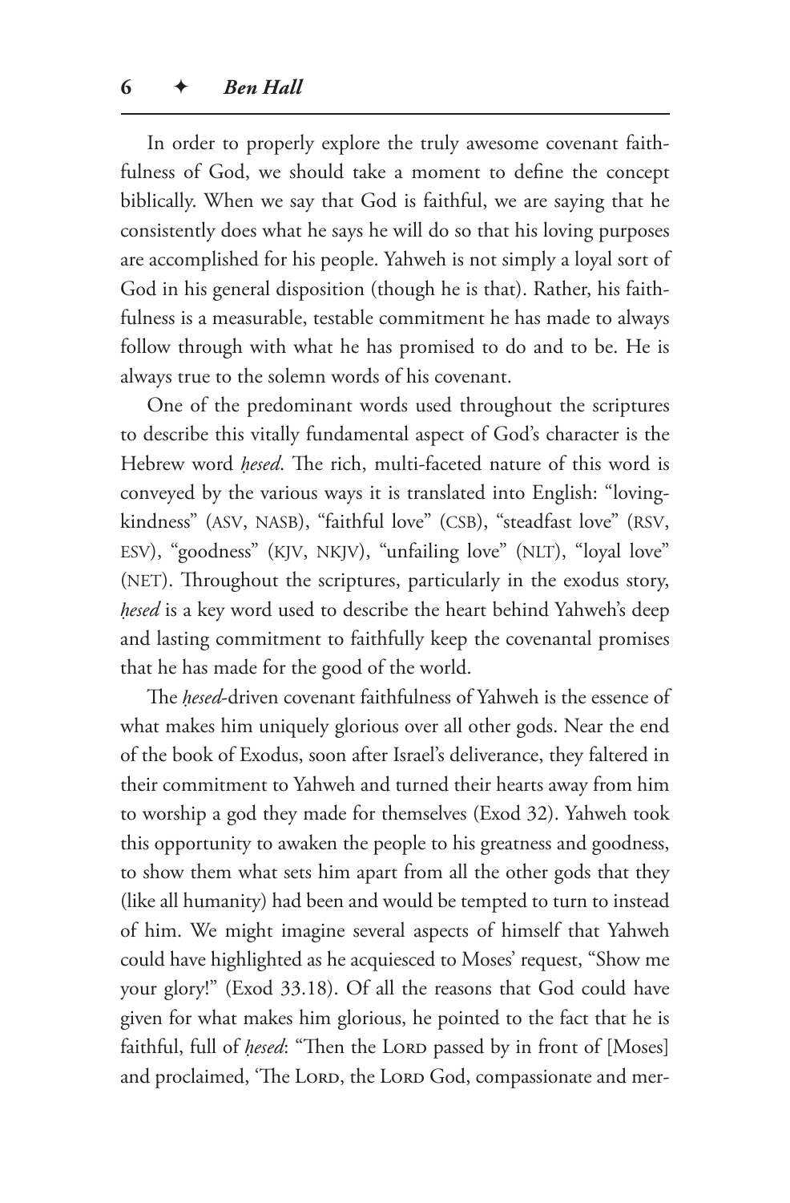In order to properly explore the truly awesome covenant faithfulness of God, we should take a moment to define the concept biblically. When we say that God is faithful, we are saying that he consistently does what he says he will do so that his loving purposes are accomplished for his people. Yahweh is not simply a loyal sort of God in his general disposition (though he is that). Rather, his faithfulness is a measurable, testable commitment he has made to always follow through with what he has promised to do and to be. He is always true to the solemn words of his covenant.

One of the predominant words used throughout the scriptures to describe this vitally fundamental aspect of God's character is the Hebrew word *ḥesed*. The rich, multi-faceted nature of this word is conveyed by the various ways it is translated into English: "lovingkindness" (ASV, NASB), "faithful love" (CSB), "steadfast love" (RSV, ESV), "goodness" (KJV, NKJV), "unfailing love" (NLT), "loyal love" (NET). Throughout the scriptures, particularly in the exodus story, *ḥesed* is a key word used to describe the heart behind Yahweh's deep and lasting commitment to faithfully keep the covenantal promises that he has made for the good of the world.

The *ḥesed*-driven covenant faithfulness of Yahweh is the essence of what makes him uniquely glorious over all other gods. Near the end of the book of Exodus, soon after Israel's deliverance, they faltered in their commitment to Yahweh and turned their hearts away from him to worship a god they made for themselves (Exod 32). Yahweh took this opportunity to awaken the people to his greatness and goodness, to show them what sets him apart from all the other gods that they (like all humanity) had been and would be tempted to turn to instead of him. We might imagine several aspects of himself that Yahweh could have highlighted as he acquiesced to Moses' request, "Show me your glory!" (Exod 33.18). Of all the reasons that God could have given for what makes him glorious, he pointed to the fact that he is faithful, full of *ḥesed*: "Then the Lord passed by in front of [Moses] and proclaimed, 'The Lord, the Lord God, compassionate and mer-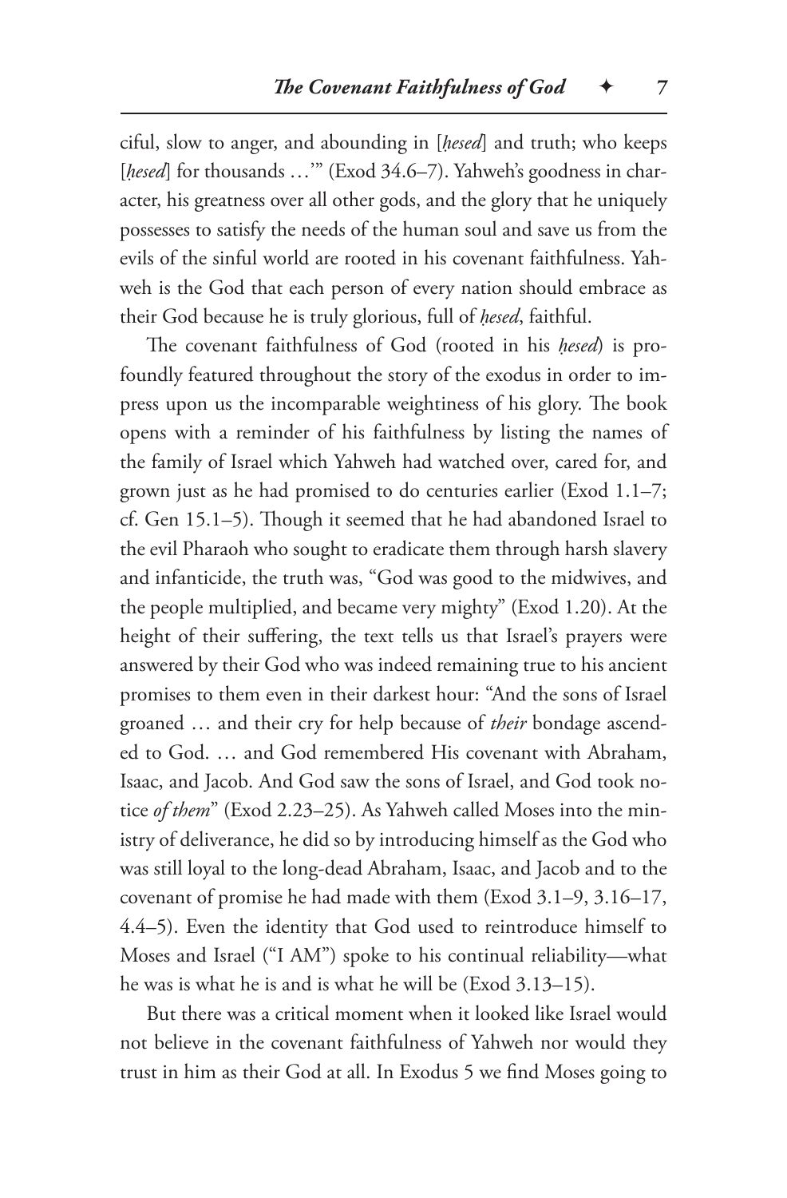ciful, slow to anger, and abounding in [*ḥesed*] and truth; who keeps [*ḥesed*] for thousands …'" (Exod 34.6–7). Yahweh's goodness in character, his greatness over all other gods, and the glory that he uniquely possesses to satisfy the needs of the human soul and save us from the evils of the sinful world are rooted in his covenant faithfulness. Yahweh is the God that each person of every nation should embrace as their God because he is truly glorious, full of *ḥesed*, faithful.

The covenant faithfulness of God (rooted in his *ḥesed*) is profoundly featured throughout the story of the exodus in order to impress upon us the incomparable weightiness of his glory. The book opens with a reminder of his faithfulness by listing the names of the family of Israel which Yahweh had watched over, cared for, and grown just as he had promised to do centuries earlier (Exod 1.1–7; cf. Gen 15.1–5). Though it seemed that he had abandoned Israel to the evil Pharaoh who sought to eradicate them through harsh slavery and infanticide, the truth was, "God was good to the midwives, and the people multiplied, and became very mighty" (Exod 1.20). At the height of their suffering, the text tells us that Israel's prayers were answered by their God who was indeed remaining true to his ancient promises to them even in their darkest hour: "And the sons of Israel groaned … and their cry for help because of *their* bondage ascended to God. … and God remembered His covenant with Abraham, Isaac, and Jacob. And God saw the sons of Israel, and God took notice *of them*" (Exod 2.23–25). As Yahweh called Moses into the ministry of deliverance, he did so by introducing himself as the God who was still loyal to the long-dead Abraham, Isaac, and Jacob and to the covenant of promise he had made with them (Exod 3.1–9, 3.16–17, 4.4–5). Even the identity that God used to reintroduce himself to Moses and Israel ("I AM") spoke to his continual reliability—what he was is what he is and is what he will be (Exod 3.13–15).

But there was a critical moment when it looked like Israel would not believe in the covenant faithfulness of Yahweh nor would they trust in him as their God at all. In Exodus 5 we find Moses going to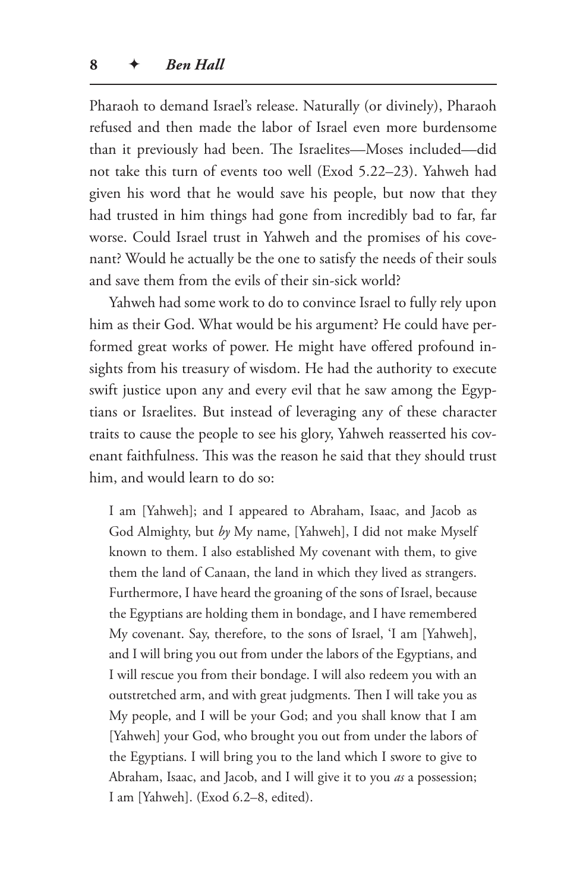Pharaoh to demand Israel's release. Naturally (or divinely), Pharaoh refused and then made the labor of Israel even more burdensome than it previously had been. The Israelites—Moses included—did not take this turn of events too well (Exod 5.22–23). Yahweh had given his word that he would save his people, but now that they had trusted in him things had gone from incredibly bad to far, far worse. Could Israel trust in Yahweh and the promises of his covenant? Would he actually be the one to satisfy the needs of their souls and save them from the evils of their sin-sick world?

Yahweh had some work to do to convince Israel to fully rely upon him as their God. What would be his argument? He could have performed great works of power. He might have offered profound insights from his treasury of wisdom. He had the authority to execute swift justice upon any and every evil that he saw among the Egyptians or Israelites. But instead of leveraging any of these character traits to cause the people to see his glory, Yahweh reasserted his covenant faithfulness. This was the reason he said that they should trust him, and would learn to do so:

> I am [Yahweh]; and I appeared to Abraham, Isaac, and Jacob as God Almighty, but *by* My name, [Yahweh], I did not make Myself known to them. I also established My covenant with them, to give them the land of Canaan, the land in which they lived as strangers. Furthermore, I have heard the groaning of the sons of Israel, because the Egyptians are holding them in bondage, and I have remembered My covenant. Say, therefore, to the sons of Israel, 'I am [Yahweh], and I will bring you out from under the labors of the Egyptians, and I will rescue you from their bondage. I will also redeem you with an outstretched arm, and with great judgments. Then I will take you as My people, and I will be your God; and you shall know that I am [Yahweh] your God, who brought you out from under the labors of the Egyptians. I will bring you to the land which I swore to give to Abraham, Isaac, and Jacob, and I will give it to you *as* a possession; I am [Yahweh]. (Exod 6.2–8, edited).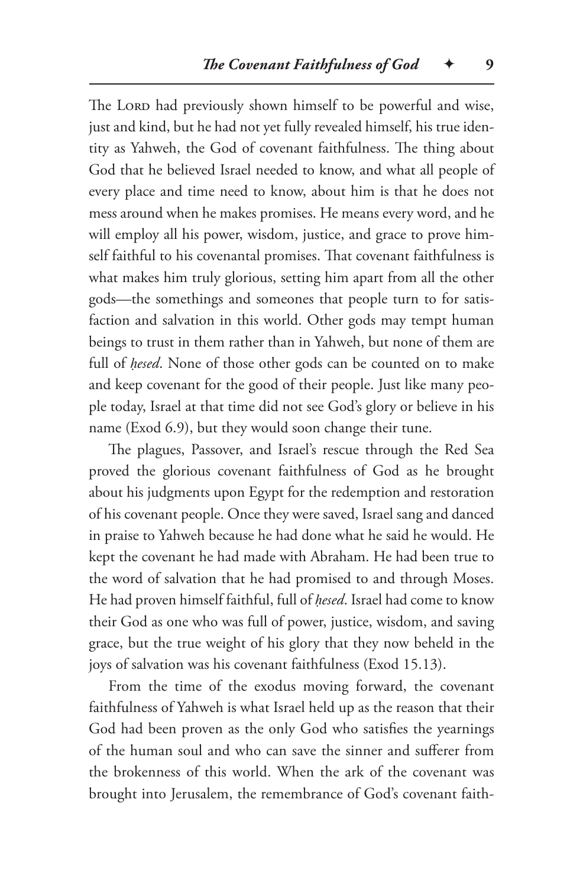The LORD had previously shown himself to be powerful and wise, just and kind, but he had not yet fully revealed himself, his true identity as Yahweh, the God of covenant faithfulness. The thing about God that he believed Israel needed to know, and what all people of every place and time need to know, about him is that he does not mess around when he makes promises. He means every word, and he will employ all his power, wisdom, justice, and grace to prove himself faithful to his covenantal promises. That covenant faithfulness is what makes him truly glorious, setting him apart from all the other gods—the somethings and someones that people turn to for satisfaction and salvation in this world. Other gods may tempt human beings to trust in them rather than in Yahweh, but none of them are full of *ḥesed*. None of those other gods can be counted on to make and keep covenant for the good of their people. Just like many people today, Israel at that time did not see God's glory or believe in his name (Exod 6.9), but they would soon change their tune.

The plagues, Passover, and Israel's rescue through the Red Sea proved the glorious covenant faithfulness of God as he brought about his judgments upon Egypt for the redemption and restoration of his covenant people. Once they were saved, Israel sang and danced in praise to Yahweh because he had done what he said he would. He kept the covenant he had made with Abraham. He had been true to the word of salvation that he had promised to and through Moses. He had proven himself faithful, full of *ḥesed*. Israel had come to know their God as one who was full of power, justice, wisdom, and saving grace, but the true weight of his glory that they now beheld in the joys of salvation was his covenant faithfulness (Exod 15.13).

From the time of the exodus moving forward, the covenant faithfulness of Yahweh is what Israel held up as the reason that their God had been proven as the only God who satisfies the yearnings of the human soul and who can save the sinner and sufferer from the brokenness of this world. When the ark of the covenant was brought into Jerusalem, the remembrance of God's covenant faith-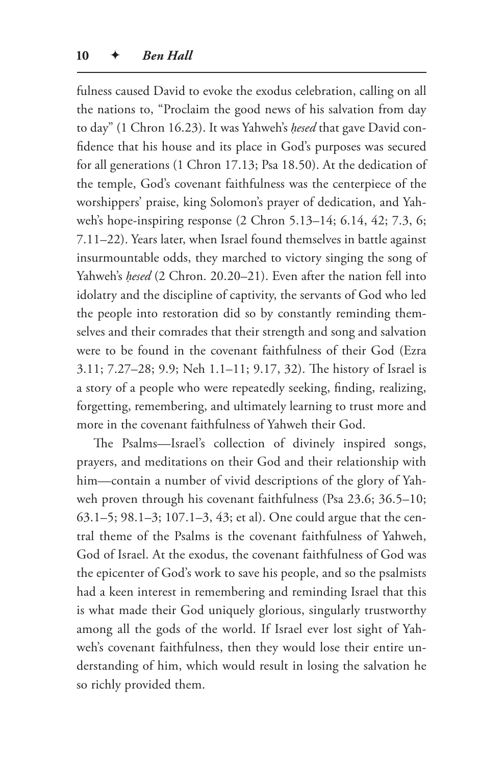fulness caused David to evoke the exodus celebration, calling on all the nations to, "Proclaim the good news of his salvation from day to day" (1 Chron 16.23). It was Yahweh's *ḥesed* that gave David confidence that his house and its place in God's purposes was secured for all generations (1 Chron 17.13; Psa 18.50). At the dedication of the temple, God's covenant faithfulness was the centerpiece of the worshippers' praise, king Solomon's prayer of dedication, and Yahweh's hope-inspiring response (2 Chron 5.13–14; 6.14, 42; 7.3, 6; 7.11–22). Years later, when Israel found themselves in battle against insurmountable odds, they marched to victory singing the song of Yahweh's *ḥesed* (2 Chron. 20.20–21). Even after the nation fell into idolatry and the discipline of captivity, the servants of God who led the people into restoration did so by constantly reminding themselves and their comrades that their strength and song and salvation were to be found in the covenant faithfulness of their God (Ezra 3.11; 7.27–28; 9.9; Neh 1.1–11; 9.17, 32). The history of Israel is a story of a people who were repeatedly seeking, finding, realizing, forgetting, remembering, and ultimately learning to trust more and more in the covenant faithfulness of Yahweh their God.

The Psalms—Israel's collection of divinely inspired songs, prayers, and meditations on their God and their relationship with him—contain a number of vivid descriptions of the glory of Yahweh proven through his covenant faithfulness (Psa 23.6; 36.5–10; 63.1–5; 98.1–3; 107.1–3, 43; et al). One could argue that the central theme of the Psalms is the covenant faithfulness of Yahweh, God of Israel. At the exodus, the covenant faithfulness of God was the epicenter of God's work to save his people, and so the psalmists had a keen interest in remembering and reminding Israel that this is what made their God uniquely glorious, singularly trustworthy among all the gods of the world. If Israel ever lost sight of Yahweh's covenant faithfulness, then they would lose their entire understanding of him, which would result in losing the salvation he so richly provided them.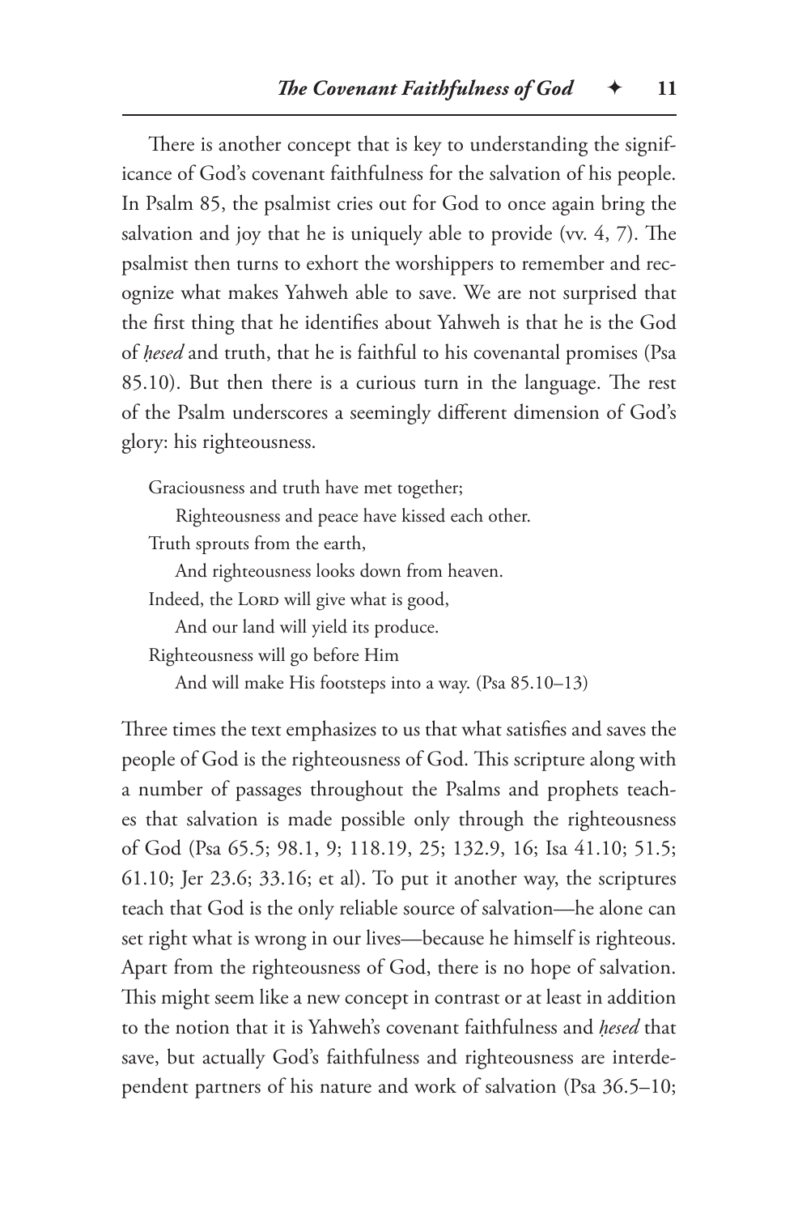There is another concept that is key to understanding the significance of God's covenant faithfulness for the salvation of his people. In Psalm 85, the psalmist cries out for God to once again bring the salvation and joy that he is uniquely able to provide (vv. 4, 7). The psalmist then turns to exhort the worshippers to remember and recognize what makes Yahweh able to save. We are not surprised that the first thing that he identifies about Yahweh is that he is the God of *ḥesed* and truth, that he is faithful to his covenantal promises (Psa 85.10). But then there is a curious turn in the language. The rest of the Psalm underscores a seemingly different dimension of God's glory: his righteousness.

> Graciousness and truth have met together;
> Righteousness and peace have kissed each other.
> Truth sprouts from the earth,
> And righteousness looks down from heaven.
> Indeed, the LORD will give what is good,
> And our land will yield its produce.
> Righteousness will go before Him
> And will make His footsteps into a way. (Psa 85.10–13)

Three times the text emphasizes to us that what satisfies and saves the people of God is the righteousness of God. This scripture along with a number of passages throughout the Psalms and prophets teaches that salvation is made possible only through the righteousness of God (Psa 65.5; 98.1, 9; 118.19, 25; 132.9, 16; Isa 41.10; 51.5; 61.10; Jer 23.6; 33.16; et al). To put it another way, the scriptures teach that God is the only reliable source of salvation—he alone can set right what is wrong in our lives—because he himself is righteous. Apart from the righteousness of God, there is no hope of salvation. This might seem like a new concept in contrast or at least in addition to the notion that it is Yahweh's covenant faithfulness and *ḥesed* that save, but actually God's faithfulness and righteousness are interdependent partners of his nature and work of salvation (Psa 36.5–10;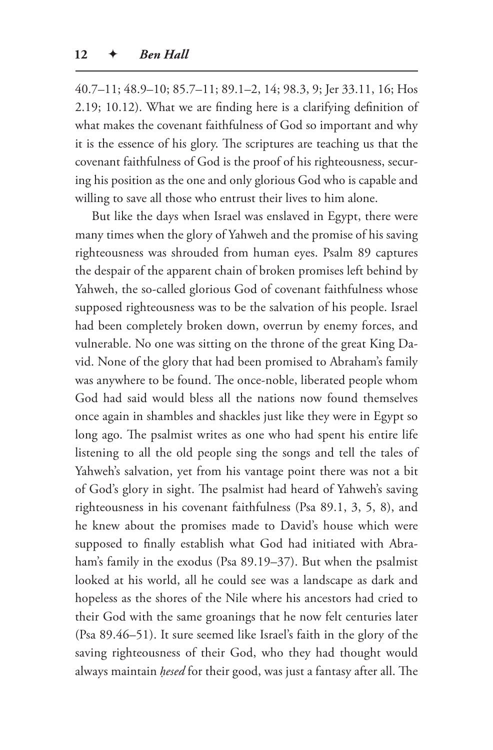40.7–11; 48.9–10; 85.7–11; 89.1–2, 14; 98.3, 9; Jer 33.11, 16; Hos 2.19; 10.12). What we are finding here is a clarifying definition of what makes the covenant faithfulness of God so important and why it is the essence of his glory. The scriptures are teaching us that the covenant faithfulness of God is the proof of his righteousness, securing his position as the one and only glorious God who is capable and willing to save all those who entrust their lives to him alone.

But like the days when Israel was enslaved in Egypt, there were many times when the glory of Yahweh and the promise of his saving righteousness was shrouded from human eyes. Psalm 89 captures the despair of the apparent chain of broken promises left behind by Yahweh, the so-called glorious God of covenant faithfulness whose supposed righteousness was to be the salvation of his people. Israel had been completely broken down, overrun by enemy forces, and vulnerable. No one was sitting on the throne of the great King David. None of the glory that had been promised to Abraham's family was anywhere to be found. The once-noble, liberated people whom God had said would bless all the nations now found themselves once again in shambles and shackles just like they were in Egypt so long ago. The psalmist writes as one who had spent his entire life listening to all the old people sing the songs and tell the tales of Yahweh's salvation, yet from his vantage point there was not a bit of God's glory in sight. The psalmist had heard of Yahweh's saving righteousness in his covenant faithfulness (Psa 89.1, 3, 5, 8), and he knew about the promises made to David's house which were supposed to finally establish what God had initiated with Abraham's family in the exodus (Psa 89.19–37). But when the psalmist looked at his world, all he could see was a landscape as dark and hopeless as the shores of the Nile where his ancestors had cried to their God with the same groanings that he now felt centuries later (Psa 89.46–51). It sure seemed like Israel's faith in the glory of the saving righteousness of their God, who they had thought would always maintain *ḥesed* for their good, was just a fantasy after all. The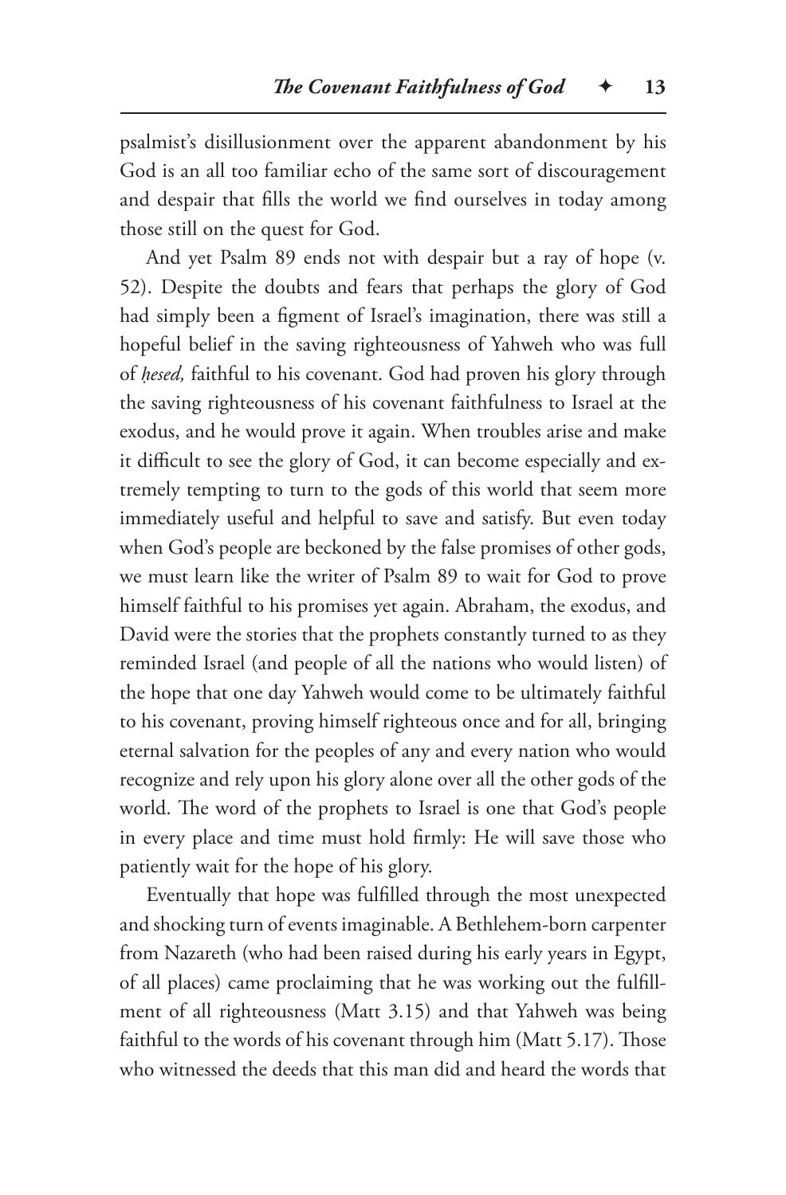psalmist's disillusionment over the apparent abandonment by his God is an all too familiar echo of the same sort of discouragement and despair that fills the world we find ourselves in today among those still on the quest for God.

And yet Psalm 89 ends not with despair but a ray of hope (v. 52). Despite the doubts and fears that perhaps the glory of God had simply been a figment of Israel's imagination, there was still a hopeful belief in the saving righteousness of Yahweh who was full of *ḥesed,* faithful to his covenant. God had proven his glory through the saving righteousness of his covenant faithfulness to Israel at the exodus, and he would prove it again. When troubles arise and make it difficult to see the glory of God, it can become especially and extremely tempting to turn to the gods of this world that seem more immediately useful and helpful to save and satisfy. But even today when God's people are beckoned by the false promises of other gods, we must learn like the writer of Psalm 89 to wait for God to prove himself faithful to his promises yet again. Abraham, the exodus, and David were the stories that the prophets constantly turned to as they reminded Israel (and people of all the nations who would listen) of the hope that one day Yahweh would come to be ultimately faithful to his covenant, proving himself righteous once and for all, bringing eternal salvation for the peoples of any and every nation who would recognize and rely upon his glory alone over all the other gods of the world. The word of the prophets to Israel is one that God's people in every place and time must hold firmly: He will save those who patiently wait for the hope of his glory.

Eventually that hope was fulfilled through the most unexpected and shocking turn of events imaginable. A Bethlehem-born carpenter from Nazareth (who had been raised during his early years in Egypt, of all places) came proclaiming that he was working out the fulfillment of all righteousness (Matt 3.15) and that Yahweh was being faithful to the words of his covenant through him (Matt 5.17). Those who witnessed the deeds that this man did and heard the words that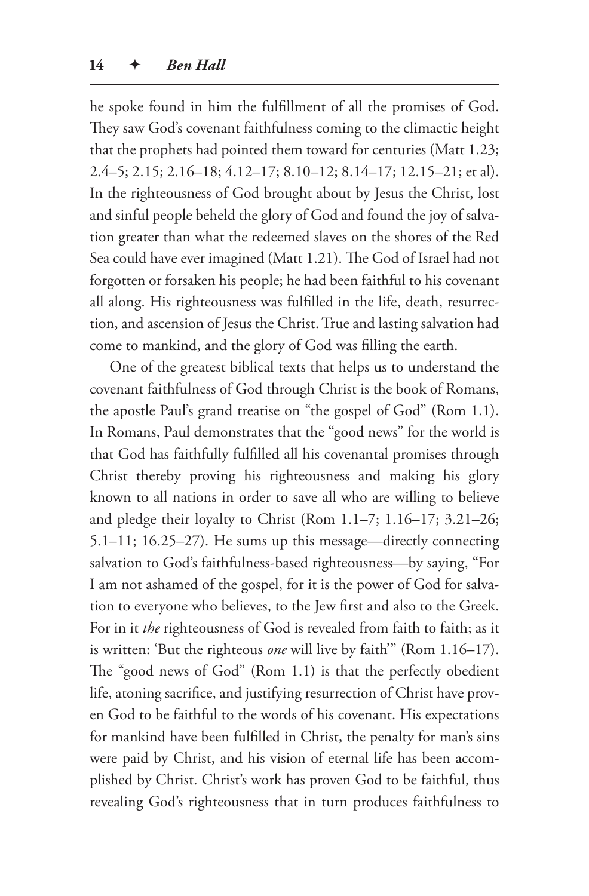he spoke found in him the fulfillment of all the promises of God. They saw God's covenant faithfulness coming to the climactic height that the prophets had pointed them toward for centuries (Matt 1.23; 2.4–5; 2.15; 2.16–18; 4.12–17; 8.10–12; 8.14–17; 12.15–21; et al). In the righteousness of God brought about by Jesus the Christ, lost and sinful people beheld the glory of God and found the joy of salvation greater than what the redeemed slaves on the shores of the Red Sea could have ever imagined (Matt 1.21). The God of Israel had not forgotten or forsaken his people; he had been faithful to his covenant all along. His righteousness was fulfilled in the life, death, resurrection, and ascension of Jesus the Christ. True and lasting salvation had come to mankind, and the glory of God was filling the earth.

One of the greatest biblical texts that helps us to understand the covenant faithfulness of God through Christ is the book of Romans, the apostle Paul's grand treatise on "the gospel of God" (Rom 1.1). In Romans, Paul demonstrates that the "good news" for the world is that God has faithfully fulfilled all his covenantal promises through Christ thereby proving his righteousness and making his glory known to all nations in order to save all who are willing to believe and pledge their loyalty to Christ (Rom 1.1–7; 1.16–17; 3.21–26; 5.1–11; 16.25–27). He sums up this message—directly connecting salvation to God's faithfulness-based righteousness—by saying, "For I am not ashamed of the gospel, for it is the power of God for salvation to everyone who believes, to the Jew first and also to the Greek. For in it *the* righteousness of God is revealed from faith to faith; as it is written: 'But the righteous *one* will live by faith'" (Rom 1.16–17). The "good news of God" (Rom 1.1) is that the perfectly obedient life, atoning sacrifice, and justifying resurrection of Christ have proven God to be faithful to the words of his covenant. His expectations for mankind have been fulfilled in Christ, the penalty for man's sins were paid by Christ, and his vision of eternal life has been accomplished by Christ. Christ's work has proven God to be faithful, thus revealing God's righteousness that in turn produces faithfulness to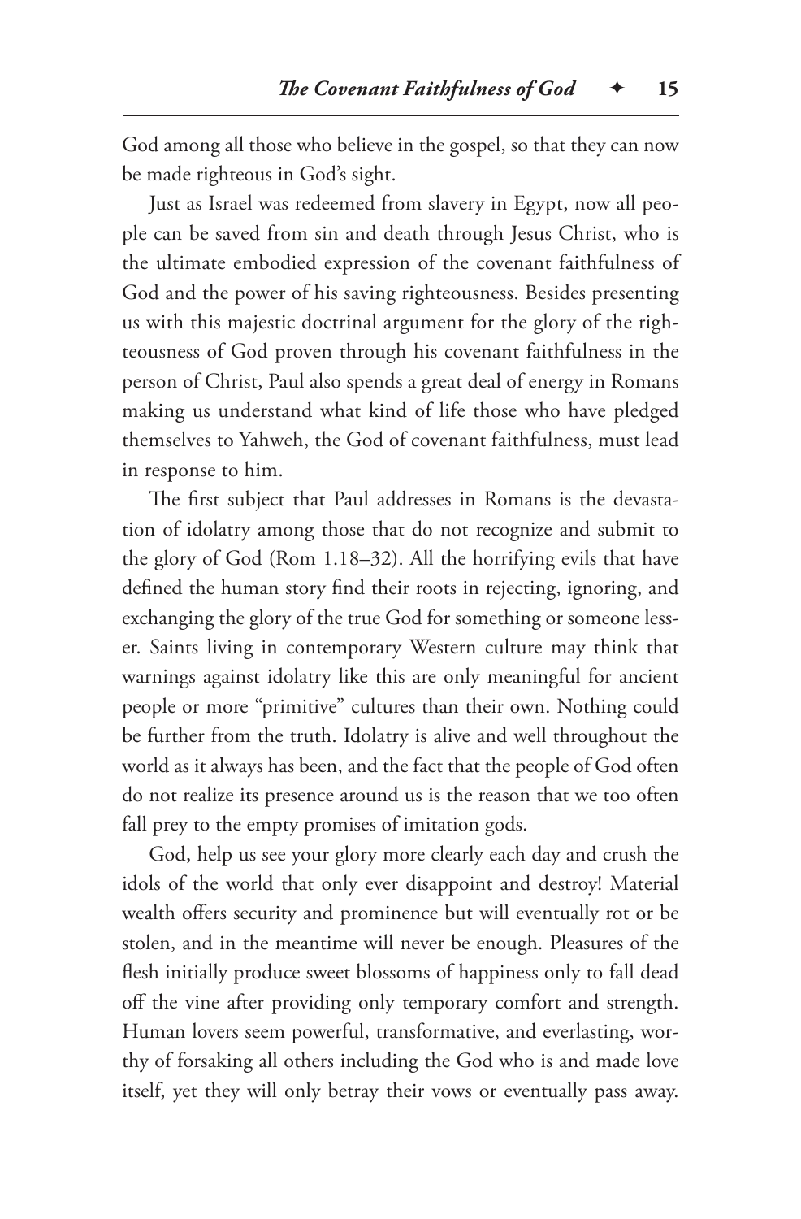God among all those who believe in the gospel, so that they can now be made righteous in God's sight.

Just as Israel was redeemed from slavery in Egypt, now all people can be saved from sin and death through Jesus Christ, who is the ultimate embodied expression of the covenant faithfulness of God and the power of his saving righteousness. Besides presenting us with this majestic doctrinal argument for the glory of the righteousness of God proven through his covenant faithfulness in the person of Christ, Paul also spends a great deal of energy in Romans making us understand what kind of life those who have pledged themselves to Yahweh, the God of covenant faithfulness, must lead in response to him.

The first subject that Paul addresses in Romans is the devastation of idolatry among those that do not recognize and submit to the glory of God (Rom 1.18–32). All the horrifying evils that have defined the human story find their roots in rejecting, ignoring, and exchanging the glory of the true God for something or someone lesser. Saints living in contemporary Western culture may think that warnings against idolatry like this are only meaningful for ancient people or more "primitive" cultures than their own. Nothing could be further from the truth. Idolatry is alive and well throughout the world as it always has been, and the fact that the people of God often do not realize its presence around us is the reason that we too often fall prey to the empty promises of imitation gods.

God, help us see your glory more clearly each day and crush the idols of the world that only ever disappoint and destroy! Material wealth offers security and prominence but will eventually rot or be stolen, and in the meantime will never be enough. Pleasures of the flesh initially produce sweet blossoms of happiness only to fall dead off the vine after providing only temporary comfort and strength. Human lovers seem powerful, transformative, and everlasting, worthy of forsaking all others including the God who is and made love itself, yet they will only betray their vows or eventually pass away.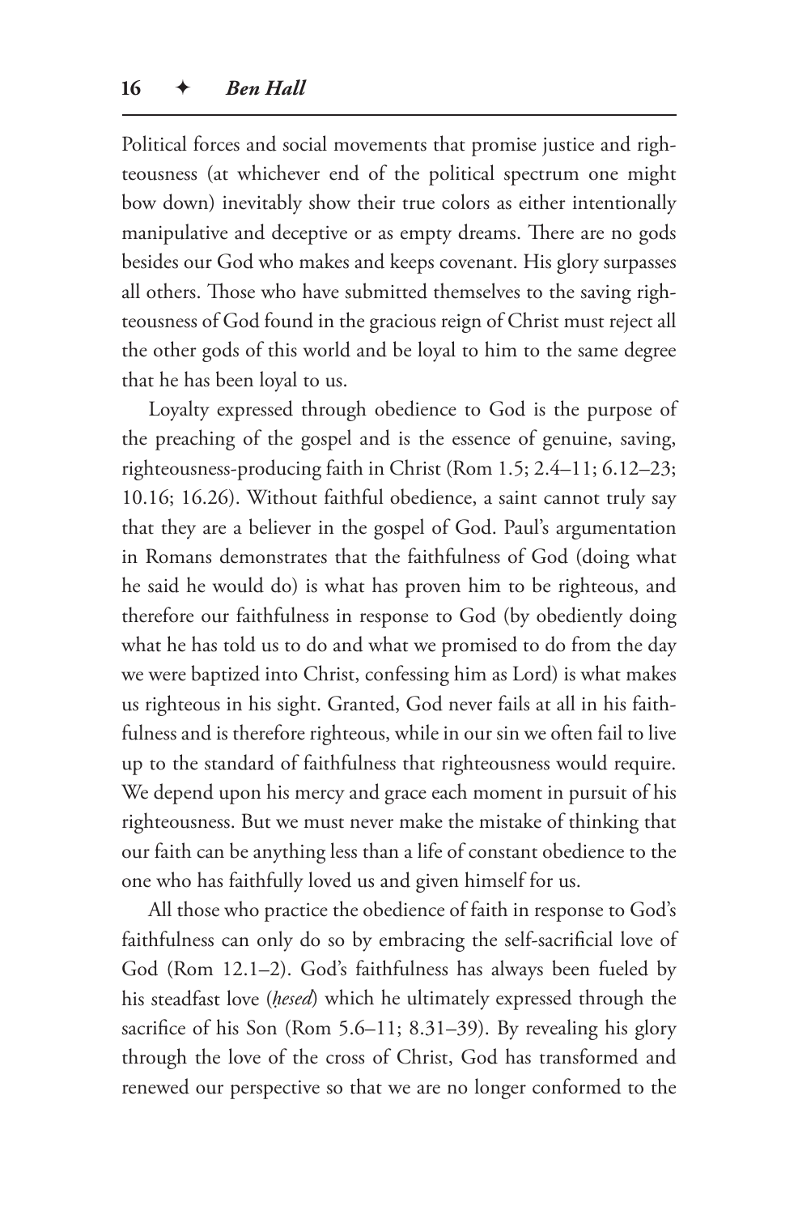Political forces and social movements that promise justice and righteousness (at whichever end of the political spectrum one might bow down) inevitably show their true colors as either intentionally manipulative and deceptive or as empty dreams. There are no gods besides our God who makes and keeps covenant. His glory surpasses all others. Those who have submitted themselves to the saving righteousness of God found in the gracious reign of Christ must reject all the other gods of this world and be loyal to him to the same degree that he has been loyal to us.

Loyalty expressed through obedience to God is the purpose of the preaching of the gospel and is the essence of genuine, saving, righteousness-producing faith in Christ (Rom 1.5; 2.4–11; 6.12–23; 10.16; 16.26). Without faithful obedience, a saint cannot truly say that they are a believer in the gospel of God. Paul's argumentation in Romans demonstrates that the faithfulness of God (doing what he said he would do) is what has proven him to be righteous, and therefore our faithfulness in response to God (by obediently doing what he has told us to do and what we promised to do from the day we were baptized into Christ, confessing him as Lord) is what makes us righteous in his sight. Granted, God never fails at all in his faithfulness and is therefore righteous, while in our sin we often fail to live up to the standard of faithfulness that righteousness would require. We depend upon his mercy and grace each moment in pursuit of his righteousness. But we must never make the mistake of thinking that our faith can be anything less than a life of constant obedience to the one who has faithfully loved us and given himself for us.

All those who practice the obedience of faith in response to God's faithfulness can only do so by embracing the self-sacrificial love of God (Rom 12.1–2). God's faithfulness has always been fueled by his steadfast love (*ḥesed*) which he ultimately expressed through the sacrifice of his Son (Rom 5.6–11; 8.31–39). By revealing his glory through the love of the cross of Christ, God has transformed and renewed our perspective so that we are no longer conformed to the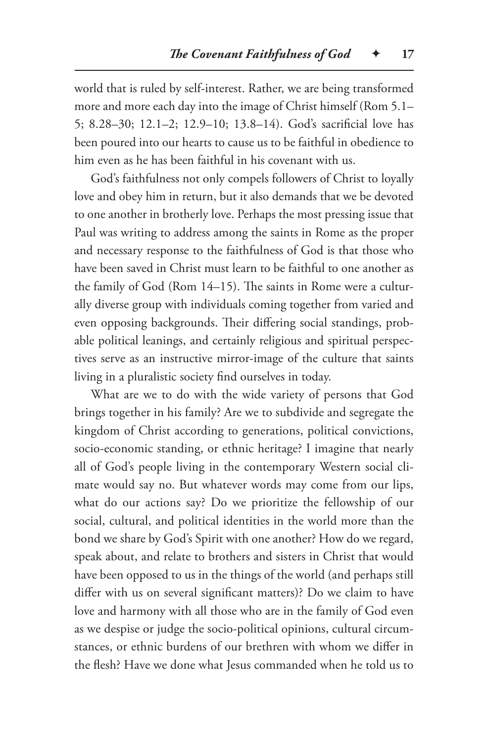world that is ruled by self-interest. Rather, we are being transformed more and more each day into the image of Christ himself (Rom 5.1–5; 8.28–30; 12.1–2; 12.9–10; 13.8–14). God's sacrificial love has been poured into our hearts to cause us to be faithful in obedience to him even as he has been faithful in his covenant with us.

God's faithfulness not only compels followers of Christ to loyally love and obey him in return, but it also demands that we be devoted to one another in brotherly love. Perhaps the most pressing issue that Paul was writing to address among the saints in Rome as the proper and necessary response to the faithfulness of God is that those who have been saved in Christ must learn to be faithful to one another as the family of God (Rom 14–15). The saints in Rome were a culturally diverse group with individuals coming together from varied and even opposing backgrounds. Their differing social standings, probable political leanings, and certainly religious and spiritual perspectives serve as an instructive mirror-image of the culture that saints living in a pluralistic society find ourselves in today.

What are we to do with the wide variety of persons that God brings together in his family? Are we to subdivide and segregate the kingdom of Christ according to generations, political convictions, socio-economic standing, or ethnic heritage? I imagine that nearly all of God's people living in the contemporary Western social climate would say no. But whatever words may come from our lips, what do our actions say? Do we prioritize the fellowship of our social, cultural, and political identities in the world more than the bond we share by God's Spirit with one another? How do we regard, speak about, and relate to brothers and sisters in Christ that would have been opposed to us in the things of the world (and perhaps still differ with us on several significant matters)? Do we claim to have love and harmony with all those who are in the family of God even as we despise or judge the socio-political opinions, cultural circumstances, or ethnic burdens of our brethren with whom we differ in the flesh? Have we done what Jesus commanded when he told us to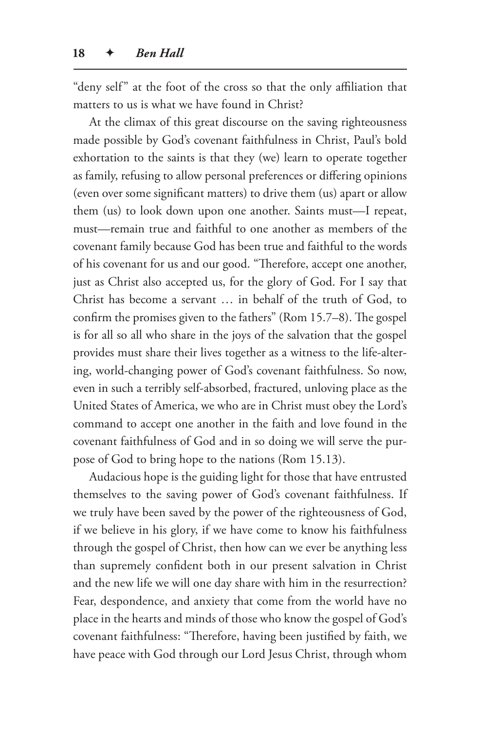"deny self" at the foot of the cross so that the only affiliation that matters to us is what we have found in Christ?

At the climax of this great discourse on the saving righteousness made possible by God's covenant faithfulness in Christ, Paul's bold exhortation to the saints is that they (we) learn to operate together as family, refusing to allow personal preferences or differing opinions (even over some significant matters) to drive them (us) apart or allow them (us) to look down upon one another. Saints must—I repeat, must—remain true and faithful to one another as members of the covenant family because God has been true and faithful to the words of his covenant for us and our good. "Therefore, accept one another, just as Christ also accepted us, for the glory of God. For I say that Christ has become a servant … in behalf of the truth of God, to confirm the promises given to the fathers" (Rom 15.7–8). The gospel is for all so all who share in the joys of the salvation that the gospel provides must share their lives together as a witness to the life-altering, world-changing power of God's covenant faithfulness. So now, even in such a terribly self-absorbed, fractured, unloving place as the United States of America, we who are in Christ must obey the Lord's command to accept one another in the faith and love found in the covenant faithfulness of God and in so doing we will serve the purpose of God to bring hope to the nations (Rom 15.13).

Audacious hope is the guiding light for those that have entrusted themselves to the saving power of God's covenant faithfulness. If we truly have been saved by the power of the righteousness of God, if we believe in his glory, if we have come to know his faithfulness through the gospel of Christ, then how can we ever be anything less than supremely confident both in our present salvation in Christ and the new life we will one day share with him in the resurrection? Fear, despondence, and anxiety that come from the world have no place in the hearts and minds of those who know the gospel of God's covenant faithfulness: "Therefore, having been justified by faith, we have peace with God through our Lord Jesus Christ, through whom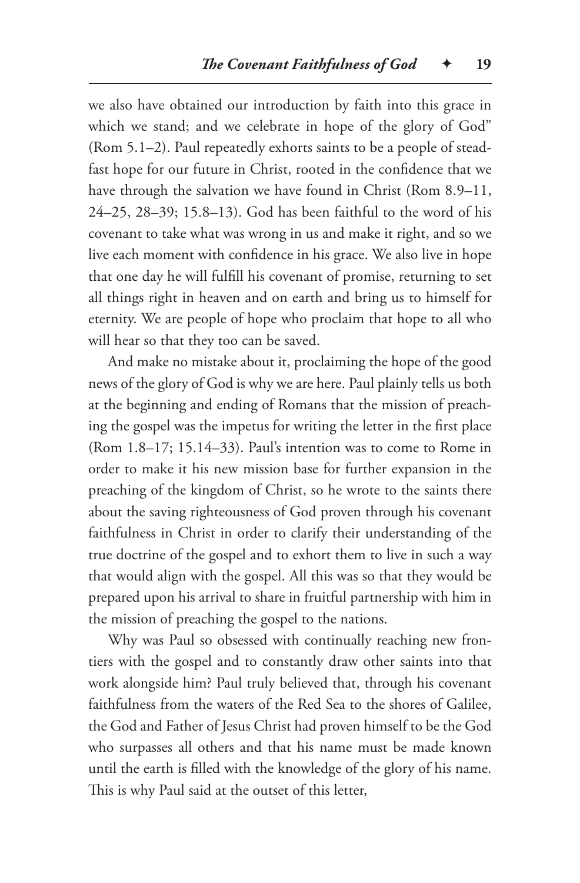we also have obtained our introduction by faith into this grace in which we stand; and we celebrate in hope of the glory of God" (Rom 5.1–2). Paul repeatedly exhorts saints to be a people of steadfast hope for our future in Christ, rooted in the confidence that we have through the salvation we have found in Christ (Rom 8.9–11, 24–25, 28–39; 15.8–13). God has been faithful to the word of his covenant to take what was wrong in us and make it right, and so we live each moment with confidence in his grace. We also live in hope that one day he will fulfill his covenant of promise, returning to set all things right in heaven and on earth and bring us to himself for eternity. We are people of hope who proclaim that hope to all who will hear so that they too can be saved.

And make no mistake about it, proclaiming the hope of the good news of the glory of God is why we are here. Paul plainly tells us both at the beginning and ending of Romans that the mission of preaching the gospel was the impetus for writing the letter in the first place (Rom 1.8–17; 15.14–33). Paul's intention was to come to Rome in order to make it his new mission base for further expansion in the preaching of the kingdom of Christ, so he wrote to the saints there about the saving righteousness of God proven through his covenant faithfulness in Christ in order to clarify their understanding of the true doctrine of the gospel and to exhort them to live in such a way that would align with the gospel. All this was so that they would be prepared upon his arrival to share in fruitful partnership with him in the mission of preaching the gospel to the nations.

Why was Paul so obsessed with continually reaching new frontiers with the gospel and to constantly draw other saints into that work alongside him? Paul truly believed that, through his covenant faithfulness from the waters of the Red Sea to the shores of Galilee, the God and Father of Jesus Christ had proven himself to be the God who surpasses all others and that his name must be made known until the earth is filled with the knowledge of the glory of his name. This is why Paul said at the outset of this letter,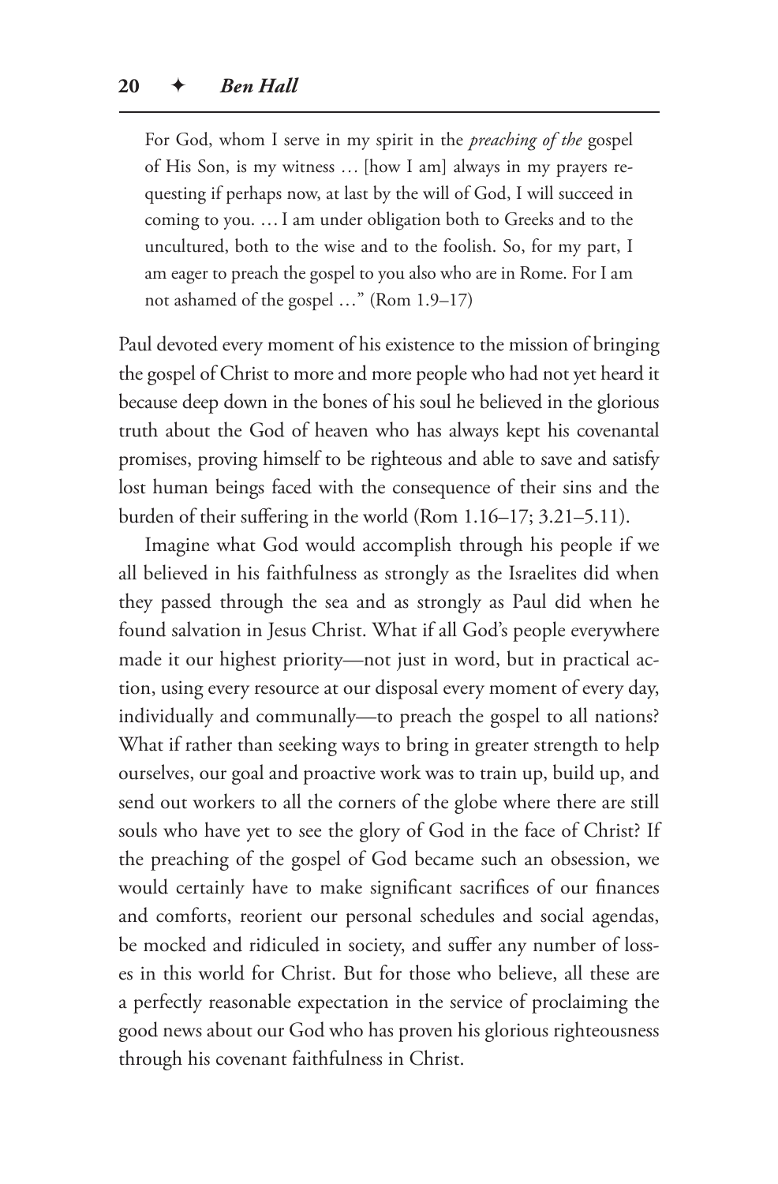> For God, whom I serve in my spirit in the *preaching of the* gospel of His Son, is my witness … [how I am] always in my prayers requesting if perhaps now, at last by the will of God, I will succeed in coming to you. … I am under obligation both to Greeks and to the uncultured, both to the wise and to the foolish. So, for my part, I am eager to preach the gospel to you also who are in Rome. For I am not ashamed of the gospel …" (Rom 1.9–17)

Paul devoted every moment of his existence to the mission of bringing the gospel of Christ to more and more people who had not yet heard it because deep down in the bones of his soul he believed in the glorious truth about the God of heaven who has always kept his covenantal promises, proving himself to be righteous and able to save and satisfy lost human beings faced with the consequence of their sins and the burden of their suffering in the world (Rom 1.16–17; 3.21–5.11).

Imagine what God would accomplish through his people if we all believed in his faithfulness as strongly as the Israelites did when they passed through the sea and as strongly as Paul did when he found salvation in Jesus Christ. What if all God's people everywhere made it our highest priority—not just in word, but in practical action, using every resource at our disposal every moment of every day, individually and communally—to preach the gospel to all nations? What if rather than seeking ways to bring in greater strength to help ourselves, our goal and proactive work was to train up, build up, and send out workers to all the corners of the globe where there are still souls who have yet to see the glory of God in the face of Christ? If the preaching of the gospel of God became such an obsession, we would certainly have to make significant sacrifices of our finances and comforts, reorient our personal schedules and social agendas, be mocked and ridiculed in society, and suffer any number of losses in this world for Christ. But for those who believe, all these are a perfectly reasonable expectation in the service of proclaiming the good news about our God who has proven his glorious righteousness through his covenant faithfulness in Christ.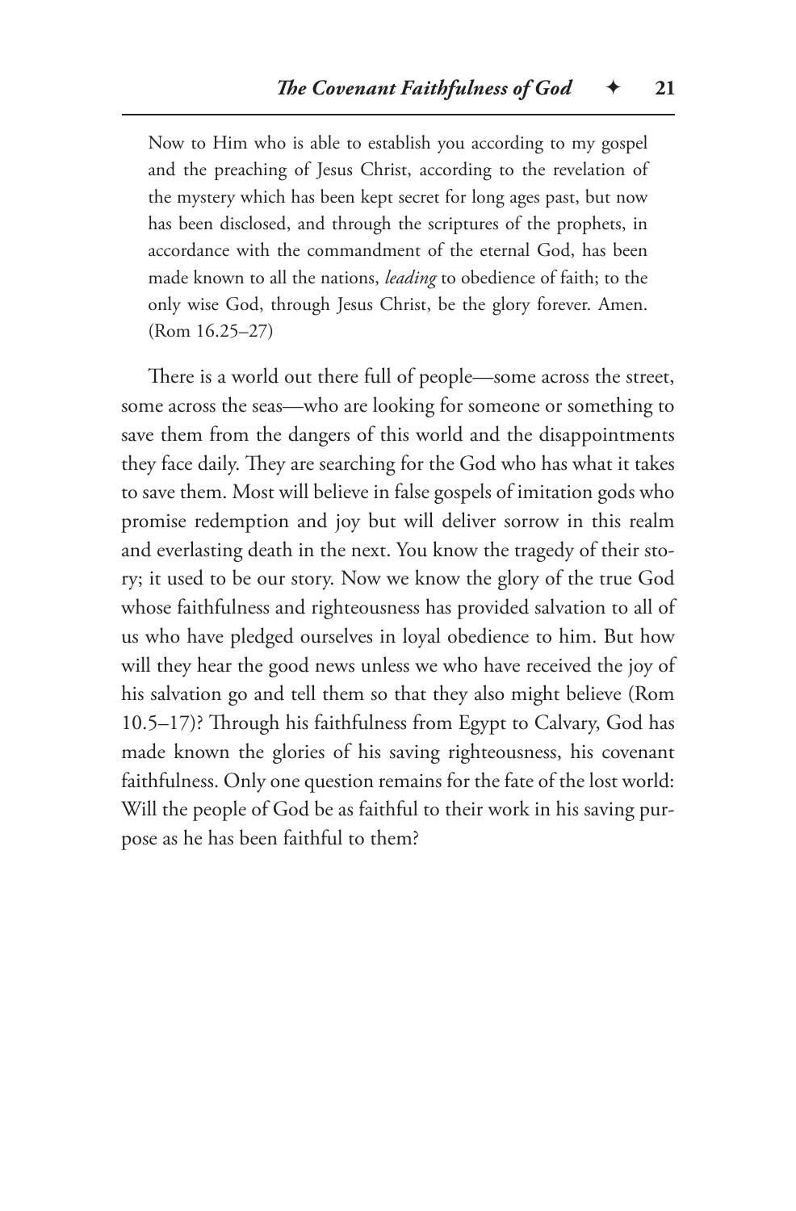> Now to Him who is able to establish you according to my gospel and the preaching of Jesus Christ, according to the revelation of the mystery which has been kept secret for long ages past, but now has been disclosed, and through the scriptures of the prophets, in accordance with the commandment of the eternal God, has been made known to all the nations, *leading* to obedience of faith; to the only wise God, through Jesus Christ, be the glory forever. Amen. (Rom 16.25–27)

There is a world out there full of people—some across the street, some across the seas—who are looking for someone or something to save them from the dangers of this world and the disappointments they face daily. They are searching for the God who has what it takes to save them. Most will believe in false gospels of imitation gods who promise redemption and joy but will deliver sorrow in this realm and everlasting death in the next. You know the tragedy of their story; it used to be our story. Now we know the glory of the true God whose faithfulness and righteousness has provided salvation to all of us who have pledged ourselves in loyal obedience to him. But how will they hear the good news unless we who have received the joy of his salvation go and tell them so that they also might believe (Rom 10.5–17)? Through his faithfulness from Egypt to Calvary, God has made known the glories of his saving righteousness, his covenant faithfulness. Only one question remains for the fate of the lost world: Will the people of God be as faithful to their work in his saving purpose as he has been faithful to them?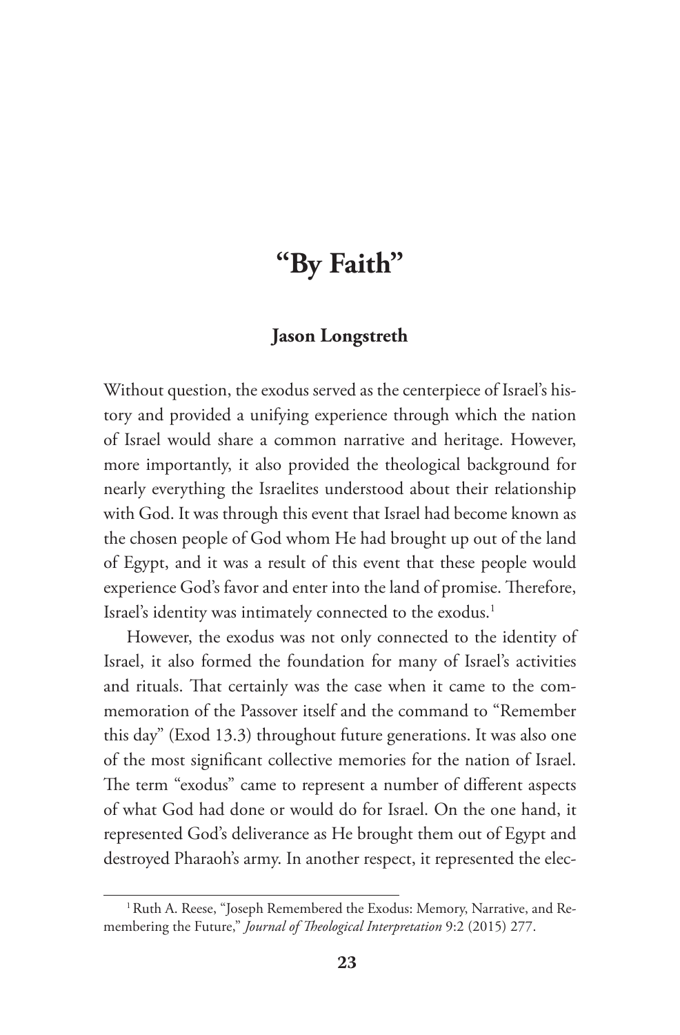# "By Faith"

### Jason Longstreth

Without question, the exodus served as the centerpiece of Israel's history and provided a unifying experience through which the nation of Israel would share a common narrative and heritage. However, more importantly, it also provided the theological background for nearly everything the Israelites understood about their relationship with God. It was through this event that Israel had become known as the chosen people of God whom He had brought up out of the land of Egypt, and it was a result of this event that these people would experience God's favor and enter into the land of promise. Therefore, Israel's identity was intimately connected to the exodus.[1]

However, the exodus was not only connected to the identity of Israel, it also formed the foundation for many of Israel's activities and rituals. That certainly was the case when it came to the commemoration of the Passover itself and the command to "Remember this day" (Exod 13.3) throughout future generations. It was also one of the most significant collective memories for the nation of Israel. The term "exodus" came to represent a number of different aspects of what God had done or would do for Israel. On the one hand, it represented God's deliverance as He brought them out of Egypt and destroyed Pharaoh's army. In another respect, it represented the elec-

[1] Ruth A. Reese, "Joseph Remembered the Exodus: Memory, Narrative, and Remembering the Future," *Journal of Theological Interpretation* 9:2 (2015) 277.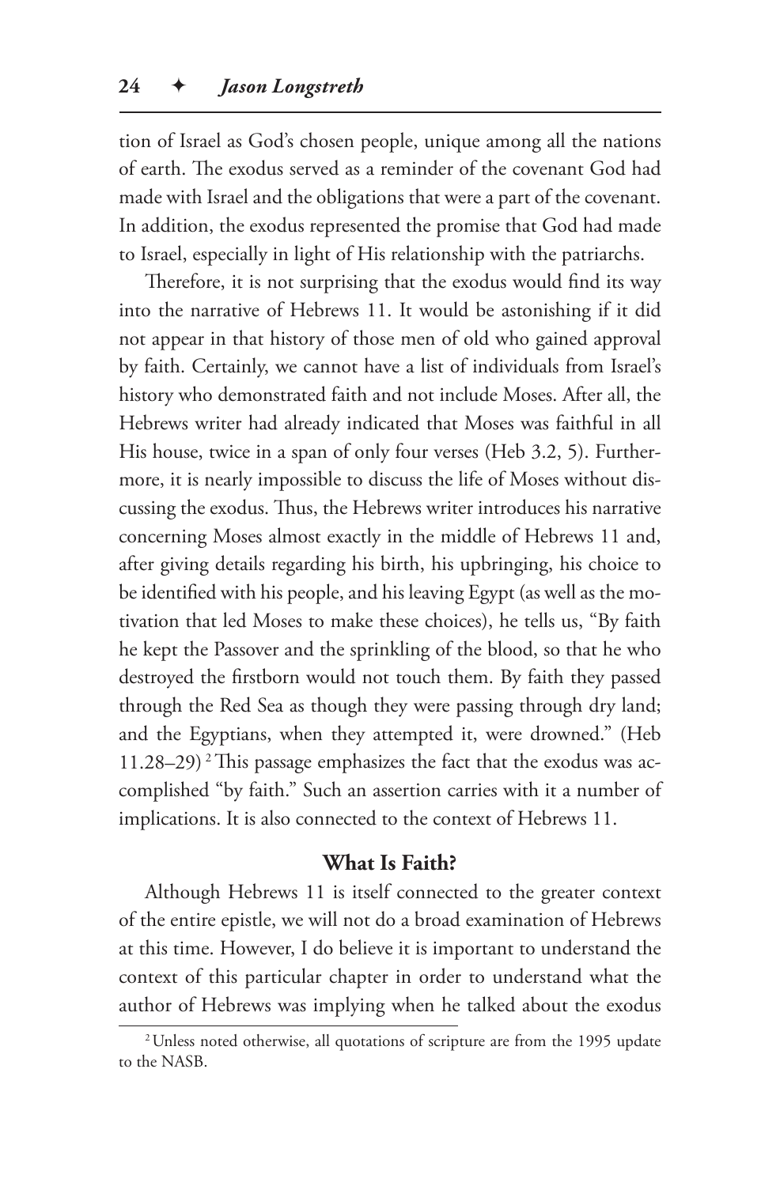tion of Israel as God's chosen people, unique among all the nations of earth. The exodus served as a reminder of the covenant God had made with Israel and the obligations that were a part of the covenant. In addition, the exodus represented the promise that God had made to Israel, especially in light of His relationship with the patriarchs.

Therefore, it is not surprising that the exodus would find its way into the narrative of Hebrews 11. It would be astonishing if it did not appear in that history of those men of old who gained approval by faith. Certainly, we cannot have a list of individuals from Israel's history who demonstrated faith and not include Moses. After all, the Hebrews writer had already indicated that Moses was faithful in all His house, twice in a span of only four verses (Heb 3.2, 5). Furthermore, it is nearly impossible to discuss the life of Moses without discussing the exodus. Thus, the Hebrews writer introduces his narrative concerning Moses almost exactly in the middle of Hebrews 11 and, after giving details regarding his birth, his upbringing, his choice to be identified with his people, and his leaving Egypt (as well as the motivation that led Moses to make these choices), he tells us, "By faith he kept the Passover and the sprinkling of the blood, so that he who destroyed the firstborn would not touch them. By faith they passed through the Red Sea as though they were passing through dry land; and the Egyptians, when they attempted it, were drowned." (Heb 11.28–29) [2] This passage emphasizes the fact that the exodus was accomplished "by faith." Such an assertion carries with it a number of implications. It is also connected to the context of Hebrews 11.

## What Is Faith?

Although Hebrews 11 is itself connected to the greater context of the entire epistle, we will not do a broad examination of Hebrews at this time. However, I do believe it is important to understand the context of this particular chapter in order to understand what the author of Hebrews was implying when he talked about the exodus

[2] Unless noted otherwise, all quotations of scripture are from the 1995 update to the NASB.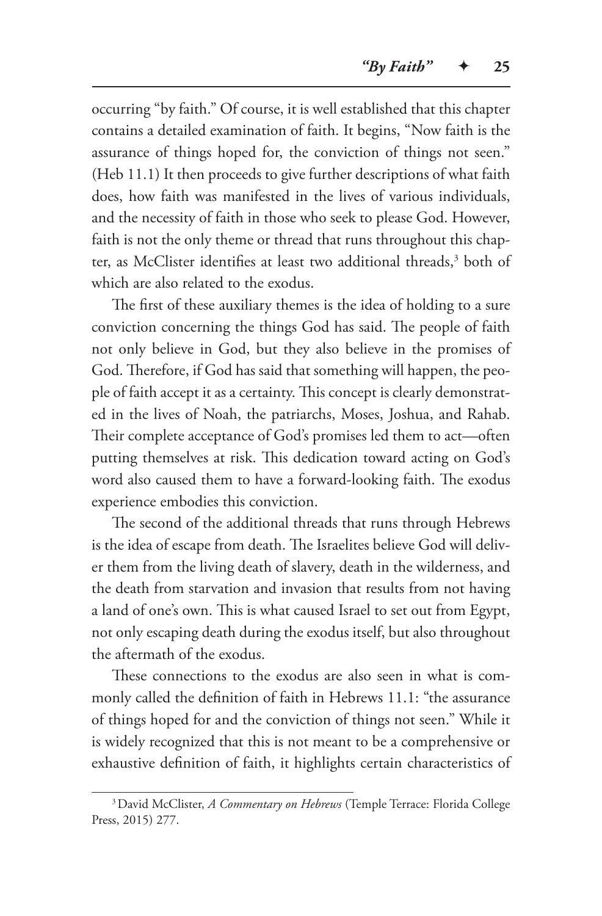occurring "by faith." Of course, it is well established that this chapter contains a detailed examination of faith. It begins, "Now faith is the assurance of things hoped for, the conviction of things not seen." (Heb 11.1) It then proceeds to give further descriptions of what faith does, how faith was manifested in the lives of various individuals, and the necessity of faith in those who seek to please God. However, faith is not the only theme or thread that runs throughout this chapter, as McClister identifies at least two additional threads,[3] both of which are also related to the exodus.

The first of these auxiliary themes is the idea of holding to a sure conviction concerning the things God has said. The people of faith not only believe in God, but they also believe in the promises of God. Therefore, if God has said that something will happen, the people of faith accept it as a certainty. This concept is clearly demonstrated in the lives of Noah, the patriarchs, Moses, Joshua, and Rahab. Their complete acceptance of God's promises led them to act—often putting themselves at risk. This dedication toward acting on God's word also caused them to have a forward-looking faith. The exodus experience embodies this conviction.

The second of the additional threads that runs through Hebrews is the idea of escape from death. The Israelites believe God will deliver them from the living death of slavery, death in the wilderness, and the death from starvation and invasion that results from not having a land of one's own. This is what caused Israel to set out from Egypt, not only escaping death during the exodus itself, but also throughout the aftermath of the exodus.

These connections to the exodus are also seen in what is commonly called the definition of faith in Hebrews 11.1: "the assurance of things hoped for and the conviction of things not seen." While it is widely recognized that this is not meant to be a comprehensive or exhaustive definition of faith, it highlights certain characteristics of

---

[3] David McClister, *A Commentary on Hebrews* (Temple Terrace: Florida College Press, 2015) 277.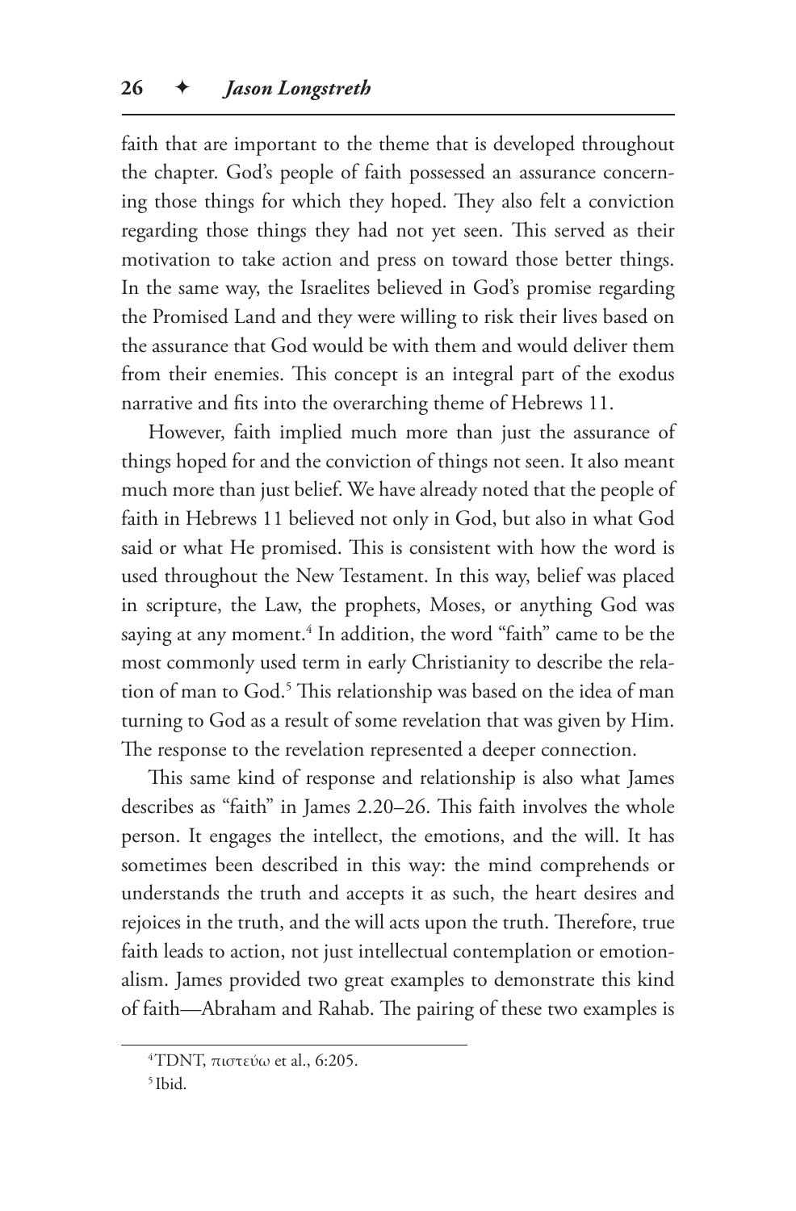faith that are important to the theme that is developed throughout the chapter. God's people of faith possessed an assurance concerning those things for which they hoped. They also felt a conviction regarding those things they had not yet seen. This served as their motivation to take action and press on toward those better things. In the same way, the Israelites believed in God's promise regarding the Promised Land and they were willing to risk their lives based on the assurance that God would be with them and would deliver them from their enemies. This concept is an integral part of the exodus narrative and fits into the overarching theme of Hebrews 11.

However, faith implied much more than just the assurance of things hoped for and the conviction of things not seen. It also meant much more than just belief. We have already noted that the people of faith in Hebrews 11 believed not only in God, but also in what God said or what He promised. This is consistent with how the word is used throughout the New Testament. In this way, belief was placed in scripture, the Law, the prophets, Moses, or anything God was saying at any moment.[4] In addition, the word "faith" came to be the most commonly used term in early Christianity to describe the relation of man to God.[5] This relationship was based on the idea of man turning to God as a result of some revelation that was given by Him. The response to the revelation represented a deeper connection.

This same kind of response and relationship is also what James describes as "faith" in James 2.20–26. This faith involves the whole person. It engages the intellect, the emotions, and the will. It has sometimes been described in this way: the mind comprehends or understands the truth and accepts it as such, the heart desires and rejoices in the truth, and the will acts upon the truth. Therefore, true faith leads to action, not just intellectual contemplation or emotionalism. James provided two great examples to demonstrate this kind of faith—Abraham and Rahab. The pairing of these two examples is

[4] TDNT, πιστεύω et al., 6:205.

[5] Ibid.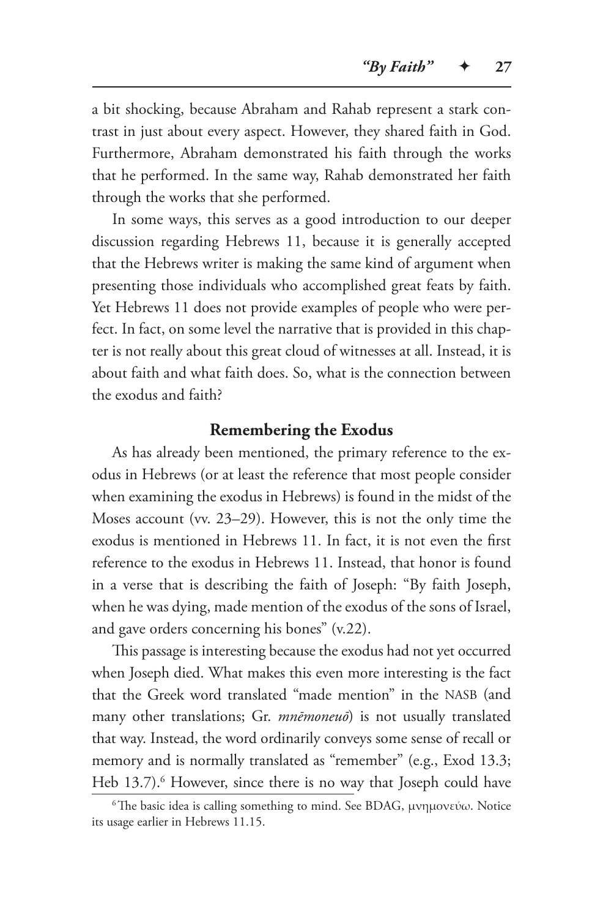a bit shocking, because Abraham and Rahab represent a stark contrast in just about every aspect. However, they shared faith in God. Furthermore, Abraham demonstrated his faith through the works that he performed. In the same way, Rahab demonstrated her faith through the works that she performed.

In some ways, this serves as a good introduction to our deeper discussion regarding Hebrews 11, because it is generally accepted that the Hebrews writer is making the same kind of argument when presenting those individuals who accomplished great feats by faith. Yet Hebrews 11 does not provide examples of people who were perfect. In fact, on some level the narrative that is provided in this chapter is not really about this great cloud of witnesses at all. Instead, it is about faith and what faith does. So, what is the connection between the exodus and faith?

### Remembering the Exodus

As has already been mentioned, the primary reference to the exodus in Hebrews (or at least the reference that most people consider when examining the exodus in Hebrews) is found in the midst of the Moses account (vv. 23–29). However, this is not the only time the exodus is mentioned in Hebrews 11. In fact, it is not even the first reference to the exodus in Hebrews 11. Instead, that honor is found in a verse that is describing the faith of Joseph: "By faith Joseph, when he was dying, made mention of the exodus of the sons of Israel, and gave orders concerning his bones" (v.22).

This passage is interesting because the exodus had not yet occurred when Joseph died. What makes this even more interesting is the fact that the Greek word translated "made mention" in the NASB (and many other translations; Gr. *mnēmoneuō*) is not usually translated that way. Instead, the word ordinarily conveys some sense of recall or memory and is normally translated as "remember" (e.g., Exod 13.3; Heb 13.7).[6] However, since there is no way that Joseph could have

[6] The basic idea is calling something to mind. See BDAG, μνημονεύω. Notice its usage earlier in Hebrews 11.15.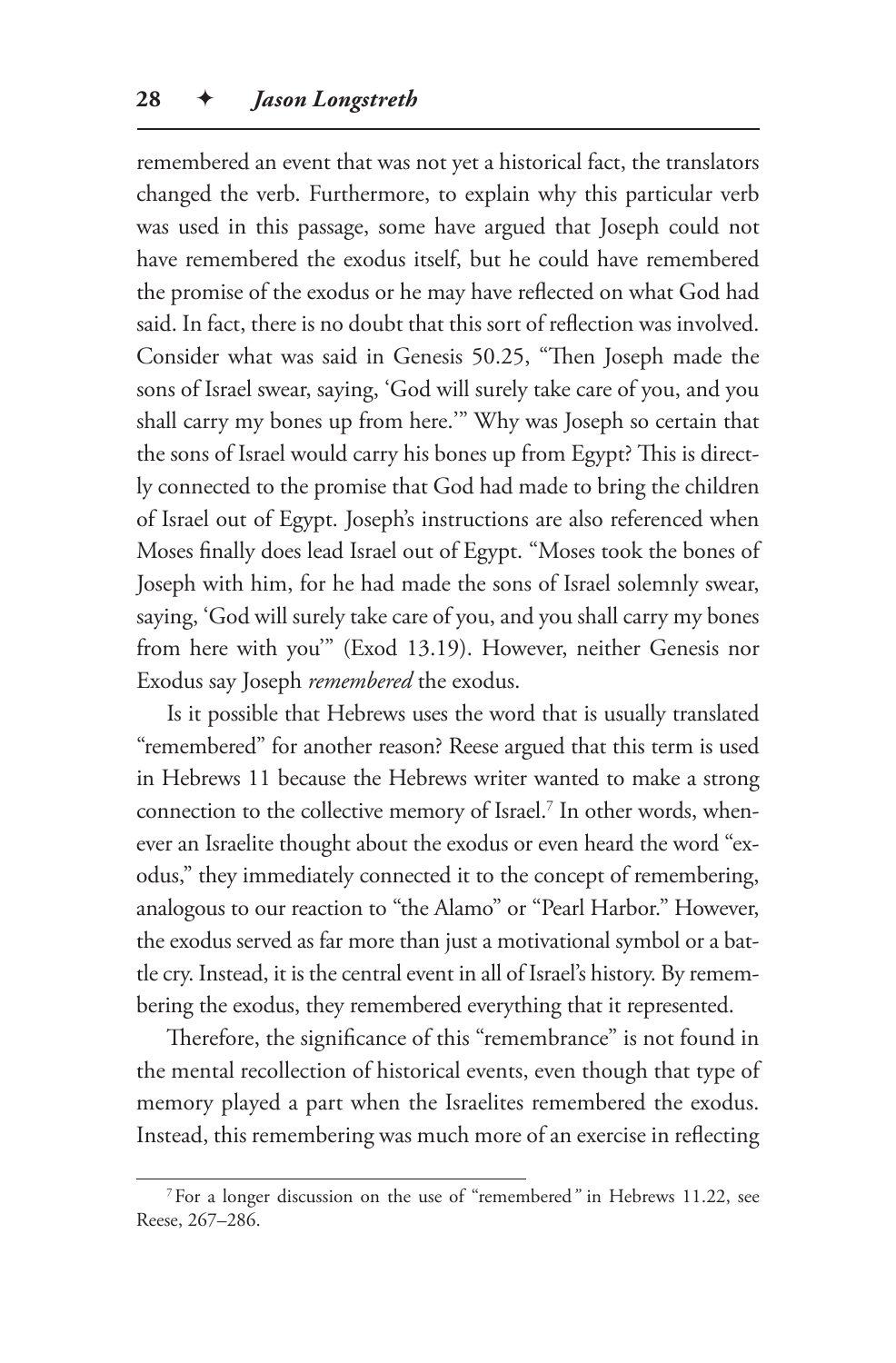remembered an event that was not yet a historical fact, the translators changed the verb. Furthermore, to explain why this particular verb was used in this passage, some have argued that Joseph could not have remembered the exodus itself, but he could have remembered the promise of the exodus or he may have reflected on what God had said. In fact, there is no doubt that this sort of reflection was involved. Consider what was said in Genesis 50.25, "Then Joseph made the sons of Israel swear, saying, 'God will surely take care of you, and you shall carry my bones up from here.'" Why was Joseph so certain that the sons of Israel would carry his bones up from Egypt? This is directly connected to the promise that God had made to bring the children of Israel out of Egypt. Joseph's instructions are also referenced when Moses finally does lead Israel out of Egypt. "Moses took the bones of Joseph with him, for he had made the sons of Israel solemnly swear, saying, 'God will surely take care of you, and you shall carry my bones from here with you'" (Exod 13.19). However, neither Genesis nor Exodus say Joseph *remembered* the exodus.

Is it possible that Hebrews uses the word that is usually translated "remembered" for another reason? Reese argued that this term is used in Hebrews 11 because the Hebrews writer wanted to make a strong connection to the collective memory of Israel.[7] In other words, whenever an Israelite thought about the exodus or even heard the word "exodus," they immediately connected it to the concept of remembering, analogous to our reaction to "the Alamo" or "Pearl Harbor." However, the exodus served as far more than just a motivational symbol or a battle cry. Instead, it is the central event in all of Israel's history. By remembering the exodus, they remembered everything that it represented.

Therefore, the significance of this "remembrance" is not found in the mental recollection of historical events, even though that type of memory played a part when the Israelites remembered the exodus. Instead, this remembering was much more of an exercise in reflecting

[7] For a longer discussion on the use of "remembered" in Hebrews 11.22, see Reese, 267–286.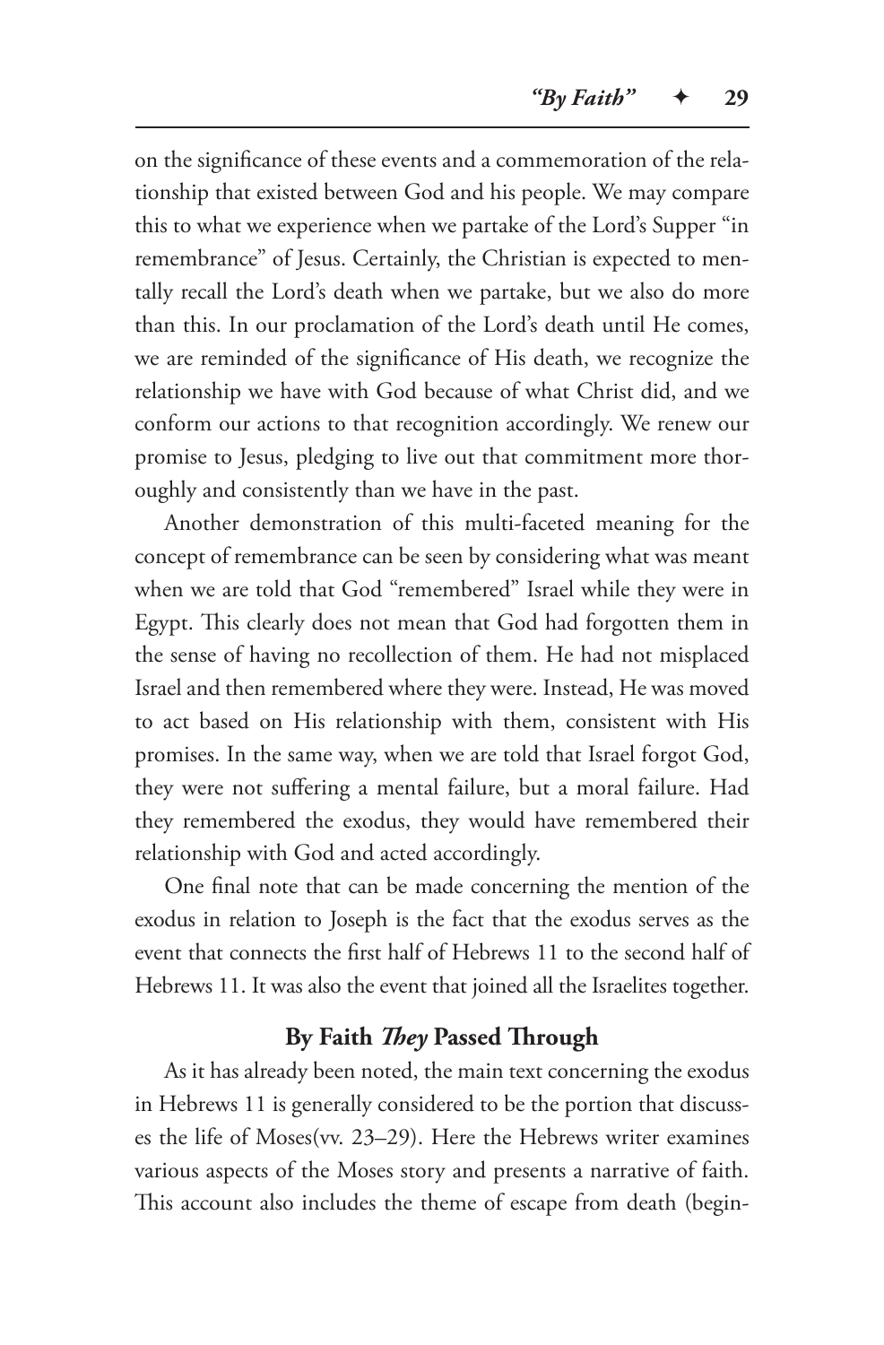on the significance of these events and a commemoration of the relationship that existed between God and his people. We may compare this to what we experience when we partake of the Lord's Supper "in remembrance" of Jesus. Certainly, the Christian is expected to mentally recall the Lord's death when we partake, but we also do more than this. In our proclamation of the Lord's death until He comes, we are reminded of the significance of His death, we recognize the relationship we have with God because of what Christ did, and we conform our actions to that recognition accordingly. We renew our promise to Jesus, pledging to live out that commitment more thoroughly and consistently than we have in the past.

Another demonstration of this multi-faceted meaning for the concept of remembrance can be seen by considering what was meant when we are told that God "remembered" Israel while they were in Egypt. This clearly does not mean that God had forgotten them in the sense of having no recollection of them. He had not misplaced Israel and then remembered where they were. Instead, He was moved to act based on His relationship with them, consistent with His promises. In the same way, when we are told that Israel forgot God, they were not suffering a mental failure, but a moral failure. Had they remembered the exodus, they would have remembered their relationship with God and acted accordingly.

One final note that can be made concerning the mention of the exodus in relation to Joseph is the fact that the exodus serves as the event that connects the first half of Hebrews 11 to the second half of Hebrews 11. It was also the event that joined all the Israelites together.

### By Faith *They* Passed Through

As it has already been noted, the main text concerning the exodus in Hebrews 11 is generally considered to be the portion that discusses the life of Moses(vv. 23–29). Here the Hebrews writer examines various aspects of the Moses story and presents a narrative of faith. This account also includes the theme of escape from death (begin-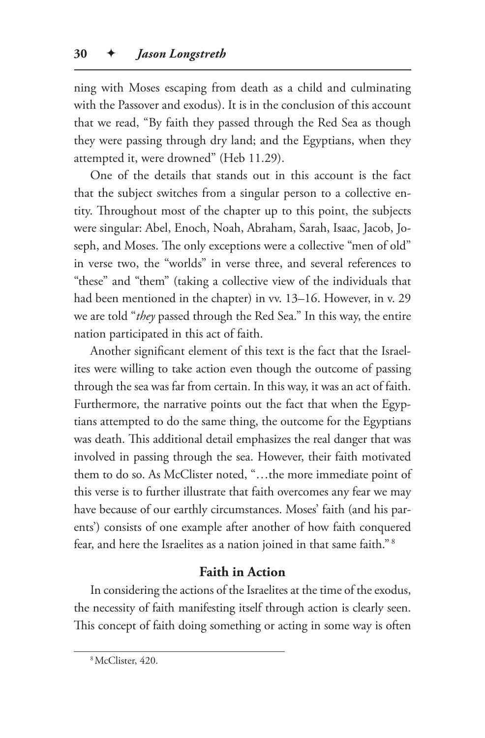ning with Moses escaping from death as a child and culminating with the Passover and exodus). It is in the conclusion of this account that we read, "By faith they passed through the Red Sea as though they were passing through dry land; and the Egyptians, when they attempted it, were drowned" (Heb 11.29).

One of the details that stands out in this account is the fact that the subject switches from a singular person to a collective entity. Throughout most of the chapter up to this point, the subjects were singular: Abel, Enoch, Noah, Abraham, Sarah, Isaac, Jacob, Joseph, and Moses. The only exceptions were a collective "men of old" in verse two, the "worlds" in verse three, and several references to "these" and "them" (taking a collective view of the individuals that had been mentioned in the chapter) in vv. 13–16. However, in v. 29 we are told "*they* passed through the Red Sea." In this way, the entire nation participated in this act of faith.

Another significant element of this text is the fact that the Israelites were willing to take action even though the outcome of passing through the sea was far from certain. In this way, it was an act of faith. Furthermore, the narrative points out the fact that when the Egyptians attempted to do the same thing, the outcome for the Egyptians was death. This additional detail emphasizes the real danger that was involved in passing through the sea. However, their faith motivated them to do so. As McClister noted, "…the more immediate point of this verse is to further illustrate that faith overcomes any fear we may have because of our earthly circumstances. Moses' faith (and his parents') consists of one example after another of how faith conquered fear, and here the Israelites as a nation joined in that same faith." [8]

### Faith in Action

In considering the actions of the Israelites at the time of the exodus, the necessity of faith manifesting itself through action is clearly seen. This concept of faith doing something or acting in some way is often

---

[8] McClister, 420.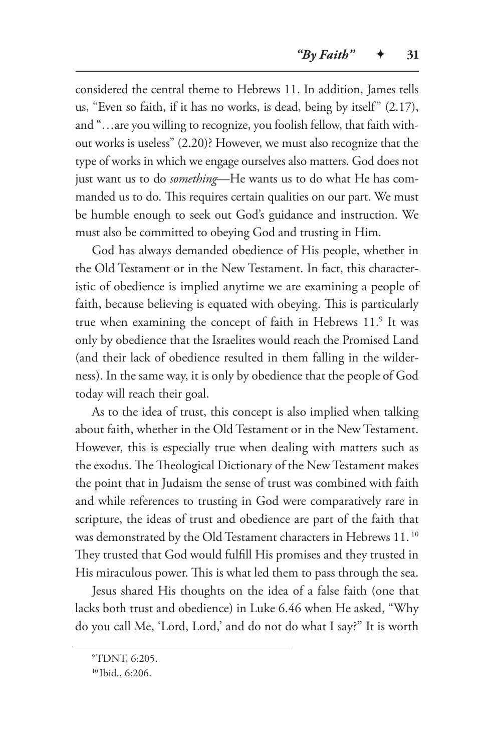considered the central theme to Hebrews 11. In addition, James tells us, "Even so faith, if it has no works, is dead, being by itself" (2.17), and "…are you willing to recognize, you foolish fellow, that faith without works is useless" (2.20)? However, we must also recognize that the type of works in which we engage ourselves also matters. God does not just want us to do *something*—He wants us to do what He has commanded us to do. This requires certain qualities on our part. We must be humble enough to seek out God's guidance and instruction. We must also be committed to obeying God and trusting in Him.

God has always demanded obedience of His people, whether in the Old Testament or in the New Testament. In fact, this characteristic of obedience is implied anytime we are examining a people of faith, because believing is equated with obeying. This is particularly true when examining the concept of faith in Hebrews 11.[9] It was only by obedience that the Israelites would reach the Promised Land (and their lack of obedience resulted in them falling in the wilderness). In the same way, it is only by obedience that the people of God today will reach their goal.

As to the idea of trust, this concept is also implied when talking about faith, whether in the Old Testament or in the New Testament. However, this is especially true when dealing with matters such as the exodus. The Theological Dictionary of the New Testament makes the point that in Judaism the sense of trust was combined with faith and while references to trusting in God were comparatively rare in scripture, the ideas of trust and obedience are part of the faith that was demonstrated by the Old Testament characters in Hebrews 11.[10] They trusted that God would fulfill His promises and they trusted in His miraculous power. This is what led them to pass through the sea.

Jesus shared His thoughts on the idea of a false faith (one that lacks both trust and obedience) in Luke 6.46 when He asked, "Why do you call Me, 'Lord, Lord,' and do not do what I say?" It is worth

---

[9] TDNT, 6:205.

[10] Ibid., 6:206.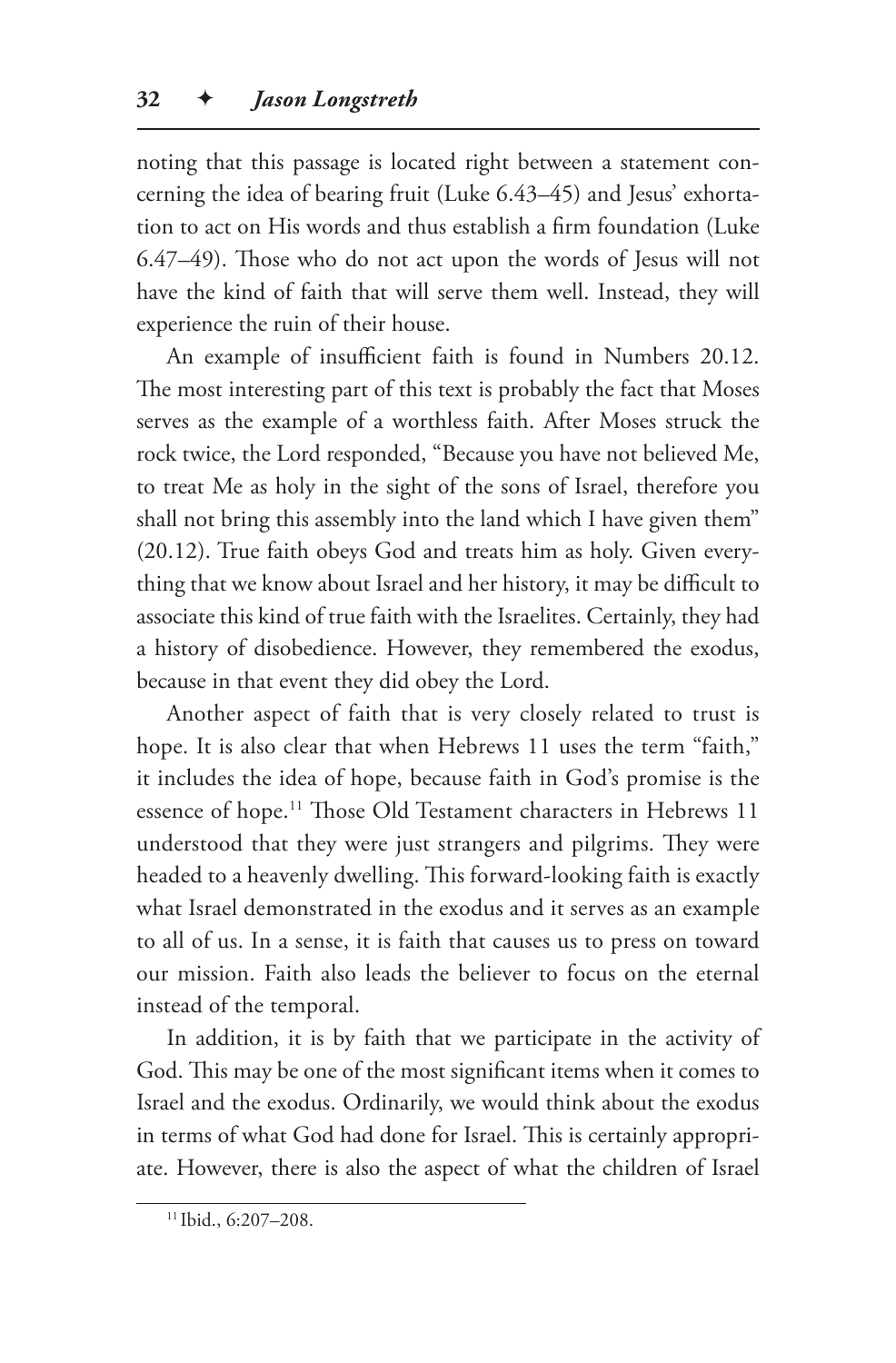noting that this passage is located right between a statement concerning the idea of bearing fruit (Luke 6.43–45) and Jesus' exhortation to act on His words and thus establish a firm foundation (Luke 6.47–49). Those who do not act upon the words of Jesus will not have the kind of faith that will serve them well. Instead, they will experience the ruin of their house.

An example of insufficient faith is found in Numbers 20.12. The most interesting part of this text is probably the fact that Moses serves as the example of a worthless faith. After Moses struck the rock twice, the Lord responded, "Because you have not believed Me, to treat Me as holy in the sight of the sons of Israel, therefore you shall not bring this assembly into the land which I have given them" (20.12). True faith obeys God and treats him as holy. Given everything that we know about Israel and her history, it may be difficult to associate this kind of true faith with the Israelites. Certainly, they had a history of disobedience. However, they remembered the exodus, because in that event they did obey the Lord.

Another aspect of faith that is very closely related to trust is hope. It is also clear that when Hebrews 11 uses the term "faith," it includes the idea of hope, because faith in God's promise is the essence of hope.[11] Those Old Testament characters in Hebrews 11 understood that they were just strangers and pilgrims. They were headed to a heavenly dwelling. This forward-looking faith is exactly what Israel demonstrated in the exodus and it serves as an example to all of us. In a sense, it is faith that causes us to press on toward our mission. Faith also leads the believer to focus on the eternal instead of the temporal.

In addition, it is by faith that we participate in the activity of God. This may be one of the most significant items when it comes to Israel and the exodus. Ordinarily, we would think about the exodus in terms of what God had done for Israel. This is certainly appropriate. However, there is also the aspect of what the children of Israel

[11] Ibid., 6:207–208.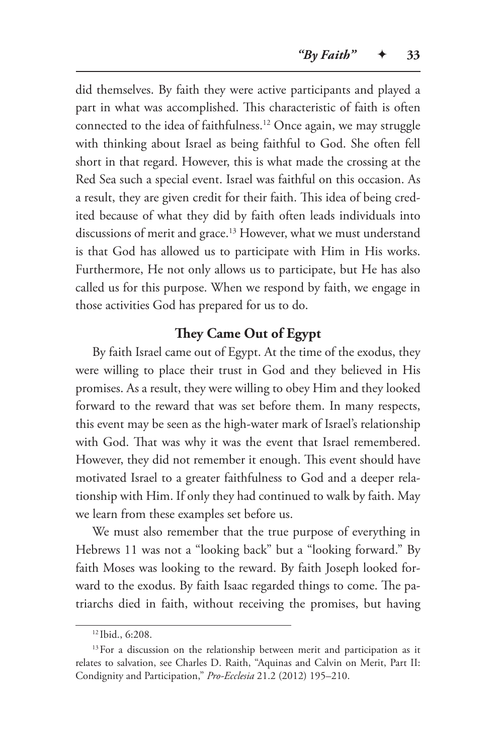did themselves. By faith they were active participants and played a part in what was accomplished. This characteristic of faith is often connected to the idea of faithfulness.[12] Once again, we may struggle with thinking about Israel as being faithful to God. She often fell short in that regard. However, this is what made the crossing at the Red Sea such a special event. Israel was faithful on this occasion. As a result, they are given credit for their faith. This idea of being credited because of what they did by faith often leads individuals into discussions of merit and grace.[13] However, what we must understand is that God has allowed us to participate with Him in His works. Furthermore, He not only allows us to participate, but He has also called us for this purpose. When we respond by faith, we engage in those activities God has prepared for us to do.

### They Came Out of Egypt

By faith Israel came out of Egypt. At the time of the exodus, they were willing to place their trust in God and they believed in His promises. As a result, they were willing to obey Him and they looked forward to the reward that was set before them. In many respects, this event may be seen as the high-water mark of Israel's relationship with God. That was why it was the event that Israel remembered. However, they did not remember it enough. This event should have motivated Israel to a greater faithfulness to God and a deeper relationship with Him. If only they had continued to walk by faith. May we learn from these examples set before us.

We must also remember that the true purpose of everything in Hebrews 11 was not a "looking back" but a "looking forward." By faith Moses was looking to the reward. By faith Joseph looked forward to the exodus. By faith Isaac regarded things to come. The patriarchs died in faith, without receiving the promises, but having

---

[12] Ibid., 6:208.

[13] For a discussion on the relationship between merit and participation as it relates to salvation, see Charles D. Raith, "Aquinas and Calvin on Merit, Part II: Condignity and Participation," *Pro-Ecclesia* 21.2 (2012) 195–210.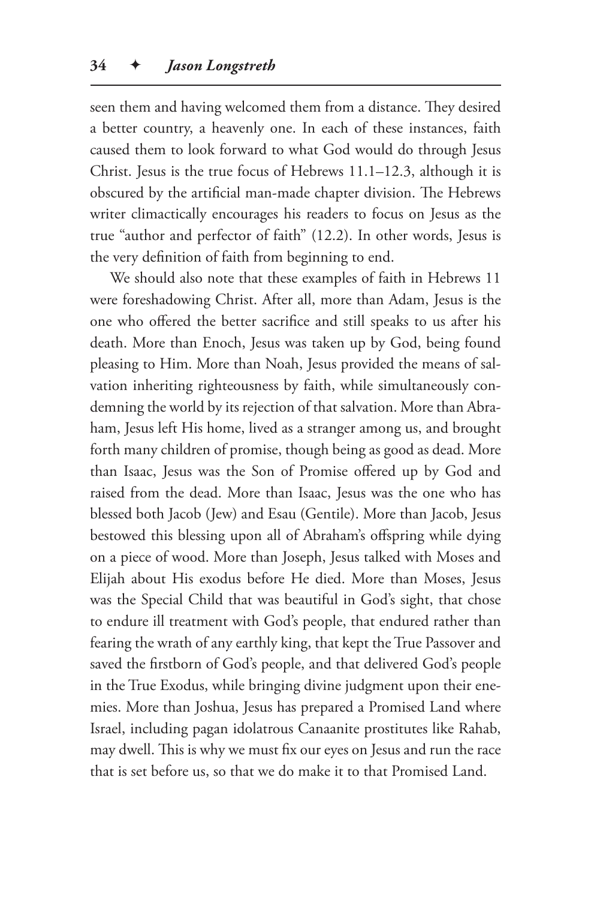seen them and having welcomed them from a distance. They desired a better country, a heavenly one. In each of these instances, faith caused them to look forward to what God would do through Jesus Christ. Jesus is the true focus of Hebrews 11.1–12.3, although it is obscured by the artificial man-made chapter division. The Hebrews writer climactically encourages his readers to focus on Jesus as the true "author and perfector of faith" (12.2). In other words, Jesus is the very definition of faith from beginning to end.

We should also note that these examples of faith in Hebrews 11 were foreshadowing Christ. After all, more than Adam, Jesus is the one who offered the better sacrifice and still speaks to us after his death. More than Enoch, Jesus was taken up by God, being found pleasing to Him. More than Noah, Jesus provided the means of salvation inheriting righteousness by faith, while simultaneously condemning the world by its rejection of that salvation. More than Abraham, Jesus left His home, lived as a stranger among us, and brought forth many children of promise, though being as good as dead. More than Isaac, Jesus was the Son of Promise offered up by God and raised from the dead. More than Isaac, Jesus was the one who has blessed both Jacob (Jew) and Esau (Gentile). More than Jacob, Jesus bestowed this blessing upon all of Abraham's offspring while dying on a piece of wood. More than Joseph, Jesus talked with Moses and Elijah about His exodus before He died. More than Moses, Jesus was the Special Child that was beautiful in God's sight, that chose to endure ill treatment with God's people, that endured rather than fearing the wrath of any earthly king, that kept the True Passover and saved the firstborn of God's people, and that delivered God's people in the True Exodus, while bringing divine judgment upon their enemies. More than Joshua, Jesus has prepared a Promised Land where Israel, including pagan idolatrous Canaanite prostitutes like Rahab, may dwell. This is why we must fix our eyes on Jesus and run the race that is set before us, so that we do make it to that Promised Land.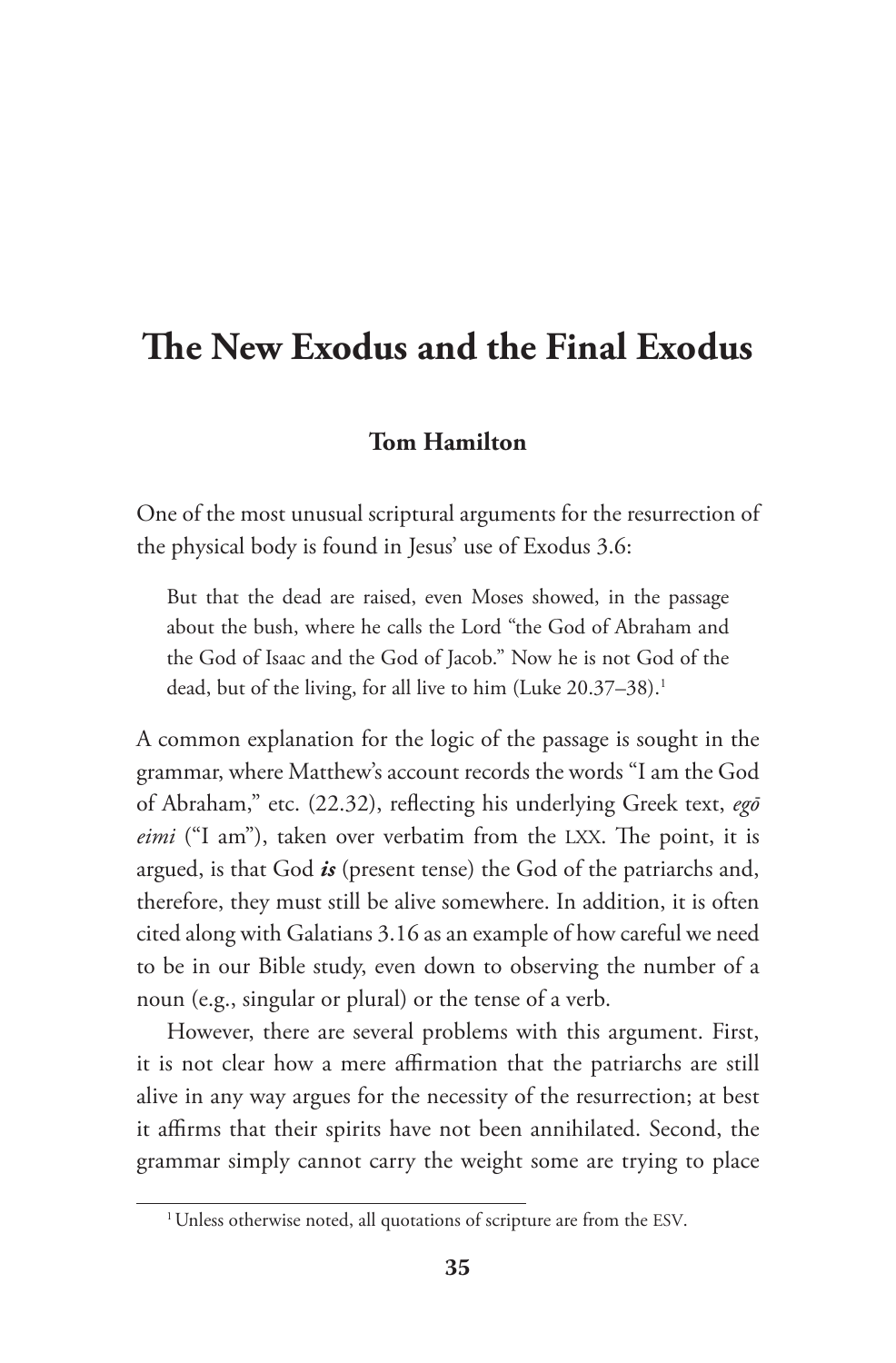# The New Exodus and the Final Exodus

**Tom Hamilton**

One of the most unusual scriptural arguments for the resurrection of the physical body is found in Jesus' use of Exodus 3.6:

> But that the dead are raised, even Moses showed, in the passage about the bush, where he calls the Lord "the God of Abraham and the God of Isaac and the God of Jacob." Now he is not God of the dead, but of the living, for all live to him (Luke 20.37–38).[1]

A common explanation for the logic of the passage is sought in the grammar, where Matthew's account records the words "I am the God of Abraham," etc. (22.32), reflecting his underlying Greek text, *egō eimi* ("I am"), taken over verbatim from the LXX. The point, it is argued, is that God ***is*** (present tense) the God of the patriarchs and, therefore, they must still be alive somewhere. In addition, it is often cited along with Galatians 3.16 as an example of how careful we need to be in our Bible study, even down to observing the number of a noun (e.g., singular or plural) or the tense of a verb.

However, there are several problems with this argument. First, it is not clear how a mere affirmation that the patriarchs are still alive in any way argues for the necessity of the resurrection; at best it affirms that their spirits have not been annihilated. Second, the grammar simply cannot carry the weight some are trying to place

[1] Unless otherwise noted, all quotations of scripture are from the ESV.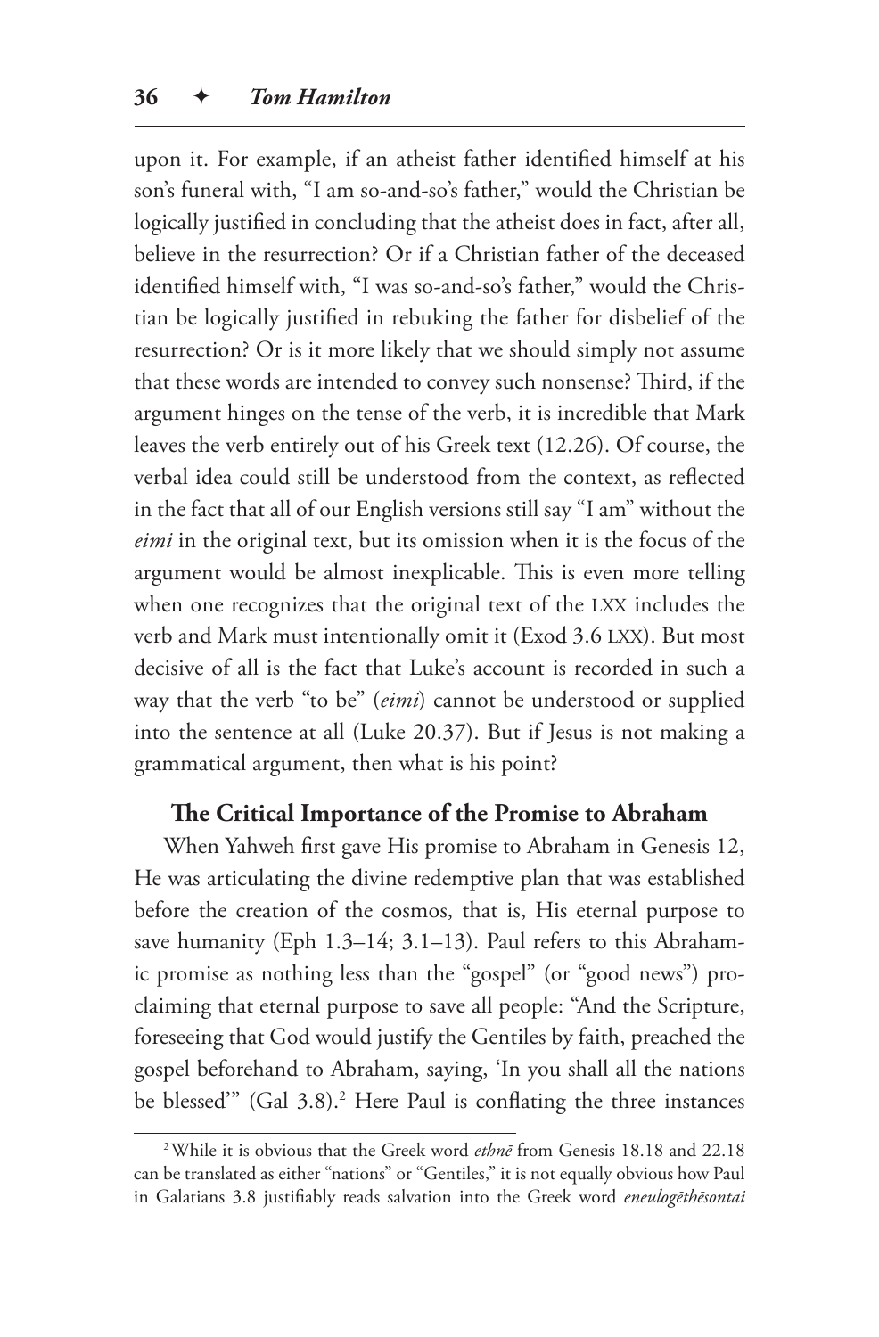upon it. For example, if an atheist father identified himself at his son's funeral with, "I am so-and-so's father," would the Christian be logically justified in concluding that the atheist does in fact, after all, believe in the resurrection? Or if a Christian father of the deceased identified himself with, "I was so-and-so's father," would the Christian be logically justified in rebuking the father for disbelief of the resurrection? Or is it more likely that we should simply not assume that these words are intended to convey such nonsense? Third, if the argument hinges on the tense of the verb, it is incredible that Mark leaves the verb entirely out of his Greek text (12.26). Of course, the verbal idea could still be understood from the context, as reflected in the fact that all of our English versions still say "I am" without the *eimi* in the original text, but its omission when it is the focus of the argument would be almost inexplicable. This is even more telling when one recognizes that the original text of the LXX includes the verb and Mark must intentionally omit it (Exod 3.6 LXX). But most decisive of all is the fact that Luke's account is recorded in such a way that the verb "to be" (*eimi*) cannot be understood or supplied into the sentence at all (Luke 20.37). But if Jesus is not making a grammatical argument, then what is his point?

## The Critical Importance of the Promise to Abraham

When Yahweh first gave His promise to Abraham in Genesis 12, He was articulating the divine redemptive plan that was established before the creation of the cosmos, that is, His eternal purpose to save humanity (Eph 1.3–14; 3.1–13). Paul refers to this Abrahamic promise as nothing less than the "gospel" (or "good news") proclaiming that eternal purpose to save all people: "And the Scripture, foreseeing that God would justify the Gentiles by faith, preached the gospel beforehand to Abraham, saying, 'In you shall all the nations be blessed'" (Gal 3.8).[2] Here Paul is conflating the three instances

[2] While it is obvious that the Greek word *ethnē* from Genesis 18.18 and 22.18 can be translated as either "nations" or "Gentiles," it is not equally obvious how Paul in Galatians 3.8 justifiably reads salvation into the Greek word *eneulogēthēsontai*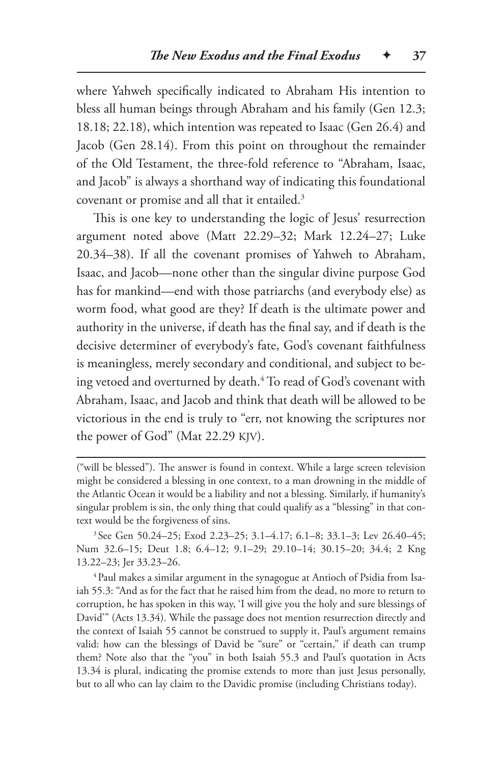where Yahweh specifically indicated to Abraham His intention to bless all human beings through Abraham and his family (Gen 12.3; 18.18; 22.18), which intention was repeated to Isaac (Gen 26.4) and Jacob (Gen 28.14). From this point on throughout the remainder of the Old Testament, the three-fold reference to "Abraham, Isaac, and Jacob" is always a shorthand way of indicating this foundational covenant or promise and all that it entailed.[3]

This is one key to understanding the logic of Jesus' resurrection argument noted above (Matt 22.29–32; Mark 12.24–27; Luke 20.34–38). If all the covenant promises of Yahweh to Abraham, Isaac, and Jacob—none other than the singular divine purpose God has for mankind—end with those patriarchs (and everybody else) as worm food, what good are they? If death is the ultimate power and authority in the universe, if death has the final say, and if death is the decisive determiner of everybody's fate, God's covenant faithfulness is meaningless, merely secondary and conditional, and subject to being vetoed and overturned by death.[4] To read of God's covenant with Abraham, Isaac, and Jacob and think that death will be allowed to be victorious in the end is truly to "err, not knowing the scriptures nor the power of God" (Mat 22.29 KJV).

---

("will be blessed"). The answer is found in context. While a large screen television might be considered a blessing in one context, to a man drowning in the middle of the Atlantic Ocean it would be a liability and not a blessing. Similarly, if humanity's singular problem is sin, the only thing that could qualify as a "blessing" in that context would be the forgiveness of sins.

[3] See Gen 50.24–25; Exod 2.23–25; 3.1–4.17; 6.1–8; 33.1–3; Lev 26.40–45; Num 32.6–15; Deut 1.8; 6.4–12; 9.1–29; 29.10–14; 30.15–20; 34.4; 2 Kng 13.22–23; Jer 33.23–26.

[4] Paul makes a similar argument in the synagogue at Antioch of Psidia from Isaiah 55.3: "And as for the fact that he raised him from the dead, no more to return to corruption, he has spoken in this way, 'I will give you the holy and sure blessings of David'" (Acts 13.34). While the passage does not mention resurrection directly and the context of Isaiah 55 cannot be construed to supply it, Paul's argument remains valid: how can the blessings of David be "sure" or "certain," if death can trump them? Note also that the "you" in both Isaiah 55.3 and Paul's quotation in Acts 13.34 is plural, indicating the promise extends to more than just Jesus personally, but to all who can lay claim to the Davidic promise (including Christians today).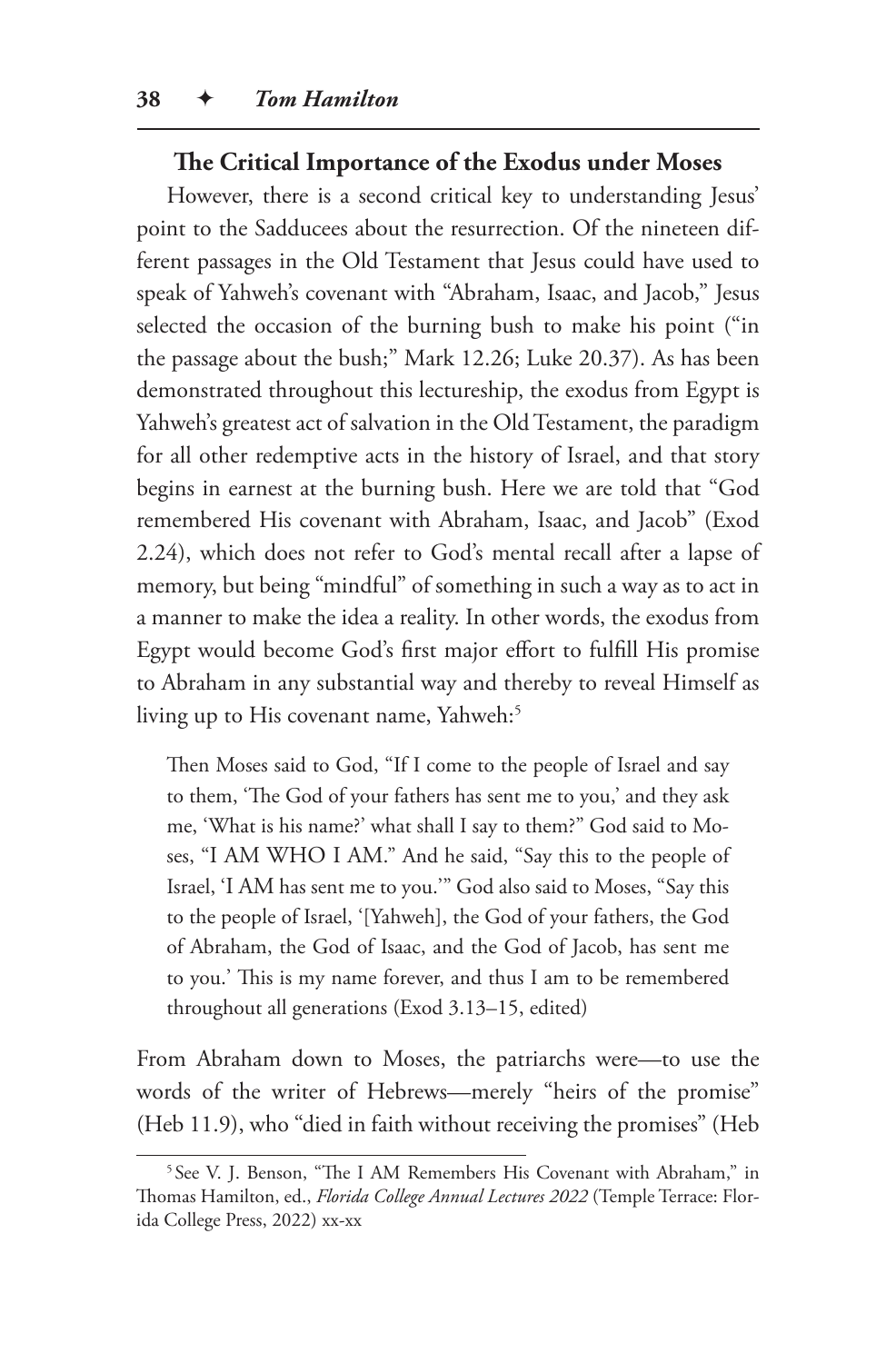### The Critical Importance of the Exodus under Moses

However, there is a second critical key to understanding Jesus' point to the Sadducees about the resurrection. Of the nineteen different passages in the Old Testament that Jesus could have used to speak of Yahweh's covenant with "Abraham, Isaac, and Jacob," Jesus selected the occasion of the burning bush to make his point ("in the passage about the bush;" Mark 12.26; Luke 20.37). As has been demonstrated throughout this lectureship, the exodus from Egypt is Yahweh's greatest act of salvation in the Old Testament, the paradigm for all other redemptive acts in the history of Israel, and that story begins in earnest at the burning bush. Here we are told that "God remembered His covenant with Abraham, Isaac, and Jacob" (Exod 2.24), which does not refer to God's mental recall after a lapse of memory, but being "mindful" of something in such a way as to act in a manner to make the idea a reality. In other words, the exodus from Egypt would become God's first major effort to fulfill His promise to Abraham in any substantial way and thereby to reveal Himself as living up to His covenant name, Yahweh:[5]

> Then Moses said to God, "If I come to the people of Israel and say to them, 'The God of your fathers has sent me to you,' and they ask me, 'What is his name?' what shall I say to them?" God said to Moses, "I AM WHO I AM." And he said, "Say this to the people of Israel, 'I AM has sent me to you.'" God also said to Moses, "Say this to the people of Israel, '[Yahweh], the God of your fathers, the God of Abraham, the God of Isaac, and the God of Jacob, has sent me to you.' This is my name forever, and thus I am to be remembered throughout all generations (Exod 3.13–15, edited)

From Abraham down to Moses, the patriarchs were—to use the words of the writer of Hebrews—merely "heirs of the promise" (Heb 11.9), who "died in faith without receiving the promises" (Heb

---

[5] See V. J. Benson, "The I AM Remembers His Covenant with Abraham," in Thomas Hamilton, ed., *Florida College Annual Lectures 2022* (Temple Terrace: Florida College Press, 2022) xx-xx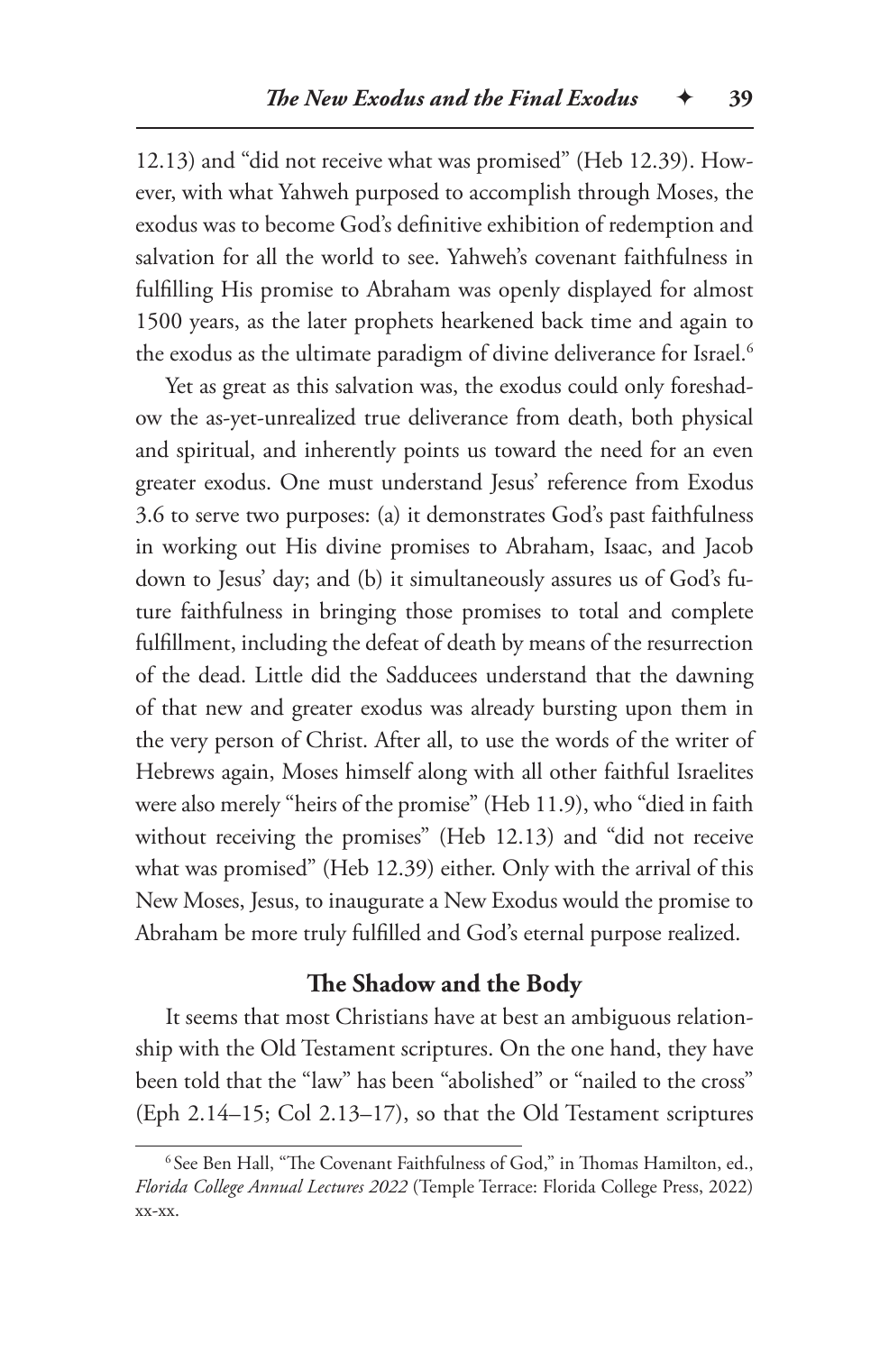12.13) and "did not receive what was promised" (Heb 12.39). However, with what Yahweh purposed to accomplish through Moses, the exodus was to become God's definitive exhibition of redemption and salvation for all the world to see. Yahweh's covenant faithfulness in fulfilling His promise to Abraham was openly displayed for almost 1500 years, as the later prophets hearkened back time and again to the exodus as the ultimate paradigm of divine deliverance for Israel.[6]

Yet as great as this salvation was, the exodus could only foreshadow the as-yet-unrealized true deliverance from death, both physical and spiritual, and inherently points us toward the need for an even greater exodus. One must understand Jesus' reference from Exodus 3.6 to serve two purposes: (a) it demonstrates God's past faithfulness in working out His divine promises to Abraham, Isaac, and Jacob down to Jesus' day; and (b) it simultaneously assures us of God's future faithfulness in bringing those promises to total and complete fulfillment, including the defeat of death by means of the resurrection of the dead. Little did the Sadducees understand that the dawning of that new and greater exodus was already bursting upon them in the very person of Christ. After all, to use the words of the writer of Hebrews again, Moses himself along with all other faithful Israelites were also merely "heirs of the promise" (Heb 11.9), who "died in faith without receiving the promises" (Heb 12.13) and "did not receive what was promised" (Heb 12.39) either. Only with the arrival of this New Moses, Jesus, to inaugurate a New Exodus would the promise to Abraham be more truly fulfilled and God's eternal purpose realized.

### The Shadow and the Body

It seems that most Christians have at best an ambiguous relationship with the Old Testament scriptures. On the one hand, they have been told that the "law" has been "abolished" or "nailed to the cross" (Eph 2.14–15; Col 2.13–17), so that the Old Testament scriptures

---

[6] See Ben Hall, "The Covenant Faithfulness of God," in Thomas Hamilton, ed., *Florida College Annual Lectures 2022* (Temple Terrace: Florida College Press, 2022) xx-xx.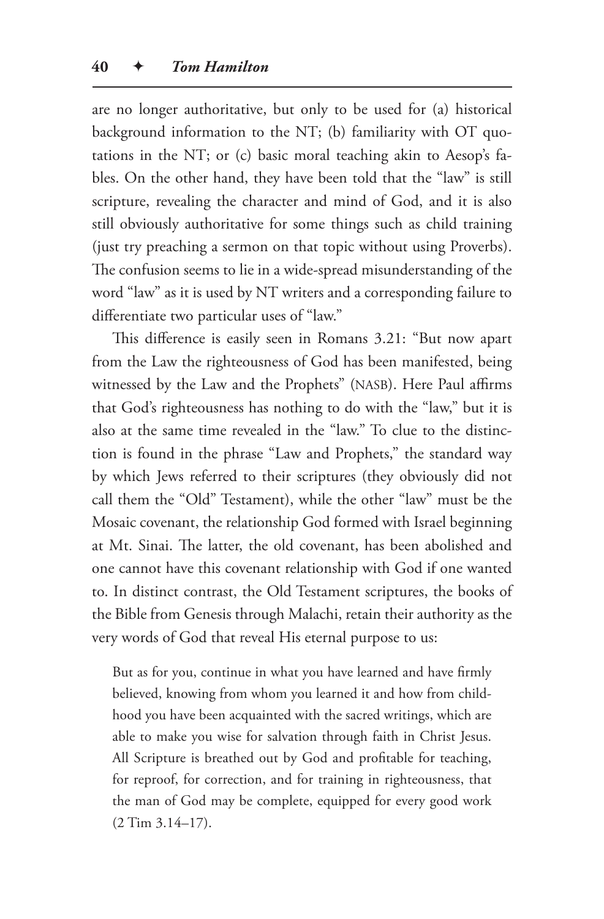are no longer authoritative, but only to be used for (a) historical background information to the NT; (b) familiarity with OT quotations in the NT; or (c) basic moral teaching akin to Aesop's fables. On the other hand, they have been told that the "law" is still scripture, revealing the character and mind of God, and it is also still obviously authoritative for some things such as child training (just try preaching a sermon on that topic without using Proverbs). The confusion seems to lie in a wide-spread misunderstanding of the word "law" as it is used by NT writers and a corresponding failure to differentiate two particular uses of "law."

This difference is easily seen in Romans 3.21: "But now apart from the Law the righteousness of God has been manifested, being witnessed by the Law and the Prophets" (NASB). Here Paul affirms that God's righteousness has nothing to do with the "law," but it is also at the same time revealed in the "law." To clue to the distinction is found in the phrase "Law and Prophets," the standard way by which Jews referred to their scriptures (they obviously did not call them the "Old" Testament), while the other "law" must be the Mosaic covenant, the relationship God formed with Israel beginning at Mt. Sinai. The latter, the old covenant, has been abolished and one cannot have this covenant relationship with God if one wanted to. In distinct contrast, the Old Testament scriptures, the books of the Bible from Genesis through Malachi, retain their authority as the very words of God that reveal His eternal purpose to us:

> But as for you, continue in what you have learned and have firmly believed, knowing from whom you learned it and how from childhood you have been acquainted with the sacred writings, which are able to make you wise for salvation through faith in Christ Jesus. All Scripture is breathed out by God and profitable for teaching, for reproof, for correction, and for training in righteousness, that the man of God may be complete, equipped for every good work (2 Tim 3.14–17).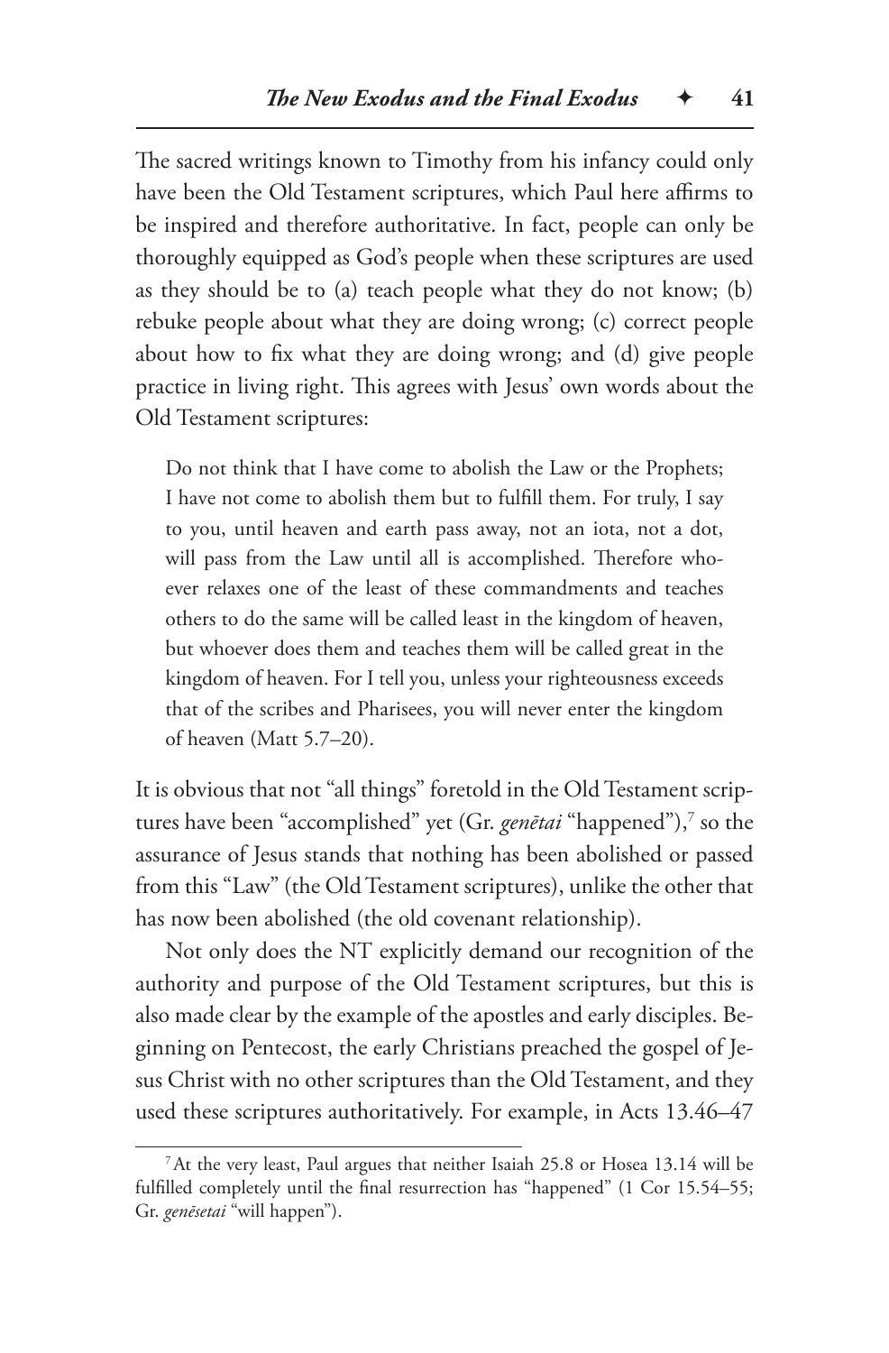The sacred writings known to Timothy from his infancy could only have been the Old Testament scriptures, which Paul here affirms to be inspired and therefore authoritative. In fact, people can only be thoroughly equipped as God's people when these scriptures are used as they should be to (a) teach people what they do not know; (b) rebuke people about what they are doing wrong; (c) correct people about how to fix what they are doing wrong; and (d) give people practice in living right. This agrees with Jesus' own words about the Old Testament scriptures:

> Do not think that I have come to abolish the Law or the Prophets; I have not come to abolish them but to fulfill them. For truly, I say to you, until heaven and earth pass away, not an iota, not a dot, will pass from the Law until all is accomplished. Therefore whoever relaxes one of the least of these commandments and teaches others to do the same will be called least in the kingdom of heaven, but whoever does them and teaches them will be called great in the kingdom of heaven. For I tell you, unless your righteousness exceeds that of the scribes and Pharisees, you will never enter the kingdom of heaven (Matt 5.7–20).

It is obvious that not "all things" foretold in the Old Testament scriptures have been "accomplished" yet (Gr. *genētai* "happened"),[7] so the assurance of Jesus stands that nothing has been abolished or passed from this "Law" (the Old Testament scriptures), unlike the other that has now been abolished (the old covenant relationship).

Not only does the NT explicitly demand our recognition of the authority and purpose of the Old Testament scriptures, but this is also made clear by the example of the apostles and early disciples. Beginning on Pentecost, the early Christians preached the gospel of Jesus Christ with no other scriptures than the Old Testament, and they used these scriptures authoritatively. For example, in Acts 13.46–47

[7] At the very least, Paul argues that neither Isaiah 25.8 or Hosea 13.14 will be fulfilled completely until the final resurrection has "happened" (1 Cor 15.54–55; Gr. *genēsetai* "will happen").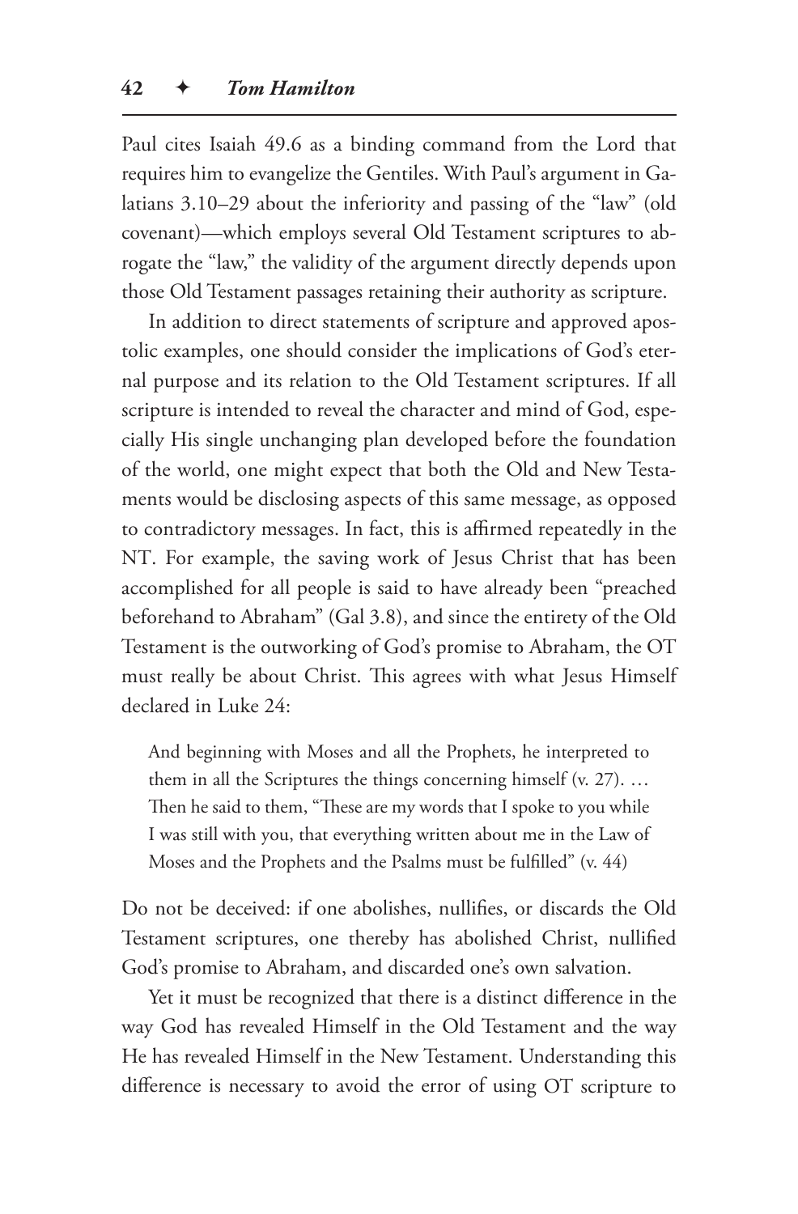Paul cites Isaiah 49.6 as a binding command from the Lord that requires him to evangelize the Gentiles. With Paul's argument in Galatians 3.10–29 about the inferiority and passing of the "law" (old covenant)—which employs several Old Testament scriptures to abrogate the "law," the validity of the argument directly depends upon those Old Testament passages retaining their authority as scripture.

In addition to direct statements of scripture and approved apostolic examples, one should consider the implications of God's eternal purpose and its relation to the Old Testament scriptures. If all scripture is intended to reveal the character and mind of God, especially His single unchanging plan developed before the foundation of the world, one might expect that both the Old and New Testaments would be disclosing aspects of this same message, as opposed to contradictory messages. In fact, this is affirmed repeatedly in the NT. For example, the saving work of Jesus Christ that has been accomplished for all people is said to have already been "preached beforehand to Abraham" (Gal 3.8), and since the entirety of the Old Testament is the outworking of God's promise to Abraham, the OT must really be about Christ. This agrees with what Jesus Himself declared in Luke 24:

> And beginning with Moses and all the Prophets, he interpreted to them in all the Scriptures the things concerning himself (v. 27). … Then he said to them, "These are my words that I spoke to you while I was still with you, that everything written about me in the Law of Moses and the Prophets and the Psalms must be fulfilled" (v. 44)

Do not be deceived: if one abolishes, nullifies, or discards the Old Testament scriptures, one thereby has abolished Christ, nullified God's promise to Abraham, and discarded one's own salvation.

Yet it must be recognized that there is a distinct difference in the way God has revealed Himself in the Old Testament and the way He has revealed Himself in the New Testament. Understanding this difference is necessary to avoid the error of using OT scripture to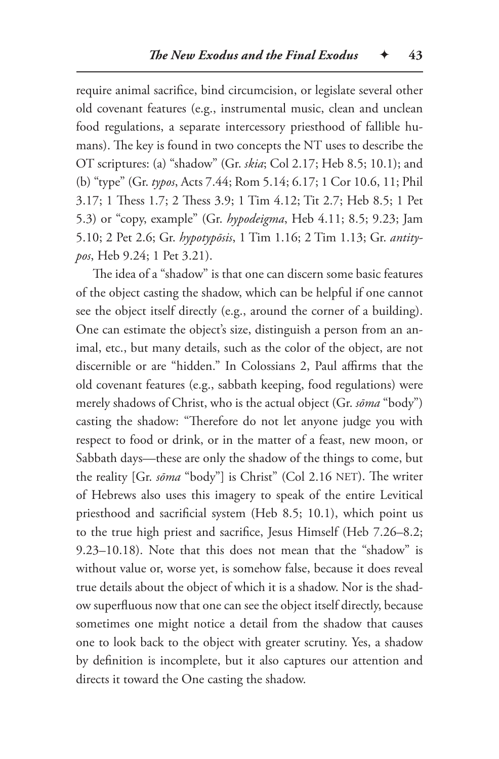require animal sacrifice, bind circumcision, or legislate several other old covenant features (e.g., instrumental music, clean and unclean food regulations, a separate intercessory priesthood of fallible humans). The key is found in two concepts the NT uses to describe the OT scriptures: (a) "shadow" (Gr. *skia*; Col 2.17; Heb 8.5; 10.1); and (b) "type" (Gr. *typos*, Acts 7.44; Rom 5.14; 6.17; 1 Cor 10.6, 11; Phil 3.17; 1 Thess 1.7; 2 Thess 3.9; 1 Tim 4.12; Tit 2.7; Heb 8.5; 1 Pet 5.3) or "copy, example" (Gr. *hypodeigma*, Heb 4.11; 8.5; 9.23; Jam 5.10; 2 Pet 2.6; Gr. *hypotypōsis*, 1 Tim 1.16; 2 Tim 1.13; Gr. *antitypos*, Heb 9.24; 1 Pet 3.21).

The idea of a "shadow" is that one can discern some basic features of the object casting the shadow, which can be helpful if one cannot see the object itself directly (e.g., around the corner of a building). One can estimate the object's size, distinguish a person from an animal, etc., but many details, such as the color of the object, are not discernible or are "hidden." In Colossians 2, Paul affirms that the old covenant features (e.g., sabbath keeping, food regulations) were merely shadows of Christ, who is the actual object (Gr. *sōma* "body") casting the shadow: "Therefore do not let anyone judge you with respect to food or drink, or in the matter of a feast, new moon, or Sabbath days—these are only the shadow of the things to come, but the reality [Gr. *sōma* "body"] is Christ" (Col 2.16 NET). The writer of Hebrews also uses this imagery to speak of the entire Levitical priesthood and sacrificial system (Heb 8.5; 10.1), which point us to the true high priest and sacrifice, Jesus Himself (Heb 7.26–8.2; 9.23–10.18). Note that this does not mean that the "shadow" is without value or, worse yet, is somehow false, because it does reveal true details about the object of which it is a shadow. Nor is the shadow superfluous now that one can see the object itself directly, because sometimes one might notice a detail from the shadow that causes one to look back to the object with greater scrutiny. Yes, a shadow by definition is incomplete, but it also captures our attention and directs it toward the One casting the shadow.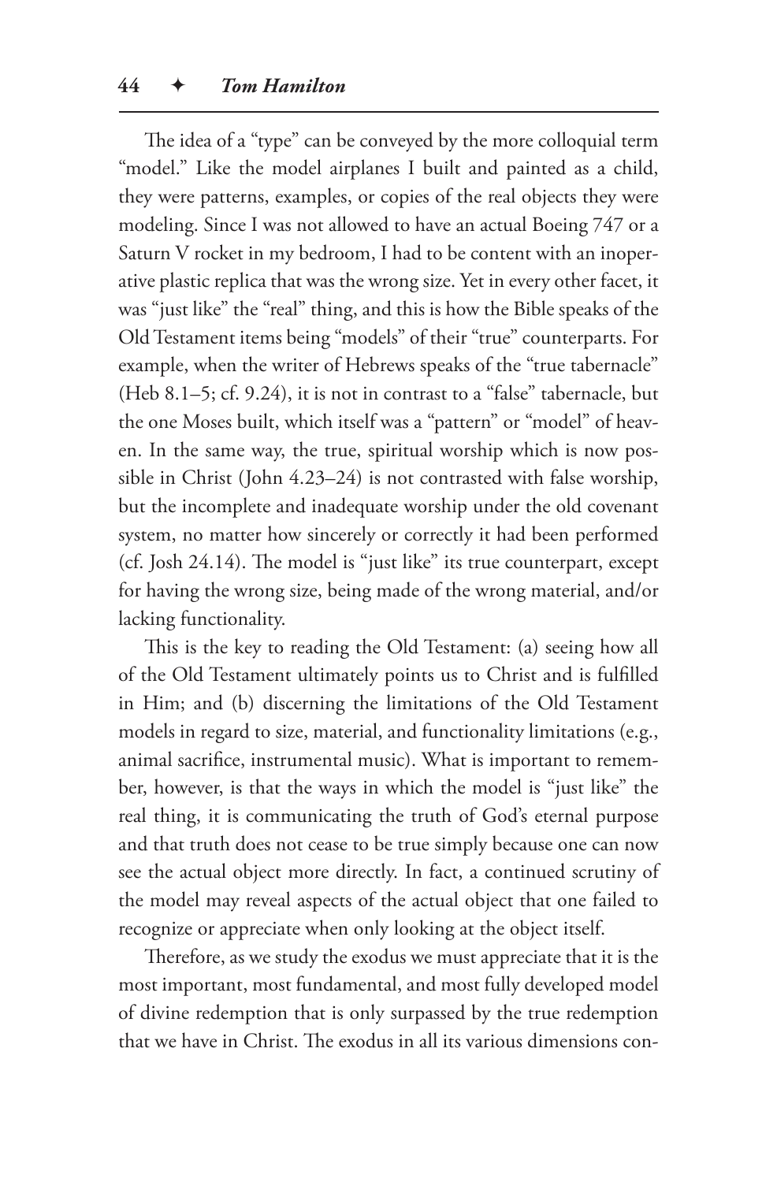The idea of a "type" can be conveyed by the more colloquial term "model." Like the model airplanes I built and painted as a child, they were patterns, examples, or copies of the real objects they were modeling. Since I was not allowed to have an actual Boeing 747 or a Saturn V rocket in my bedroom, I had to be content with an inoperative plastic replica that was the wrong size. Yet in every other facet, it was "just like" the "real" thing, and this is how the Bible speaks of the Old Testament items being "models" of their "true" counterparts. For example, when the writer of Hebrews speaks of the "true tabernacle" (Heb 8.1–5; cf. 9.24), it is not in contrast to a "false" tabernacle, but the one Moses built, which itself was a "pattern" or "model" of heaven. In the same way, the true, spiritual worship which is now possible in Christ (John 4.23–24) is not contrasted with false worship, but the incomplete and inadequate worship under the old covenant system, no matter how sincerely or correctly it had been performed (cf. Josh 24.14). The model is "just like" its true counterpart, except for having the wrong size, being made of the wrong material, and/or lacking functionality.

This is the key to reading the Old Testament: (a) seeing how all of the Old Testament ultimately points us to Christ and is fulfilled in Him; and (b) discerning the limitations of the Old Testament models in regard to size, material, and functionality limitations (e.g., animal sacrifice, instrumental music). What is important to remember, however, is that the ways in which the model is "just like" the real thing, it is communicating the truth of God's eternal purpose and that truth does not cease to be true simply because one can now see the actual object more directly. In fact, a continued scrutiny of the model may reveal aspects of the actual object that one failed to recognize or appreciate when only looking at the object itself.

Therefore, as we study the exodus we must appreciate that it is the most important, most fundamental, and most fully developed model of divine redemption that is only surpassed by the true redemption that we have in Christ. The exodus in all its various dimensions con-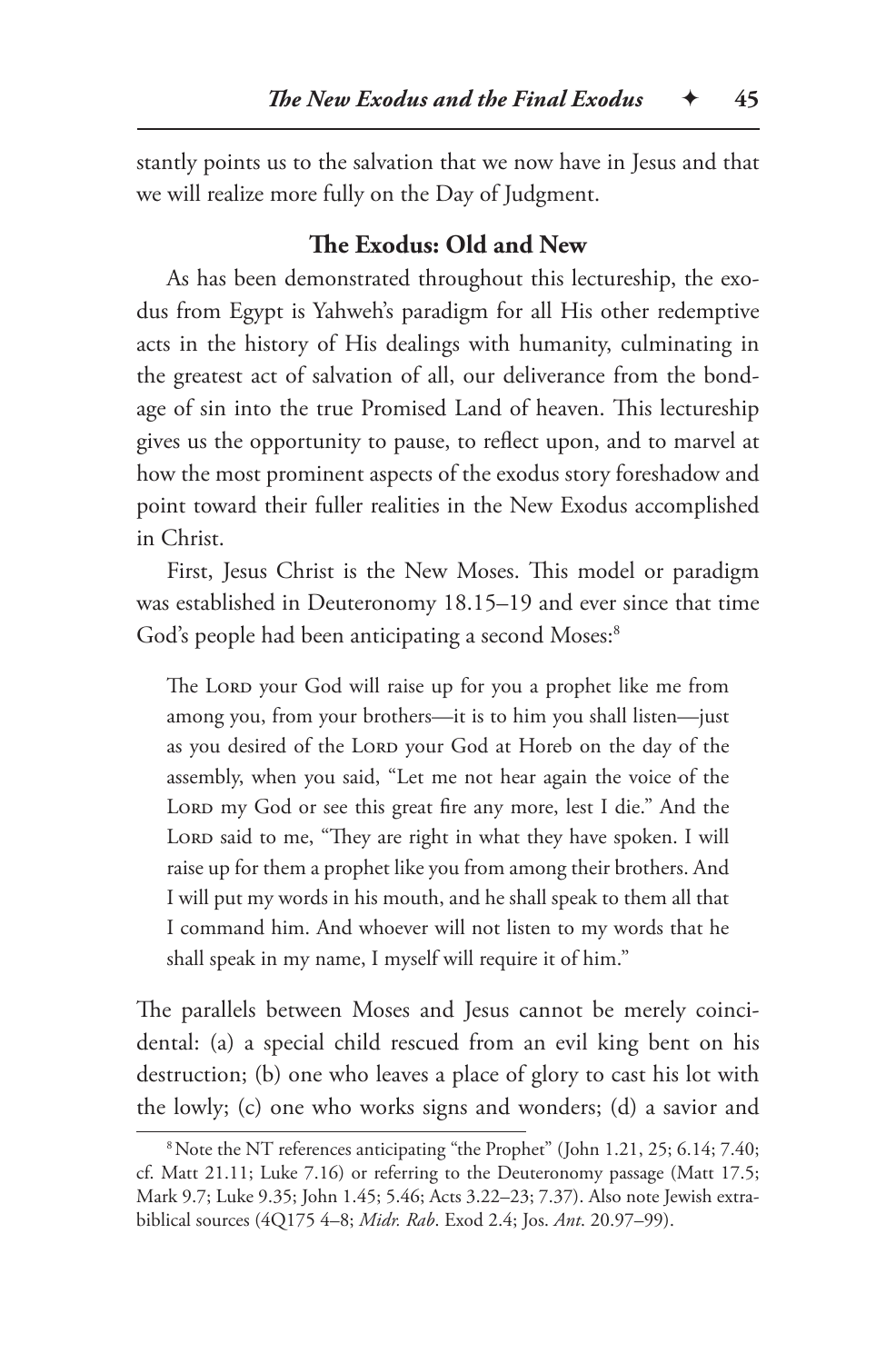stantly points us to the salvation that we now have in Jesus and that we will realize more fully on the Day of Judgment.

### The Exodus: Old and New

As has been demonstrated throughout this lectureship, the exodus from Egypt is Yahweh's paradigm for all His other redemptive acts in the history of His dealings with humanity, culminating in the greatest act of salvation of all, our deliverance from the bondage of sin into the true Promised Land of heaven. This lectureship gives us the opportunity to pause, to reflect upon, and to marvel at how the most prominent aspects of the exodus story foreshadow and point toward their fuller realities in the New Exodus accomplished in Christ.

First, Jesus Christ is the New Moses. This model or paradigm was established in Deuteronomy 18.15–19 and ever since that time God's people had been anticipating a second Moses:[8]

> The Lord your God will raise up for you a prophet like me from among you, from your brothers—it is to him you shall listen—just as you desired of the Lord your God at Horeb on the day of the assembly, when you said, "Let me not hear again the voice of the Lord my God or see this great fire any more, lest I die." And the Lord said to me, "They are right in what they have spoken. I will raise up for them a prophet like you from among their brothers. And I will put my words in his mouth, and he shall speak to them all that I command him. And whoever will not listen to my words that he shall speak in my name, I myself will require it of him."

The parallels between Moses and Jesus cannot be merely coincidental: (a) a special child rescued from an evil king bent on his destruction; (b) one who leaves a place of glory to cast his lot with the lowly; (c) one who works signs and wonders; (d) a savior and

---

[8] Note the NT references anticipating "the Prophet" (John 1.21, 25; 6.14; 7.40; cf. Matt 21.11; Luke 7.16) or referring to the Deuteronomy passage (Matt 17.5; Mark 9.7; Luke 9.35; John 1.45; 5.46; Acts 3.22–23; 7.37). Also note Jewish extrabiblical sources (4Q175 4–8; *Midr. Rab*. Exod 2.4; Jos. *Ant*. 20.97–99).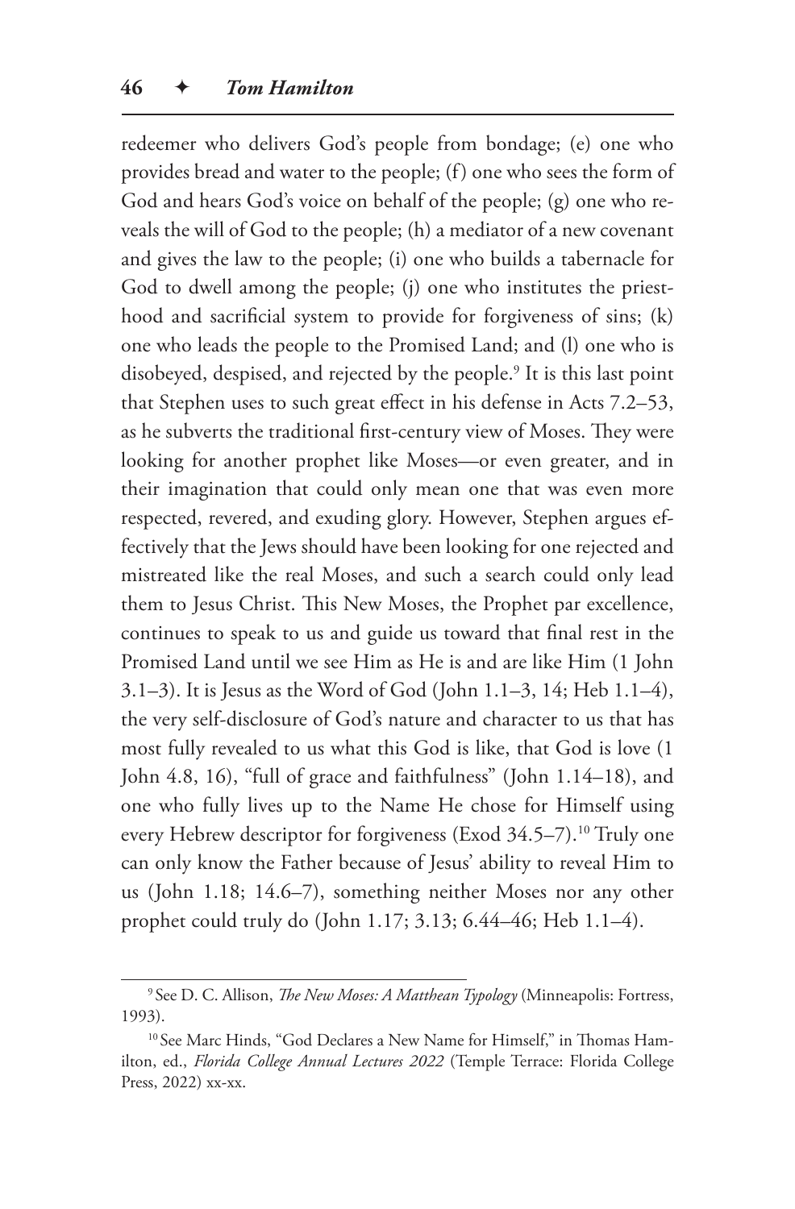redeemer who delivers God's people from bondage; (e) one who provides bread and water to the people; (f) one who sees the form of God and hears God's voice on behalf of the people; (g) one who reveals the will of God to the people; (h) a mediator of a new covenant and gives the law to the people; (i) one who builds a tabernacle for God to dwell among the people; (j) one who institutes the priesthood and sacrificial system to provide for forgiveness of sins; (k) one who leads the people to the Promised Land; and (l) one who is disobeyed, despised, and rejected by the people.[9] It is this last point that Stephen uses to such great effect in his defense in Acts 7.2–53, as he subverts the traditional first-century view of Moses. They were looking for another prophet like Moses—or even greater, and in their imagination that could only mean one that was even more respected, revered, and exuding glory. However, Stephen argues effectively that the Jews should have been looking for one rejected and mistreated like the real Moses, and such a search could only lead them to Jesus Christ. This New Moses, the Prophet par excellence, continues to speak to us and guide us toward that final rest in the Promised Land until we see Him as He is and are like Him (1 John 3.1–3). It is Jesus as the Word of God (John 1.1–3, 14; Heb 1.1–4), the very self-disclosure of God's nature and character to us that has most fully revealed to us what this God is like, that God is love (1 John 4.8, 16), "full of grace and faithfulness" (John 1.14–18), and one who fully lives up to the Name He chose for Himself using every Hebrew descriptor for forgiveness (Exod 34.5–7).[10] Truly one can only know the Father because of Jesus' ability to reveal Him to us (John 1.18; 14.6–7), something neither Moses nor any other prophet could truly do (John 1.17; 3.13; 6.44–46; Heb 1.1–4).

---

[9] See D. C. Allison, *The New Moses: A Matthean Typology* (Minneapolis: Fortress, 1993).

[10] See Marc Hinds, "God Declares a New Name for Himself," in Thomas Hamilton, ed., *Florida College Annual Lectures 2022* (Temple Terrace: Florida College Press, 2022) xx-xx.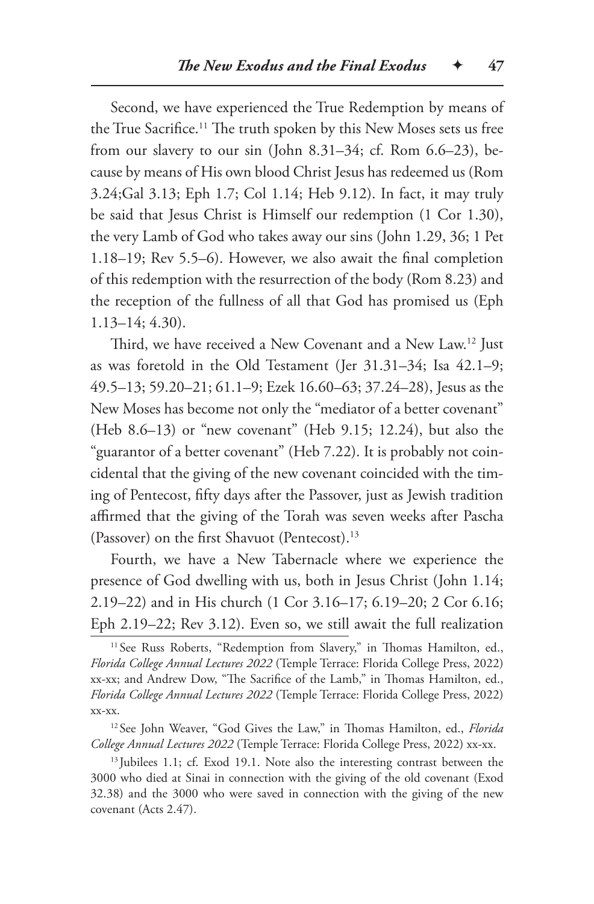Second, we have experienced the True Redemption by means of the True Sacrifice.[11] The truth spoken by this New Moses sets us free from our slavery to our sin (John 8.31–34; cf. Rom 6.6–23), because by means of His own blood Christ Jesus has redeemed us (Rom 3.24;Gal 3.13; Eph 1.7; Col 1.14; Heb 9.12). In fact, it may truly be said that Jesus Christ is Himself our redemption (1 Cor 1.30), the very Lamb of God who takes away our sins (John 1.29, 36; 1 Pet 1.18–19; Rev 5.5–6). However, we also await the final completion of this redemption with the resurrection of the body (Rom 8.23) and the reception of the fullness of all that God has promised us (Eph 1.13–14; 4.30).

Third, we have received a New Covenant and a New Law.[12] Just as was foretold in the Old Testament (Jer 31.31–34; Isa 42.1–9; 49.5–13; 59.20–21; 61.1–9; Ezek 16.60–63; 37.24–28), Jesus as the New Moses has become not only the "mediator of a better covenant" (Heb 8.6–13) or "new covenant" (Heb 9.15; 12.24), but also the "guarantor of a better covenant" (Heb 7.22). It is probably not coincidental that the giving of the new covenant coincided with the timing of Pentecost, fifty days after the Passover, just as Jewish tradition affirmed that the giving of the Torah was seven weeks after Pascha (Passover) on the first Shavuot (Pentecost).[13]

Fourth, we have a New Tabernacle where we experience the presence of God dwelling with us, both in Jesus Christ (John 1.14; 2.19–22) and in His church (1 Cor 3.16–17; 6.19–20; 2 Cor 6.16; Eph 2.19–22; Rev 3.12). Even so, we still await the full realization

---

[11] See Russ Roberts, "Redemption from Slavery," in Thomas Hamilton, ed., *Florida College Annual Lectures 2022* (Temple Terrace: Florida College Press, 2022) xx-xx; and Andrew Dow, "The Sacrifice of the Lamb," in Thomas Hamilton, ed., *Florida College Annual Lectures 2022* (Temple Terrace: Florida College Press, 2022) xx-xx.

[12] See John Weaver, "God Gives the Law," in Thomas Hamilton, ed., *Florida College Annual Lectures 2022* (Temple Terrace: Florida College Press, 2022) xx-xx.

[13] Jubilees 1.1; cf. Exod 19.1. Note also the interesting contrast between the 3000 who died at Sinai in connection with the giving of the old covenant (Exod 32.38) and the 3000 who were saved in connection with the giving of the new covenant (Acts 2.47).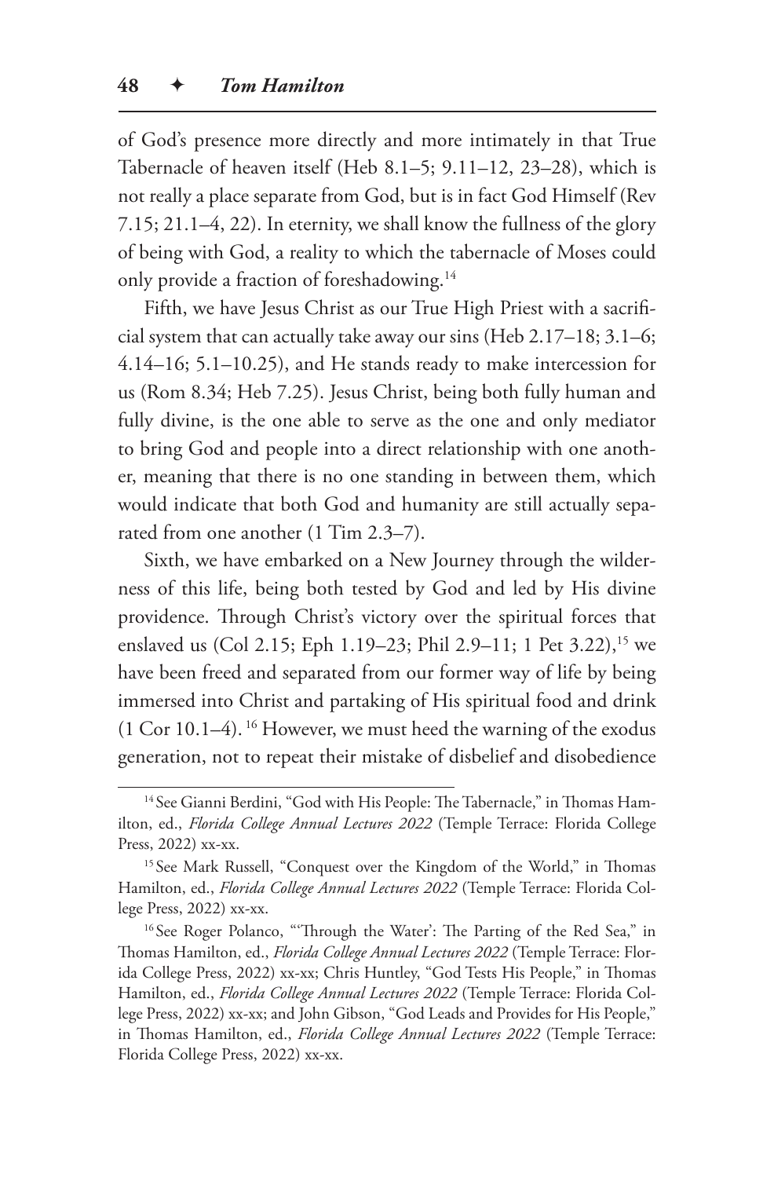of God's presence more directly and more intimately in that True Tabernacle of heaven itself (Heb 8.1–5; 9.11–12, 23–28), which is not really a place separate from God, but is in fact God Himself (Rev 7.15; 21.1–4, 22). In eternity, we shall know the fullness of the glory of being with God, a reality to which the tabernacle of Moses could only provide a fraction of foreshadowing.[14]

Fifth, we have Jesus Christ as our True High Priest with a sacrificial system that can actually take away our sins (Heb 2.17–18; 3.1–6; 4.14–16; 5.1–10.25), and He stands ready to make intercession for us (Rom 8.34; Heb 7.25). Jesus Christ, being both fully human and fully divine, is the one able to serve as the one and only mediator to bring God and people into a direct relationship with one another, meaning that there is no one standing in between them, which would indicate that both God and humanity are still actually separated from one another (1 Tim 2.3–7).

Sixth, we have embarked on a New Journey through the wilderness of this life, being both tested by God and led by His divine providence. Through Christ's victory over the spiritual forces that enslaved us (Col 2.15; Eph 1.19–23; Phil 2.9–11; 1 Pet 3.22),[15] we have been freed and separated from our former way of life by being immersed into Christ and partaking of His spiritual food and drink (1 Cor 10.1–4). [16] However, we must heed the warning of the exodus generation, not to repeat their mistake of disbelief and disobedience

---

[14] See Gianni Berdini, "God with His People: The Tabernacle," in Thomas Hamilton, ed., *Florida College Annual Lectures 2022* (Temple Terrace: Florida College Press, 2022) xx-xx.

[15] See Mark Russell, "Conquest over the Kingdom of the World," in Thomas Hamilton, ed., *Florida College Annual Lectures 2022* (Temple Terrace: Florida College Press, 2022) xx-xx.

[16] See Roger Polanco, "'Through the Water': The Parting of the Red Sea," in Thomas Hamilton, ed., *Florida College Annual Lectures 2022* (Temple Terrace: Florida College Press, 2022) xx-xx; Chris Huntley, "God Tests His People," in Thomas Hamilton, ed., *Florida College Annual Lectures 2022* (Temple Terrace: Florida College Press, 2022) xx-xx; and John Gibson, "God Leads and Provides for His People," in Thomas Hamilton, ed., *Florida College Annual Lectures 2022* (Temple Terrace: Florida College Press, 2022) xx-xx.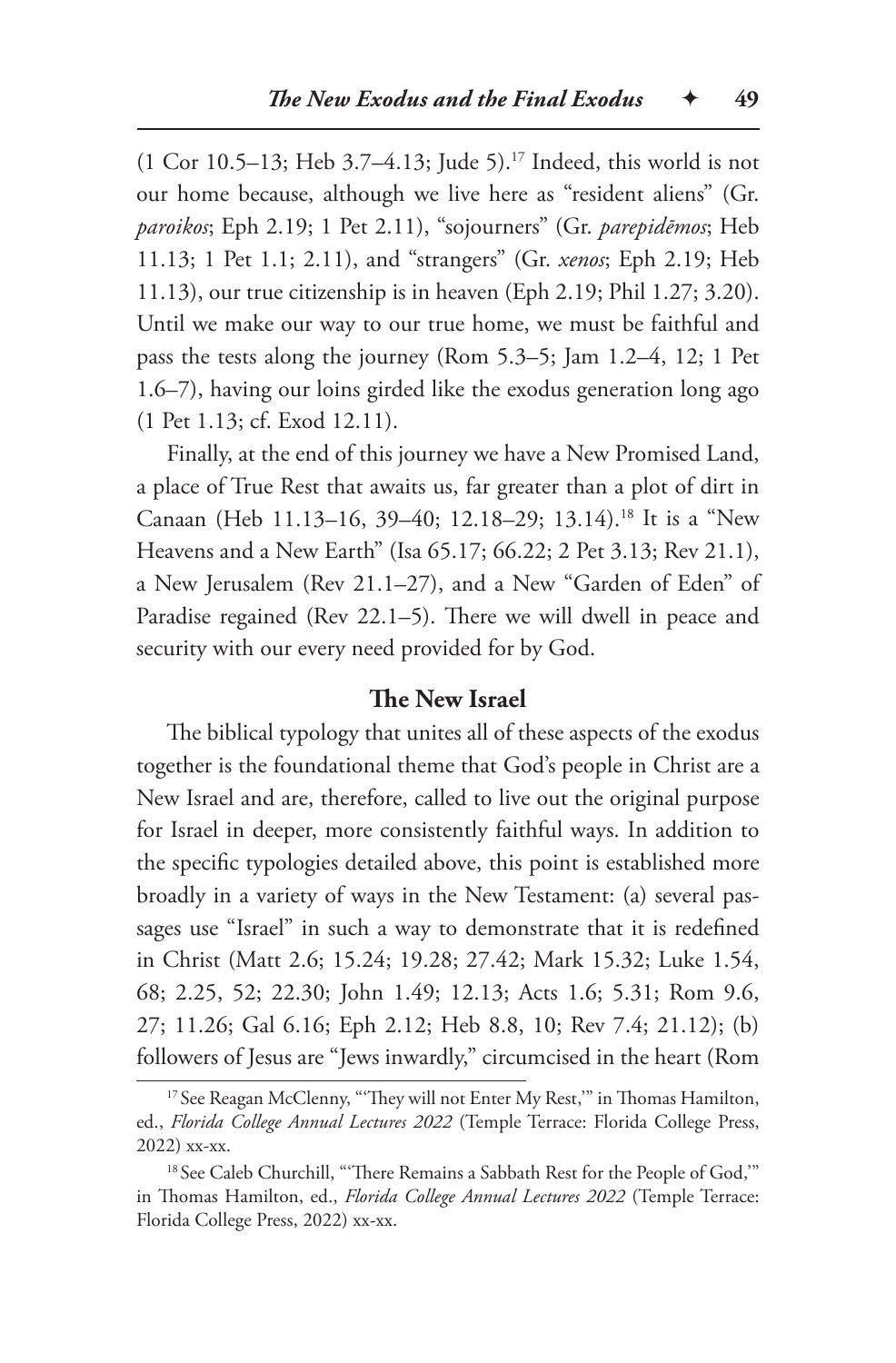(1 Cor 10.5–13; Heb 3.7–4.13; Jude 5).[17] Indeed, this world is not our home because, although we live here as "resident aliens" (Gr. *paroikos*; Eph 2.19; 1 Pet 2.11), "sojourners" (Gr. *parepidēmos*; Heb 11.13; 1 Pet 1.1; 2.11), and "strangers" (Gr. *xenos*; Eph 2.19; Heb 11.13), our true citizenship is in heaven (Eph 2.19; Phil 1.27; 3.20). Until we make our way to our true home, we must be faithful and pass the tests along the journey (Rom 5.3–5; Jam 1.2–4, 12; 1 Pet 1.6–7), having our loins girded like the exodus generation long ago (1 Pet 1.13; cf. Exod 12.11).

Finally, at the end of this journey we have a New Promised Land, a place of True Rest that awaits us, far greater than a plot of dirt in Canaan (Heb 11.13–16, 39–40; 12.18–29; 13.14).[18] It is a "New Heavens and a New Earth" (Isa 65.17; 66.22; 2 Pet 3.13; Rev 21.1), a New Jerusalem (Rev 21.1–27), and a New "Garden of Eden" of Paradise regained (Rev 22.1–5). There we will dwell in peace and security with our every need provided for by God.

## The New Israel

The biblical typology that unites all of these aspects of the exodus together is the foundational theme that God's people in Christ are a New Israel and are, therefore, called to live out the original purpose for Israel in deeper, more consistently faithful ways. In addition to the specific typologies detailed above, this point is established more broadly in a variety of ways in the New Testament: (a) several passages use "Israel" in such a way to demonstrate that it is redefined in Christ (Matt 2.6; 15.24; 19.28; 27.42; Mark 15.32; Luke 1.54, 68; 2.25, 52; 22.30; John 1.49; 12.13; Acts 1.6; 5.31; Rom 9.6, 27; 11.26; Gal 6.16; Eph 2.12; Heb 8.8, 10; Rev 7.4; 21.12); (b) followers of Jesus are "Jews inwardly," circumcised in the heart (Rom

---

[17] See Reagan McClenny, "'They will not Enter My Rest,'" in Thomas Hamilton, ed., *Florida College Annual Lectures 2022* (Temple Terrace: Florida College Press, 2022) xx-xx.

[18] See Caleb Churchill, "'There Remains a Sabbath Rest for the People of God,'" in Thomas Hamilton, ed., *Florida College Annual Lectures 2022* (Temple Terrace: Florida College Press, 2022) xx-xx.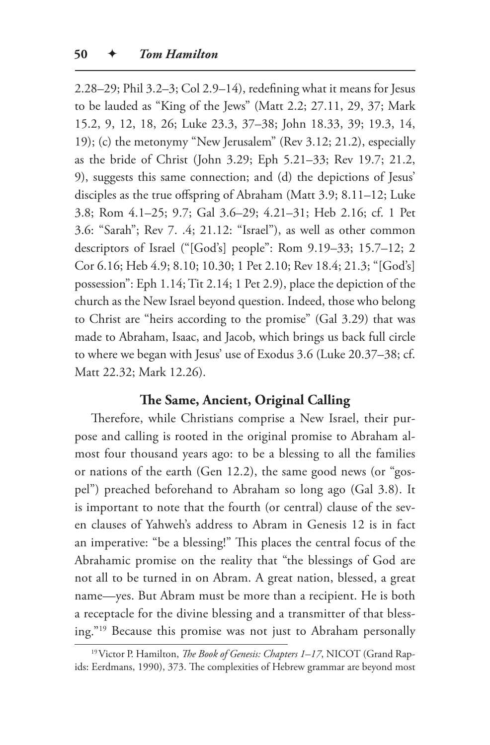2.28–29; Phil 3.2–3; Col 2.9–14), redefining what it means for Jesus to be lauded as "King of the Jews" (Matt 2.2; 27.11, 29, 37; Mark 15.2, 9, 12, 18, 26; Luke 23.3, 37–38; John 18.33, 39; 19.3, 14, 19); (c) the metonymy "New Jerusalem" (Rev 3.12; 21.2), especially as the bride of Christ (John 3.29; Eph 5.21–33; Rev 19.7; 21.2, 9), suggests this same connection; and (d) the depictions of Jesus' disciples as the true offspring of Abraham (Matt 3.9; 8.11–12; Luke 3.8; Rom 4.1–25; 9.7; Gal 3.6–29; 4.21–31; Heb 2.16; cf. 1 Pet 3.6: "Sarah"; Rev 7. .4; 21.12: "Israel"), as well as other common descriptors of Israel ("[God's] people": Rom 9.19–33; 15.7–12; 2 Cor 6.16; Heb 4.9; 8.10; 10.30; 1 Pet 2.10; Rev 18.4; 21.3; "[God's] possession": Eph 1.14; Tit 2.14; 1 Pet 2.9), place the depiction of the church as the New Israel beyond question. Indeed, those who belong to Christ are "heirs according to the promise" (Gal 3.29) that was made to Abraham, Isaac, and Jacob, which brings us back full circle to where we began with Jesus' use of Exodus 3.6 (Luke 20.37–38; cf. Matt 22.32; Mark 12.26).

### The Same, Ancient, Original Calling

Therefore, while Christians comprise a New Israel, their purpose and calling is rooted in the original promise to Abraham almost four thousand years ago: to be a blessing to all the families or nations of the earth (Gen 12.2), the same good news (or "gospel") preached beforehand to Abraham so long ago (Gal 3.8). It is important to note that the fourth (or central) clause of the seven clauses of Yahweh's address to Abram in Genesis 12 is in fact an imperative: "be a blessing!" This places the central focus of the Abrahamic promise on the reality that "the blessings of God are not all to be turned in on Abram. A great nation, blessed, a great name—yes. But Abram must be more than a recipient. He is both a receptacle for the divine blessing and a transmitter of that blessing."[19] Because this promise was not just to Abraham personally

[19] Victor P. Hamilton, *The Book of Genesis: Chapters 1–17*, NICOT (Grand Rapids: Eerdmans, 1990), 373. The complexities of Hebrew grammar are beyond most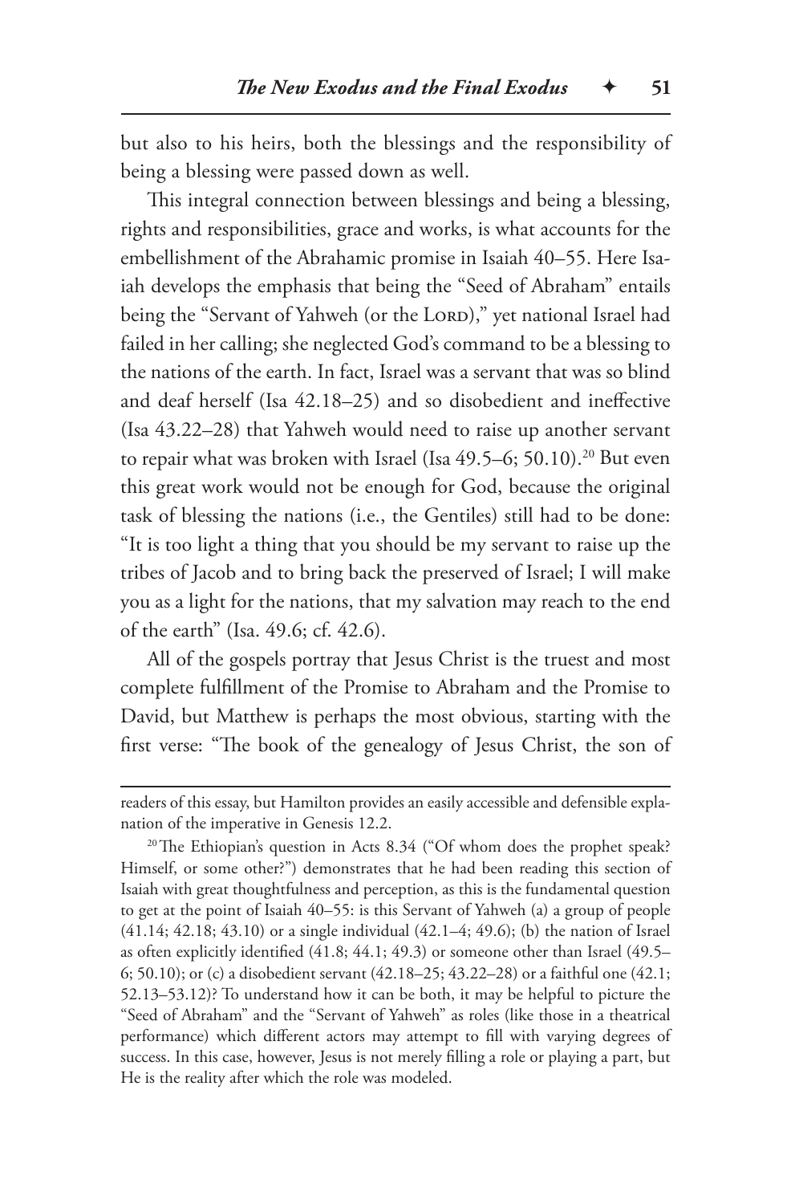but also to his heirs, both the blessings and the responsibility of being a blessing were passed down as well.

This integral connection between blessings and being a blessing, rights and responsibilities, grace and works, is what accounts for the embellishment of the Abrahamic promise in Isaiah 40–55. Here Isaiah develops the emphasis that being the "Seed of Abraham" entails being the "Servant of Yahweh (or the LORD)," yet national Israel had failed in her calling; she neglected God's command to be a blessing to the nations of the earth. In fact, Israel was a servant that was so blind and deaf herself (Isa 42.18–25) and so disobedient and ineffective (Isa 43.22–28) that Yahweh would need to raise up another servant to repair what was broken with Israel (Isa 49.5–6; 50.10).[20] But even this great work would not be enough for God, because the original task of blessing the nations (i.e., the Gentiles) still had to be done: "It is too light a thing that you should be my servant to raise up the tribes of Jacob and to bring back the preserved of Israel; I will make you as a light for the nations, that my salvation may reach to the end of the earth" (Isa. 49.6; cf. 42.6).

All of the gospels portray that Jesus Christ is the truest and most complete fulfillment of the Promise to Abraham and the Promise to David, but Matthew is perhaps the most obvious, starting with the first verse: "The book of the genealogy of Jesus Christ, the son of

---

readers of this essay, but Hamilton provides an easily accessible and defensible explanation of the imperative in Genesis 12.2.

[20] The Ethiopian's question in Acts 8.34 ("Of whom does the prophet speak? Himself, or some other?") demonstrates that he had been reading this section of Isaiah with great thoughtfulness and perception, as this is the fundamental question to get at the point of Isaiah 40–55: is this Servant of Yahweh (a) a group of people (41.14; 42.18; 43.10) or a single individual (42.1–4; 49.6); (b) the nation of Israel as often explicitly identified (41.8; 44.1; 49.3) or someone other than Israel (49.5–6; 50.10); or (c) a disobedient servant (42.18–25; 43.22–28) or a faithful one (42.1; 52.13–53.12)? To understand how it can be both, it may be helpful to picture the "Seed of Abraham" and the "Servant of Yahweh" as roles (like those in a theatrical performance) which different actors may attempt to fill with varying degrees of success. In this case, however, Jesus is not merely filling a role or playing a part, but He is the reality after which the role was modeled.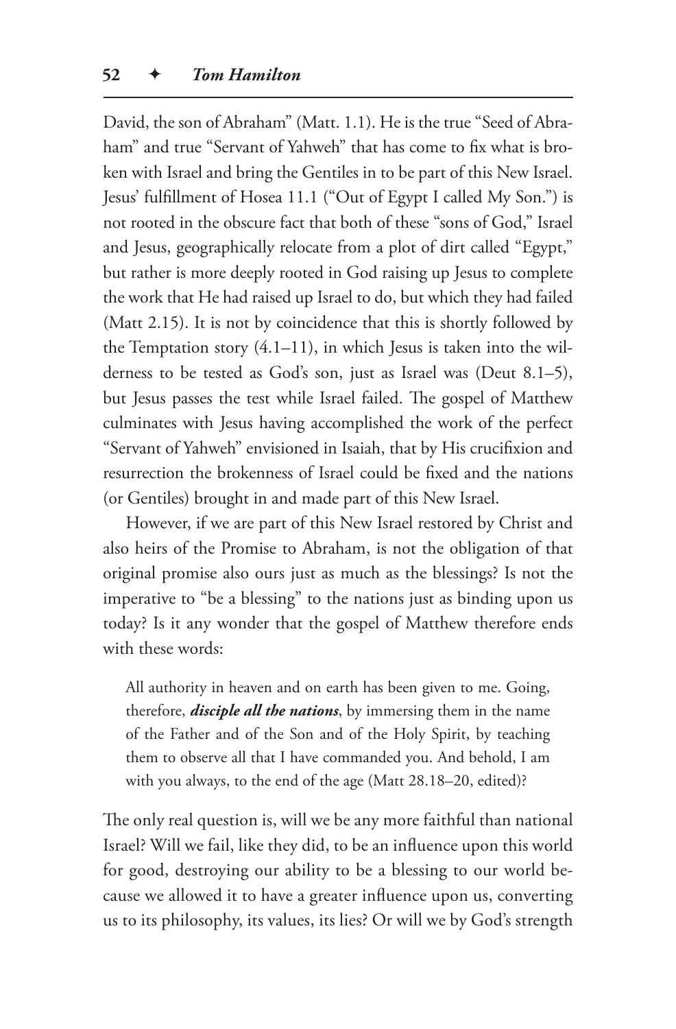David, the son of Abraham" (Matt. 1.1). He is the true "Seed of Abraham" and true "Servant of Yahweh" that has come to fix what is broken with Israel and bring the Gentiles in to be part of this New Israel. Jesus' fulfillment of Hosea 11.1 ("Out of Egypt I called My Son.") is not rooted in the obscure fact that both of these "sons of God," Israel and Jesus, geographically relocate from a plot of dirt called "Egypt," but rather is more deeply rooted in God raising up Jesus to complete the work that He had raised up Israel to do, but which they had failed (Matt 2.15). It is not by coincidence that this is shortly followed by the Temptation story (4.1–11), in which Jesus is taken into the wilderness to be tested as God's son, just as Israel was (Deut 8.1–5), but Jesus passes the test while Israel failed. The gospel of Matthew culminates with Jesus having accomplished the work of the perfect "Servant of Yahweh" envisioned in Isaiah, that by His crucifixion and resurrection the brokenness of Israel could be fixed and the nations (or Gentiles) brought in and made part of this New Israel.

However, if we are part of this New Israel restored by Christ and also heirs of the Promise to Abraham, is not the obligation of that original promise also ours just as much as the blessings? Is not the imperative to "be a blessing" to the nations just as binding upon us today? Is it any wonder that the gospel of Matthew therefore ends with these words:

> All authority in heaven and on earth has been given to me. Going, therefore, ***disciple all the nations***, by immersing them in the name of the Father and of the Son and of the Holy Spirit, by teaching them to observe all that I have commanded you. And behold, I am with you always, to the end of the age (Matt 28.18–20, edited)?

The only real question is, will we be any more faithful than national Israel? Will we fail, like they did, to be an influence upon this world for good, destroying our ability to be a blessing to our world because we allowed it to have a greater influence upon us, converting us to its philosophy, its values, its lies? Or will we by God's strength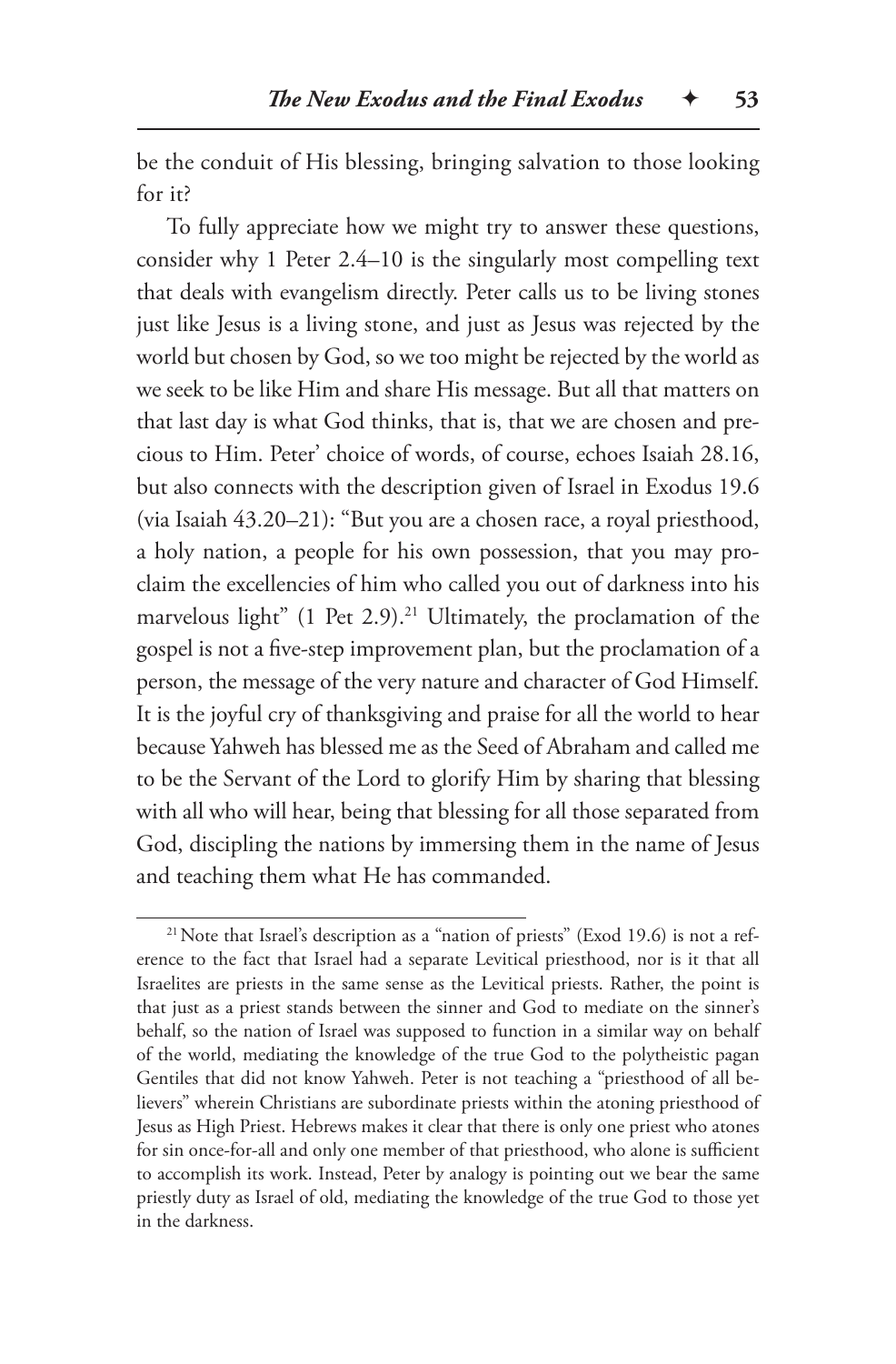be the conduit of His blessing, bringing salvation to those looking for it?

To fully appreciate how we might try to answer these questions, consider why 1 Peter 2.4–10 is the singularly most compelling text that deals with evangelism directly. Peter calls us to be living stones just like Jesus is a living stone, and just as Jesus was rejected by the world but chosen by God, so we too might be rejected by the world as we seek to be like Him and share His message. But all that matters on that last day is what God thinks, that is, that we are chosen and precious to Him. Peter' choice of words, of course, echoes Isaiah 28.16, but also connects with the description given of Israel in Exodus 19.6 (via Isaiah 43.20–21): "But you are a chosen race, a royal priesthood, a holy nation, a people for his own possession, that you may proclaim the excellencies of him who called you out of darkness into his marvelous light" (1 Pet 2.9).[21] Ultimately, the proclamation of the gospel is not a five-step improvement plan, but the proclamation of a person, the message of the very nature and character of God Himself. It is the joyful cry of thanksgiving and praise for all the world to hear because Yahweh has blessed me as the Seed of Abraham and called me to be the Servant of the Lord to glorify Him by sharing that blessing with all who will hear, being that blessing for all those separated from God, discipling the nations by immersing them in the name of Jesus and teaching them what He has commanded.

---

[21] Note that Israel's description as a "nation of priests" (Exod 19.6) is not a reference to the fact that Israel had a separate Levitical priesthood, nor is it that all Israelites are priests in the same sense as the Levitical priests. Rather, the point is that just as a priest stands between the sinner and God to mediate on the sinner's behalf, so the nation of Israel was supposed to function in a similar way on behalf of the world, mediating the knowledge of the true God to the polytheistic pagan Gentiles that did not know Yahweh. Peter is not teaching a "priesthood of all believers" wherein Christians are subordinate priests within the atoning priesthood of Jesus as High Priest. Hebrews makes it clear that there is only one priest who atones for sin once-for-all and only one member of that priesthood, who alone is sufficient to accomplish its work. Instead, Peter by analogy is pointing out we bear the same priestly duty as Israel of old, mediating the knowledge of the true God to those yet in the darkness.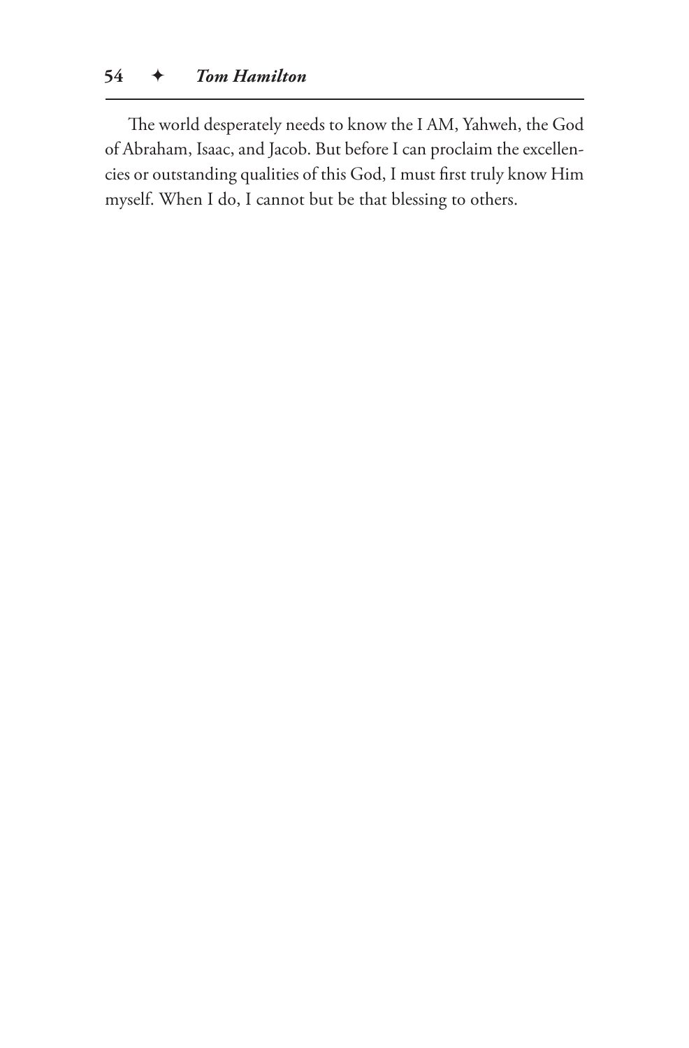The world desperately needs to know the I AM, Yahweh, the God of Abraham, Isaac, and Jacob. But before I can proclaim the excellencies or outstanding qualities of this God, I must first truly know Him myself. When I do, I cannot but be that blessing to others.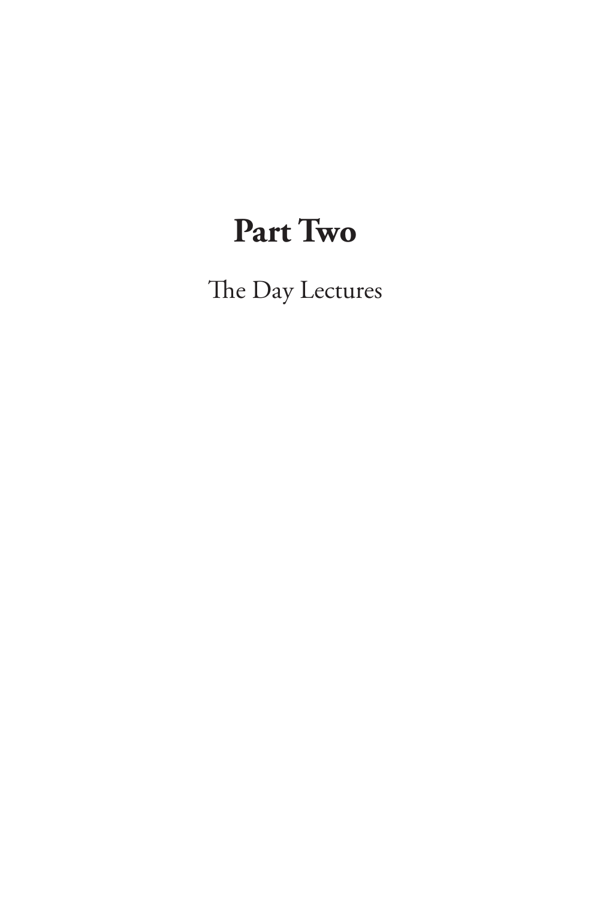# Part Two

The Day Lectures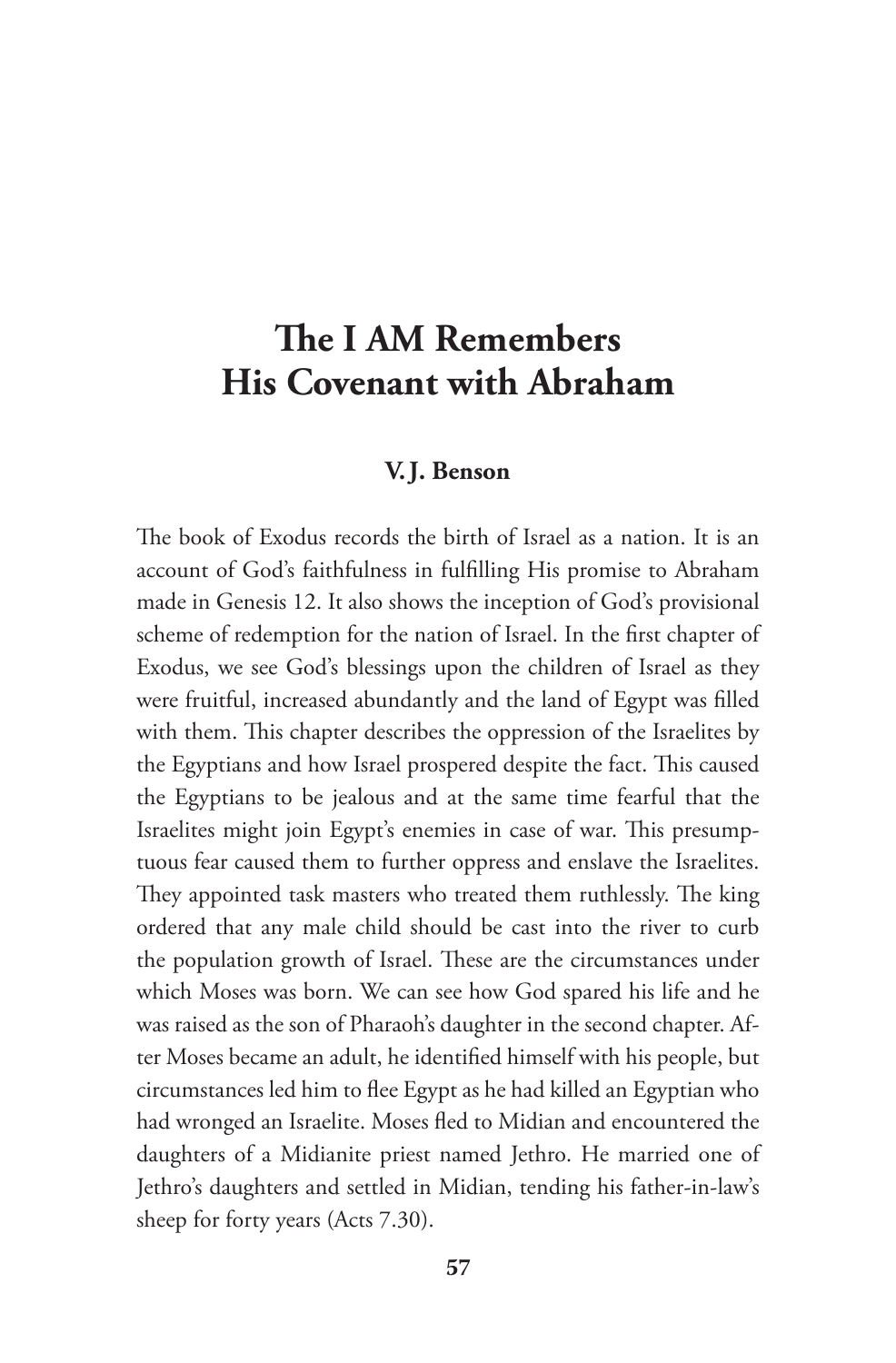# The I AM Remembers His Covenant with Abraham

**V. J. Benson**

The book of Exodus records the birth of Israel as a nation. It is an account of God's faithfulness in fulfilling His promise to Abraham made in Genesis 12. It also shows the inception of God's provisional scheme of redemption for the nation of Israel. In the first chapter of Exodus, we see God's blessings upon the children of Israel as they were fruitful, increased abundantly and the land of Egypt was filled with them. This chapter describes the oppression of the Israelites by the Egyptians and how Israel prospered despite the fact. This caused the Egyptians to be jealous and at the same time fearful that the Israelites might join Egypt's enemies in case of war. This presumptuous fear caused them to further oppress and enslave the Israelites. They appointed task masters who treated them ruthlessly. The king ordered that any male child should be cast into the river to curb the population growth of Israel. These are the circumstances under which Moses was born. We can see how God spared his life and he was raised as the son of Pharaoh's daughter in the second chapter. After Moses became an adult, he identified himself with his people, but circumstances led him to flee Egypt as he had killed an Egyptian who had wronged an Israelite. Moses fled to Midian and encountered the daughters of a Midianite priest named Jethro. He married one of Jethro's daughters and settled in Midian, tending his father-in-law's sheep for forty years (Acts 7.30).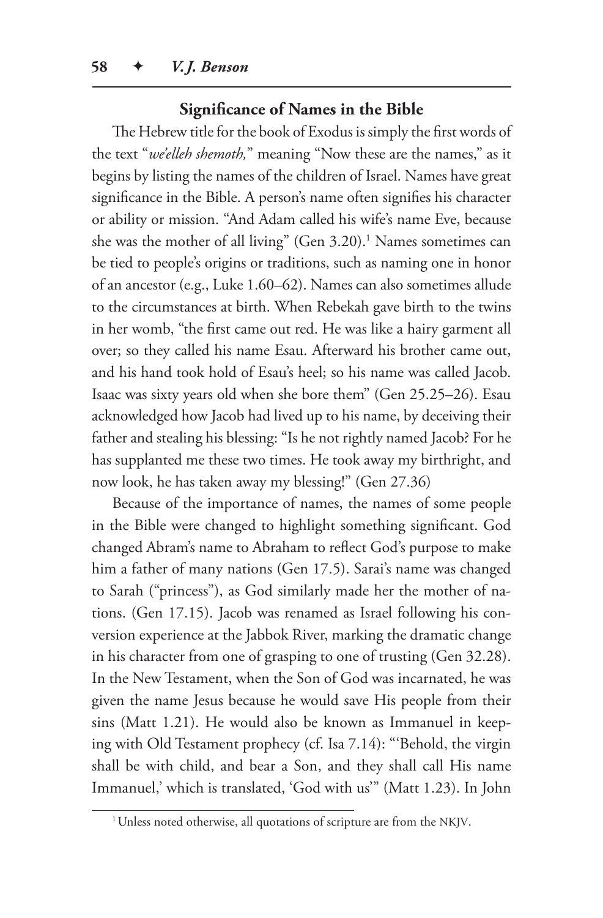### Significance of Names in the Bible

The Hebrew title for the book of Exodus is simply the first words of the text "*we'elleh shemoth,*" meaning "Now these are the names," as it begins by listing the names of the children of Israel. Names have great significance in the Bible. A person's name often signifies his character or ability or mission. "And Adam called his wife's name Eve, because she was the mother of all living" (Gen 3.20).[1] Names sometimes can be tied to people's origins or traditions, such as naming one in honor of an ancestor (e.g., Luke 1.60–62). Names can also sometimes allude to the circumstances at birth. When Rebekah gave birth to the twins in her womb, "the first came out red. He was like a hairy garment all over; so they called his name Esau. Afterward his brother came out, and his hand took hold of Esau's heel; so his name was called Jacob. Isaac was sixty years old when she bore them" (Gen 25.25–26). Esau acknowledged how Jacob had lived up to his name, by deceiving their father and stealing his blessing: "Is he not rightly named Jacob? For he has supplanted me these two times. He took away my birthright, and now look, he has taken away my blessing!" (Gen 27.36)

Because of the importance of names, the names of some people in the Bible were changed to highlight something significant. God changed Abram's name to Abraham to reflect God's purpose to make him a father of many nations (Gen 17.5). Sarai's name was changed to Sarah ("princess"), as God similarly made her the mother of nations. (Gen 17.15). Jacob was renamed as Israel following his conversion experience at the Jabbok River, marking the dramatic change in his character from one of grasping to one of trusting (Gen 32.28). In the New Testament, when the Son of God was incarnated, he was given the name Jesus because he would save His people from their sins (Matt 1.21). He would also be known as Immanuel in keeping with Old Testament prophecy (cf. Isa 7.14): "'Behold, the virgin shall be with child, and bear a Son, and they shall call His name Immanuel,' which is translated, 'God with us'" (Matt 1.23). In John

[1] Unless noted otherwise, all quotations of scripture are from the NKJV.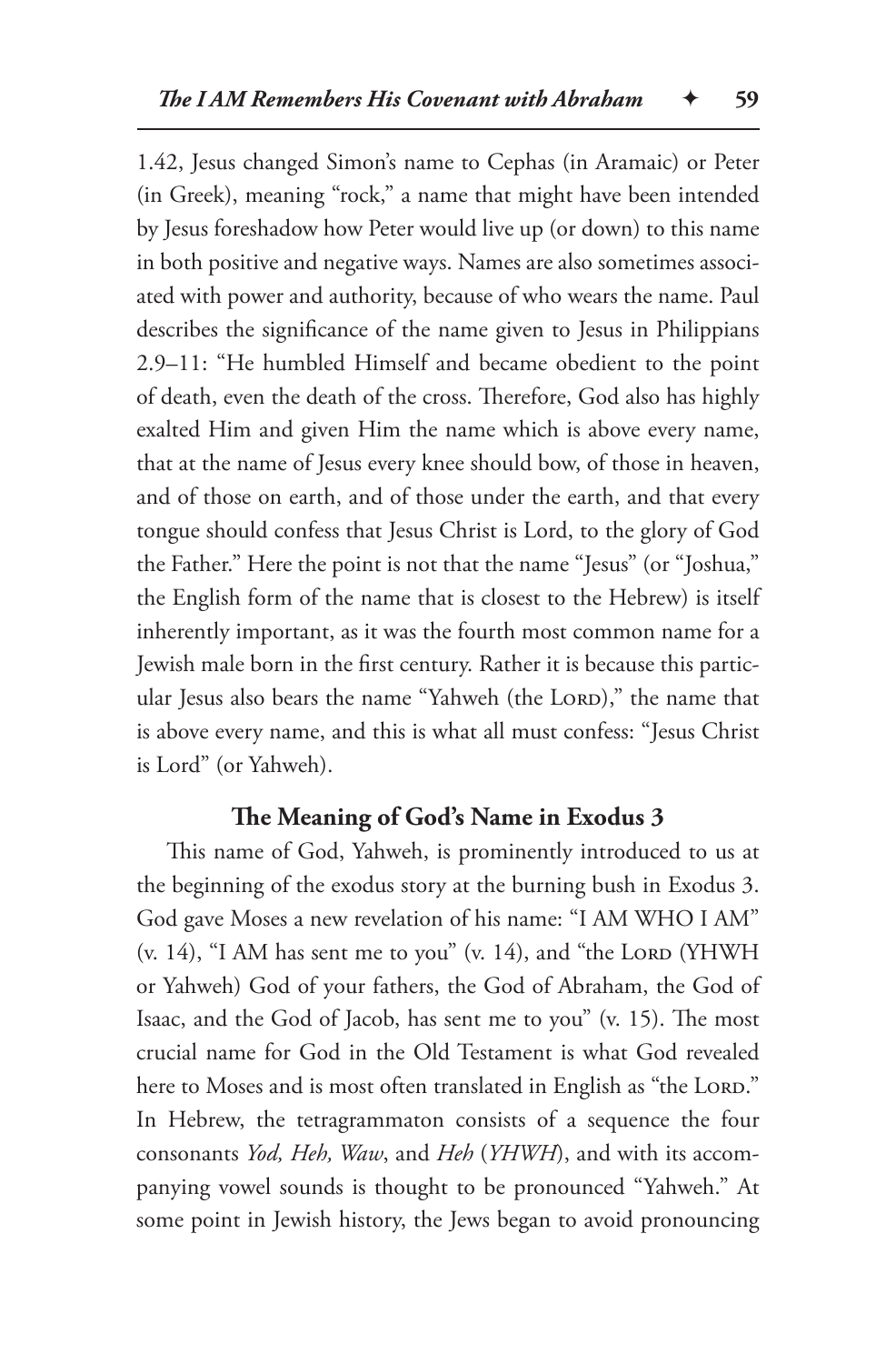1.42, Jesus changed Simon's name to Cephas (in Aramaic) or Peter (in Greek), meaning "rock," a name that might have been intended by Jesus foreshadow how Peter would live up (or down) to this name in both positive and negative ways. Names are also sometimes associated with power and authority, because of who wears the name. Paul describes the significance of the name given to Jesus in Philippians 2.9–11: "He humbled Himself and became obedient to the point of death, even the death of the cross. Therefore, God also has highly exalted Him and given Him the name which is above every name, that at the name of Jesus every knee should bow, of those in heaven, and of those on earth, and of those under the earth, and that every tongue should confess that Jesus Christ is Lord, to the glory of God the Father." Here the point is not that the name "Jesus" (or "Joshua," the English form of the name that is closest to the Hebrew) is itself inherently important, as it was the fourth most common name for a Jewish male born in the first century. Rather it is because this particular Jesus also bears the name "Yahweh (the LORD)," the name that is above every name, and this is what all must confess: "Jesus Christ is Lord" (or Yahweh).

### The Meaning of God's Name in Exodus 3

This name of God, Yahweh, is prominently introduced to us at the beginning of the exodus story at the burning bush in Exodus 3. God gave Moses a new revelation of his name: "I AM WHO I AM" (v. 14), "I AM has sent me to you" (v. 14), and "the LORD (YHWH or Yahweh) God of your fathers, the God of Abraham, the God of Isaac, and the God of Jacob, has sent me to you" (v. 15). The most crucial name for God in the Old Testament is what God revealed here to Moses and is most often translated in English as "the LORD." In Hebrew, the tetragrammaton consists of a sequence the four consonants *Yod, Heh, Waw*, and *Heh* (*YHWH*), and with its accompanying vowel sounds is thought to be pronounced "Yahweh." At some point in Jewish history, the Jews began to avoid pronouncing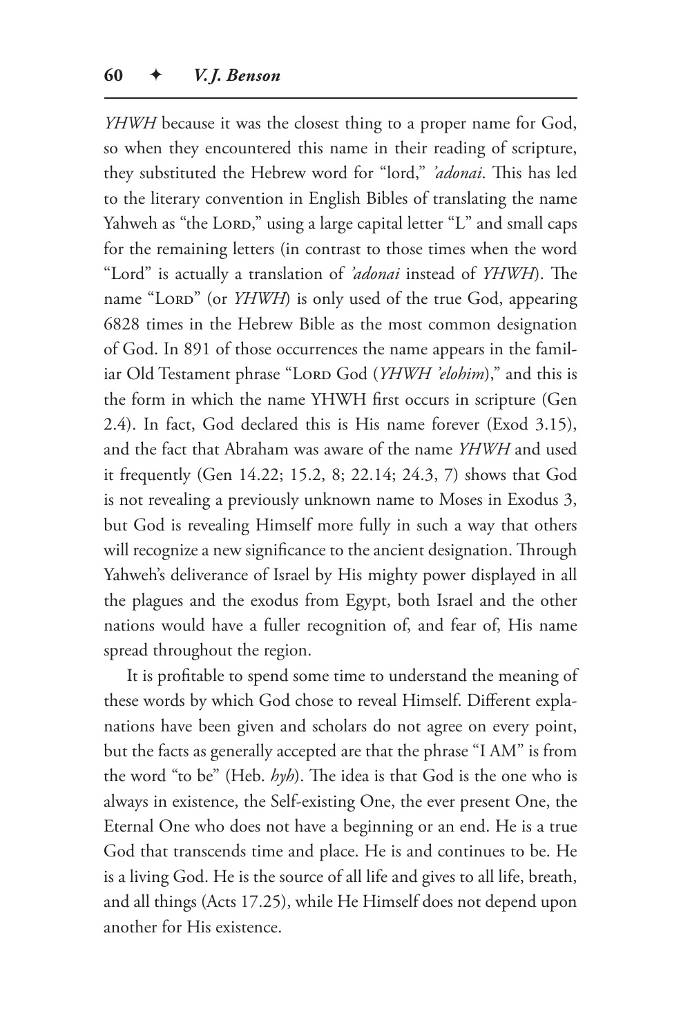*YHWH* because it was the closest thing to a proper name for God, so when they encountered this name in their reading of scripture, they substituted the Hebrew word for "lord," *'adonai*. This has led to the literary convention in English Bibles of translating the name Yahweh as "the LORD," using a large capital letter "L" and small caps for the remaining letters (in contrast to those times when the word "Lord" is actually a translation of *'adonai* instead of *YHWH*). The name "LORD" (or *YHWH*) is only used of the true God, appearing 6828 times in the Hebrew Bible as the most common designation of God. In 891 of those occurrences the name appears in the familiar Old Testament phrase "LORD God (*YHWH 'elohim*)," and this is the form in which the name YHWH first occurs in scripture (Gen 2.4). In fact, God declared this is His name forever (Exod 3.15), and the fact that Abraham was aware of the name *YHWH* and used it frequently (Gen 14.22; 15.2, 8; 22.14; 24.3, 7) shows that God is not revealing a previously unknown name to Moses in Exodus 3, but God is revealing Himself more fully in such a way that others will recognize a new significance to the ancient designation. Through Yahweh's deliverance of Israel by His mighty power displayed in all the plagues and the exodus from Egypt, both Israel and the other nations would have a fuller recognition of, and fear of, His name spread throughout the region.

It is profitable to spend some time to understand the meaning of these words by which God chose to reveal Himself. Different explanations have been given and scholars do not agree on every point, but the facts as generally accepted are that the phrase "I AM" is from the word "to be" (Heb. *hyh*). The idea is that God is the one who is always in existence, the Self-existing One, the ever present One, the Eternal One who does not have a beginning or an end. He is a true God that transcends time and place. He is and continues to be. He is a living God. He is the source of all life and gives to all life, breath, and all things (Acts 17.25), while He Himself does not depend upon another for His existence.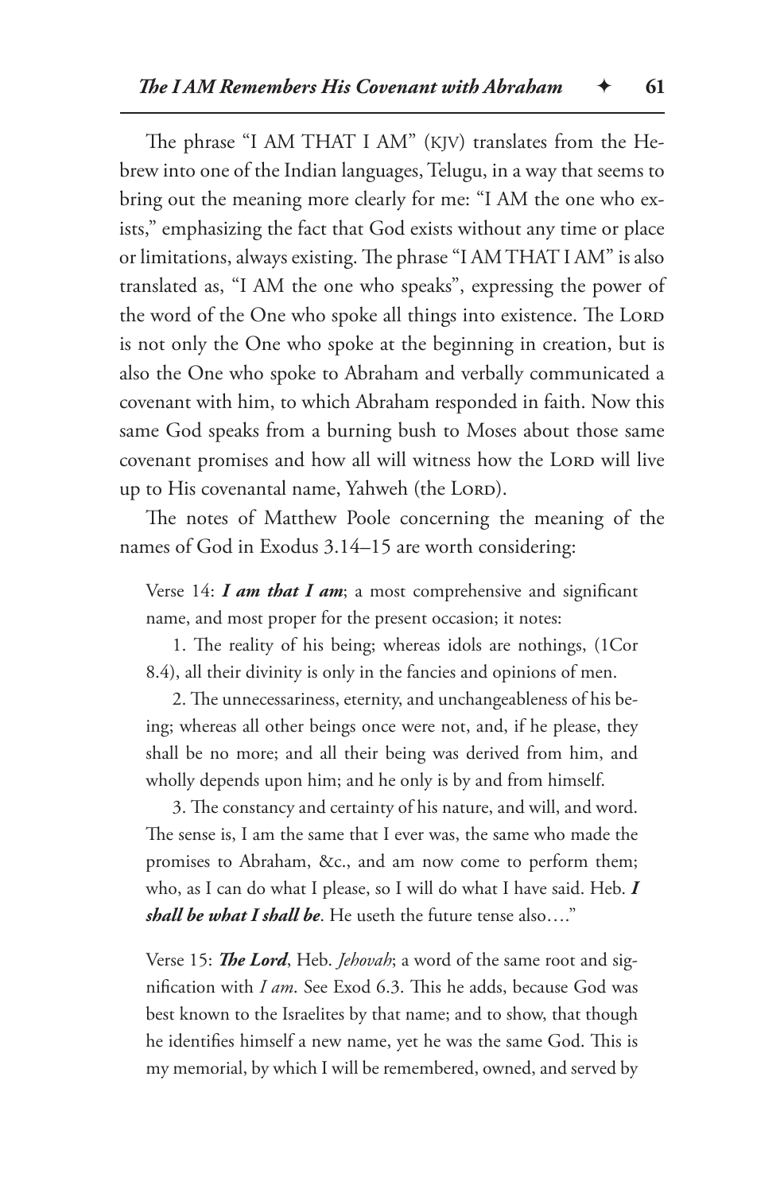The phrase "I AM THAT I AM" (KJV) translates from the Hebrew into one of the Indian languages, Telugu, in a way that seems to bring out the meaning more clearly for me: "I AM the one who exists," emphasizing the fact that God exists without any time or place or limitations, always existing. The phrase "I AM THAT I AM" is also translated as, "I AM the one who speaks", expressing the power of the word of the One who spoke all things into existence. The LORD is not only the One who spoke at the beginning in creation, but is also the One who spoke to Abraham and verbally communicated a covenant with him, to which Abraham responded in faith. Now this same God speaks from a burning bush to Moses about those same covenant promises and how all will witness how the LORD will live up to His covenantal name, Yahweh (the LORD).

The notes of Matthew Poole concerning the meaning of the names of God in Exodus 3.14–15 are worth considering:

> Verse 14: ***I am that I am***; a most comprehensive and significant name, and most proper for the present occasion; it notes:
>
> 1. The reality of his being; whereas idols are nothings, (1Cor 8.4), all their divinity is only in the fancies and opinions of men.
>
> 2. The unnecessariness, eternity, and unchangeableness of his being; whereas all other beings once were not, and, if he please, they shall be no more; and all their being was derived from him, and wholly depends upon him; and he only is by and from himself.
>
> 3. The constancy and certainty of his nature, and will, and word. The sense is, I am the same that I ever was, the same who made the promises to Abraham, &c., and am now come to perform them; who, as I can do what I please, so I will do what I have said. Heb. ***I shall be what I shall be***. He useth the future tense also…."
>
> Verse 15: ***The Lord***, Heb. *Jehovah*; a word of the same root and signification with *I am*. See Exod 6.3. This he adds, because God was best known to the Israelites by that name; and to show, that though he identifies himself a new name, yet he was the same God. This is my memorial, by which I will be remembered, owned, and served by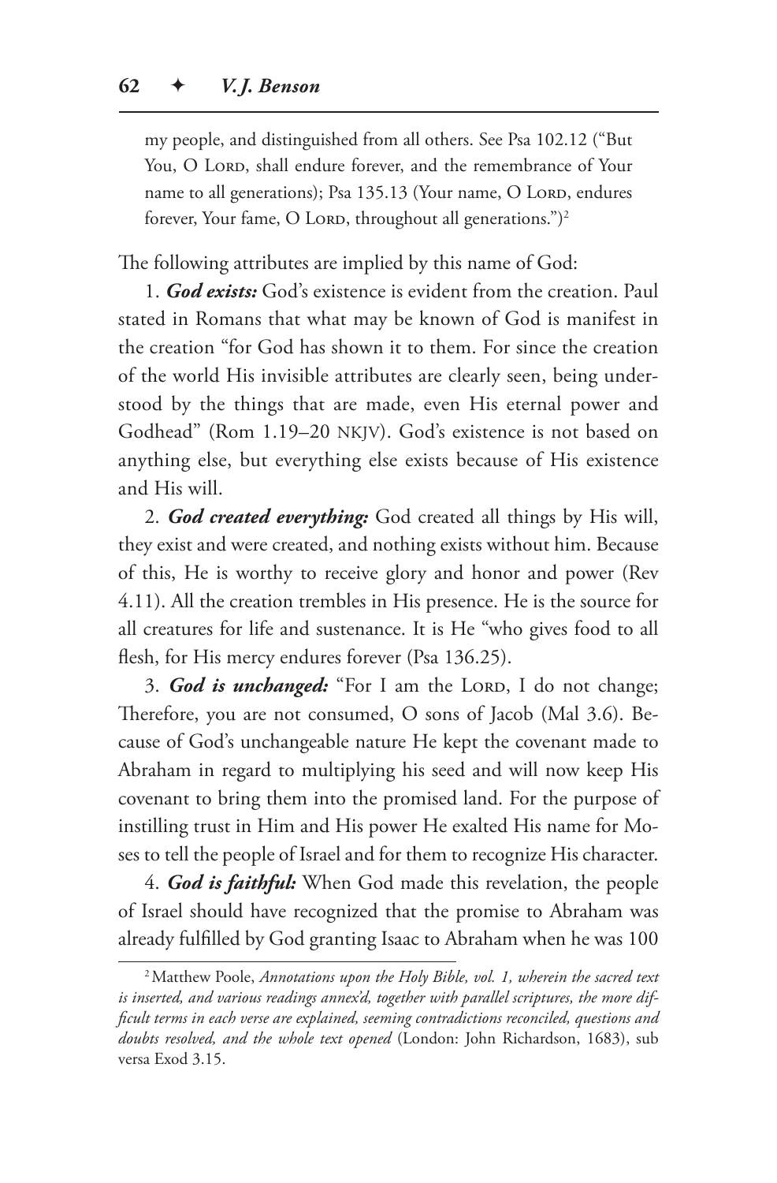my people, and distinguished from all others. See Psa 102.12 ("But You, O LORD, shall endure forever, and the remembrance of Your name to all generations); Psa 135.13 (Your name, O LORD, endures forever, Your fame, O LORD, throughout all generations.")[2]

The following attributes are implied by this name of God:

1. ***God exists:*** God's existence is evident from the creation. Paul stated in Romans that what may be known of God is manifest in the creation "for God has shown it to them. For since the creation of the world His invisible attributes are clearly seen, being understood by the things that are made, even His eternal power and Godhead" (Rom 1.19–20 NKJV). God's existence is not based on anything else, but everything else exists because of His existence and His will.

2. ***God created everything:*** God created all things by His will, they exist and were created, and nothing exists without him. Because of this, He is worthy to receive glory and honor and power (Rev 4.11). All the creation trembles in His presence. He is the source for all creatures for life and sustenance. It is He "who gives food to all flesh, for His mercy endures forever (Psa 136.25).

3. ***God is unchanged:*** "For I am the LORD, I do not change; Therefore, you are not consumed, O sons of Jacob (Mal 3.6). Because of God's unchangeable nature He kept the covenant made to Abraham in regard to multiplying his seed and will now keep His covenant to bring them into the promised land. For the purpose of instilling trust in Him and His power He exalted His name for Moses to tell the people of Israel and for them to recognize His character.

4. ***God is faithful:*** When God made this revelation, the people of Israel should have recognized that the promise to Abraham was already fulfilled by God granting Isaac to Abraham when he was 100

---

[2] Matthew Poole, *Annotations upon the Holy Bible, vol. 1, wherein the sacred text is inserted, and various readings annex'd, together with parallel scriptures, the more difficult terms in each verse are explained, seeming contradictions reconciled, questions and doubts resolved, and the whole text opened* (London: John Richardson, 1683), sub versa Exod 3.15.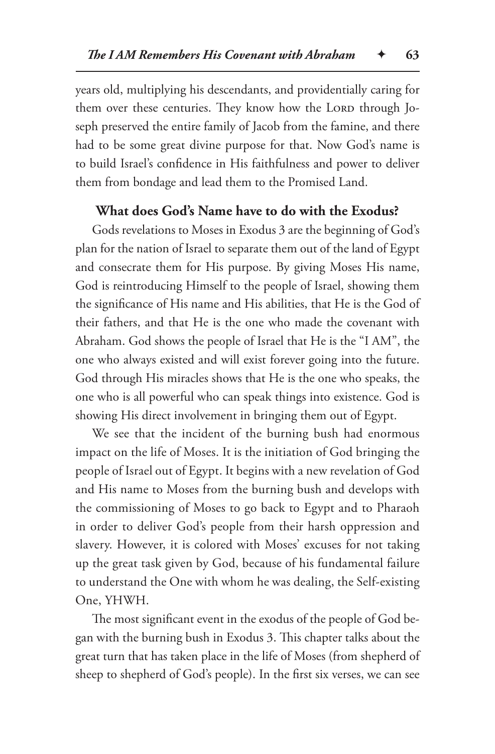years old, multiplying his descendants, and providentially caring for them over these centuries. They know how the Lord through Joseph preserved the entire family of Jacob from the famine, and there had to be some great divine purpose for that. Now God's name is to build Israel's confidence in His faithfulness and power to deliver them from bondage and lead them to the Promised Land.

### What does God's Name have to do with the Exodus?

Gods revelations to Moses in Exodus 3 are the beginning of God's plan for the nation of Israel to separate them out of the land of Egypt and consecrate them for His purpose. By giving Moses His name, God is reintroducing Himself to the people of Israel, showing them the significance of His name and His abilities, that He is the God of their fathers, and that He is the one who made the covenant with Abraham. God shows the people of Israel that He is the "I AM", the one who always existed and will exist forever going into the future. God through His miracles shows that He is the one who speaks, the one who is all powerful who can speak things into existence. God is showing His direct involvement in bringing them out of Egypt.

We see that the incident of the burning bush had enormous impact on the life of Moses. It is the initiation of God bringing the people of Israel out of Egypt. It begins with a new revelation of God and His name to Moses from the burning bush and develops with the commissioning of Moses to go back to Egypt and to Pharaoh in order to deliver God's people from their harsh oppression and slavery. However, it is colored with Moses' excuses for not taking up the great task given by God, because of his fundamental failure to understand the One with whom he was dealing, the Self-existing One, YHWH.

The most significant event in the exodus of the people of God began with the burning bush in Exodus 3. This chapter talks about the great turn that has taken place in the life of Moses (from shepherd of sheep to shepherd of God's people). In the first six verses, we can see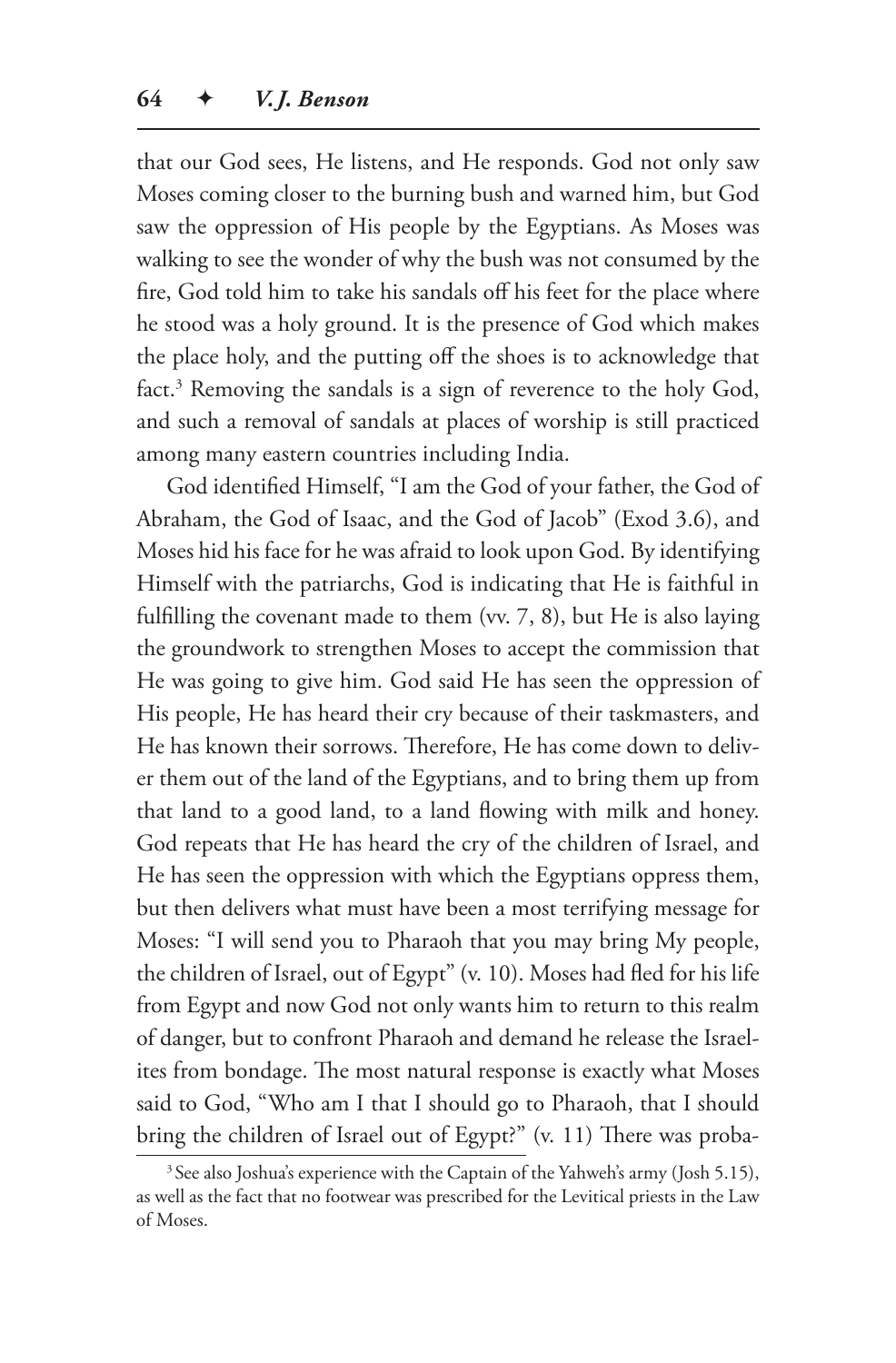that our God sees, He listens, and He responds. God not only saw Moses coming closer to the burning bush and warned him, but God saw the oppression of His people by the Egyptians. As Moses was walking to see the wonder of why the bush was not consumed by the fire, God told him to take his sandals off his feet for the place where he stood was a holy ground. It is the presence of God which makes the place holy, and the putting off the shoes is to acknowledge that fact.[3] Removing the sandals is a sign of reverence to the holy God, and such a removal of sandals at places of worship is still practiced among many eastern countries including India.

God identified Himself, "I am the God of your father, the God of Abraham, the God of Isaac, and the God of Jacob" (Exod 3.6), and Moses hid his face for he was afraid to look upon God. By identifying Himself with the patriarchs, God is indicating that He is faithful in fulfilling the covenant made to them (vv. 7, 8), but He is also laying the groundwork to strengthen Moses to accept the commission that He was going to give him. God said He has seen the oppression of His people, He has heard their cry because of their taskmasters, and He has known their sorrows. Therefore, He has come down to deliver them out of the land of the Egyptians, and to bring them up from that land to a good land, to a land flowing with milk and honey. God repeats that He has heard the cry of the children of Israel, and He has seen the oppression with which the Egyptians oppress them, but then delivers what must have been a most terrifying message for Moses: "I will send you to Pharaoh that you may bring My people, the children of Israel, out of Egypt" (v. 10). Moses had fled for his life from Egypt and now God not only wants him to return to this realm of danger, but to confront Pharaoh and demand he release the Israelites from bondage. The most natural response is exactly what Moses said to God, "Who am I that I should go to Pharaoh, that I should bring the children of Israel out of Egypt?" (v. 11) There was proba-

[3] See also Joshua's experience with the Captain of the Yahweh's army (Josh 5.15), as well as the fact that no footwear was prescribed for the Levitical priests in the Law of Moses.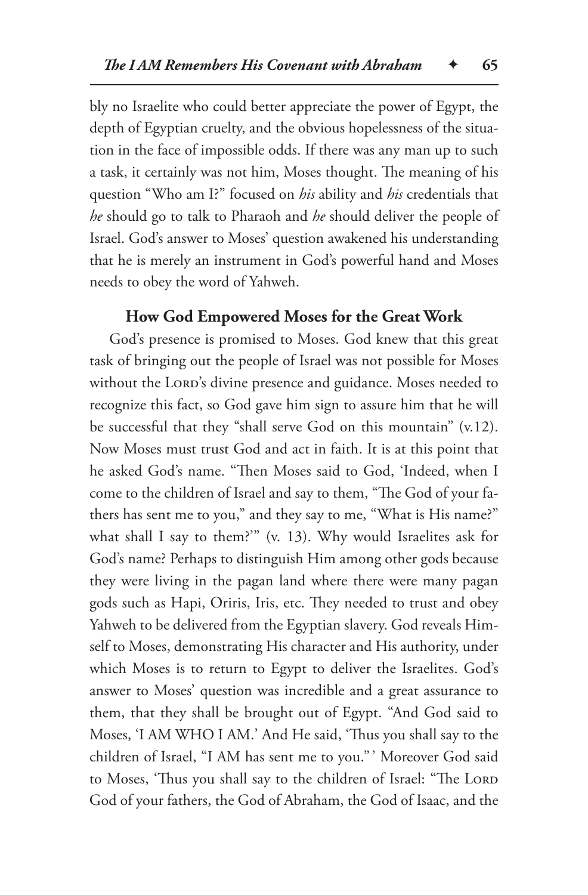bly no Israelite who could better appreciate the power of Egypt, the depth of Egyptian cruelty, and the obvious hopelessness of the situation in the face of impossible odds. If there was any man up to such a task, it certainly was not him, Moses thought. The meaning of his question "Who am I?" focused on *his* ability and *his* credentials that *he* should go to talk to Pharaoh and *he* should deliver the people of Israel. God's answer to Moses' question awakened his understanding that he is merely an instrument in God's powerful hand and Moses needs to obey the word of Yahweh.

### How God Empowered Moses for the Great Work

God's presence is promised to Moses. God knew that this great task of bringing out the people of Israel was not possible for Moses without the Lord's divine presence and guidance. Moses needed to recognize this fact, so God gave him sign to assure him that he will be successful that they "shall serve God on this mountain" (v.12). Now Moses must trust God and act in faith. It is at this point that he asked God's name. "Then Moses said to God, 'Indeed, when I come to the children of Israel and say to them, "The God of your fathers has sent me to you," and they say to me, "What is His name?" what shall I say to them?'" (v. 13). Why would Israelites ask for God's name? Perhaps to distinguish Him among other gods because they were living in the pagan land where there were many pagan gods such as Hapi, Oriris, Iris, etc. They needed to trust and obey Yahweh to be delivered from the Egyptian slavery. God reveals Himself to Moses, demonstrating His character and His authority, under which Moses is to return to Egypt to deliver the Israelites. God's answer to Moses' question was incredible and a great assurance to them, that they shall be brought out of Egypt. "And God said to Moses, 'I AM WHO I AM.' And He said, 'Thus you shall say to the children of Israel, "I AM has sent me to you."' Moreover God said to Moses, 'Thus you shall say to the children of Israel: "The Lord God of your fathers, the God of Abraham, the God of Isaac, and the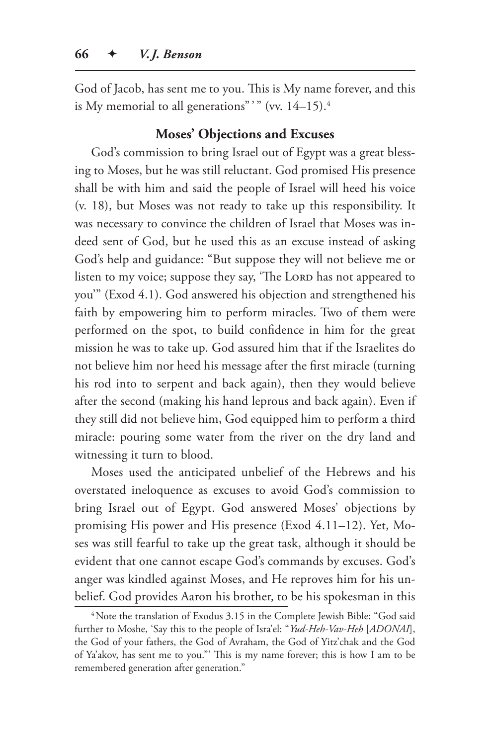God of Jacob, has sent me to you. This is My name forever, and this is My memorial to all generations" ' " (vv. 14–15).[4]

### Moses' Objections and Excuses

God's commission to bring Israel out of Egypt was a great blessing to Moses, but he was still reluctant. God promised His presence shall be with him and said the people of Israel will heed his voice (v. 18), but Moses was not ready to take up this responsibility. It was necessary to convince the children of Israel that Moses was indeed sent of God, but he used this as an excuse instead of asking God's help and guidance: "But suppose they will not believe me or listen to my voice; suppose they say, 'The LORD has not appeared to you'" (Exod 4.1). God answered his objection and strengthened his faith by empowering him to perform miracles. Two of them were performed on the spot, to build confidence in him for the great mission he was to take up. God assured him that if the Israelites do not believe him nor heed his message after the first miracle (turning his rod into to serpent and back again), then they would believe after the second (making his hand leprous and back again). Even if they still did not believe him, God equipped him to perform a third miracle: pouring some water from the river on the dry land and witnessing it turn to blood.

Moses used the anticipated unbelief of the Hebrews and his overstated ineloquence as excuses to avoid God's commission to bring Israel out of Egypt. God answered Moses' objections by promising His power and His presence (Exod 4.11–12). Yet, Moses was still fearful to take up the great task, although it should be evident that one cannot escape God's commands by excuses. God's anger was kindled against Moses, and He reproves him for his unbelief. God provides Aaron his brother, to be his spokesman in this

---

[4] Note the translation of Exodus 3.15 in the Complete Jewish Bible: "God said further to Moshe, 'Say this to the people of Isra'el: "*Yud-Heh-Vav-Heh* [*ADONAI*], the God of your fathers, the God of Avraham, the God of Yitz'chak and the God of Ya'akov, has sent me to you."' This is my name forever; this is how I am to be remembered generation after generation."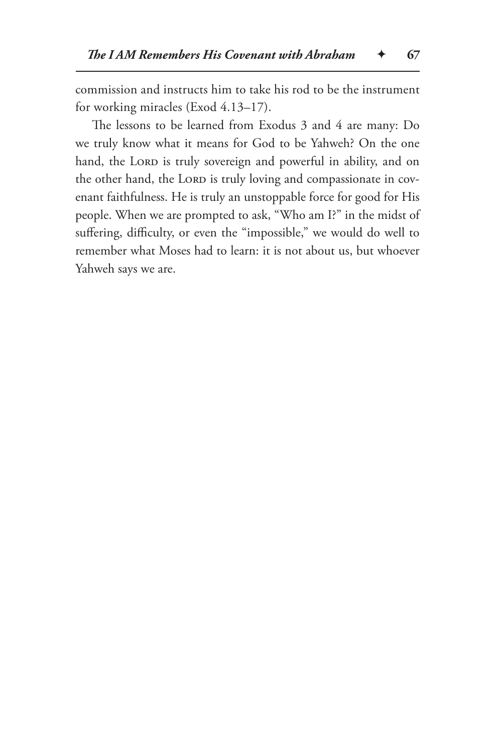commission and instructs him to take his rod to be the instrument for working miracles (Exod 4.13–17).

The lessons to be learned from Exodus 3 and 4 are many: Do we truly know what it means for God to be Yahweh? On the one hand, the LORD is truly sovereign and powerful in ability, and on the other hand, the LORD is truly loving and compassionate in covenant faithfulness. He is truly an unstoppable force for good for His people. When we are prompted to ask, "Who am I?" in the midst of suffering, difficulty, or even the "impossible," we would do well to remember what Moses had to learn: it is not about us, but whoever Yahweh says we are.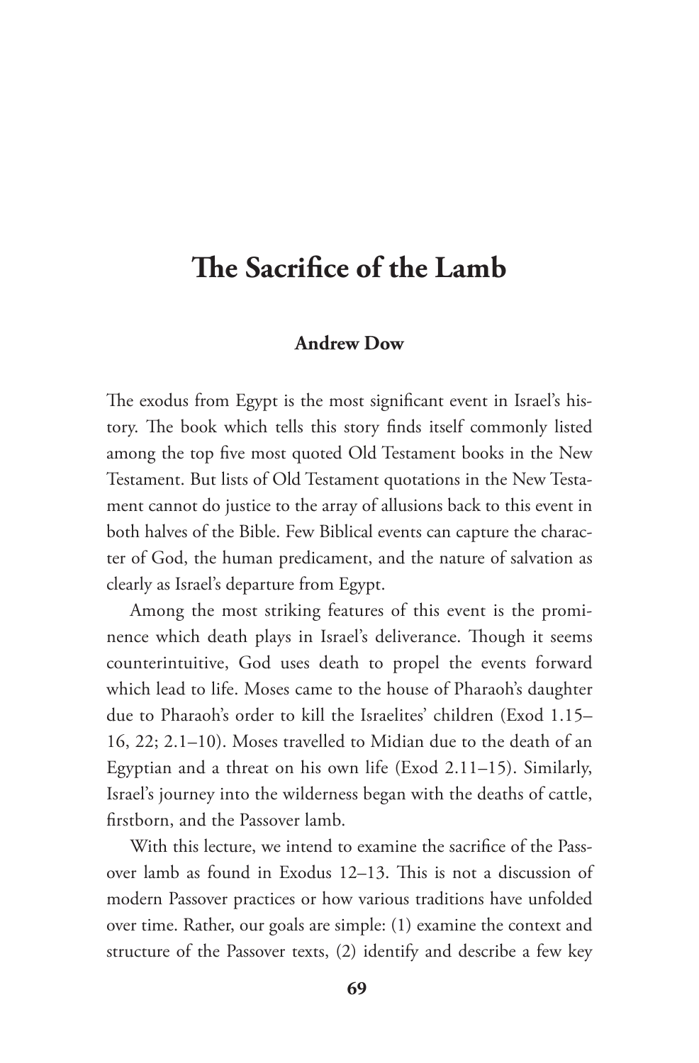# The Sacrifice of the Lamb

**Andrew Dow**

The exodus from Egypt is the most significant event in Israel's history. The book which tells this story finds itself commonly listed among the top five most quoted Old Testament books in the New Testament. But lists of Old Testament quotations in the New Testament cannot do justice to the array of allusions back to this event in both halves of the Bible. Few Biblical events can capture the character of God, the human predicament, and the nature of salvation as clearly as Israel's departure from Egypt.

Among the most striking features of this event is the prominence which death plays in Israel's deliverance. Though it seems counterintuitive, God uses death to propel the events forward which lead to life. Moses came to the house of Pharaoh's daughter due to Pharaoh's order to kill the Israelites' children (Exod 1.15–16, 22; 2.1–10). Moses travelled to Midian due to the death of an Egyptian and a threat on his own life (Exod 2.11–15). Similarly, Israel's journey into the wilderness began with the deaths of cattle, firstborn, and the Passover lamb.

With this lecture, we intend to examine the sacrifice of the Passover lamb as found in Exodus 12–13. This is not a discussion of modern Passover practices or how various traditions have unfolded over time. Rather, our goals are simple: (1) examine the context and structure of the Passover texts, (2) identify and describe a few key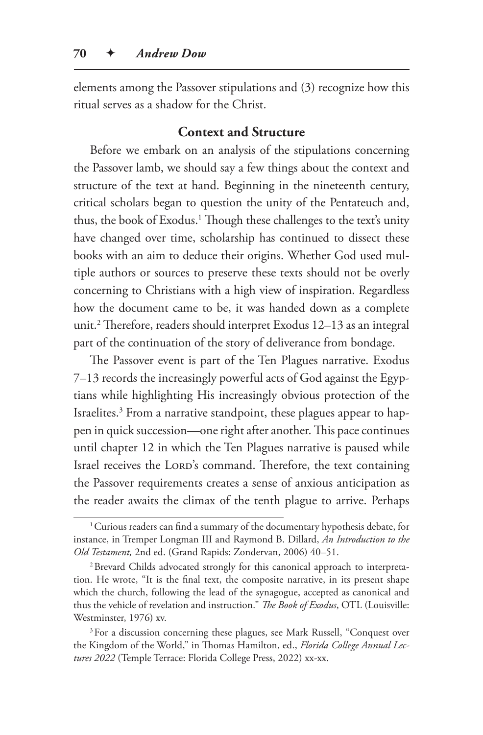elements among the Passover stipulations and (3) recognize how this ritual serves as a shadow for the Christ.

## Context and Structure

Before we embark on an analysis of the stipulations concerning the Passover lamb, we should say a few things about the context and structure of the text at hand. Beginning in the nineteenth century, critical scholars began to question the unity of the Pentateuch and, thus, the book of Exodus.[1] Though these challenges to the text's unity have changed over time, scholarship has continued to dissect these books with an aim to deduce their origins. Whether God used multiple authors or sources to preserve these texts should not be overly concerning to Christians with a high view of inspiration. Regardless how the document came to be, it was handed down as a complete unit.[2] Therefore, readers should interpret Exodus 12–13 as an integral part of the continuation of the story of deliverance from bondage.

The Passover event is part of the Ten Plagues narrative. Exodus 7–13 records the increasingly powerful acts of God against the Egyptians while highlighting His increasingly obvious protection of the Israelites.[3] From a narrative standpoint, these plagues appear to happen in quick succession—one right after another. This pace continues until chapter 12 in which the Ten Plagues narrative is paused while Israel receives the LORD's command. Therefore, the text containing the Passover requirements creates a sense of anxious anticipation as the reader awaits the climax of the tenth plague to arrive. Perhaps

---

[1] Curious readers can find a summary of the documentary hypothesis debate, for instance, in Tremper Longman III and Raymond B. Dillard, *An Introduction to the Old Testament,* 2nd ed. (Grand Rapids: Zondervan, 2006) 40–51.

[2] Brevard Childs advocated strongly for this canonical approach to interpretation. He wrote, "It is the final text, the composite narrative, in its present shape which the church, following the lead of the synagogue, accepted as canonical and thus the vehicle of revelation and instruction." *The Book of Exodus*, OTL (Louisville: Westminster, 1976) xv.

[3] For a discussion concerning these plagues, see Mark Russell, "Conquest over the Kingdom of the World," in Thomas Hamilton, ed., *Florida College Annual Lectures 2022* (Temple Terrace: Florida College Press, 2022) xx-xx.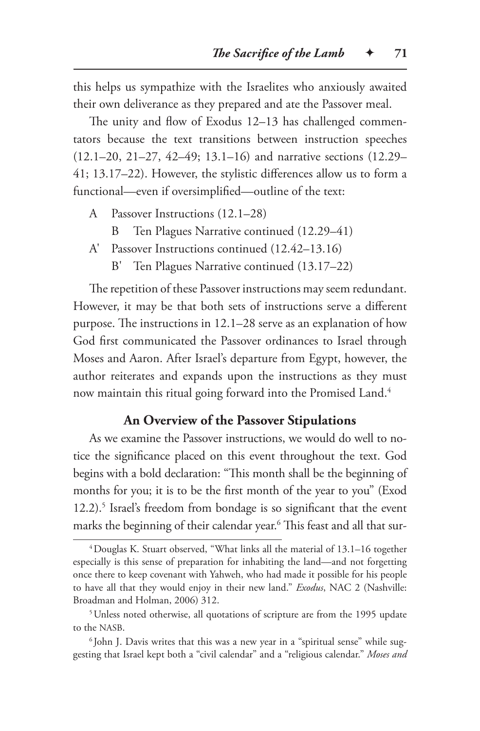this helps us sympathize with the Israelites who anxiously awaited their own deliverance as they prepared and ate the Passover meal.

The unity and flow of Exodus 12–13 has challenged commentators because the text transitions between instruction speeches (12.1–20, 21–27, 42–49; 13.1–16) and narrative sections (12.29–41; 13.17–22). However, the stylistic differences allow us to form a functional—even if oversimplified—outline of the text:

- A Passover Instructions (12.1–28)
  - B Ten Plagues Narrative continued (12.29–41)
- A' Passover Instructions continued (12.42–13.16)
  - B' Ten Plagues Narrative continued (13.17–22)

The repetition of these Passover instructions may seem redundant. However, it may be that both sets of instructions serve a different purpose. The instructions in 12.1–28 serve as an explanation of how God first communicated the Passover ordinances to Israel through Moses and Aaron. After Israel's departure from Egypt, however, the author reiterates and expands upon the instructions as they must now maintain this ritual going forward into the Promised Land.[4]

## An Overview of the Passover Stipulations

As we examine the Passover instructions, we would do well to notice the significance placed on this event throughout the text. God begins with a bold declaration: "This month shall be the beginning of months for you; it is to be the first month of the year to you" (Exod 12.2).[5] Israel's freedom from bondage is so significant that the event marks the beginning of their calendar year.[6] This feast and all that sur-

---

[4] Douglas K. Stuart observed, "What links all the material of 13.1–16 together especially is this sense of preparation for inhabiting the land—and not forgetting once there to keep covenant with Yahweh, who had made it possible for his people to have all that they would enjoy in their new land." *Exodus*, NAC 2 (Nashville: Broadman and Holman, 2006) 312.

[5] Unless noted otherwise, all quotations of scripture are from the 1995 update to the NASB.

[6] John J. Davis writes that this was a new year in a "spiritual sense" while suggesting that Israel kept both a "civil calendar" and a "religious calendar." *Moses and*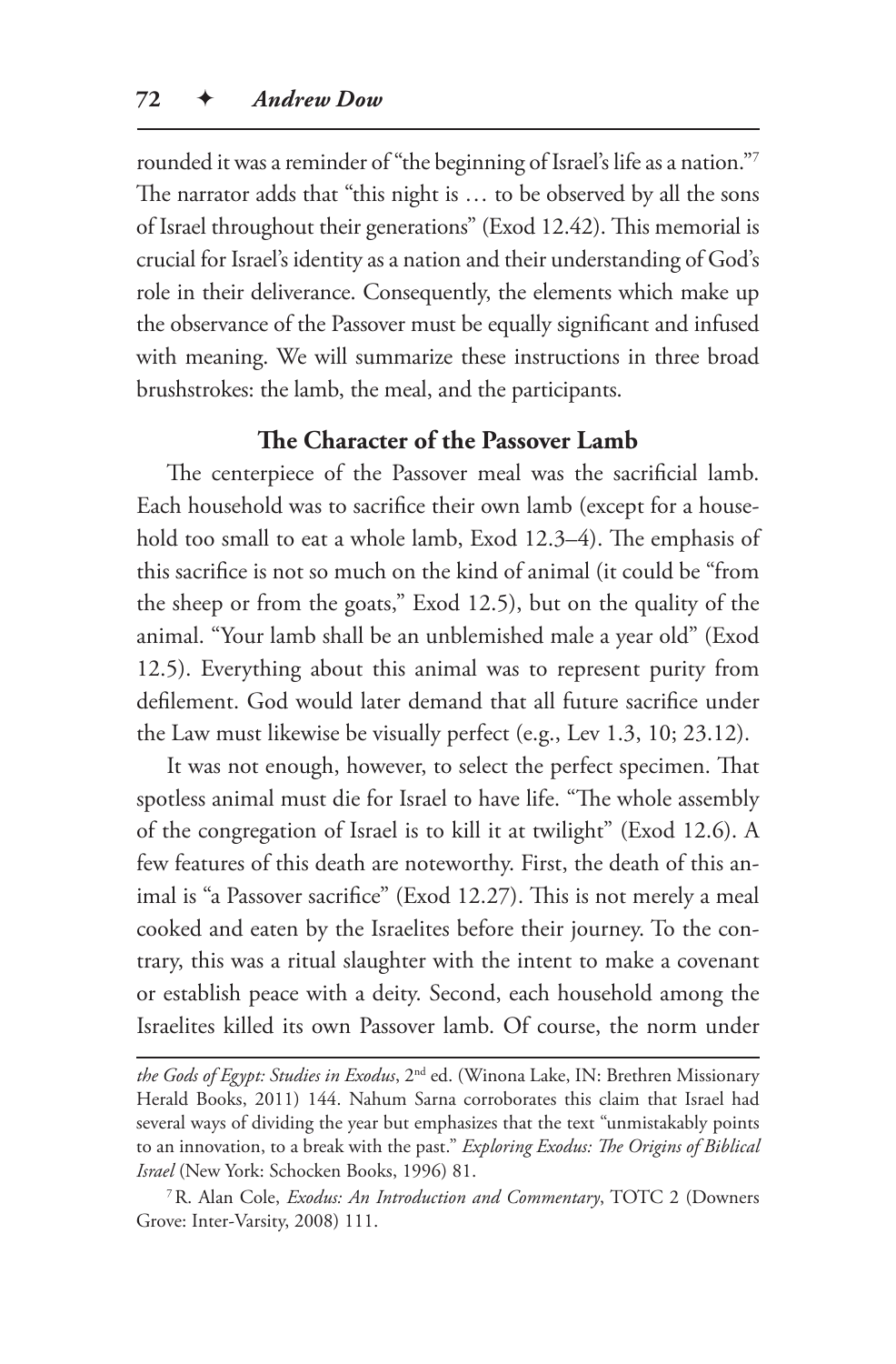rounded it was a reminder of "the beginning of Israel's life as a nation."[7] The narrator adds that "this night is … to be observed by all the sons of Israel throughout their generations" (Exod 12.42). This memorial is crucial for Israel's identity as a nation and their understanding of God's role in their deliverance. Consequently, the elements which make up the observance of the Passover must be equally significant and infused with meaning. We will summarize these instructions in three broad brushstrokes: the lamb, the meal, and the participants.

### The Character of the Passover Lamb

The centerpiece of the Passover meal was the sacrificial lamb. Each household was to sacrifice their own lamb (except for a household too small to eat a whole lamb, Exod 12.3–4). The emphasis of this sacrifice is not so much on the kind of animal (it could be "from the sheep or from the goats," Exod 12.5), but on the quality of the animal. "Your lamb shall be an unblemished male a year old" (Exod 12.5). Everything about this animal was to represent purity from defilement. God would later demand that all future sacrifice under the Law must likewise be visually perfect (e.g., Lev 1.3, 10; 23.12).

It was not enough, however, to select the perfect specimen. That spotless animal must die for Israel to have life. "The whole assembly of the congregation of Israel is to kill it at twilight" (Exod 12.6). A few features of this death are noteworthy. First, the death of this animal is "a Passover sacrifice" (Exod 12.27). This is not merely a meal cooked and eaten by the Israelites before their journey. To the contrary, this was a ritual slaughter with the intent to make a covenant or establish peace with a deity. Second, each household among the Israelites killed its own Passover lamb. Of course, the norm under

---

*the Gods of Egypt: Studies in Exodus*, 2nd ed. (Winona Lake, IN: Brethren Missionary Herald Books, 2011) 144. Nahum Sarna corroborates this claim that Israel had several ways of dividing the year but emphasizes that the text "unmistakably points to an innovation, to a break with the past." *Exploring Exodus: The Origins of Biblical Israel* (New York: Schocken Books, 1996) 81.

[7] R. Alan Cole, *Exodus: An Introduction and Commentary*, TOTC 2 (Downers Grove: Inter-Varsity, 2008) 111.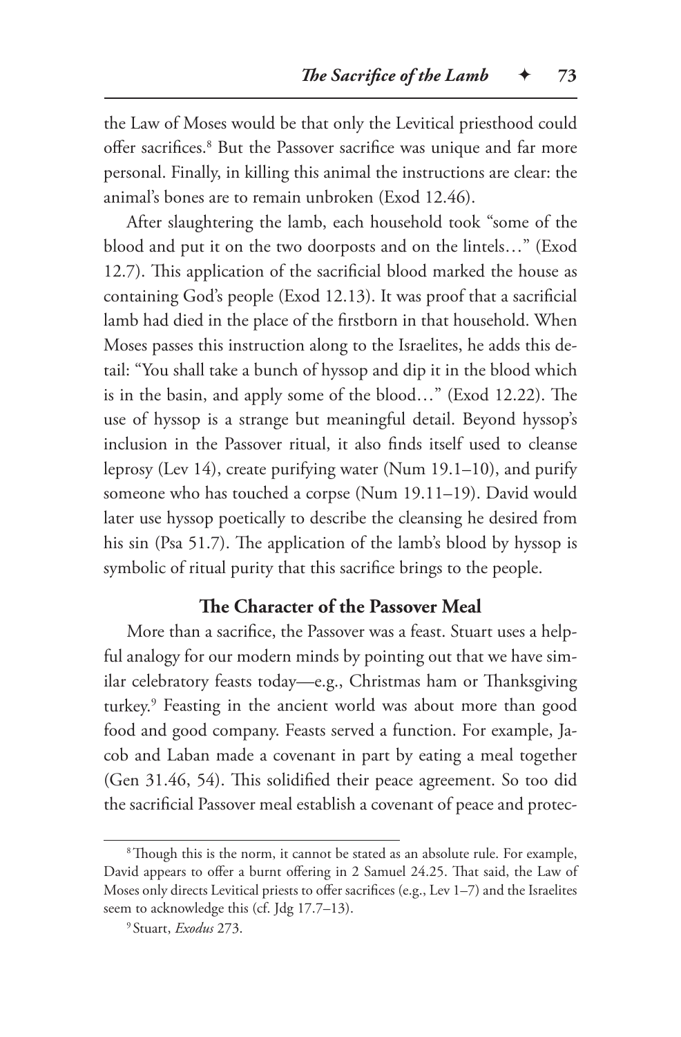the Law of Moses would be that only the Levitical priesthood could offer sacrifices.[8] But the Passover sacrifice was unique and far more personal. Finally, in killing this animal the instructions are clear: the animal's bones are to remain unbroken (Exod 12.46).

After slaughtering the lamb, each household took "some of the blood and put it on the two doorposts and on the lintels…" (Exod 12.7). This application of the sacrificial blood marked the house as containing God's people (Exod 12.13). It was proof that a sacrificial lamb had died in the place of the firstborn in that household. When Moses passes this instruction along to the Israelites, he adds this detail: "You shall take a bunch of hyssop and dip it in the blood which is in the basin, and apply some of the blood…" (Exod 12.22). The use of hyssop is a strange but meaningful detail. Beyond hyssop's inclusion in the Passover ritual, it also finds itself used to cleanse leprosy (Lev 14), create purifying water (Num 19.1–10), and purify someone who has touched a corpse (Num 19.11–19). David would later use hyssop poetically to describe the cleansing he desired from his sin (Psa 51.7). The application of the lamb's blood by hyssop is symbolic of ritual purity that this sacrifice brings to the people.

### The Character of the Passover Meal

More than a sacrifice, the Passover was a feast. Stuart uses a helpful analogy for our modern minds by pointing out that we have similar celebratory feasts today—e.g., Christmas ham or Thanksgiving turkey.[9] Feasting in the ancient world was about more than good food and good company. Feasts served a function. For example, Jacob and Laban made a covenant in part by eating a meal together (Gen 31.46, 54). This solidified their peace agreement. So too did the sacrificial Passover meal establish a covenant of peace and protec-

---

[8] Though this is the norm, it cannot be stated as an absolute rule. For example, David appears to offer a burnt offering in 2 Samuel 24.25. That said, the Law of Moses only directs Levitical priests to offer sacrifices (e.g., Lev 1–7) and the Israelites seem to acknowledge this (cf. Jdg 17.7–13).

[9] Stuart, *Exodus* 273.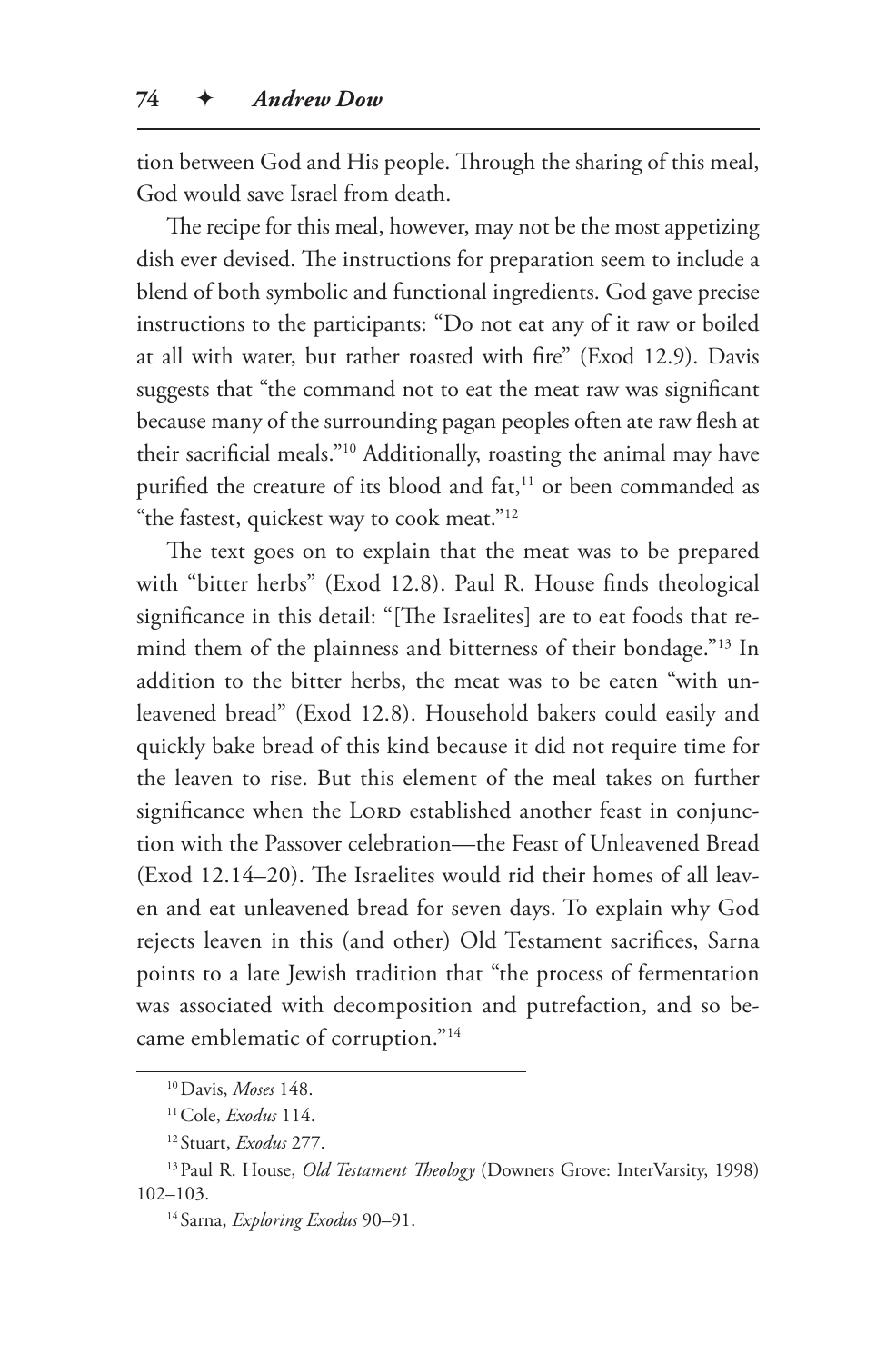tion between God and His people. Through the sharing of this meal, God would save Israel from death.

The recipe for this meal, however, may not be the most appetizing dish ever devised. The instructions for preparation seem to include a blend of both symbolic and functional ingredients. God gave precise instructions to the participants: "Do not eat any of it raw or boiled at all with water, but rather roasted with fire" (Exod 12.9). Davis suggests that "the command not to eat the meat raw was significant because many of the surrounding pagan peoples often ate raw flesh at their sacrificial meals."[10] Additionally, roasting the animal may have purified the creature of its blood and fat,[11] or been commanded as "the fastest, quickest way to cook meat."[12]

The text goes on to explain that the meat was to be prepared with "bitter herbs" (Exod 12.8). Paul R. House finds theological significance in this detail: "[The Israelites] are to eat foods that remind them of the plainness and bitterness of their bondage."[13] In addition to the bitter herbs, the meat was to be eaten "with unleavened bread" (Exod 12.8). Household bakers could easily and quickly bake bread of this kind because it did not require time for the leaven to rise. But this element of the meal takes on further significance when the Lord established another feast in conjunction with the Passover celebration—the Feast of Unleavened Bread (Exod 12.14–20). The Israelites would rid their homes of all leaven and eat unleavened bread for seven days. To explain why God rejects leaven in this (and other) Old Testament sacrifices, Sarna points to a late Jewish tradition that "the process of fermentation was associated with decomposition and putrefaction, and so became emblematic of corruption."[14]

---

[10] Davis, *Moses* 148.

[11] Cole, *Exodus* 114.

[12] Stuart, *Exodus* 277.

[13] Paul R. House, *Old Testament Theology* (Downers Grove: InterVarsity, 1998) 102–103.

[14] Sarna, *Exploring Exodus* 90–91.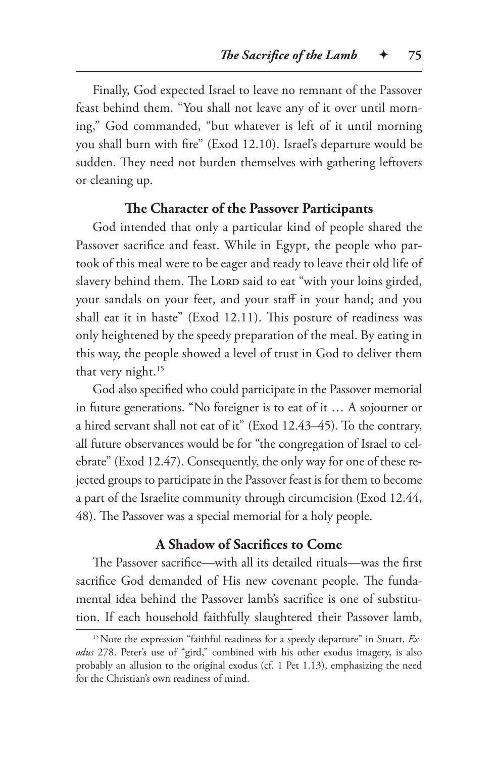Finally, God expected Israel to leave no remnant of the Passover feast behind them. "You shall not leave any of it over until morning," God commanded, "but whatever is left of it until morning you shall burn with fire" (Exod 12.10). Israel's departure would be sudden. They need not burden themselves with gathering leftovers or cleaning up.

### The Character of the Passover Participants

God intended that only a particular kind of people shared the Passover sacrifice and feast. While in Egypt, the people who partook of this meal were to be eager and ready to leave their old life of slavery behind them. The Lord said to eat "with your loins girded, your sandals on your feet, and your staff in your hand; and you shall eat it in haste" (Exod 12.11). This posture of readiness was only heightened by the speedy preparation of the meal. By eating in this way, the people showed a level of trust in God to deliver them that very night.[15]

God also specified who could participate in the Passover memorial in future generations. "No foreigner is to eat of it … A sojourner or a hired servant shall not eat of it" (Exod 12.43–45). To the contrary, all future observances would be for "the congregation of Israel to celebrate" (Exod 12.47). Consequently, the only way for one of these rejected groups to participate in the Passover feast is for them to become a part of the Israelite community through circumcision (Exod 12.44, 48). The Passover was a special memorial for a holy people.

### A Shadow of Sacrifices to Come

The Passover sacrifice—with all its detailed rituals—was the first sacrifice God demanded of His new covenant people. The fundamental idea behind the Passover lamb's sacrifice is one of substitution. If each household faithfully slaughtered their Passover lamb,

[15] Note the expression "faithful readiness for a speedy departure" in Stuart, *Exodus* 278. Peter's use of "gird," combined with his other exodus imagery, is also probably an allusion to the original exodus (cf. 1 Pet 1.13), emphasizing the need for the Christian's own readiness of mind.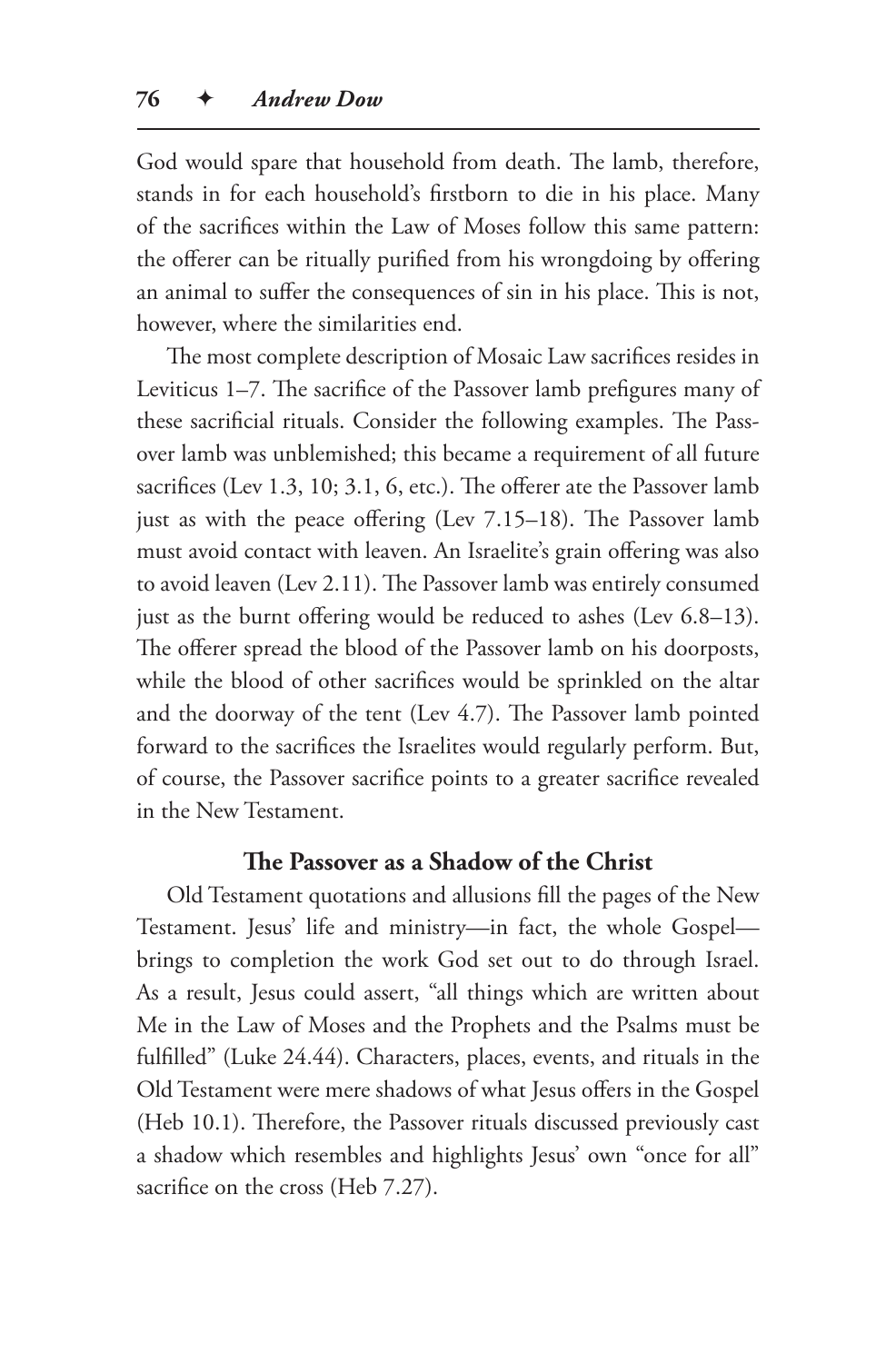God would spare that household from death. The lamb, therefore, stands in for each household's firstborn to die in his place. Many of the sacrifices within the Law of Moses follow this same pattern: the offerer can be ritually purified from his wrongdoing by offering an animal to suffer the consequences of sin in his place. This is not, however, where the similarities end.

The most complete description of Mosaic Law sacrifices resides in Leviticus 1–7. The sacrifice of the Passover lamb prefigures many of these sacrificial rituals. Consider the following examples. The Passover lamb was unblemished; this became a requirement of all future sacrifices (Lev 1.3, 10; 3.1, 6, etc.). The offerer ate the Passover lamb just as with the peace offering (Lev 7.15–18). The Passover lamb must avoid contact with leaven. An Israelite's grain offering was also to avoid leaven (Lev 2.11). The Passover lamb was entirely consumed just as the burnt offering would be reduced to ashes (Lev 6.8–13). The offerer spread the blood of the Passover lamb on his doorposts, while the blood of other sacrifices would be sprinkled on the altar and the doorway of the tent (Lev 4.7). The Passover lamb pointed forward to the sacrifices the Israelites would regularly perform. But, of course, the Passover sacrifice points to a greater sacrifice revealed in the New Testament.

### The Passover as a Shadow of the Christ

Old Testament quotations and allusions fill the pages of the New Testament. Jesus' life and ministry—in fact, the whole Gospel—brings to completion the work God set out to do through Israel. As a result, Jesus could assert, "all things which are written about Me in the Law of Moses and the Prophets and the Psalms must be fulfilled" (Luke 24.44). Characters, places, events, and rituals in the Old Testament were mere shadows of what Jesus offers in the Gospel (Heb 10.1). Therefore, the Passover rituals discussed previously cast a shadow which resembles and highlights Jesus' own "once for all" sacrifice on the cross (Heb 7.27).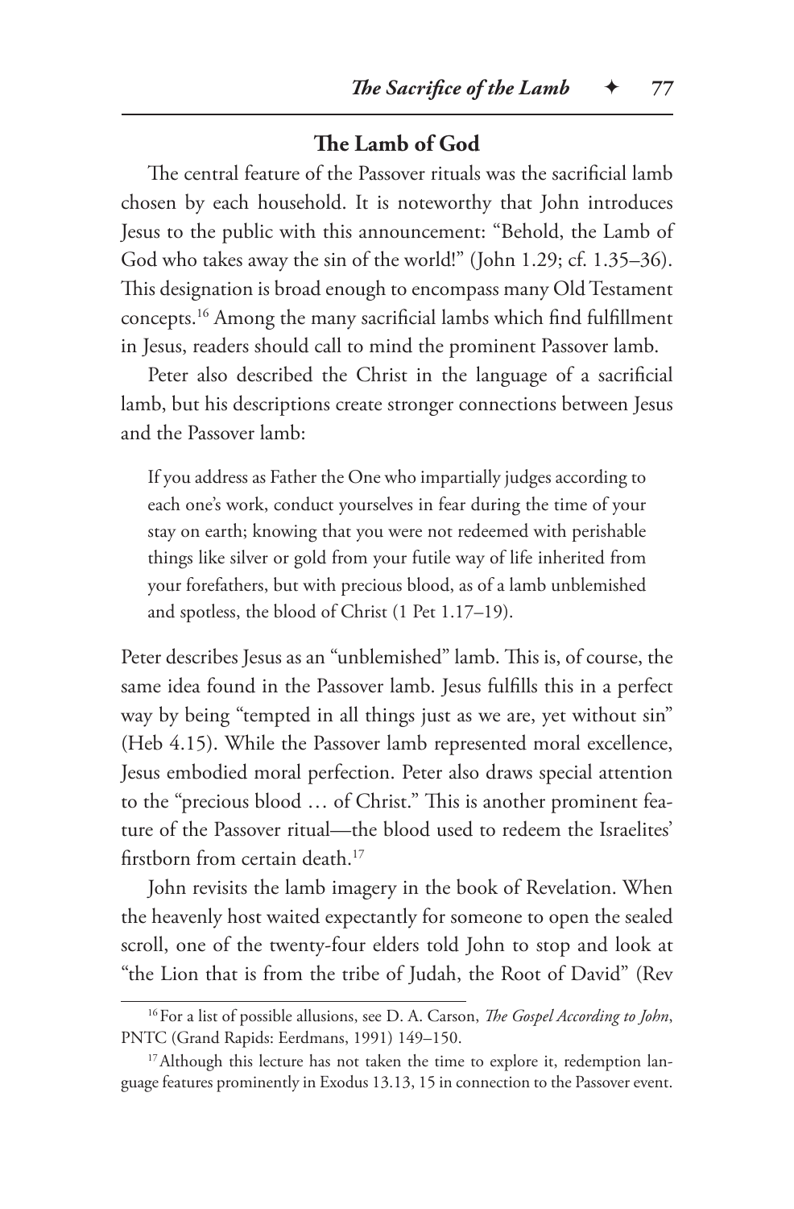## The Lamb of God

The central feature of the Passover rituals was the sacrificial lamb chosen by each household. It is noteworthy that John introduces Jesus to the public with this announcement: "Behold, the Lamb of God who takes away the sin of the world!" (John 1.29; cf. 1.35–36). This designation is broad enough to encompass many Old Testament concepts.[16] Among the many sacrificial lambs which find fulfillment in Jesus, readers should call to mind the prominent Passover lamb.

Peter also described the Christ in the language of a sacrificial lamb, but his descriptions create stronger connections between Jesus and the Passover lamb:

> If you address as Father the One who impartially judges according to each one's work, conduct yourselves in fear during the time of your stay on earth; knowing that you were not redeemed with perishable things like silver or gold from your futile way of life inherited from your forefathers, but with precious blood, as of a lamb unblemished and spotless, the blood of Christ (1 Pet 1.17–19).

Peter describes Jesus as an "unblemished" lamb. This is, of course, the same idea found in the Passover lamb. Jesus fulfills this in a perfect way by being "tempted in all things just as we are, yet without sin" (Heb 4.15). While the Passover lamb represented moral excellence, Jesus embodied moral perfection. Peter also draws special attention to the "precious blood … of Christ." This is another prominent feature of the Passover ritual—the blood used to redeem the Israelites' firstborn from certain death.[17]

John revisits the lamb imagery in the book of Revelation. When the heavenly host waited expectantly for someone to open the sealed scroll, one of the twenty-four elders told John to stop and look at "the Lion that is from the tribe of Judah, the Root of David" (Rev

[16] For a list of possible allusions, see D. A. Carson, *The Gospel According to John*, PNTC (Grand Rapids: Eerdmans, 1991) 149–150.

[17] Although this lecture has not taken the time to explore it, redemption language features prominently in Exodus 13.13, 15 in connection to the Passover event.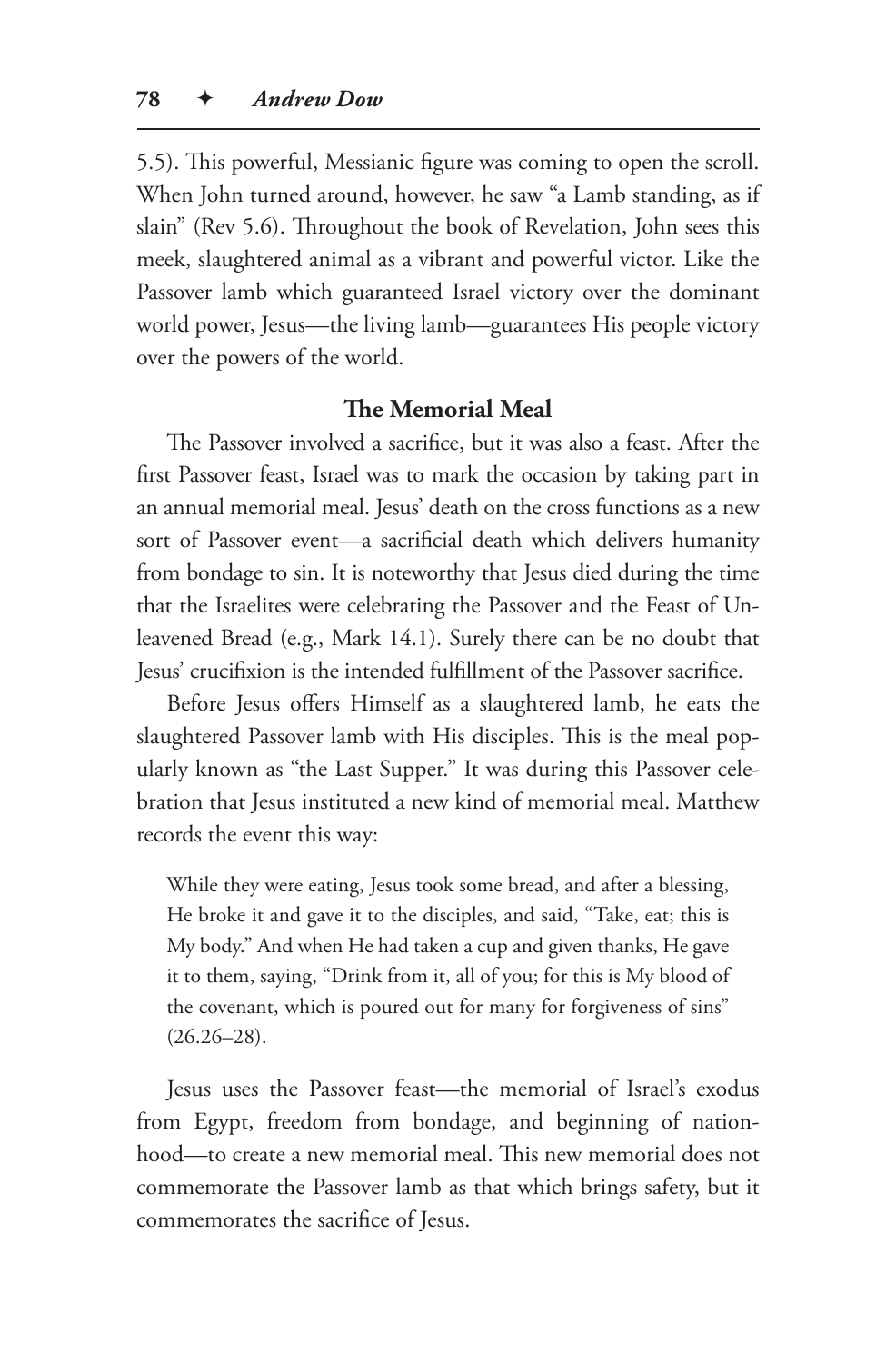5.5). This powerful, Messianic figure was coming to open the scroll. When John turned around, however, he saw "a Lamb standing, as if slain" (Rev 5.6). Throughout the book of Revelation, John sees this meek, slaughtered animal as a vibrant and powerful victor. Like the Passover lamb which guaranteed Israel victory over the dominant world power, Jesus—the living lamb—guarantees His people victory over the powers of the world.

### The Memorial Meal

The Passover involved a sacrifice, but it was also a feast. After the first Passover feast, Israel was to mark the occasion by taking part in an annual memorial meal. Jesus' death on the cross functions as a new sort of Passover event—a sacrificial death which delivers humanity from bondage to sin. It is noteworthy that Jesus died during the time that the Israelites were celebrating the Passover and the Feast of Unleavened Bread (e.g., Mark 14.1). Surely there can be no doubt that Jesus' crucifixion is the intended fulfillment of the Passover sacrifice.

Before Jesus offers Himself as a slaughtered lamb, he eats the slaughtered Passover lamb with His disciples. This is the meal popularly known as "the Last Supper." It was during this Passover celebration that Jesus instituted a new kind of memorial meal. Matthew records the event this way:

> While they were eating, Jesus took some bread, and after a blessing, He broke it and gave it to the disciples, and said, "Take, eat; this is My body." And when He had taken a cup and given thanks, He gave it to them, saying, "Drink from it, all of you; for this is My blood of the covenant, which is poured out for many for forgiveness of sins" (26.26–28).

Jesus uses the Passover feast—the memorial of Israel's exodus from Egypt, freedom from bondage, and beginning of nationhood—to create a new memorial meal. This new memorial does not commemorate the Passover lamb as that which brings safety, but it commemorates the sacrifice of Jesus.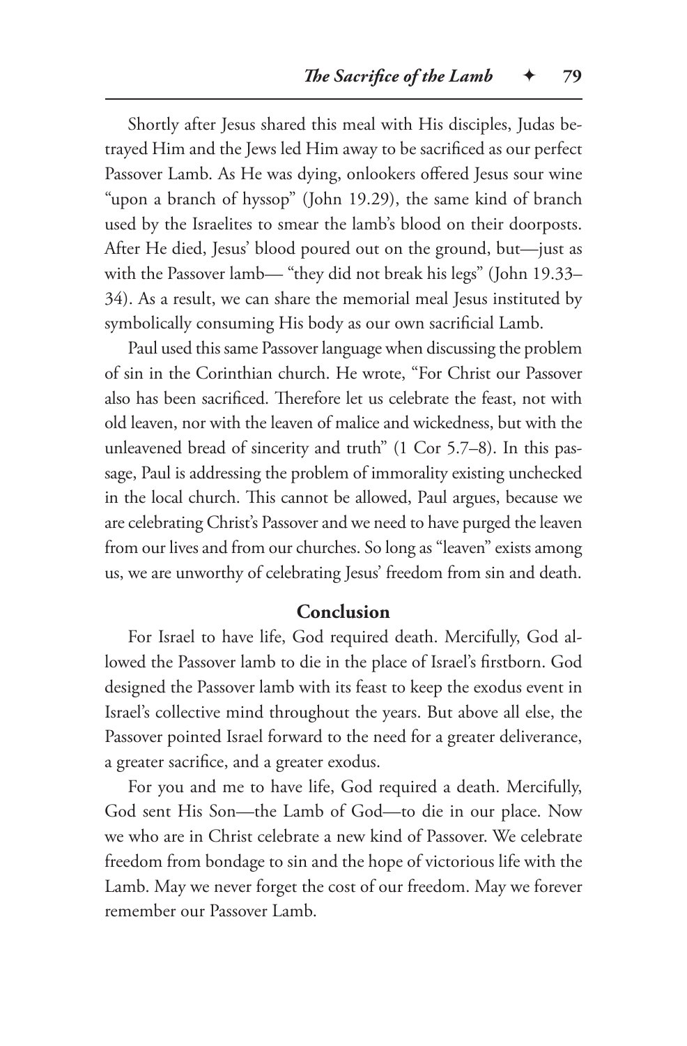Shortly after Jesus shared this meal with His disciples, Judas betrayed Him and the Jews led Him away to be sacrificed as our perfect Passover Lamb. As He was dying, onlookers offered Jesus sour wine "upon a branch of hyssop" (John 19.29), the same kind of branch used by the Israelites to smear the lamb's blood on their doorposts. After He died, Jesus' blood poured out on the ground, but—just as with the Passover lamb— "they did not break his legs" (John 19.33–34). As a result, we can share the memorial meal Jesus instituted by symbolically consuming His body as our own sacrificial Lamb.

Paul used this same Passover language when discussing the problem of sin in the Corinthian church. He wrote, "For Christ our Passover also has been sacrificed. Therefore let us celebrate the feast, not with old leaven, nor with the leaven of malice and wickedness, but with the unleavened bread of sincerity and truth" (1 Cor 5.7–8). In this passage, Paul is addressing the problem of immorality existing unchecked in the local church. This cannot be allowed, Paul argues, because we are celebrating Christ's Passover and we need to have purged the leaven from our lives and from our churches. So long as "leaven" exists among us, we are unworthy of celebrating Jesus' freedom from sin and death.

## Conclusion

For Israel to have life, God required death. Mercifully, God allowed the Passover lamb to die in the place of Israel's firstborn. God designed the Passover lamb with its feast to keep the exodus event in Israel's collective mind throughout the years. But above all else, the Passover pointed Israel forward to the need for a greater deliverance, a greater sacrifice, and a greater exodus.

For you and me to have life, God required a death. Mercifully, God sent His Son—the Lamb of God—to die in our place. Now we who are in Christ celebrate a new kind of Passover. We celebrate freedom from bondage to sin and the hope of victorious life with the Lamb. May we never forget the cost of our freedom. May we forever remember our Passover Lamb.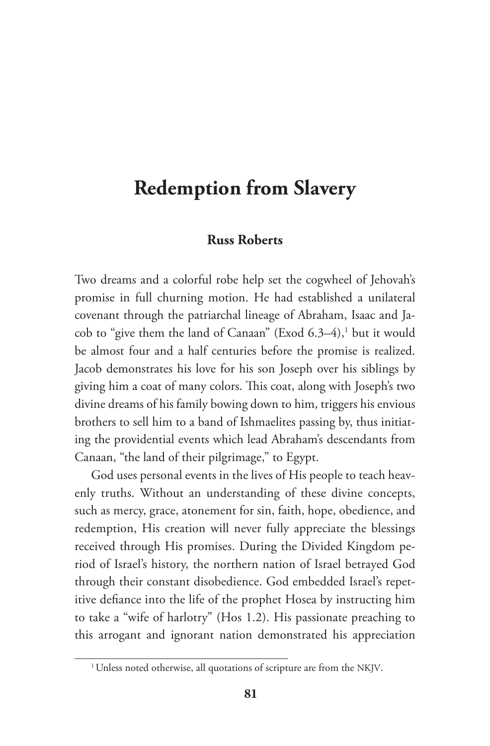# Redemption from Slavery

**Russ Roberts**

Two dreams and a colorful robe help set the cogwheel of Jehovah's promise in full churning motion. He had established a unilateral covenant through the patriarchal lineage of Abraham, Isaac and Jacob to "give them the land of Canaan" (Exod 6.3–4),[1] but it would be almost four and a half centuries before the promise is realized. Jacob demonstrates his love for his son Joseph over his siblings by giving him a coat of many colors. This coat, along with Joseph's two divine dreams of his family bowing down to him, triggers his envious brothers to sell him to a band of Ishmaelites passing by, thus initiating the providential events which lead Abraham's descendants from Canaan, "the land of their pilgrimage," to Egypt.

God uses personal events in the lives of His people to teach heavenly truths. Without an understanding of these divine concepts, such as mercy, grace, atonement for sin, faith, hope, obedience, and redemption, His creation will never fully appreciate the blessings received through His promises. During the Divided Kingdom period of Israel's history, the northern nation of Israel betrayed God through their constant disobedience. God embedded Israel's repetitive defiance into the life of the prophet Hosea by instructing him to take a "wife of harlotry" (Hos 1.2). His passionate preaching to this arrogant and ignorant nation demonstrated his appreciation

[1] Unless noted otherwise, all quotations of scripture are from the NKJV.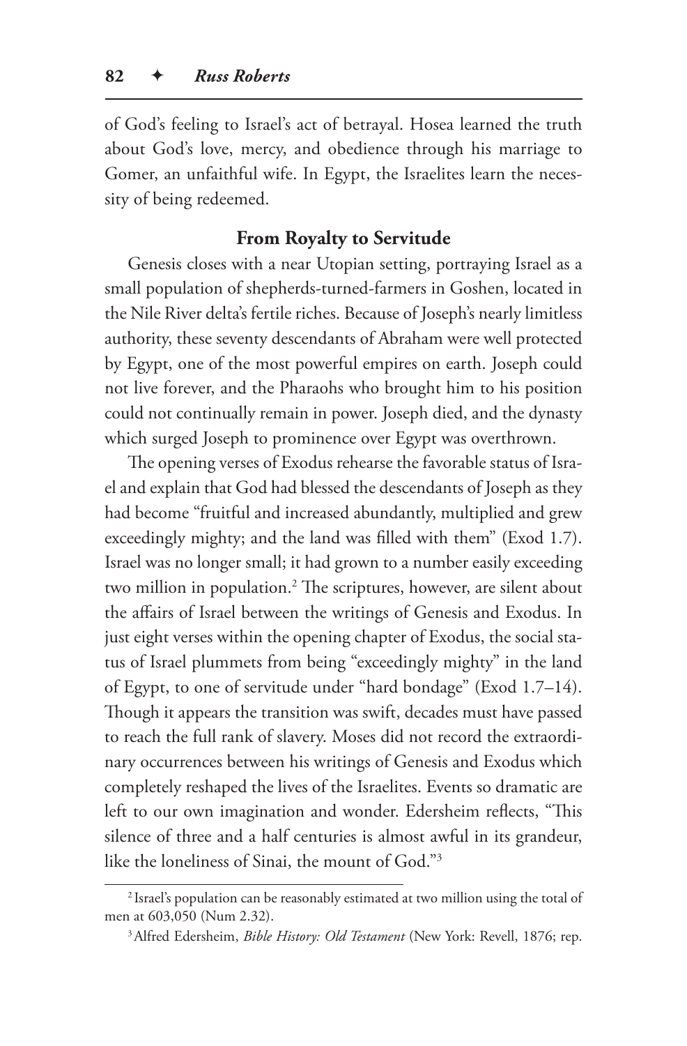of God's feeling to Israel's act of betrayal. Hosea learned the truth about God's love, mercy, and obedience through his marriage to Gomer, an unfaithful wife. In Egypt, the Israelites learn the necessity of being redeemed.

### From Royalty to Servitude

Genesis closes with a near Utopian setting, portraying Israel as a small population of shepherds-turned-farmers in Goshen, located in the Nile River delta's fertile riches. Because of Joseph's nearly limitless authority, these seventy descendants of Abraham were well protected by Egypt, one of the most powerful empires on earth. Joseph could not live forever, and the Pharaohs who brought him to his position could not continually remain in power. Joseph died, and the dynasty which surged Joseph to prominence over Egypt was overthrown.

The opening verses of Exodus rehearse the favorable status of Israel and explain that God had blessed the descendants of Joseph as they had become "fruitful and increased abundantly, multiplied and grew exceedingly mighty; and the land was filled with them" (Exod 1.7). Israel was no longer small; it had grown to a number easily exceeding two million in population.[2] The scriptures, however, are silent about the affairs of Israel between the writings of Genesis and Exodus. In just eight verses within the opening chapter of Exodus, the social status of Israel plummets from being "exceedingly mighty" in the land of Egypt, to one of servitude under "hard bondage" (Exod 1.7–14). Though it appears the transition was swift, decades must have passed to reach the full rank of slavery. Moses did not record the extraordinary occurrences between his writings of Genesis and Exodus which completely reshaped the lives of the Israelites. Events so dramatic are left to our own imagination and wonder. Edersheim reflects, "This silence of three and a half centuries is almost awful in its grandeur, like the loneliness of Sinai, the mount of God."[3]

---

[2] Israel's population can be reasonably estimated at two million using the total of men at 603,050 (Num 2.32).

[3] Alfred Edersheim, *Bible History: Old Testament* (New York: Revell, 1876; rep.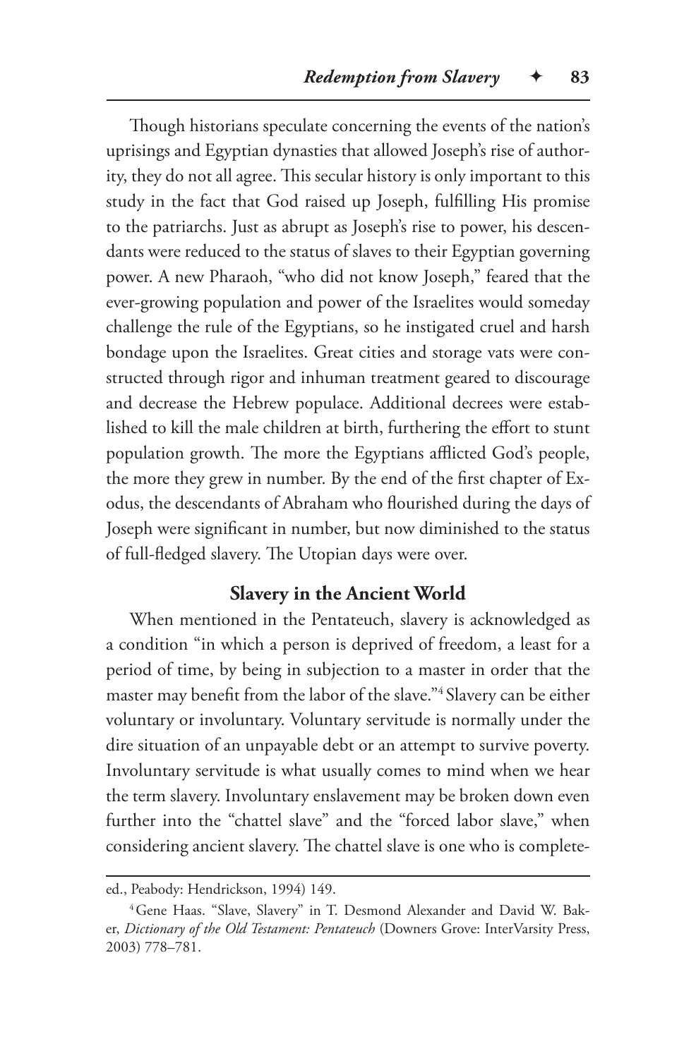Though historians speculate concerning the events of the nation's uprisings and Egyptian dynasties that allowed Joseph's rise of authority, they do not all agree. This secular history is only important to this study in the fact that God raised up Joseph, fulfilling His promise to the patriarchs. Just as abrupt as Joseph's rise to power, his descendants were reduced to the status of slaves to their Egyptian governing power. A new Pharaoh, "who did not know Joseph," feared that the ever-growing population and power of the Israelites would someday challenge the rule of the Egyptians, so he instigated cruel and harsh bondage upon the Israelites. Great cities and storage vats were constructed through rigor and inhuman treatment geared to discourage and decrease the Hebrew populace. Additional decrees were established to kill the male children at birth, furthering the effort to stunt population growth. The more the Egyptians afflicted God's people, the more they grew in number. By the end of the first chapter of Exodus, the descendants of Abraham who flourished during the days of Joseph were significant in number, but now diminished to the status of full-fledged slavery. The Utopian days were over.

## Slavery in the Ancient World

When mentioned in the Pentateuch, slavery is acknowledged as a condition "in which a person is deprived of freedom, a least for a period of time, by being in subjection to a master in order that the master may benefit from the labor of the slave."[4] Slavery can be either voluntary or involuntary. Voluntary servitude is normally under the dire situation of an unpayable debt or an attempt to survive poverty. Involuntary servitude is what usually comes to mind when we hear the term slavery. Involuntary enslavement may be broken down even further into the "chattel slave" and the "forced labor slave," when considering ancient slavery. The chattel slave is one who is complete-

---

ed., Peabody: Hendrickson, 1994) 149.

[4] Gene Haas. "Slave, Slavery" in T. Desmond Alexander and David W. Baker, *Dictionary of the Old Testament: Pentateuch* (Downers Grove: InterVarsity Press, 2003) 778–781.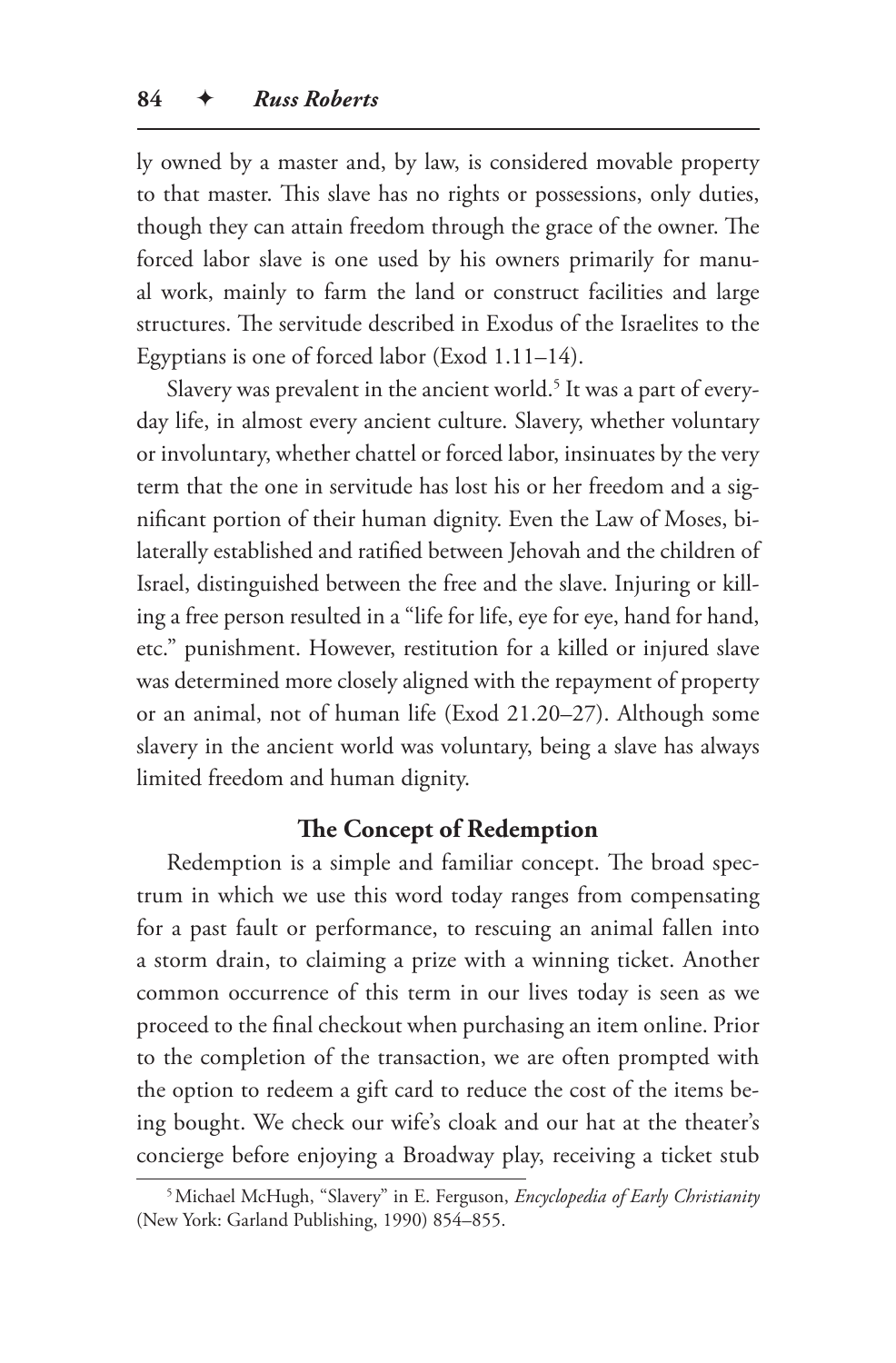ly owned by a master and, by law, is considered movable property to that master. This slave has no rights or possessions, only duties, though they can attain freedom through the grace of the owner. The forced labor slave is one used by his owners primarily for manual work, mainly to farm the land or construct facilities and large structures. The servitude described in Exodus of the Israelites to the Egyptians is one of forced labor (Exod 1.11–14).

Slavery was prevalent in the ancient world.[5] It was a part of everyday life, in almost every ancient culture. Slavery, whether voluntary or involuntary, whether chattel or forced labor, insinuates by the very term that the one in servitude has lost his or her freedom and a significant portion of their human dignity. Even the Law of Moses, bilaterally established and ratified between Jehovah and the children of Israel, distinguished between the free and the slave. Injuring or killing a free person resulted in a "life for life, eye for eye, hand for hand, etc." punishment. However, restitution for a killed or injured slave was determined more closely aligned with the repayment of property or an animal, not of human life (Exod 21.20–27). Although some slavery in the ancient world was voluntary, being a slave has always limited freedom and human dignity.

### The Concept of Redemption

Redemption is a simple and familiar concept. The broad spectrum in which we use this word today ranges from compensating for a past fault or performance, to rescuing an animal fallen into a storm drain, to claiming a prize with a winning ticket. Another common occurrence of this term in our lives today is seen as we proceed to the final checkout when purchasing an item online. Prior to the completion of the transaction, we are often prompted with the option to redeem a gift card to reduce the cost of the items being bought. We check our wife's cloak and our hat at the theater's concierge before enjoying a Broadway play, receiving a ticket stub

[5] Michael McHugh, "Slavery" in E. Ferguson, *Encyclopedia of Early Christianity* (New York: Garland Publishing, 1990) 854–855.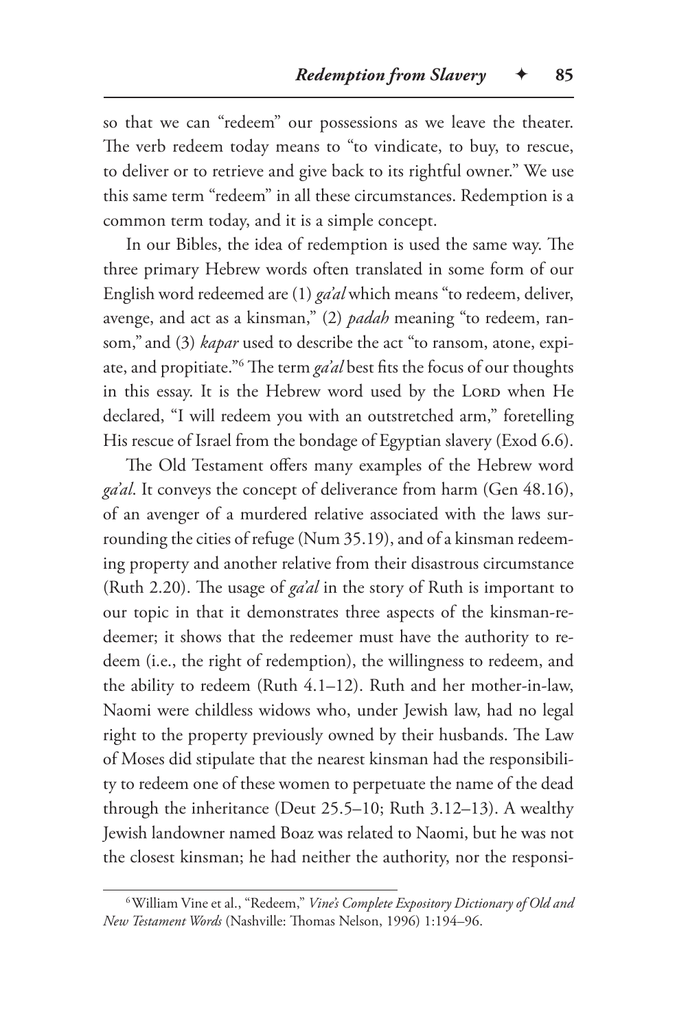so that we can "redeem" our possessions as we leave the theater. The verb redeem today means to "to vindicate, to buy, to rescue, to deliver or to retrieve and give back to its rightful owner." We use this same term "redeem" in all these circumstances. Redemption is a common term today, and it is a simple concept.

In our Bibles, the idea of redemption is used the same way. The three primary Hebrew words often translated in some form of our English word redeemed are (1) *ga'al* which means "to redeem, deliver, avenge, and act as a kinsman," (2) *padah* meaning "to redeem, ransom," and (3) *kapar* used to describe the act "to ransom, atone, expiate, and propitiate."[6] The term *ga'al* best fits the focus of our thoughts in this essay. It is the Hebrew word used by the Lord when He declared, "I will redeem you with an outstretched arm," foretelling His rescue of Israel from the bondage of Egyptian slavery (Exod 6.6).

The Old Testament offers many examples of the Hebrew word *ga'al*. It conveys the concept of deliverance from harm (Gen 48.16), of an avenger of a murdered relative associated with the laws surrounding the cities of refuge (Num 35.19), and of a kinsman redeeming property and another relative from their disastrous circumstance (Ruth 2.20). The usage of *ga'al* in the story of Ruth is important to our topic in that it demonstrates three aspects of the kinsman-redeemer; it shows that the redeemer must have the authority to redeem (i.e., the right of redemption), the willingness to redeem, and the ability to redeem (Ruth 4.1–12). Ruth and her mother-in-law, Naomi were childless widows who, under Jewish law, had no legal right to the property previously owned by their husbands. The Law of Moses did stipulate that the nearest kinsman had the responsibility to redeem one of these women to perpetuate the name of the dead through the inheritance (Deut 25.5–10; Ruth 3.12–13). A wealthy Jewish landowner named Boaz was related to Naomi, but he was not the closest kinsman; he had neither the authority, nor the responsi-

---

[6] William Vine et al., "Redeem," *Vine's Complete Expository Dictionary of Old and New Testament Words* (Nashville: Thomas Nelson, 1996) 1:194–96.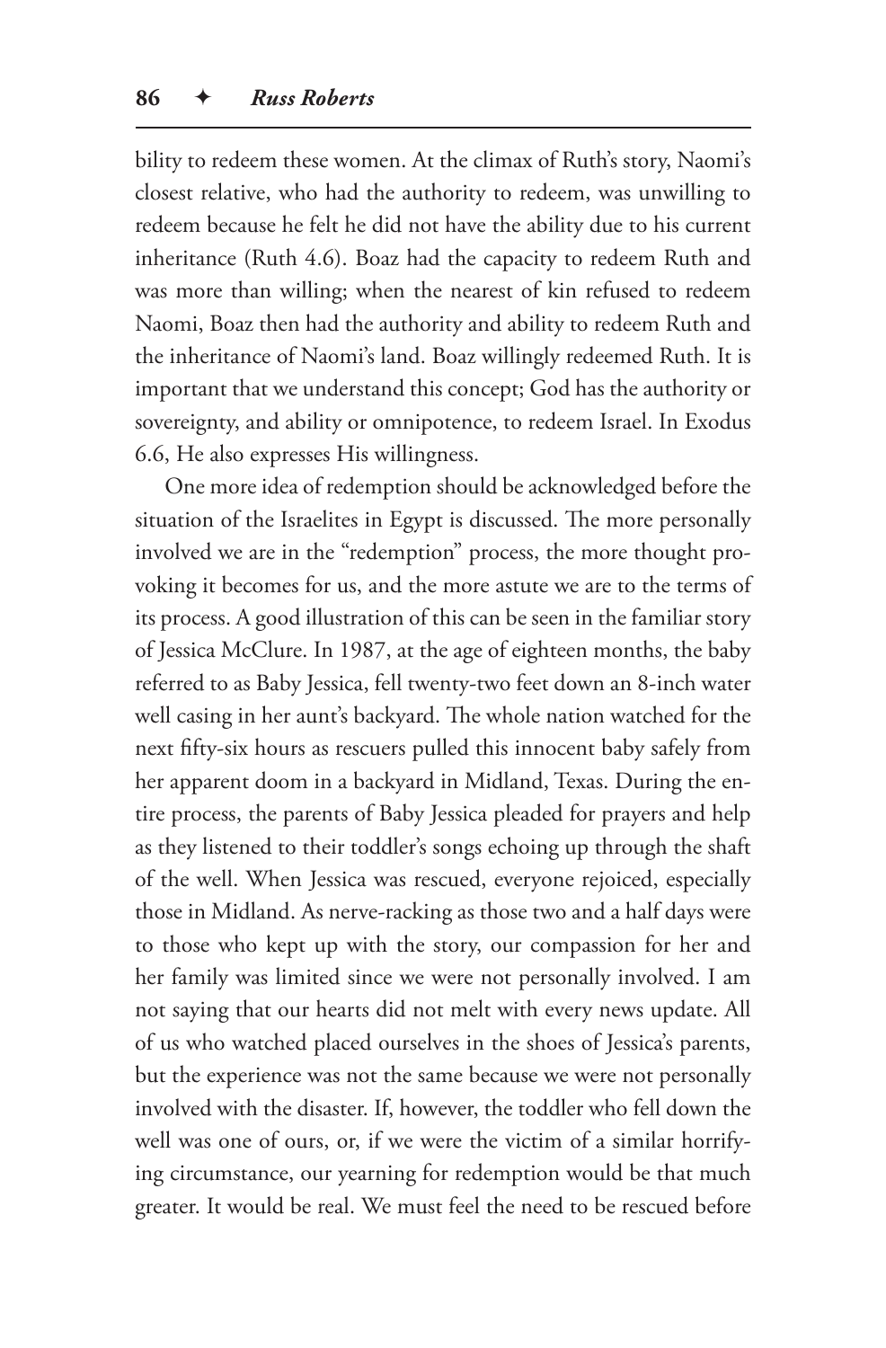bility to redeem these women. At the climax of Ruth's story, Naomi's closest relative, who had the authority to redeem, was unwilling to redeem because he felt he did not have the ability due to his current inheritance (Ruth 4.6). Boaz had the capacity to redeem Ruth and was more than willing; when the nearest of kin refused to redeem Naomi, Boaz then had the authority and ability to redeem Ruth and the inheritance of Naomi's land. Boaz willingly redeemed Ruth. It is important that we understand this concept; God has the authority or sovereignty, and ability or omnipotence, to redeem Israel. In Exodus 6.6, He also expresses His willingness.

One more idea of redemption should be acknowledged before the situation of the Israelites in Egypt is discussed. The more personally involved we are in the "redemption" process, the more thought provoking it becomes for us, and the more astute we are to the terms of its process. A good illustration of this can be seen in the familiar story of Jessica McClure. In 1987, at the age of eighteen months, the baby referred to as Baby Jessica, fell twenty-two feet down an 8-inch water well casing in her aunt's backyard. The whole nation watched for the next fifty-six hours as rescuers pulled this innocent baby safely from her apparent doom in a backyard in Midland, Texas. During the entire process, the parents of Baby Jessica pleaded for prayers and help as they listened to their toddler's songs echoing up through the shaft of the well. When Jessica was rescued, everyone rejoiced, especially those in Midland. As nerve-racking as those two and a half days were to those who kept up with the story, our compassion for her and her family was limited since we were not personally involved. I am not saying that our hearts did not melt with every news update. All of us who watched placed ourselves in the shoes of Jessica's parents, but the experience was not the same because we were not personally involved with the disaster. If, however, the toddler who fell down the well was one of ours, or, if we were the victim of a similar horrifying circumstance, our yearning for redemption would be that much greater. It would be real. We must feel the need to be rescued before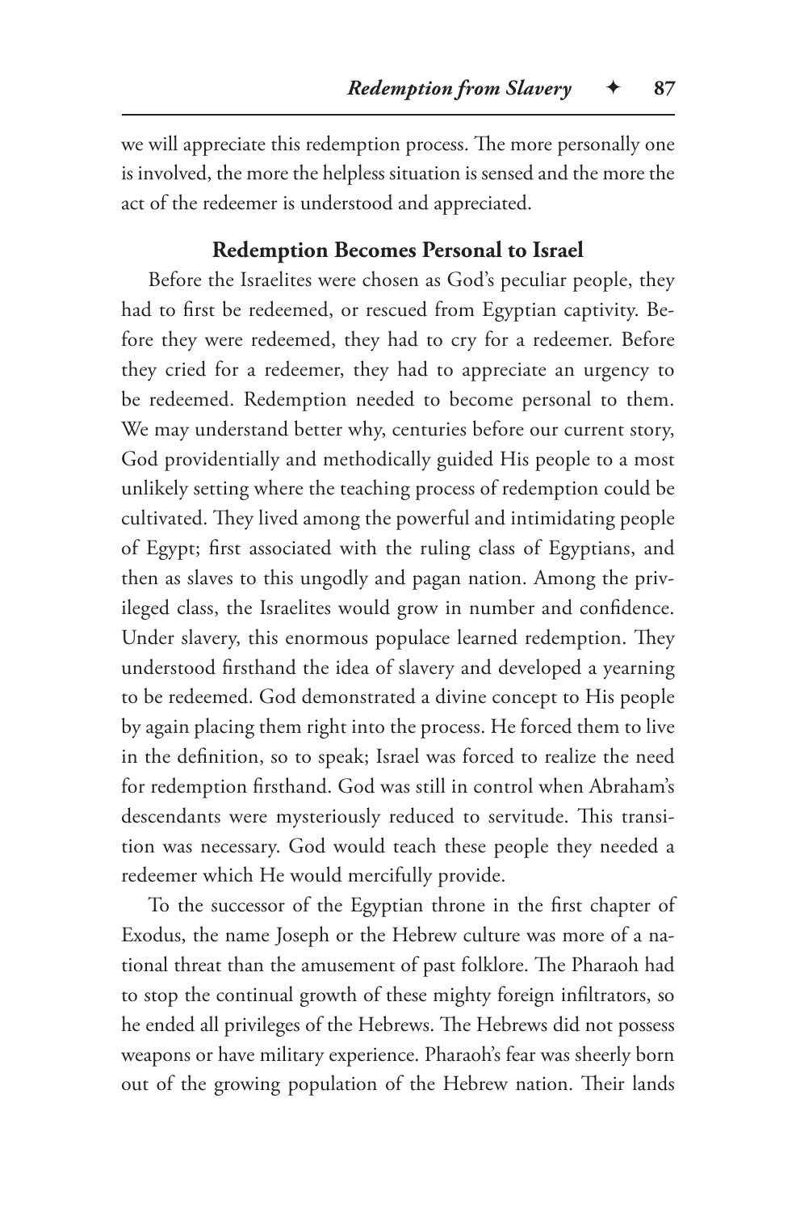we will appreciate this redemption process. The more personally one is involved, the more the helpless situation is sensed and the more the act of the redeemer is understood and appreciated.

### Redemption Becomes Personal to Israel

Before the Israelites were chosen as God's peculiar people, they had to first be redeemed, or rescued from Egyptian captivity. Before they were redeemed, they had to cry for a redeemer. Before they cried for a redeemer, they had to appreciate an urgency to be redeemed. Redemption needed to become personal to them. We may understand better why, centuries before our current story, God providentially and methodically guided His people to a most unlikely setting where the teaching process of redemption could be cultivated. They lived among the powerful and intimidating people of Egypt; first associated with the ruling class of Egyptians, and then as slaves to this ungodly and pagan nation. Among the privileged class, the Israelites would grow in number and confidence. Under slavery, this enormous populace learned redemption. They understood firsthand the idea of slavery and developed a yearning to be redeemed. God demonstrated a divine concept to His people by again placing them right into the process. He forced them to live in the definition, so to speak; Israel was forced to realize the need for redemption firsthand. God was still in control when Abraham's descendants were mysteriously reduced to servitude. This transition was necessary. God would teach these people they needed a redeemer which He would mercifully provide.

To the successor of the Egyptian throne in the first chapter of Exodus, the name Joseph or the Hebrew culture was more of a national threat than the amusement of past folklore. The Pharaoh had to stop the continual growth of these mighty foreign infiltrators, so he ended all privileges of the Hebrews. The Hebrews did not possess weapons or have military experience. Pharaoh's fear was sheerly born out of the growing population of the Hebrew nation. Their lands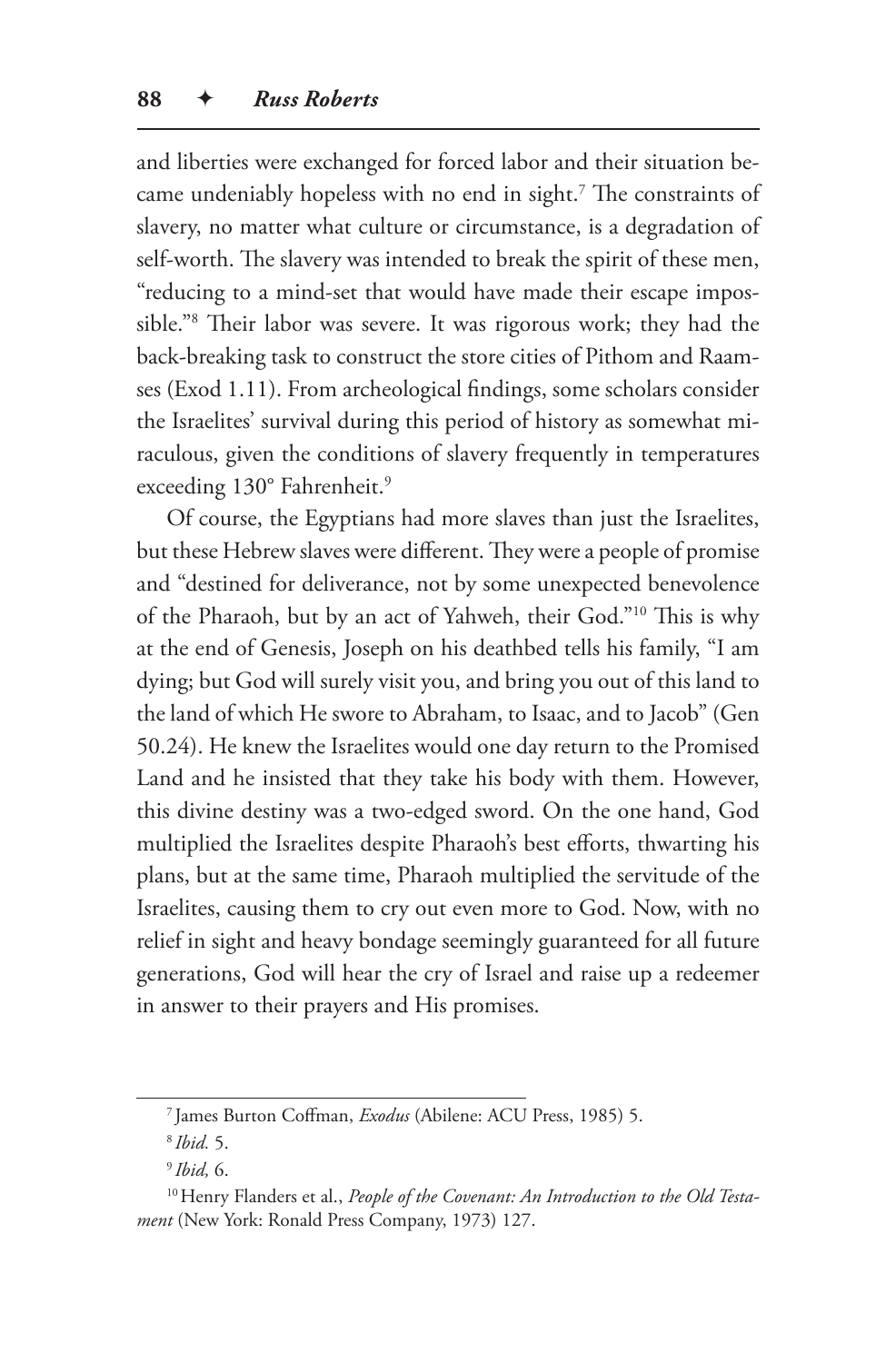and liberties were exchanged for forced labor and their situation became undeniably hopeless with no end in sight.[7] The constraints of slavery, no matter what culture or circumstance, is a degradation of self-worth. The slavery was intended to break the spirit of these men, "reducing to a mind-set that would have made their escape impossible."[8] Their labor was severe. It was rigorous work; they had the back-breaking task to construct the store cities of Pithom and Raamses (Exod 1.11). From archeological findings, some scholars consider the Israelites' survival during this period of history as somewhat miraculous, given the conditions of slavery frequently in temperatures exceeding 130° Fahrenheit.[9]

Of course, the Egyptians had more slaves than just the Israelites, but these Hebrew slaves were different. They were a people of promise and "destined for deliverance, not by some unexpected benevolence of the Pharaoh, but by an act of Yahweh, their God."[10] This is why at the end of Genesis, Joseph on his deathbed tells his family, "I am dying; but God will surely visit you, and bring you out of this land to the land of which He swore to Abraham, to Isaac, and to Jacob" (Gen 50.24). He knew the Israelites would one day return to the Promised Land and he insisted that they take his body with them. However, this divine destiny was a two-edged sword. On the one hand, God multiplied the Israelites despite Pharaoh's best efforts, thwarting his plans, but at the same time, Pharaoh multiplied the servitude of the Israelites, causing them to cry out even more to God. Now, with no relief in sight and heavy bondage seemingly guaranteed for all future generations, God will hear the cry of Israel and raise up a redeemer in answer to their prayers and His promises.

---

[7] James Burton Coffman, *Exodus* (Abilene: ACU Press, 1985) 5.

[8] *Ibid.* 5.

[9] *Ibid,* 6.

[10] Henry Flanders et al., *People of the Covenant: An Introduction to the Old Testament* (New York: Ronald Press Company, 1973) 127.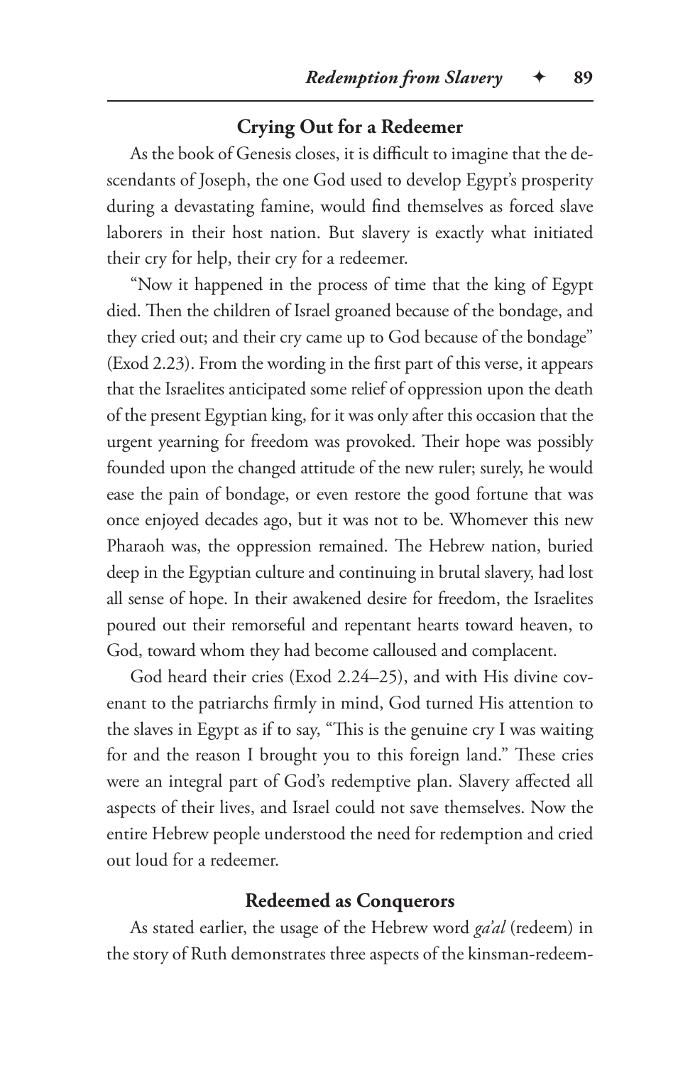### Crying Out for a Redeemer

As the book of Genesis closes, it is difficult to imagine that the descendants of Joseph, the one God used to develop Egypt's prosperity during a devastating famine, would find themselves as forced slave laborers in their host nation. But slavery is exactly what initiated their cry for help, their cry for a redeemer.

"Now it happened in the process of time that the king of Egypt died. Then the children of Israel groaned because of the bondage, and they cried out; and their cry came up to God because of the bondage" (Exod 2.23). From the wording in the first part of this verse, it appears that the Israelites anticipated some relief of oppression upon the death of the present Egyptian king, for it was only after this occasion that the urgent yearning for freedom was provoked. Their hope was possibly founded upon the changed attitude of the new ruler; surely, he would ease the pain of bondage, or even restore the good fortune that was once enjoyed decades ago, but it was not to be. Whomever this new Pharaoh was, the oppression remained. The Hebrew nation, buried deep in the Egyptian culture and continuing in brutal slavery, had lost all sense of hope. In their awakened desire for freedom, the Israelites poured out their remorseful and repentant hearts toward heaven, to God, toward whom they had become calloused and complacent.

God heard their cries (Exod 2.24–25), and with His divine covenant to the patriarchs firmly in mind, God turned His attention to the slaves in Egypt as if to say, "This is the genuine cry I was waiting for and the reason I brought you to this foreign land." These cries were an integral part of God's redemptive plan. Slavery affected all aspects of their lives, and Israel could not save themselves. Now the entire Hebrew people understood the need for redemption and cried out loud for a redeemer.

### Redeemed as Conquerors

As stated earlier, the usage of the Hebrew word *ga'al* (redeem) in the story of Ruth demonstrates three aspects of the kinsman-redeem-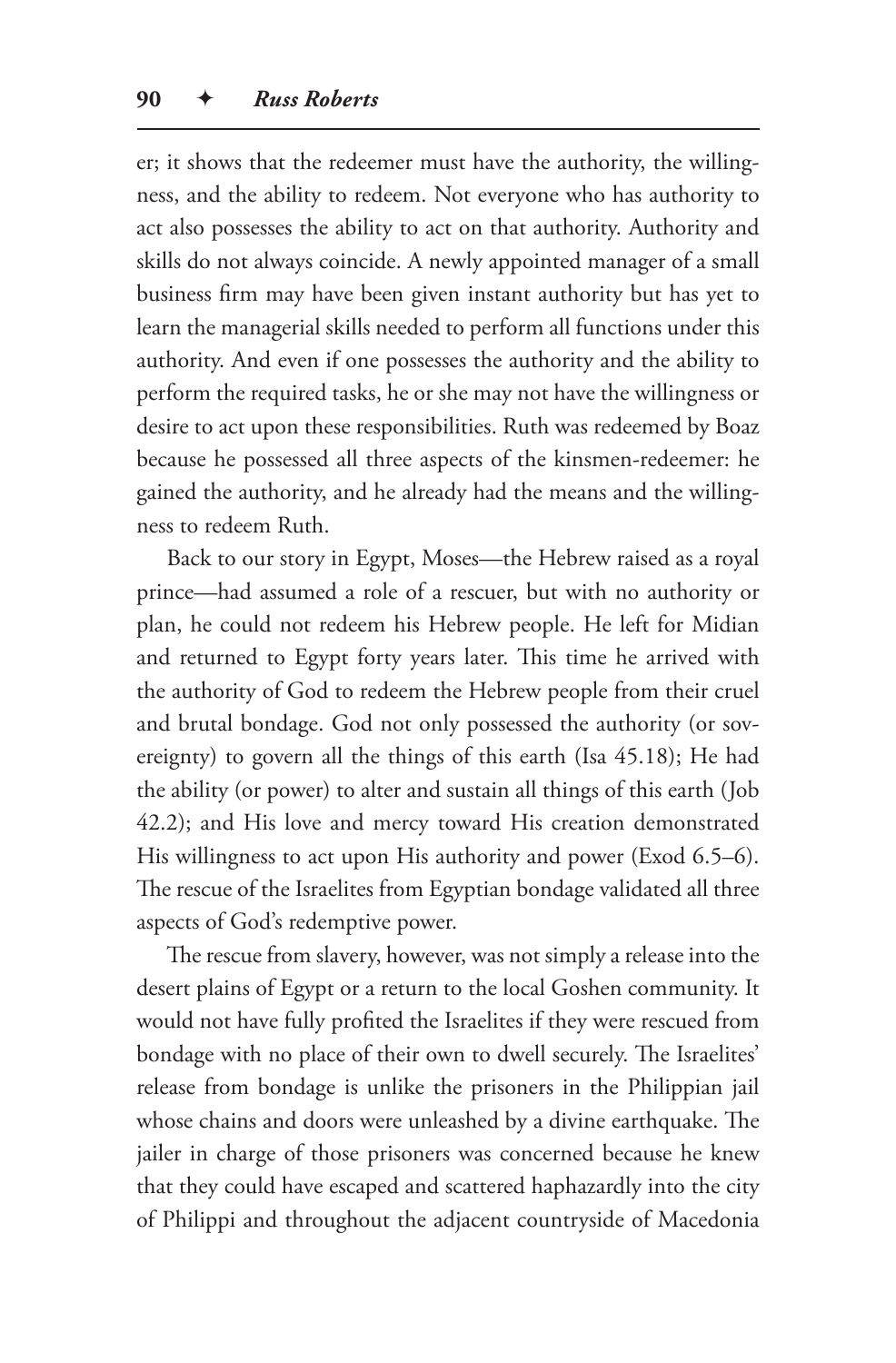er; it shows that the redeemer must have the authority, the willingness, and the ability to redeem. Not everyone who has authority to act also possesses the ability to act on that authority. Authority and skills do not always coincide. A newly appointed manager of a small business firm may have been given instant authority but has yet to learn the managerial skills needed to perform all functions under this authority. And even if one possesses the authority and the ability to perform the required tasks, he or she may not have the willingness or desire to act upon these responsibilities. Ruth was redeemed by Boaz because he possessed all three aspects of the kinsmen-redeemer: he gained the authority, and he already had the means and the willingness to redeem Ruth.

Back to our story in Egypt, Moses—the Hebrew raised as a royal prince—had assumed a role of a rescuer, but with no authority or plan, he could not redeem his Hebrew people. He left for Midian and returned to Egypt forty years later. This time he arrived with the authority of God to redeem the Hebrew people from their cruel and brutal bondage. God not only possessed the authority (or sovereignty) to govern all the things of this earth (Isa 45.18); He had the ability (or power) to alter and sustain all things of this earth (Job 42.2); and His love and mercy toward His creation demonstrated His willingness to act upon His authority and power (Exod 6.5–6). The rescue of the Israelites from Egyptian bondage validated all three aspects of God's redemptive power.

The rescue from slavery, however, was not simply a release into the desert plains of Egypt or a return to the local Goshen community. It would not have fully profited the Israelites if they were rescued from bondage with no place of their own to dwell securely. The Israelites' release from bondage is unlike the prisoners in the Philippian jail whose chains and doors were unleashed by a divine earthquake. The jailer in charge of those prisoners was concerned because he knew that they could have escaped and scattered haphazardly into the city of Philippi and throughout the adjacent countryside of Macedonia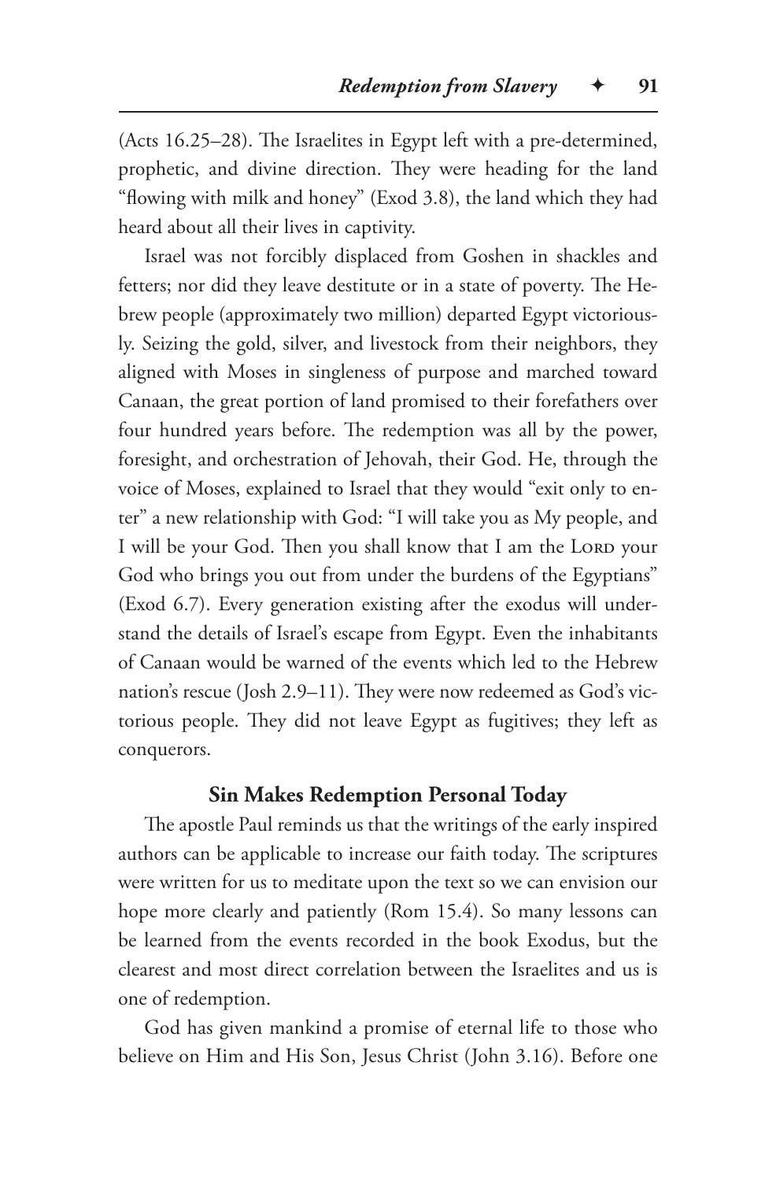(Acts 16.25–28). The Israelites in Egypt left with a pre-determined, prophetic, and divine direction. They were heading for the land "flowing with milk and honey" (Exod 3.8), the land which they had heard about all their lives in captivity.

Israel was not forcibly displaced from Goshen in shackles and fetters; nor did they leave destitute or in a state of poverty. The Hebrew people (approximately two million) departed Egypt victoriously. Seizing the gold, silver, and livestock from their neighbors, they aligned with Moses in singleness of purpose and marched toward Canaan, the great portion of land promised to their forefathers over four hundred years before. The redemption was all by the power, foresight, and orchestration of Jehovah, their God. He, through the voice of Moses, explained to Israel that they would "exit only to enter" a new relationship with God: "I will take you as My people, and I will be your God. Then you shall know that I am the Lord your God who brings you out from under the burdens of the Egyptians" (Exod 6.7). Every generation existing after the exodus will understand the details of Israel's escape from Egypt. Even the inhabitants of Canaan would be warned of the events which led to the Hebrew nation's rescue (Josh 2.9–11). They were now redeemed as God's victorious people. They did not leave Egypt as fugitives; they left as conquerors.

## Sin Makes Redemption Personal Today

The apostle Paul reminds us that the writings of the early inspired authors can be applicable to increase our faith today. The scriptures were written for us to meditate upon the text so we can envision our hope more clearly and patiently (Rom 15.4). So many lessons can be learned from the events recorded in the book Exodus, but the clearest and most direct correlation between the Israelites and us is one of redemption.

God has given mankind a promise of eternal life to those who believe on Him and His Son, Jesus Christ (John 3.16). Before one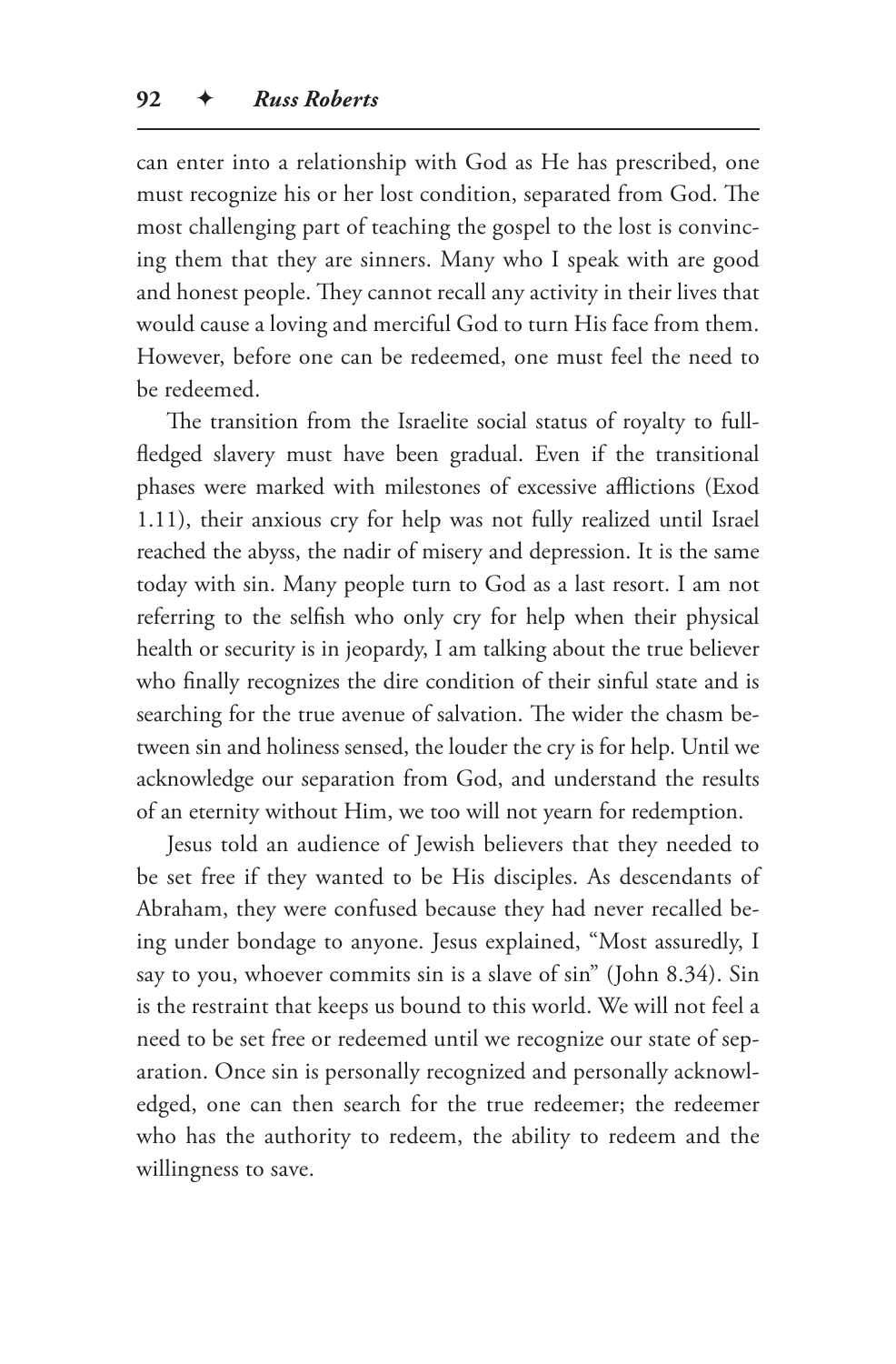can enter into a relationship with God as He has prescribed, one must recognize his or her lost condition, separated from God. The most challenging part of teaching the gospel to the lost is convincing them that they are sinners. Many who I speak with are good and honest people. They cannot recall any activity in their lives that would cause a loving and merciful God to turn His face from them. However, before one can be redeemed, one must feel the need to be redeemed.

The transition from the Israelite social status of royalty to full-fledged slavery must have been gradual. Even if the transitional phases were marked with milestones of excessive afflictions (Exod 1.11), their anxious cry for help was not fully realized until Israel reached the abyss, the nadir of misery and depression. It is the same today with sin. Many people turn to God as a last resort. I am not referring to the selfish who only cry for help when their physical health or security is in jeopardy, I am talking about the true believer who finally recognizes the dire condition of their sinful state and is searching for the true avenue of salvation. The wider the chasm between sin and holiness sensed, the louder the cry is for help. Until we acknowledge our separation from God, and understand the results of an eternity without Him, we too will not yearn for redemption.

Jesus told an audience of Jewish believers that they needed to be set free if they wanted to be His disciples. As descendants of Abraham, they were confused because they had never recalled being under bondage to anyone. Jesus explained, "Most assuredly, I say to you, whoever commits sin is a slave of sin" (John 8.34). Sin is the restraint that keeps us bound to this world. We will not feel a need to be set free or redeemed until we recognize our state of separation. Once sin is personally recognized and personally acknowledged, one can then search for the true redeemer; the redeemer who has the authority to redeem, the ability to redeem and the willingness to save.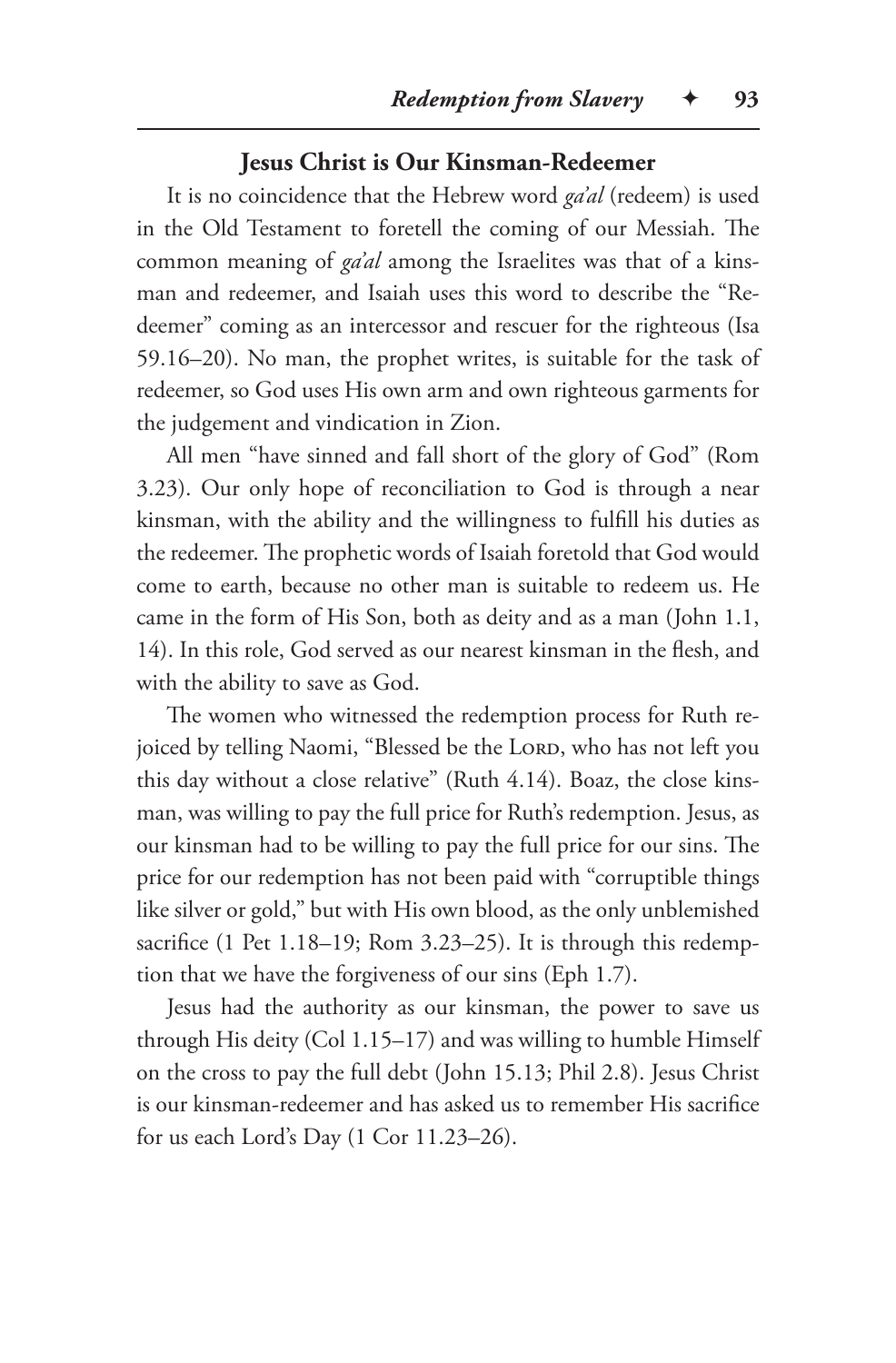### Jesus Christ is Our Kinsman-Redeemer

It is no coincidence that the Hebrew word *ga'al* (redeem) is used in the Old Testament to foretell the coming of our Messiah. The common meaning of *ga'al* among the Israelites was that of a kinsman and redeemer, and Isaiah uses this word to describe the "Redeemer" coming as an intercessor and rescuer for the righteous (Isa 59.16–20). No man, the prophet writes, is suitable for the task of redeemer, so God uses His own arm and own righteous garments for the judgement and vindication in Zion.

All men "have sinned and fall short of the glory of God" (Rom 3.23). Our only hope of reconciliation to God is through a near kinsman, with the ability and the willingness to fulfill his duties as the redeemer. The prophetic words of Isaiah foretold that God would come to earth, because no other man is suitable to redeem us. He came in the form of His Son, both as deity and as a man (John 1.1, 14). In this role, God served as our nearest kinsman in the flesh, and with the ability to save as God.

The women who witnessed the redemption process for Ruth rejoiced by telling Naomi, "Blessed be the Lord, who has not left you this day without a close relative" (Ruth 4.14). Boaz, the close kinsman, was willing to pay the full price for Ruth's redemption. Jesus, as our kinsman had to be willing to pay the full price for our sins. The price for our redemption has not been paid with "corruptible things like silver or gold," but with His own blood, as the only unblemished sacrifice (1 Pet 1.18–19; Rom 3.23–25). It is through this redemption that we have the forgiveness of our sins (Eph 1.7).

Jesus had the authority as our kinsman, the power to save us through His deity (Col 1.15–17) and was willing to humble Himself on the cross to pay the full debt (John 15.13; Phil 2.8). Jesus Christ is our kinsman-redeemer and has asked us to remember His sacrifice for us each Lord's Day (1 Cor 11.23–26).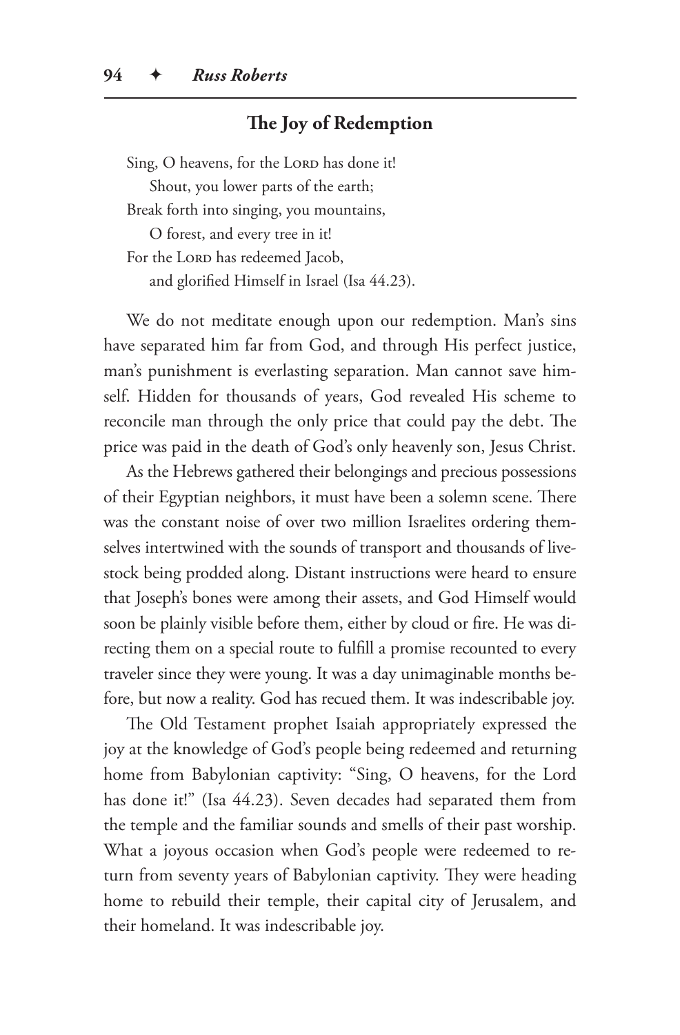## The Joy of Redemption

Sing, O heavens, for the LORD has done it!
Shout, you lower parts of the earth;
Break forth into singing, you mountains,
O forest, and every tree in it!
For the LORD has redeemed Jacob,
and glorified Himself in Israel (Isa 44.23).

We do not meditate enough upon our redemption. Man's sins have separated him far from God, and through His perfect justice, man's punishment is everlasting separation. Man cannot save himself. Hidden for thousands of years, God revealed His scheme to reconcile man through the only price that could pay the debt. The price was paid in the death of God's only heavenly son, Jesus Christ.

As the Hebrews gathered their belongings and precious possessions of their Egyptian neighbors, it must have been a solemn scene. There was the constant noise of over two million Israelites ordering themselves intertwined with the sounds of transport and thousands of livestock being prodded along. Distant instructions were heard to ensure that Joseph's bones were among their assets, and God Himself would soon be plainly visible before them, either by cloud or fire. He was directing them on a special route to fulfill a promise recounted to every traveler since they were young. It was a day unimaginable months before, but now a reality. God has recued them. It was indescribable joy.

The Old Testament prophet Isaiah appropriately expressed the joy at the knowledge of God's people being redeemed and returning home from Babylonian captivity: "Sing, O heavens, for the Lord has done it!" (Isa 44.23). Seven decades had separated them from the temple and the familiar sounds and smells of their past worship. What a joyous occasion when God's people were redeemed to return from seventy years of Babylonian captivity. They were heading home to rebuild their temple, their capital city of Jerusalem, and their homeland. It was indescribable joy.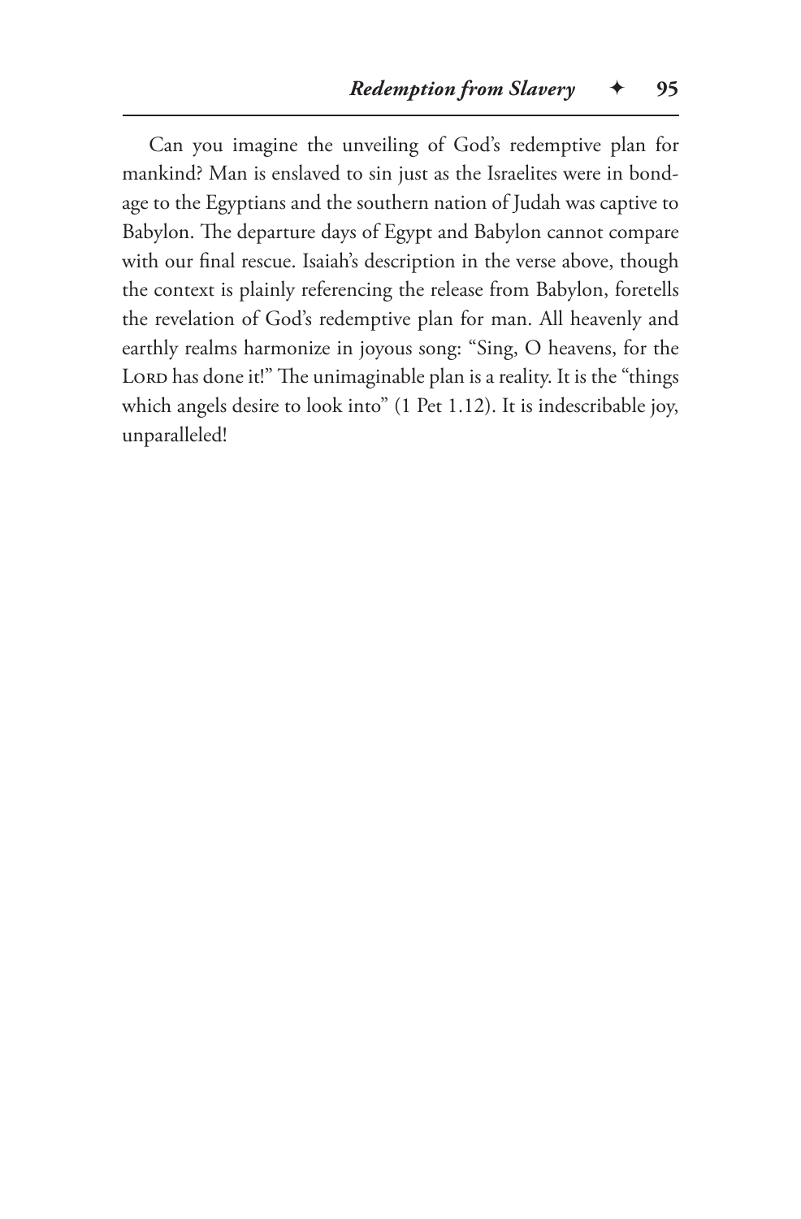Can you imagine the unveiling of God's redemptive plan for mankind? Man is enslaved to sin just as the Israelites were in bondage to the Egyptians and the southern nation of Judah was captive to Babylon. The departure days of Egypt and Babylon cannot compare with our final rescue. Isaiah's description in the verse above, though the context is plainly referencing the release from Babylon, foretells the revelation of God's redemptive plan for man. All heavenly and earthly realms harmonize in joyous song: "Sing, O heavens, for the LORD has done it!" The unimaginable plan is a reality. It is the "things which angels desire to look into" (1 Pet 1.12). It is indescribable joy, unparalleled!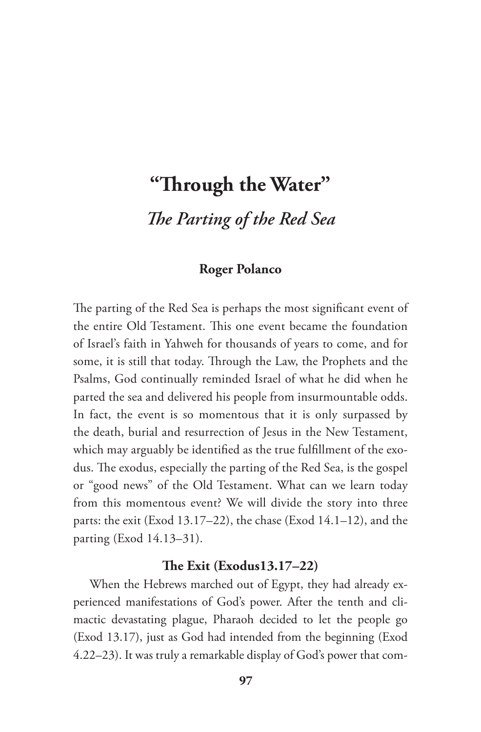# "Through the Water"

## *The Parting of the Red Sea*

**Roger Polanco**

The parting of the Red Sea is perhaps the most significant event of the entire Old Testament. This one event became the foundation of Israel's faith in Yahweh for thousands of years to come, and for some, it is still that today. Through the Law, the Prophets and the Psalms, God continually reminded Israel of what he did when he parted the sea and delivered his people from insurmountable odds. In fact, the event is so momentous that it is only surpassed by the death, burial and resurrection of Jesus in the New Testament, which may arguably be identified as the true fulfillment of the exodus. The exodus, especially the parting of the Red Sea, is the gospel or "good news" of the Old Testament. What can we learn today from this momentous event? We will divide the story into three parts: the exit (Exod 13.17–22), the chase (Exod 14.1–12), and the parting (Exod 14.13–31).

### The Exit (Exodus13.17–22)

When the Hebrews marched out of Egypt, they had already experienced manifestations of God's power. After the tenth and climactic devastating plague, Pharaoh decided to let the people go (Exod 13.17), just as God had intended from the beginning (Exod 4.22–23). It was truly a remarkable display of God's power that com-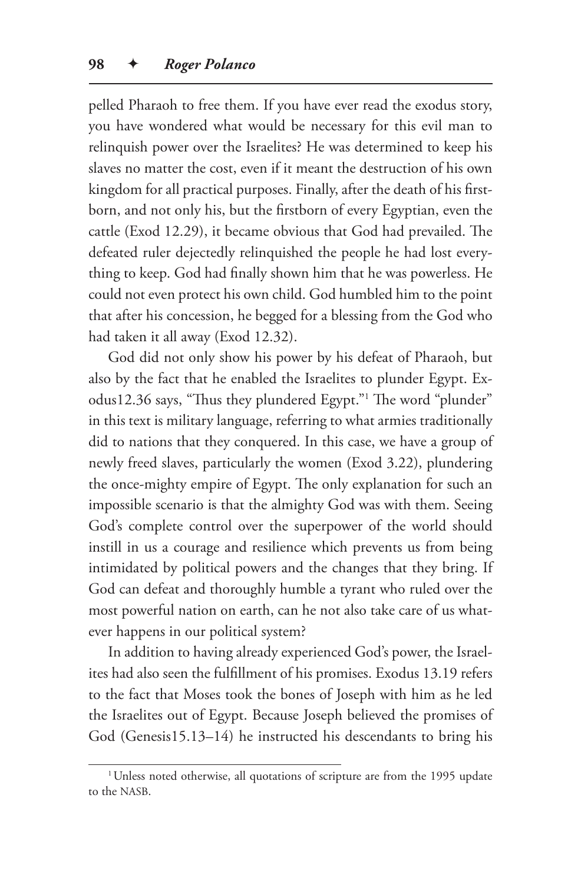pelled Pharaoh to free them. If you have ever read the exodus story, you have wondered what would be necessary for this evil man to relinquish power over the Israelites? He was determined to keep his slaves no matter the cost, even if it meant the destruction of his own kingdom for all practical purposes. Finally, after the death of his firstborn, and not only his, but the firstborn of every Egyptian, even the cattle (Exod 12.29), it became obvious that God had prevailed. The defeated ruler dejectedly relinquished the people he had lost everything to keep. God had finally shown him that he was powerless. He could not even protect his own child. God humbled him to the point that after his concession, he begged for a blessing from the God who had taken it all away (Exod 12.32).

God did not only show his power by his defeat of Pharaoh, but also by the fact that he enabled the Israelites to plunder Egypt. Exodus12.36 says, "Thus they plundered Egypt."[1] The word "plunder" in this text is military language, referring to what armies traditionally did to nations that they conquered. In this case, we have a group of newly freed slaves, particularly the women (Exod 3.22), plundering the once-mighty empire of Egypt. The only explanation for such an impossible scenario is that the almighty God was with them. Seeing God's complete control over the superpower of the world should instill in us a courage and resilience which prevents us from being intimidated by political powers and the changes that they bring. If God can defeat and thoroughly humble a tyrant who ruled over the most powerful nation on earth, can he not also take care of us whatever happens in our political system?

In addition to having already experienced God's power, the Israelites had also seen the fulfillment of his promises. Exodus 13.19 refers to the fact that Moses took the bones of Joseph with him as he led the Israelites out of Egypt. Because Joseph believed the promises of God (Genesis15.13–14) he instructed his descendants to bring his

[1] Unless noted otherwise, all quotations of scripture are from the 1995 update to the NASB.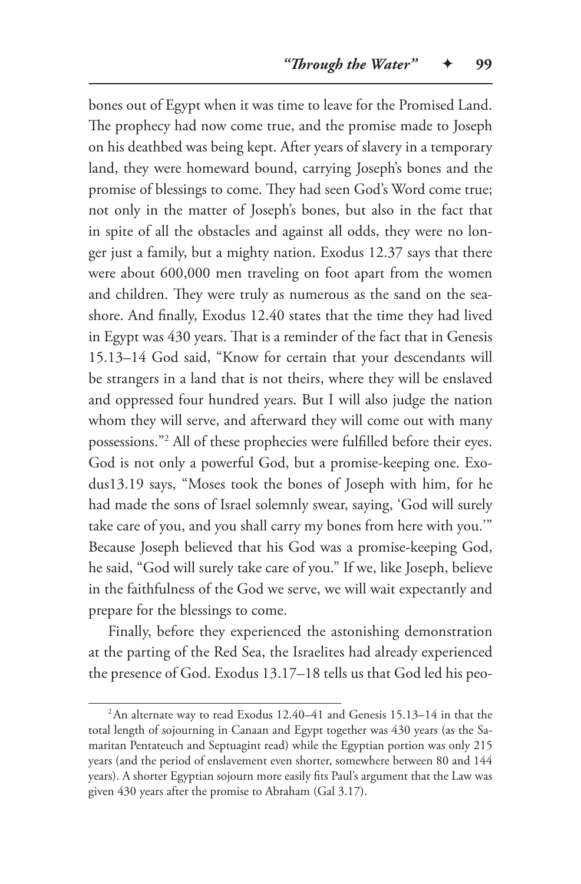bones out of Egypt when it was time to leave for the Promised Land. The prophecy had now come true, and the promise made to Joseph on his deathbed was being kept. After years of slavery in a temporary land, they were homeward bound, carrying Joseph's bones and the promise of blessings to come. They had seen God's Word come true; not only in the matter of Joseph's bones, but also in the fact that in spite of all the obstacles and against all odds, they were no longer just a family, but a mighty nation. Exodus 12.37 says that there were about 600,000 men traveling on foot apart from the women and children. They were truly as numerous as the sand on the seashore. And finally, Exodus 12.40 states that the time they had lived in Egypt was 430 years. That is a reminder of the fact that in Genesis 15.13–14 God said, "Know for certain that your descendants will be strangers in a land that is not theirs, where they will be enslaved and oppressed four hundred years. But I will also judge the nation whom they will serve, and afterward they will come out with many possessions."[2] All of these prophecies were fulfilled before their eyes. God is not only a powerful God, but a promise-keeping one. Exodus13.19 says, "Moses took the bones of Joseph with him, for he had made the sons of Israel solemnly swear, saying, 'God will surely take care of you, and you shall carry my bones from here with you.'" Because Joseph believed that his God was a promise-keeping God, he said, "God will surely take care of you." If we, like Joseph, believe in the faithfulness of the God we serve, we will wait expectantly and prepare for the blessings to come.

Finally, before they experienced the astonishing demonstration at the parting of the Red Sea, the Israelites had already experienced the presence of God. Exodus 13.17–18 tells us that God led his peo-

---

[2] An alternate way to read Exodus 12.40–41 and Genesis 15.13–14 in that the total length of sojourning in Canaan and Egypt together was 430 years (as the Samaritan Pentateuch and Septuagint read) while the Egyptian portion was only 215 years (and the period of enslavement even shorter, somewhere between 80 and 144 years). A shorter Egyptian sojourn more easily fits Paul's argument that the Law was given 430 years after the promise to Abraham (Gal 3.17).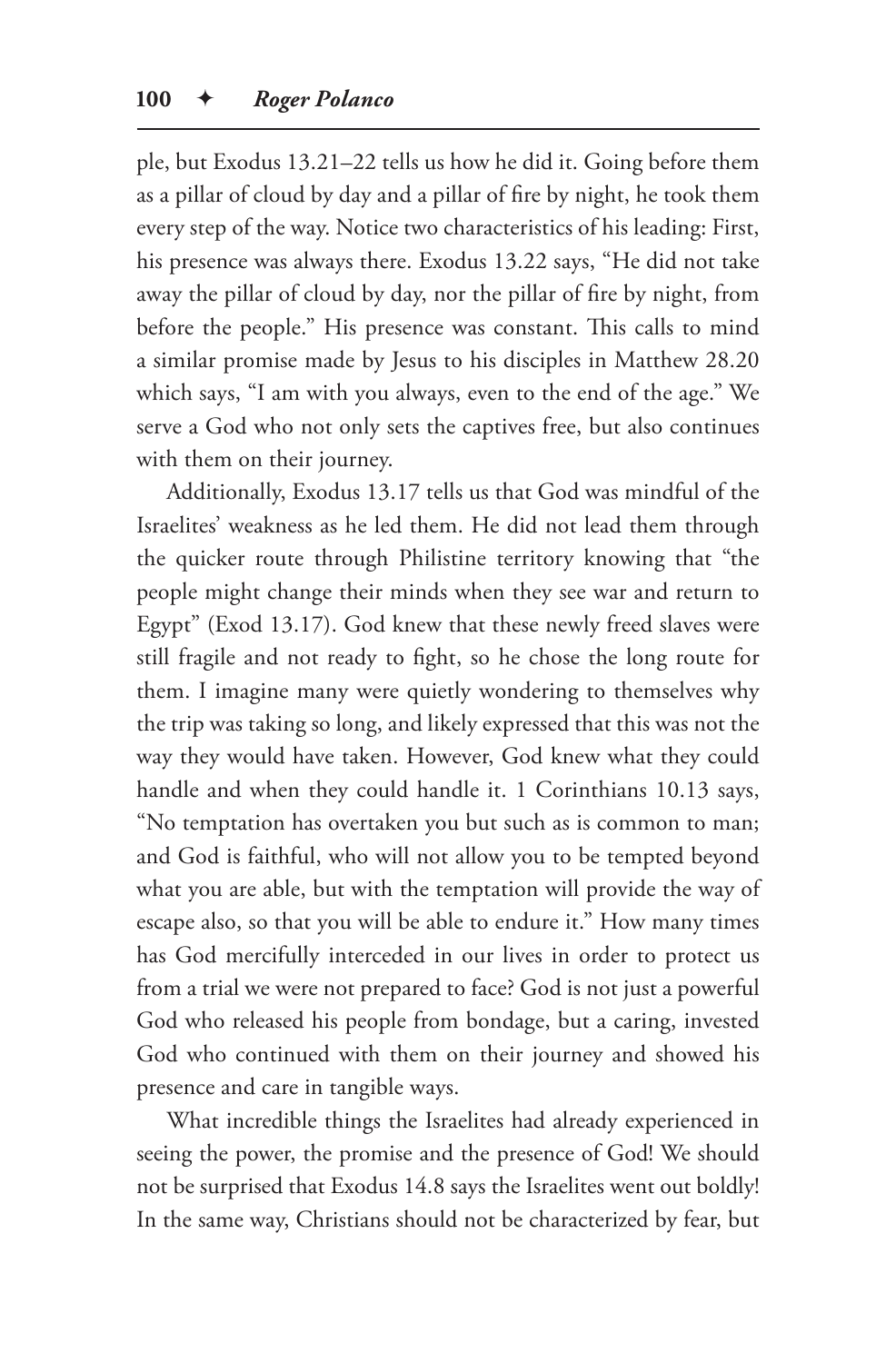ple, but Exodus 13.21–22 tells us how he did it. Going before them as a pillar of cloud by day and a pillar of fire by night, he took them every step of the way. Notice two characteristics of his leading: First, his presence was always there. Exodus 13.22 says, "He did not take away the pillar of cloud by day, nor the pillar of fire by night, from before the people." His presence was constant. This calls to mind a similar promise made by Jesus to his disciples in Matthew 28.20 which says, "I am with you always, even to the end of the age." We serve a God who not only sets the captives free, but also continues with them on their journey.

Additionally, Exodus 13.17 tells us that God was mindful of the Israelites' weakness as he led them. He did not lead them through the quicker route through Philistine territory knowing that "the people might change their minds when they see war and return to Egypt" (Exod 13.17). God knew that these newly freed slaves were still fragile and not ready to fight, so he chose the long route for them. I imagine many were quietly wondering to themselves why the trip was taking so long, and likely expressed that this was not the way they would have taken. However, God knew what they could handle and when they could handle it. 1 Corinthians 10.13 says, "No temptation has overtaken you but such as is common to man; and God is faithful, who will not allow you to be tempted beyond what you are able, but with the temptation will provide the way of escape also, so that you will be able to endure it." How many times has God mercifully interceded in our lives in order to protect us from a trial we were not prepared to face? God is not just a powerful God who released his people from bondage, but a caring, invested God who continued with them on their journey and showed his presence and care in tangible ways.

What incredible things the Israelites had already experienced in seeing the power, the promise and the presence of God! We should not be surprised that Exodus 14.8 says the Israelites went out boldly! In the same way, Christians should not be characterized by fear, but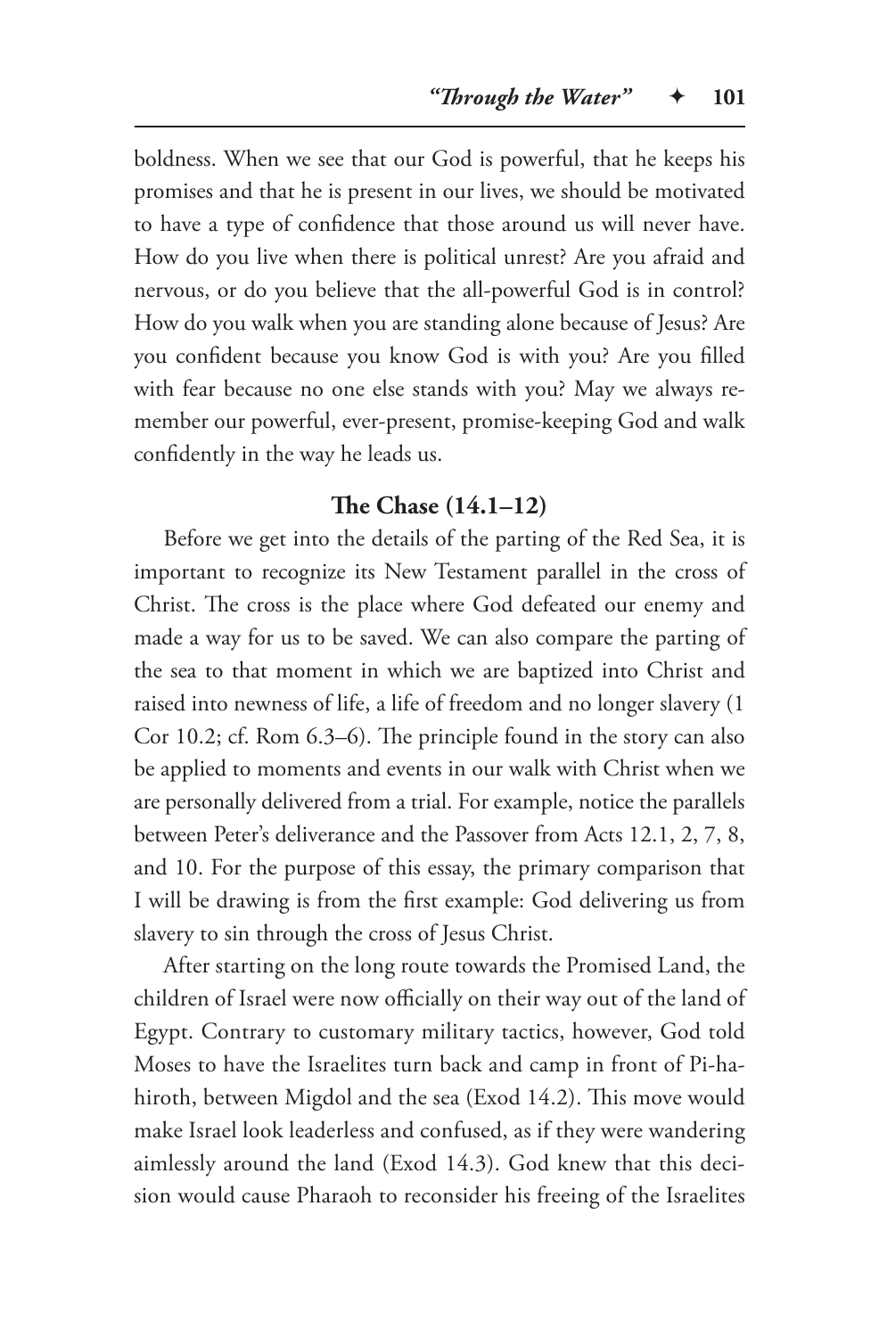boldness. When we see that our God is powerful, that he keeps his promises and that he is present in our lives, we should be motivated to have a type of confidence that those around us will never have. How do you live when there is political unrest? Are you afraid and nervous, or do you believe that the all-powerful God is in control? How do you walk when you are standing alone because of Jesus? Are you confident because you know God is with you? Are you filled with fear because no one else stands with you? May we always remember our powerful, ever-present, promise-keeping God and walk confidently in the way he leads us.

### The Chase (14.1–12)

Before we get into the details of the parting of the Red Sea, it is important to recognize its New Testament parallel in the cross of Christ. The cross is the place where God defeated our enemy and made a way for us to be saved. We can also compare the parting of the sea to that moment in which we are baptized into Christ and raised into newness of life, a life of freedom and no longer slavery (1 Cor 10.2; cf. Rom 6.3–6). The principle found in the story can also be applied to moments and events in our walk with Christ when we are personally delivered from a trial. For example, notice the parallels between Peter's deliverance and the Passover from Acts 12.1, 2, 7, 8, and 10. For the purpose of this essay, the primary comparison that I will be drawing is from the first example: God delivering us from slavery to sin through the cross of Jesus Christ.

After starting on the long route towards the Promised Land, the children of Israel were now officially on their way out of the land of Egypt. Contrary to customary military tactics, however, God told Moses to have the Israelites turn back and camp in front of Pi-hahiroth, between Migdol and the sea (Exod 14.2). This move would make Israel look leaderless and confused, as if they were wandering aimlessly around the land (Exod 14.3). God knew that this decision would cause Pharaoh to reconsider his freeing of the Israelites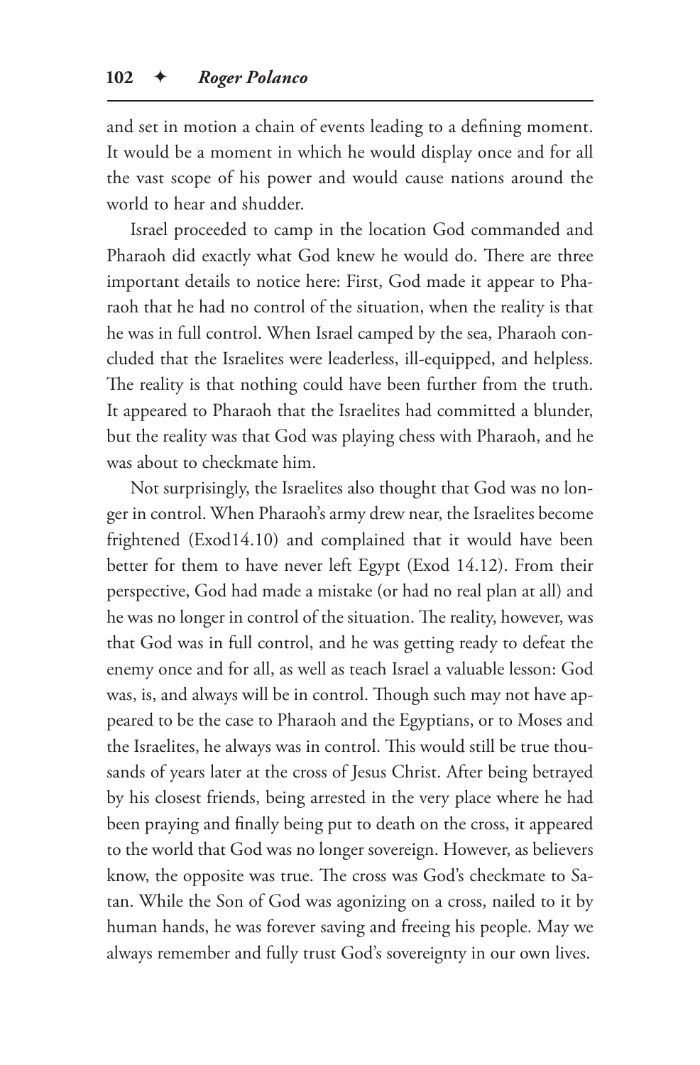and set in motion a chain of events leading to a defining moment. It would be a moment in which he would display once and for all the vast scope of his power and would cause nations around the world to hear and shudder.

Israel proceeded to camp in the location God commanded and Pharaoh did exactly what God knew he would do. There are three important details to notice here: First, God made it appear to Pharaoh that he had no control of the situation, when the reality is that he was in full control. When Israel camped by the sea, Pharaoh concluded that the Israelites were leaderless, ill-equipped, and helpless. The reality is that nothing could have been further from the truth. It appeared to Pharaoh that the Israelites had committed a blunder, but the reality was that God was playing chess with Pharaoh, and he was about to checkmate him.

Not surprisingly, the Israelites also thought that God was no longer in control. When Pharaoh's army drew near, the Israelites become frightened (Exod14.10) and complained that it would have been better for them to have never left Egypt (Exod 14.12). From their perspective, God had made a mistake (or had no real plan at all) and he was no longer in control of the situation. The reality, however, was that God was in full control, and he was getting ready to defeat the enemy once and for all, as well as teach Israel a valuable lesson: God was, is, and always will be in control. Though such may not have appeared to be the case to Pharaoh and the Egyptians, or to Moses and the Israelites, he always was in control. This would still be true thousands of years later at the cross of Jesus Christ. After being betrayed by his closest friends, being arrested in the very place where he had been praying and finally being put to death on the cross, it appeared to the world that God was no longer sovereign. However, as believers know, the opposite was true. The cross was God's checkmate to Satan. While the Son of God was agonizing on a cross, nailed to it by human hands, he was forever saving and freeing his people. May we always remember and fully trust God's sovereignty in our own lives.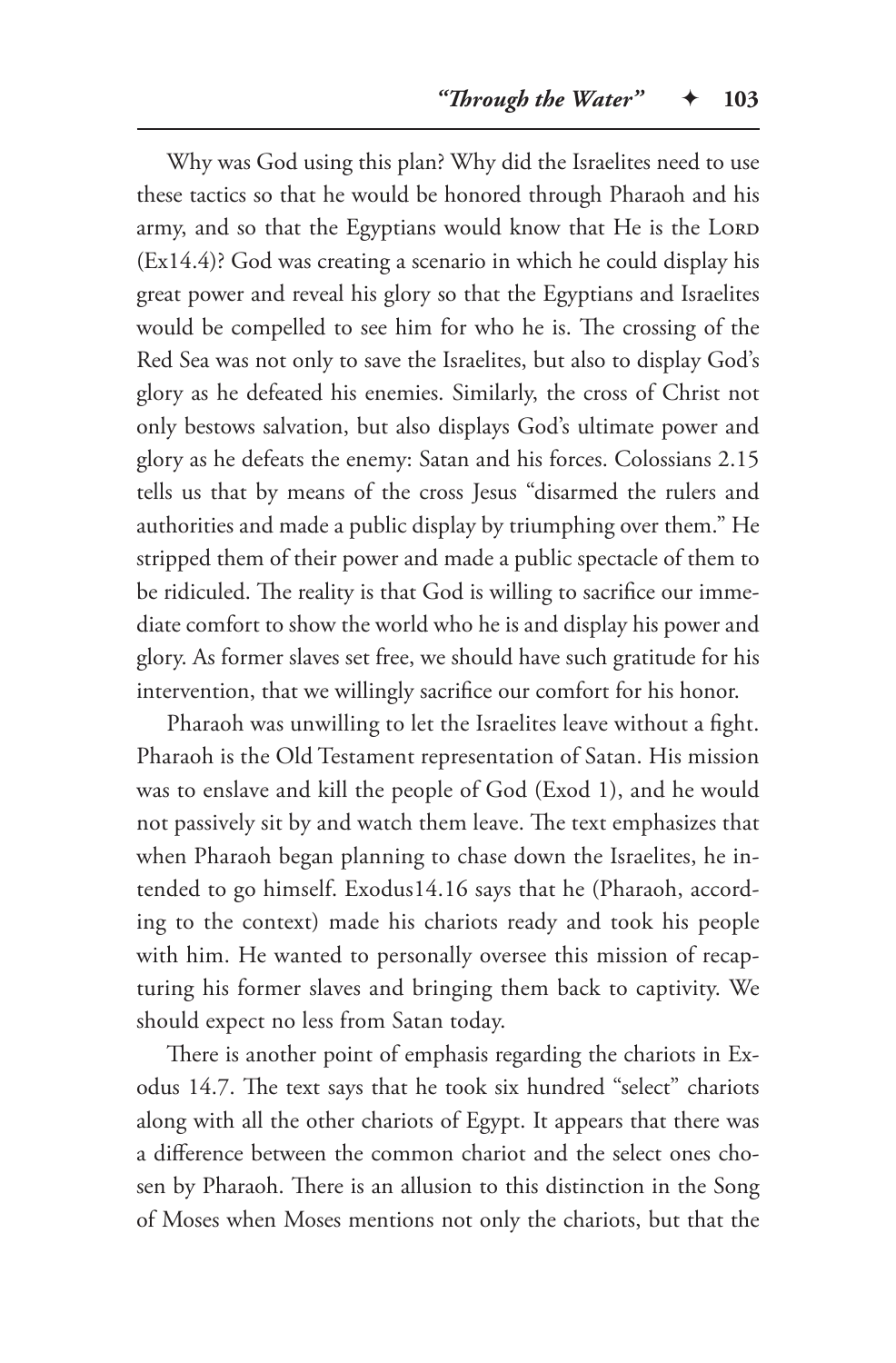Why was God using this plan? Why did the Israelites need to use these tactics so that he would be honored through Pharaoh and his army, and so that the Egyptians would know that He is the LORD (Ex14.4)? God was creating a scenario in which he could display his great power and reveal his glory so that the Egyptians and Israelites would be compelled to see him for who he is. The crossing of the Red Sea was not only to save the Israelites, but also to display God's glory as he defeated his enemies. Similarly, the cross of Christ not only bestows salvation, but also displays God's ultimate power and glory as he defeats the enemy: Satan and his forces. Colossians 2.15 tells us that by means of the cross Jesus "disarmed the rulers and authorities and made a public display by triumphing over them." He stripped them of their power and made a public spectacle of them to be ridiculed. The reality is that God is willing to sacrifice our immediate comfort to show the world who he is and display his power and glory. As former slaves set free, we should have such gratitude for his intervention, that we willingly sacrifice our comfort for his honor.

Pharaoh was unwilling to let the Israelites leave without a fight. Pharaoh is the Old Testament representation of Satan. His mission was to enslave and kill the people of God (Exod 1), and he would not passively sit by and watch them leave. The text emphasizes that when Pharaoh began planning to chase down the Israelites, he intended to go himself. Exodus14.16 says that he (Pharaoh, according to the context) made his chariots ready and took his people with him. He wanted to personally oversee this mission of recapturing his former slaves and bringing them back to captivity. We should expect no less from Satan today.

There is another point of emphasis regarding the chariots in Exodus 14.7. The text says that he took six hundred "select" chariots along with all the other chariots of Egypt. It appears that there was a difference between the common chariot and the select ones chosen by Pharaoh. There is an allusion to this distinction in the Song of Moses when Moses mentions not only the chariots, but that the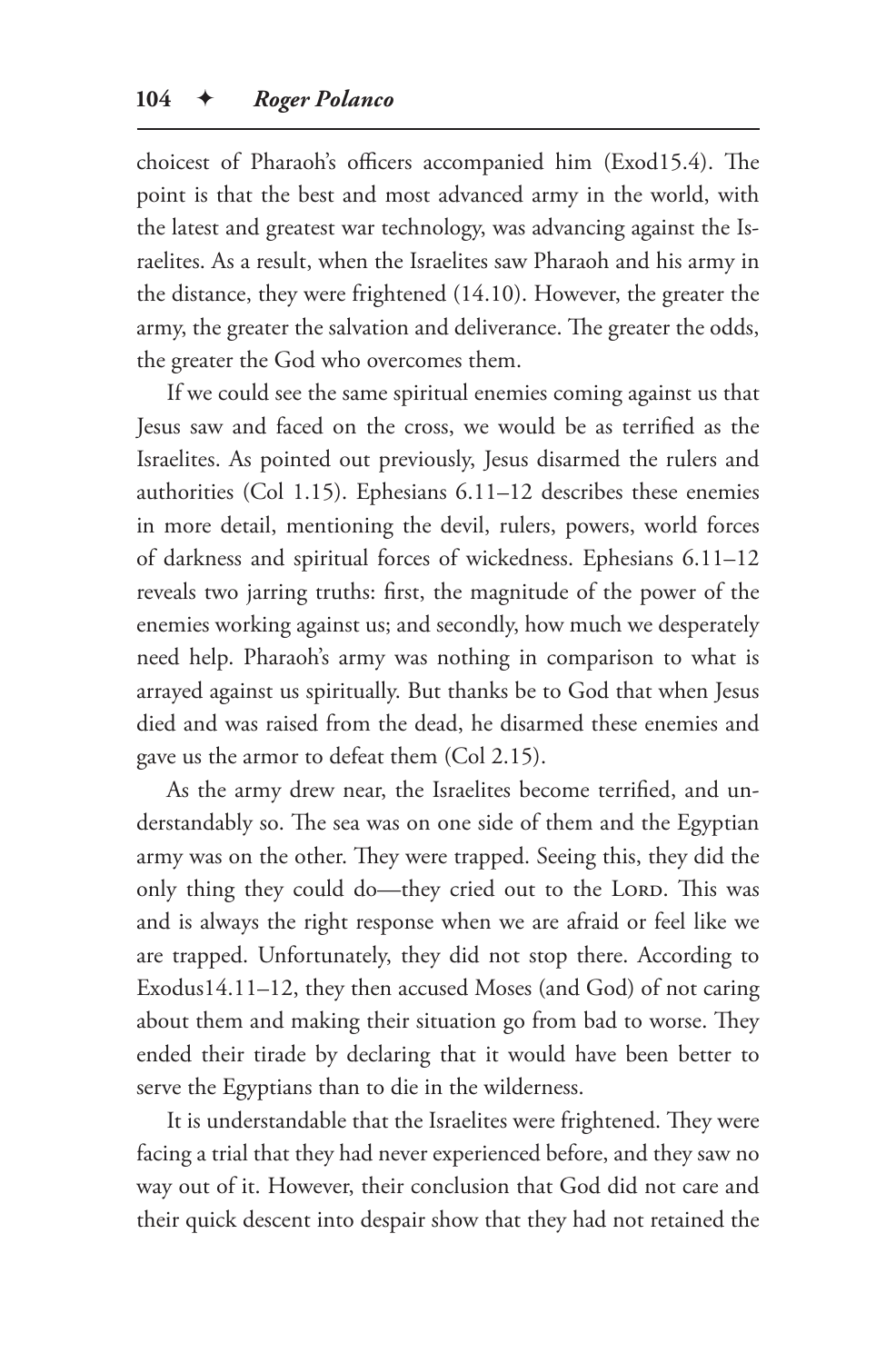choicest of Pharaoh's officers accompanied him (Exod15.4). The point is that the best and most advanced army in the world, with the latest and greatest war technology, was advancing against the Israelites. As a result, when the Israelites saw Pharaoh and his army in the distance, they were frightened (14.10). However, the greater the army, the greater the salvation and deliverance. The greater the odds, the greater the God who overcomes them.

If we could see the same spiritual enemies coming against us that Jesus saw and faced on the cross, we would be as terrified as the Israelites. As pointed out previously, Jesus disarmed the rulers and authorities (Col 1.15). Ephesians 6.11–12 describes these enemies in more detail, mentioning the devil, rulers, powers, world forces of darkness and spiritual forces of wickedness. Ephesians 6.11–12 reveals two jarring truths: first, the magnitude of the power of the enemies working against us; and secondly, how much we desperately need help. Pharaoh's army was nothing in comparison to what is arrayed against us spiritually. But thanks be to God that when Jesus died and was raised from the dead, he disarmed these enemies and gave us the armor to defeat them (Col 2.15).

As the army drew near, the Israelites become terrified, and understandably so. The sea was on one side of them and the Egyptian army was on the other. They were trapped. Seeing this, they did the only thing they could do—they cried out to the LORD. This was and is always the right response when we are afraid or feel like we are trapped. Unfortunately, they did not stop there. According to Exodus14.11–12, they then accused Moses (and God) of not caring about them and making their situation go from bad to worse. They ended their tirade by declaring that it would have been better to serve the Egyptians than to die in the wilderness.

It is understandable that the Israelites were frightened. They were facing a trial that they had never experienced before, and they saw no way out of it. However, their conclusion that God did not care and their quick descent into despair show that they had not retained the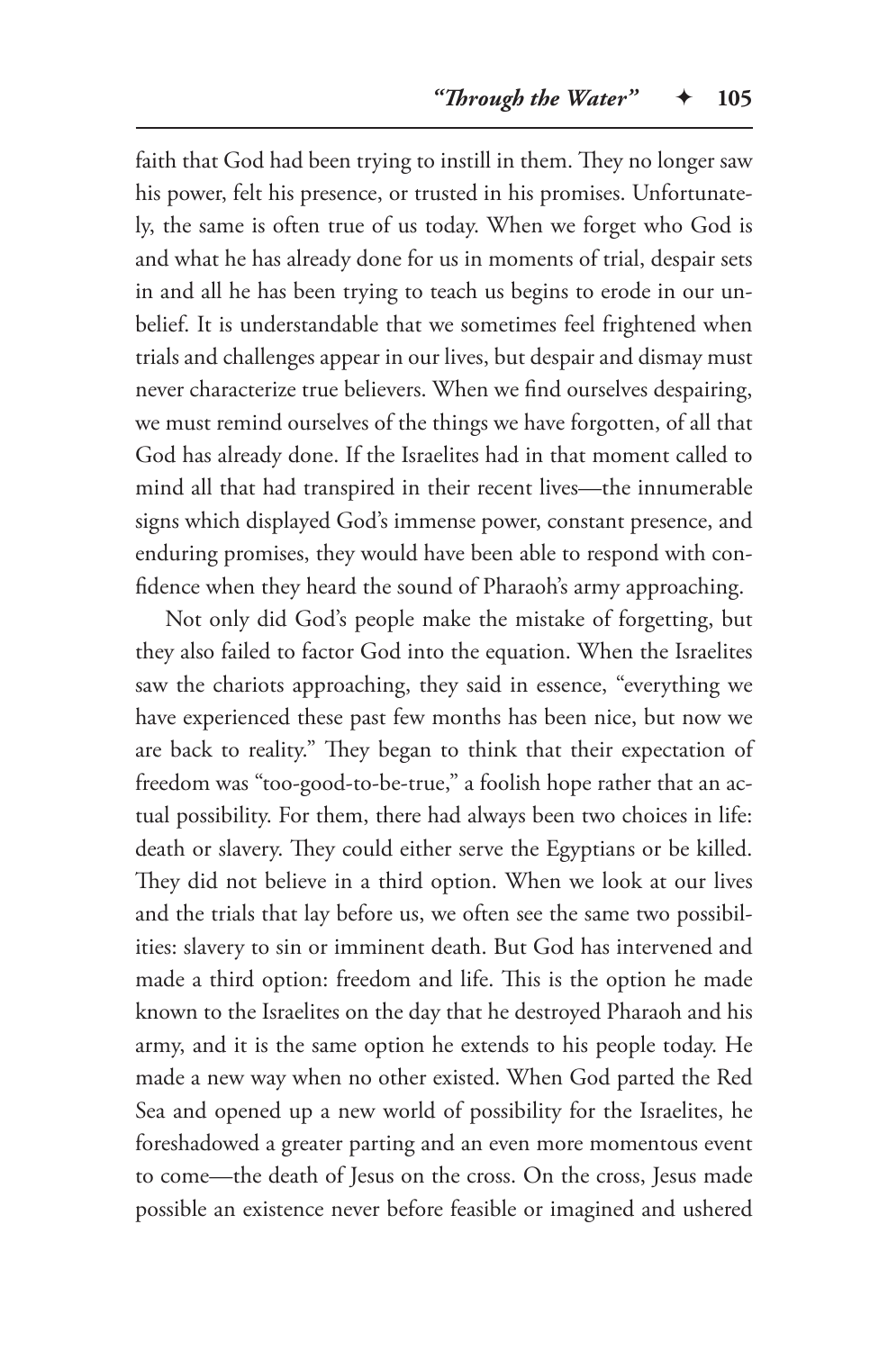faith that God had been trying to instill in them. They no longer saw his power, felt his presence, or trusted in his promises. Unfortunately, the same is often true of us today. When we forget who God is and what he has already done for us in moments of trial, despair sets in and all he has been trying to teach us begins to erode in our unbelief. It is understandable that we sometimes feel frightened when trials and challenges appear in our lives, but despair and dismay must never characterize true believers. When we find ourselves despairing, we must remind ourselves of the things we have forgotten, of all that God has already done. If the Israelites had in that moment called to mind all that had transpired in their recent lives—the innumerable signs which displayed God's immense power, constant presence, and enduring promises, they would have been able to respond with confidence when they heard the sound of Pharaoh's army approaching.

Not only did God's people make the mistake of forgetting, but they also failed to factor God into the equation. When the Israelites saw the chariots approaching, they said in essence, "everything we have experienced these past few months has been nice, but now we are back to reality." They began to think that their expectation of freedom was "too-good-to-be-true," a foolish hope rather that an actual possibility. For them, there had always been two choices in life: death or slavery. They could either serve the Egyptians or be killed. They did not believe in a third option. When we look at our lives and the trials that lay before us, we often see the same two possibilities: slavery to sin or imminent death. But God has intervened and made a third option: freedom and life. This is the option he made known to the Israelites on the day that he destroyed Pharaoh and his army, and it is the same option he extends to his people today. He made a new way when no other existed. When God parted the Red Sea and opened up a new world of possibility for the Israelites, he foreshadowed a greater parting and an even more momentous event to come—the death of Jesus on the cross. On the cross, Jesus made possible an existence never before feasible or imagined and ushered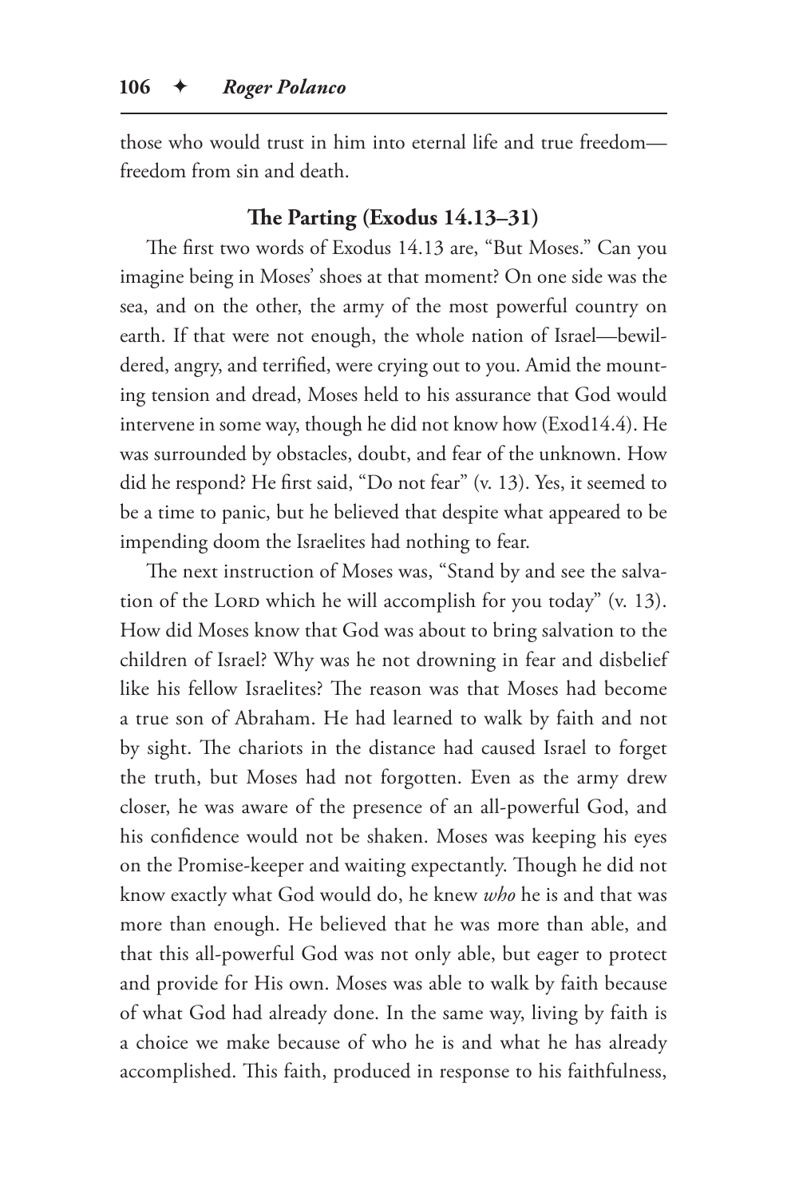those who would trust in him into eternal life and true freedom—freedom from sin and death.

### The Parting (Exodus 14.13–31)

The first two words of Exodus 14.13 are, "But Moses." Can you imagine being in Moses' shoes at that moment? On one side was the sea, and on the other, the army of the most powerful country on earth. If that were not enough, the whole nation of Israel—bewildered, angry, and terrified, were crying out to you. Amid the mounting tension and dread, Moses held to his assurance that God would intervene in some way, though he did not know how (Exod14.4). He was surrounded by obstacles, doubt, and fear of the unknown. How did he respond? He first said, "Do not fear" (v. 13). Yes, it seemed to be a time to panic, but he believed that despite what appeared to be impending doom the Israelites had nothing to fear.

The next instruction of Moses was, "Stand by and see the salvation of the Lord which he will accomplish for you today" (v. 13). How did Moses know that God was about to bring salvation to the children of Israel? Why was he not drowning in fear and disbelief like his fellow Israelites? The reason was that Moses had become a true son of Abraham. He had learned to walk by faith and not by sight. The chariots in the distance had caused Israel to forget the truth, but Moses had not forgotten. Even as the army drew closer, he was aware of the presence of an all-powerful God, and his confidence would not be shaken. Moses was keeping his eyes on the Promise-keeper and waiting expectantly. Though he did not know exactly what God would do, he knew *who* he is and that was more than enough. He believed that he was more than able, and that this all-powerful God was not only able, but eager to protect and provide for His own. Moses was able to walk by faith because of what God had already done. In the same way, living by faith is a choice we make because of who he is and what he has already accomplished. This faith, produced in response to his faithfulness,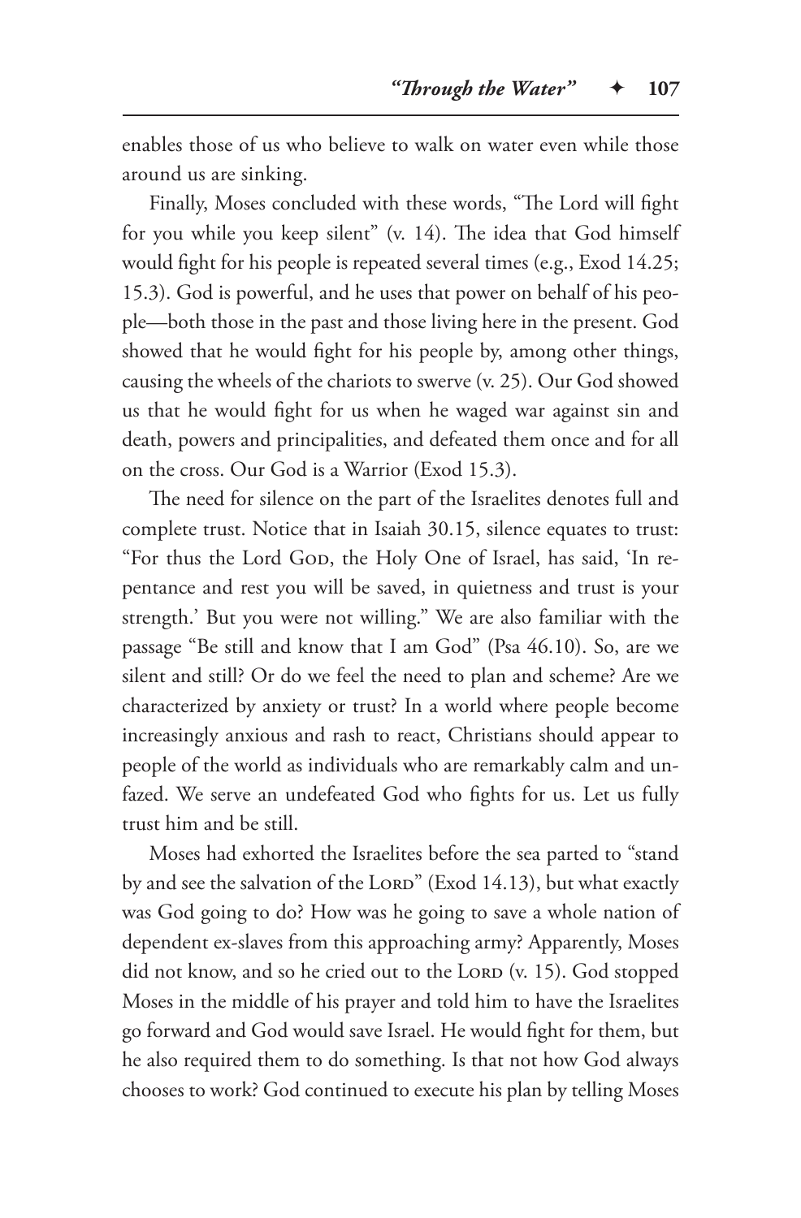enables those of us who believe to walk on water even while those around us are sinking.

Finally, Moses concluded with these words, "The Lord will fight for you while you keep silent" (v. 14). The idea that God himself would fight for his people is repeated several times (e.g., Exod 14.25; 15.3). God is powerful, and he uses that power on behalf of his people—both those in the past and those living here in the present. God showed that he would fight for his people by, among other things, causing the wheels of the chariots to swerve (v. 25). Our God showed us that he would fight for us when he waged war against sin and death, powers and principalities, and defeated them once and for all on the cross. Our God is a Warrior (Exod 15.3).

The need for silence on the part of the Israelites denotes full and complete trust. Notice that in Isaiah 30.15, silence equates to trust: "For thus the Lord God, the Holy One of Israel, has said, 'In repentance and rest you will be saved, in quietness and trust is your strength.' But you were not willing." We are also familiar with the passage "Be still and know that I am God" (Psa 46.10). So, are we silent and still? Or do we feel the need to plan and scheme? Are we characterized by anxiety or trust? In a world where people become increasingly anxious and rash to react, Christians should appear to people of the world as individuals who are remarkably calm and unfazed. We serve an undefeated God who fights for us. Let us fully trust him and be still.

Moses had exhorted the Israelites before the sea parted to "stand by and see the salvation of the Lord" (Exod 14.13), but what exactly was God going to do? How was he going to save a whole nation of dependent ex-slaves from this approaching army? Apparently, Moses did not know, and so he cried out to the Lord (v. 15). God stopped Moses in the middle of his prayer and told him to have the Israelites go forward and God would save Israel. He would fight for them, but he also required them to do something. Is that not how God always chooses to work? God continued to execute his plan by telling Moses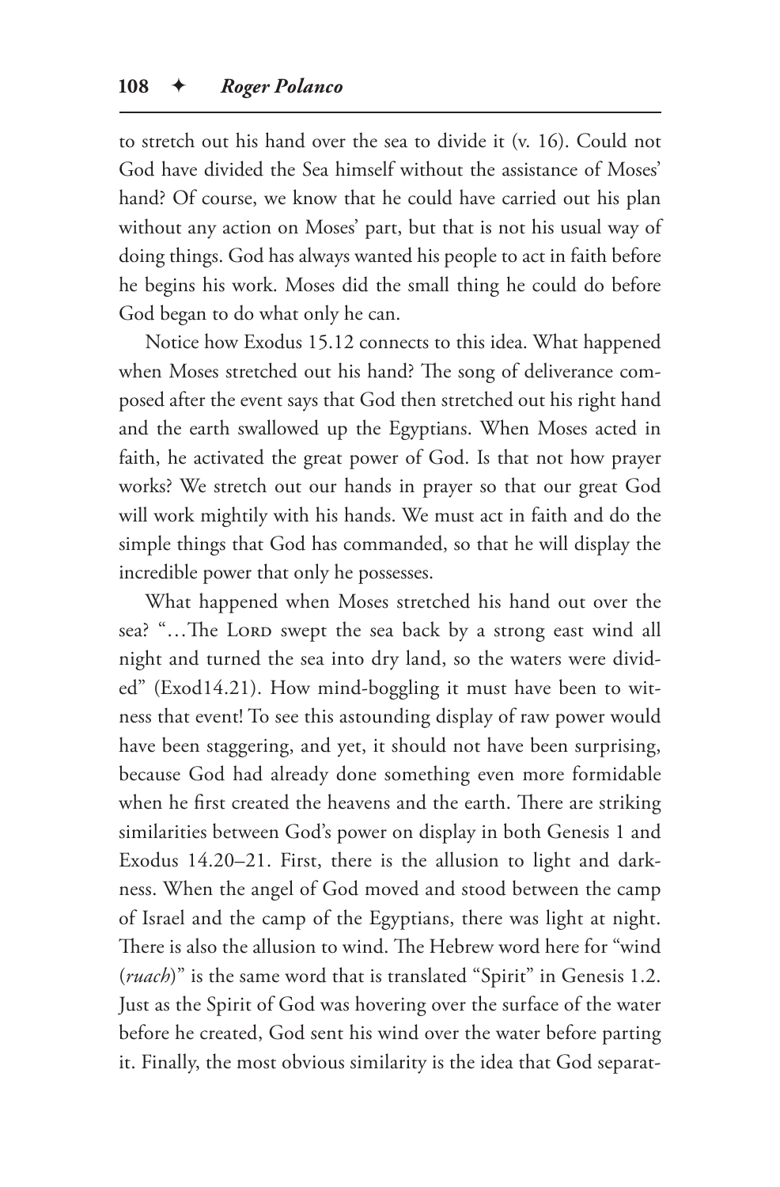to stretch out his hand over the sea to divide it (v. 16). Could not God have divided the Sea himself without the assistance of Moses' hand? Of course, we know that he could have carried out his plan without any action on Moses' part, but that is not his usual way of doing things. God has always wanted his people to act in faith before he begins his work. Moses did the small thing he could do before God began to do what only he can.

Notice how Exodus 15.12 connects to this idea. What happened when Moses stretched out his hand? The song of deliverance composed after the event says that God then stretched out his right hand and the earth swallowed up the Egyptians. When Moses acted in faith, he activated the great power of God. Is that not how prayer works? We stretch out our hands in prayer so that our great God will work mightily with his hands. We must act in faith and do the simple things that God has commanded, so that he will display the incredible power that only he possesses.

What happened when Moses stretched his hand out over the sea? "…The Lord swept the sea back by a strong east wind all night and turned the sea into dry land, so the waters were divided" (Exod14.21). How mind-boggling it must have been to witness that event! To see this astounding display of raw power would have been staggering, and yet, it should not have been surprising, because God had already done something even more formidable when he first created the heavens and the earth. There are striking similarities between God's power on display in both Genesis 1 and Exodus 14.20–21. First, there is the allusion to light and darkness. When the angel of God moved and stood between the camp of Israel and the camp of the Egyptians, there was light at night. There is also the allusion to wind. The Hebrew word here for "wind (*ruach*)" is the same word that is translated "Spirit" in Genesis 1.2. Just as the Spirit of God was hovering over the surface of the water before he created, God sent his wind over the water before parting it. Finally, the most obvious similarity is the idea that God separat-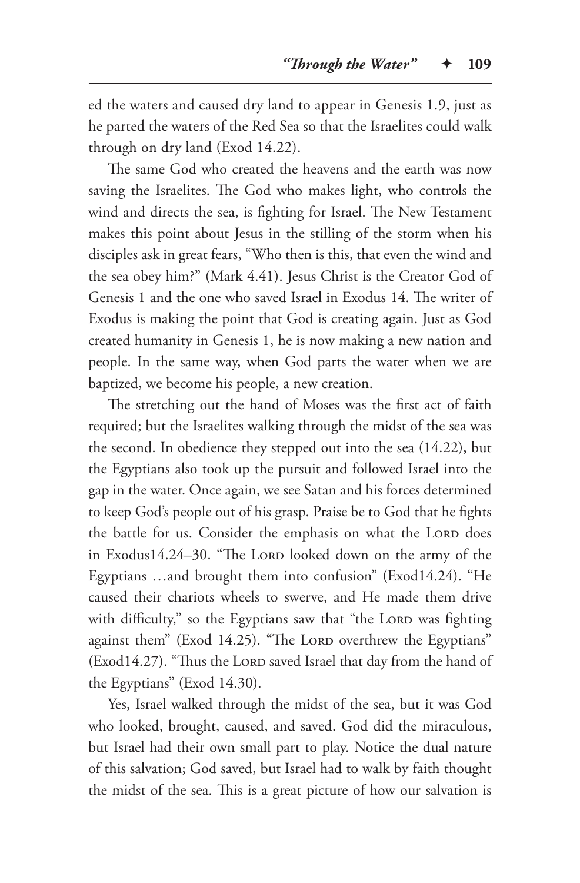ed the waters and caused dry land to appear in Genesis 1.9, just as he parted the waters of the Red Sea so that the Israelites could walk through on dry land (Exod 14.22).

The same God who created the heavens and the earth was now saving the Israelites. The God who makes light, who controls the wind and directs the sea, is fighting for Israel. The New Testament makes this point about Jesus in the stilling of the storm when his disciples ask in great fears, "Who then is this, that even the wind and the sea obey him?" (Mark 4.41). Jesus Christ is the Creator God of Genesis 1 and the one who saved Israel in Exodus 14. The writer of Exodus is making the point that God is creating again. Just as God created humanity in Genesis 1, he is now making a new nation and people. In the same way, when God parts the water when we are baptized, we become his people, a new creation.

The stretching out the hand of Moses was the first act of faith required; but the Israelites walking through the midst of the sea was the second. In obedience they stepped out into the sea (14.22), but the Egyptians also took up the pursuit and followed Israel into the gap in the water. Once again, we see Satan and his forces determined to keep God's people out of his grasp. Praise be to God that he fights the battle for us. Consider the emphasis on what the Lord does in Exodus14.24–30. "The Lord looked down on the army of the Egyptians …and brought them into confusion" (Exod14.24). "He caused their chariots wheels to swerve, and He made them drive with difficulty," so the Egyptians saw that "the Lord was fighting against them" (Exod 14.25). "The Lord overthrew the Egyptians" (Exod14.27). "Thus the Lord saved Israel that day from the hand of the Egyptians" (Exod 14.30).

Yes, Israel walked through the midst of the sea, but it was God who looked, brought, caused, and saved. God did the miraculous, but Israel had their own small part to play. Notice the dual nature of this salvation; God saved, but Israel had to walk by faith thought the midst of the sea. This is a great picture of how our salvation is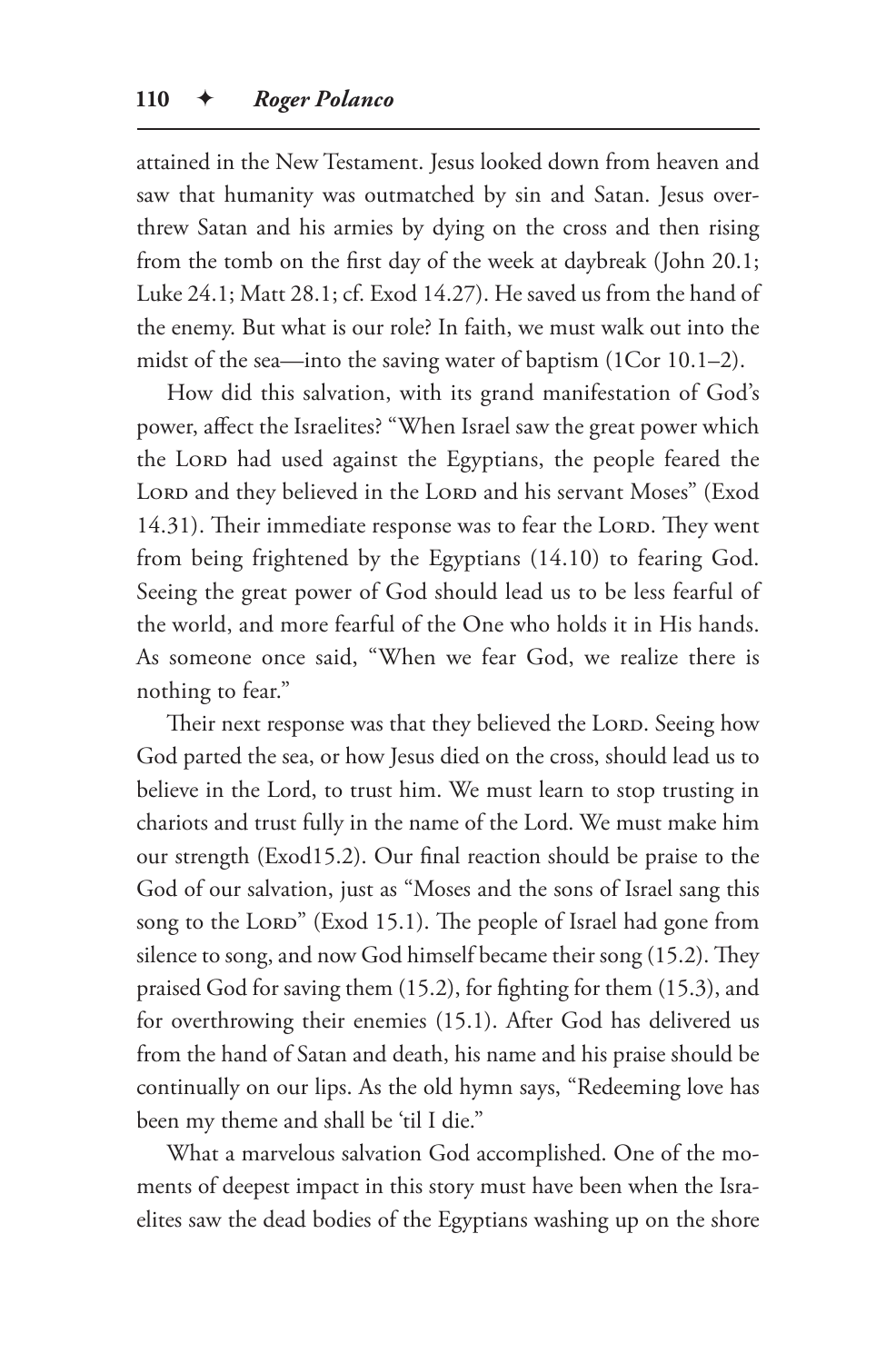attained in the New Testament. Jesus looked down from heaven and saw that humanity was outmatched by sin and Satan. Jesus overthrew Satan and his armies by dying on the cross and then rising from the tomb on the first day of the week at daybreak (John 20.1; Luke 24.1; Matt 28.1; cf. Exod 14.27). He saved us from the hand of the enemy. But what is our role? In faith, we must walk out into the midst of the sea—into the saving water of baptism (1Cor 10.1–2).

How did this salvation, with its grand manifestation of God's power, affect the Israelites? "When Israel saw the great power which the LORD had used against the Egyptians, the people feared the LORD and they believed in the LORD and his servant Moses" (Exod 14.31). Their immediate response was to fear the LORD. They went from being frightened by the Egyptians (14.10) to fearing God. Seeing the great power of God should lead us to be less fearful of the world, and more fearful of the One who holds it in His hands. As someone once said, "When we fear God, we realize there is nothing to fear."

Their next response was that they believed the LORD. Seeing how God parted the sea, or how Jesus died on the cross, should lead us to believe in the Lord, to trust him. We must learn to stop trusting in chariots and trust fully in the name of the Lord. We must make him our strength (Exod15.2). Our final reaction should be praise to the God of our salvation, just as "Moses and the sons of Israel sang this song to the LORD" (Exod 15.1). The people of Israel had gone from silence to song, and now God himself became their song (15.2). They praised God for saving them (15.2), for fighting for them (15.3), and for overthrowing their enemies (15.1). After God has delivered us from the hand of Satan and death, his name and his praise should be continually on our lips. As the old hymn says, "Redeeming love has been my theme and shall be 'til I die."

What a marvelous salvation God accomplished. One of the moments of deepest impact in this story must have been when the Israelites saw the dead bodies of the Egyptians washing up on the shore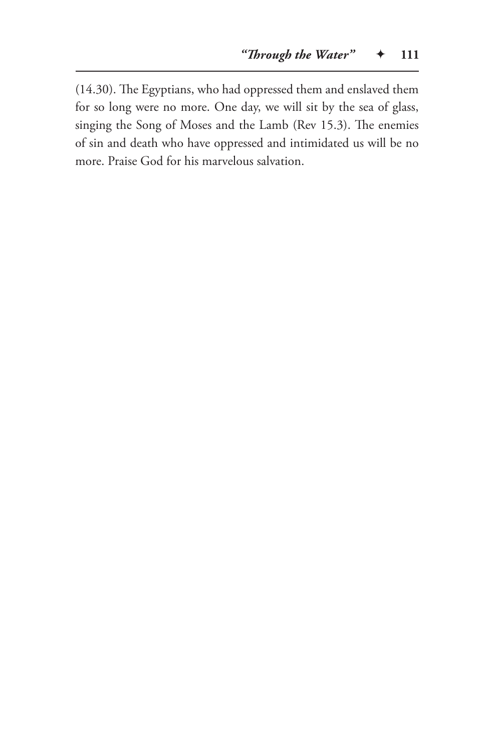(14.30). The Egyptians, who had oppressed them and enslaved them for so long were no more. One day, we will sit by the sea of glass, singing the Song of Moses and the Lamb (Rev 15.3). The enemies of sin and death who have oppressed and intimidated us will be no more. Praise God for his marvelous salvation.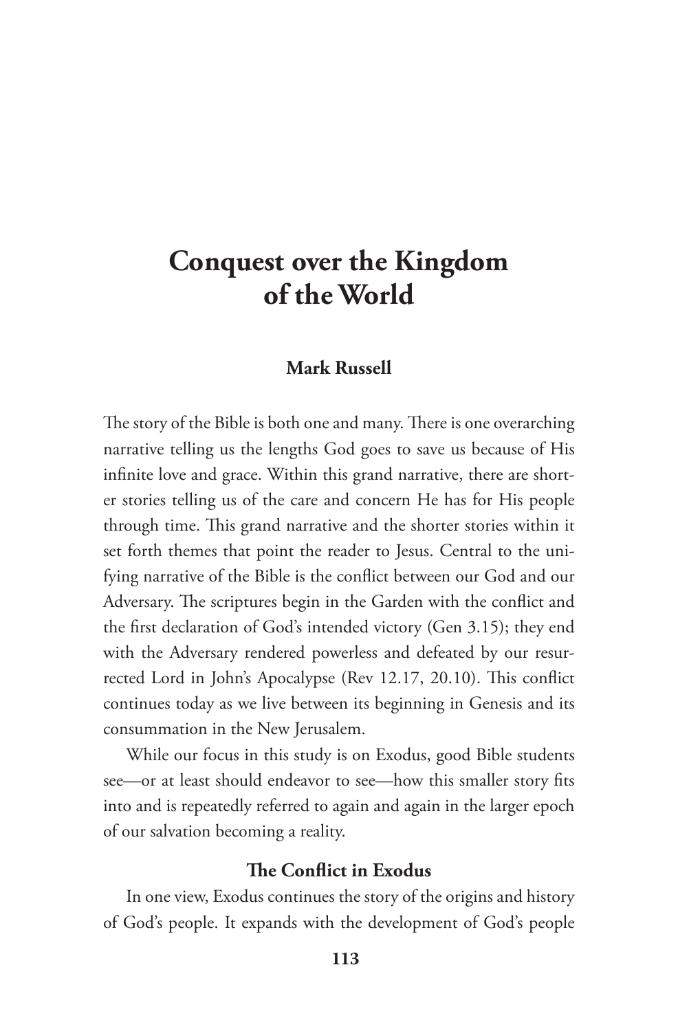# Conquest over the Kingdom of the World

**Mark Russell**

The story of the Bible is both one and many. There is one overarching narrative telling us the lengths God goes to save us because of His infinite love and grace. Within this grand narrative, there are shorter stories telling us of the care and concern He has for His people through time. This grand narrative and the shorter stories within it set forth themes that point the reader to Jesus. Central to the unifying narrative of the Bible is the conflict between our God and our Adversary. The scriptures begin in the Garden with the conflict and the first declaration of God's intended victory (Gen 3.15); they end with the Adversary rendered powerless and defeated by our resurrected Lord in John's Apocalypse (Rev 12.17, 20.10). This conflict continues today as we live between its beginning in Genesis and its consummation in the New Jerusalem.

While our focus in this study is on Exodus, good Bible students see—or at least should endeavor to see—how this smaller story fits into and is repeatedly referred to again and again in the larger epoch of our salvation becoming a reality.

### The Conflict in Exodus

In one view, Exodus continues the story of the origins and history of God's people. It expands with the development of God's people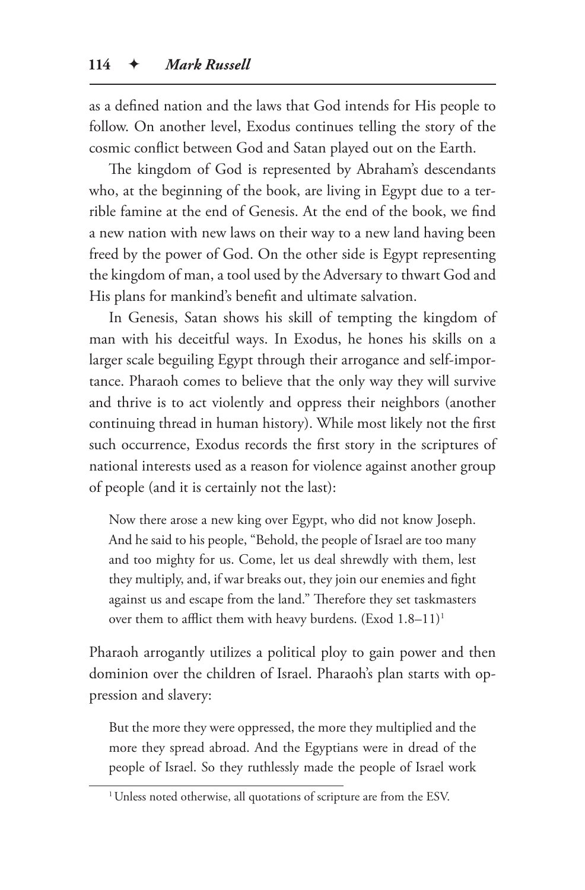as a defined nation and the laws that God intends for His people to follow. On another level, Exodus continues telling the story of the cosmic conflict between God and Satan played out on the Earth.

The kingdom of God is represented by Abraham's descendants who, at the beginning of the book, are living in Egypt due to a terrible famine at the end of Genesis. At the end of the book, we find a new nation with new laws on their way to a new land having been freed by the power of God. On the other side is Egypt representing the kingdom of man, a tool used by the Adversary to thwart God and His plans for mankind's benefit and ultimate salvation.

In Genesis, Satan shows his skill of tempting the kingdom of man with his deceitful ways. In Exodus, he hones his skills on a larger scale beguiling Egypt through their arrogance and self-importance. Pharaoh comes to believe that the only way they will survive and thrive is to act violently and oppress their neighbors (another continuing thread in human history). While most likely not the first such occurrence, Exodus records the first story in the scriptures of national interests used as a reason for violence against another group of people (and it is certainly not the last):

> Now there arose a new king over Egypt, who did not know Joseph. And he said to his people, "Behold, the people of Israel are too many and too mighty for us. Come, let us deal shrewdly with them, lest they multiply, and, if war breaks out, they join our enemies and fight against us and escape from the land." Therefore they set taskmasters over them to afflict them with heavy burdens. (Exod 1.8–11)[1]

Pharaoh arrogantly utilizes a political ploy to gain power and then dominion over the children of Israel. Pharaoh's plan starts with oppression and slavery:

> But the more they were oppressed, the more they multiplied and the more they spread abroad. And the Egyptians were in dread of the people of Israel. So they ruthlessly made the people of Israel work

[1] Unless noted otherwise, all quotations of scripture are from the ESV.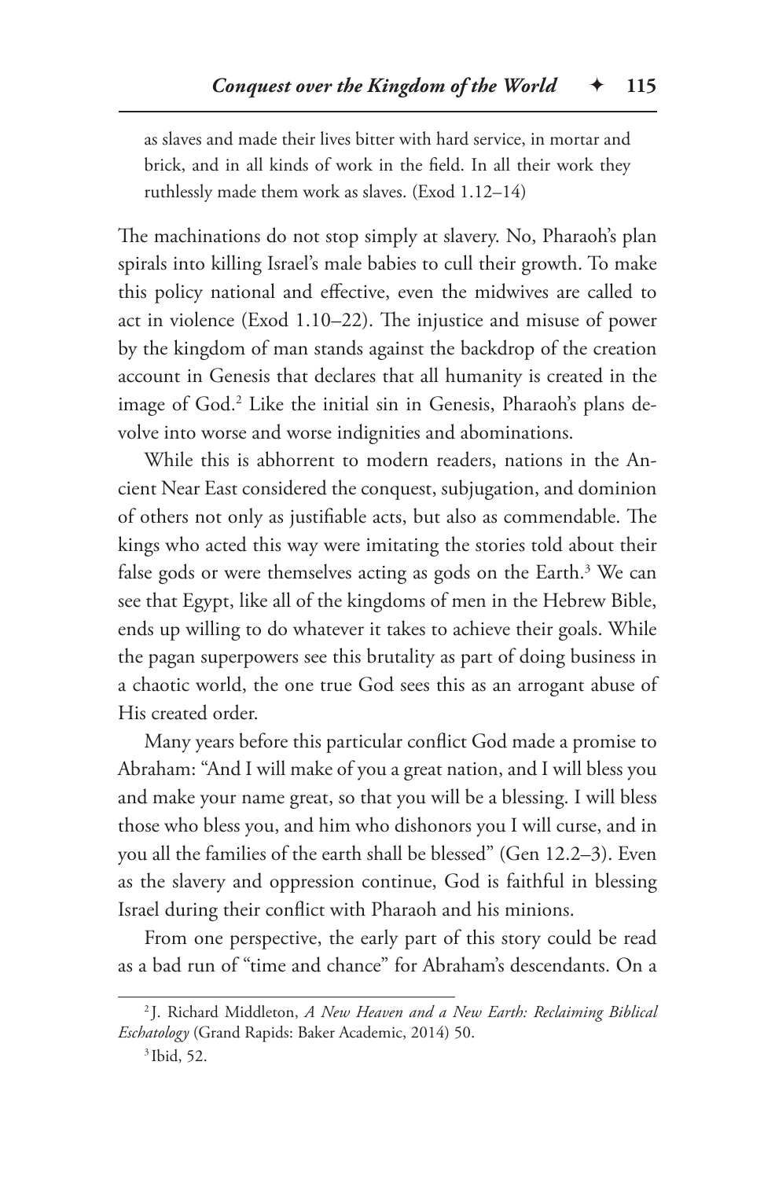as slaves and made their lives bitter with hard service, in mortar and brick, and in all kinds of work in the field. In all their work they ruthlessly made them work as slaves. (Exod 1.12–14)

The machinations do not stop simply at slavery. No, Pharaoh's plan spirals into killing Israel's male babies to cull their growth. To make this policy national and effective, even the midwives are called to act in violence (Exod 1.10–22). The injustice and misuse of power by the kingdom of man stands against the backdrop of the creation account in Genesis that declares that all humanity is created in the image of God.[2] Like the initial sin in Genesis, Pharaoh's plans devolve into worse and worse indignities and abominations.

While this is abhorrent to modern readers, nations in the Ancient Near East considered the conquest, subjugation, and dominion of others not only as justifiable acts, but also as commendable. The kings who acted this way were imitating the stories told about their false gods or were themselves acting as gods on the Earth.[3] We can see that Egypt, like all of the kingdoms of men in the Hebrew Bible, ends up willing to do whatever it takes to achieve their goals. While the pagan superpowers see this brutality as part of doing business in a chaotic world, the one true God sees this as an arrogant abuse of His created order.

Many years before this particular conflict God made a promise to Abraham: "And I will make of you a great nation, and I will bless you and make your name great, so that you will be a blessing. I will bless those who bless you, and him who dishonors you I will curse, and in you all the families of the earth shall be blessed" (Gen 12.2–3). Even as the slavery and oppression continue, God is faithful in blessing Israel during their conflict with Pharaoh and his minions.

From one perspective, the early part of this story could be read as a bad run of "time and chance" for Abraham's descendants. On a

---

[2] J. Richard Middleton, *A New Heaven and a New Earth: Reclaiming Biblical Eschatology* (Grand Rapids: Baker Academic, 2014) 50.

[3] Ibid, 52.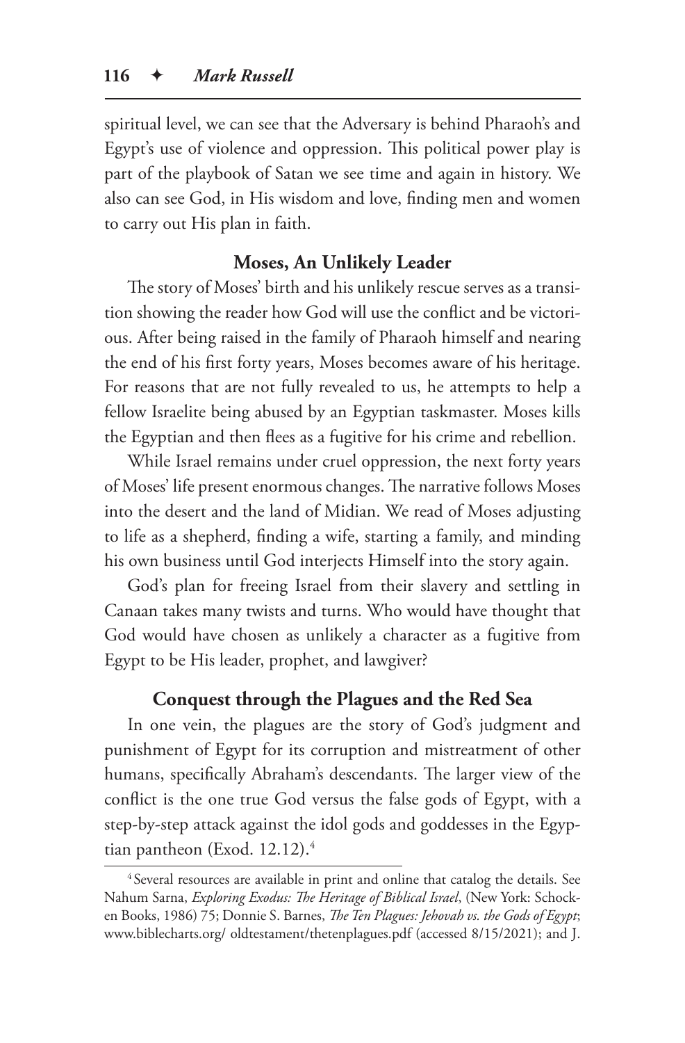spiritual level, we can see that the Adversary is behind Pharaoh's and Egypt's use of violence and oppression. This political power play is part of the playbook of Satan we see time and again in history. We also can see God, in His wisdom and love, finding men and women to carry out His plan in faith.

### Moses, An Unlikely Leader

The story of Moses' birth and his unlikely rescue serves as a transition showing the reader how God will use the conflict and be victorious. After being raised in the family of Pharaoh himself and nearing the end of his first forty years, Moses becomes aware of his heritage. For reasons that are not fully revealed to us, he attempts to help a fellow Israelite being abused by an Egyptian taskmaster. Moses kills the Egyptian and then flees as a fugitive for his crime and rebellion.

While Israel remains under cruel oppression, the next forty years of Moses' life present enormous changes. The narrative follows Moses into the desert and the land of Midian. We read of Moses adjusting to life as a shepherd, finding a wife, starting a family, and minding his own business until God interjects Himself into the story again.

God's plan for freeing Israel from their slavery and settling in Canaan takes many twists and turns. Who would have thought that God would have chosen as unlikely a character as a fugitive from Egypt to be His leader, prophet, and lawgiver?

### Conquest through the Plagues and the Red Sea

In one vein, the plagues are the story of God's judgment and punishment of Egypt for its corruption and mistreatment of other humans, specifically Abraham's descendants. The larger view of the conflict is the one true God versus the false gods of Egypt, with a step-by-step attack against the idol gods and goddesses in the Egyptian pantheon (Exod. 12.12).[4]

---

[4] Several resources are available in print and online that catalog the details. See Nahum Sarna, *Exploring Exodus: The Heritage of Biblical Israel*, (New York: Schocken Books, 1986) 75; Donnie S. Barnes, *The Ten Plagues: Jehovah vs. the Gods of Egypt*; www.biblecharts.org/ oldtestament/thetenplagues.pdf (accessed 8/15/2021); and J.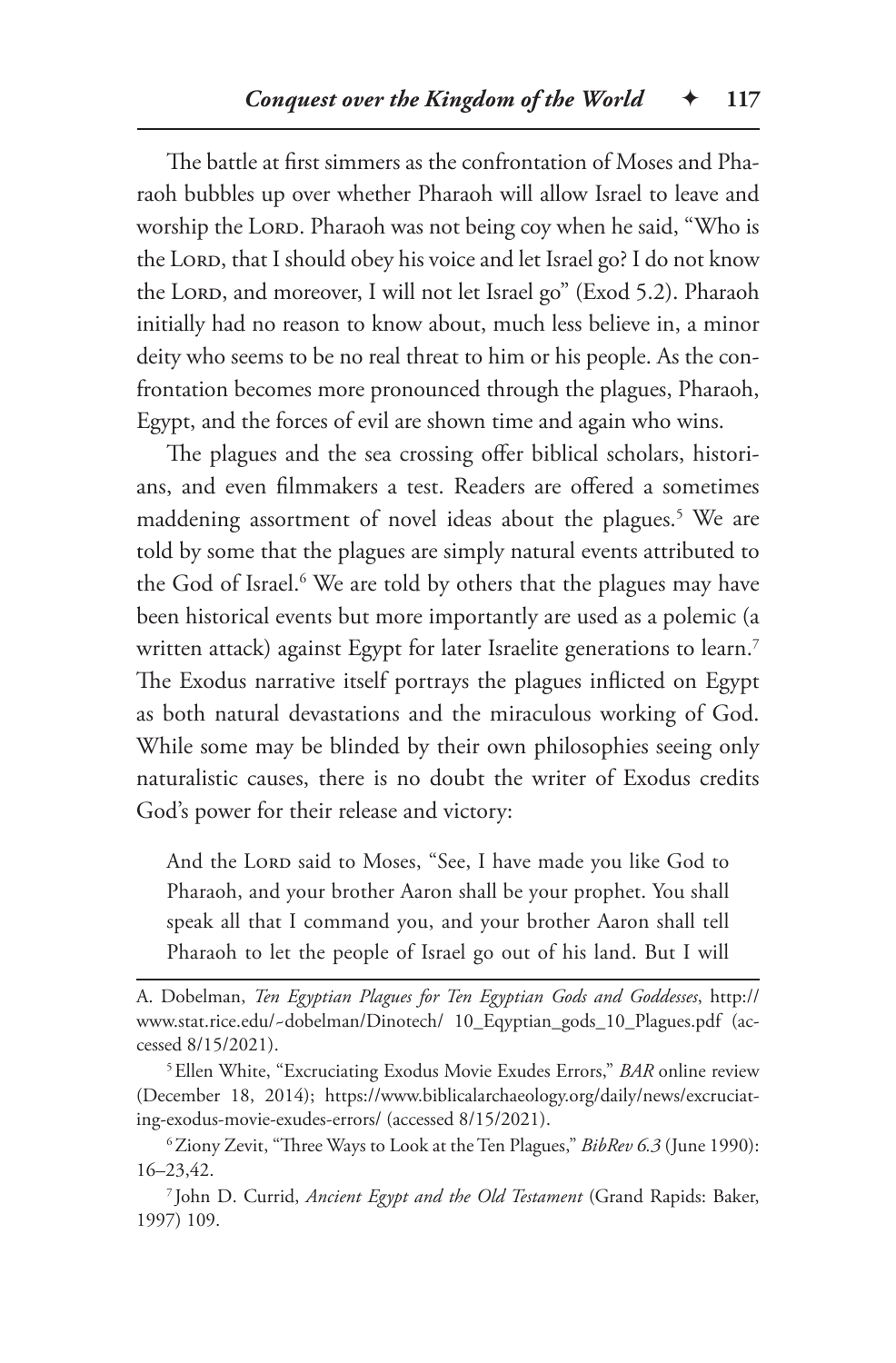The battle at first simmers as the confrontation of Moses and Pharaoh bubbles up over whether Pharaoh will allow Israel to leave and worship the Lord. Pharaoh was not being coy when he said, "Who is the Lord, that I should obey his voice and let Israel go? I do not know the Lord, and moreover, I will not let Israel go" (Exod 5.2). Pharaoh initially had no reason to know about, much less believe in, a minor deity who seems to be no real threat to him or his people. As the confrontation becomes more pronounced through the plagues, Pharaoh, Egypt, and the forces of evil are shown time and again who wins.

The plagues and the sea crossing offer biblical scholars, historians, and even filmmakers a test. Readers are offered a sometimes maddening assortment of novel ideas about the plagues.[5] We are told by some that the plagues are simply natural events attributed to the God of Israel.[6] We are told by others that the plagues may have been historical events but more importantly are used as a polemic (a written attack) against Egypt for later Israelite generations to learn.[7] The Exodus narrative itself portrays the plagues inflicted on Egypt as both natural devastations and the miraculous working of God. While some may be blinded by their own philosophies seeing only naturalistic causes, there is no doubt the writer of Exodus credits God's power for their release and victory:

> And the Lord said to Moses, "See, I have made you like God to Pharaoh, and your brother Aaron shall be your prophet. You shall speak all that I command you, and your brother Aaron shall tell Pharaoh to let the people of Israel go out of his land. But I will

---

A. Dobelman, *Ten Egyptian Plagues for Ten Egyptian Gods and Goddesses*, http://www.stat.rice.edu/~dobelman/Dinotech/ 10_Eqyptian_gods_10_Plagues.pdf (accessed 8/15/2021).

[5] Ellen White, "Excruciating Exodus Movie Exudes Errors," *BAR* online review (December 18, 2014); https://www.biblicalarchaeology.org/daily/news/excruciating-exodus-movie-exudes-errors/ (accessed 8/15/2021).

[6] Ziony Zevit, "Three Ways to Look at the Ten Plagues," *BibRev 6.3* (June 1990): 16–23,42.

[7] John D. Currid, *Ancient Egypt and the Old Testament* (Grand Rapids: Baker, 1997) 109.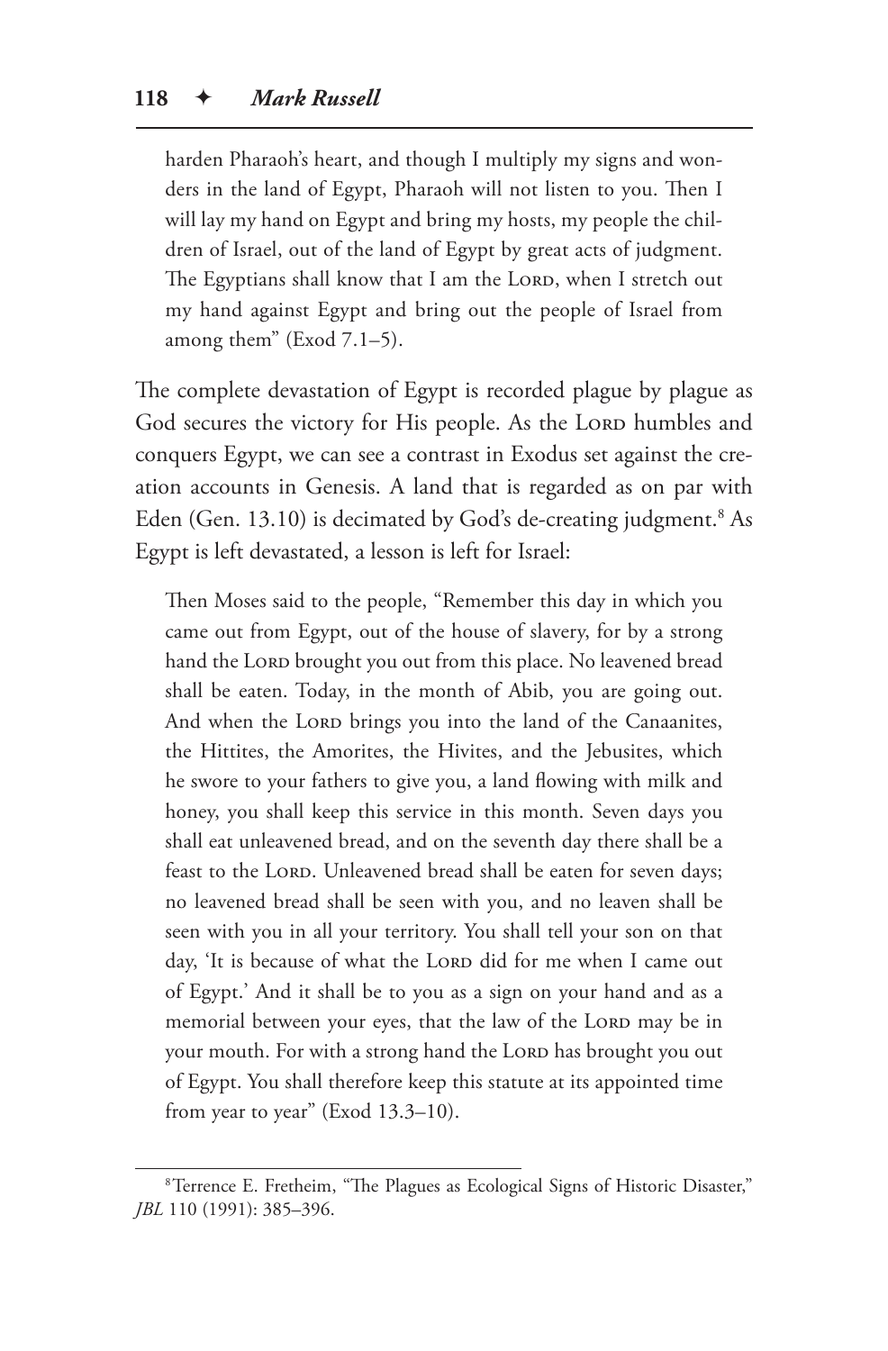> harden Pharaoh's heart, and though I multiply my signs and wonders in the land of Egypt, Pharaoh will not listen to you. Then I will lay my hand on Egypt and bring my hosts, my people the children of Israel, out of the land of Egypt by great acts of judgment. The Egyptians shall know that I am the LORD, when I stretch out my hand against Egypt and bring out the people of Israel from among them" (Exod 7.1–5).

The complete devastation of Egypt is recorded plague by plague as God secures the victory for His people. As the LORD humbles and conquers Egypt, we can see a contrast in Exodus set against the creation accounts in Genesis. A land that is regarded as on par with Eden (Gen. 13.10) is decimated by God's de-creating judgment.[8] As Egypt is left devastated, a lesson is left for Israel:

> Then Moses said to the people, "Remember this day in which you came out from Egypt, out of the house of slavery, for by a strong hand the LORD brought you out from this place. No leavened bread shall be eaten. Today, in the month of Abib, you are going out. And when the LORD brings you into the land of the Canaanites, the Hittites, the Amorites, the Hivites, and the Jebusites, which he swore to your fathers to give you, a land flowing with milk and honey, you shall keep this service in this month. Seven days you shall eat unleavened bread, and on the seventh day there shall be a feast to the LORD. Unleavened bread shall be eaten for seven days; no leavened bread shall be seen with you, and no leaven shall be seen with you in all your territory. You shall tell your son on that day, 'It is because of what the LORD did for me when I came out of Egypt.' And it shall be to you as a sign on your hand and as a memorial between your eyes, that the law of the LORD may be in your mouth. For with a strong hand the LORD has brought you out of Egypt. You shall therefore keep this statute at its appointed time from year to year" (Exod 13.3–10).

[8] Terrence E. Fretheim, "The Plagues as Ecological Signs of Historic Disaster," *JBL* 110 (1991): 385–396.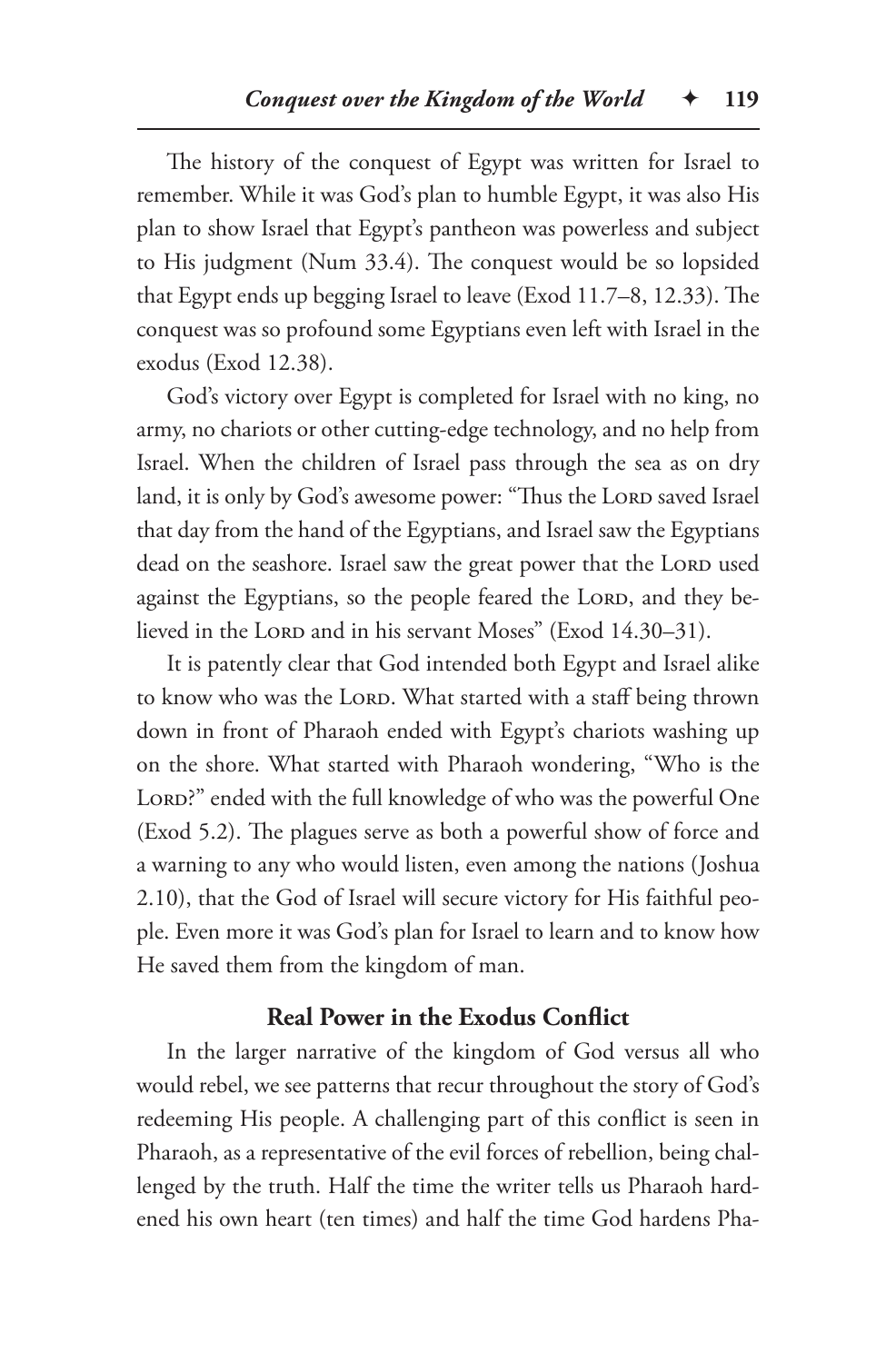The history of the conquest of Egypt was written for Israel to remember. While it was God's plan to humble Egypt, it was also His plan to show Israel that Egypt's pantheon was powerless and subject to His judgment (Num 33.4). The conquest would be so lopsided that Egypt ends up begging Israel to leave (Exod 11.7–8, 12.33). The conquest was so profound some Egyptians even left with Israel in the exodus (Exod 12.38).

God's victory over Egypt is completed for Israel with no king, no army, no chariots or other cutting-edge technology, and no help from Israel. When the children of Israel pass through the sea as on dry land, it is only by God's awesome power: "Thus the LORD saved Israel that day from the hand of the Egyptians, and Israel saw the Egyptians dead on the seashore. Israel saw the great power that the LORD used against the Egyptians, so the people feared the LORD, and they believed in the LORD and in his servant Moses" (Exod 14.30–31).

It is patently clear that God intended both Egypt and Israel alike to know who was the LORD. What started with a staff being thrown down in front of Pharaoh ended with Egypt's chariots washing up on the shore. What started with Pharaoh wondering, "Who is the LORD?" ended with the full knowledge of who was the powerful One (Exod 5.2). The plagues serve as both a powerful show of force and a warning to any who would listen, even among the nations (Joshua 2.10), that the God of Israel will secure victory for His faithful people. Even more it was God's plan for Israel to learn and to know how He saved them from the kingdom of man.

## Real Power in the Exodus Conflict

In the larger narrative of the kingdom of God versus all who would rebel, we see patterns that recur throughout the story of God's redeeming His people. A challenging part of this conflict is seen in Pharaoh, as a representative of the evil forces of rebellion, being challenged by the truth. Half the time the writer tells us Pharaoh hardened his own heart (ten times) and half the time God hardens Pha-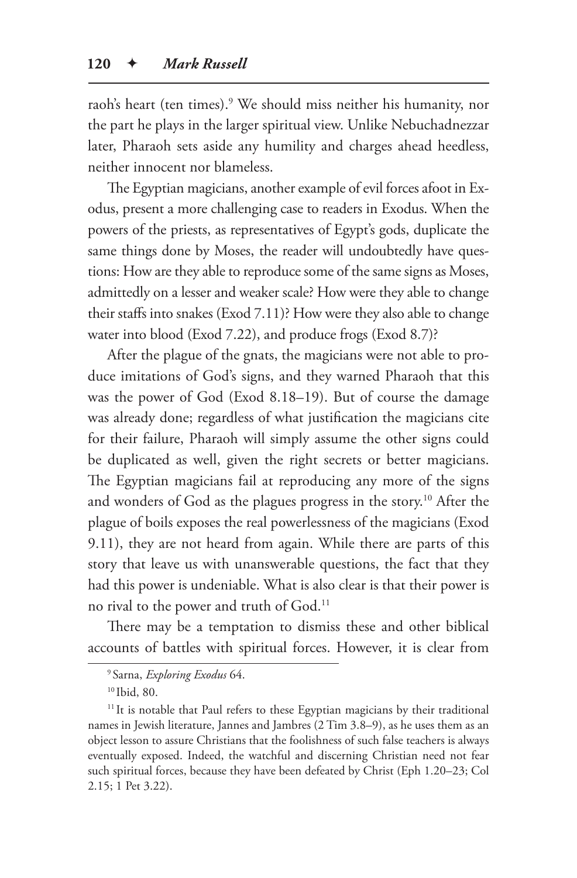raoh's heart (ten times).[9] We should miss neither his humanity, nor the part he plays in the larger spiritual view. Unlike Nebuchadnezzar later, Pharaoh sets aside any humility and charges ahead heedless, neither innocent nor blameless.

The Egyptian magicians, another example of evil forces afoot in Exodus, present a more challenging case to readers in Exodus. When the powers of the priests, as representatives of Egypt's gods, duplicate the same things done by Moses, the reader will undoubtedly have questions: How are they able to reproduce some of the same signs as Moses, admittedly on a lesser and weaker scale? How were they able to change their staffs into snakes (Exod 7.11)? How were they also able to change water into blood (Exod 7.22), and produce frogs (Exod 8.7)?

After the plague of the gnats, the magicians were not able to produce imitations of God's signs, and they warned Pharaoh that this was the power of God (Exod 8.18–19). But of course the damage was already done; regardless of what justification the magicians cite for their failure, Pharaoh will simply assume the other signs could be duplicated as well, given the right secrets or better magicians. The Egyptian magicians fail at reproducing any more of the signs and wonders of God as the plagues progress in the story.[10] After the plague of boils exposes the real powerlessness of the magicians (Exod 9.11), they are not heard from again. While there are parts of this story that leave us with unanswerable questions, the fact that they had this power is undeniable. What is also clear is that their power is no rival to the power and truth of God.[11]

There may be a temptation to dismiss these and other biblical accounts of battles with spiritual forces. However, it is clear from

---

[9] Sarna, *Exploring Exodus* 64.

[10] Ibid, 80.

[11] It is notable that Paul refers to these Egyptian magicians by their traditional names in Jewish literature, Jannes and Jambres (2 Tim 3.8–9), as he uses them as an object lesson to assure Christians that the foolishness of such false teachers is always eventually exposed. Indeed, the watchful and discerning Christian need not fear such spiritual forces, because they have been defeated by Christ (Eph 1.20–23; Col 2.15; 1 Pet 3.22).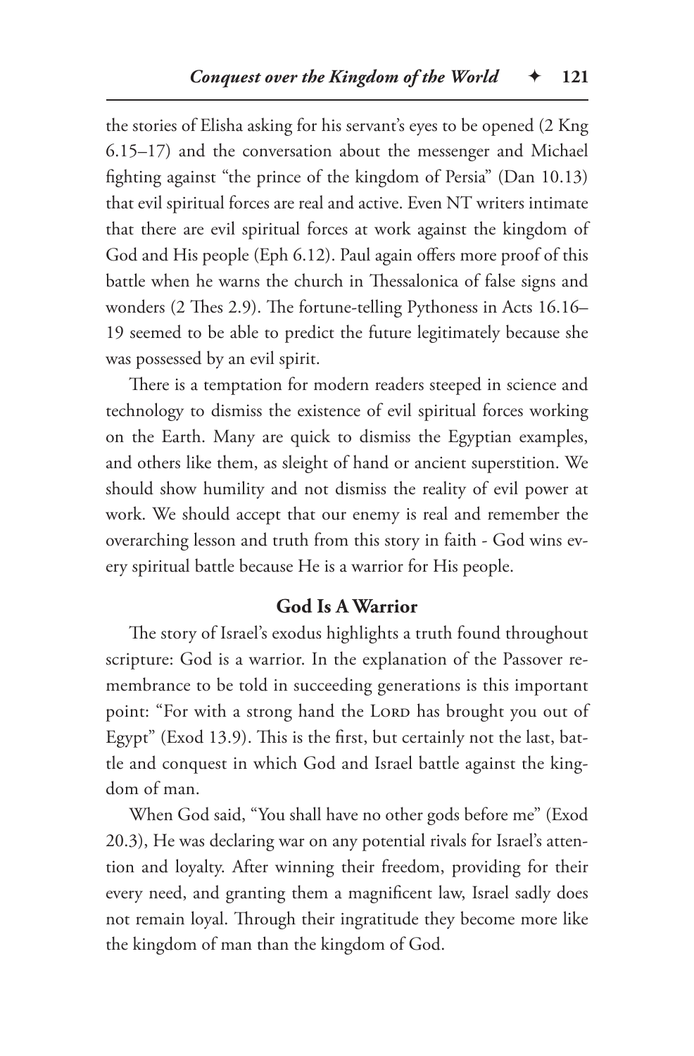the stories of Elisha asking for his servant's eyes to be opened (2 Kng 6.15–17) and the conversation about the messenger and Michael fighting against "the prince of the kingdom of Persia" (Dan 10.13) that evil spiritual forces are real and active. Even NT writers intimate that there are evil spiritual forces at work against the kingdom of God and His people (Eph 6.12). Paul again offers more proof of this battle when he warns the church in Thessalonica of false signs and wonders (2 Thes 2.9). The fortune-telling Pythoness in Acts 16.16–19 seemed to be able to predict the future legitimately because she was possessed by an evil spirit.

There is a temptation for modern readers steeped in science and technology to dismiss the existence of evil spiritual forces working on the Earth. Many are quick to dismiss the Egyptian examples, and others like them, as sleight of hand or ancient superstition. We should show humility and not dismiss the reality of evil power at work. We should accept that our enemy is real and remember the overarching lesson and truth from this story in faith - God wins every spiritual battle because He is a warrior for His people.

### God Is A Warrior

The story of Israel's exodus highlights a truth found throughout scripture: God is a warrior. In the explanation of the Passover remembrance to be told in succeeding generations is this important point: "For with a strong hand the Lord has brought you out of Egypt" (Exod 13.9). This is the first, but certainly not the last, battle and conquest in which God and Israel battle against the kingdom of man.

When God said, "You shall have no other gods before me" (Exod 20.3), He was declaring war on any potential rivals for Israel's attention and loyalty. After winning their freedom, providing for their every need, and granting them a magnificent law, Israel sadly does not remain loyal. Through their ingratitude they become more like the kingdom of man than the kingdom of God.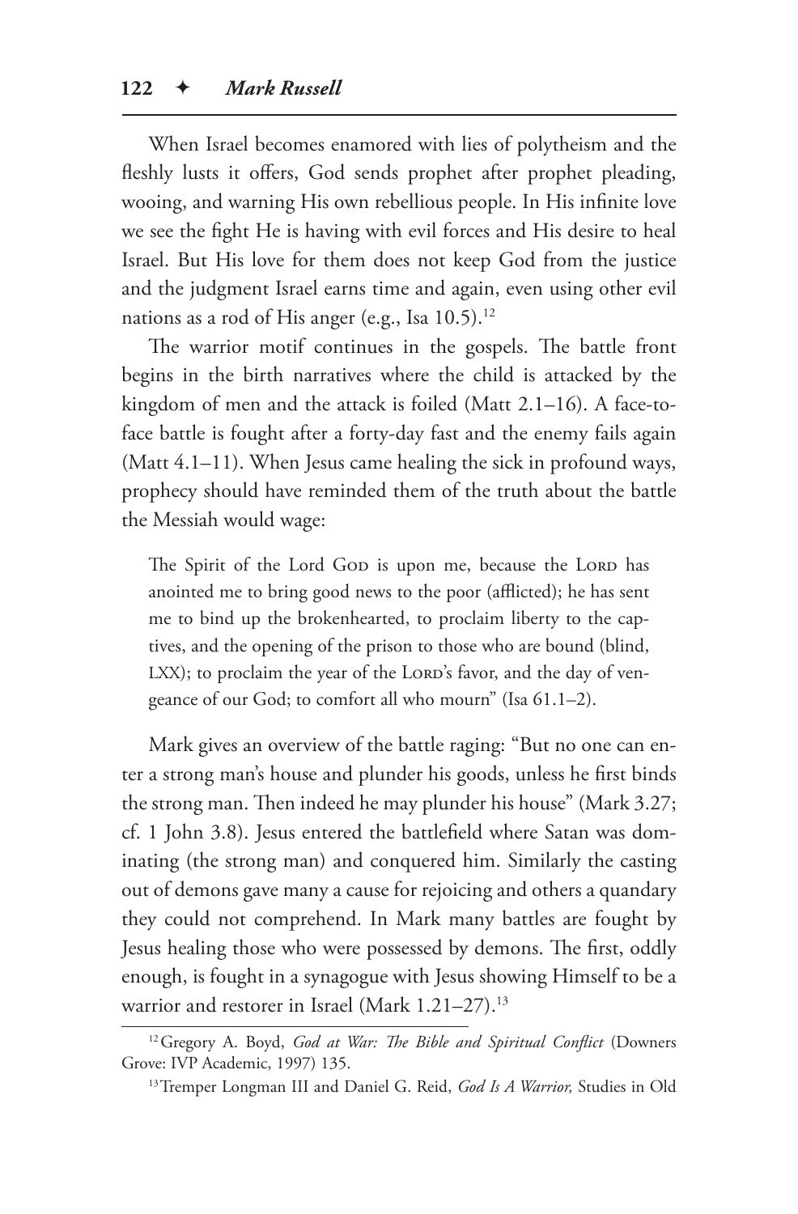When Israel becomes enamored with lies of polytheism and the fleshly lusts it offers, God sends prophet after prophet pleading, wooing, and warning His own rebellious people. In His infinite love we see the fight He is having with evil forces and His desire to heal Israel. But His love for them does not keep God from the justice and the judgment Israel earns time and again, even using other evil nations as a rod of His anger (e.g., Isa 10.5).[12]

The warrior motif continues in the gospels. The battle front begins in the birth narratives where the child is attacked by the kingdom of men and the attack is foiled (Matt 2.1–16). A face-to-face battle is fought after a forty-day fast and the enemy fails again (Matt 4.1–11). When Jesus came healing the sick in profound ways, prophecy should have reminded them of the truth about the battle the Messiah would wage:

> The Spirit of the Lord God is upon me, because the Lord has anointed me to bring good news to the poor (afflicted); he has sent me to bind up the brokenhearted, to proclaim liberty to the captives, and the opening of the prison to those who are bound (blind, LXX); to proclaim the year of the Lord's favor, and the day of vengeance of our God; to comfort all who mourn" (Isa 61.1–2).

Mark gives an overview of the battle raging: "But no one can enter a strong man's house and plunder his goods, unless he first binds the strong man. Then indeed he may plunder his house" (Mark 3.27; cf. 1 John 3.8). Jesus entered the battlefield where Satan was dominating (the strong man) and conquered him. Similarly the casting out of demons gave many a cause for rejoicing and others a quandary they could not comprehend. In Mark many battles are fought by Jesus healing those who were possessed by demons. The first, oddly enough, is fought in a synagogue with Jesus showing Himself to be a warrior and restorer in Israel (Mark 1.21–27).[13]

---

[12] Gregory A. Boyd, *God at War: The Bible and Spiritual Conflict* (Downers Grove: IVP Academic, 1997) 135.

[13] Tremper Longman III and Daniel G. Reid, *God Is A Warrior,* Studies in Old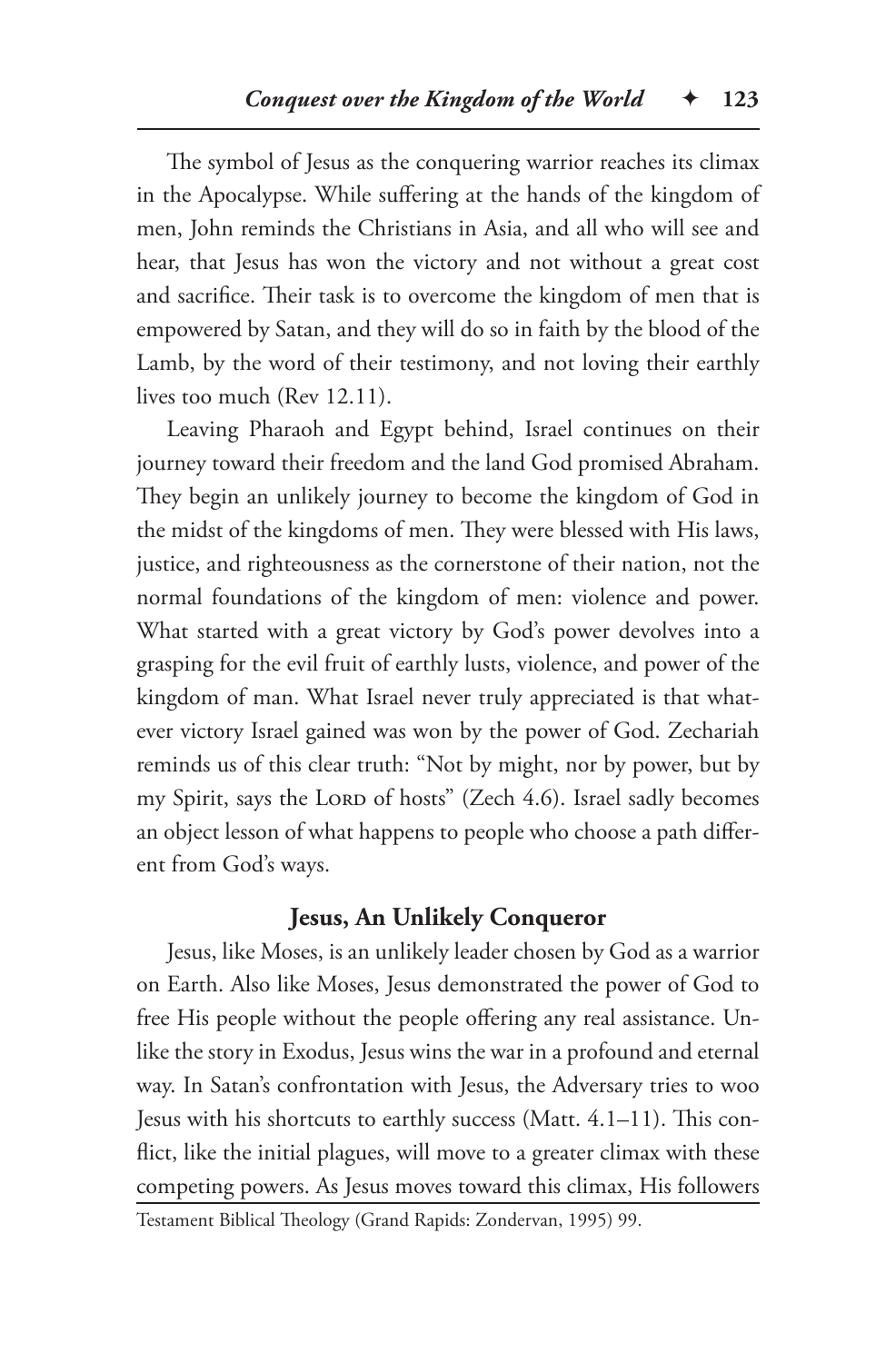The symbol of Jesus as the conquering warrior reaches its climax in the Apocalypse. While suffering at the hands of the kingdom of men, John reminds the Christians in Asia, and all who will see and hear, that Jesus has won the victory and not without a great cost and sacrifice. Their task is to overcome the kingdom of men that is empowered by Satan, and they will do so in faith by the blood of the Lamb, by the word of their testimony, and not loving their earthly lives too much (Rev 12.11).

Leaving Pharaoh and Egypt behind, Israel continues on their journey toward their freedom and the land God promised Abraham. They begin an unlikely journey to become the kingdom of God in the midst of the kingdoms of men. They were blessed with His laws, justice, and righteousness as the cornerstone of their nation, not the normal foundations of the kingdom of men: violence and power. What started with a great victory by God's power devolves into a grasping for the evil fruit of earthly lusts, violence, and power of the kingdom of man. What Israel never truly appreciated is that whatever victory Israel gained was won by the power of God. Zechariah reminds us of this clear truth: "Not by might, nor by power, but by my Spirit, says the LORD of hosts" (Zech 4.6). Israel sadly becomes an object lesson of what happens to people who choose a path different from God's ways.

### Jesus, An Unlikely Conqueror

Jesus, like Moses, is an unlikely leader chosen by God as a warrior on Earth. Also like Moses, Jesus demonstrated the power of God to free His people without the people offering any real assistance. Unlike the story in Exodus, Jesus wins the war in a profound and eternal way. In Satan's confrontation with Jesus, the Adversary tries to woo Jesus with his shortcuts to earthly success (Matt. 4.1–11). This conflict, like the initial plagues, will move to a greater climax with these competing powers. As Jesus moves toward this climax, His followers

Testament Biblical Theology (Grand Rapids: Zondervan, 1995) 99.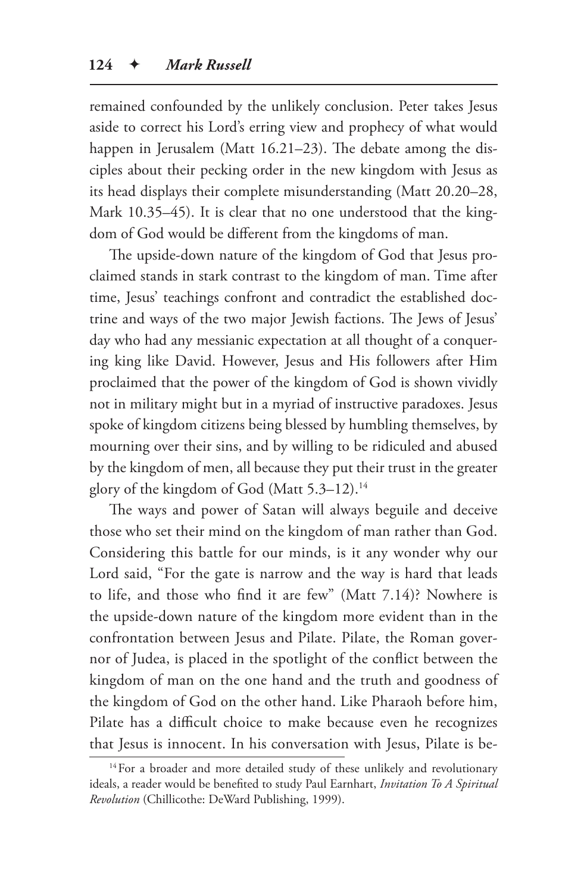remained confounded by the unlikely conclusion. Peter takes Jesus aside to correct his Lord's erring view and prophecy of what would happen in Jerusalem (Matt 16.21–23). The debate among the disciples about their pecking order in the new kingdom with Jesus as its head displays their complete misunderstanding (Matt 20.20–28, Mark 10.35–45). It is clear that no one understood that the kingdom of God would be different from the kingdoms of man.

The upside-down nature of the kingdom of God that Jesus proclaimed stands in stark contrast to the kingdom of man. Time after time, Jesus' teachings confront and contradict the established doctrine and ways of the two major Jewish factions. The Jews of Jesus' day who had any messianic expectation at all thought of a conquering king like David. However, Jesus and His followers after Him proclaimed that the power of the kingdom of God is shown vividly not in military might but in a myriad of instructive paradoxes. Jesus spoke of kingdom citizens being blessed by humbling themselves, by mourning over their sins, and by willing to be ridiculed and abused by the kingdom of men, all because they put their trust in the greater glory of the kingdom of God (Matt 5.3–12).[14]

The ways and power of Satan will always beguile and deceive those who set their mind on the kingdom of man rather than God. Considering this battle for our minds, is it any wonder why our Lord said, "For the gate is narrow and the way is hard that leads to life, and those who find it are few" (Matt 7.14)? Nowhere is the upside-down nature of the kingdom more evident than in the confrontation between Jesus and Pilate. Pilate, the Roman governor of Judea, is placed in the spotlight of the conflict between the kingdom of man on the one hand and the truth and goodness of the kingdom of God on the other hand. Like Pharaoh before him, Pilate has a difficult choice to make because even he recognizes that Jesus is innocent. In his conversation with Jesus, Pilate is be-

[14] For a broader and more detailed study of these unlikely and revolutionary ideals, a reader would be benefited to study Paul Earnhart, *Invitation To A Spiritual Revolution* (Chillicothe: DeWard Publishing, 1999).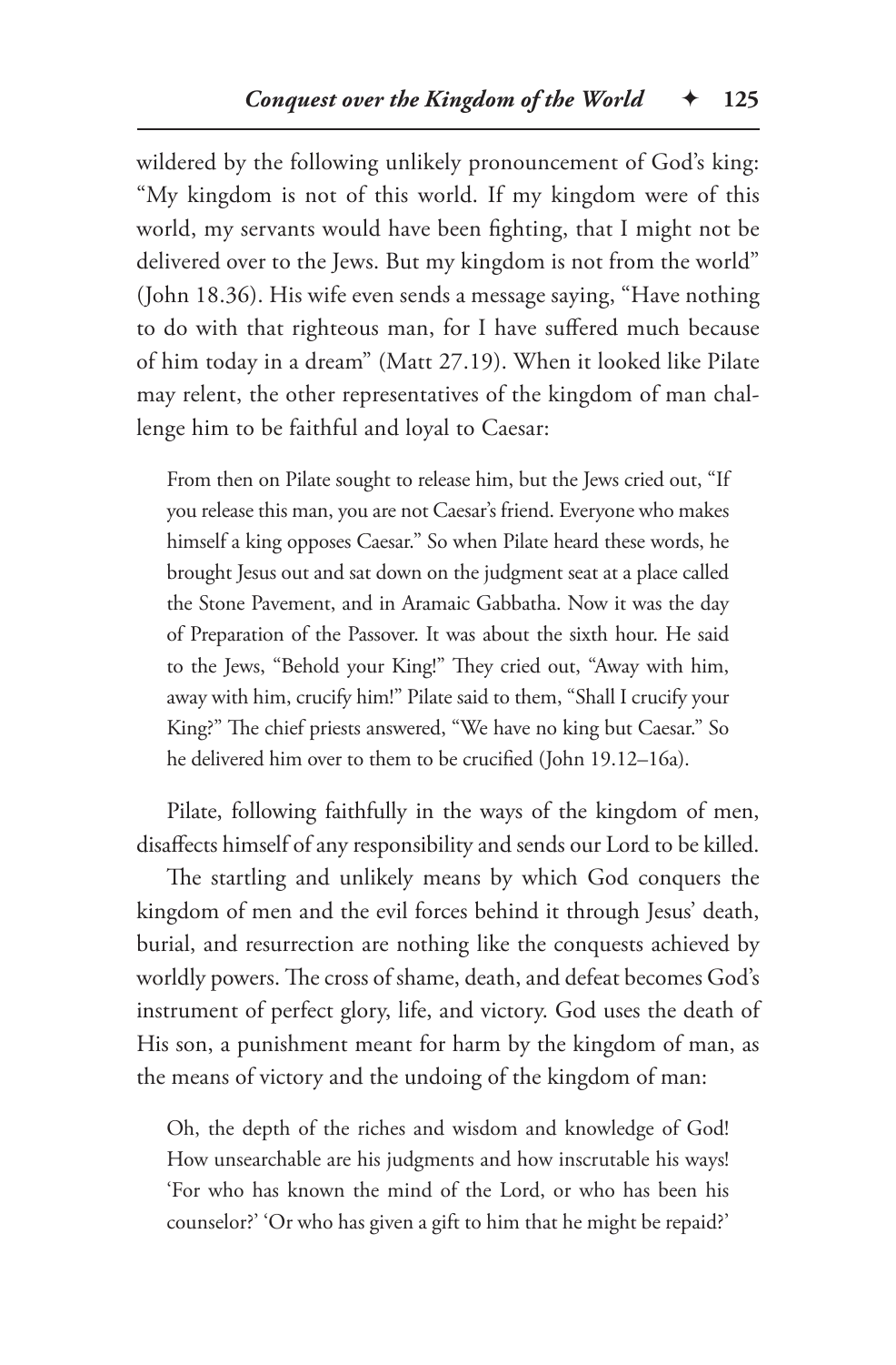wildered by the following unlikely pronouncement of God's king: "My kingdom is not of this world. If my kingdom were of this world, my servants would have been fighting, that I might not be delivered over to the Jews. But my kingdom is not from the world" (John 18.36). His wife even sends a message saying, "Have nothing to do with that righteous man, for I have suffered much because of him today in a dream" (Matt 27.19). When it looked like Pilate may relent, the other representatives of the kingdom of man challenge him to be faithful and loyal to Caesar:

> From then on Pilate sought to release him, but the Jews cried out, "If you release this man, you are not Caesar's friend. Everyone who makes himself a king opposes Caesar." So when Pilate heard these words, he brought Jesus out and sat down on the judgment seat at a place called the Stone Pavement, and in Aramaic Gabbatha. Now it was the day of Preparation of the Passover. It was about the sixth hour. He said to the Jews, "Behold your King!" They cried out, "Away with him, away with him, crucify him!" Pilate said to them, "Shall I crucify your King?" The chief priests answered, "We have no king but Caesar." So he delivered him over to them to be crucified (John 19.12–16a).

Pilate, following faithfully in the ways of the kingdom of men, disaffects himself of any responsibility and sends our Lord to be killed.

The startling and unlikely means by which God conquers the kingdom of men and the evil forces behind it through Jesus' death, burial, and resurrection are nothing like the conquests achieved by worldly powers. The cross of shame, death, and defeat becomes God's instrument of perfect glory, life, and victory. God uses the death of His son, a punishment meant for harm by the kingdom of man, as the means of victory and the undoing of the kingdom of man:

> Oh, the depth of the riches and wisdom and knowledge of God! How unsearchable are his judgments and how inscrutable his ways! 'For who has known the mind of the Lord, or who has been his counselor?' 'Or who has given a gift to him that he might be repaid?'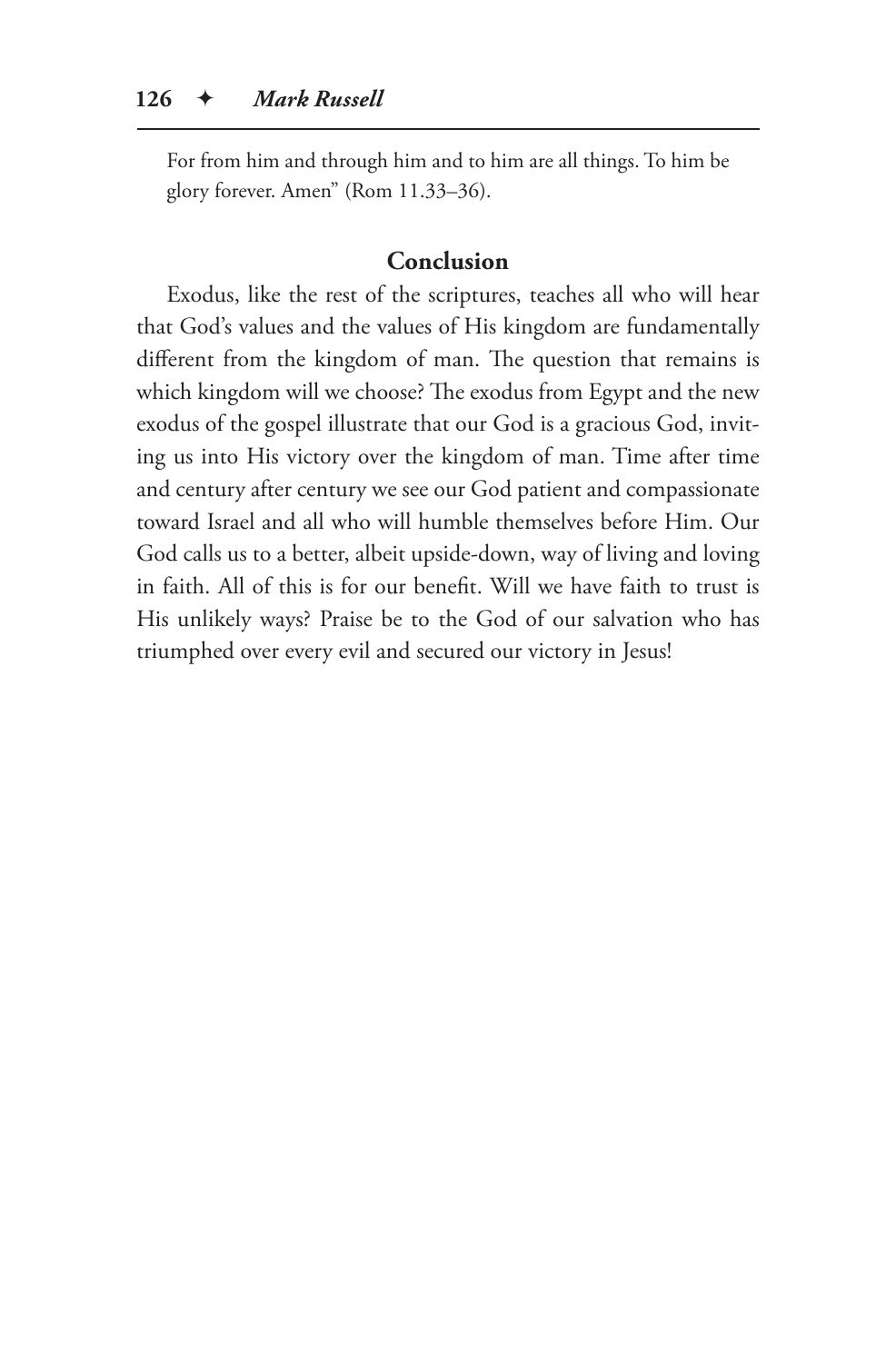For from him and through him and to him are all things. To him be glory forever. Amen" (Rom 11.33–36).

## Conclusion

Exodus, like the rest of the scriptures, teaches all who will hear that God's values and the values of His kingdom are fundamentally different from the kingdom of man. The question that remains is which kingdom will we choose? The exodus from Egypt and the new exodus of the gospel illustrate that our God is a gracious God, inviting us into His victory over the kingdom of man. Time after time and century after century we see our God patient and compassionate toward Israel and all who will humble themselves before Him. Our God calls us to a better, albeit upside-down, way of living and loving in faith. All of this is for our benefit. Will we have faith to trust is His unlikely ways? Praise be to the God of our salvation who has triumphed over every evil and secured our victory in Jesus!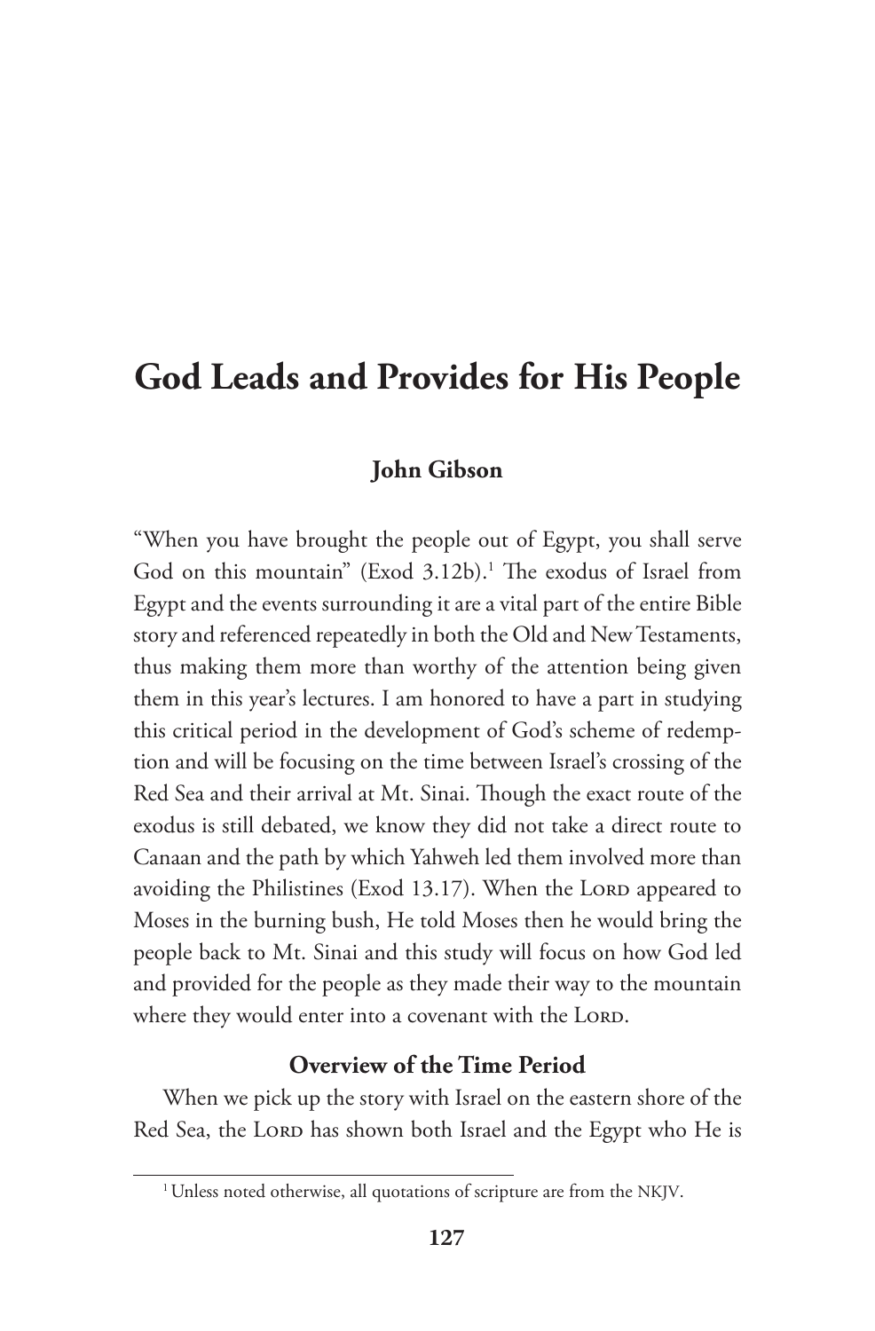# God Leads and Provides for His People

**John Gibson**

"When you have brought the people out of Egypt, you shall serve God on this mountain" (Exod 3.12b).[1] The exodus of Israel from Egypt and the events surrounding it are a vital part of the entire Bible story and referenced repeatedly in both the Old and New Testaments, thus making them more than worthy of the attention being given them in this year's lectures. I am honored to have a part in studying this critical period in the development of God's scheme of redemption and will be focusing on the time between Israel's crossing of the Red Sea and their arrival at Mt. Sinai. Though the exact route of the exodus is still debated, we know they did not take a direct route to Canaan and the path by which Yahweh led them involved more than avoiding the Philistines (Exod 13.17). When the LORD appeared to Moses in the burning bush, He told Moses then he would bring the people back to Mt. Sinai and this study will focus on how God led and provided for the people as they made their way to the mountain where they would enter into a covenant with the LORD.

## Overview of the Time Period

When we pick up the story with Israel on the eastern shore of the Red Sea, the LORD has shown both Israel and the Egypt who He is

[1] Unless noted otherwise, all quotations of scripture are from the NKJV.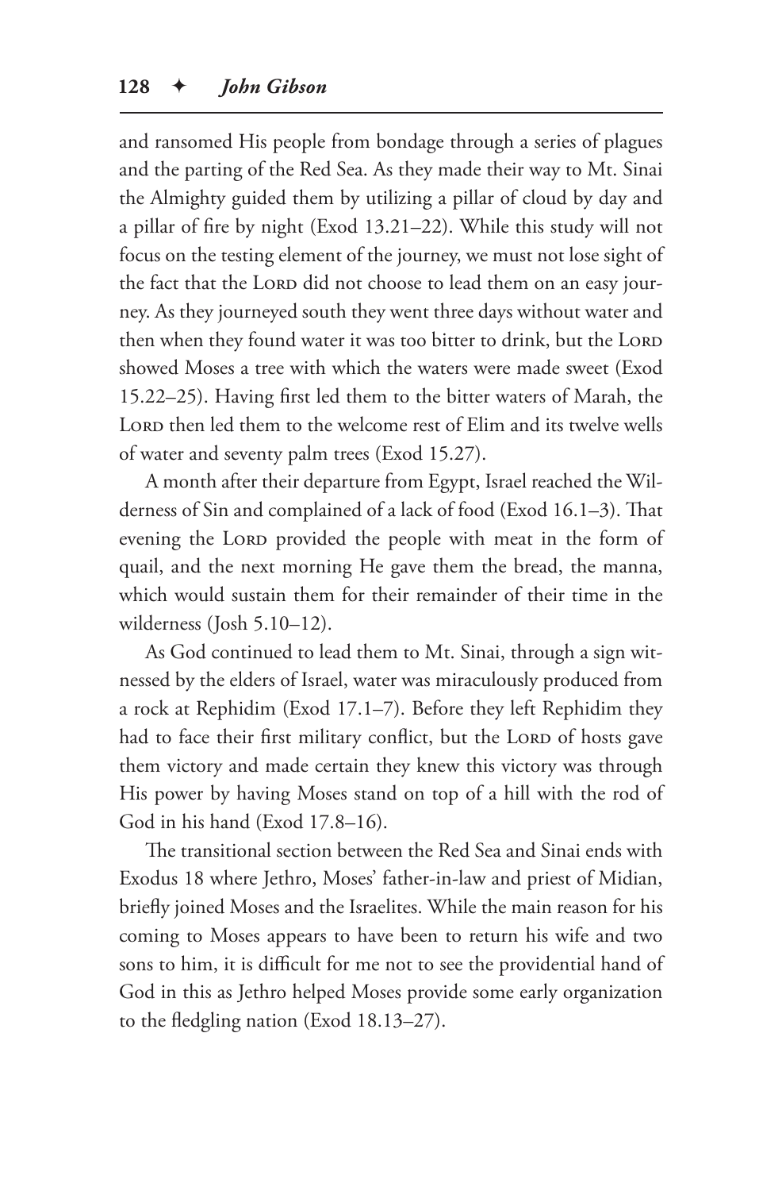and ransomed His people from bondage through a series of plagues and the parting of the Red Sea. As they made their way to Mt. Sinai the Almighty guided them by utilizing a pillar of cloud by day and a pillar of fire by night (Exod 13.21–22). While this study will not focus on the testing element of the journey, we must not lose sight of the fact that the LORD did not choose to lead them on an easy journey. As they journeyed south they went three days without water and then when they found water it was too bitter to drink, but the LORD showed Moses a tree with which the waters were made sweet (Exod 15.22–25). Having first led them to the bitter waters of Marah, the LORD then led them to the welcome rest of Elim and its twelve wells of water and seventy palm trees (Exod 15.27).

A month after their departure from Egypt, Israel reached the Wilderness of Sin and complained of a lack of food (Exod 16.1–3). That evening the LORD provided the people with meat in the form of quail, and the next morning He gave them the bread, the manna, which would sustain them for their remainder of their time in the wilderness (Josh 5.10–12).

As God continued to lead them to Mt. Sinai, through a sign witnessed by the elders of Israel, water was miraculously produced from a rock at Rephidim (Exod 17.1–7). Before they left Rephidim they had to face their first military conflict, but the LORD of hosts gave them victory and made certain they knew this victory was through His power by having Moses stand on top of a hill with the rod of God in his hand (Exod 17.8–16).

The transitional section between the Red Sea and Sinai ends with Exodus 18 where Jethro, Moses' father-in-law and priest of Midian, briefly joined Moses and the Israelites. While the main reason for his coming to Moses appears to have been to return his wife and two sons to him, it is difficult for me not to see the providential hand of God in this as Jethro helped Moses provide some early organization to the fledgling nation (Exod 18.13–27).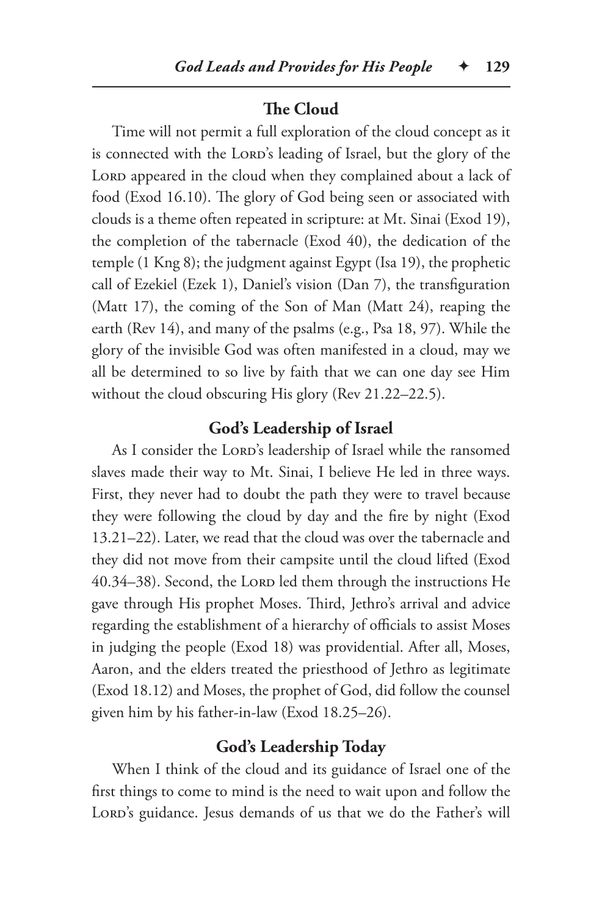## The Cloud

Time will not permit a full exploration of the cloud concept as it is connected with the LORD's leading of Israel, but the glory of the LORD appeared in the cloud when they complained about a lack of food (Exod 16.10). The glory of God being seen or associated with clouds is a theme often repeated in scripture: at Mt. Sinai (Exod 19), the completion of the tabernacle (Exod 40), the dedication of the temple (1 Kng 8); the judgment against Egypt (Isa 19), the prophetic call of Ezekiel (Ezek 1), Daniel's vision (Dan 7), the transfiguration (Matt 17), the coming of the Son of Man (Matt 24), reaping the earth (Rev 14), and many of the psalms (e.g., Psa 18, 97). While the glory of the invisible God was often manifested in a cloud, may we all be determined to so live by faith that we can one day see Him without the cloud obscuring His glory (Rev 21.22–22.5).

## God's Leadership of Israel

As I consider the LORD's leadership of Israel while the ransomed slaves made their way to Mt. Sinai, I believe He led in three ways. First, they never had to doubt the path they were to travel because they were following the cloud by day and the fire by night (Exod 13.21–22). Later, we read that the cloud was over the tabernacle and they did not move from their campsite until the cloud lifted (Exod 40.34–38). Second, the LORD led them through the instructions He gave through His prophet Moses. Third, Jethro's arrival and advice regarding the establishment of a hierarchy of officials to assist Moses in judging the people (Exod 18) was providential. After all, Moses, Aaron, and the elders treated the priesthood of Jethro as legitimate (Exod 18.12) and Moses, the prophet of God, did follow the counsel given him by his father-in-law (Exod 18.25–26).

## God's Leadership Today

When I think of the cloud and its guidance of Israel one of the first things to come to mind is the need to wait upon and follow the LORD's guidance. Jesus demands of us that we do the Father's will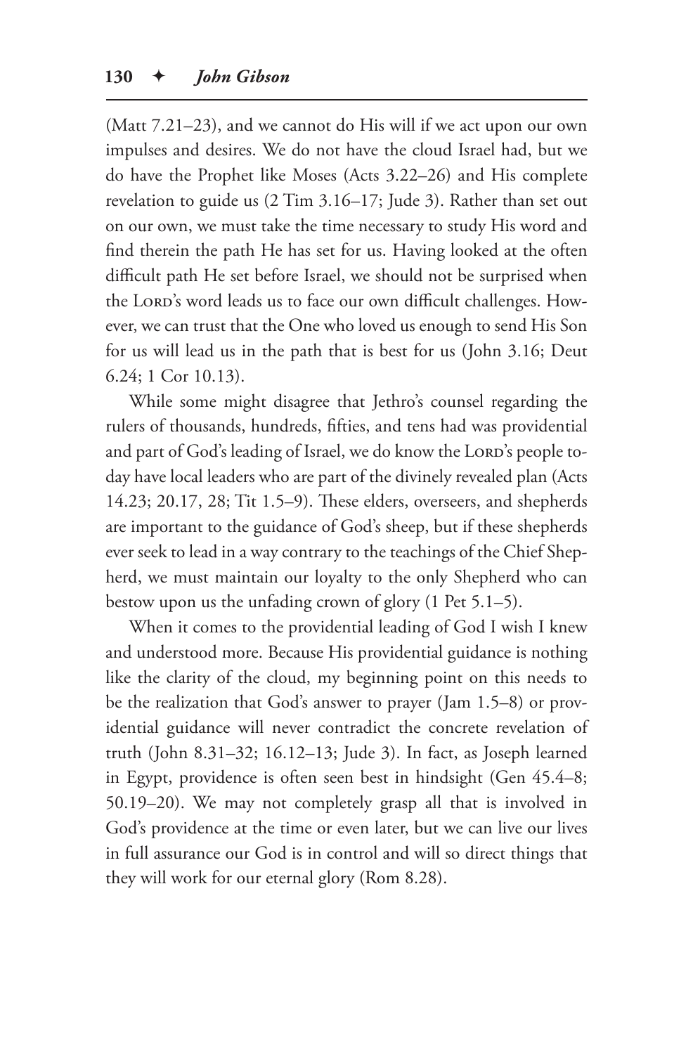(Matt 7.21–23), and we cannot do His will if we act upon our own impulses and desires. We do not have the cloud Israel had, but we do have the Prophet like Moses (Acts 3.22–26) and His complete revelation to guide us (2 Tim 3.16–17; Jude 3). Rather than set out on our own, we must take the time necessary to study His word and find therein the path He has set for us. Having looked at the often difficult path He set before Israel, we should not be surprised when the Lord's word leads us to face our own difficult challenges. However, we can trust that the One who loved us enough to send His Son for us will lead us in the path that is best for us (John 3.16; Deut 6.24; 1 Cor 10.13).

While some might disagree that Jethro's counsel regarding the rulers of thousands, hundreds, fifties, and tens had was providential and part of God's leading of Israel, we do know the Lord's people today have local leaders who are part of the divinely revealed plan (Acts 14.23; 20.17, 28; Tit 1.5–9). These elders, overseers, and shepherds are important to the guidance of God's sheep, but if these shepherds ever seek to lead in a way contrary to the teachings of the Chief Shepherd, we must maintain our loyalty to the only Shepherd who can bestow upon us the unfading crown of glory (1 Pet 5.1–5).

When it comes to the providential leading of God I wish I knew and understood more. Because His providential guidance is nothing like the clarity of the cloud, my beginning point on this needs to be the realization that God's answer to prayer (Jam 1.5–8) or providential guidance will never contradict the concrete revelation of truth (John 8.31–32; 16.12–13; Jude 3). In fact, as Joseph learned in Egypt, providence is often seen best in hindsight (Gen 45.4–8; 50.19–20). We may not completely grasp all that is involved in God's providence at the time or even later, but we can live our lives in full assurance our God is in control and will so direct things that they will work for our eternal glory (Rom 8.28).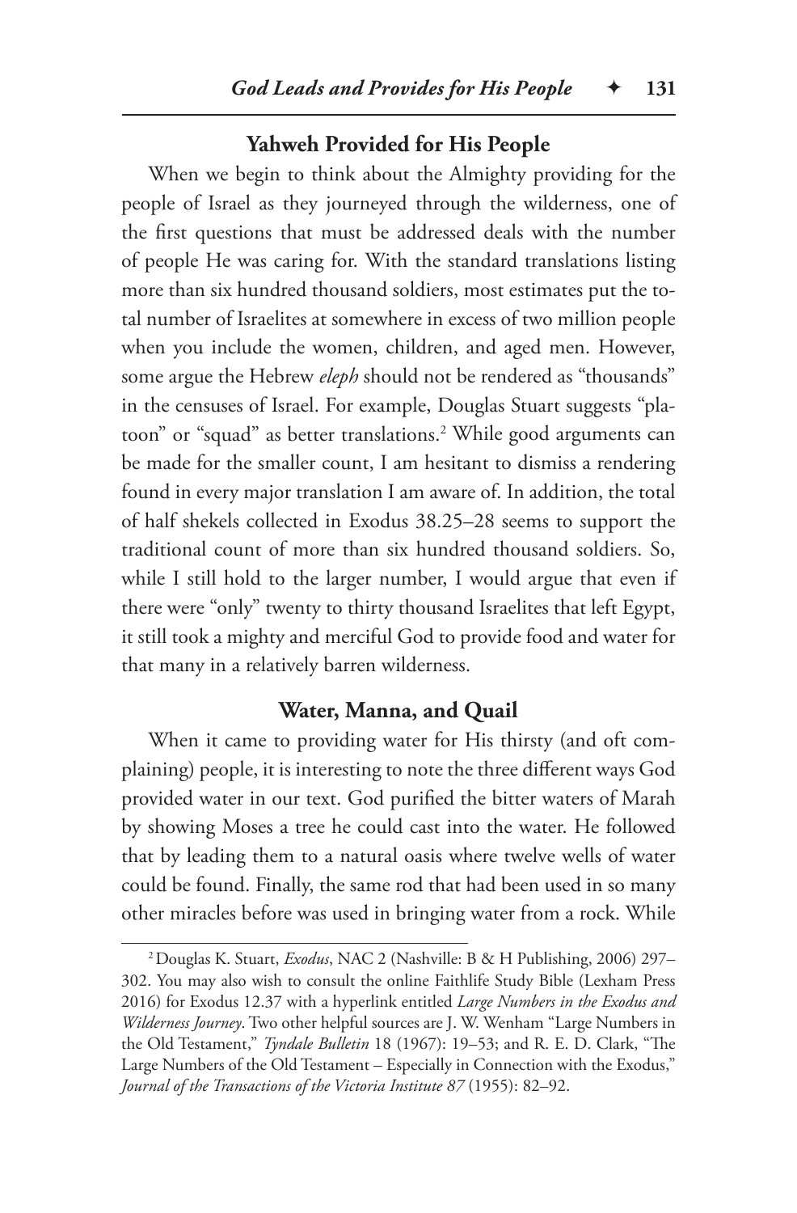## Yahweh Provided for His People

When we begin to think about the Almighty providing for the people of Israel as they journeyed through the wilderness, one of the first questions that must be addressed deals with the number of people He was caring for. With the standard translations listing more than six hundred thousand soldiers, most estimates put the total number of Israelites at somewhere in excess of two million people when you include the women, children, and aged men. However, some argue the Hebrew *eleph* should not be rendered as "thousands" in the censuses of Israel. For example, Douglas Stuart suggests "platoon" or "squad" as better translations.[2] While good arguments can be made for the smaller count, I am hesitant to dismiss a rendering found in every major translation I am aware of. In addition, the total of half shekels collected in Exodus 38.25–28 seems to support the traditional count of more than six hundred thousand soldiers. So, while I still hold to the larger number, I would argue that even if there were "only" twenty to thirty thousand Israelites that left Egypt, it still took a mighty and merciful God to provide food and water for that many in a relatively barren wilderness.

## Water, Manna, and Quail

When it came to providing water for His thirsty (and oft complaining) people, it is interesting to note the three different ways God provided water in our text. God purified the bitter waters of Marah by showing Moses a tree he could cast into the water. He followed that by leading them to a natural oasis where twelve wells of water could be found. Finally, the same rod that had been used in so many other miracles before was used in bringing water from a rock. While

---

[2] Douglas K. Stuart, *Exodus*, NAC 2 (Nashville: B & H Publishing, 2006) 297–302. You may also wish to consult the online Faithlife Study Bible (Lexham Press 2016) for Exodus 12.37 with a hyperlink entitled *Large Numbers in the Exodus and Wilderness Journey*. Two other helpful sources are J. W. Wenham "Large Numbers in the Old Testament," *Tyndale Bulletin* 18 (1967): 19–53; and R. E. D. Clark, "The Large Numbers of the Old Testament – Especially in Connection with the Exodus," *Journal of the Transactions of the Victoria Institute 87* (1955): 82–92.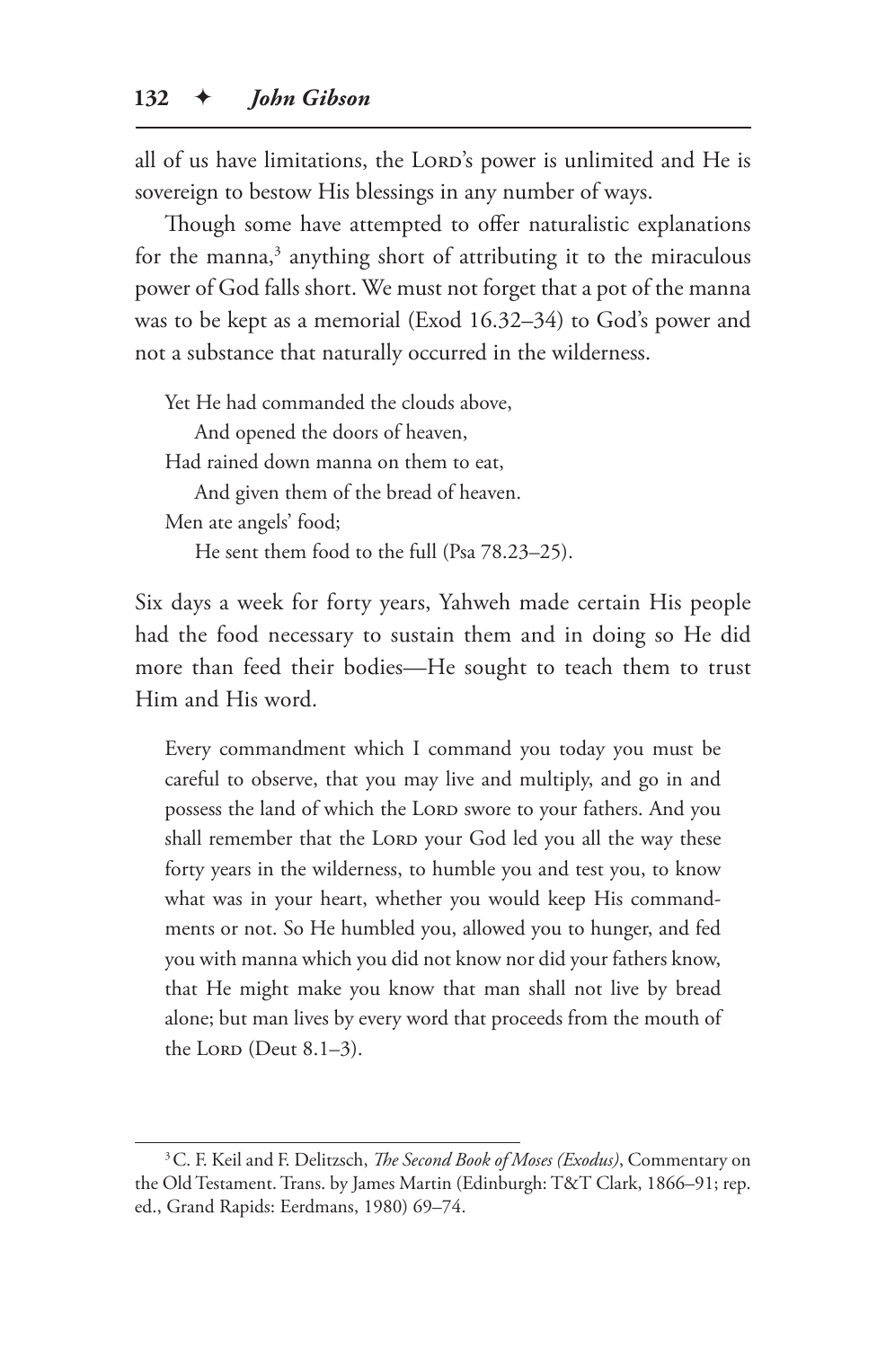all of us have limitations, the LORD's power is unlimited and He is sovereign to bestow His blessings in any number of ways.

Though some have attempted to offer naturalistic explanations for the manna,[3] anything short of attributing it to the miraculous power of God falls short. We must not forget that a pot of the manna was to be kept as a memorial (Exod 16.32–34) to God's power and not a substance that naturally occurred in the wilderness.

> Yet He had commanded the clouds above,
> &nbsp;&nbsp;&nbsp;&nbsp;And opened the doors of heaven,
> Had rained down manna on them to eat,
> &nbsp;&nbsp;&nbsp;&nbsp;And given them of the bread of heaven.
> Men ate angels' food;
> &nbsp;&nbsp;&nbsp;&nbsp;He sent them food to the full (Psa 78.23–25).

Six days a week for forty years, Yahweh made certain His people had the food necessary to sustain them and in doing so He did more than feed their bodies—He sought to teach them to trust Him and His word.

> Every commandment which I command you today you must be careful to observe, that you may live and multiply, and go in and possess the land of which the LORD swore to your fathers. And you shall remember that the LORD your God led you all the way these forty years in the wilderness, to humble you and test you, to know what was in your heart, whether you would keep His commandments or not. So He humbled you, allowed you to hunger, and fed you with manna which you did not know nor did your fathers know, that He might make you know that man shall not live by bread alone; but man lives by every word that proceeds from the mouth of the LORD (Deut 8.1–3).

---

[3] C. F. Keil and F. Delitzsch, *The Second Book of Moses (Exodus)*, Commentary on the Old Testament. Trans. by James Martin (Edinburgh: T&T Clark, 1866–91; rep. ed., Grand Rapids: Eerdmans, 1980) 69–74.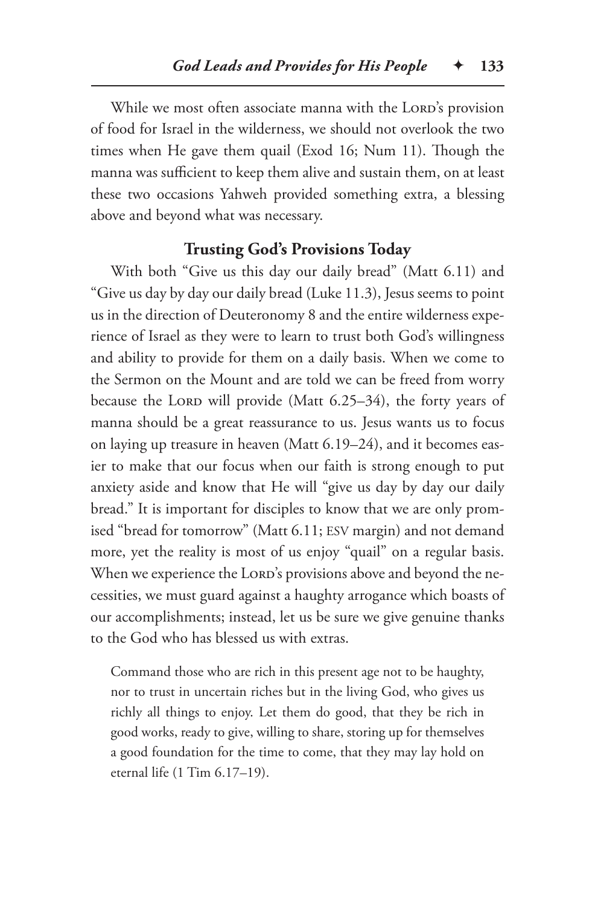While we most often associate manna with the LORD's provision of food for Israel in the wilderness, we should not overlook the two times when He gave them quail (Exod 16; Num 11). Though the manna was sufficient to keep them alive and sustain them, on at least these two occasions Yahweh provided something extra, a blessing above and beyond what was necessary.

## Trusting God's Provisions Today

With both "Give us this day our daily bread" (Matt 6.11) and "Give us day by day our daily bread (Luke 11.3), Jesus seems to point us in the direction of Deuteronomy 8 and the entire wilderness experience of Israel as they were to learn to trust both God's willingness and ability to provide for them on a daily basis. When we come to the Sermon on the Mount and are told we can be freed from worry because the LORD will provide (Matt 6.25–34), the forty years of manna should be a great reassurance to us. Jesus wants us to focus on laying up treasure in heaven (Matt 6.19–24), and it becomes easier to make that our focus when our faith is strong enough to put anxiety aside and know that He will "give us day by day our daily bread." It is important for disciples to know that we are only promised "bread for tomorrow" (Matt 6.11; ESV margin) and not demand more, yet the reality is most of us enjoy "quail" on a regular basis. When we experience the LORD's provisions above and beyond the necessities, we must guard against a haughty arrogance which boasts of our accomplishments; instead, let us be sure we give genuine thanks to the God who has blessed us with extras.

> Command those who are rich in this present age not to be haughty, nor to trust in uncertain riches but in the living God, who gives us richly all things to enjoy. Let them do good, that they be rich in good works, ready to give, willing to share, storing up for themselves a good foundation for the time to come, that they may lay hold on eternal life (1 Tim 6.17–19).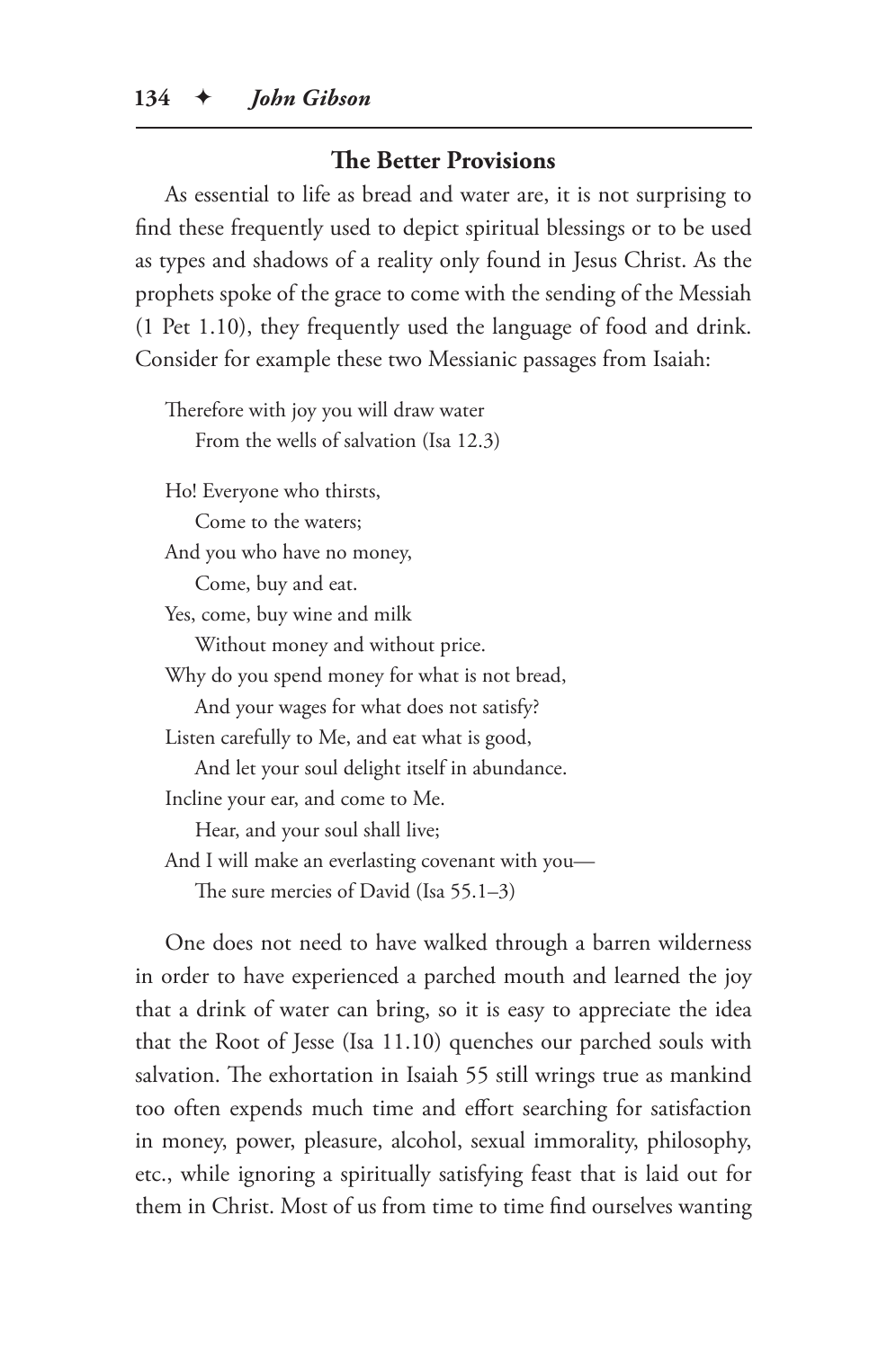### The Better Provisions

As essential to life as bread and water are, it is not surprising to find these frequently used to depict spiritual blessings or to be used as types and shadows of a reality only found in Jesus Christ. As the prophets spoke of the grace to come with the sending of the Messiah (1 Pet 1.10), they frequently used the language of food and drink. Consider for example these two Messianic passages from Isaiah:

> Therefore with joy you will draw water
> From the wells of salvation (Isa 12.3)

> Ho! Everyone who thirsts,
> Come to the waters;
> And you who have no money,
> Come, buy and eat.
> Yes, come, buy wine and milk
> Without money and without price.
> Why do you spend money for what is not bread,
> And your wages for what does not satisfy?
> Listen carefully to Me, and eat what is good,
> And let your soul delight itself in abundance.
> Incline your ear, and come to Me.
> Hear, and your soul shall live;
> And I will make an everlasting covenant with you—
> The sure mercies of David (Isa 55.1–3)

One does not need to have walked through a barren wilderness in order to have experienced a parched mouth and learned the joy that a drink of water can bring, so it is easy to appreciate the idea that the Root of Jesse (Isa 11.10) quenches our parched souls with salvation. The exhortation in Isaiah 55 still wrings true as mankind too often expends much time and effort searching for satisfaction in money, power, pleasure, alcohol, sexual immorality, philosophy, etc., while ignoring a spiritually satisfying feast that is laid out for them in Christ. Most of us from time to time find ourselves wanting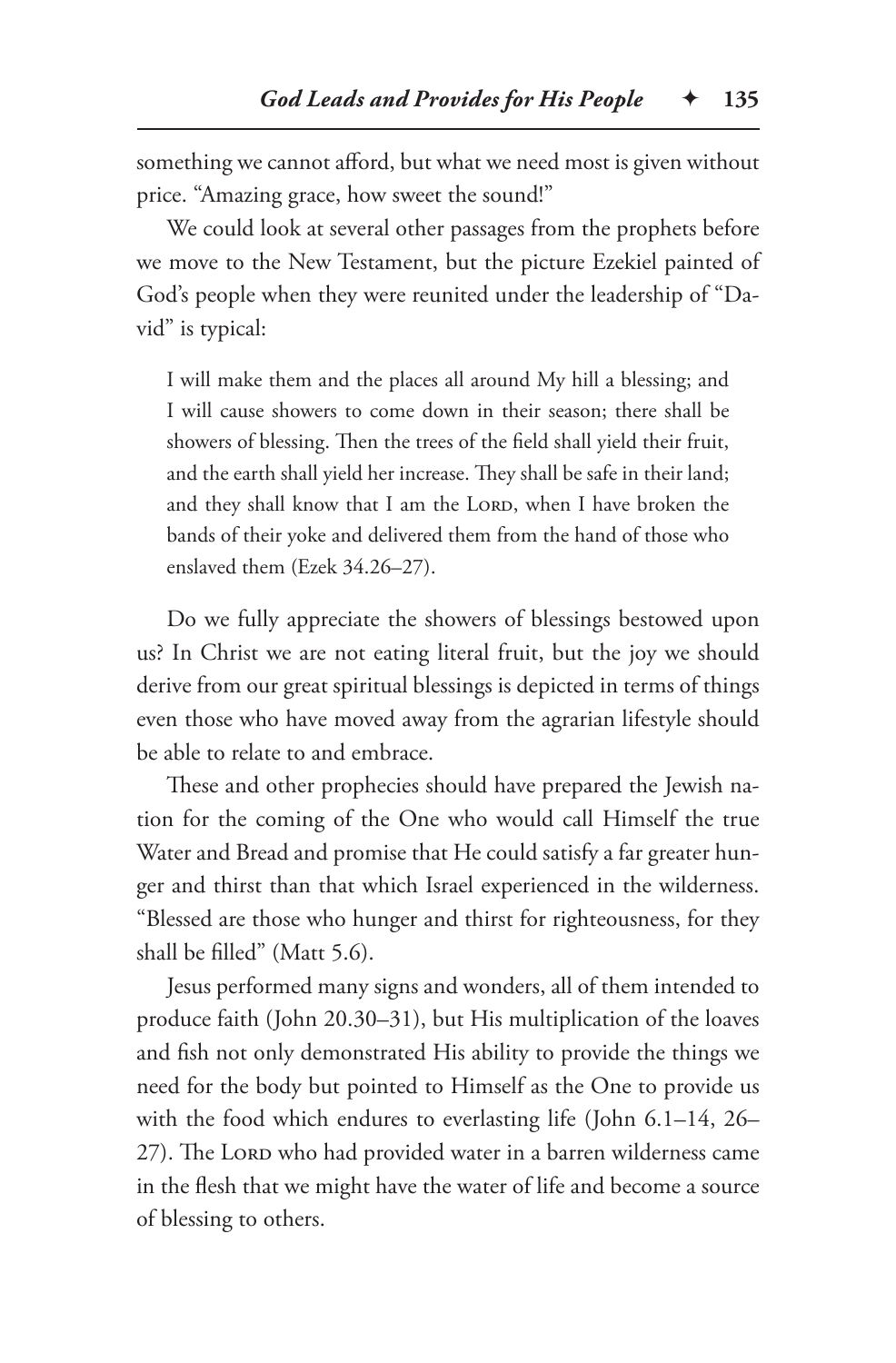something we cannot afford, but what we need most is given without price. "Amazing grace, how sweet the sound!"

We could look at several other passages from the prophets before we move to the New Testament, but the picture Ezekiel painted of God's people when they were reunited under the leadership of "David" is typical:

> I will make them and the places all around My hill a blessing; and I will cause showers to come down in their season; there shall be showers of blessing. Then the trees of the field shall yield their fruit, and the earth shall yield her increase. They shall be safe in their land; and they shall know that I am the Lord, when I have broken the bands of their yoke and delivered them from the hand of those who enslaved them (Ezek 34.26–27).

Do we fully appreciate the showers of blessings bestowed upon us? In Christ we are not eating literal fruit, but the joy we should derive from our great spiritual blessings is depicted in terms of things even those who have moved away from the agrarian lifestyle should be able to relate to and embrace.

These and other prophecies should have prepared the Jewish nation for the coming of the One who would call Himself the true Water and Bread and promise that He could satisfy a far greater hunger and thirst than that which Israel experienced in the wilderness. "Blessed are those who hunger and thirst for righteousness, for they shall be filled" (Matt 5.6).

Jesus performed many signs and wonders, all of them intended to produce faith (John 20.30–31), but His multiplication of the loaves and fish not only demonstrated His ability to provide the things we need for the body but pointed to Himself as the One to provide us with the food which endures to everlasting life (John 6.1–14, 26–27). The Lord who had provided water in a barren wilderness came in the flesh that we might have the water of life and become a source of blessing to others.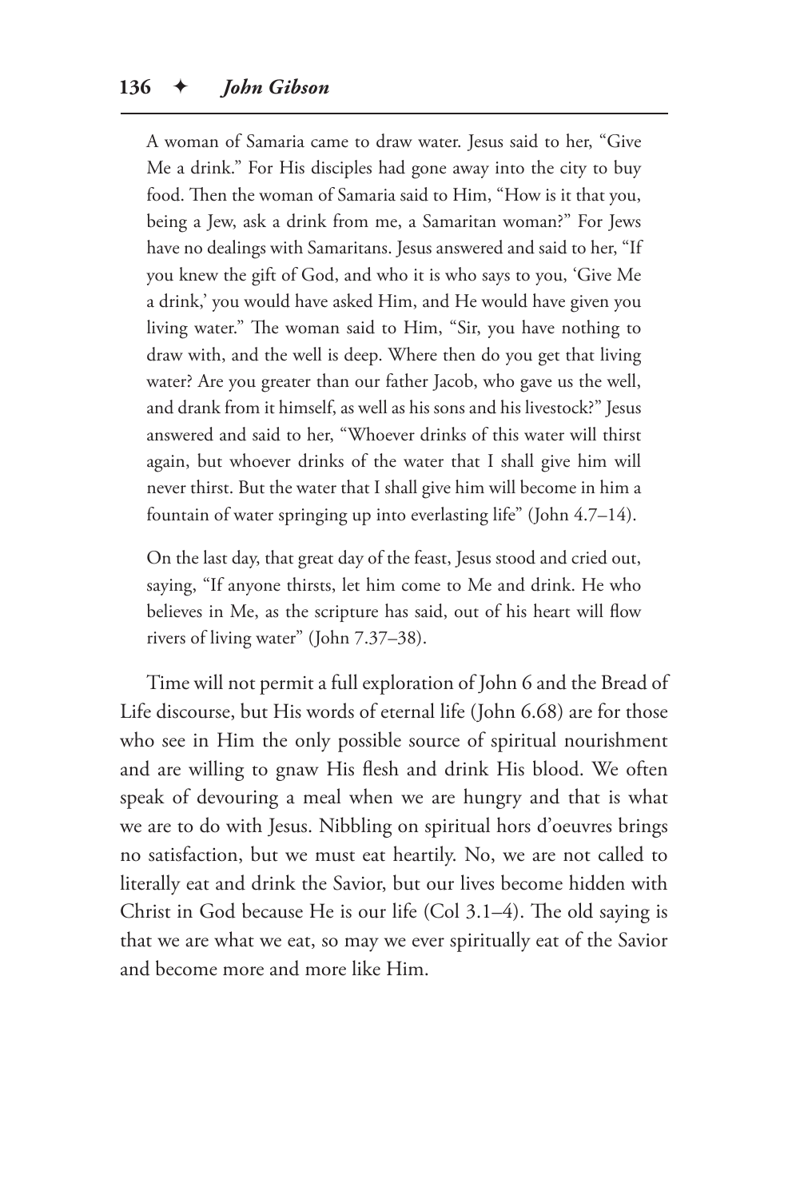> A woman of Samaria came to draw water. Jesus said to her, "Give Me a drink." For His disciples had gone away into the city to buy food. Then the woman of Samaria said to Him, "How is it that you, being a Jew, ask a drink from me, a Samaritan woman?" For Jews have no dealings with Samaritans. Jesus answered and said to her, "If you knew the gift of God, and who it is who says to you, 'Give Me a drink,' you would have asked Him, and He would have given you living water." The woman said to Him, "Sir, you have nothing to draw with, and the well is deep. Where then do you get that living water? Are you greater than our father Jacob, who gave us the well, and drank from it himself, as well as his sons and his livestock?" Jesus answered and said to her, "Whoever drinks of this water will thirst again, but whoever drinks of the water that I shall give him will never thirst. But the water that I shall give him will become in him a fountain of water springing up into everlasting life" (John 4.7–14).

> On the last day, that great day of the feast, Jesus stood and cried out, saying, "If anyone thirsts, let him come to Me and drink. He who believes in Me, as the scripture has said, out of his heart will flow rivers of living water" (John 7.37–38).

Time will not permit a full exploration of John 6 and the Bread of Life discourse, but His words of eternal life (John 6.68) are for those who see in Him the only possible source of spiritual nourishment and are willing to gnaw His flesh and drink His blood. We often speak of devouring a meal when we are hungry and that is what we are to do with Jesus. Nibbling on spiritual hors d'oeuvres brings no satisfaction, but we must eat heartily. No, we are not called to literally eat and drink the Savior, but our lives become hidden with Christ in God because He is our life (Col 3.1–4). The old saying is that we are what we eat, so may we ever spiritually eat of the Savior and become more and more like Him.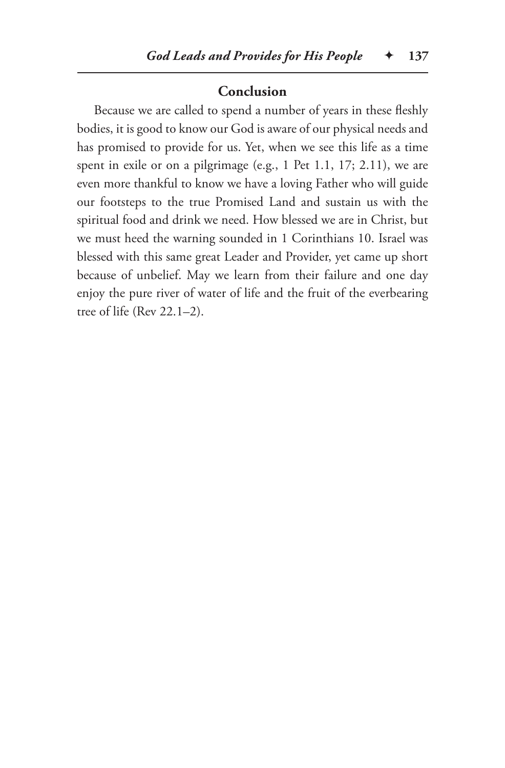## Conclusion

Because we are called to spend a number of years in these fleshly bodies, it is good to know our God is aware of our physical needs and has promised to provide for us. Yet, when we see this life as a time spent in exile or on a pilgrimage (e.g., 1 Pet 1.1, 17; 2.11), we are even more thankful to know we have a loving Father who will guide our footsteps to the true Promised Land and sustain us with the spiritual food and drink we need. How blessed we are in Christ, but we must heed the warning sounded in 1 Corinthians 10. Israel was blessed with this same great Leader and Provider, yet came up short because of unbelief. May we learn from their failure and one day enjoy the pure river of water of life and the fruit of the everbearing tree of life (Rev 22.1–2).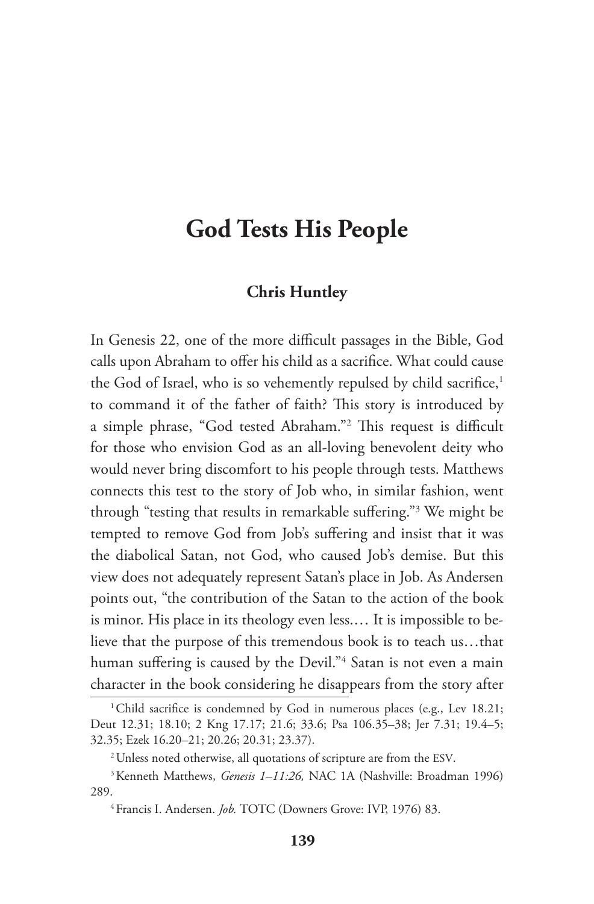# God Tests His People

**Chris Huntley**

In Genesis 22, one of the more difficult passages in the Bible, God calls upon Abraham to offer his child as a sacrifice. What could cause the God of Israel, who is so vehemently repulsed by child sacrifice,[1] to command it of the father of faith? This story is introduced by a simple phrase, "God tested Abraham."[2] This request is difficult for those who envision God as an all-loving benevolent deity who would never bring discomfort to his people through tests. Matthews connects this test to the story of Job who, in similar fashion, went through "testing that results in remarkable suffering."[3] We might be tempted to remove God from Job's suffering and insist that it was the diabolical Satan, not God, who caused Job's demise. But this view does not adequately represent Satan's place in Job. As Andersen points out, "the contribution of the Satan to the action of the book is minor. His place in its theology even less.… It is impossible to believe that the purpose of this tremendous book is to teach us…that human suffering is caused by the Devil."[4] Satan is not even a main character in the book considering he disappears from the story after

---

[1] Child sacrifice is condemned by God in numerous places (e.g., Lev 18.21; Deut 12.31; 18.10; 2 Kng 17.17; 21.6; 33.6; Psa 106.35–38; Jer 7.31; 19.4–5; 32.35; Ezek 16.20–21; 20.26; 20.31; 23.37).

[2] Unless noted otherwise, all quotations of scripture are from the ESV.

[3] Kenneth Matthews, *Genesis 1–11:26,* NAC 1A (Nashville: Broadman 1996) 289.

[4] Francis I. Andersen. *Job.* TOTC (Downers Grove: IVP, 1976) 83.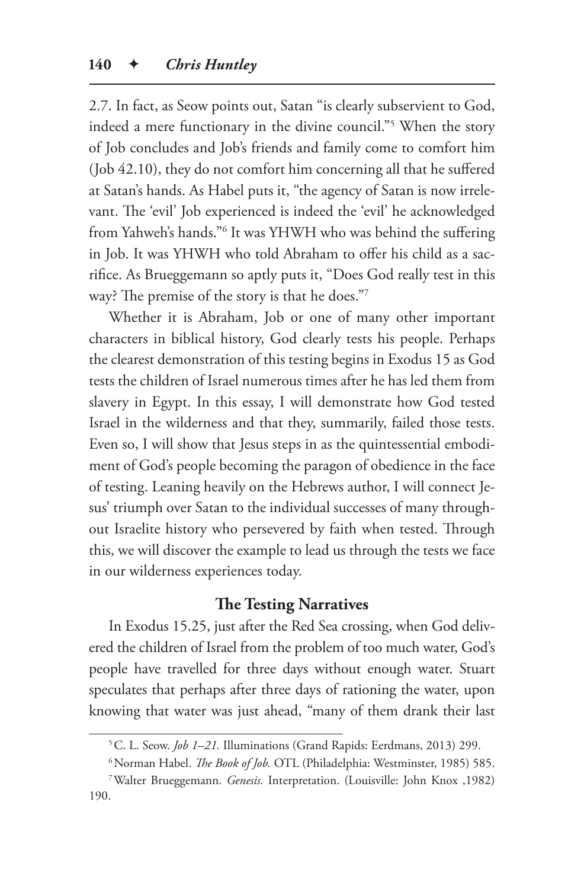2.7. In fact, as Seow points out, Satan "is clearly subservient to God, indeed a mere functionary in the divine council."[5] When the story of Job concludes and Job's friends and family come to comfort him (Job 42.10), they do not comfort him concerning all that he suffered at Satan's hands. As Habel puts it, "the agency of Satan is now irrelevant. The 'evil' Job experienced is indeed the 'evil' he acknowledged from Yahweh's hands."[6] It was YHWH who was behind the suffering in Job. It was YHWH who told Abraham to offer his child as a sacrifice. As Brueggemann so aptly puts it, "Does God really test in this way? The premise of the story is that he does."[7]

Whether it is Abraham, Job or one of many other important characters in biblical history, God clearly tests his people. Perhaps the clearest demonstration of this testing begins in Exodus 15 as God tests the children of Israel numerous times after he has led them from slavery in Egypt. In this essay, I will demonstrate how God tested Israel in the wilderness and that they, summarily, failed those tests. Even so, I will show that Jesus steps in as the quintessential embodiment of God's people becoming the paragon of obedience in the face of testing. Leaning heavily on the Hebrews author, I will connect Jesus' triumph over Satan to the individual successes of many throughout Israelite history who persevered by faith when tested. Through this, we will discover the example to lead us through the tests we face in our wilderness experiences today.

## The Testing Narratives

In Exodus 15.25, just after the Red Sea crossing, when God delivered the children of Israel from the problem of too much water, God's people have travelled for three days without enough water. Stuart speculates that perhaps after three days of rationing the water, upon knowing that water was just ahead, "many of them drank their last

---

[5] C. L. Seow. *Job 1–21.* Illuminations (Grand Rapids: Eerdmans, 2013) 299.

[6] Norman Habel. *The Book of Job.* OTL (Philadelphia: Westminster, 1985) 585.

[7] Walter Brueggemann. *Genesis.* Interpretation. (Louisville: John Knox ,1982) 190.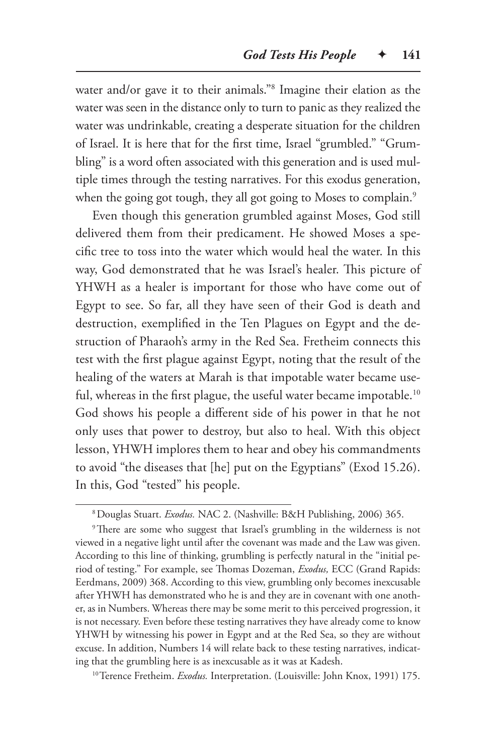water and/or gave it to their animals."[8] Imagine their elation as the water was seen in the distance only to turn to panic as they realized the water was undrinkable, creating a desperate situation for the children of Israel. It is here that for the first time, Israel "grumbled." "Grumbling" is a word often associated with this generation and is used multiple times through the testing narratives. For this exodus generation, when the going got tough, they all got going to Moses to complain.[9]

Even though this generation grumbled against Moses, God still delivered them from their predicament. He showed Moses a specific tree to toss into the water which would heal the water. In this way, God demonstrated that he was Israel's healer. This picture of YHWH as a healer is important for those who have come out of Egypt to see. So far, all they have seen of their God is death and destruction, exemplified in the Ten Plagues on Egypt and the destruction of Pharaoh's army in the Red Sea. Fretheim connects this test with the first plague against Egypt, noting that the result of the healing of the waters at Marah is that impotable water became useful, whereas in the first plague, the useful water became impotable.[10] God shows his people a different side of his power in that he not only uses that power to destroy, but also to heal. With this object lesson, YHWH implores them to hear and obey his commandments to avoid "the diseases that [he] put on the Egyptians" (Exod 15.26). In this, God "tested" his people.

---

[8] Douglas Stuart. *Exodus.* NAC 2. (Nashville: B&H Publishing, 2006) 365.

[9] There are some who suggest that Israel's grumbling in the wilderness is not viewed in a negative light until after the covenant was made and the Law was given. According to this line of thinking, grumbling is perfectly natural in the "initial period of testing." For example, see Thomas Dozeman, *Exodus,* ECC (Grand Rapids: Eerdmans, 2009) 368. According to this view, grumbling only becomes inexcusable after YHWH has demonstrated who he is and they are in covenant with one another, as in Numbers. Whereas there may be some merit to this perceived progression, it is not necessary. Even before these testing narratives they have already come to know YHWH by witnessing his power in Egypt and at the Red Sea, so they are without excuse. In addition, Numbers 14 will relate back to these testing narratives, indicating that the grumbling here is as inexcusable as it was at Kadesh.

[10] Terence Fretheim. *Exodus.* Interpretation. (Louisville: John Knox, 1991) 175.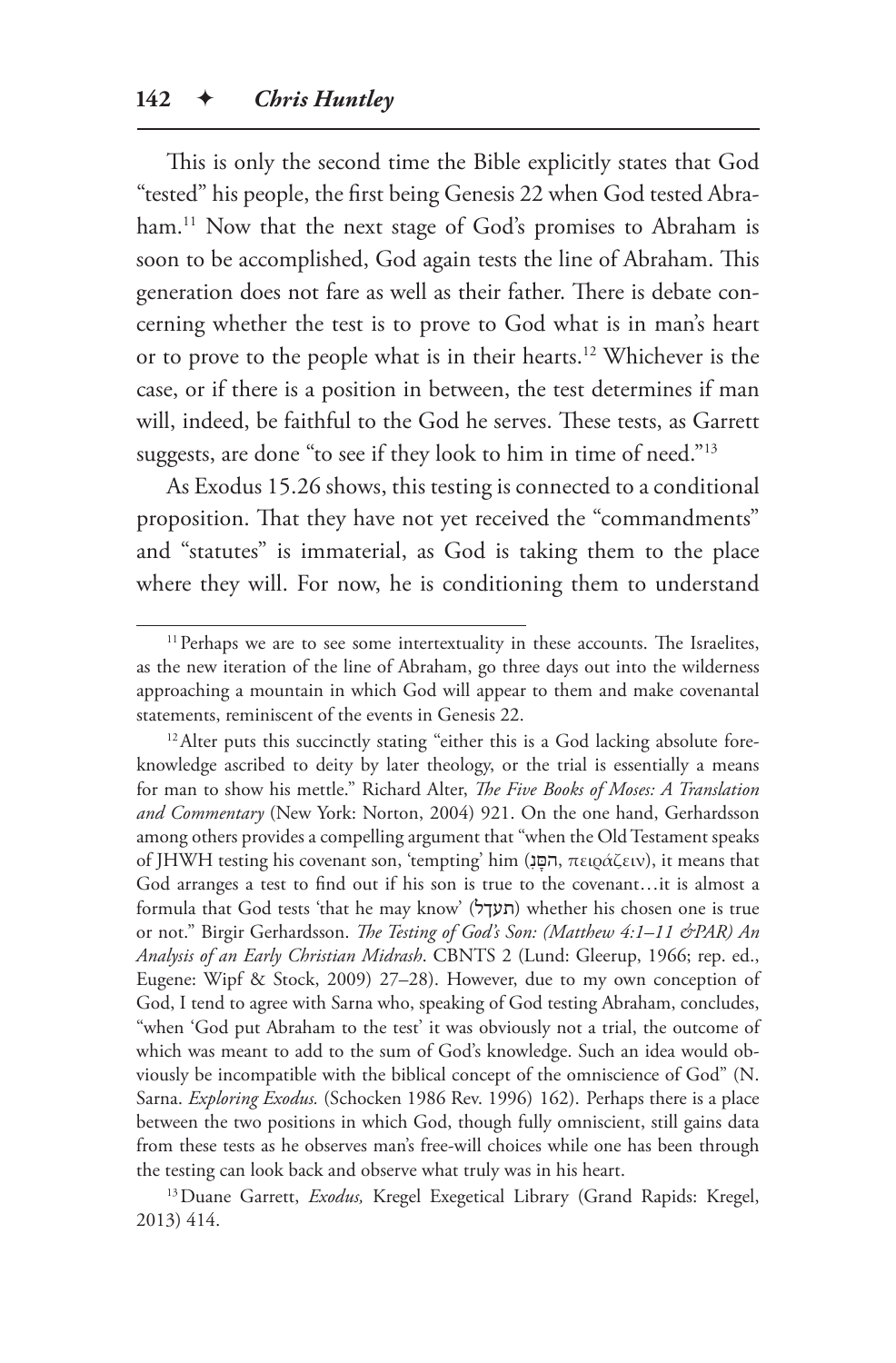This is only the second time the Bible explicitly states that God "tested" his people, the first being Genesis 22 when God tested Abraham.[11] Now that the next stage of God's promises to Abraham is soon to be accomplished, God again tests the line of Abraham. This generation does not fare as well as their father. There is debate concerning whether the test is to prove to God what is in man's heart or to prove to the people what is in their hearts.[12] Whichever is the case, or if there is a position in between, the test determines if man will, indeed, be faithful to the God he serves. These tests, as Garrett suggests, are done "to see if they look to him in time of need."[13]

As Exodus 15.26 shows, this testing is connected to a conditional proposition. That they have not yet received the "commandments" and "statutes" is immaterial, as God is taking them to the place where they will. For now, he is conditioning them to understand

---

[11] Perhaps we are to see some intertextuality in these accounts. The Israelites, as the new iteration of the line of Abraham, go three days out into the wilderness approaching a mountain in which God will appear to them and make covenantal statements, reminiscent of the events in Genesis 22.

[12] Alter puts this succinctly stating "either this is a God lacking absolute foreknowledge ascribed to deity by later theology, or the trial is essentially a means for man to show his mettle." Richard Alter, *The Five Books of Moses: A Translation and Commentary* (New York: Norton, 2004) 921. On the one hand, Gerhardsson among others provides a compelling argument that "when the Old Testament speaks of JHWH testing his covenant son, 'tempting' him (הִסָּה, πειράζειν), it means that God arranges a test to find out if his son is true to the covenant…it is almost a formula that God tests 'that he may know' (תעדל) whether his chosen one is true or not." Birgir Gerhardsson. *The Testing of God's Son: (Matthew 4:1–11 &PAR) An Analysis of an Early Christian Midrash*. CBNTS 2 (Lund: Gleerup, 1966; rep. ed., Eugene: Wipf & Stock, 2009) 27–28). However, due to my own conception of God, I tend to agree with Sarna who, speaking of God testing Abraham, concludes, "when 'God put Abraham to the test' it was obviously not a trial, the outcome of which was meant to add to the sum of God's knowledge. Such an idea would obviously be incompatible with the biblical concept of the omniscience of God" (N. Sarna. *Exploring Exodus.* (Schocken 1986 Rev. 1996) 162). Perhaps there is a place between the two positions in which God, though fully omniscient, still gains data from these tests as he observes man's free-will choices while one has been through the testing can look back and observe what truly was in his heart.

[13] Duane Garrett, *Exodus,* Kregel Exegetical Library (Grand Rapids: Kregel, 2013) 414.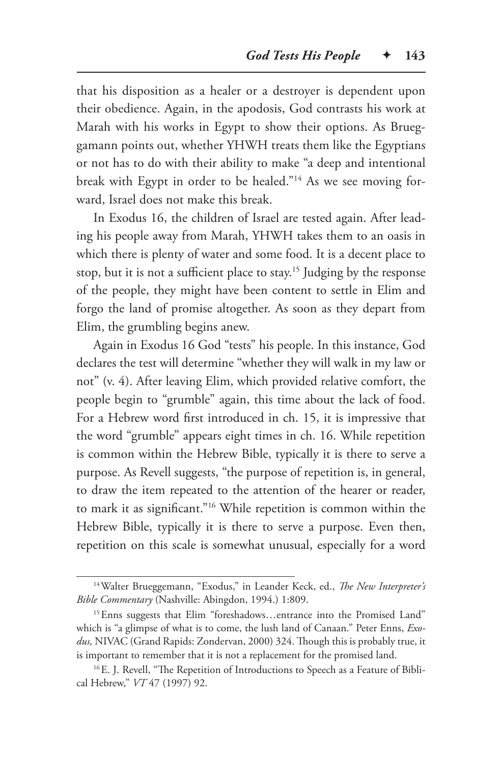that his disposition as a healer or a destroyer is dependent upon their obedience. Again, in the apodosis, God contrasts his work at Marah with his works in Egypt to show their options. As Brueggamann points out, whether YHWH treats them like the Egyptians or not has to do with their ability to make "a deep and intentional break with Egypt in order to be healed."[14] As we see moving forward, Israel does not make this break.

In Exodus 16, the children of Israel are tested again. After leading his people away from Marah, YHWH takes them to an oasis in which there is plenty of water and some food. It is a decent place to stop, but it is not a sufficient place to stay.[15] Judging by the response of the people, they might have been content to settle in Elim and forgo the land of promise altogether. As soon as they depart from Elim, the grumbling begins anew.

Again in Exodus 16 God "tests" his people. In this instance, God declares the test will determine "whether they will walk in my law or not" (v. 4). After leaving Elim, which provided relative comfort, the people begin to "grumble" again, this time about the lack of food. For a Hebrew word first introduced in ch. 15, it is impressive that the word "grumble" appears eight times in ch. 16. While repetition is common within the Hebrew Bible, typically it is there to serve a purpose. As Revell suggests, "the purpose of repetition is, in general, to draw the item repeated to the attention of the hearer or reader, to mark it as significant."[16] While repetition is common within the Hebrew Bible, typically it is there to serve a purpose. Even then, repetition on this scale is somewhat unusual, especially for a word

---

[14] Walter Brueggemann, "Exodus," in Leander Keck, ed., *The New Interpreter's Bible Commentary* (Nashville: Abingdon, 1994.) 1:809.

[15] Enns suggests that Elim "foreshadows…entrance into the Promised Land" which is "a glimpse of what is to come, the lush land of Canaan." Peter Enns, *Exodus,* NIVAC (Grand Rapids: Zondervan, 2000) 324. Though this is probably true, it is important to remember that it is not a replacement for the promised land.

[16] E. J. Revell, "The Repetition of Introductions to Speech as a Feature of Biblical Hebrew," *VT* 47 (1997) 92.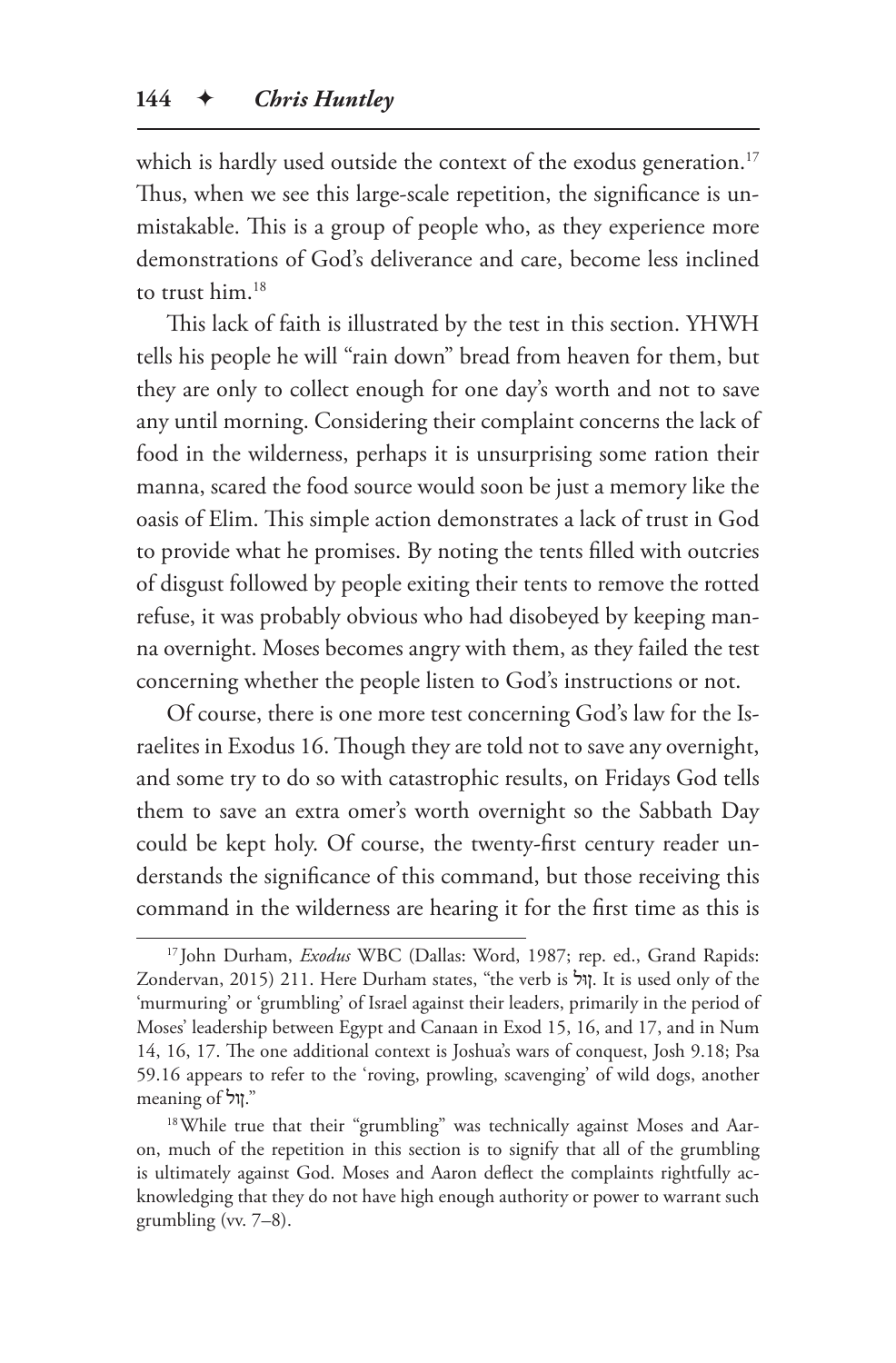which is hardly used outside the context of the exodus generation.[17] Thus, when we see this large-scale repetition, the significance is unmistakable. This is a group of people who, as they experience more demonstrations of God's deliverance and care, become less inclined to trust him.[18]

This lack of faith is illustrated by the test in this section. YHWH tells his people he will "rain down" bread from heaven for them, but they are only to collect enough for one day's worth and not to save any until morning. Considering their complaint concerns the lack of food in the wilderness, perhaps it is unsurprising some ration their manna, scared the food source would soon be just a memory like the oasis of Elim. This simple action demonstrates a lack of trust in God to provide what he promises. By noting the tents filled with outcries of disgust followed by people exiting their tents to remove the rotted refuse, it was probably obvious who had disobeyed by keeping manna overnight. Moses becomes angry with them, as they failed the test concerning whether the people listen to God's instructions or not.

Of course, there is one more test concerning God's law for the Israelites in Exodus 16. Though they are told not to save any overnight, and some try to do so with catastrophic results, on Fridays God tells them to save an extra omer's worth overnight so the Sabbath Day could be kept holy. Of course, the twenty-first century reader understands the significance of this command, but those receiving this command in the wilderness are hearing it for the first time as this is

---

[17] John Durham, *Exodus* WBC (Dallas: Word, 1987; rep. ed., Grand Rapids: Zondervan, 2015) 211. Here Durham states, "the verb is לון. It is used only of the 'murmuring' or 'grumbling' of Israel against their leaders, primarily in the period of Moses' leadership between Egypt and Canaan in Exod 15, 16, and 17, and in Num 14, 16, 17. The one additional context is Joshua's wars of conquest, Josh 9.18; Psa 59.16 appears to refer to the 'roving, prowling, scavenging' of wild dogs, another meaning of לון."

[18] While true that their "grumbling" was technically against Moses and Aaron, much of the repetition in this section is to signify that all of the grumbling is ultimately against God. Moses and Aaron deflect the complaints rightfully acknowledging that they do not have high enough authority or power to warrant such grumbling (vv. 7–8).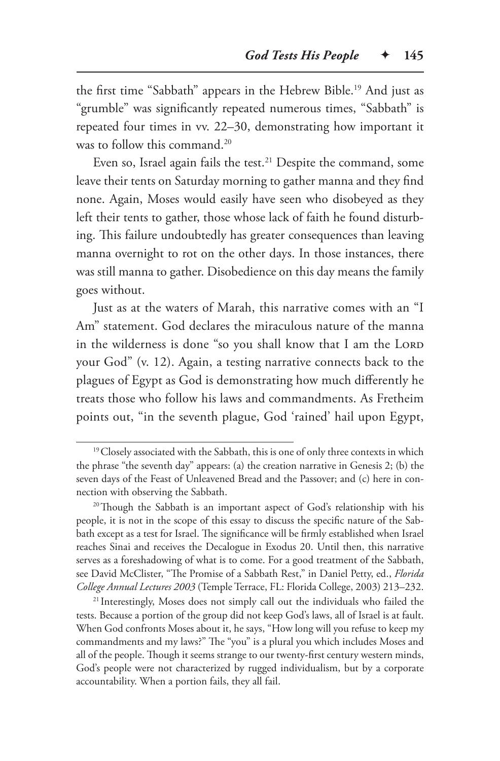the first time "Sabbath" appears in the Hebrew Bible.[19] And just as "grumble" was significantly repeated numerous times, "Sabbath" is repeated four times in vv. 22–30, demonstrating how important it was to follow this command.[20]

Even so, Israel again fails the test.[21] Despite the command, some leave their tents on Saturday morning to gather manna and they find none. Again, Moses would easily have seen who disobeyed as they left their tents to gather, those whose lack of faith he found disturbing. This failure undoubtedly has greater consequences than leaving manna overnight to rot on the other days. In those instances, there was still manna to gather. Disobedience on this day means the family goes without.

Just as at the waters of Marah, this narrative comes with an "I Am" statement. God declares the miraculous nature of the manna in the wilderness is done "so you shall know that I am the Lord your God" (v. 12). Again, a testing narrative connects back to the plagues of Egypt as God is demonstrating how much differently he treats those who follow his laws and commandments. As Fretheim points out, "in the seventh plague, God 'rained' hail upon Egypt,

---

[19] Closely associated with the Sabbath, this is one of only three contexts in which the phrase "the seventh day" appears: (a) the creation narrative in Genesis 2; (b) the seven days of the Feast of Unleavened Bread and the Passover; and (c) here in connection with observing the Sabbath.

[20] Though the Sabbath is an important aspect of God's relationship with his people, it is not in the scope of this essay to discuss the specific nature of the Sabbath except as a test for Israel. The significance will be firmly established when Israel reaches Sinai and receives the Decalogue in Exodus 20. Until then, this narrative serves as a foreshadowing of what is to come. For a good treatment of the Sabbath, see David McClister, "The Promise of a Sabbath Rest," in Daniel Petty, ed., *Florida College Annual Lectures 2003* (Temple Terrace, FL: Florida College, 2003) 213–232.

[21] Interestingly, Moses does not simply call out the individuals who failed the tests. Because a portion of the group did not keep God's laws, all of Israel is at fault. When God confronts Moses about it, he says, "How long will you refuse to keep my commandments and my laws?" The "you" is a plural you which includes Moses and all of the people. Though it seems strange to our twenty-first century western minds, God's people were not characterized by rugged individualism, but by a corporate accountability. When a portion fails, they all fail.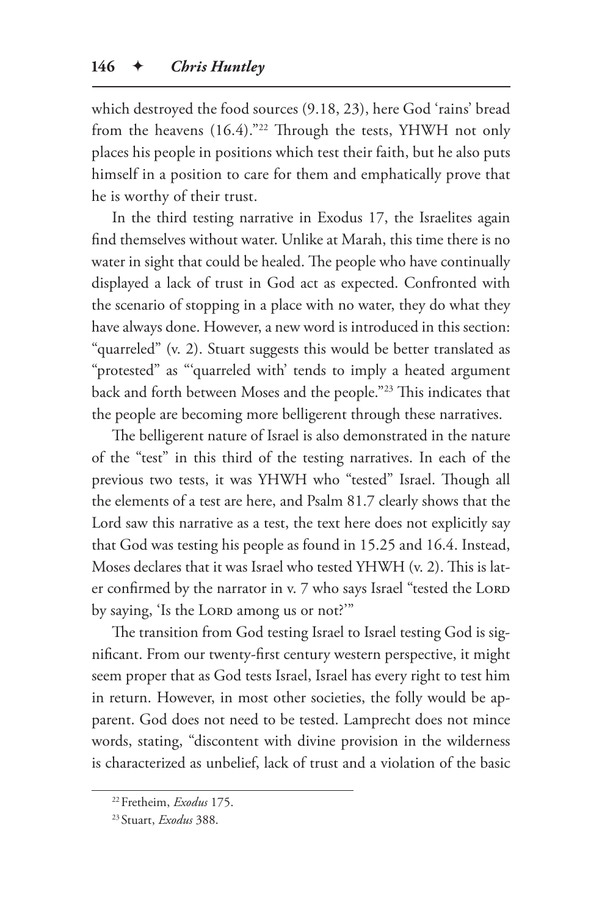which destroyed the food sources (9.18, 23), here God 'rains' bread from the heavens (16.4)."[22] Through the tests, YHWH not only places his people in positions which test their faith, but he also puts himself in a position to care for them and emphatically prove that he is worthy of their trust.

In the third testing narrative in Exodus 17, the Israelites again find themselves without water. Unlike at Marah, this time there is no water in sight that could be healed. The people who have continually displayed a lack of trust in God act as expected. Confronted with the scenario of stopping in a place with no water, they do what they have always done. However, a new word is introduced in this section: "quarreled" (v. 2). Stuart suggests this would be better translated as "protested" as "'quarreled with' tends to imply a heated argument back and forth between Moses and the people."[23] This indicates that the people are becoming more belligerent through these narratives.

The belligerent nature of Israel is also demonstrated in the nature of the "test" in this third of the testing narratives. In each of the previous two tests, it was YHWH who "tested" Israel. Though all the elements of a test are here, and Psalm 81.7 clearly shows that the Lord saw this narrative as a test, the text here does not explicitly say that God was testing his people as found in 15.25 and 16.4. Instead, Moses declares that it was Israel who tested YHWH (v. 2). This is later confirmed by the narrator in v. 7 who says Israel "tested the LORD by saying, 'Is the LORD among us or not?'"

The transition from God testing Israel to Israel testing God is significant. From our twenty-first century western perspective, it might seem proper that as God tests Israel, Israel has every right to test him in return. However, in most other societies, the folly would be apparent. God does not need to be tested. Lamprecht does not mince words, stating, "discontent with divine provision in the wilderness is characterized as unbelief, lack of trust and a violation of the basic

[22] Fretheim, *Exodus* 175.

[23] Stuart, *Exodus* 388.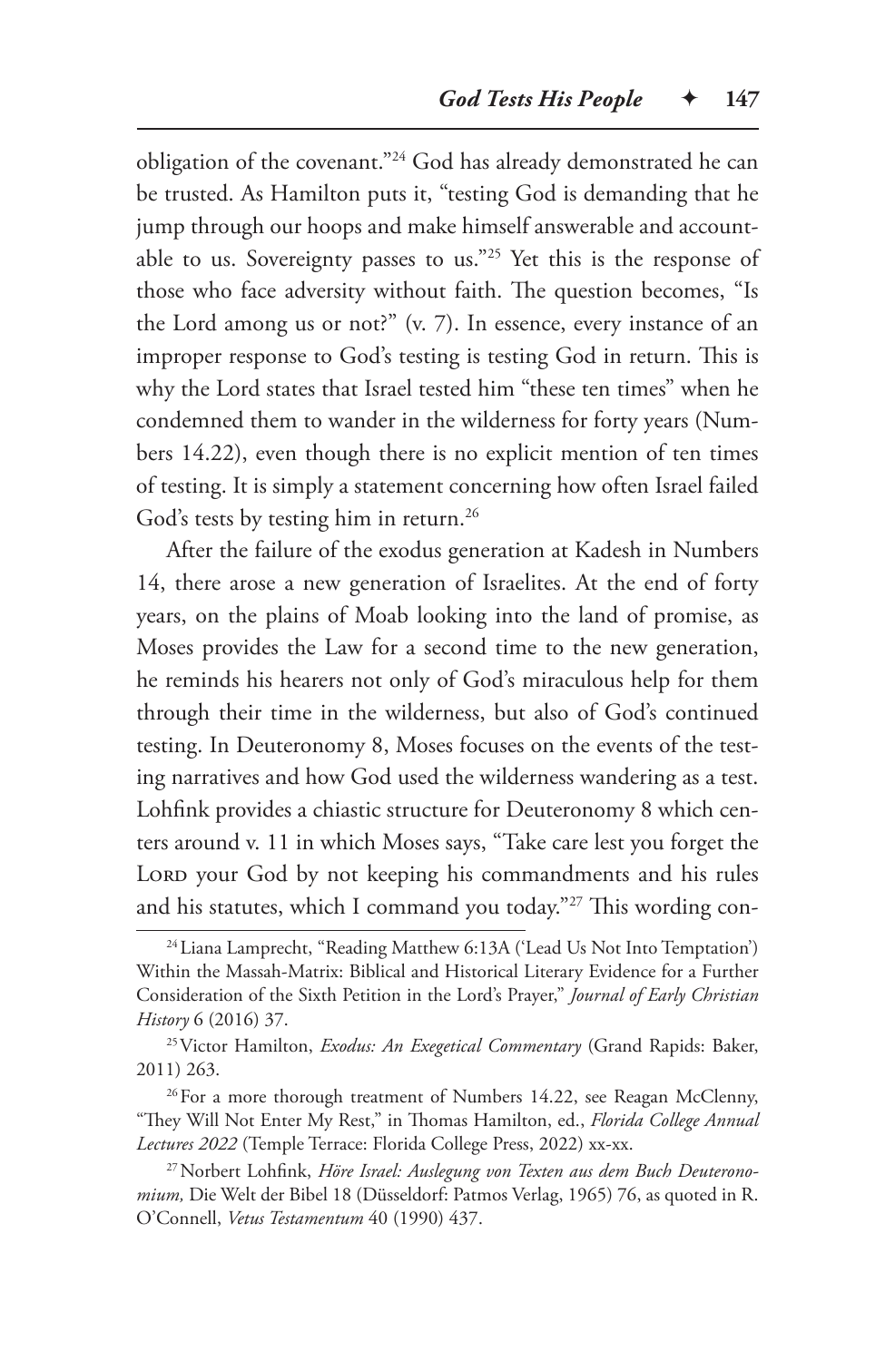obligation of the covenant."[24] God has already demonstrated he can be trusted. As Hamilton puts it, "testing God is demanding that he jump through our hoops and make himself answerable and accountable to us. Sovereignty passes to us."[25] Yet this is the response of those who face adversity without faith. The question becomes, "Is the Lord among us or not?" (v. 7). In essence, every instance of an improper response to God's testing is testing God in return. This is why the Lord states that Israel tested him "these ten times" when he condemned them to wander in the wilderness for forty years (Numbers 14.22), even though there is no explicit mention of ten times of testing. It is simply a statement concerning how often Israel failed God's tests by testing him in return.[26]

After the failure of the exodus generation at Kadesh in Numbers 14, there arose a new generation of Israelites. At the end of forty years, on the plains of Moab looking into the land of promise, as Moses provides the Law for a second time to the new generation, he reminds his hearers not only of God's miraculous help for them through their time in the wilderness, but also of God's continued testing. In Deuteronomy 8, Moses focuses on the events of the testing narratives and how God used the wilderness wandering as a test. Lohfink provides a chiastic structure for Deuteronomy 8 which centers around v. 11 in which Moses says, "Take care lest you forget the Lord your God by not keeping his commandments and his rules and his statutes, which I command you today."[27] This wording con-

---

[24] Liana Lamprecht, "Reading Matthew 6:13A ('Lead Us Not Into Temptation') Within the Massah-Matrix: Biblical and Historical Literary Evidence for a Further Consideration of the Sixth Petition in the Lord's Prayer," *Journal of Early Christian History* 6 (2016) 37.

[25] Victor Hamilton, *Exodus: An Exegetical Commentary* (Grand Rapids: Baker, 2011) 263.

[26] For a more thorough treatment of Numbers 14.22, see Reagan McClenny, "They Will Not Enter My Rest," in Thomas Hamilton, ed., *Florida College Annual Lectures 2022* (Temple Terrace: Florida College Press, 2022) xx-xx.

[27] Norbert Lohfink, *Höre Israel: Auslegung von Texten aus dem Buch Deuteronomium,* Die Welt der Bibel 18 (Düsseldorf: Patmos Verlag, 1965) 76, as quoted in R. O'Connell, *Vetus Testamentum* 40 (1990) 437.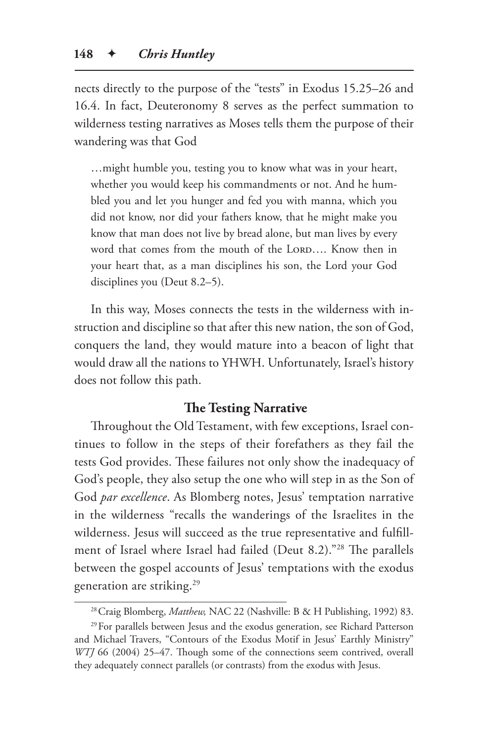nects directly to the purpose of the "tests" in Exodus 15.25–26 and 16.4. In fact, Deuteronomy 8 serves as the perfect summation to wilderness testing narratives as Moses tells them the purpose of their wandering was that God

> …might humble you, testing you to know what was in your heart, whether you would keep his commandments or not. And he humbled you and let you hunger and fed you with manna, which you did not know, nor did your fathers know, that he might make you know that man does not live by bread alone, but man lives by every word that comes from the mouth of the LORD…. Know then in your heart that, as a man disciplines his son, the Lord your God disciplines you (Deut 8.2–5).

In this way, Moses connects the tests in the wilderness with instruction and discipline so that after this new nation, the son of God, conquers the land, they would mature into a beacon of light that would draw all the nations to YHWH. Unfortunately, Israel's history does not follow this path.

### The Testing Narrative

Throughout the Old Testament, with few exceptions, Israel continues to follow in the steps of their forefathers as they fail the tests God provides. These failures not only show the inadequacy of God's people, they also setup the one who will step in as the Son of God *par excellence*. As Blomberg notes, Jesus' temptation narrative in the wilderness "recalls the wanderings of the Israelites in the wilderness. Jesus will succeed as the true representative and fulfillment of Israel where Israel had failed (Deut 8.2)."[28] The parallels between the gospel accounts of Jesus' temptations with the exodus generation are striking.[29]

---

[28] Craig Blomberg, *Matthew,* NAC 22 (Nashville: B & H Publishing, 1992) 83.

[29] For parallels between Jesus and the exodus generation, see Richard Patterson and Michael Travers, "Contours of the Exodus Motif in Jesus' Earthly Ministry" *WTJ* 66 (2004) 25–47. Though some of the connections seem contrived, overall they adequately connect parallels (or contrasts) from the exodus with Jesus.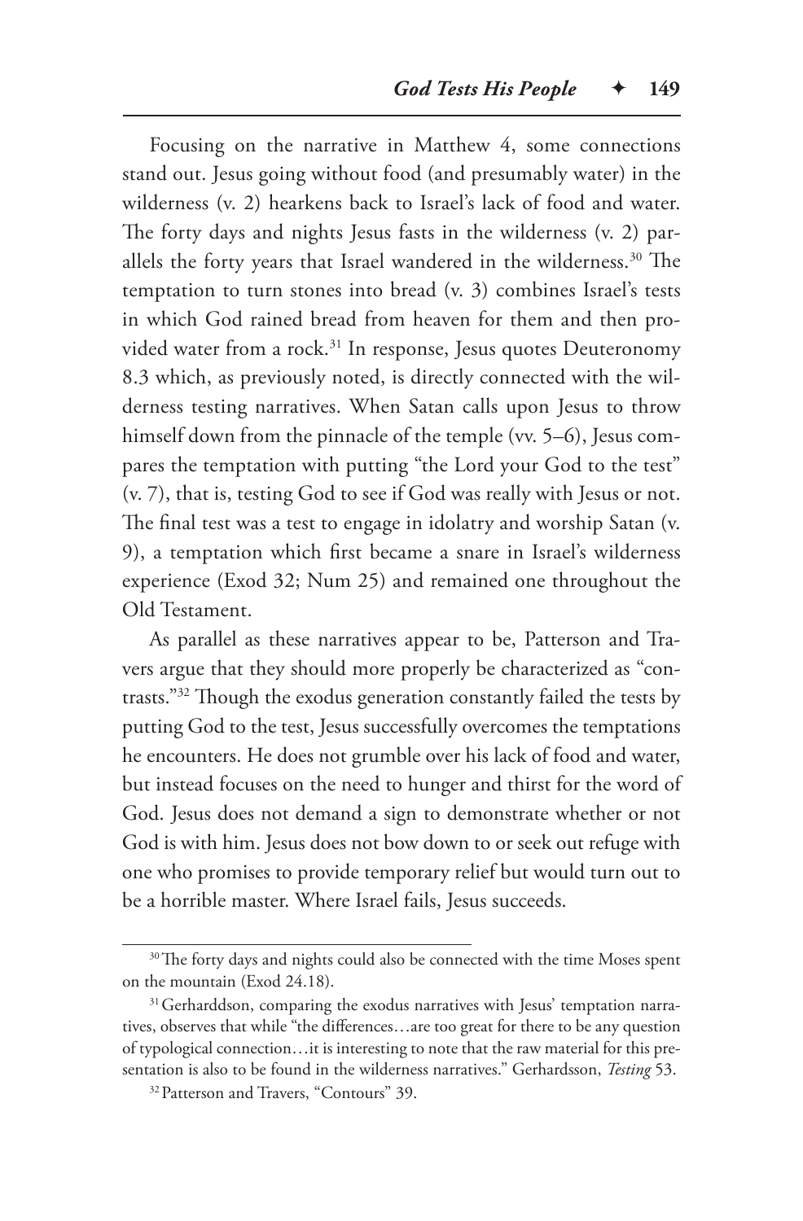Focusing on the narrative in Matthew 4, some connections stand out. Jesus going without food (and presumably water) in the wilderness (v. 2) hearkens back to Israel's lack of food and water. The forty days and nights Jesus fasts in the wilderness (v. 2) parallels the forty years that Israel wandered in the wilderness.[30] The temptation to turn stones into bread (v. 3) combines Israel's tests in which God rained bread from heaven for them and then provided water from a rock.[31] In response, Jesus quotes Deuteronomy 8.3 which, as previously noted, is directly connected with the wilderness testing narratives. When Satan calls upon Jesus to throw himself down from the pinnacle of the temple (vv. 5–6), Jesus compares the temptation with putting "the Lord your God to the test" (v. 7), that is, testing God to see if God was really with Jesus or not. The final test was a test to engage in idolatry and worship Satan (v. 9), a temptation which first became a snare in Israel's wilderness experience (Exod 32; Num 25) and remained one throughout the Old Testament.

As parallel as these narratives appear to be, Patterson and Travers argue that they should more properly be characterized as "contrasts."[32] Though the exodus generation constantly failed the tests by putting God to the test, Jesus successfully overcomes the temptations he encounters. He does not grumble over his lack of food and water, but instead focuses on the need to hunger and thirst for the word of God. Jesus does not demand a sign to demonstrate whether or not God is with him. Jesus does not bow down to or seek out refuge with one who promises to provide temporary relief but would turn out to be a horrible master. Where Israel fails, Jesus succeeds.

---

[30] The forty days and nights could also be connected with the time Moses spent on the mountain (Exod 24.18).

[31] Gerhardsson, comparing the exodus narratives with Jesus' temptation narratives, observes that while "the differences…are too great for there to be any question of typological connection…it is interesting to note that the raw material for this presentation is also to be found in the wilderness narratives." Gerhardsson, *Testing* 53.

[32] Patterson and Travers, "Contours" 39.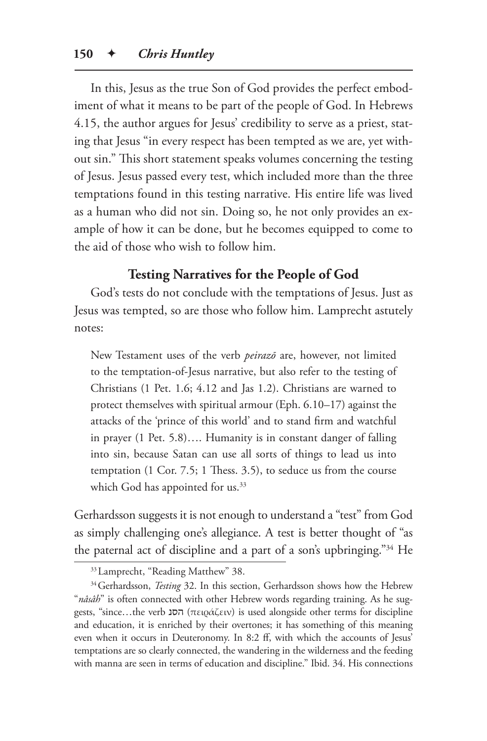In this, Jesus as the true Son of God provides the perfect embodiment of what it means to be part of the people of God. In Hebrews 4.15, the author argues for Jesus' credibility to serve as a priest, stating that Jesus "in every respect has been tempted as we are, yet without sin." This short statement speaks volumes concerning the testing of Jesus. Jesus passed every test, which included more than the three temptations found in this testing narrative. His entire life was lived as a human who did not sin. Doing so, he not only provides an example of how it can be done, but he becomes equipped to come to the aid of those who wish to follow him.

### Testing Narratives for the People of God

God's tests do not conclude with the temptations of Jesus. Just as Jesus was tempted, so are those who follow him. Lamprecht astutely notes:

> New Testament uses of the verb *peirazō* are, however, not limited to the temptation-of-Jesus narrative, but also refer to the testing of Christians (1 Pet. 1.6; 4.12 and Jas 1.2). Christians are warned to protect themselves with spiritual armour (Eph. 6.10–17) against the attacks of the 'prince of this world' and to stand firm and watchful in prayer (1 Pet. 5.8)…. Humanity is in constant danger of falling into sin, because Satan can use all sorts of things to lead us into temptation (1 Cor. 7.5; 1 Thess. 3.5), to seduce us from the course which God has appointed for us.[33]

Gerhardsson suggests it is not enough to understand a "test" from God as simply challenging one's allegiance. A test is better thought of "as the paternal act of discipline and a part of a son's upbringing."[34] He

---

[33] Lamprecht, "Reading Matthew" 38.

[34] Gerhardsson, *Testing* 32. In this section, Gerhardsson shows how the Hebrew "*nâsâh*" is often connected with other Hebrew words regarding training. As he suggests, "since…the verb נסה (πειράζειν) is used alongside other terms for discipline and education, it is enriched by their overtones; it has something of this meaning even when it occurs in Deuteronomy. In 8:2 ff, with which the accounts of Jesus' temptations are so clearly connected, the wandering in the wilderness and the feeding with manna are seen in terms of education and discipline." Ibid. 34. His connections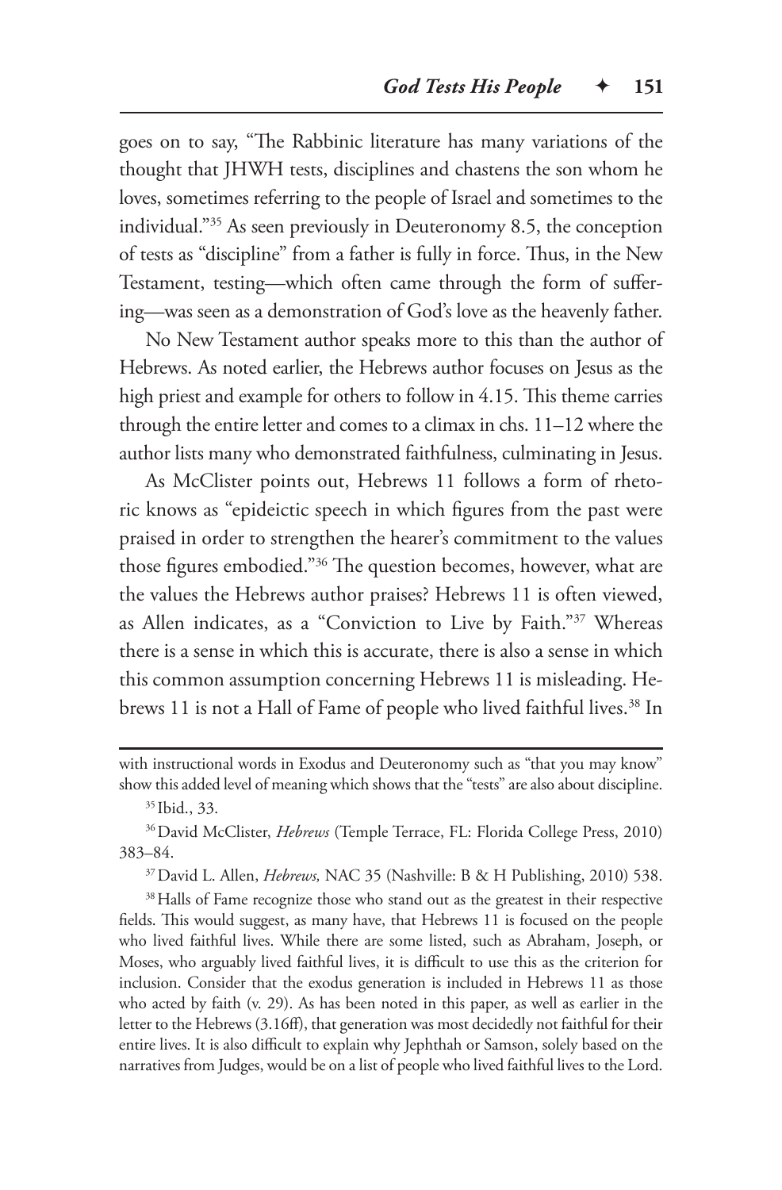goes on to say, "The Rabbinic literature has many variations of the thought that JHWH tests, disciplines and chastens the son whom he loves, sometimes referring to the people of Israel and sometimes to the individual."[35] As seen previously in Deuteronomy 8.5, the conception of tests as "discipline" from a father is fully in force. Thus, in the New Testament, testing—which often came through the form of suffering—was seen as a demonstration of God's love as the heavenly father.

No New Testament author speaks more to this than the author of Hebrews. As noted earlier, the Hebrews author focuses on Jesus as the high priest and example for others to follow in 4.15. This theme carries through the entire letter and comes to a climax in chs. 11–12 where the author lists many who demonstrated faithfulness, culminating in Jesus.

As McClister points out, Hebrews 11 follows a form of rhetoric knows as "epideictic speech in which figures from the past were praised in order to strengthen the hearer's commitment to the values those figures embodied."[36] The question becomes, however, what are the values the Hebrews author praises? Hebrews 11 is often viewed, as Allen indicates, as a "Conviction to Live by Faith."[37] Whereas there is a sense in which this is accurate, there is also a sense in which this common assumption concerning Hebrews 11 is misleading. Hebrews 11 is not a Hall of Fame of people who lived faithful lives.[38] In

---

with instructional words in Exodus and Deuteronomy such as "that you may know" show this added level of meaning which shows that the "tests" are also about discipline.

[35] Ibid., 33.

[36] David McClister, *Hebrews* (Temple Terrace, FL: Florida College Press, 2010) 383–84.

[37] David L. Allen, *Hebrews,* NAC 35 (Nashville: B & H Publishing, 2010) 538.

[38] Halls of Fame recognize those who stand out as the greatest in their respective fields. This would suggest, as many have, that Hebrews 11 is focused on the people who lived faithful lives. While there are some listed, such as Abraham, Joseph, or Moses, who arguably lived faithful lives, it is difficult to use this as the criterion for inclusion. Consider that the exodus generation is included in Hebrews 11 as those who acted by faith (v. 29). As has been noted in this paper, as well as earlier in the letter to the Hebrews (3.16ff), that generation was most decidedly not faithful for their entire lives. It is also difficult to explain why Jephthah or Samson, solely based on the narratives from Judges, would be on a list of people who lived faithful lives to the Lord.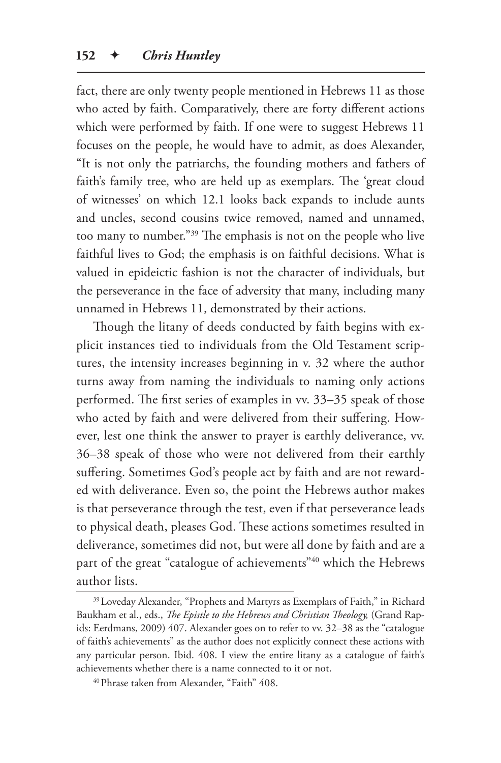fact, there are only twenty people mentioned in Hebrews 11 as those who acted by faith. Comparatively, there are forty different actions which were performed by faith. If one were to suggest Hebrews 11 focuses on the people, he would have to admit, as does Alexander, "It is not only the patriarchs, the founding mothers and fathers of faith's family tree, who are held up as exemplars. The 'great cloud of witnesses' on which 12.1 looks back expands to include aunts and uncles, second cousins twice removed, named and unnamed, too many to number."[39] The emphasis is not on the people who live faithful lives to God; the emphasis is on faithful decisions. What is valued in epideictic fashion is not the character of individuals, but the perseverance in the face of adversity that many, including many unnamed in Hebrews 11, demonstrated by their actions.

Though the litany of deeds conducted by faith begins with explicit instances tied to individuals from the Old Testament scriptures, the intensity increases beginning in v. 32 where the author turns away from naming the individuals to naming only actions performed. The first series of examples in vv. 33–35 speak of those who acted by faith and were delivered from their suffering. However, lest one think the answer to prayer is earthly deliverance, vv. 36–38 speak of those who were not delivered from their earthly suffering. Sometimes God's people act by faith and are not rewarded with deliverance. Even so, the point the Hebrews author makes is that perseverance through the test, even if that perseverance leads to physical death, pleases God. These actions sometimes resulted in deliverance, sometimes did not, but were all done by faith and are a part of the great "catalogue of achievements"[40] which the Hebrews author lists.

---

[39] Loveday Alexander, "Prophets and Martyrs as Exemplars of Faith," in Richard Baukham et al., eds., *The Epistle to the Hebrews and Christian Theology,* (Grand Rapids: Eerdmans, 2009) 407. Alexander goes on to refer to vv. 32–38 as the "catalogue of faith's achievements" as the author does not explicitly connect these actions with any particular person. Ibid. 408. I view the entire litany as a catalogue of faith's achievements whether there is a name connected to it or not.

[40] Phrase taken from Alexander, "Faith" 408.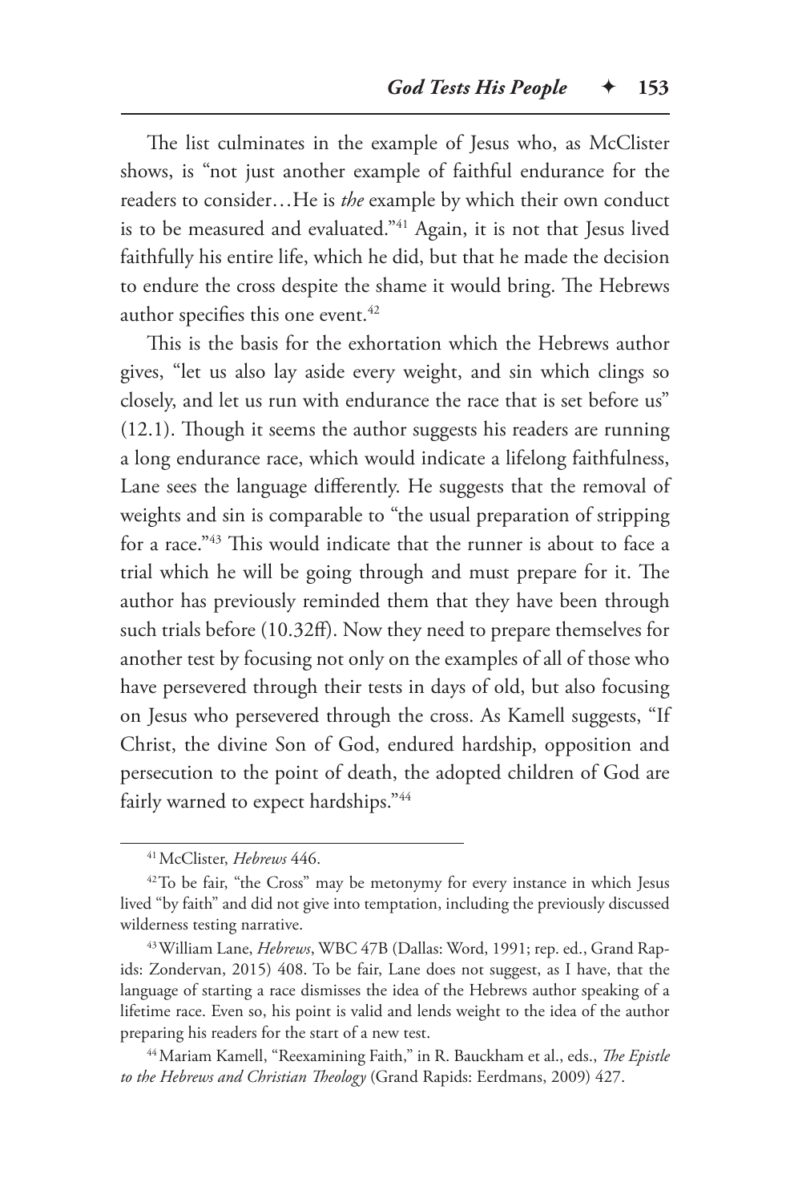The list culminates in the example of Jesus who, as McClister shows, is "not just another example of faithful endurance for the readers to consider…He is *the* example by which their own conduct is to be measured and evaluated."[41] Again, it is not that Jesus lived faithfully his entire life, which he did, but that he made the decision to endure the cross despite the shame it would bring. The Hebrews author specifies this one event.[42]

This is the basis for the exhortation which the Hebrews author gives, "let us also lay aside every weight, and sin which clings so closely, and let us run with endurance the race that is set before us" (12.1). Though it seems the author suggests his readers are running a long endurance race, which would indicate a lifelong faithfulness, Lane sees the language differently. He suggests that the removal of weights and sin is comparable to "the usual preparation of stripping for a race."[43] This would indicate that the runner is about to face a trial which he will be going through and must prepare for it. The author has previously reminded them that they have been through such trials before (10.32ff). Now they need to prepare themselves for another test by focusing not only on the examples of all of those who have persevered through their tests in days of old, but also focusing on Jesus who persevered through the cross. As Kamell suggests, "If Christ, the divine Son of God, endured hardship, opposition and persecution to the point of death, the adopted children of God are fairly warned to expect hardships."[44]

---

[41] McClister, *Hebrews* 446.

[42] To be fair, "the Cross" may be metonymy for every instance in which Jesus lived "by faith" and did not give into temptation, including the previously discussed wilderness testing narrative.

[43] William Lane, *Hebrews*, WBC 47B (Dallas: Word, 1991; rep. ed., Grand Rapids: Zondervan, 2015) 408. To be fair, Lane does not suggest, as I have, that the language of starting a race dismisses the idea of the Hebrews author speaking of a lifetime race. Even so, his point is valid and lends weight to the idea of the author preparing his readers for the start of a new test.

[44] Mariam Kamell, "Reexamining Faith," in R. Bauckham et al., eds., *The Epistle to the Hebrews and Christian Theology* (Grand Rapids: Eerdmans, 2009) 427.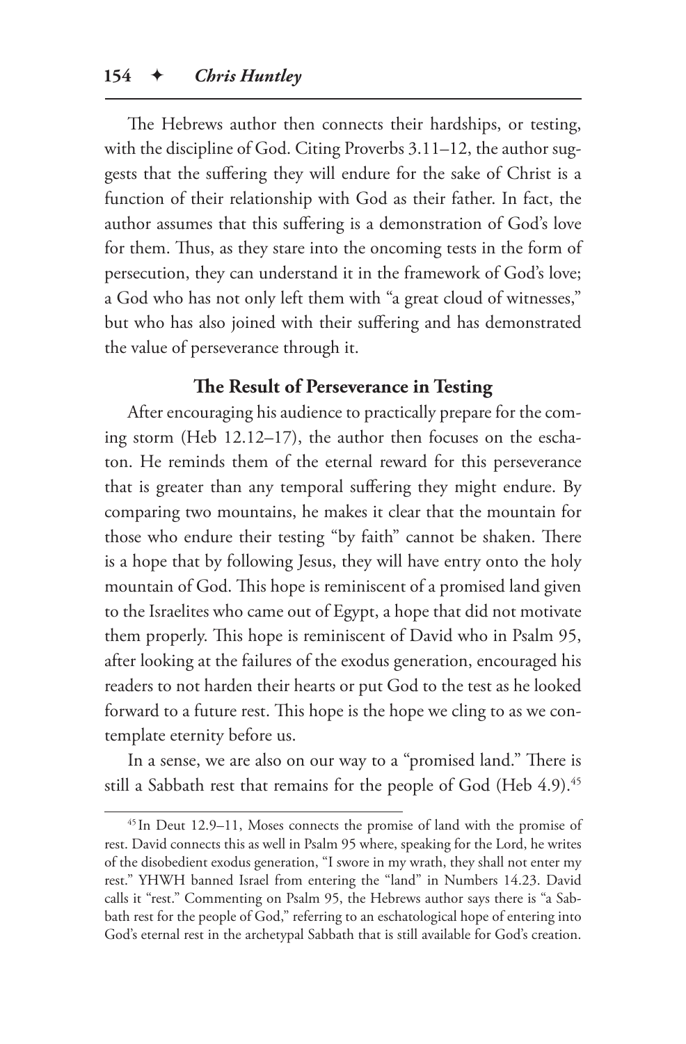The Hebrews author then connects their hardships, or testing, with the discipline of God. Citing Proverbs 3.11–12, the author suggests that the suffering they will endure for the sake of Christ is a function of their relationship with God as their father. In fact, the author assumes that this suffering is a demonstration of God's love for them. Thus, as they stare into the oncoming tests in the form of persecution, they can understand it in the framework of God's love; a God who has not only left them with "a great cloud of witnesses," but who has also joined with their suffering and has demonstrated the value of perseverance through it.

### The Result of Perseverance in Testing

After encouraging his audience to practically prepare for the coming storm (Heb 12.12–17), the author then focuses on the eschaton. He reminds them of the eternal reward for this perseverance that is greater than any temporal suffering they might endure. By comparing two mountains, he makes it clear that the mountain for those who endure their testing "by faith" cannot be shaken. There is a hope that by following Jesus, they will have entry onto the holy mountain of God. This hope is reminiscent of a promised land given to the Israelites who came out of Egypt, a hope that did not motivate them properly. This hope is reminiscent of David who in Psalm 95, after looking at the failures of the exodus generation, encouraged his readers to not harden their hearts or put God to the test as he looked forward to a future rest. This hope is the hope we cling to as we contemplate eternity before us.

In a sense, we are also on our way to a "promised land." There is still a Sabbath rest that remains for the people of God (Heb 4.9).[45]

---

[45] In Deut 12.9–11, Moses connects the promise of land with the promise of rest. David connects this as well in Psalm 95 where, speaking for the Lord, he writes of the disobedient exodus generation, "I swore in my wrath, they shall not enter my rest." YHWH banned Israel from entering the "land" in Numbers 14.23. David calls it "rest." Commenting on Psalm 95, the Hebrews author says there is "a Sabbath rest for the people of God," referring to an eschatological hope of entering into God's eternal rest in the archetypal Sabbath that is still available for God's creation.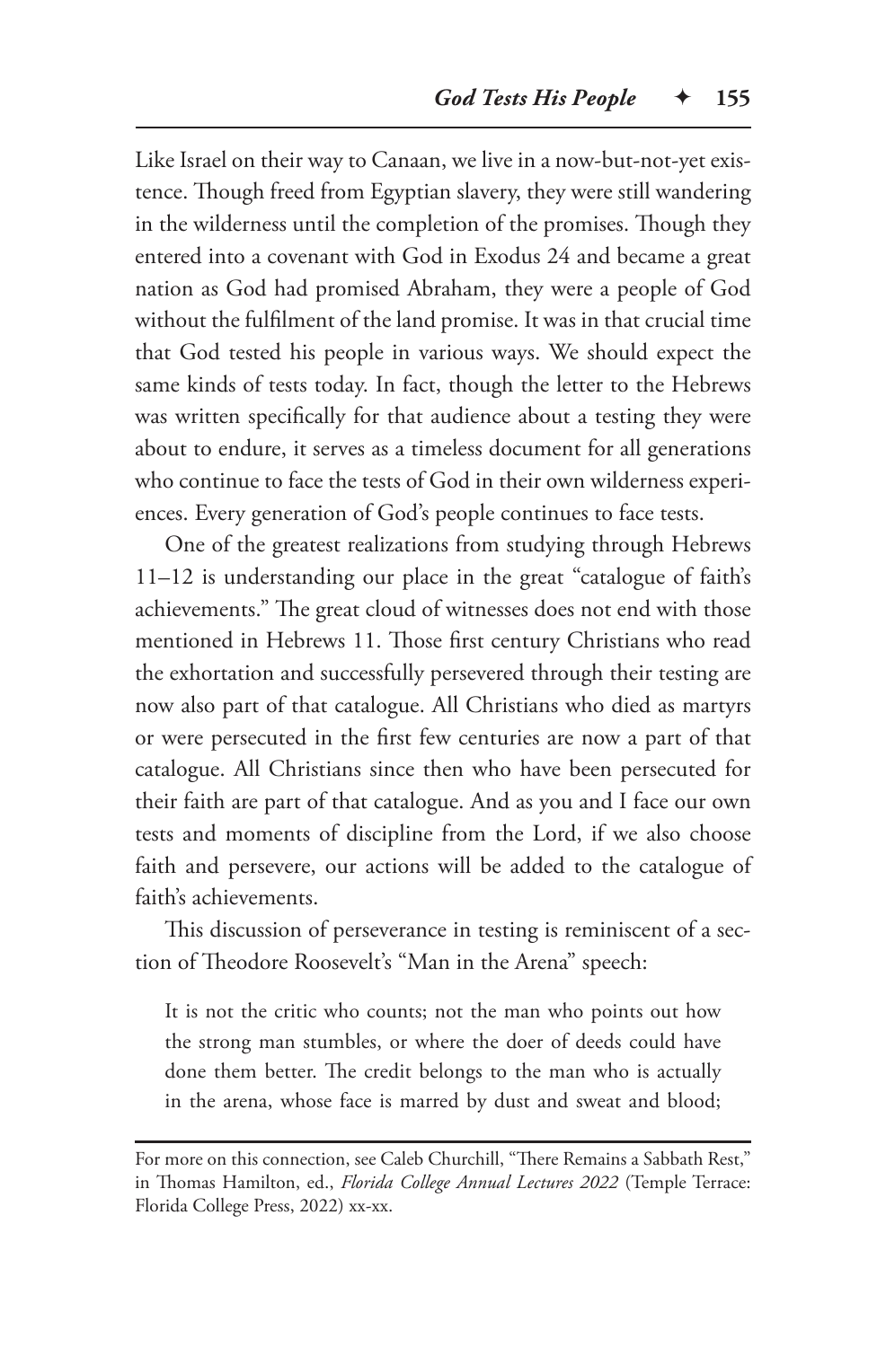Like Israel on their way to Canaan, we live in a now-but-not-yet existence. Though freed from Egyptian slavery, they were still wandering in the wilderness until the completion of the promises. Though they entered into a covenant with God in Exodus 24 and became a great nation as God had promised Abraham, they were a people of God without the fulfilment of the land promise. It was in that crucial time that God tested his people in various ways. We should expect the same kinds of tests today. In fact, though the letter to the Hebrews was written specifically for that audience about a testing they were about to endure, it serves as a timeless document for all generations who continue to face the tests of God in their own wilderness experiences. Every generation of God's people continues to face tests.

One of the greatest realizations from studying through Hebrews 11–12 is understanding our place in the great "catalogue of faith's achievements." The great cloud of witnesses does not end with those mentioned in Hebrews 11. Those first century Christians who read the exhortation and successfully persevered through their testing are now also part of that catalogue. All Christians who died as martyrs or were persecuted in the first few centuries are now a part of that catalogue. All Christians since then who have been persecuted for their faith are part of that catalogue. And as you and I face our own tests and moments of discipline from the Lord, if we also choose faith and persevere, our actions will be added to the catalogue of faith's achievements.

This discussion of perseverance in testing is reminiscent of a section of Theodore Roosevelt's "Man in the Arena" speech:

> It is not the critic who counts; not the man who points out how the strong man stumbles, or where the doer of deeds could have done them better. The credit belongs to the man who is actually in the arena, whose face is marred by dust and sweat and blood;

---

For more on this connection, see Caleb Churchill, "There Remains a Sabbath Rest," in Thomas Hamilton, ed., *Florida College Annual Lectures 2022* (Temple Terrace: Florida College Press, 2022) xx-xx.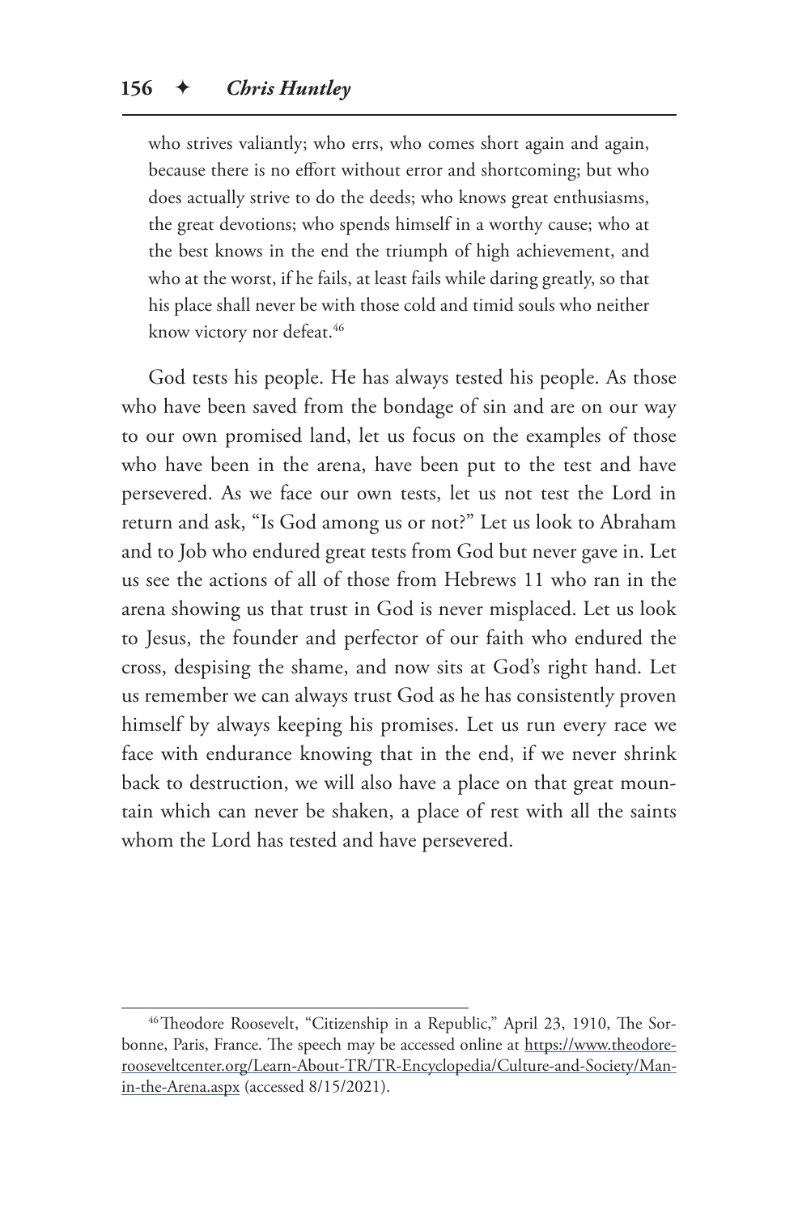> who strives valiantly; who errs, who comes short again and again, because there is no effort without error and shortcoming; but who does actually strive to do the deeds; who knows great enthusiasms, the great devotions; who spends himself in a worthy cause; who at the best knows in the end the triumph of high achievement, and who at the worst, if he fails, at least fails while daring greatly, so that his place shall never be with those cold and timid souls who neither know victory nor defeat.[46]

God tests his people. He has always tested his people. As those who have been saved from the bondage of sin and are on our way to our own promised land, let us focus on the examples of those who have been in the arena, have been put to the test and have persevered. As we face our own tests, let us not test the Lord in return and ask, "Is God among us or not?" Let us look to Abraham and to Job who endured great tests from God but never gave in. Let us see the actions of all of those from Hebrews 11 who ran in the arena showing us that trust in God is never misplaced. Let us look to Jesus, the founder and perfector of our faith who endured the cross, despising the shame, and now sits at God's right hand. Let us remember we can always trust God as he has consistently proven himself by always keeping his promises. Let us run every race we face with endurance knowing that in the end, if we never shrink back to destruction, we will also have a place on that great mountain which can never be shaken, a place of rest with all the saints whom the Lord has tested and have persevered.

---

[46] Theodore Roosevelt, "Citizenship in a Republic," April 23, 1910, The Sorbonne, Paris, France. The speech may be accessed online at https://www.theodoreroosevelt center.org/Learn-About-TR/TR-Encyclopedia/Culture-and-Society/Man-in-the-Arena.aspx (accessed 8/15/2021).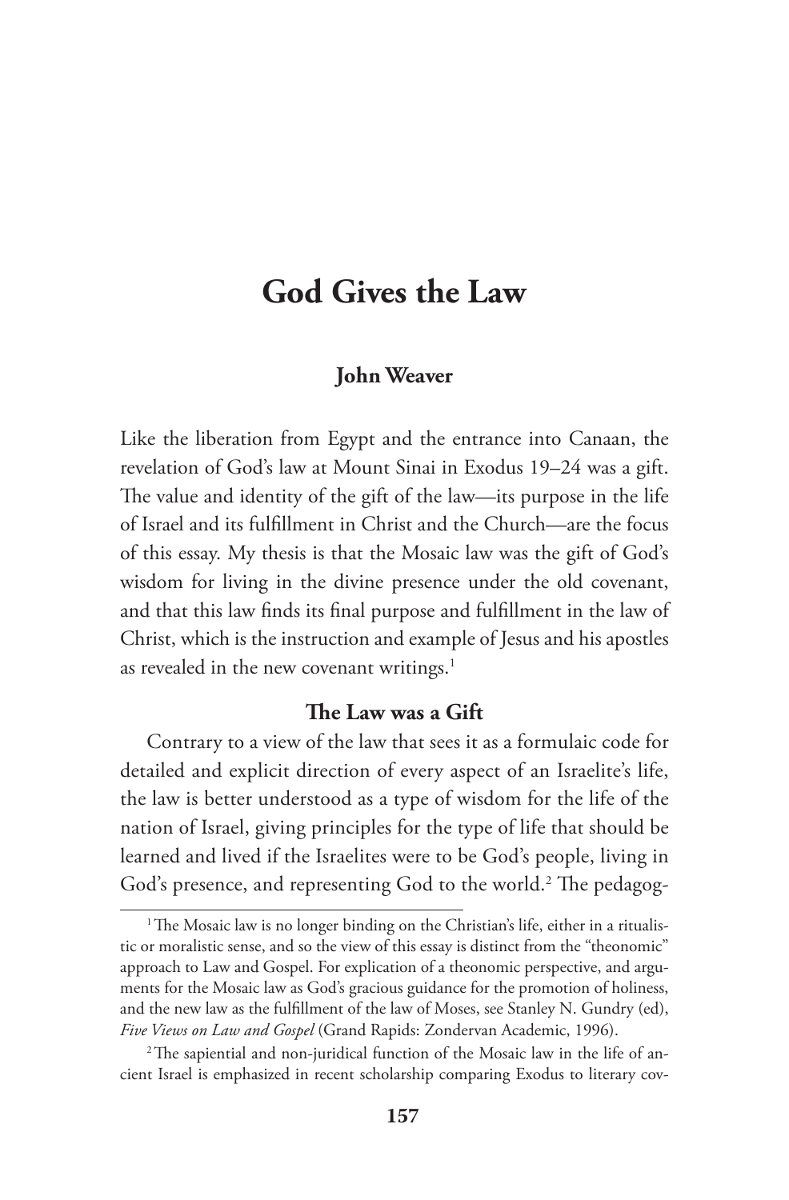# God Gives the Law

**John Weaver**

Like the liberation from Egypt and the entrance into Canaan, the revelation of God's law at Mount Sinai in Exodus 19–24 was a gift. The value and identity of the gift of the law—its purpose in the life of Israel and its fulfillment in Christ and the Church—are the focus of this essay. My thesis is that the Mosaic law was the gift of God's wisdom for living in the divine presence under the old covenant, and that this law finds its final purpose and fulfillment in the law of Christ, which is the instruction and example of Jesus and his apostles as revealed in the new covenant writings.[1]

## The Law was a Gift

Contrary to a view of the law that sees it as a formulaic code for detailed and explicit direction of every aspect of an Israelite's life, the law is better understood as a type of wisdom for the life of the nation of Israel, giving principles for the type of life that should be learned and lived if the Israelites were to be God's people, living in God's presence, and representing God to the world.[2] The pedagog-

---

[1] The Mosaic law is no longer binding on the Christian's life, either in a ritualistic or moralistic sense, and so the view of this essay is distinct from the "theonomic" approach to Law and Gospel. For explication of a theonomic perspective, and arguments for the Mosaic law as God's gracious guidance for the promotion of holiness, and the new law as the fulfillment of the law of Moses, see Stanley N. Gundry (ed), *Five Views on Law and Gospel* (Grand Rapids: Zondervan Academic, 1996).

[2] The sapiential and non-juridical function of the Mosaic law in the life of ancient Israel is emphasized in recent scholarship comparing Exodus to literary cov-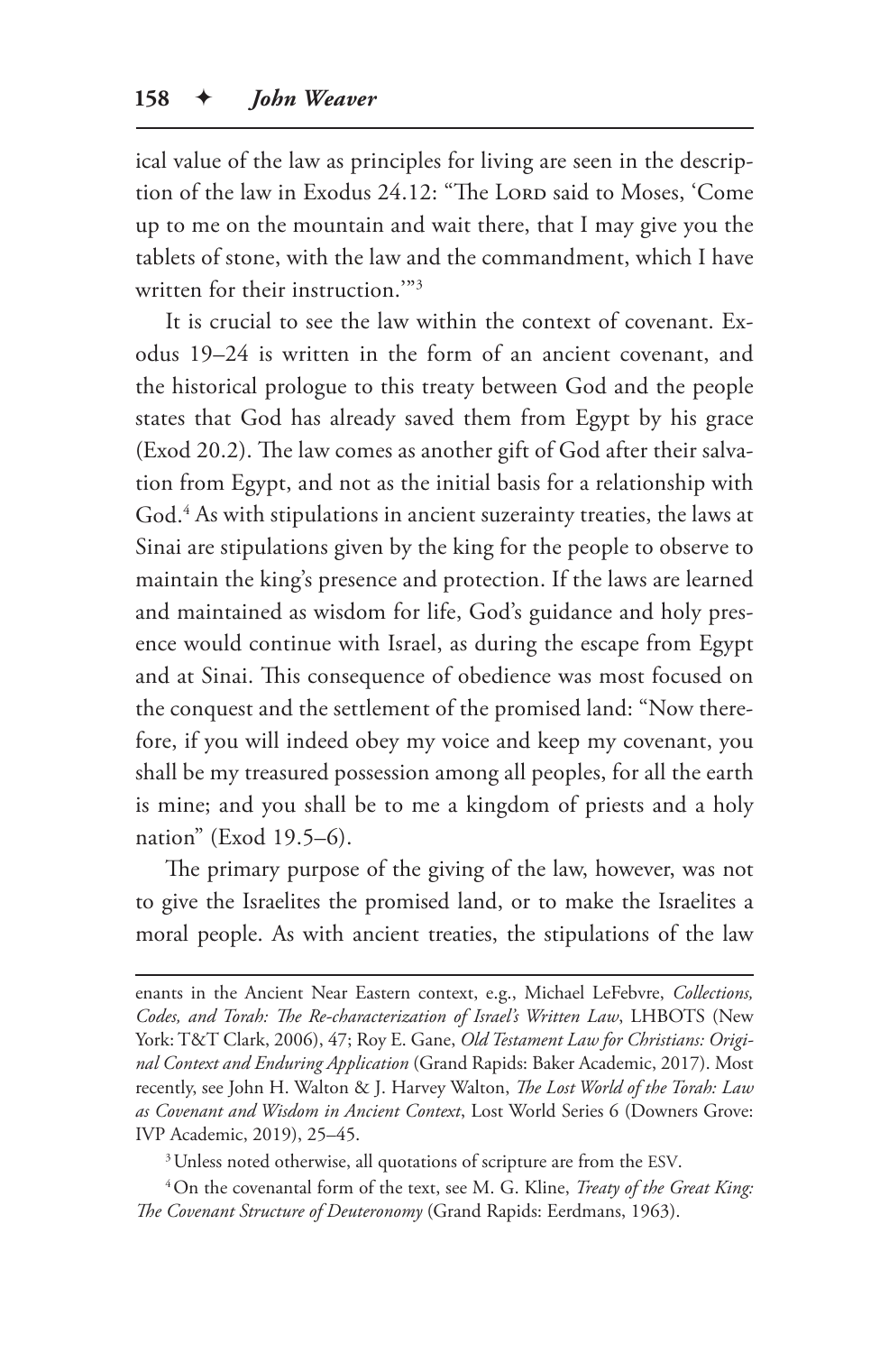ical value of the law as principles for living are seen in the description of the law in Exodus 24.12: "The Lord said to Moses, 'Come up to me on the mountain and wait there, that I may give you the tablets of stone, with the law and the commandment, which I have written for their instruction.'"[3]

It is crucial to see the law within the context of covenant. Exodus 19–24 is written in the form of an ancient covenant, and the historical prologue to this treaty between God and the people states that God has already saved them from Egypt by his grace (Exod 20.2). The law comes as another gift of God after their salvation from Egypt, and not as the initial basis for a relationship with God.[4] As with stipulations in ancient suzerainty treaties, the laws at Sinai are stipulations given by the king for the people to observe to maintain the king's presence and protection. If the laws are learned and maintained as wisdom for life, God's guidance and holy presence would continue with Israel, as during the escape from Egypt and at Sinai. This consequence of obedience was most focused on the conquest and the settlement of the promised land: "Now therefore, if you will indeed obey my voice and keep my covenant, you shall be my treasured possession among all peoples, for all the earth is mine; and you shall be to me a kingdom of priests and a holy nation" (Exod 19.5–6).

The primary purpose of the giving of the law, however, was not to give the Israelites the promised land, or to make the Israelites a moral people. As with ancient treaties, the stipulations of the law

---

enants in the Ancient Near Eastern context, e.g., Michael LeFebvre, *Collections, Codes, and Torah: The Re-characterization of Israel's Written Law*, LHBOTS (New York: T&T Clark, 2006), 47; Roy E. Gane, *Old Testament Law for Christians: Original Context and Enduring Application* (Grand Rapids: Baker Academic, 2017). Most recently, see John H. Walton & J. Harvey Walton, *The Lost World of the Torah: Law as Covenant and Wisdom in Ancient Context*, Lost World Series 6 (Downers Grove: IVP Academic, 2019), 25–45.

[3] Unless noted otherwise, all quotations of scripture are from the ESV.

[4] On the covenantal form of the text, see M. G. Kline, *Treaty of the Great King: The Covenant Structure of Deuteronomy* (Grand Rapids: Eerdmans, 1963).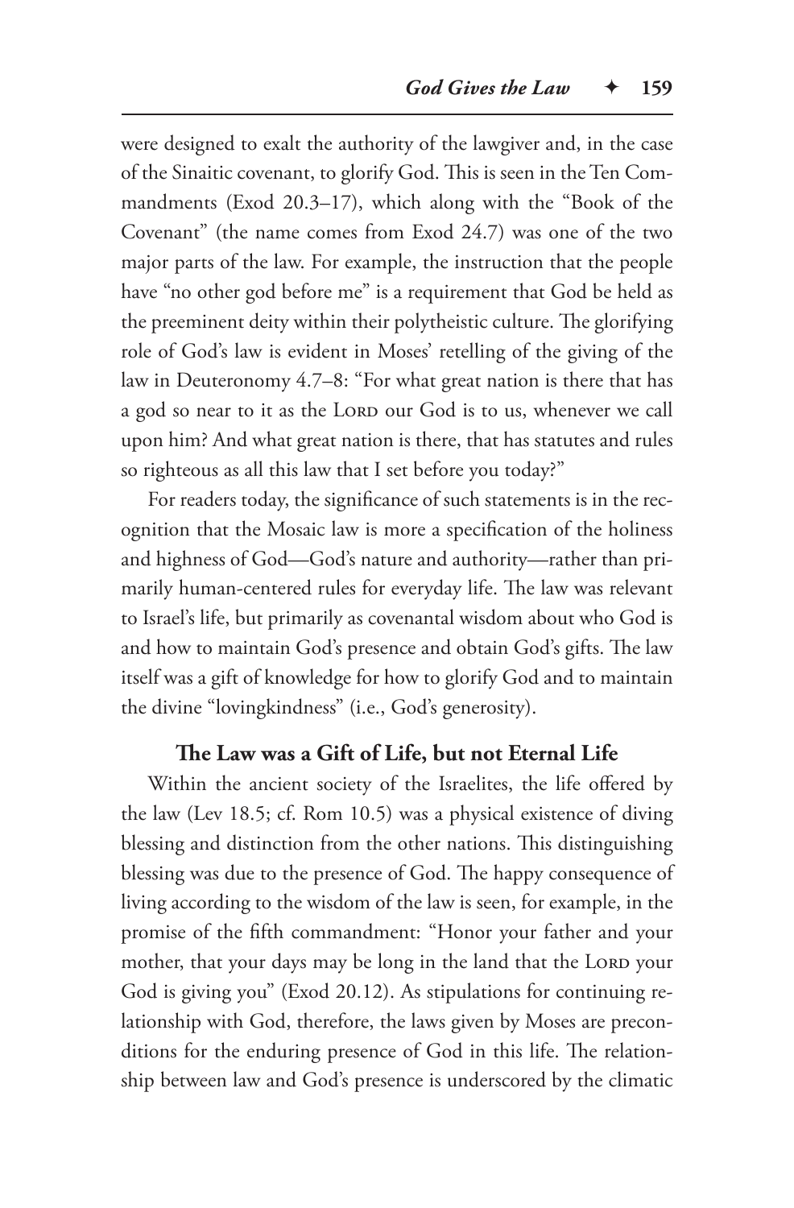were designed to exalt the authority of the lawgiver and, in the case of the Sinaitic covenant, to glorify God. This is seen in the Ten Commandments (Exod 20.3–17), which along with the "Book of the Covenant" (the name comes from Exod 24.7) was one of the two major parts of the law. For example, the instruction that the people have "no other god before me" is a requirement that God be held as the preeminent deity within their polytheistic culture. The glorifying role of God's law is evident in Moses' retelling of the giving of the law in Deuteronomy 4.7–8: "For what great nation is there that has a god so near to it as the LORD our God is to us, whenever we call upon him? And what great nation is there, that has statutes and rules so righteous as all this law that I set before you today?"

For readers today, the significance of such statements is in the recognition that the Mosaic law is more a specification of the holiness and highness of God—God's nature and authority—rather than primarily human-centered rules for everyday life. The law was relevant to Israel's life, but primarily as covenantal wisdom about who God is and how to maintain God's presence and obtain God's gifts. The law itself was a gift of knowledge for how to glorify God and to maintain the divine "lovingkindness" (i.e., God's generosity).

### The Law was a Gift of Life, but not Eternal Life

Within the ancient society of the Israelites, the life offered by the law (Lev 18.5; cf. Rom 10.5) was a physical existence of diving blessing and distinction from the other nations. This distinguishing blessing was due to the presence of God. The happy consequence of living according to the wisdom of the law is seen, for example, in the promise of the fifth commandment: "Honor your father and your mother, that your days may be long in the land that the LORD your God is giving you" (Exod 20.12). As stipulations for continuing relationship with God, therefore, the laws given by Moses are preconditions for the enduring presence of God in this life. The relationship between law and God's presence is underscored by the climatic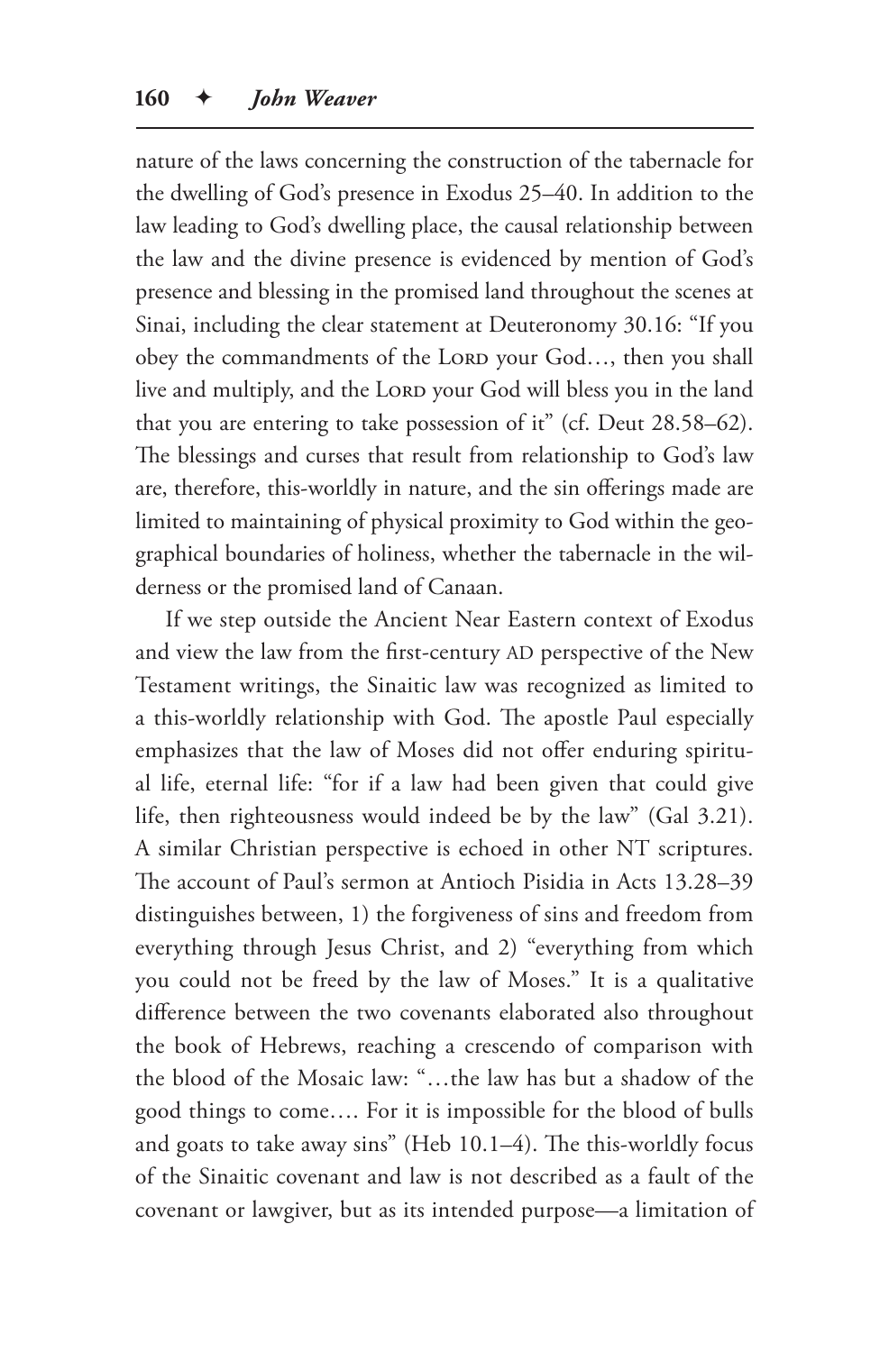nature of the laws concerning the construction of the tabernacle for the dwelling of God's presence in Exodus 25–40. In addition to the law leading to God's dwelling place, the causal relationship between the law and the divine presence is evidenced by mention of God's presence and blessing in the promised land throughout the scenes at Sinai, including the clear statement at Deuteronomy 30.16: "If you obey the commandments of the LORD your God…, then you shall live and multiply, and the LORD your God will bless you in the land that you are entering to take possession of it" (cf. Deut 28.58–62). The blessings and curses that result from relationship to God's law are, therefore, this-worldly in nature, and the sin offerings made are limited to maintaining of physical proximity to God within the geographical boundaries of holiness, whether the tabernacle in the wilderness or the promised land of Canaan.

If we step outside the Ancient Near Eastern context of Exodus and view the law from the first-century AD perspective of the New Testament writings, the Sinaitic law was recognized as limited to a this-worldly relationship with God. The apostle Paul especially emphasizes that the law of Moses did not offer enduring spiritual life, eternal life: "for if a law had been given that could give life, then righteousness would indeed be by the law" (Gal 3.21). A similar Christian perspective is echoed in other NT scriptures. The account of Paul's sermon at Antioch Pisidia in Acts 13.28–39 distinguishes between, 1) the forgiveness of sins and freedom from everything through Jesus Christ, and 2) "everything from which you could not be freed by the law of Moses." It is a qualitative difference between the two covenants elaborated also throughout the book of Hebrews, reaching a crescendo of comparison with the blood of the Mosaic law: "…the law has but a shadow of the good things to come…. For it is impossible for the blood of bulls and goats to take away sins" (Heb 10.1–4). The this-worldly focus of the Sinaitic covenant and law is not described as a fault of the covenant or lawgiver, but as its intended purpose—a limitation of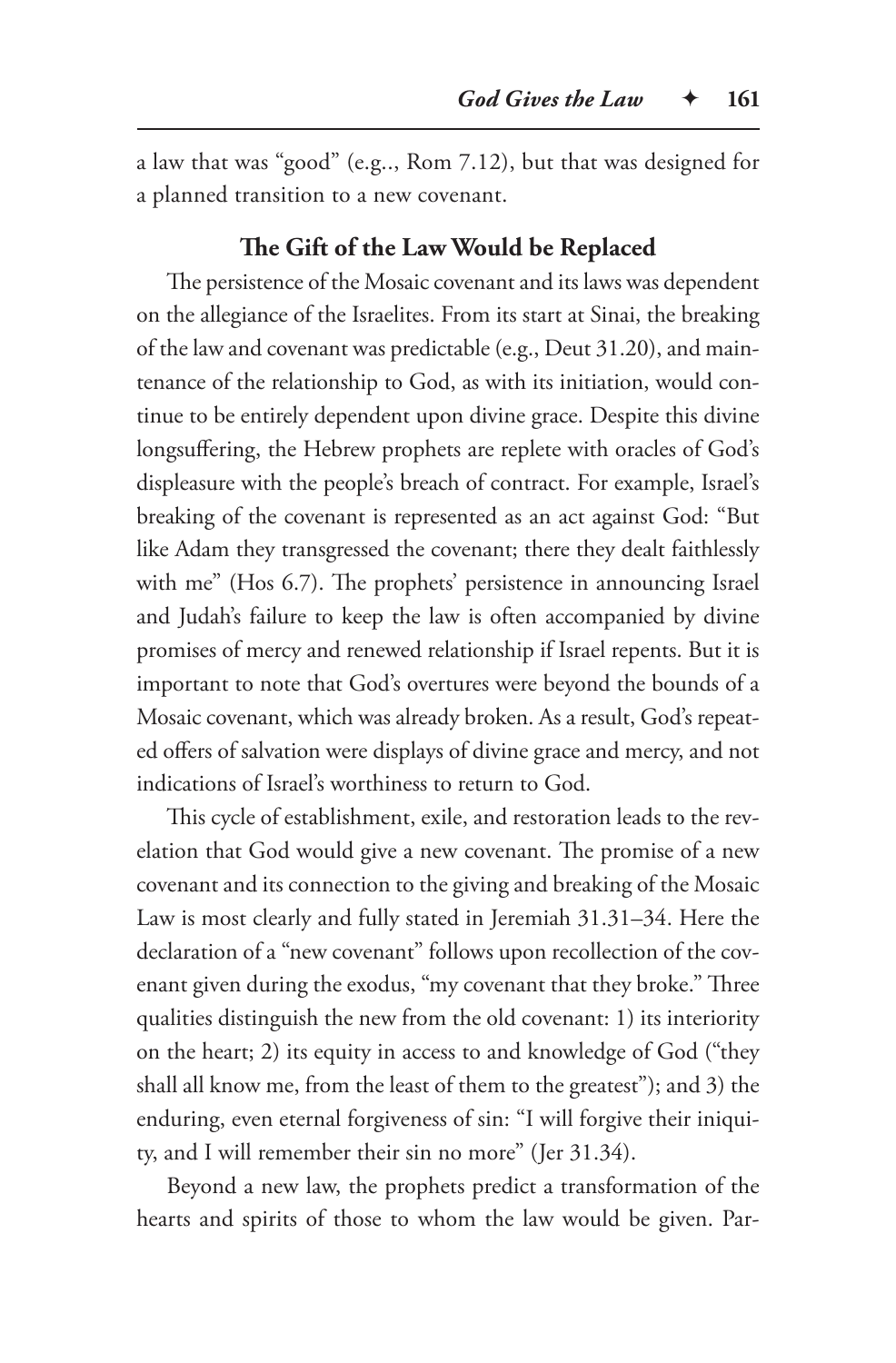a law that was "good" (e.g.., Rom 7.12), but that was designed for a planned transition to a new covenant.

### The Gift of the Law Would be Replaced

The persistence of the Mosaic covenant and its laws was dependent on the allegiance of the Israelites. From its start at Sinai, the breaking of the law and covenant was predictable (e.g., Deut 31.20), and maintenance of the relationship to God, as with its initiation, would continue to be entirely dependent upon divine grace. Despite this divine longsuffering, the Hebrew prophets are replete with oracles of God's displeasure with the people's breach of contract. For example, Israel's breaking of the covenant is represented as an act against God: "But like Adam they transgressed the covenant; there they dealt faithlessly with me" (Hos 6.7). The prophets' persistence in announcing Israel and Judah's failure to keep the law is often accompanied by divine promises of mercy and renewed relationship if Israel repents. But it is important to note that God's overtures were beyond the bounds of a Mosaic covenant, which was already broken. As a result, God's repeated offers of salvation were displays of divine grace and mercy, and not indications of Israel's worthiness to return to God.

This cycle of establishment, exile, and restoration leads to the revelation that God would give a new covenant. The promise of a new covenant and its connection to the giving and breaking of the Mosaic Law is most clearly and fully stated in Jeremiah 31.31–34. Here the declaration of a "new covenant" follows upon recollection of the covenant given during the exodus, "my covenant that they broke." Three qualities distinguish the new from the old covenant: 1) its interiority on the heart; 2) its equity in access to and knowledge of God ("they shall all know me, from the least of them to the greatest"); and 3) the enduring, even eternal forgiveness of sin: "I will forgive their iniquity, and I will remember their sin no more" (Jer 31.34).

Beyond a new law, the prophets predict a transformation of the hearts and spirits of those to whom the law would be given. Par-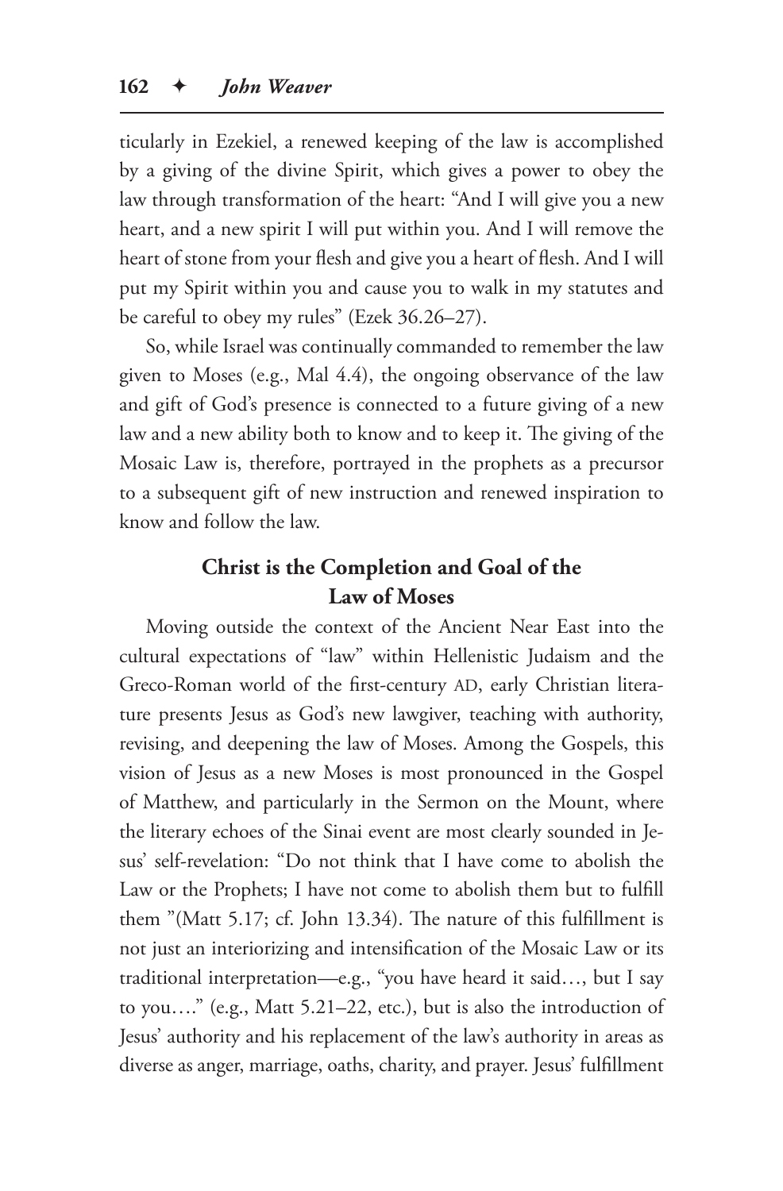ticularly in Ezekiel, a renewed keeping of the law is accomplished by a giving of the divine Spirit, which gives a power to obey the law through transformation of the heart: "And I will give you a new heart, and a new spirit I will put within you. And I will remove the heart of stone from your flesh and give you a heart of flesh. And I will put my Spirit within you and cause you to walk in my statutes and be careful to obey my rules" (Ezek 36.26–27).

So, while Israel was continually commanded to remember the law given to Moses (e.g., Mal 4.4), the ongoing observance of the law and gift of God's presence is connected to a future giving of a new law and a new ability both to know and to keep it. The giving of the Mosaic Law is, therefore, portrayed in the prophets as a precursor to a subsequent gift of new instruction and renewed inspiration to know and follow the law.

### Christ is the Completion and Goal of the Law of Moses

Moving outside the context of the Ancient Near East into the cultural expectations of "law" within Hellenistic Judaism and the Greco-Roman world of the first-century AD, early Christian literature presents Jesus as God's new lawgiver, teaching with authority, revising, and deepening the law of Moses. Among the Gospels, this vision of Jesus as a new Moses is most pronounced in the Gospel of Matthew, and particularly in the Sermon on the Mount, where the literary echoes of the Sinai event are most clearly sounded in Jesus' self-revelation: "Do not think that I have come to abolish the Law or the Prophets; I have not come to abolish them but to fulfill them "(Matt 5.17; cf. John 13.34). The nature of this fulfillment is not just an interiorizing and intensification of the Mosaic Law or its traditional interpretation—e.g., "you have heard it said…, but I say to you…." (e.g., Matt 5.21–22, etc.), but is also the introduction of Jesus' authority and his replacement of the law's authority in areas as diverse as anger, marriage, oaths, charity, and prayer. Jesus' fulfillment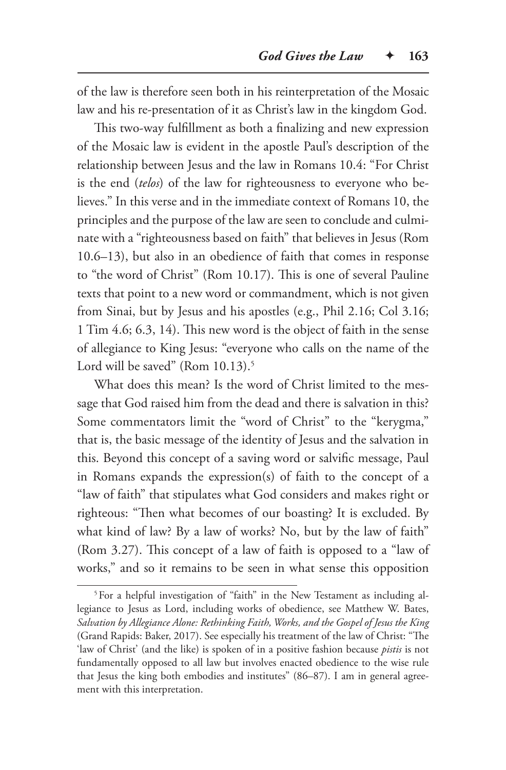of the law is therefore seen both in his reinterpretation of the Mosaic law and his re-presentation of it as Christ's law in the kingdom God.

This two-way fulfillment as both a finalizing and new expression of the Mosaic law is evident in the apostle Paul's description of the relationship between Jesus and the law in Romans 10.4: "For Christ is the end (*telos*) of the law for righteousness to everyone who believes." In this verse and in the immediate context of Romans 10, the principles and the purpose of the law are seen to conclude and culminate with a "righteousness based on faith" that believes in Jesus (Rom 10.6–13), but also in an obedience of faith that comes in response to "the word of Christ" (Rom 10.17). This is one of several Pauline texts that point to a new word or commandment, which is not given from Sinai, but by Jesus and his apostles (e.g., Phil 2.16; Col 3.16; 1 Tim 4.6; 6.3, 14). This new word is the object of faith in the sense of allegiance to King Jesus: "everyone who calls on the name of the Lord will be saved" (Rom 10.13).[5]

What does this mean? Is the word of Christ limited to the message that God raised him from the dead and there is salvation in this? Some commentators limit the "word of Christ" to the "kerygma," that is, the basic message of the identity of Jesus and the salvation in this. Beyond this concept of a saving word or salvific message, Paul in Romans expands the expression(s) of faith to the concept of a "law of faith" that stipulates what God considers and makes right or righteous: "Then what becomes of our boasting? It is excluded. By what kind of law? By a law of works? No, but by the law of faith" (Rom 3.27). This concept of a law of faith is opposed to a "law of works," and so it remains to be seen in what sense this opposition

---

[5] For a helpful investigation of "faith" in the New Testament as including allegiance to Jesus as Lord, including works of obedience, see Matthew W. Bates, *Salvation by Allegiance Alone: Rethinking Faith, Works, and the Gospel of Jesus the King* (Grand Rapids: Baker, 2017). See especially his treatment of the law of Christ: "The 'law of Christ' (and the like) is spoken of in a positive fashion because *pistis* is not fundamentally opposed to all law but involves enacted obedience to the wise rule that Jesus the king both embodies and institutes" (86–87). I am in general agreement with this interpretation.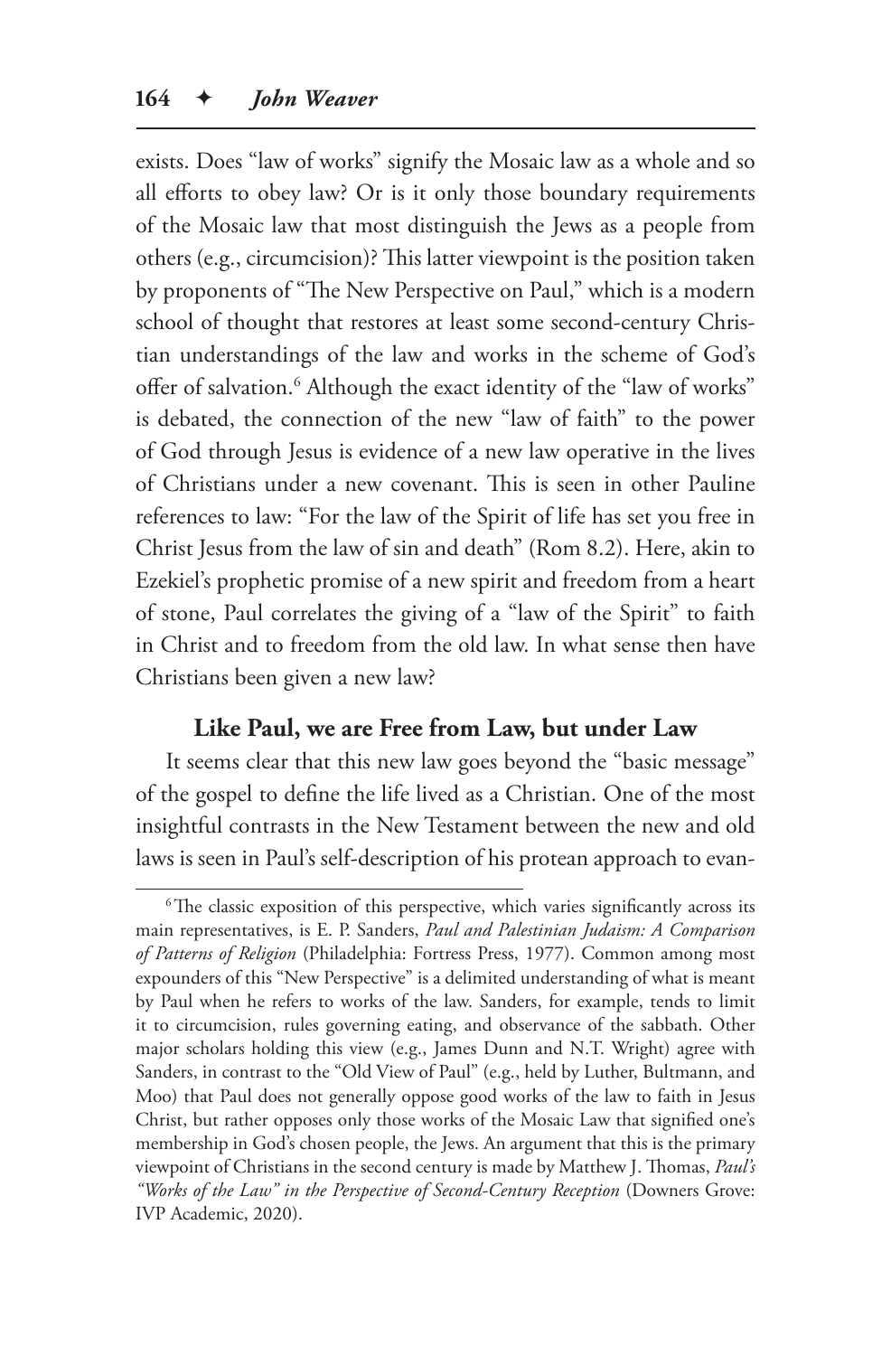exists. Does "law of works" signify the Mosaic law as a whole and so all efforts to obey law? Or is it only those boundary requirements of the Mosaic law that most distinguish the Jews as a people from others (e.g., circumcision)? This latter viewpoint is the position taken by proponents of "The New Perspective on Paul," which is a modern school of thought that restores at least some second-century Christian understandings of the law and works in the scheme of God's offer of salvation.[6] Although the exact identity of the "law of works" is debated, the connection of the new "law of faith" to the power of God through Jesus is evidence of a new law operative in the lives of Christians under a new covenant. This is seen in other Pauline references to law: "For the law of the Spirit of life has set you free in Christ Jesus from the law of sin and death" (Rom 8.2). Here, akin to Ezekiel's prophetic promise of a new spirit and freedom from a heart of stone, Paul correlates the giving of a "law of the Spirit" to faith in Christ and to freedom from the old law. In what sense then have Christians been given a new law?

### Like Paul, we are Free from Law, but under Law

It seems clear that this new law goes beyond the "basic message" of the gospel to define the life lived as a Christian. One of the most insightful contrasts in the New Testament between the new and old laws is seen in Paul's self-description of his protean approach to evan-

[6] The classic exposition of this perspective, which varies significantly across its main representatives, is E. P. Sanders, *Paul and Palestinian Judaism: A Comparison of Patterns of Religion* (Philadelphia: Fortress Press, 1977). Common among most expounders of this "New Perspective" is a delimited understanding of what is meant by Paul when he refers to works of the law. Sanders, for example, tends to limit it to circumcision, rules governing eating, and observance of the sabbath. Other major scholars holding this view (e.g., James Dunn and N.T. Wright) agree with Sanders, in contrast to the "Old View of Paul" (e.g., held by Luther, Bultmann, and Moo) that Paul does not generally oppose good works of the law to faith in Jesus Christ, but rather opposes only those works of the Mosaic Law that signified one's membership in God's chosen people, the Jews. An argument that this is the primary viewpoint of Christians in the second century is made by Matthew J. Thomas, *Paul's "Works of the Law" in the Perspective of Second-Century Reception* (Downers Grove: IVP Academic, 2020).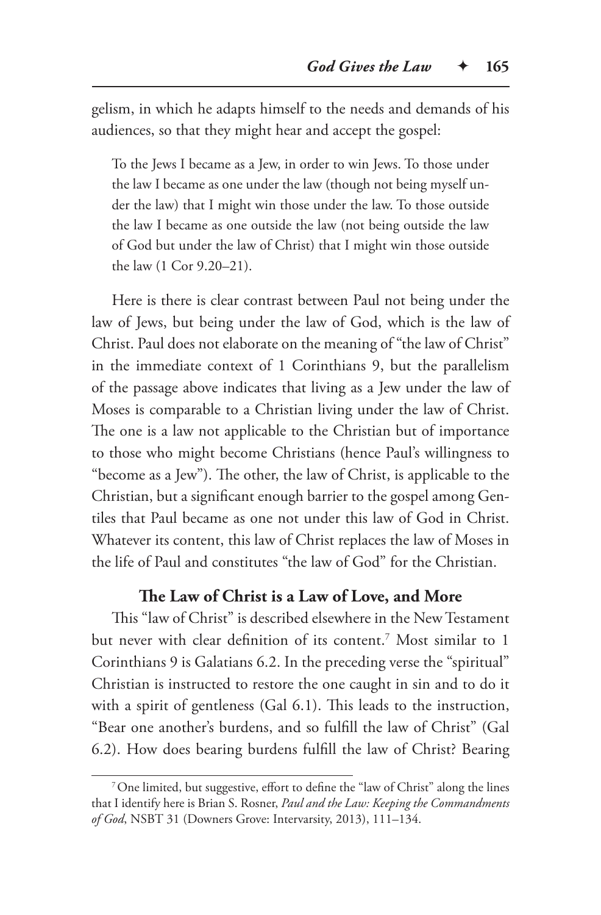gelism, in which he adapts himself to the needs and demands of his audiences, so that they might hear and accept the gospel:

> To the Jews I became as a Jew, in order to win Jews. To those under the law I became as one under the law (though not being myself under the law) that I might win those under the law. To those outside the law I became as one outside the law (not being outside the law of God but under the law of Christ) that I might win those outside the law (1 Cor 9.20–21).

Here is there is clear contrast between Paul not being under the law of Jews, but being under the law of God, which is the law of Christ. Paul does not elaborate on the meaning of "the law of Christ" in the immediate context of 1 Corinthians 9, but the parallelism of the passage above indicates that living as a Jew under the law of Moses is comparable to a Christian living under the law of Christ. The one is a law not applicable to the Christian but of importance to those who might become Christians (hence Paul's willingness to "become as a Jew"). The other, the law of Christ, is applicable to the Christian, but a significant enough barrier to the gospel among Gentiles that Paul became as one not under this law of God in Christ. Whatever its content, this law of Christ replaces the law of Moses in the life of Paul and constitutes "the law of God" for the Christian.

### The Law of Christ is a Law of Love, and More

This "law of Christ" is described elsewhere in the New Testament but never with clear definition of its content.[7] Most similar to 1 Corinthians 9 is Galatians 6.2. In the preceding verse the "spiritual" Christian is instructed to restore the one caught in sin and to do it with a spirit of gentleness (Gal 6.1). This leads to the instruction, "Bear one another's burdens, and so fulfill the law of Christ" (Gal 6.2). How does bearing burdens fulfill the law of Christ? Bearing

---

[7] One limited, but suggestive, effort to define the "law of Christ" along the lines that I identify here is Brian S. Rosner, *Paul and the Law: Keeping the Commandments of God*, NSBT 31 (Downers Grove: Intervarsity, 2013), 111–134.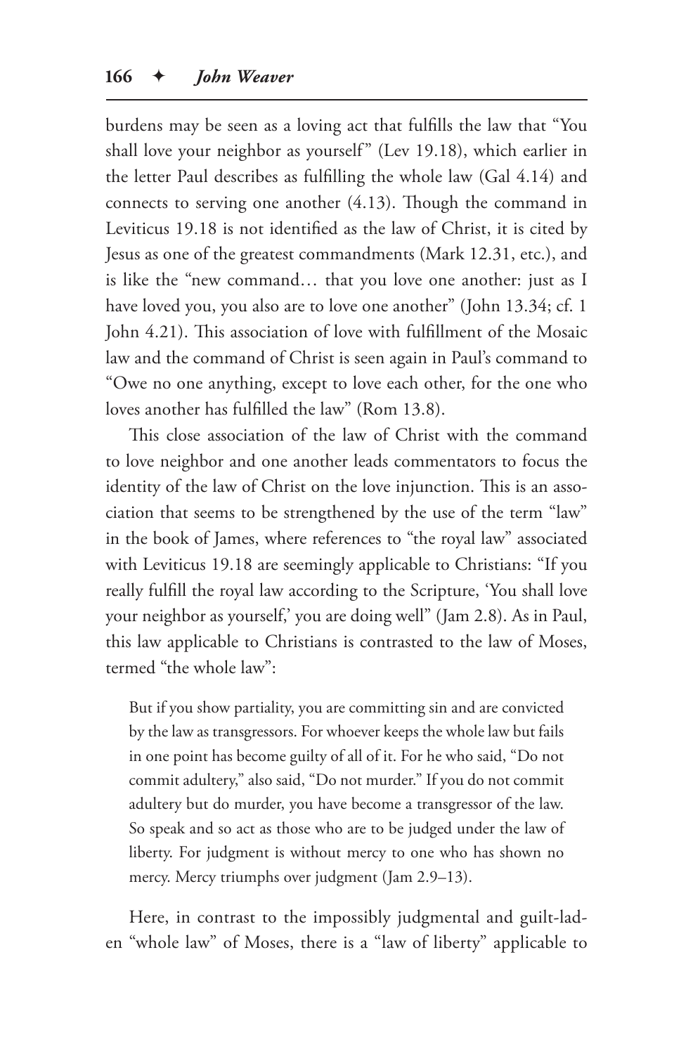burdens may be seen as a loving act that fulfills the law that "You shall love your neighbor as yourself" (Lev 19.18), which earlier in the letter Paul describes as fulfilling the whole law (Gal 4.14) and connects to serving one another (4.13). Though the command in Leviticus 19.18 is not identified as the law of Christ, it is cited by Jesus as one of the greatest commandments (Mark 12.31, etc.), and is like the "new command… that you love one another: just as I have loved you, you also are to love one another" (John 13.34; cf. 1 John 4.21). This association of love with fulfillment of the Mosaic law and the command of Christ is seen again in Paul's command to "Owe no one anything, except to love each other, for the one who loves another has fulfilled the law" (Rom 13.8).

This close association of the law of Christ with the command to love neighbor and one another leads commentators to focus the identity of the law of Christ on the love injunction. This is an association that seems to be strengthened by the use of the term "law" in the book of James, where references to "the royal law" associated with Leviticus 19.18 are seemingly applicable to Christians: "If you really fulfill the royal law according to the Scripture, 'You shall love your neighbor as yourself,' you are doing well" (Jam 2.8). As in Paul, this law applicable to Christians is contrasted to the law of Moses, termed "the whole law":

> But if you show partiality, you are committing sin and are convicted by the law as transgressors. For whoever keeps the whole law but fails in one point has become guilty of all of it. For he who said, "Do not commit adultery," also said, "Do not murder." If you do not commit adultery but do murder, you have become a transgressor of the law. So speak and so act as those who are to be judged under the law of liberty. For judgment is without mercy to one who has shown no mercy. Mercy triumphs over judgment (Jam 2.9–13).

Here, in contrast to the impossibly judgmental and guilt-laden "whole law" of Moses, there is a "law of liberty" applicable to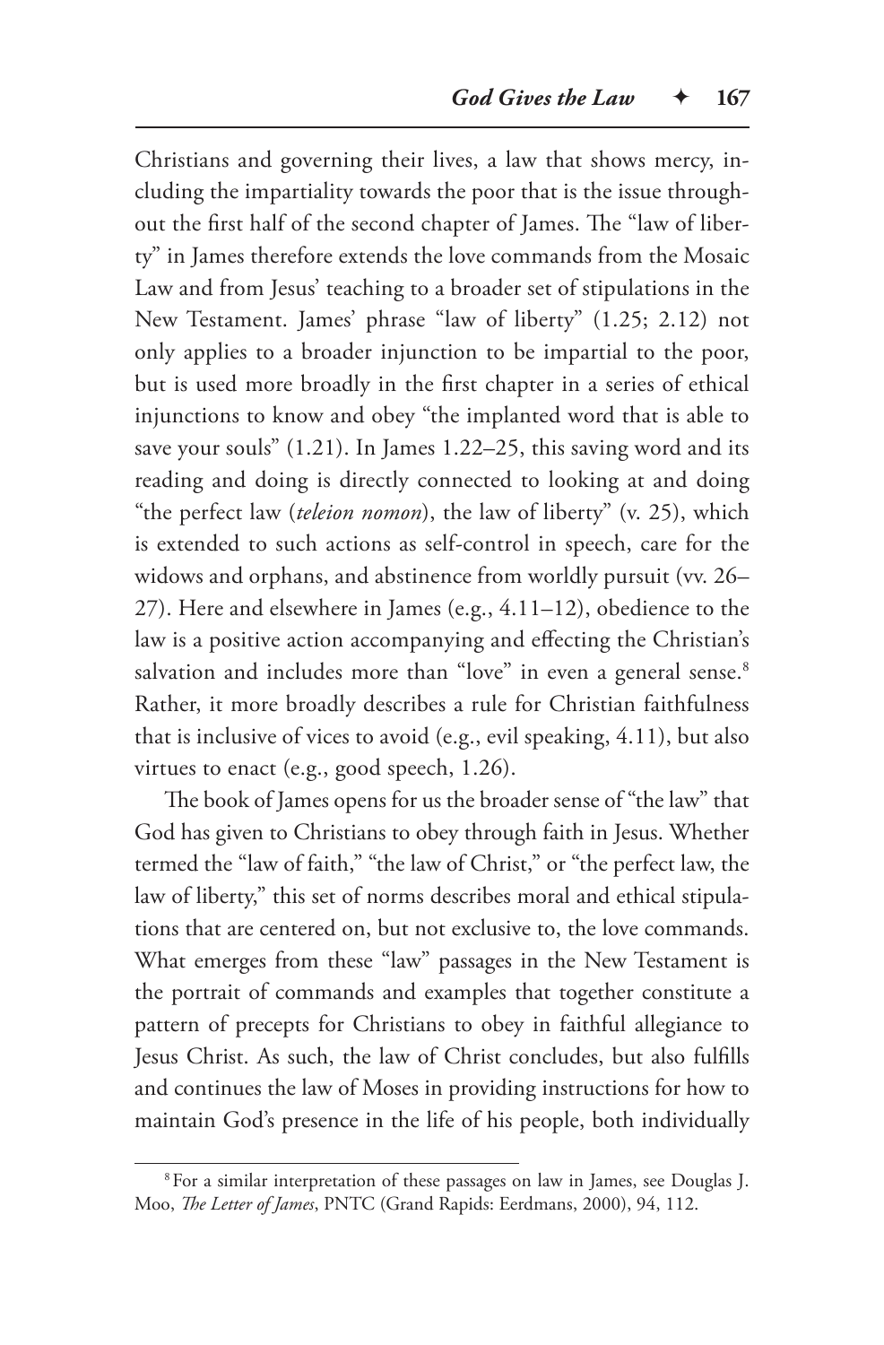Christians and governing their lives, a law that shows mercy, including the impartiality towards the poor that is the issue throughout the first half of the second chapter of James. The "law of liberty" in James therefore extends the love commands from the Mosaic Law and from Jesus' teaching to a broader set of stipulations in the New Testament. James' phrase "law of liberty" (1.25; 2.12) not only applies to a broader injunction to be impartial to the poor, but is used more broadly in the first chapter in a series of ethical injunctions to know and obey "the implanted word that is able to save your souls" (1.21). In James 1.22–25, this saving word and its reading and doing is directly connected to looking at and doing "the perfect law (*teleion nomon*), the law of liberty" (v. 25), which is extended to such actions as self-control in speech, care for the widows and orphans, and abstinence from worldly pursuit (vv. 26–27). Here and elsewhere in James (e.g., 4.11–12), obedience to the law is a positive action accompanying and effecting the Christian's salvation and includes more than "love" in even a general sense.[8] Rather, it more broadly describes a rule for Christian faithfulness that is inclusive of vices to avoid (e.g., evil speaking, 4.11), but also virtues to enact (e.g., good speech, 1.26).

The book of James opens for us the broader sense of "the law" that God has given to Christians to obey through faith in Jesus. Whether termed the "law of faith," "the law of Christ," or "the perfect law, the law of liberty," this set of norms describes moral and ethical stipulations that are centered on, but not exclusive to, the love commands. What emerges from these "law" passages in the New Testament is the portrait of commands and examples that together constitute a pattern of precepts for Christians to obey in faithful allegiance to Jesus Christ. As such, the law of Christ concludes, but also fulfills and continues the law of Moses in providing instructions for how to maintain God's presence in the life of his people, both individually

[8] For a similar interpretation of these passages on law in James, see Douglas J. Moo, *The Letter of James*, PNTC (Grand Rapids: Eerdmans, 2000), 94, 112.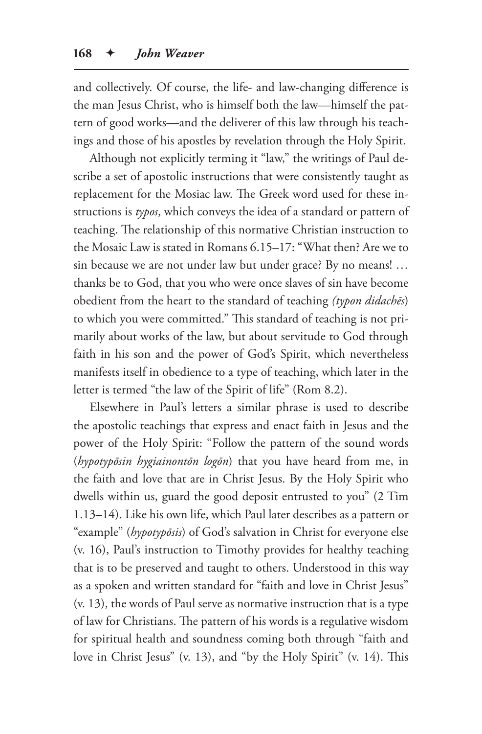and collectively. Of course, the life- and law-changing difference is the man Jesus Christ, who is himself both the law—himself the pattern of good works—and the deliverer of this law through his teachings and those of his apostles by revelation through the Holy Spirit.

Although not explicitly terming it "law," the writings of Paul describe a set of apostolic instructions that were consistently taught as replacement for the Mosiac law. The Greek word used for these instructions is *typos*, which conveys the idea of a standard or pattern of teaching. The relationship of this normative Christian instruction to the Mosaic Law is stated in Romans 6.15–17: "What then? Are we to sin because we are not under law but under grace? By no means! … thanks be to God, that you who were once slaves of sin have become obedient from the heart to the standard of teaching *(typon didachēs*) to which you were committed." This standard of teaching is not primarily about works of the law, but about servitude to God through faith in his son and the power of God's Spirit, which nevertheless manifests itself in obedience to a type of teaching, which later in the letter is termed "the law of the Spirit of life" (Rom 8.2).

Elsewhere in Paul's letters a similar phrase is used to describe the apostolic teachings that express and enact faith in Jesus and the power of the Holy Spirit: "Follow the pattern of the sound words (*hypotypōsin hygiainontōn logōn*) that you have heard from me, in the faith and love that are in Christ Jesus. By the Holy Spirit who dwells within us, guard the good deposit entrusted to you" (2 Tim 1.13–14). Like his own life, which Paul later describes as a pattern or "example" (*hypotypōsis*) of God's salvation in Christ for everyone else (v. 16), Paul's instruction to Timothy provides for healthy teaching that is to be preserved and taught to others. Understood in this way as a spoken and written standard for "faith and love in Christ Jesus" (v. 13), the words of Paul serve as normative instruction that is a type of law for Christians. The pattern of his words is a regulative wisdom for spiritual health and soundness coming both through "faith and love in Christ Jesus" (v. 13), and "by the Holy Spirit" (v. 14). This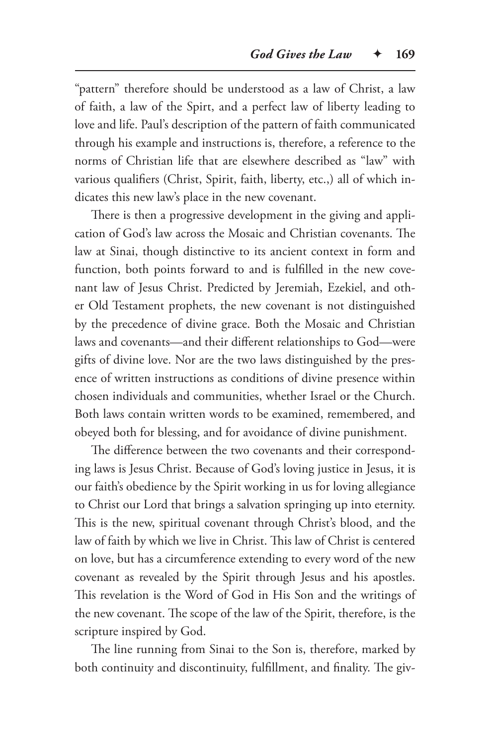"pattern" therefore should be understood as a law of Christ, a law of faith, a law of the Spirt, and a perfect law of liberty leading to love and life. Paul's description of the pattern of faith communicated through his example and instructions is, therefore, a reference to the norms of Christian life that are elsewhere described as "law" with various qualifiers (Christ, Spirit, faith, liberty, etc.,) all of which indicates this new law's place in the new covenant.

There is then a progressive development in the giving and application of God's law across the Mosaic and Christian covenants. The law at Sinai, though distinctive to its ancient context in form and function, both points forward to and is fulfilled in the new covenant law of Jesus Christ. Predicted by Jeremiah, Ezekiel, and other Old Testament prophets, the new covenant is not distinguished by the precedence of divine grace. Both the Mosaic and Christian laws and covenants—and their different relationships to God—were gifts of divine love. Nor are the two laws distinguished by the presence of written instructions as conditions of divine presence within chosen individuals and communities, whether Israel or the Church. Both laws contain written words to be examined, remembered, and obeyed both for blessing, and for avoidance of divine punishment.

The difference between the two covenants and their corresponding laws is Jesus Christ. Because of God's loving justice in Jesus, it is our faith's obedience by the Spirit working in us for loving allegiance to Christ our Lord that brings a salvation springing up into eternity. This is the new, spiritual covenant through Christ's blood, and the law of faith by which we live in Christ. This law of Christ is centered on love, but has a circumference extending to every word of the new covenant as revealed by the Spirit through Jesus and his apostles. This revelation is the Word of God in His Son and the writings of the new covenant. The scope of the law of the Spirit, therefore, is the scripture inspired by God.

The line running from Sinai to the Son is, therefore, marked by both continuity and discontinuity, fulfillment, and finality. The giv-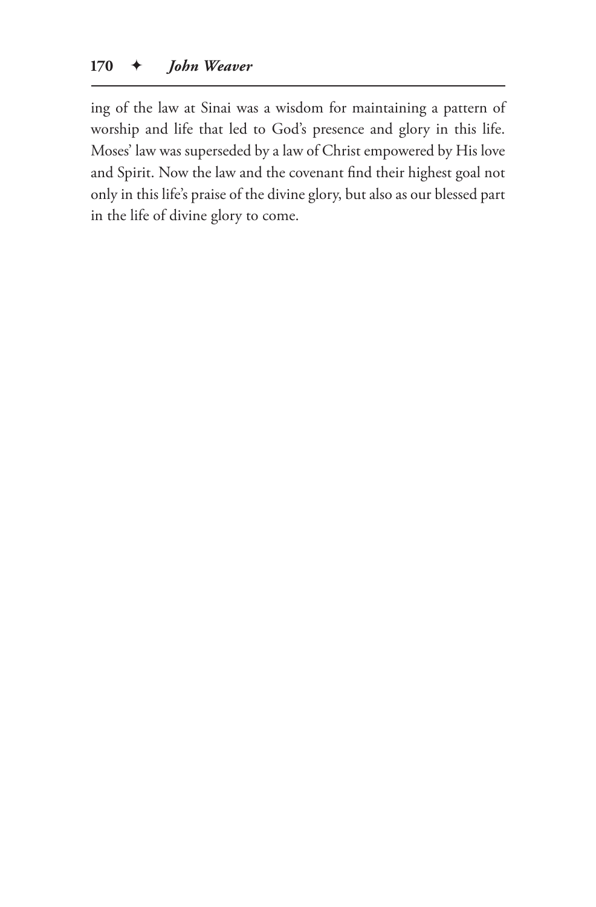ing of the law at Sinai was a wisdom for maintaining a pattern of worship and life that led to God's presence and glory in this life. Moses' law was superseded by a law of Christ empowered by His love and Spirit. Now the law and the covenant find their highest goal not only in this life's praise of the divine glory, but also as our blessed part in the life of divine glory to come.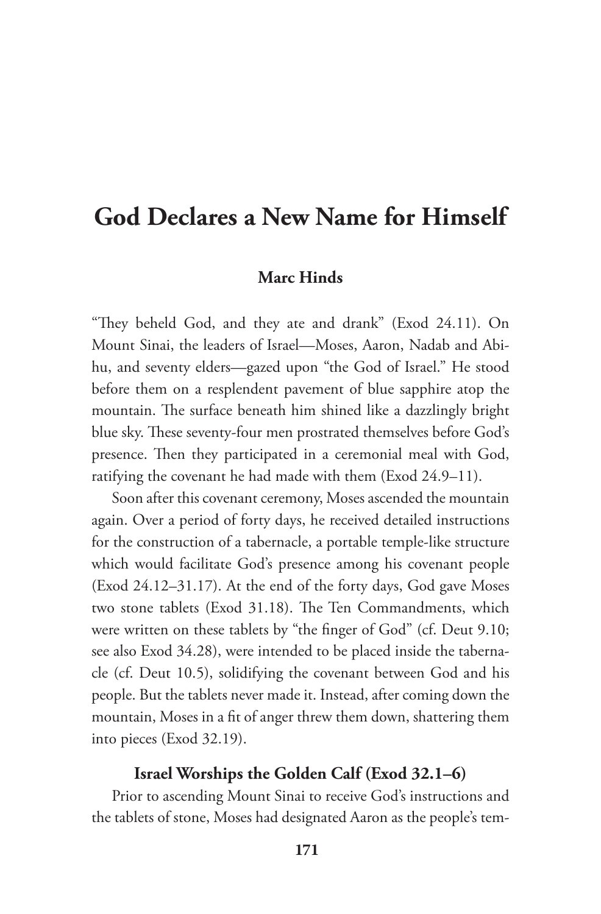# God Declares a New Name for Himself

### Marc Hinds

"They beheld God, and they ate and drank" (Exod 24.11). On Mount Sinai, the leaders of Israel—Moses, Aaron, Nadab and Abihu, and seventy elders—gazed upon "the God of Israel." He stood before them on a resplendent pavement of blue sapphire atop the mountain. The surface beneath him shined like a dazzlingly bright blue sky. These seventy-four men prostrated themselves before God's presence. Then they participated in a ceremonial meal with God, ratifying the covenant he had made with them (Exod 24.9–11).

Soon after this covenant ceremony, Moses ascended the mountain again. Over a period of forty days, he received detailed instructions for the construction of a tabernacle, a portable temple-like structure which would facilitate God's presence among his covenant people (Exod 24.12–31.17). At the end of the forty days, God gave Moses two stone tablets (Exod 31.18). The Ten Commandments, which were written on these tablets by "the finger of God" (cf. Deut 9.10; see also Exod 34.28), were intended to be placed inside the tabernacle (cf. Deut 10.5), solidifying the covenant between God and his people. But the tablets never made it. Instead, after coming down the mountain, Moses in a fit of anger threw them down, shattering them into pieces (Exod 32.19).

## Israel Worships the Golden Calf (Exod 32.1–6)

Prior to ascending Mount Sinai to receive God's instructions and the tablets of stone, Moses had designated Aaron as the people's tem-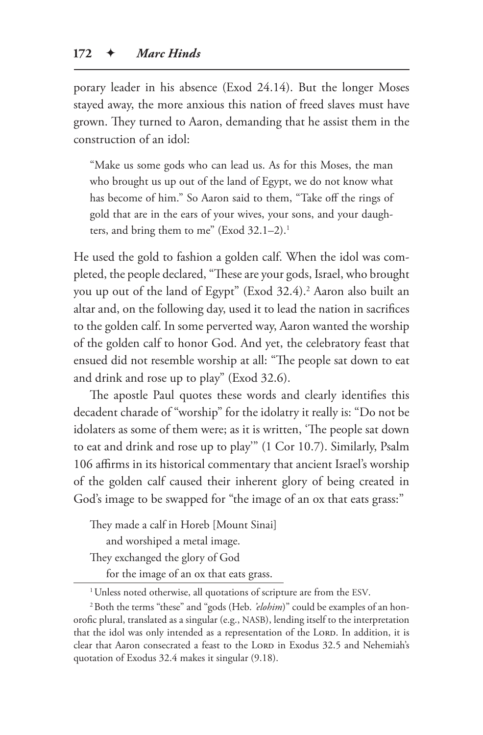porary leader in his absence (Exod 24.14). But the longer Moses stayed away, the more anxious this nation of freed slaves must have grown. They turned to Aaron, demanding that he assist them in the construction of an idol:

> "Make us some gods who can lead us. As for this Moses, the man who brought us up out of the land of Egypt, we do not know what has become of him." So Aaron said to them, "Take off the rings of gold that are in the ears of your wives, your sons, and your daughters, and bring them to me" (Exod 32.1–2).[1]

He used the gold to fashion a golden calf. When the idol was completed, the people declared, "These are your gods, Israel, who brought you up out of the land of Egypt" (Exod 32.4).[2] Aaron also built an altar and, on the following day, used it to lead the nation in sacrifices to the golden calf. In some perverted way, Aaron wanted the worship of the golden calf to honor God. And yet, the celebratory feast that ensued did not resemble worship at all: "The people sat down to eat and drink and rose up to play" (Exod 32.6).

The apostle Paul quotes these words and clearly identifies this decadent charade of "worship" for the idolatry it really is: "Do not be idolaters as some of them were; as it is written, 'The people sat down to eat and drink and rose up to play'" (1 Cor 10.7). Similarly, Psalm 106 affirms in its historical commentary that ancient Israel's worship of the golden calf caused their inherent glory of being created in God's image to be swapped for "the image of an ox that eats grass:"

> They made a calf in Horeb [Mount Sinai]
> and worshiped a metal image.
> They exchanged the glory of God
> for the image of an ox that eats grass.

---

[1] Unless noted otherwise, all quotations of scripture are from the ESV.

[2] Both the terms "these" and "gods (Heb. *'elohim*)" could be examples of an honorofic plural, translated as a singular (e.g., NASB), lending itself to the interpretation that the idol was only intended as a representation of the Lord. In addition, it is clear that Aaron consecrated a feast to the Lord in Exodus 32.5 and Nehemiah's quotation of Exodus 32.4 makes it singular (9.18).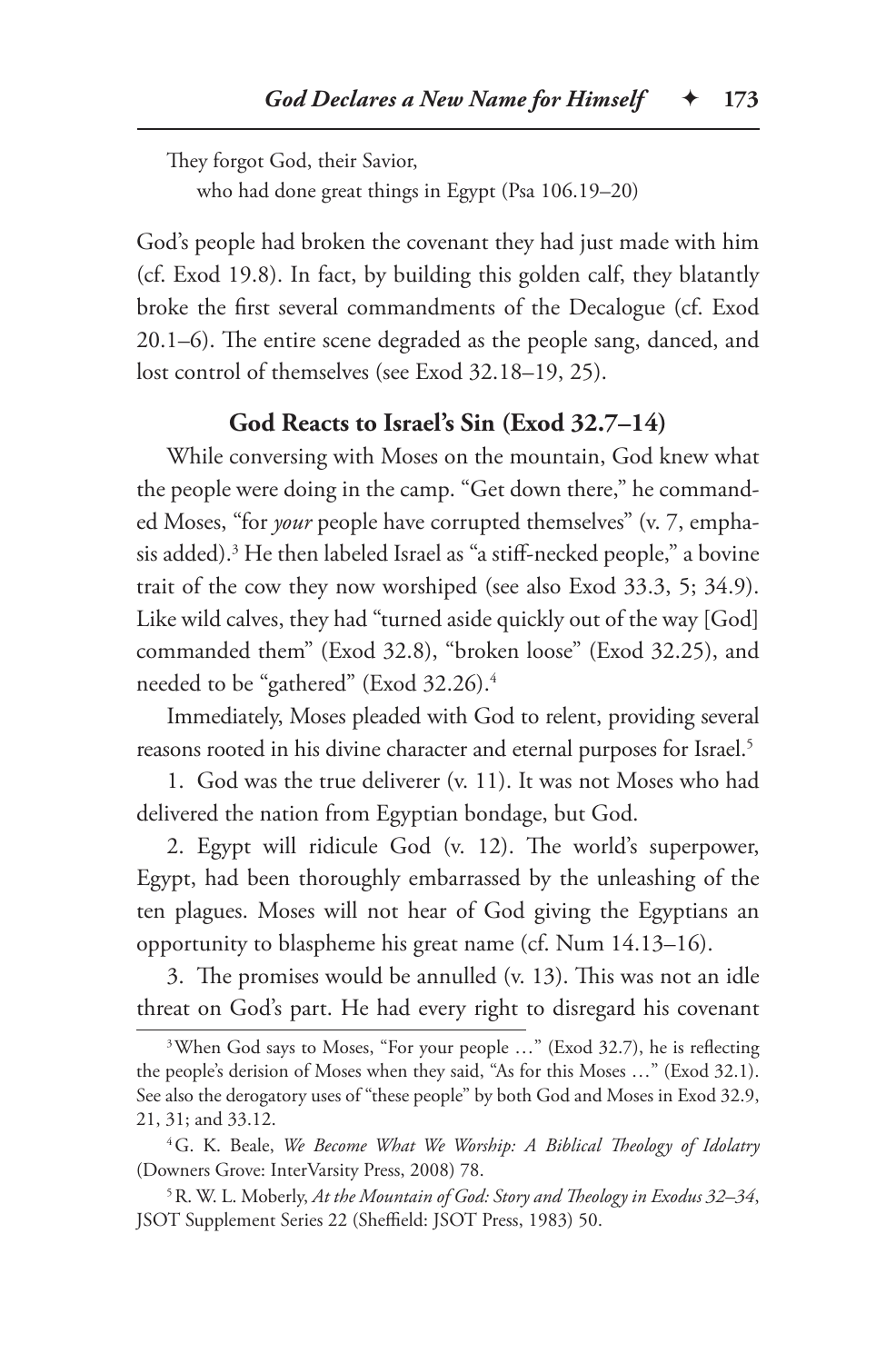They forgot God, their Savior,
  who had done great things in Egypt (Psa 106.19–20)

God's people had broken the covenant they had just made with him (cf. Exod 19.8). In fact, by building this golden calf, they blatantly broke the first several commandments of the Decalogue (cf. Exod 20.1–6). The entire scene degraded as the people sang, danced, and lost control of themselves (see Exod 32.18–19, 25).

### God Reacts to Israel's Sin (Exod 32.7–14)

While conversing with Moses on the mountain, God knew what the people were doing in the camp. "Get down there," he commanded Moses, "for *your* people have corrupted themselves" (v. 7, emphasis added).[3] He then labeled Israel as "a stiff-necked people," a bovine trait of the cow they now worshiped (see also Exod 33.3, 5; 34.9). Like wild calves, they had "turned aside quickly out of the way [God] commanded them" (Exod 32.8), "broken loose" (Exod 32.25), and needed to be "gathered" (Exod 32.26).[4]

Immediately, Moses pleaded with God to relent, providing several reasons rooted in his divine character and eternal purposes for Israel.[5]

1. God was the true deliverer (v. 11). It was not Moses who had delivered the nation from Egyptian bondage, but God.

2. Egypt will ridicule God (v. 12). The world's superpower, Egypt, had been thoroughly embarrassed by the unleashing of the ten plagues. Moses will not hear of God giving the Egyptians an opportunity to blaspheme his great name (cf. Num 14.13–16).

3. The promises would be annulled (v. 13). This was not an idle threat on God's part. He had every right to disregard his covenant

---

[3] When God says to Moses, "For your people …" (Exod 32.7), he is reflecting the people's derision of Moses when they said, "As for this Moses …" (Exod 32.1). See also the derogatory uses of "these people" by both God and Moses in Exod 32.9, 21, 31; and 33.12.

[4] G. K. Beale, *We Become What We Worship: A Biblical Theology of Idolatry* (Downers Grove: InterVarsity Press, 2008) 78.

[5] R. W. L. Moberly, *At the Mountain of God: Story and Theology in Exodus 32–34*, JSOT Supplement Series 22 (Sheffield: JSOT Press, 1983) 50.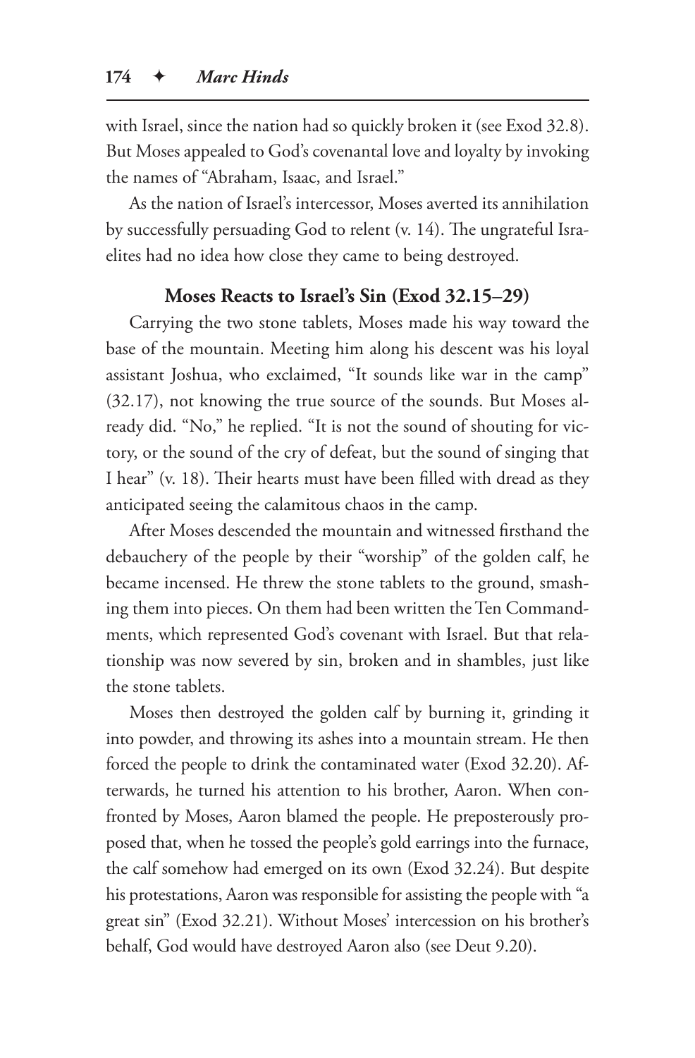with Israel, since the nation had so quickly broken it (see Exod 32.8). But Moses appealed to God's covenantal love and loyalty by invoking the names of "Abraham, Isaac, and Israel."

As the nation of Israel's intercessor, Moses averted its annihilation by successfully persuading God to relent (v. 14). The ungrateful Israelites had no idea how close they came to being destroyed.

### Moses Reacts to Israel's Sin (Exod 32.15–29)

Carrying the two stone tablets, Moses made his way toward the base of the mountain. Meeting him along his descent was his loyal assistant Joshua, who exclaimed, "It sounds like war in the camp" (32.17), not knowing the true source of the sounds. But Moses already did. "No," he replied. "It is not the sound of shouting for victory, or the sound of the cry of defeat, but the sound of singing that I hear" (v. 18). Their hearts must have been filled with dread as they anticipated seeing the calamitous chaos in the camp.

After Moses descended the mountain and witnessed firsthand the debauchery of the people by their "worship" of the golden calf, he became incensed. He threw the stone tablets to the ground, smashing them into pieces. On them had been written the Ten Commandments, which represented God's covenant with Israel. But that relationship was now severed by sin, broken and in shambles, just like the stone tablets.

Moses then destroyed the golden calf by burning it, grinding it into powder, and throwing its ashes into a mountain stream. He then forced the people to drink the contaminated water (Exod 32.20). Afterwards, he turned his attention to his brother, Aaron. When confronted by Moses, Aaron blamed the people. He preposterously proposed that, when he tossed the people's gold earrings into the furnace, the calf somehow had emerged on its own (Exod 32.24). But despite his protestations, Aaron was responsible for assisting the people with "a great sin" (Exod 32.21). Without Moses' intercession on his brother's behalf, God would have destroyed Aaron also (see Deut 9.20).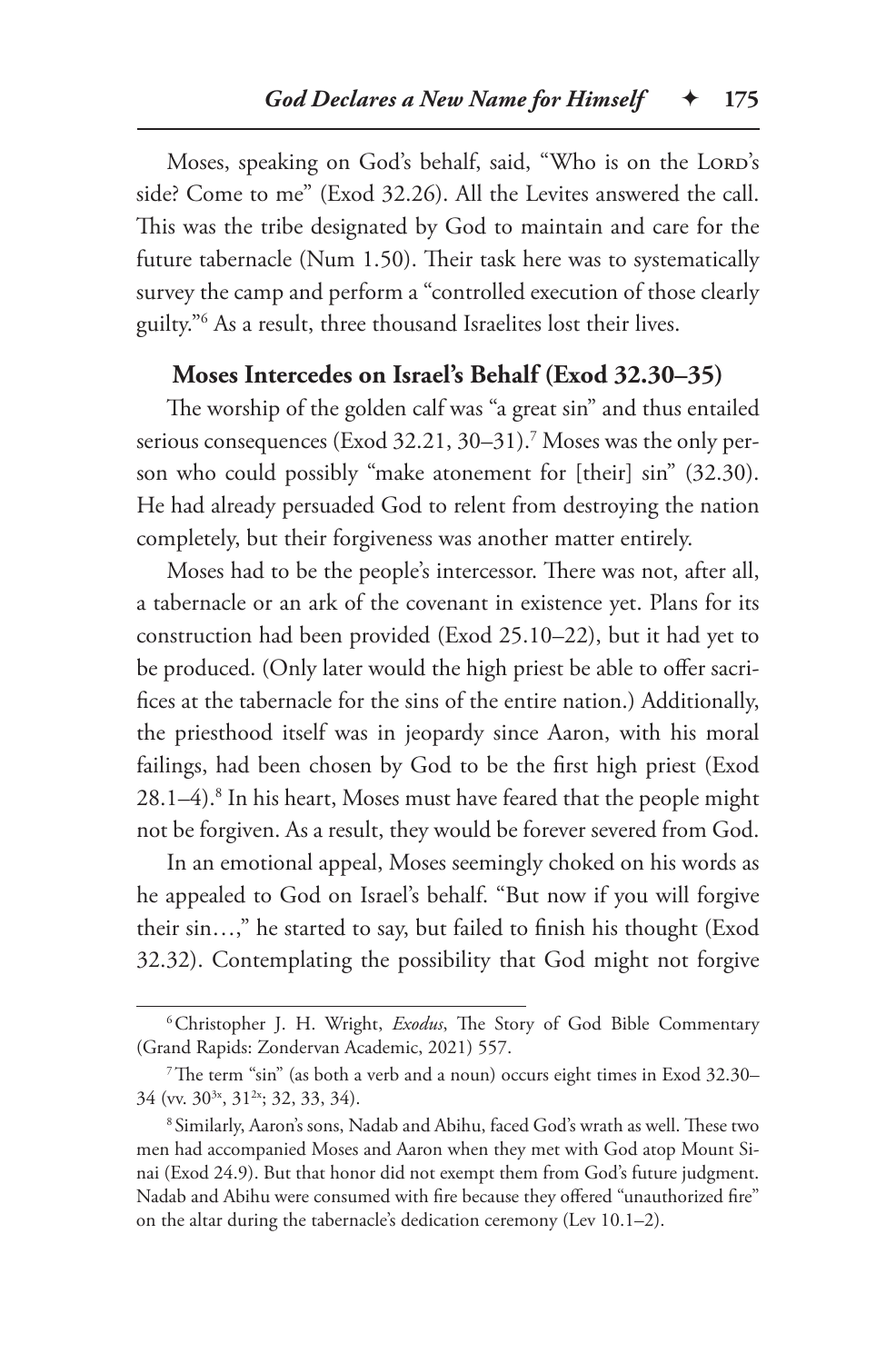Moses, speaking on God's behalf, said, "Who is on the LORD's side? Come to me" (Exod 32.26). All the Levites answered the call. This was the tribe designated by God to maintain and care for the future tabernacle (Num 1.50). Their task here was to systematically survey the camp and perform a "controlled execution of those clearly guilty."[6] As a result, three thousand Israelites lost their lives.

### Moses Intercedes on Israel's Behalf (Exod 32.30–35)

The worship of the golden calf was "a great sin" and thus entailed serious consequences (Exod 32.21, 30–31).[7] Moses was the only person who could possibly "make atonement for [their] sin" (32.30). He had already persuaded God to relent from destroying the nation completely, but their forgiveness was another matter entirely.

Moses had to be the people's intercessor. There was not, after all, a tabernacle or an ark of the covenant in existence yet. Plans for its construction had been provided (Exod 25.10–22), but it had yet to be produced. (Only later would the high priest be able to offer sacrifices at the tabernacle for the sins of the entire nation.) Additionally, the priesthood itself was in jeopardy since Aaron, with his moral failings, had been chosen by God to be the first high priest (Exod 28.1–4).[8] In his heart, Moses must have feared that the people might not be forgiven. As a result, they would be forever severed from God.

In an emotional appeal, Moses seemingly choked on his words as he appealed to God on Israel's behalf. "But now if you will forgive their sin…," he started to say, but failed to finish his thought (Exod 32.32). Contemplating the possibility that God might not forgive

---

[6] Christopher J. H. Wright, *Exodus*, The Story of God Bible Commentary (Grand Rapids: Zondervan Academic, 2021) 557.

[7] The term "sin" (as both a verb and a noun) occurs eight times in Exod 32.30–34 (vv. 30[3x], 31[2x]; 32, 33, 34).

[8] Similarly, Aaron's sons, Nadab and Abihu, faced God's wrath as well. These two men had accompanied Moses and Aaron when they met with God atop Mount Sinai (Exod 24.9). But that honor did not exempt them from God's future judgment. Nadab and Abihu were consumed with fire because they offered "unauthorized fire" on the altar during the tabernacle's dedication ceremony (Lev 10.1–2).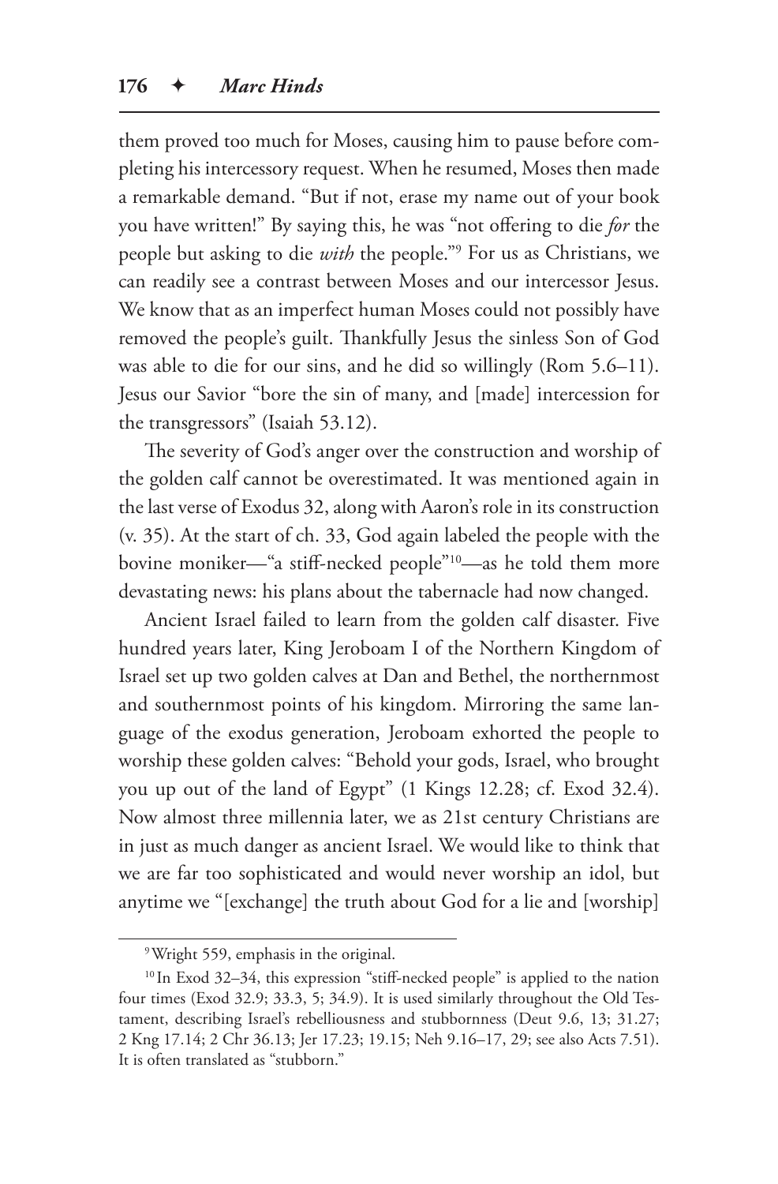them proved too much for Moses, causing him to pause before completing his intercessory request. When he resumed, Moses then made a remarkable demand. "But if not, erase my name out of your book you have written!" By saying this, he was "not offering to die *for* the people but asking to die *with* the people."[9] For us as Christians, we can readily see a contrast between Moses and our intercessor Jesus. We know that as an imperfect human Moses could not possibly have removed the people's guilt. Thankfully Jesus the sinless Son of God was able to die for our sins, and he did so willingly (Rom 5.6–11). Jesus our Savior "bore the sin of many, and [made] intercession for the transgressors" (Isaiah 53.12).

The severity of God's anger over the construction and worship of the golden calf cannot be overestimated. It was mentioned again in the last verse of Exodus 32, along with Aaron's role in its construction (v. 35). At the start of ch. 33, God again labeled the people with the bovine moniker—"a stiff-necked people"[10]—as he told them more devastating news: his plans about the tabernacle had now changed.

Ancient Israel failed to learn from the golden calf disaster. Five hundred years later, King Jeroboam I of the Northern Kingdom of Israel set up two golden calves at Dan and Bethel, the northernmost and southernmost points of his kingdom. Mirroring the same language of the exodus generation, Jeroboam exhorted the people to worship these golden calves: "Behold your gods, Israel, who brought you up out of the land of Egypt" (1 Kings 12.28; cf. Exod 32.4). Now almost three millennia later, we as 21st century Christians are in just as much danger as ancient Israel. We would like to think that we are far too sophisticated and would never worship an idol, but anytime we "[exchange] the truth about God for a lie and [worship]

---

[9] Wright 559, emphasis in the original.

[10] In Exod 32–34, this expression "stiff-necked people" is applied to the nation four times (Exod 32.9; 33.3, 5; 34.9). It is used similarly throughout the Old Testament, describing Israel's rebelliousness and stubbornness (Deut 9.6, 13; 31.27; 2 Kng 17.14; 2 Chr 36.13; Jer 17.23; 19.15; Neh 9.16–17, 29; see also Acts 7.51). It is often translated as "stubborn."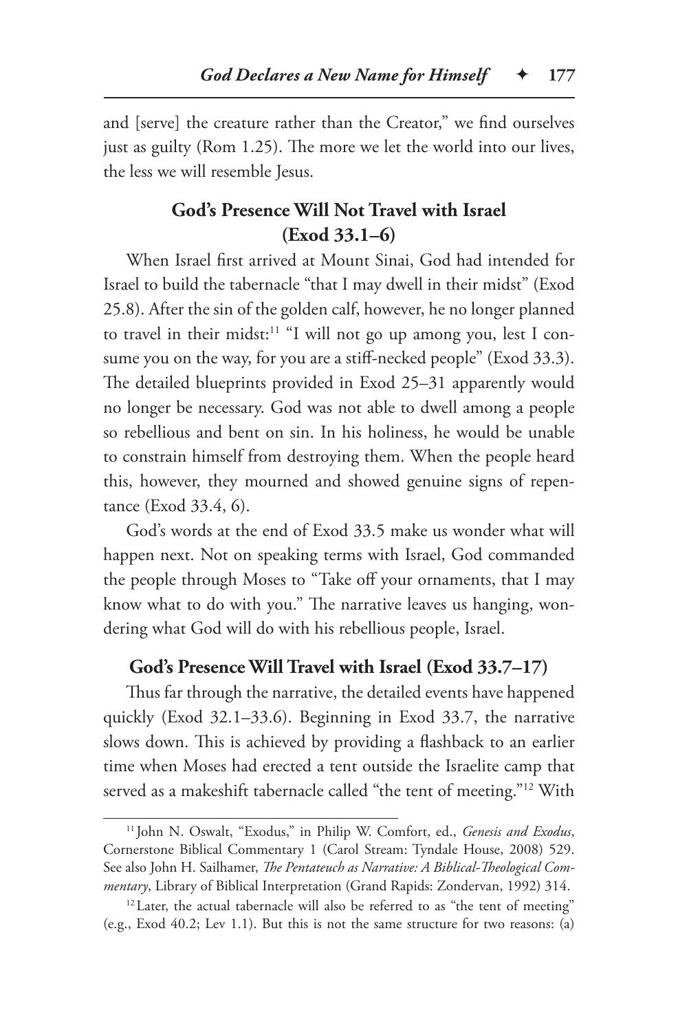and [serve] the creature rather than the Creator," we find ourselves just as guilty (Rom 1.25). The more we let the world into our lives, the less we will resemble Jesus.

### God's Presence Will Not Travel with Israel (Exod 33.1–6)

When Israel first arrived at Mount Sinai, God had intended for Israel to build the tabernacle "that I may dwell in their midst" (Exod 25.8). After the sin of the golden calf, however, he no longer planned to travel in their midst:[11] "I will not go up among you, lest I consume you on the way, for you are a stiff-necked people" (Exod 33.3). The detailed blueprints provided in Exod 25–31 apparently would no longer be necessary. God was not able to dwell among a people so rebellious and bent on sin. In his holiness, he would be unable to constrain himself from destroying them. When the people heard this, however, they mourned and showed genuine signs of repentance (Exod 33.4, 6).

God's words at the end of Exod 33.5 make us wonder what will happen next. Not on speaking terms with Israel, God commanded the people through Moses to "Take off your ornaments, that I may know what to do with you." The narrative leaves us hanging, wondering what God will do with his rebellious people, Israel.

### God's Presence Will Travel with Israel (Exod 33.7–17)

Thus far through the narrative, the detailed events have happened quickly (Exod 32.1–33.6). Beginning in Exod 33.7, the narrative slows down. This is achieved by providing a flashback to an earlier time when Moses had erected a tent outside the Israelite camp that served as a makeshift tabernacle called "the tent of meeting."[12] With

---

[11] John N. Oswalt, "Exodus," in Philip W. Comfort, ed., *Genesis and Exodus*, Cornerstone Biblical Commentary 1 (Carol Stream: Tyndale House, 2008) 529. See also John H. Sailhamer, *The Pentateuch as Narrative: A Biblical-Theological Commentary*, Library of Biblical Interpretation (Grand Rapids: Zondervan, 1992) 314.

[12] Later, the actual tabernacle will also be referred to as "the tent of meeting" (e.g., Exod 40.2; Lev 1.1). But this is not the same structure for two reasons: (a)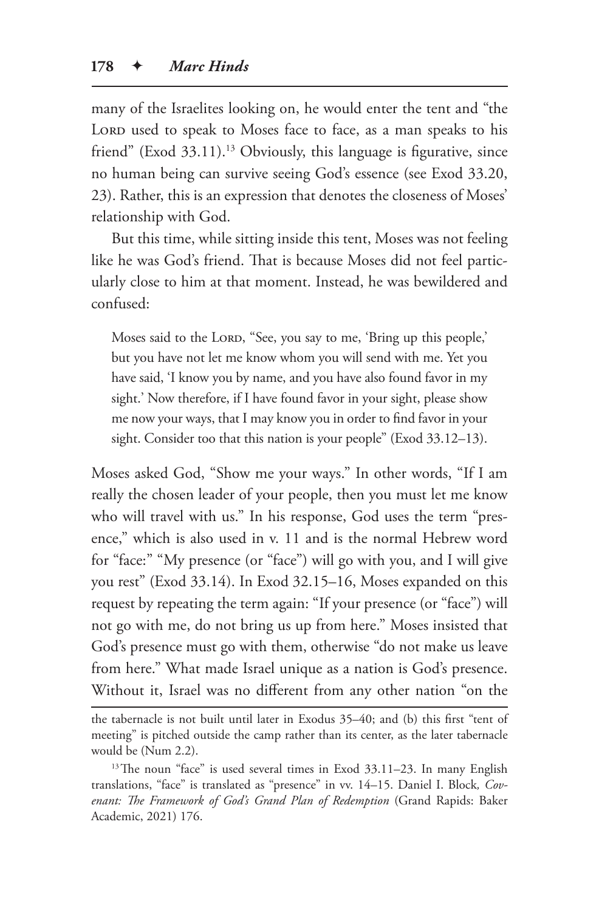many of the Israelites looking on, he would enter the tent and "the Lord used to speak to Moses face to face, as a man speaks to his friend" (Exod 33.11).[13] Obviously, this language is figurative, since no human being can survive seeing God's essence (see Exod 33.20, 23). Rather, this is an expression that denotes the closeness of Moses' relationship with God.

But this time, while sitting inside this tent, Moses was not feeling like he was God's friend. That is because Moses did not feel particularly close to him at that moment. Instead, he was bewildered and confused:

> Moses said to the Lord, "See, you say to me, 'Bring up this people,' but you have not let me know whom you will send with me. Yet you have said, 'I know you by name, and you have also found favor in my sight.' Now therefore, if I have found favor in your sight, please show me now your ways, that I may know you in order to find favor in your sight. Consider too that this nation is your people" (Exod 33.12–13).

Moses asked God, "Show me your ways." In other words, "If I am really the chosen leader of your people, then you must let me know who will travel with us." In his response, God uses the term "presence," which is also used in v. 11 and is the normal Hebrew word for "face:" "My presence (or "face") will go with you, and I will give you rest" (Exod 33.14). In Exod 32.15–16, Moses expanded on this request by repeating the term again: "If your presence (or "face") will not go with me, do not bring us up from here." Moses insisted that God's presence must go with them, otherwise "do not make us leave from here." What made Israel unique as a nation is God's presence. Without it, Israel was no different from any other nation "on the

---

the tabernacle is not built until later in Exodus 35–40; and (b) this first "tent of meeting" is pitched outside the camp rather than its center, as the later tabernacle would be (Num 2.2).

[13] The noun "face" is used several times in Exod 33.11–23. In many English translations, "face" is translated as "presence" in vv. 14–15. Daniel I. Block, *Covenant: The Framework of God's Grand Plan of Redemption* (Grand Rapids: Baker Academic, 2021) 176.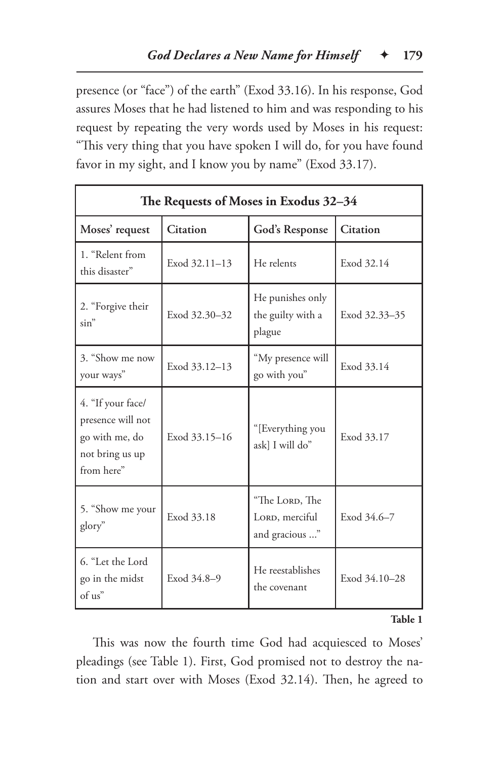presence (or "face") of the earth" (Exod 33.16). In his response, God assures Moses that he had listened to him and was responding to his request by repeating the very words used by Moses in his request: "This very thing that you have spoken I will do, for you have found favor in my sight, and I know you by name" (Exod 33.17).

| The Requests of Moses in Exodus 32–34 | | | |
|---|---|---|---|
| **Moses' request** | **Citation** | **God's Response** | **Citation** |
| 1. "Relent from this disaster" | Exod 32.11–13 | He relents | Exod 32.14 |
| 2. "Forgive their sin" | Exod 32.30–32 | He punishes only the guilty with a plague | Exod 32.33–35 |
| 3. "Show me now your ways" | Exod 33.12–13 | "My presence will go with you" | Exod 33.14 |
| 4. "If your face/presence will not go with me, do not bring us up from here" | Exod 33.15–16 | "[Everything you ask] I will do" | Exod 33.17 |
| 5. "Show me your glory" | Exod 33.18 | "The LORD, The LORD, merciful and gracious ..." | Exod 34.6–7 |
| 6. "Let the Lord go in the midst of us" | Exod 34.8–9 | He reestablishes the covenant | Exod 34.10–28 |

**Table 1**

This was now the fourth time God had acquiesced to Moses' pleadings (see Table 1). First, God promised not to destroy the nation and start over with Moses (Exod 32.14). Then, he agreed to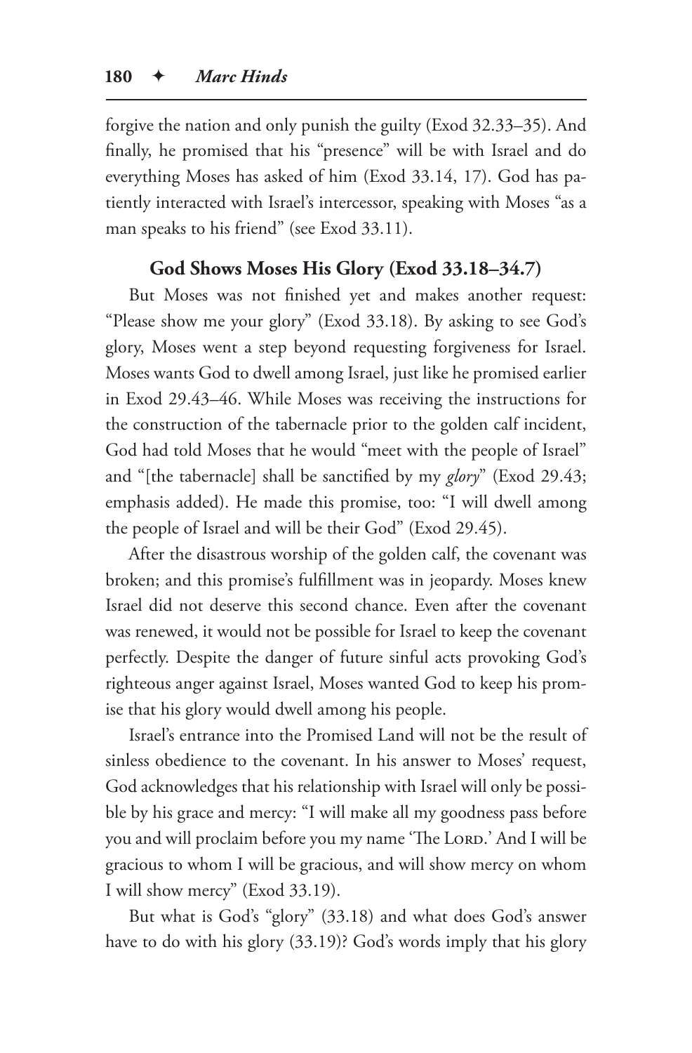forgive the nation and only punish the guilty (Exod 32.33–35). And finally, he promised that his "presence" will be with Israel and do everything Moses has asked of him (Exod 33.14, 17). God has patiently interacted with Israel's intercessor, speaking with Moses "as a man speaks to his friend" (see Exod 33.11).

### God Shows Moses His Glory (Exod 33.18–34.7)

But Moses was not finished yet and makes another request: "Please show me your glory" (Exod 33.18). By asking to see God's glory, Moses went a step beyond requesting forgiveness for Israel. Moses wants God to dwell among Israel, just like he promised earlier in Exod 29.43–46. While Moses was receiving the instructions for the construction of the tabernacle prior to the golden calf incident, God had told Moses that he would "meet with the people of Israel" and "[the tabernacle] shall be sanctified by my *glory*" (Exod 29.43; emphasis added). He made this promise, too: "I will dwell among the people of Israel and will be their God" (Exod 29.45).

After the disastrous worship of the golden calf, the covenant was broken; and this promise's fulfillment was in jeopardy. Moses knew Israel did not deserve this second chance. Even after the covenant was renewed, it would not be possible for Israel to keep the covenant perfectly. Despite the danger of future sinful acts provoking God's righteous anger against Israel, Moses wanted God to keep his promise that his glory would dwell among his people.

Israel's entrance into the Promised Land will not be the result of sinless obedience to the covenant. In his answer to Moses' request, God acknowledges that his relationship with Israel will only be possible by his grace and mercy: "I will make all my goodness pass before you and will proclaim before you my name 'The Lord.' And I will be gracious to whom I will be gracious, and will show mercy on whom I will show mercy" (Exod 33.19).

But what is God's "glory" (33.18) and what does God's answer have to do with his glory (33.19)? God's words imply that his glory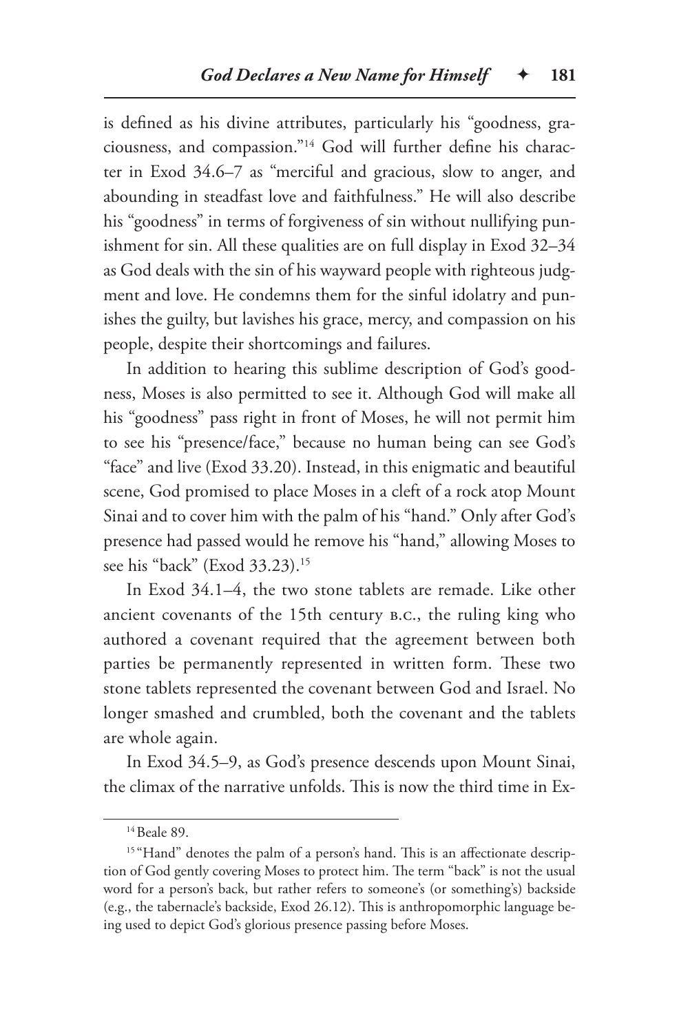is defined as his divine attributes, particularly his "goodness, graciousness, and compassion."[14] God will further define his character in Exod 34.6–7 as "merciful and gracious, slow to anger, and abounding in steadfast love and faithfulness." He will also describe his "goodness" in terms of forgiveness of sin without nullifying punishment for sin. All these qualities are on full display in Exod 32–34 as God deals with the sin of his wayward people with righteous judgment and love. He condemns them for the sinful idolatry and punishes the guilty, but lavishes his grace, mercy, and compassion on his people, despite their shortcomings and failures.

In addition to hearing this sublime description of God's goodness, Moses is also permitted to see it. Although God will make all his "goodness" pass right in front of Moses, he will not permit him to see his "presence/face," because no human being can see God's "face" and live (Exod 33.20). Instead, in this enigmatic and beautiful scene, God promised to place Moses in a cleft of a rock atop Mount Sinai and to cover him with the palm of his "hand." Only after God's presence had passed would he remove his "hand," allowing Moses to see his "back" (Exod 33.23).[15]

In Exod 34.1–4, the two stone tablets are remade. Like other ancient covenants of the 15th century B.C., the ruling king who authored a covenant required that the agreement between both parties be permanently represented in written form. These two stone tablets represented the covenant between God and Israel. No longer smashed and crumbled, both the covenant and the tablets are whole again.

In Exod 34.5–9, as God's presence descends upon Mount Sinai, the climax of the narrative unfolds. This is now the third time in Ex-

---

[14] Beale 89.

[15] "Hand" denotes the palm of a person's hand. This is an affectionate description of God gently covering Moses to protect him. The term "back" is not the usual word for a person's back, but rather refers to someone's (or something's) backside (e.g., the tabernacle's backside, Exod 26.12). This is anthropomorphic language being used to depict God's glorious presence passing before Moses.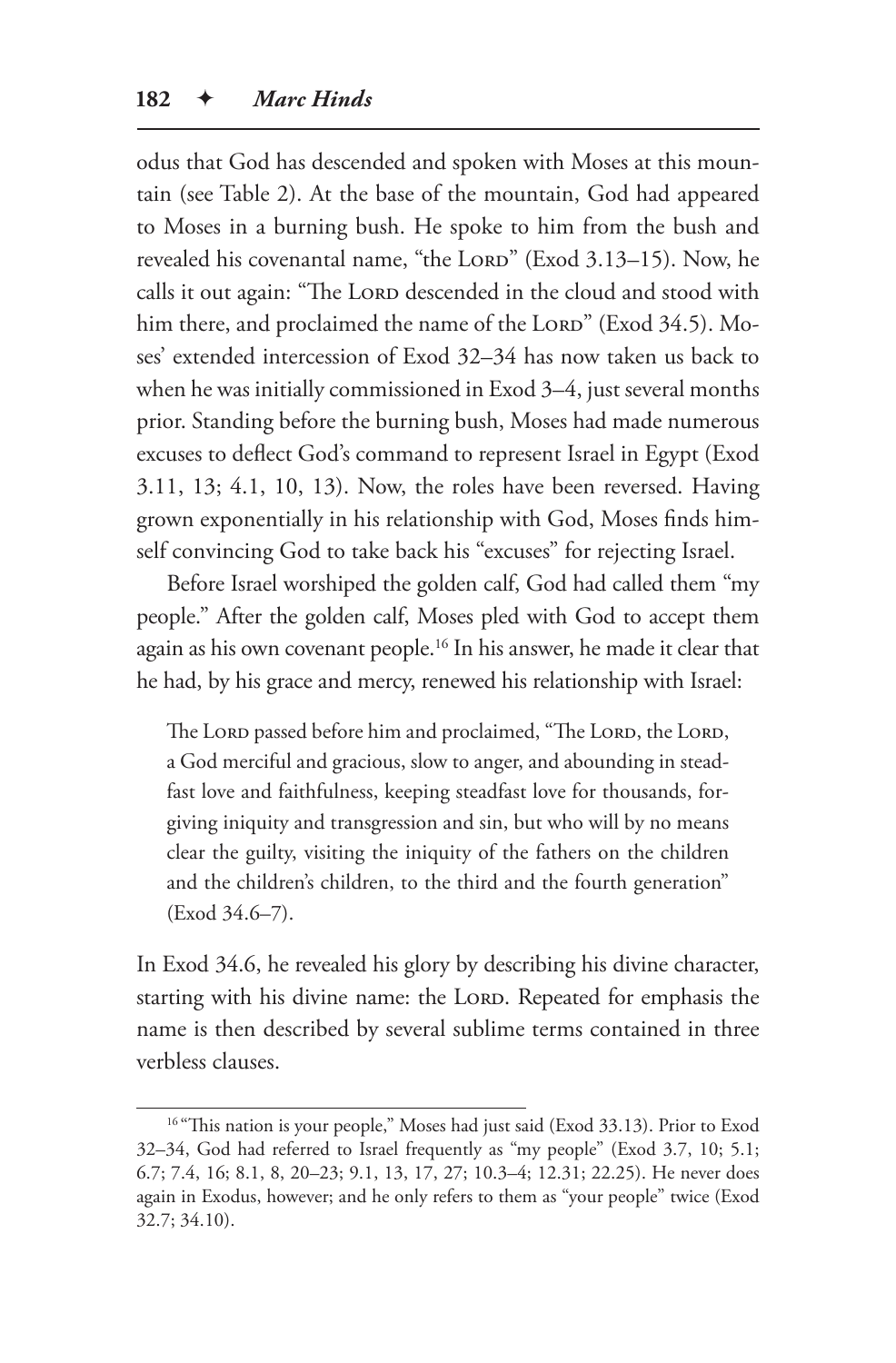odus that God has descended and spoken with Moses at this mountain (see Table 2). At the base of the mountain, God had appeared to Moses in a burning bush. He spoke to him from the bush and revealed his covenantal name, "the Lord" (Exod 3.13–15). Now, he calls it out again: "The Lord descended in the cloud and stood with him there, and proclaimed the name of the Lord" (Exod 34.5). Moses' extended intercession of Exod 32–34 has now taken us back to when he was initially commissioned in Exod 3–4, just several months prior. Standing before the burning bush, Moses had made numerous excuses to deflect God's command to represent Israel in Egypt (Exod 3.11, 13; 4.1, 10, 13). Now, the roles have been reversed. Having grown exponentially in his relationship with God, Moses finds himself convincing God to take back his "excuses" for rejecting Israel.

Before Israel worshiped the golden calf, God had called them "my people." After the golden calf, Moses pled with God to accept them again as his own covenant people.[16] In his answer, he made it clear that he had, by his grace and mercy, renewed his relationship with Israel:

> The Lord passed before him and proclaimed, "The Lord, the Lord, a God merciful and gracious, slow to anger, and abounding in steadfast love and faithfulness, keeping steadfast love for thousands, forgiving iniquity and transgression and sin, but who will by no means clear the guilty, visiting the iniquity of the fathers on the children and the children's children, to the third and the fourth generation" (Exod 34.6–7).

In Exod 34.6, he revealed his glory by describing his divine character, starting with his divine name: the Lord. Repeated for emphasis the name is then described by several sublime terms contained in three verbless clauses.

---

[16] "This nation is your people," Moses had just said (Exod 33.13). Prior to Exod 32–34, God had referred to Israel frequently as "my people" (Exod 3.7, 10; 5.1; 6.7; 7.4, 16; 8.1, 8, 20–23; 9.1, 13, 17, 27; 10.3–4; 12.31; 22.25). He never does again in Exodus, however; and he only refers to them as "your people" twice (Exod 32.7; 34.10).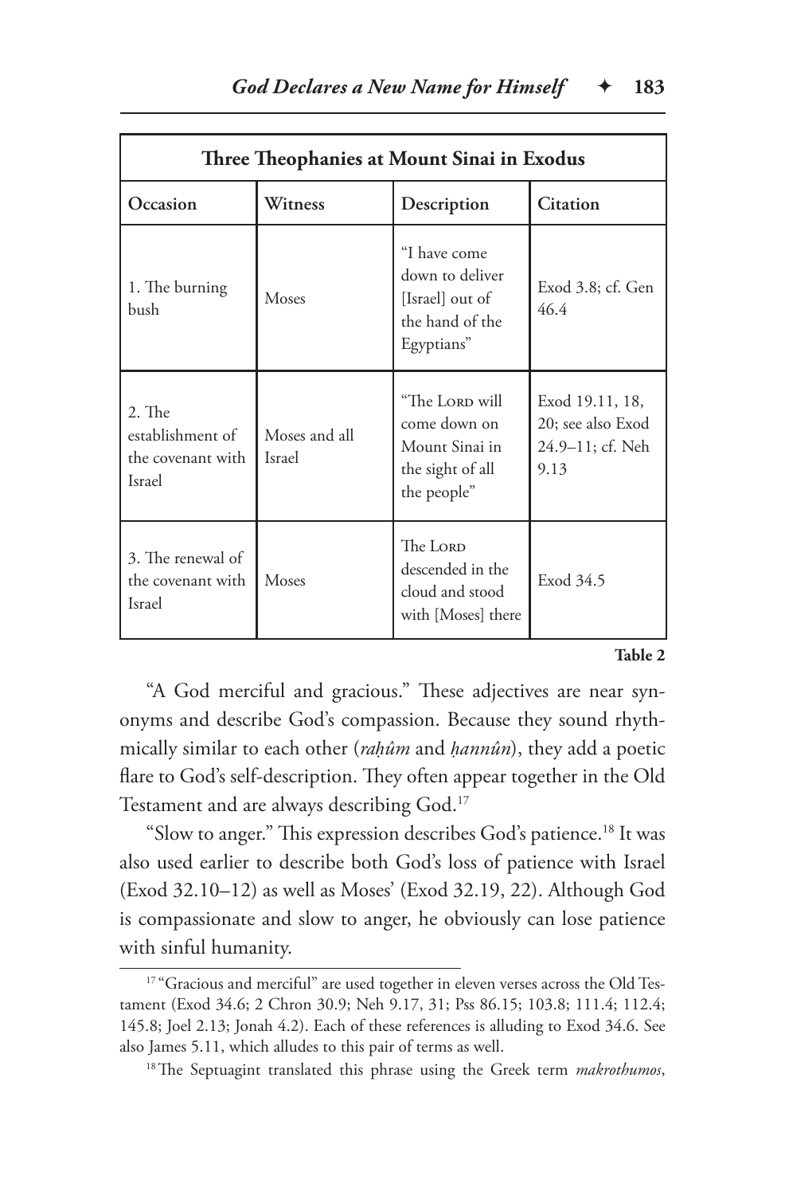| Three Theophanies at Mount Sinai in Exodus | | | |
|---|---|---|---|
| **Occasion** | **Witness** | **Description** | **Citation** |
| 1. The burning bush | Moses | "I have come down to deliver [Israel] out of the hand of the Egyptians" | Exod 3.8; cf. Gen 46.4 |
| 2. The establishment of the covenant with Israel | Moses and all Israel | "The LORD will come down on Mount Sinai in the sight of all the people" | Exod 19.11, 18, 20; see also Exod 24.9–11; cf. Neh 9.13 |
| 3. The renewal of the covenant with Israel | Moses | The LORD descended in the cloud and stood with [Moses] there | Exod 34.5 |

**Table 2**

"A God merciful and gracious." These adjectives are near synonyms and describe God's compassion. Because they sound rhythmically similar to each other (*raḥûm* and *ḥannûn*), they add a poetic flare to God's self-description. They often appear together in the Old Testament and are always describing God.[17]

"Slow to anger." This expression describes God's patience.[18] It was also used earlier to describe both God's loss of patience with Israel (Exod 32.10–12) as well as Moses' (Exod 32.19, 22). Although God is compassionate and slow to anger, he obviously can lose patience with sinful humanity.

---

[17] "Gracious and merciful" are used together in eleven verses across the Old Testament (Exod 34.6; 2 Chron 30.9; Neh 9.17, 31; Pss 86.15; 103.8; 111.4; 112.4; 145.8; Joel 2.13; Jonah 4.2). Each of these references is alluding to Exod 34.6. See also James 5.11, which alludes to this pair of terms as well.

[18] The Septuagint translated this phrase using the Greek term *makrothumos*,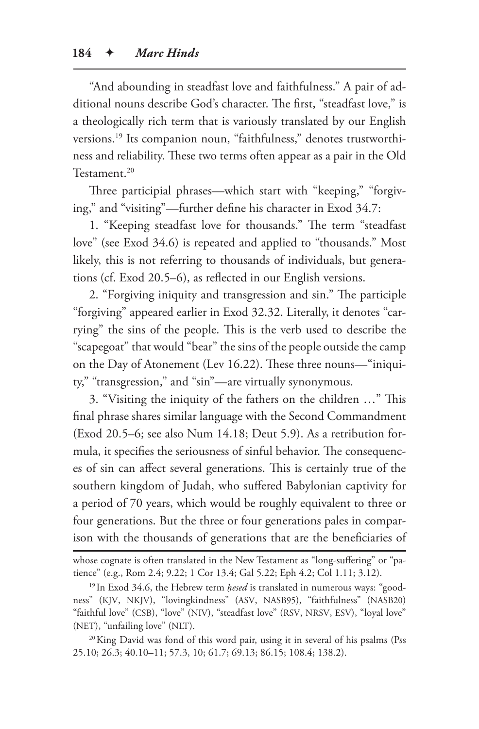"And abounding in steadfast love and faithfulness." A pair of additional nouns describe God's character. The first, "steadfast love," is a theologically rich term that is variously translated by our English versions.[19] Its companion noun, "faithfulness," denotes trustworthiness and reliability. These two terms often appear as a pair in the Old Testament.[20]

Three participial phrases—which start with "keeping," "forgiving," and "visiting"—further define his character in Exod 34.7:

1. "Keeping steadfast love for thousands." The term "steadfast love" (see Exod 34.6) is repeated and applied to "thousands." Most likely, this is not referring to thousands of individuals, but generations (cf. Exod 20.5–6), as reflected in our English versions.

2. "Forgiving iniquity and transgression and sin." The participle "forgiving" appeared earlier in Exod 32.32. Literally, it denotes "carrying" the sins of the people. This is the verb used to describe the "scapegoat" that would "bear" the sins of the people outside the camp on the Day of Atonement (Lev 16.22). These three nouns—"iniquity," "transgression," and "sin"—are virtually synonymous.

3. "Visiting the iniquity of the fathers on the children …" This final phrase shares similar language with the Second Commandment (Exod 20.5–6; see also Num 14.18; Deut 5.9). As a retribution formula, it specifies the seriousness of sinful behavior. The consequences of sin can affect several generations. This is certainly true of the southern kingdom of Judah, who suffered Babylonian captivity for a period of 70 years, which would be roughly equivalent to three or four generations. But the three or four generations pales in comparison with the thousands of generations that are the beneficiaries of

---

whose cognate is often translated in the New Testament as "long-suffering" or "patience" (e.g., Rom 2.4; 9.22; 1 Cor 13.4; Gal 5.22; Eph 4.2; Col 1.11; 3.12).

[19] In Exod 34.6, the Hebrew term *ḥesed* is translated in numerous ways: "goodness" (KJV, NKJV), "lovingkindness" (ASV, NASB95), "faithfulness" (NASB20) "faithful love" (CSB), "love" (NIV), "steadfast love" (RSV, NRSV, ESV), "loyal love" (NET), "unfailing love" (NLT).

[20] King David was fond of this word pair, using it in several of his psalms (Pss 25.10; 26.3; 40.10–11; 57.3, 10; 61.7; 69.13; 86.15; 108.4; 138.2).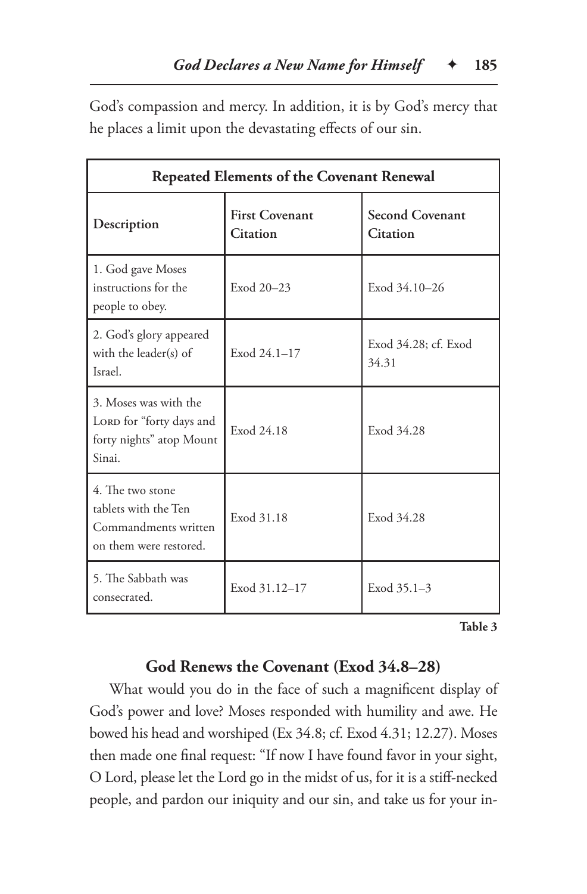God's compassion and mercy. In addition, it is by God's mercy that he places a limit upon the devastating effects of our sin.

| Repeated Elements of the Covenant Renewal | | |
|---|---|---|
| **Description** | **First Covenant Citation** | **Second Covenant Citation** |
| 1. God gave Moses instructions for the people to obey. | Exod 20–23 | Exod 34.10–26 |
| 2. God's glory appeared with the leader(s) of Israel. | Exod 24.1–17 | Exod 34.28; cf. Exod 34.31 |
| 3. Moses was with the Lord for "forty days and forty nights" atop Mount Sinai. | Exod 24.18 | Exod 34.28 |
| 4. The two stone tablets with the Ten Commandments written on them were restored. | Exod 31.18 | Exod 34.28 |
| 5. The Sabbath was consecrated. | Exod 31.12–17 | Exod 35.1–3 |

**Table 3**

### God Renews the Covenant (Exod 34.8–28)

What would you do in the face of such a magnificent display of God's power and love? Moses responded with humility and awe. He bowed his head and worshiped (Ex 34.8; cf. Exod 4.31; 12.27). Moses then made one final request: "If now I have found favor in your sight, O Lord, please let the Lord go in the midst of us, for it is a stiff-necked people, and pardon our iniquity and our sin, and take us for your in-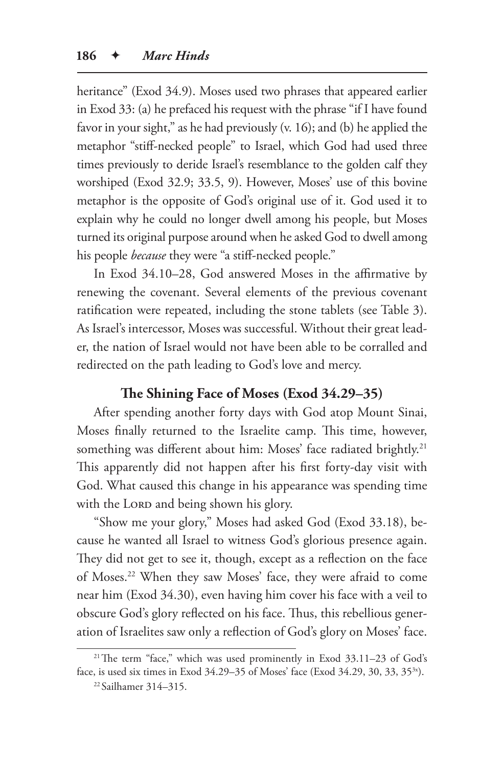heritance" (Exod 34.9). Moses used two phrases that appeared earlier in Exod 33: (a) he prefaced his request with the phrase "if I have found favor in your sight," as he had previously (v. 16); and (b) he applied the metaphor "stiff-necked people" to Israel, which God had used three times previously to deride Israel's resemblance to the golden calf they worshiped (Exod 32.9; 33.5, 9). However, Moses' use of this bovine metaphor is the opposite of God's original use of it. God used it to explain why he could no longer dwell among his people, but Moses turned its original purpose around when he asked God to dwell among his people *because* they were "a stiff-necked people."

In Exod 34.10–28, God answered Moses in the affirmative by renewing the covenant. Several elements of the previous covenant ratification were repeated, including the stone tablets (see Table 3). As Israel's intercessor, Moses was successful. Without their great leader, the nation of Israel would not have been able to be corralled and redirected on the path leading to God's love and mercy.

### The Shining Face of Moses (Exod 34.29–35)

After spending another forty days with God atop Mount Sinai, Moses finally returned to the Israelite camp. This time, however, something was different about him: Moses' face radiated brightly.[21] This apparently did not happen after his first forty-day visit with God. What caused this change in his appearance was spending time with the LORD and being shown his glory.

"Show me your glory," Moses had asked God (Exod 33.18), because he wanted all Israel to witness God's glorious presence again. They did not get to see it, though, except as a reflection on the face of Moses.[22] When they saw Moses' face, they were afraid to come near him (Exod 34.30), even having him cover his face with a veil to obscure God's glory reflected on his face. Thus, this rebellious generation of Israelites saw only a reflection of God's glory on Moses' face.

---

[21] The term "face," which was used prominently in Exod 33.11–23 of God's face, is used six times in Exod 34.29–35 of Moses' face (Exod 34.29, 30, 33, 35[3x]).

[22] Sailhamer 314–315.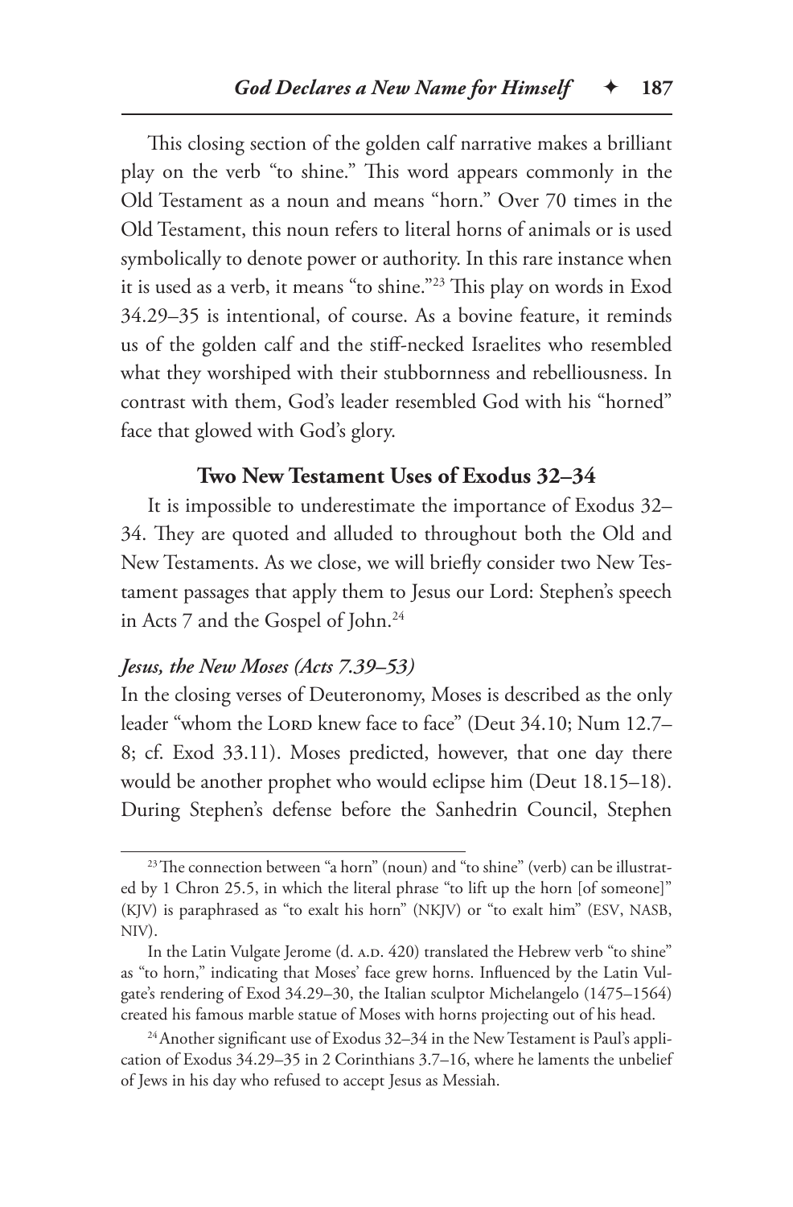This closing section of the golden calf narrative makes a brilliant play on the verb "to shine." This word appears commonly in the Old Testament as a noun and means "horn." Over 70 times in the Old Testament, this noun refers to literal horns of animals or is used symbolically to denote power or authority. In this rare instance when it is used as a verb, it means "to shine."[23] This play on words in Exod 34.29–35 is intentional, of course. As a bovine feature, it reminds us of the golden calf and the stiff-necked Israelites who resembled what they worshiped with their stubbornness and rebelliousness. In contrast with them, God's leader resembled God with his "horned" face that glowed with God's glory.

## Two New Testament Uses of Exodus 32–34

It is impossible to underestimate the importance of Exodus 32–34. They are quoted and alluded to throughout both the Old and New Testaments. As we close, we will briefly consider two New Testament passages that apply them to Jesus our Lord: Stephen's speech in Acts 7 and the Gospel of John.[24]

### *Jesus, the New Moses (Acts 7.39–53)*

In the closing verses of Deuteronomy, Moses is described as the only leader "whom the Lord knew face to face" (Deut 34.10; Num 12.7–8; cf. Exod 33.11). Moses predicted, however, that one day there would be another prophet who would eclipse him (Deut 18.15–18). During Stephen's defense before the Sanhedrin Council, Stephen

---

[23] The connection between "a horn" (noun) and "to shine" (verb) can be illustrated by 1 Chron 25.5, in which the literal phrase "to lift up the horn [of someone]" (KJV) is paraphrased as "to exalt his horn" (NKJV) or "to exalt him" (ESV, NASB, NIV).

In the Latin Vulgate Jerome (d. A.D. 420) translated the Hebrew verb "to shine" as "to horn," indicating that Moses' face grew horns. Influenced by the Latin Vulgate's rendering of Exod 34.29–30, the Italian sculptor Michelangelo (1475–1564) created his famous marble statue of Moses with horns projecting out of his head.

[24] Another significant use of Exodus 32–34 in the New Testament is Paul's application of Exodus 34.29–35 in 2 Corinthians 3.7–16, where he laments the unbelief of Jews in his day who refused to accept Jesus as Messiah.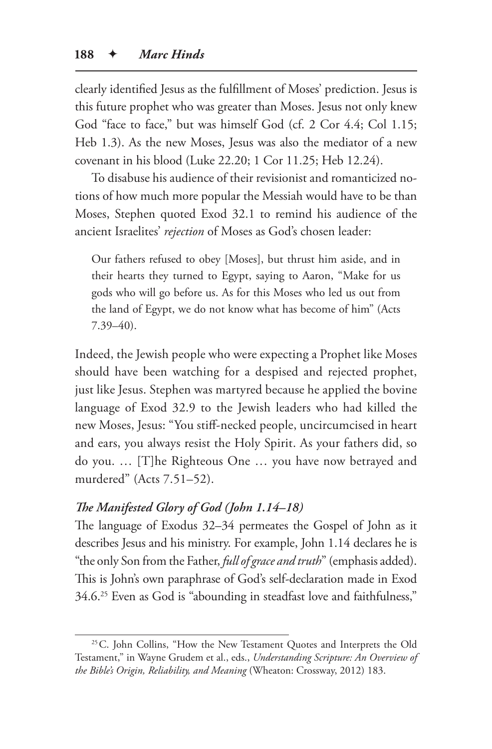clearly identified Jesus as the fulfillment of Moses' prediction. Jesus is this future prophet who was greater than Moses. Jesus not only knew God "face to face," but was himself God (cf. 2 Cor 4.4; Col 1.15; Heb 1.3). As the new Moses, Jesus was also the mediator of a new covenant in his blood (Luke 22.20; 1 Cor 11.25; Heb 12.24).

To disabuse his audience of their revisionist and romanticized notions of how much more popular the Messiah would have to be than Moses, Stephen quoted Exod 32.1 to remind his audience of the ancient Israelites' *rejection* of Moses as God's chosen leader:

> Our fathers refused to obey [Moses], but thrust him aside, and in their hearts they turned to Egypt, saying to Aaron, "Make for us gods who will go before us. As for this Moses who led us out from the land of Egypt, we do not know what has become of him" (Acts 7.39–40).

Indeed, the Jewish people who were expecting a Prophet like Moses should have been watching for a despised and rejected prophet, just like Jesus. Stephen was martyred because he applied the bovine language of Exod 32.9 to the Jewish leaders who had killed the new Moses, Jesus: "You stiff-necked people, uncircumcised in heart and ears, you always resist the Holy Spirit. As your fathers did, so do you. … [T]he Righteous One … you have now betrayed and murdered" (Acts 7.51–52).

### *The Manifested Glory of God (John 1.14–18)*

The language of Exodus 32–34 permeates the Gospel of John as it describes Jesus and his ministry. For example, John 1.14 declares he is "the only Son from the Father, *full of grace and truth*" (emphasis added). This is John's own paraphrase of God's self-declaration made in Exod 34.6.[25] Even as God is "abounding in steadfast love and faithfulness,"

---

[25] C. John Collins, "How the New Testament Quotes and Interprets the Old Testament," in Wayne Grudem et al., eds., *Understanding Scripture: An Overview of the Bible's Origin, Reliability, and Meaning* (Wheaton: Crossway, 2012) 183.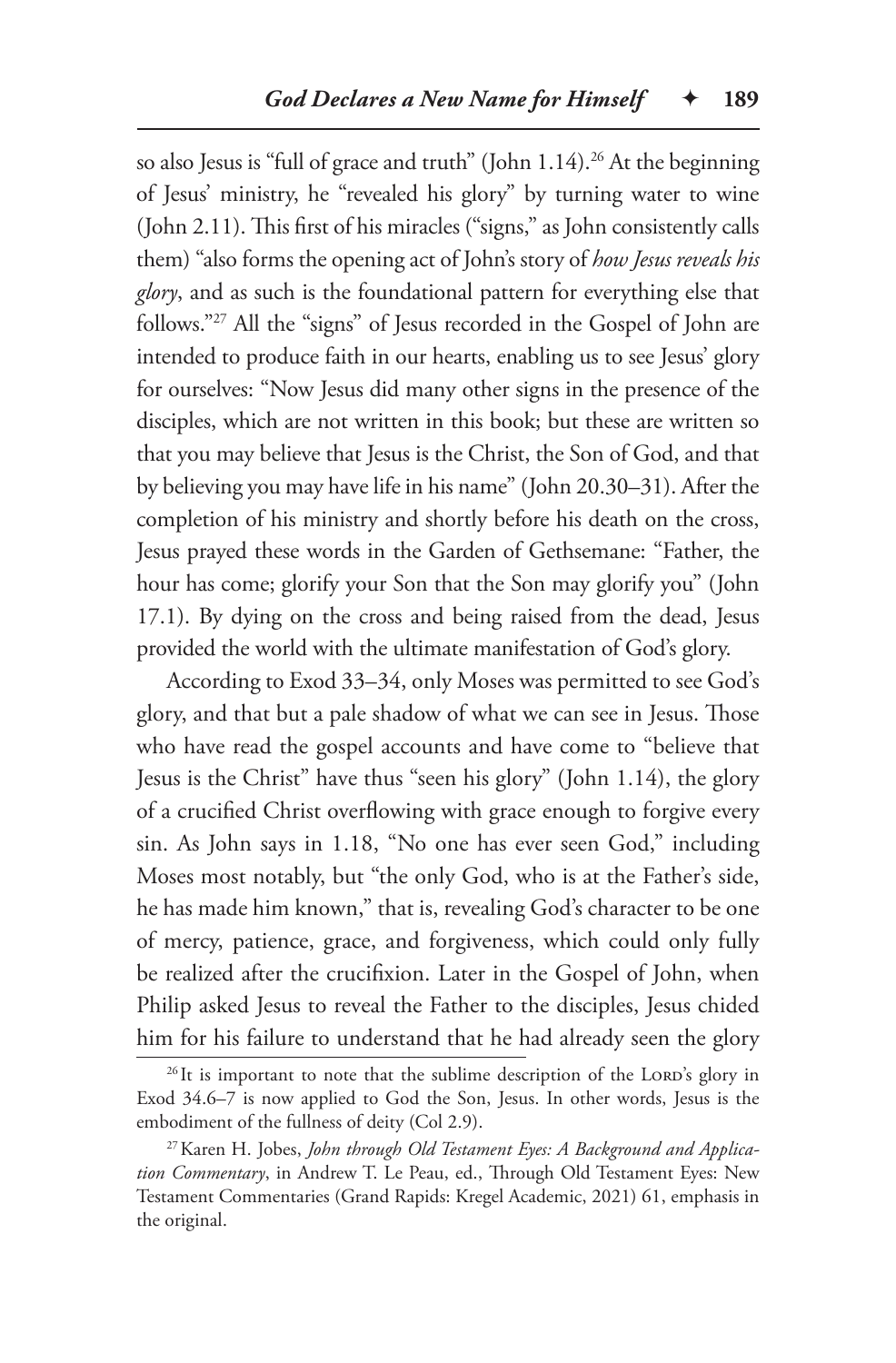so also Jesus is "full of grace and truth" (John 1.14).[26] At the beginning of Jesus' ministry, he "revealed his glory" by turning water to wine (John 2.11). This first of his miracles ("signs," as John consistently calls them) "also forms the opening act of John's story of *how Jesus reveals his glory*, and as such is the foundational pattern for everything else that follows."[27] All the "signs" of Jesus recorded in the Gospel of John are intended to produce faith in our hearts, enabling us to see Jesus' glory for ourselves: "Now Jesus did many other signs in the presence of the disciples, which are not written in this book; but these are written so that you may believe that Jesus is the Christ, the Son of God, and that by believing you may have life in his name" (John 20.30–31). After the completion of his ministry and shortly before his death on the cross, Jesus prayed these words in the Garden of Gethsemane: "Father, the hour has come; glorify your Son that the Son may glorify you" (John 17.1). By dying on the cross and being raised from the dead, Jesus provided the world with the ultimate manifestation of God's glory.

According to Exod 33–34, only Moses was permitted to see God's glory, and that but a pale shadow of what we can see in Jesus. Those who have read the gospel accounts and have come to "believe that Jesus is the Christ" have thus "seen his glory" (John 1.14), the glory of a crucified Christ overflowing with grace enough to forgive every sin. As John says in 1.18, "No one has ever seen God," including Moses most notably, but "the only God, who is at the Father's side, he has made him known," that is, revealing God's character to be one of mercy, patience, grace, and forgiveness, which could only fully be realized after the crucifixion. Later in the Gospel of John, when Philip asked Jesus to reveal the Father to the disciples, Jesus chided him for his failure to understand that he had already seen the glory

[26] It is important to note that the sublime description of the Lord's glory in Exod 34.6–7 is now applied to God the Son, Jesus. In other words, Jesus is the embodiment of the fullness of deity (Col 2.9).

[27] Karen H. Jobes, *John through Old Testament Eyes: A Background and Application Commentary*, in Andrew T. Le Peau, ed., Through Old Testament Eyes: New Testament Commentaries (Grand Rapids: Kregel Academic, 2021) 61, emphasis in the original.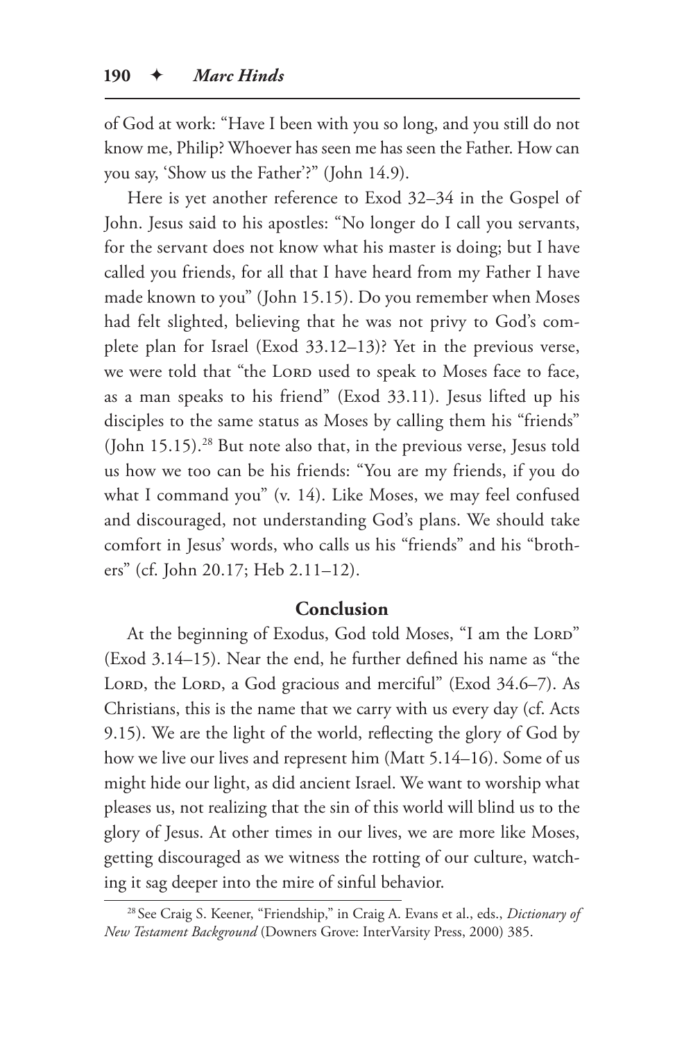of God at work: "Have I been with you so long, and you still do not know me, Philip? Whoever has seen me has seen the Father. How can you say, 'Show us the Father'?" (John 14.9).

Here is yet another reference to Exod 32–34 in the Gospel of John. Jesus said to his apostles: "No longer do I call you servants, for the servant does not know what his master is doing; but I have called you friends, for all that I have heard from my Father I have made known to you" (John 15.15). Do you remember when Moses had felt slighted, believing that he was not privy to God's complete plan for Israel (Exod 33.12–13)? Yet in the previous verse, we were told that "the LORD used to speak to Moses face to face, as a man speaks to his friend" (Exod 33.11). Jesus lifted up his disciples to the same status as Moses by calling them his "friends" (John 15.15).[28] But note also that, in the previous verse, Jesus told us how we too can be his friends: "You are my friends, if you do what I command you" (v. 14). Like Moses, we may feel confused and discouraged, not understanding God's plans. We should take comfort in Jesus' words, who calls us his "friends" and his "brothers" (cf. John 20.17; Heb 2.11–12).

## Conclusion

At the beginning of Exodus, God told Moses, "I am the LORD" (Exod 3.14–15). Near the end, he further defined his name as "the LORD, the LORD, a God gracious and merciful" (Exod 34.6–7). As Christians, this is the name that we carry with us every day (cf. Acts 9.15). We are the light of the world, reflecting the glory of God by how we live our lives and represent him (Matt 5.14–16). Some of us might hide our light, as did ancient Israel. We want to worship what pleases us, not realizing that the sin of this world will blind us to the glory of Jesus. At other times in our lives, we are more like Moses, getting discouraged as we witness the rotting of our culture, watching it sag deeper into the mire of sinful behavior.

---

[28] See Craig S. Keener, "Friendship," in Craig A. Evans et al., eds., *Dictionary of New Testament Background* (Downers Grove: InterVarsity Press, 2000) 385.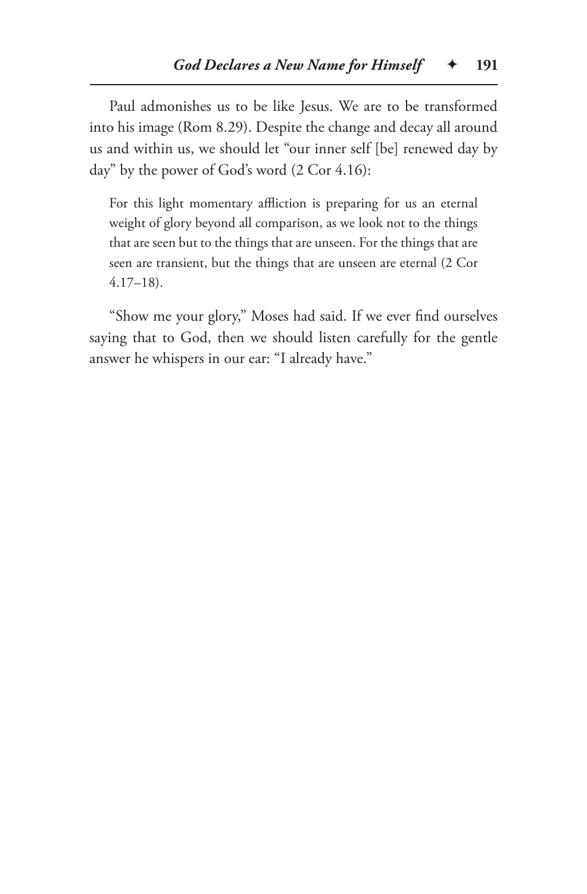Paul admonishes us to be like Jesus. We are to be transformed into his image (Rom 8.29). Despite the change and decay all around us and within us, we should let "our inner self [be] renewed day by day" by the power of God's word (2 Cor 4.16):

> For this light momentary affliction is preparing for us an eternal weight of glory beyond all comparison, as we look not to the things that are seen but to the things that are unseen. For the things that are seen are transient, but the things that are unseen are eternal (2 Cor 4.17–18).

"Show me your glory," Moses had said. If we ever find ourselves saying that to God, then we should listen carefully for the gentle answer he whispers in our ear: "I already have."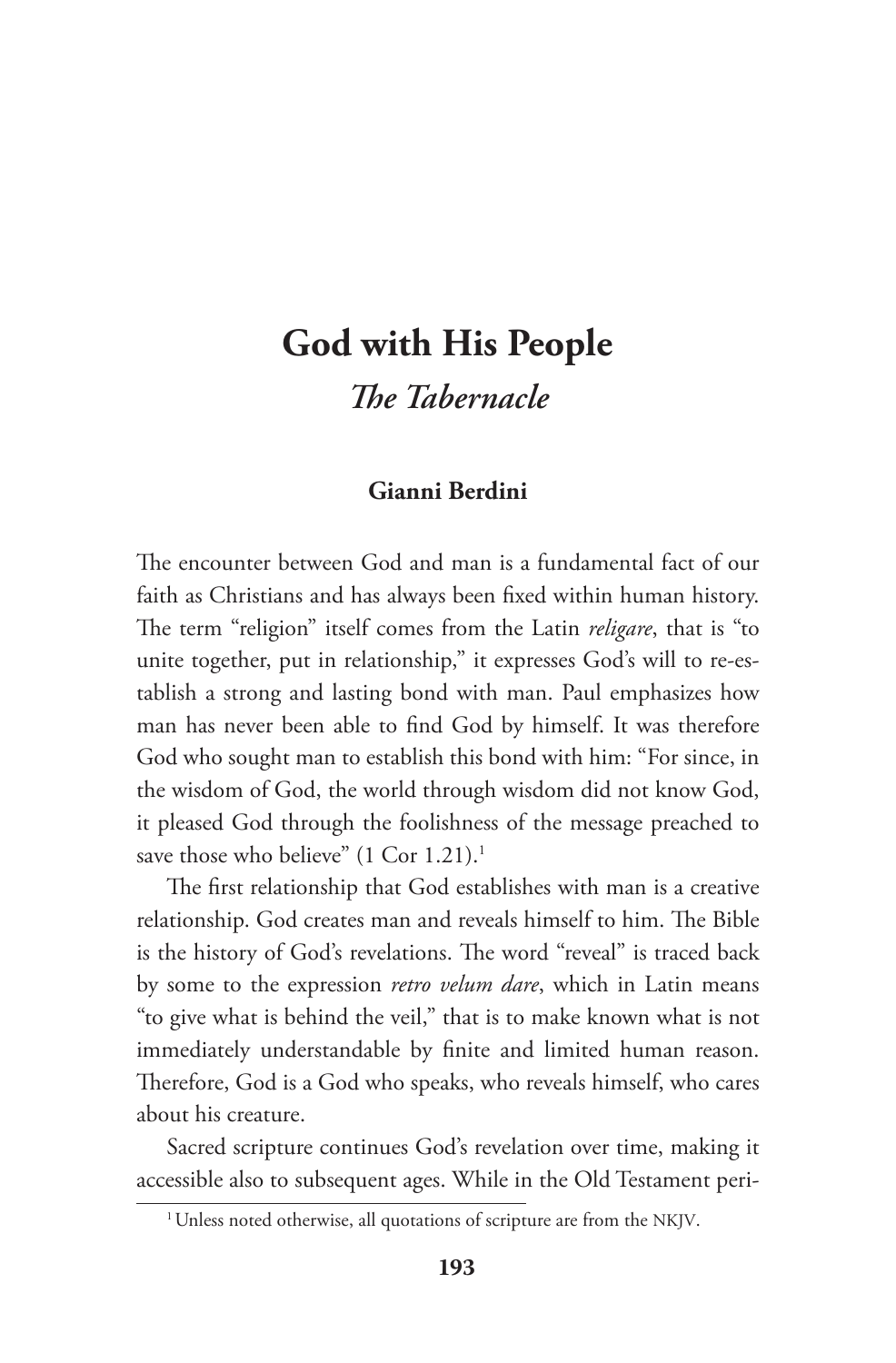# God with His People

## *The Tabernacle*

**Gianni Berdini**

The encounter between God and man is a fundamental fact of our faith as Christians and has always been fixed within human history. The term "religion" itself comes from the Latin *religare*, that is "to unite together, put in relationship," it expresses God's will to re-establish a strong and lasting bond with man. Paul emphasizes how man has never been able to find God by himself. It was therefore God who sought man to establish this bond with him: "For since, in the wisdom of God, the world through wisdom did not know God, it pleased God through the foolishness of the message preached to save those who believe" (1 Cor 1.21).[1]

The first relationship that God establishes with man is a creative relationship. God creates man and reveals himself to him. The Bible is the history of God's revelations. The word "reveal" is traced back by some to the expression *retro velum dare*, which in Latin means "to give what is behind the veil," that is to make known what is not immediately understandable by finite and limited human reason. Therefore, God is a God who speaks, who reveals himself, who cares about his creature.

Sacred scripture continues God's revelation over time, making it accessible also to subsequent ages. While in the Old Testament peri-

[1] Unless noted otherwise, all quotations of scripture are from the NKJV.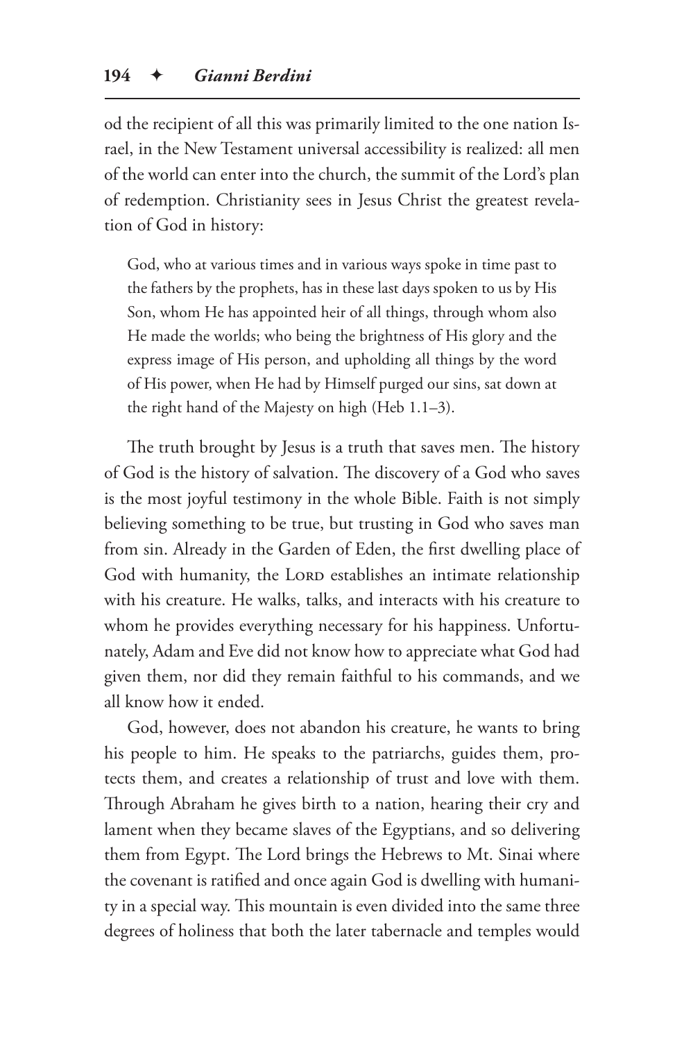od the recipient of all this was primarily limited to the one nation Israel, in the New Testament universal accessibility is realized: all men of the world can enter into the church, the summit of the Lord's plan of redemption. Christianity sees in Jesus Christ the greatest revelation of God in history:

> God, who at various times and in various ways spoke in time past to the fathers by the prophets, has in these last days spoken to us by His Son, whom He has appointed heir of all things, through whom also He made the worlds; who being the brightness of His glory and the express image of His person, and upholding all things by the word of His power, when He had by Himself purged our sins, sat down at the right hand of the Majesty on high (Heb 1.1–3).

The truth brought by Jesus is a truth that saves men. The history of God is the history of salvation. The discovery of a God who saves is the most joyful testimony in the whole Bible. Faith is not simply believing something to be true, but trusting in God who saves man from sin. Already in the Garden of Eden, the first dwelling place of God with humanity, the Lord establishes an intimate relationship with his creature. He walks, talks, and interacts with his creature to whom he provides everything necessary for his happiness. Unfortunately, Adam and Eve did not know how to appreciate what God had given them, nor did they remain faithful to his commands, and we all know how it ended.

God, however, does not abandon his creature, he wants to bring his people to him. He speaks to the patriarchs, guides them, protects them, and creates a relationship of trust and love with them. Through Abraham he gives birth to a nation, hearing their cry and lament when they became slaves of the Egyptians, and so delivering them from Egypt. The Lord brings the Hebrews to Mt. Sinai where the covenant is ratified and once again God is dwelling with humanity in a special way. This mountain is even divided into the same three degrees of holiness that both the later tabernacle and temples would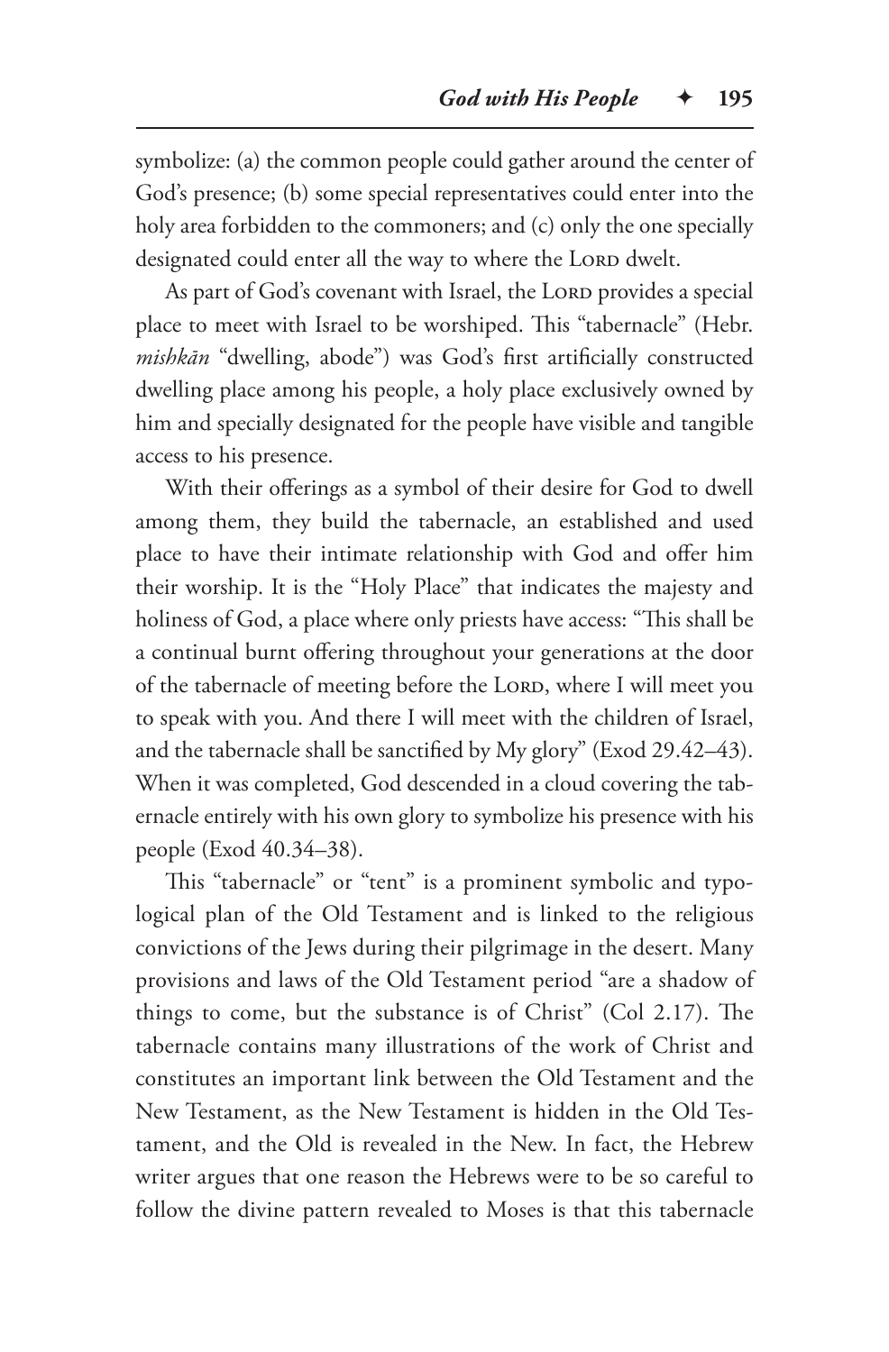symbolize: (a) the common people could gather around the center of God's presence; (b) some special representatives could enter into the holy area forbidden to the commoners; and (c) only the one specially designated could enter all the way to where the LORD dwelt.

As part of God's covenant with Israel, the LORD provides a special place to meet with Israel to be worshiped. This "tabernacle" (Hebr. *mishkān* "dwelling, abode") was God's first artificially constructed dwelling place among his people, a holy place exclusively owned by him and specially designated for the people have visible and tangible access to his presence.

With their offerings as a symbol of their desire for God to dwell among them, they build the tabernacle, an established and used place to have their intimate relationship with God and offer him their worship. It is the "Holy Place" that indicates the majesty and holiness of God, a place where only priests have access: "This shall be a continual burnt offering throughout your generations at the door of the tabernacle of meeting before the LORD, where I will meet you to speak with you. And there I will meet with the children of Israel, and the tabernacle shall be sanctified by My glory" (Exod 29.42–43). When it was completed, God descended in a cloud covering the tabernacle entirely with his own glory to symbolize his presence with his people (Exod 40.34–38).

This "tabernacle" or "tent" is a prominent symbolic and typological plan of the Old Testament and is linked to the religious convictions of the Jews during their pilgrimage in the desert. Many provisions and laws of the Old Testament period "are a shadow of things to come, but the substance is of Christ" (Col 2.17). The tabernacle contains many illustrations of the work of Christ and constitutes an important link between the Old Testament and the New Testament, as the New Testament is hidden in the Old Testament, and the Old is revealed in the New. In fact, the Hebrew writer argues that one reason the Hebrews were to be so careful to follow the divine pattern revealed to Moses is that this tabernacle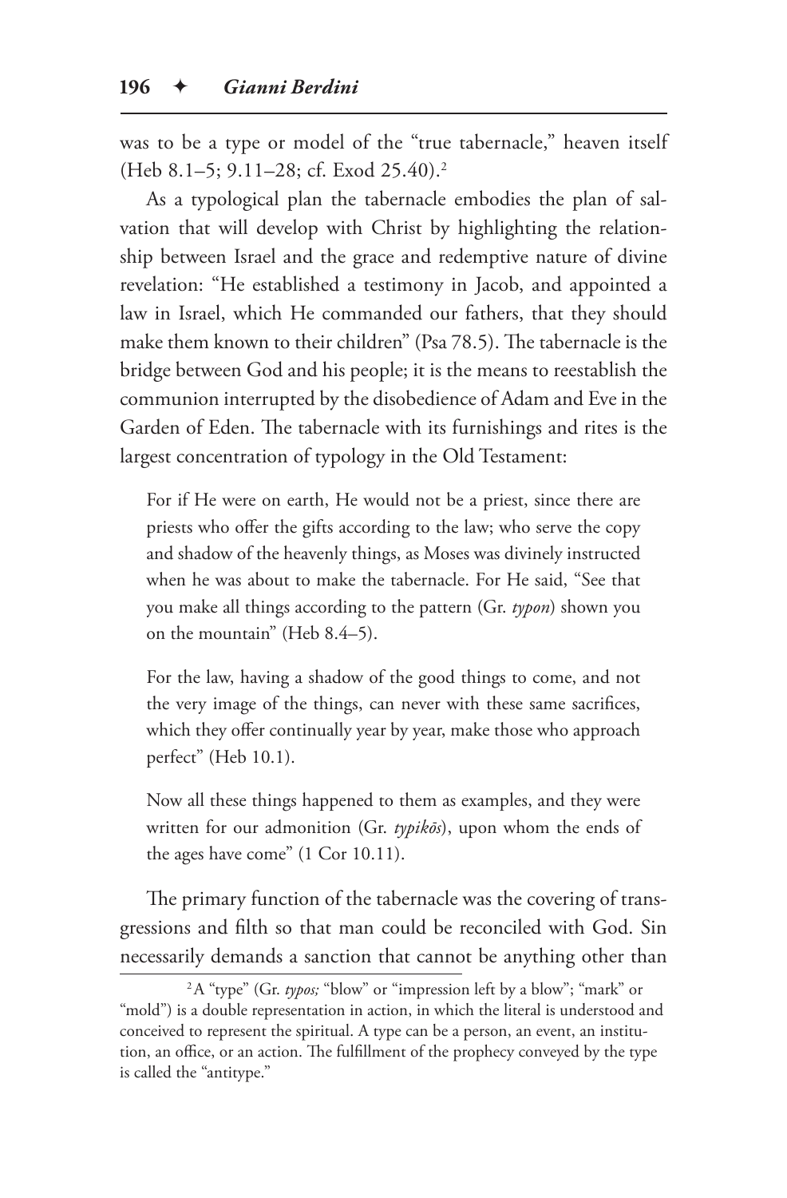was to be a type or model of the "true tabernacle," heaven itself (Heb 8.1–5; 9.11–28; cf. Exod 25.40).[2]

As a typological plan the tabernacle embodies the plan of salvation that will develop with Christ by highlighting the relationship between Israel and the grace and redemptive nature of divine revelation: "He established a testimony in Jacob, and appointed a law in Israel, which He commanded our fathers, that they should make them known to their children" (Psa 78.5). The tabernacle is the bridge between God and his people; it is the means to reestablish the communion interrupted by the disobedience of Adam and Eve in the Garden of Eden. The tabernacle with its furnishings and rites is the largest concentration of typology in the Old Testament:

> For if He were on earth, He would not be a priest, since there are priests who offer the gifts according to the law; who serve the copy and shadow of the heavenly things, as Moses was divinely instructed when he was about to make the tabernacle. For He said, "See that you make all things according to the pattern (Gr. *typon*) shown you on the mountain" (Heb 8.4–5).
>
> For the law, having a shadow of the good things to come, and not the very image of the things, can never with these same sacrifices, which they offer continually year by year, make those who approach perfect" (Heb 10.1).
>
> Now all these things happened to them as examples, and they were written for our admonition (Gr. *typikōs*), upon whom the ends of the ages have come" (1 Cor 10.11).

The primary function of the tabernacle was the covering of transgressions and filth so that man could be reconciled with God. Sin necessarily demands a sanction that cannot be anything other than

---

[2] A "type" (Gr. *typos;* "blow" or "impression left by a blow"; "mark" or "mold") is a double representation in action, in which the literal is understood and conceived to represent the spiritual. A type can be a person, an event, an institution, an office, or an action. The fulfillment of the prophecy conveyed by the type is called the "antitype."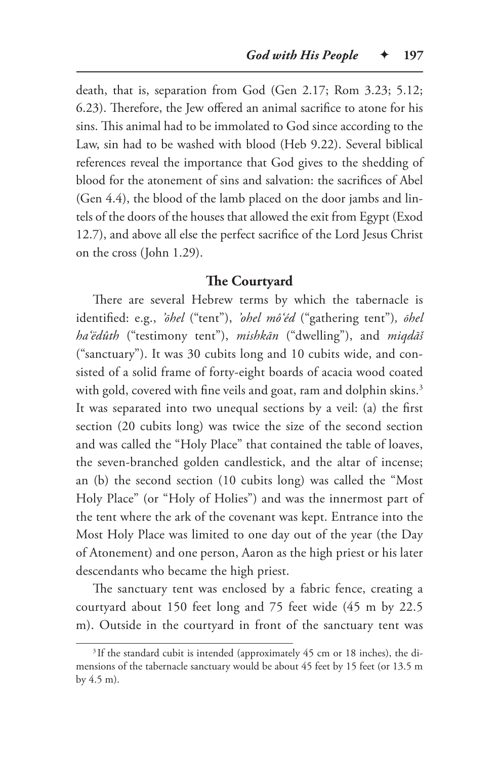death, that is, separation from God (Gen 2.17; Rom 3.23; 5.12; 6.23). Therefore, the Jew offered an animal sacrifice to atone for his sins. This animal had to be immolated to God since according to the Law, sin had to be washed with blood (Heb 9.22). Several biblical references reveal the importance that God gives to the shedding of blood for the atonement of sins and salvation: the sacrifices of Abel (Gen 4.4), the blood of the lamb placed on the door jambs and lintels of the doors of the houses that allowed the exit from Egypt (Exod 12.7), and above all else the perfect sacrifice of the Lord Jesus Christ on the cross (John 1.29).

## The Courtyard

There are several Hebrew terms by which the tabernacle is identified: e.g., *ʾōhel* ("tent"), *ʾohel môʿéd* ("gathering tent"), *ōhel haʿëdûth* ("testimony tent"), *mishkān* ("dwelling"), and *miqdāš* ("sanctuary"). It was 30 cubits long and 10 cubits wide, and consisted of a solid frame of forty-eight boards of acacia wood coated with gold, covered with fine veils and goat, ram and dolphin skins.[3] It was separated into two unequal sections by a veil: (a) the first section (20 cubits long) was twice the size of the second section and was called the "Holy Place" that contained the table of loaves, the seven-branched golden candlestick, and the altar of incense; an (b) the second section (10 cubits long) was called the "Most Holy Place" (or "Holy of Holies") and was the innermost part of the tent where the ark of the covenant was kept. Entrance into the Most Holy Place was limited to one day out of the year (the Day of Atonement) and one person, Aaron as the high priest or his later descendants who became the high priest.

The sanctuary tent was enclosed by a fabric fence, creating a courtyard about 150 feet long and 75 feet wide (45 m by 22.5 m). Outside in the courtyard in front of the sanctuary tent was

[3] If the standard cubit is intended (approximately 45 cm or 18 inches), the dimensions of the tabernacle sanctuary would be about 45 feet by 15 feet (or 13.5 m by 4.5 m).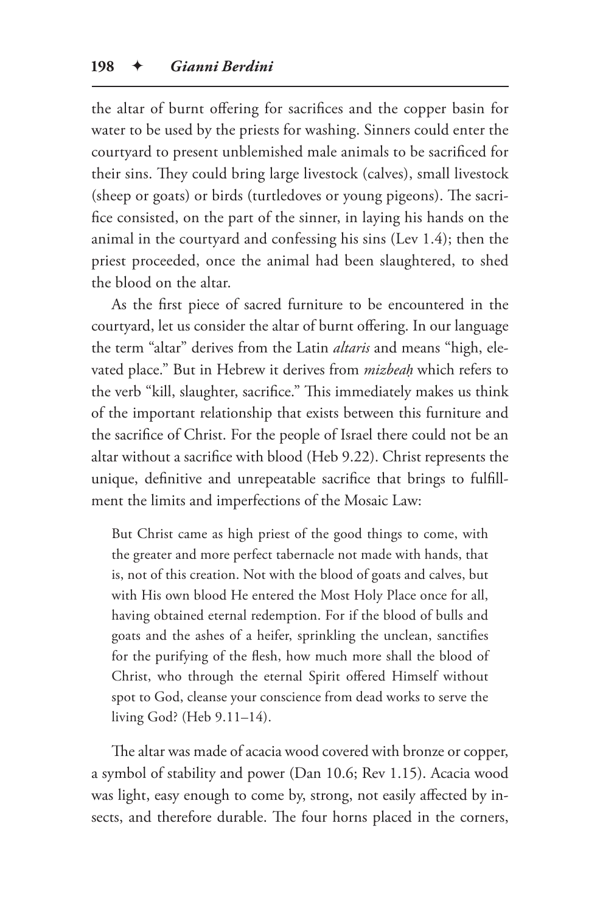the altar of burnt offering for sacrifices and the copper basin for water to be used by the priests for washing. Sinners could enter the courtyard to present unblemished male animals to be sacrificed for their sins. They could bring large livestock (calves), small livestock (sheep or goats) or birds (turtledoves or young pigeons). The sacrifice consisted, on the part of the sinner, in laying his hands on the animal in the courtyard and confessing his sins (Lev 1.4); then the priest proceeded, once the animal had been slaughtered, to shed the blood on the altar.

As the first piece of sacred furniture to be encountered in the courtyard, let us consider the altar of burnt offering. In our language the term "altar" derives from the Latin *altaris* and means "high, elevated place." But in Hebrew it derives from *mizbeaḥ* which refers to the verb "kill, slaughter, sacrifice." This immediately makes us think of the important relationship that exists between this furniture and the sacrifice of Christ. For the people of Israel there could not be an altar without a sacrifice with blood (Heb 9.22). Christ represents the unique, definitive and unrepeatable sacrifice that brings to fulfillment the limits and imperfections of the Mosaic Law:

> But Christ came as high priest of the good things to come, with the greater and more perfect tabernacle not made with hands, that is, not of this creation. Not with the blood of goats and calves, but with His own blood He entered the Most Holy Place once for all, having obtained eternal redemption. For if the blood of bulls and goats and the ashes of a heifer, sprinkling the unclean, sanctifies for the purifying of the flesh, how much more shall the blood of Christ, who through the eternal Spirit offered Himself without spot to God, cleanse your conscience from dead works to serve the living God? (Heb 9.11–14).

The altar was made of acacia wood covered with bronze or copper, a symbol of stability and power (Dan 10.6; Rev 1.15). Acacia wood was light, easy enough to come by, strong, not easily affected by insects, and therefore durable. The four horns placed in the corners,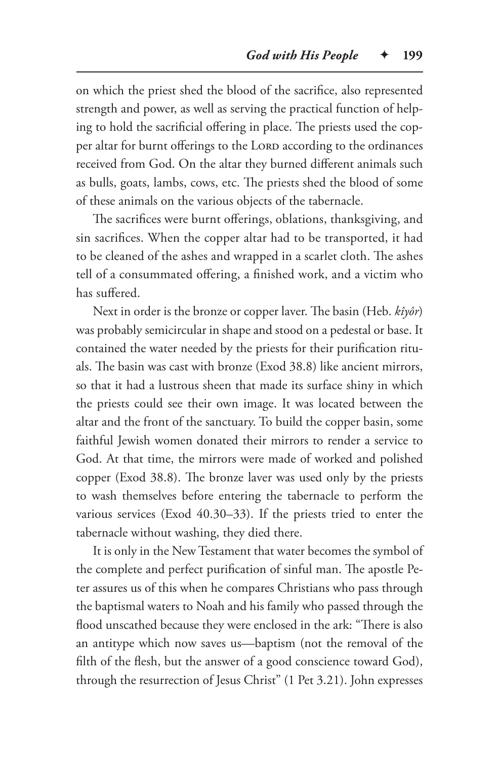on which the priest shed the blood of the sacrifice, also represented strength and power, as well as serving the practical function of helping to hold the sacrificial offering in place. The priests used the copper altar for burnt offerings to the Lord according to the ordinances received from God. On the altar they burned different animals such as bulls, goats, lambs, cows, etc. The priests shed the blood of some of these animals on the various objects of the tabernacle.

The sacrifices were burnt offerings, oblations, thanksgiving, and sin sacrifices. When the copper altar had to be transported, it had to be cleaned of the ashes and wrapped in a scarlet cloth. The ashes tell of a consummated offering, a finished work, and a victim who has suffered.

Next in order is the bronze or copper laver. The basin (Heb. *kîyôr*) was probably semicircular in shape and stood on a pedestal or base. It contained the water needed by the priests for their purification rituals. The basin was cast with bronze (Exod 38.8) like ancient mirrors, so that it had a lustrous sheen that made its surface shiny in which the priests could see their own image. It was located between the altar and the front of the sanctuary. To build the copper basin, some faithful Jewish women donated their mirrors to render a service to God. At that time, the mirrors were made of worked and polished copper (Exod 38.8). The bronze laver was used only by the priests to wash themselves before entering the tabernacle to perform the various services (Exod 40.30–33). If the priests tried to enter the tabernacle without washing, they died there.

It is only in the New Testament that water becomes the symbol of the complete and perfect purification of sinful man. The apostle Peter assures us of this when he compares Christians who pass through the baptismal waters to Noah and his family who passed through the flood unscathed because they were enclosed in the ark: "There is also an antitype which now saves us—baptism (not the removal of the filth of the flesh, but the answer of a good conscience toward God), through the resurrection of Jesus Christ" (1 Pet 3.21). John expresses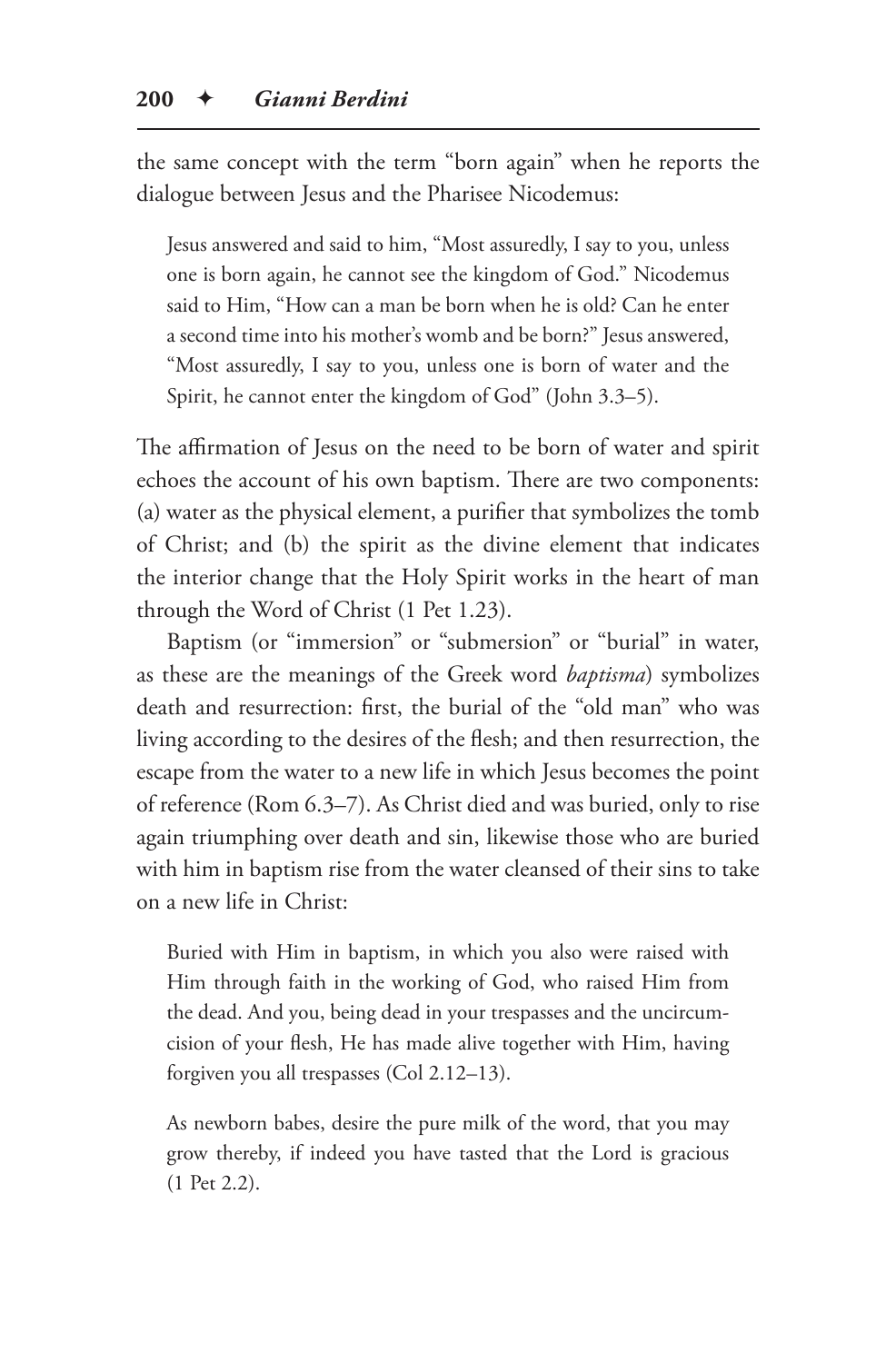the same concept with the term "born again" when he reports the dialogue between Jesus and the Pharisee Nicodemus:

> Jesus answered and said to him, "Most assuredly, I say to you, unless one is born again, he cannot see the kingdom of God." Nicodemus said to Him, "How can a man be born when he is old? Can he enter a second time into his mother's womb and be born?" Jesus answered, "Most assuredly, I say to you, unless one is born of water and the Spirit, he cannot enter the kingdom of God" (John 3.3–5).

The affirmation of Jesus on the need to be born of water and spirit echoes the account of his own baptism. There are two components: (a) water as the physical element, a purifier that symbolizes the tomb of Christ; and (b) the spirit as the divine element that indicates the interior change that the Holy Spirit works in the heart of man through the Word of Christ (1 Pet 1.23).

Baptism (or "immersion" or "submersion" or "burial" in water, as these are the meanings of the Greek word *baptisma*) symbolizes death and resurrection: first, the burial of the "old man" who was living according to the desires of the flesh; and then resurrection, the escape from the water to a new life in which Jesus becomes the point of reference (Rom 6.3–7). As Christ died and was buried, only to rise again triumphing over death and sin, likewise those who are buried with him in baptism rise from the water cleansed of their sins to take on a new life in Christ:

> Buried with Him in baptism, in which you also were raised with Him through faith in the working of God, who raised Him from the dead. And you, being dead in your trespasses and the uncircumcision of your flesh, He has made alive together with Him, having forgiven you all trespasses (Col 2.12–13).

> As newborn babes, desire the pure milk of the word, that you may grow thereby, if indeed you have tasted that the Lord is gracious (1 Pet 2.2).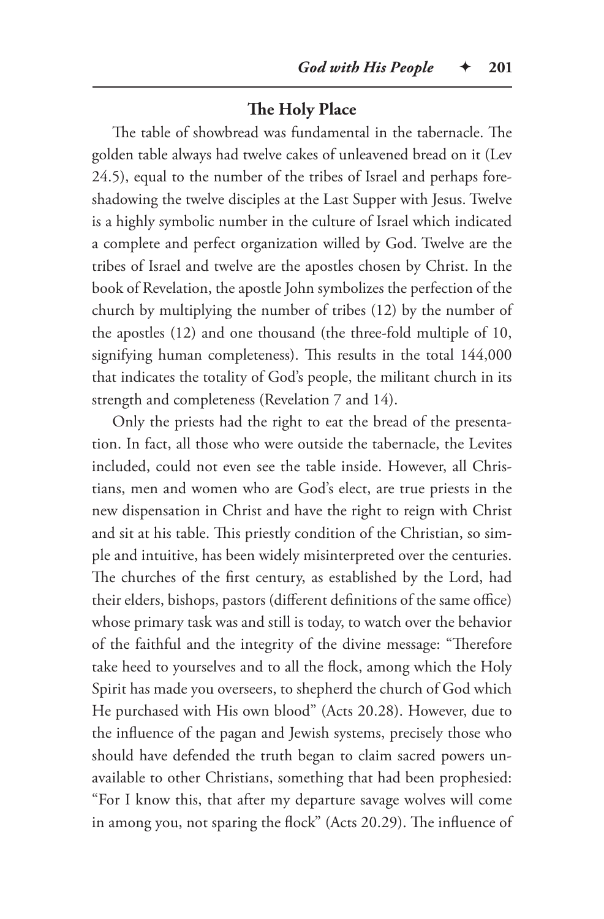### The Holy Place

The table of showbread was fundamental in the tabernacle. The golden table always had twelve cakes of unleavened bread on it (Lev 24.5), equal to the number of the tribes of Israel and perhaps foreshadowing the twelve disciples at the Last Supper with Jesus. Twelve is a highly symbolic number in the culture of Israel which indicated a complete and perfect organization willed by God. Twelve are the tribes of Israel and twelve are the apostles chosen by Christ. In the book of Revelation, the apostle John symbolizes the perfection of the church by multiplying the number of tribes (12) by the number of the apostles (12) and one thousand (the three-fold multiple of 10, signifying human completeness). This results in the total 144,000 that indicates the totality of God's people, the militant church in its strength and completeness (Revelation 7 and 14).

Only the priests had the right to eat the bread of the presentation. In fact, all those who were outside the tabernacle, the Levites included, could not even see the table inside. However, all Christians, men and women who are God's elect, are true priests in the new dispensation in Christ and have the right to reign with Christ and sit at his table. This priestly condition of the Christian, so simple and intuitive, has been widely misinterpreted over the centuries. The churches of the first century, as established by the Lord, had their elders, bishops, pastors (different definitions of the same office) whose primary task was and still is today, to watch over the behavior of the faithful and the integrity of the divine message: "Therefore take heed to yourselves and to all the flock, among which the Holy Spirit has made you overseers, to shepherd the church of God which He purchased with His own blood" (Acts 20.28). However, due to the influence of the pagan and Jewish systems, precisely those who should have defended the truth began to claim sacred powers unavailable to other Christians, something that had been prophesied: "For I know this, that after my departure savage wolves will come in among you, not sparing the flock" (Acts 20.29). The influence of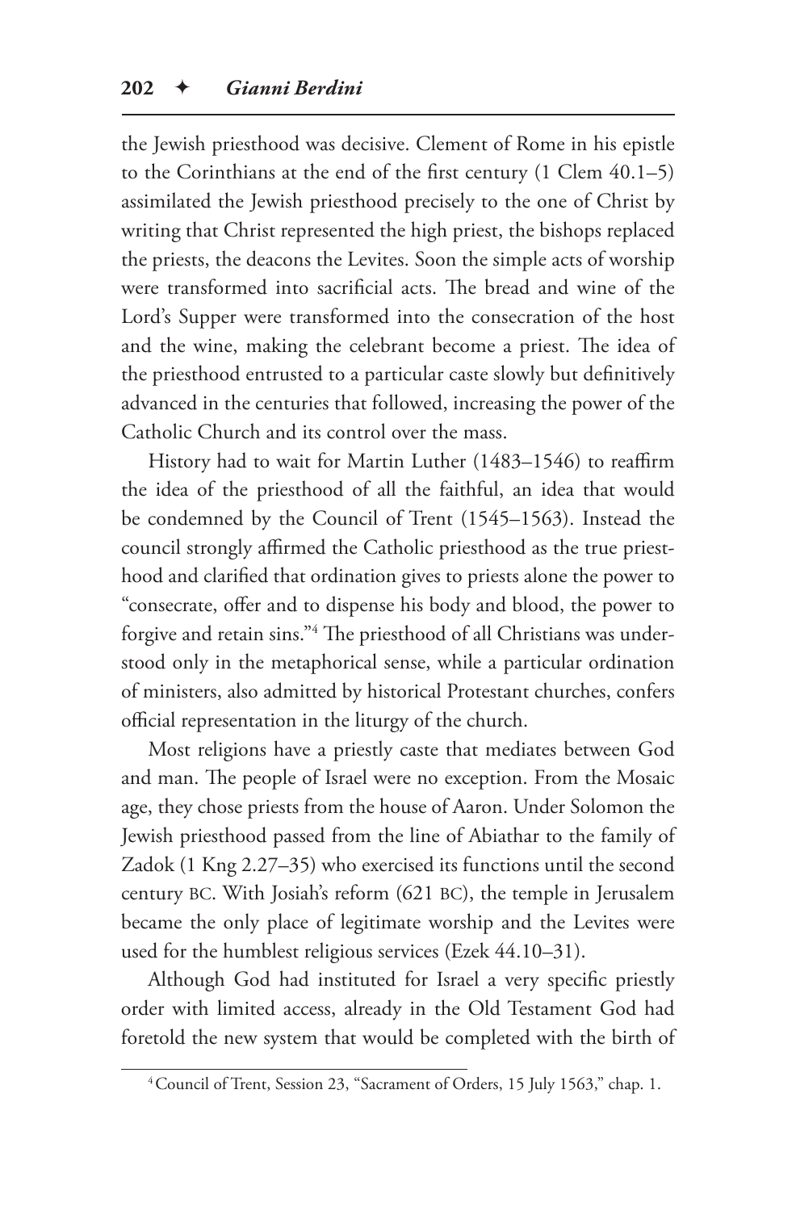the Jewish priesthood was decisive. Clement of Rome in his epistle to the Corinthians at the end of the first century (1 Clem 40.1–5) assimilated the Jewish priesthood precisely to the one of Christ by writing that Christ represented the high priest, the bishops replaced the priests, the deacons the Levites. Soon the simple acts of worship were transformed into sacrificial acts. The bread and wine of the Lord's Supper were transformed into the consecration of the host and the wine, making the celebrant become a priest. The idea of the priesthood entrusted to a particular caste slowly but definitively advanced in the centuries that followed, increasing the power of the Catholic Church and its control over the mass.

History had to wait for Martin Luther (1483–1546) to reaffirm the idea of the priesthood of all the faithful, an idea that would be condemned by the Council of Trent (1545–1563). Instead the council strongly affirmed the Catholic priesthood as the true priesthood and clarified that ordination gives to priests alone the power to "consecrate, offer and to dispense his body and blood, the power to forgive and retain sins."[4] The priesthood of all Christians was understood only in the metaphorical sense, while a particular ordination of ministers, also admitted by historical Protestant churches, confers official representation in the liturgy of the church.

Most religions have a priestly caste that mediates between God and man. The people of Israel were no exception. From the Mosaic age, they chose priests from the house of Aaron. Under Solomon the Jewish priesthood passed from the line of Abiathar to the family of Zadok (1 Kng 2.27–35) who exercised its functions until the second century BC. With Josiah's reform (621 BC), the temple in Jerusalem became the only place of legitimate worship and the Levites were used for the humblest religious services (Ezek 44.10–31).

Although God had instituted for Israel a very specific priestly order with limited access, already in the Old Testament God had foretold the new system that would be completed with the birth of

[4] Council of Trent, Session 23, "Sacrament of Orders, 15 July 1563," chap. 1.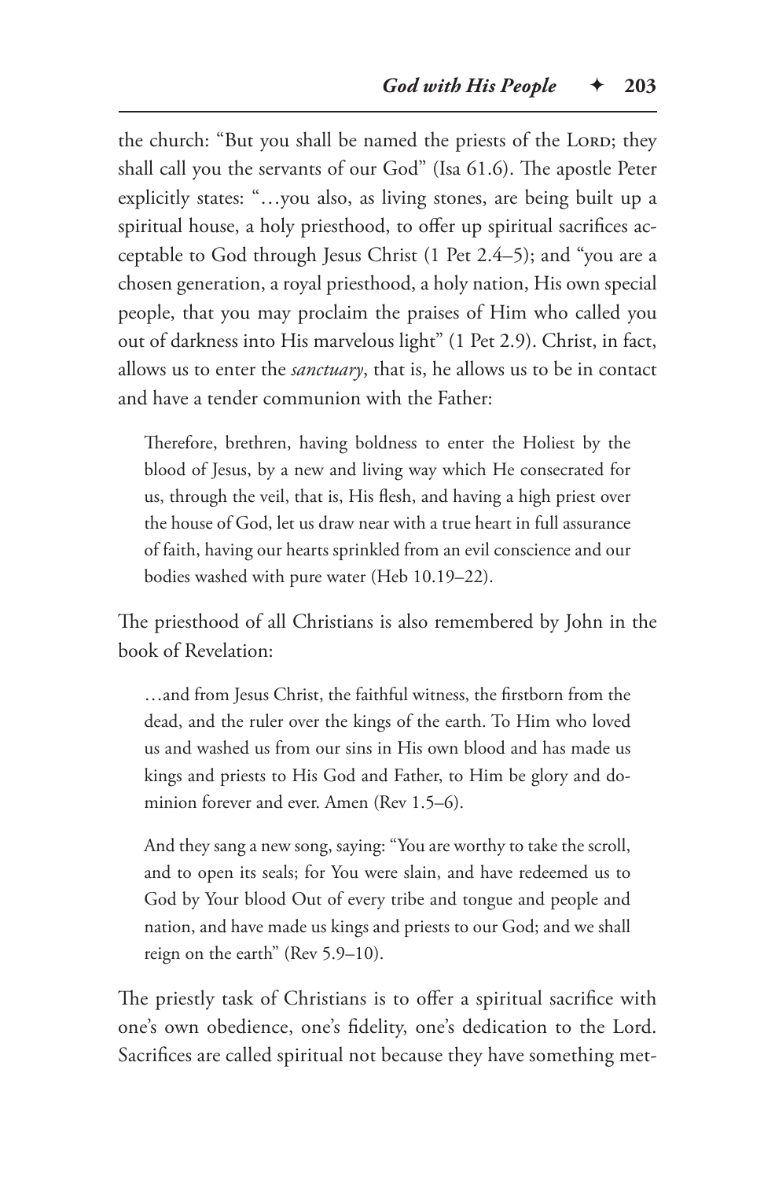the church: "But you shall be named the priests of the Lord; they shall call you the servants of our God" (Isa 61.6). The apostle Peter explicitly states: "…you also, as living stones, are being built up a spiritual house, a holy priesthood, to offer up spiritual sacrifices acceptable to God through Jesus Christ (1 Pet 2.4–5); and "you are a chosen generation, a royal priesthood, a holy nation, His own special people, that you may proclaim the praises of Him who called you out of darkness into His marvelous light" (1 Pet 2.9). Christ, in fact, allows us to enter the *sanctuary*, that is, he allows us to be in contact and have a tender communion with the Father:

> Therefore, brethren, having boldness to enter the Holiest by the blood of Jesus, by a new and living way which He consecrated for us, through the veil, that is, His flesh, and having a high priest over the house of God, let us draw near with a true heart in full assurance of faith, having our hearts sprinkled from an evil conscience and our bodies washed with pure water (Heb 10.19–22).

The priesthood of all Christians is also remembered by John in the book of Revelation:

> …and from Jesus Christ, the faithful witness, the firstborn from the dead, and the ruler over the kings of the earth. To Him who loved us and washed us from our sins in His own blood and has made us kings and priests to His God and Father, to Him be glory and dominion forever and ever. Amen (Rev 1.5–6).

> And they sang a new song, saying: "You are worthy to take the scroll, and to open its seals; for You were slain, and have redeemed us to God by Your blood Out of every tribe and tongue and people and nation, and have made us kings and priests to our God; and we shall reign on the earth" (Rev 5.9–10).

The priestly task of Christians is to offer a spiritual sacrifice with one's own obedience, one's fidelity, one's dedication to the Lord. Sacrifices are called spiritual not because they have something met-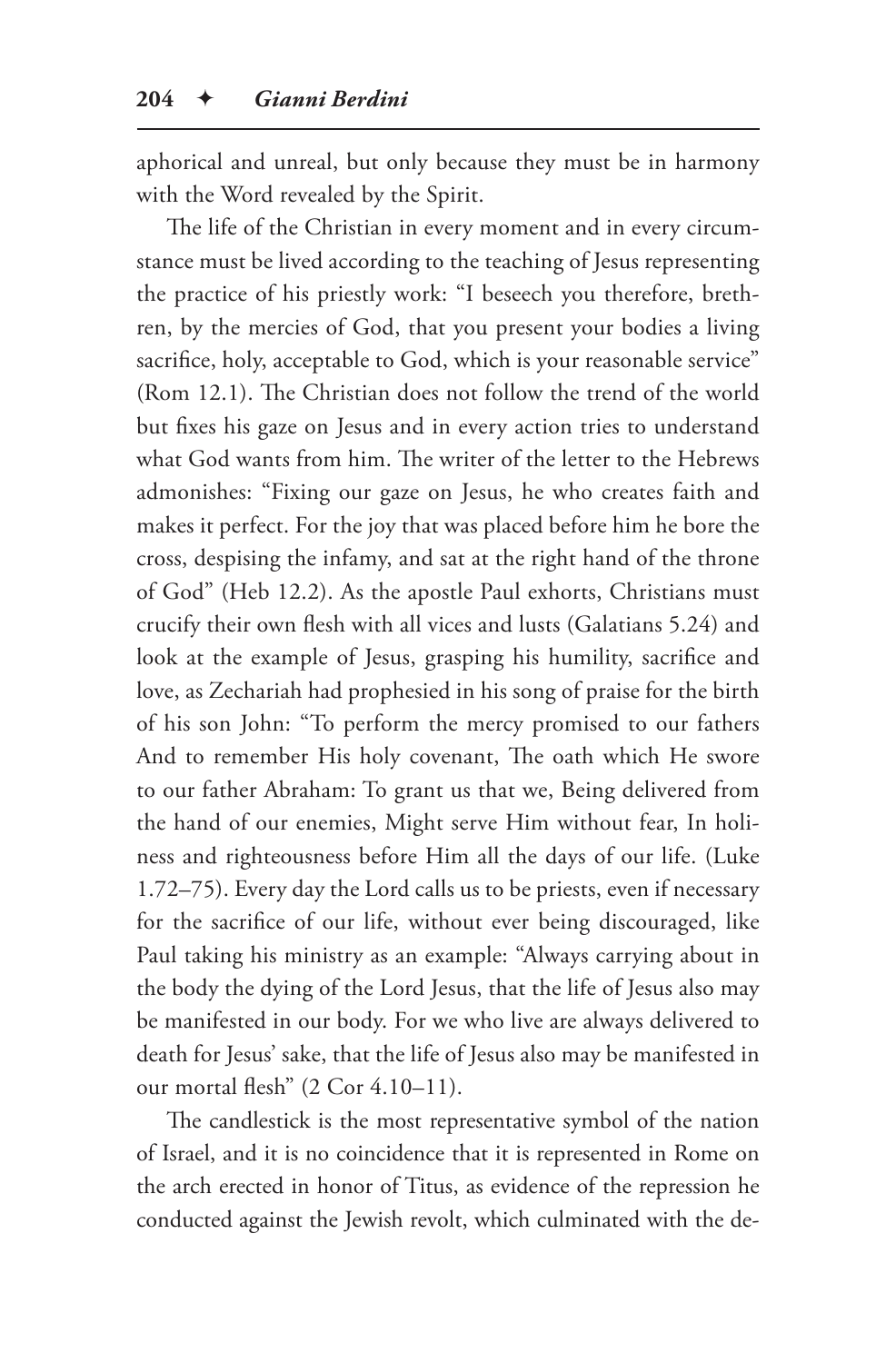aphorical and unreal, but only because they must be in harmony with the Word revealed by the Spirit.

The life of the Christian in every moment and in every circumstance must be lived according to the teaching of Jesus representing the practice of his priestly work: "I beseech you therefore, brethren, by the mercies of God, that you present your bodies a living sacrifice, holy, acceptable to God, which is your reasonable service" (Rom 12.1). The Christian does not follow the trend of the world but fixes his gaze on Jesus and in every action tries to understand what God wants from him. The writer of the letter to the Hebrews admonishes: "Fixing our gaze on Jesus, he who creates faith and makes it perfect. For the joy that was placed before him he bore the cross, despising the infamy, and sat at the right hand of the throne of God" (Heb 12.2). As the apostle Paul exhorts, Christians must crucify their own flesh with all vices and lusts (Galatians 5.24) and look at the example of Jesus, grasping his humility, sacrifice and love, as Zechariah had prophesied in his song of praise for the birth of his son John: "To perform the mercy promised to our fathers And to remember His holy covenant, The oath which He swore to our father Abraham: To grant us that we, Being delivered from the hand of our enemies, Might serve Him without fear, In holiness and righteousness before Him all the days of our life. (Luke 1.72–75). Every day the Lord calls us to be priests, even if necessary for the sacrifice of our life, without ever being discouraged, like Paul taking his ministry as an example: "Always carrying about in the body the dying of the Lord Jesus, that the life of Jesus also may be manifested in our body. For we who live are always delivered to death for Jesus' sake, that the life of Jesus also may be manifested in our mortal flesh" (2 Cor 4.10–11).

The candlestick is the most representative symbol of the nation of Israel, and it is no coincidence that it is represented in Rome on the arch erected in honor of Titus, as evidence of the repression he conducted against the Jewish revolt, which culminated with the de-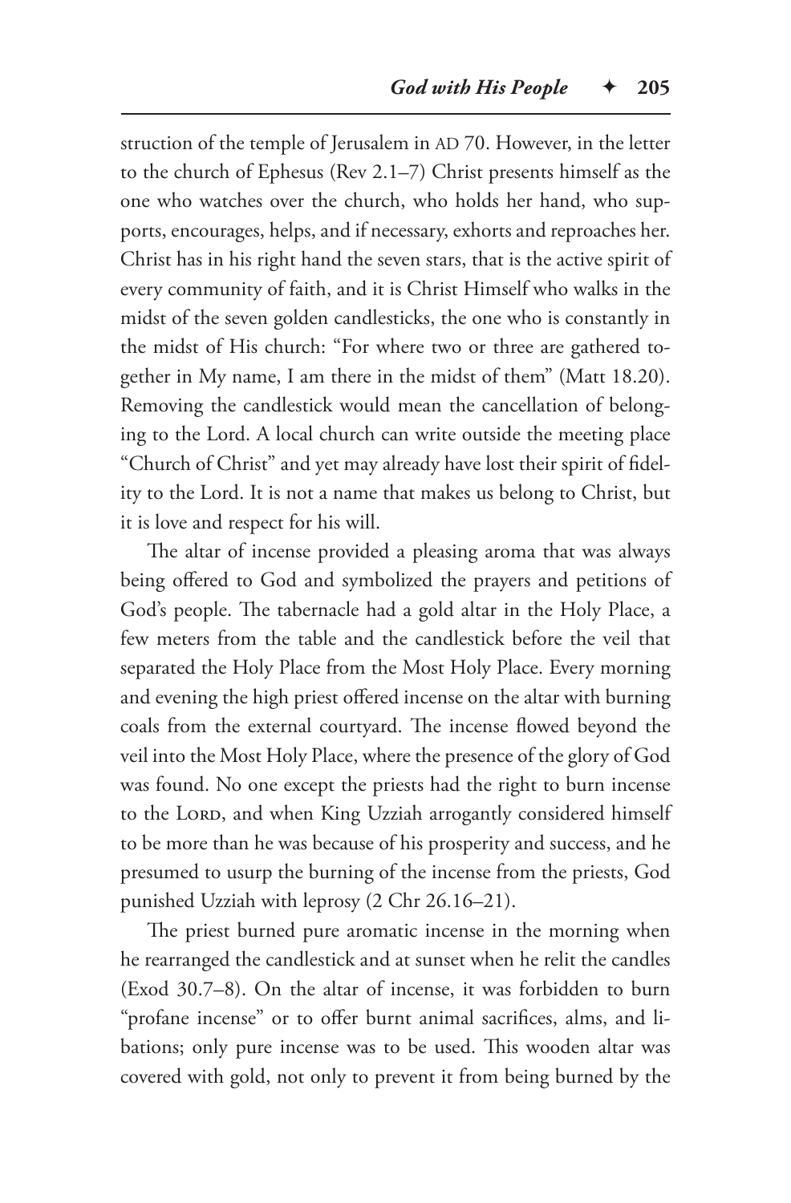struction of the temple of Jerusalem in AD 70. However, in the letter to the church of Ephesus (Rev 2.1–7) Christ presents himself as the one who watches over the church, who holds her hand, who supports, encourages, helps, and if necessary, exhorts and reproaches her. Christ has in his right hand the seven stars, that is the active spirit of every community of faith, and it is Christ Himself who walks in the midst of the seven golden candlesticks, the one who is constantly in the midst of His church: "For where two or three are gathered together in My name, I am there in the midst of them" (Matt 18.20). Removing the candlestick would mean the cancellation of belonging to the Lord. A local church can write outside the meeting place "Church of Christ" and yet may already have lost their spirit of fidelity to the Lord. It is not a name that makes us belong to Christ, but it is love and respect for his will.

The altar of incense provided a pleasing aroma that was always being offered to God and symbolized the prayers and petitions of God's people. The tabernacle had a gold altar in the Holy Place, a few meters from the table and the candlestick before the veil that separated the Holy Place from the Most Holy Place. Every morning and evening the high priest offered incense on the altar with burning coals from the external courtyard. The incense flowed beyond the veil into the Most Holy Place, where the presence of the glory of God was found. No one except the priests had the right to burn incense to the LORD, and when King Uzziah arrogantly considered himself to be more than he was because of his prosperity and success, and he presumed to usurp the burning of the incense from the priests, God punished Uzziah with leprosy (2 Chr 26.16–21).

The priest burned pure aromatic incense in the morning when he rearranged the candlestick and at sunset when he relit the candles (Exod 30.7–8). On the altar of incense, it was forbidden to burn "profane incense" or to offer burnt animal sacrifices, alms, and libations; only pure incense was to be used. This wooden altar was covered with gold, not only to prevent it from being burned by the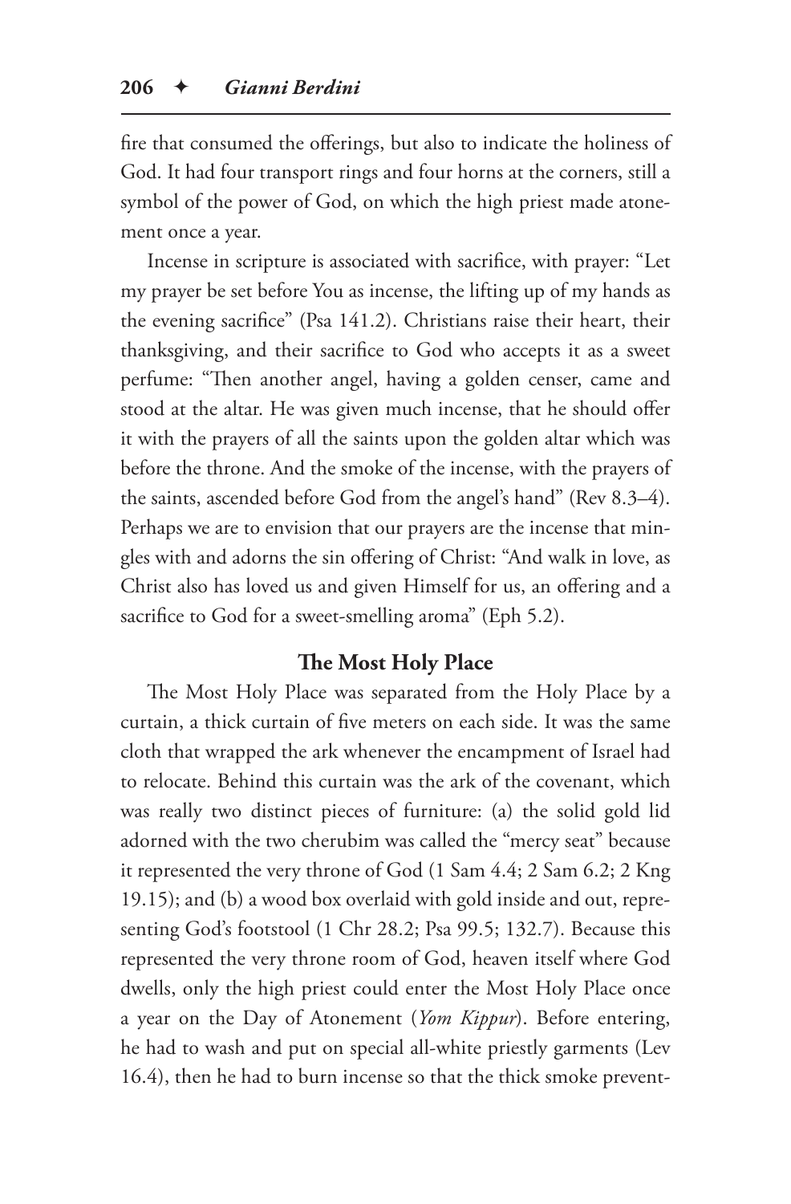fire that consumed the offerings, but also to indicate the holiness of God. It had four transport rings and four horns at the corners, still a symbol of the power of God, on which the high priest made atonement once a year.

Incense in scripture is associated with sacrifice, with prayer: "Let my prayer be set before You as incense, the lifting up of my hands as the evening sacrifice" (Psa 141.2). Christians raise their heart, their thanksgiving, and their sacrifice to God who accepts it as a sweet perfume: "Then another angel, having a golden censer, came and stood at the altar. He was given much incense, that he should offer it with the prayers of all the saints upon the golden altar which was before the throne. And the smoke of the incense, with the prayers of the saints, ascended before God from the angel's hand" (Rev 8.3–4). Perhaps we are to envision that our prayers are the incense that mingles with and adorns the sin offering of Christ: "And walk in love, as Christ also has loved us and given Himself for us, an offering and a sacrifice to God for a sweet-smelling aroma" (Eph 5.2).

### The Most Holy Place

The Most Holy Place was separated from the Holy Place by a curtain, a thick curtain of five meters on each side. It was the same cloth that wrapped the ark whenever the encampment of Israel had to relocate. Behind this curtain was the ark of the covenant, which was really two distinct pieces of furniture: (a) the solid gold lid adorned with the two cherubim was called the "mercy seat" because it represented the very throne of God (1 Sam 4.4; 2 Sam 6.2; 2 Kng 19.15); and (b) a wood box overlaid with gold inside and out, representing God's footstool (1 Chr 28.2; Psa 99.5; 132.7). Because this represented the very throne room of God, heaven itself where God dwells, only the high priest could enter the Most Holy Place once a year on the Day of Atonement (*Yom Kippur*). Before entering, he had to wash and put on special all-white priestly garments (Lev 16.4), then he had to burn incense so that the thick smoke prevent-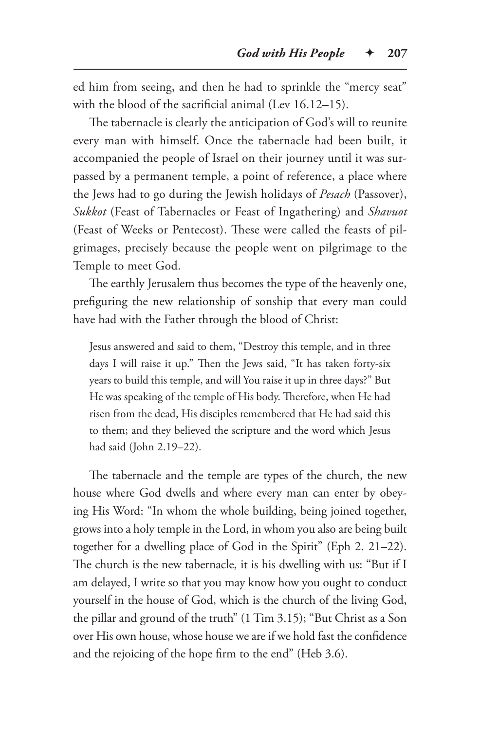ed him from seeing, and then he had to sprinkle the "mercy seat" with the blood of the sacrificial animal (Lev 16.12–15).

The tabernacle is clearly the anticipation of God's will to reunite every man with himself. Once the tabernacle had been built, it accompanied the people of Israel on their journey until it was surpassed by a permanent temple, a point of reference, a place where the Jews had to go during the Jewish holidays of *Pesach* (Passover), *Sukkot* (Feast of Tabernacles or Feast of Ingathering) and *Shavuot* (Feast of Weeks or Pentecost). These were called the feasts of pilgrimages, precisely because the people went on pilgrimage to the Temple to meet God.

The earthly Jerusalem thus becomes the type of the heavenly one, prefiguring the new relationship of sonship that every man could have had with the Father through the blood of Christ:

> Jesus answered and said to them, "Destroy this temple, and in three days I will raise it up." Then the Jews said, "It has taken forty-six years to build this temple, and will You raise it up in three days?" But He was speaking of the temple of His body. Therefore, when He had risen from the dead, His disciples remembered that He had said this to them; and they believed the scripture and the word which Jesus had said (John 2.19–22).

The tabernacle and the temple are types of the church, the new house where God dwells and where every man can enter by obeying His Word: "In whom the whole building, being joined together, grows into a holy temple in the Lord, in whom you also are being built together for a dwelling place of God in the Spirit" (Eph 2. 21–22). The church is the new tabernacle, it is his dwelling with us: "But if I am delayed, I write so that you may know how you ought to conduct yourself in the house of God, which is the church of the living God, the pillar and ground of the truth" (1 Tim 3.15); "But Christ as a Son over His own house, whose house we are if we hold fast the confidence and the rejoicing of the hope firm to the end" (Heb 3.6).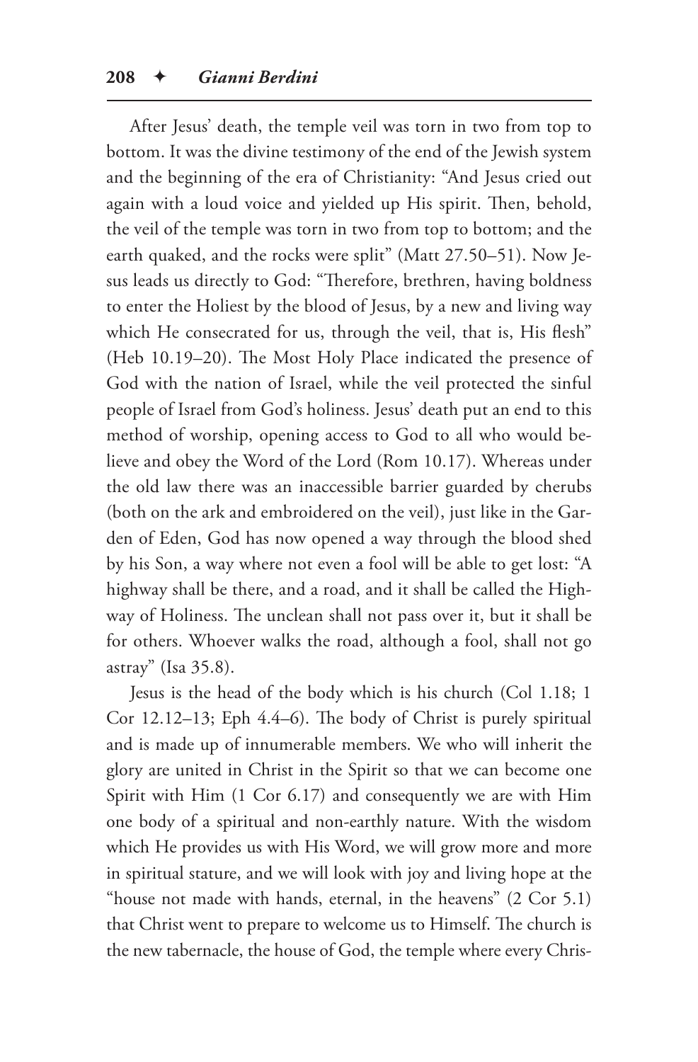After Jesus' death, the temple veil was torn in two from top to bottom. It was the divine testimony of the end of the Jewish system and the beginning of the era of Christianity: "And Jesus cried out again with a loud voice and yielded up His spirit. Then, behold, the veil of the temple was torn in two from top to bottom; and the earth quaked, and the rocks were split" (Matt 27.50–51). Now Jesus leads us directly to God: "Therefore, brethren, having boldness to enter the Holiest by the blood of Jesus, by a new and living way which He consecrated for us, through the veil, that is, His flesh" (Heb 10.19–20). The Most Holy Place indicated the presence of God with the nation of Israel, while the veil protected the sinful people of Israel from God's holiness. Jesus' death put an end to this method of worship, opening access to God to all who would believe and obey the Word of the Lord (Rom 10.17). Whereas under the old law there was an inaccessible barrier guarded by cherubs (both on the ark and embroidered on the veil), just like in the Garden of Eden, God has now opened a way through the blood shed by his Son, a way where not even a fool will be able to get lost: "A highway shall be there, and a road, and it shall be called the Highway of Holiness. The unclean shall not pass over it, but it shall be for others. Whoever walks the road, although a fool, shall not go astray" (Isa 35.8).

Jesus is the head of the body which is his church (Col 1.18; 1 Cor 12.12–13; Eph 4.4–6). The body of Christ is purely spiritual and is made up of innumerable members. We who will inherit the glory are united in Christ in the Spirit so that we can become one Spirit with Him (1 Cor 6.17) and consequently we are with Him one body of a spiritual and non-earthly nature. With the wisdom which He provides us with His Word, we will grow more and more in spiritual stature, and we will look with joy and living hope at the "house not made with hands, eternal, in the heavens" (2 Cor 5.1) that Christ went to prepare to welcome us to Himself. The church is the new tabernacle, the house of God, the temple where every Chris-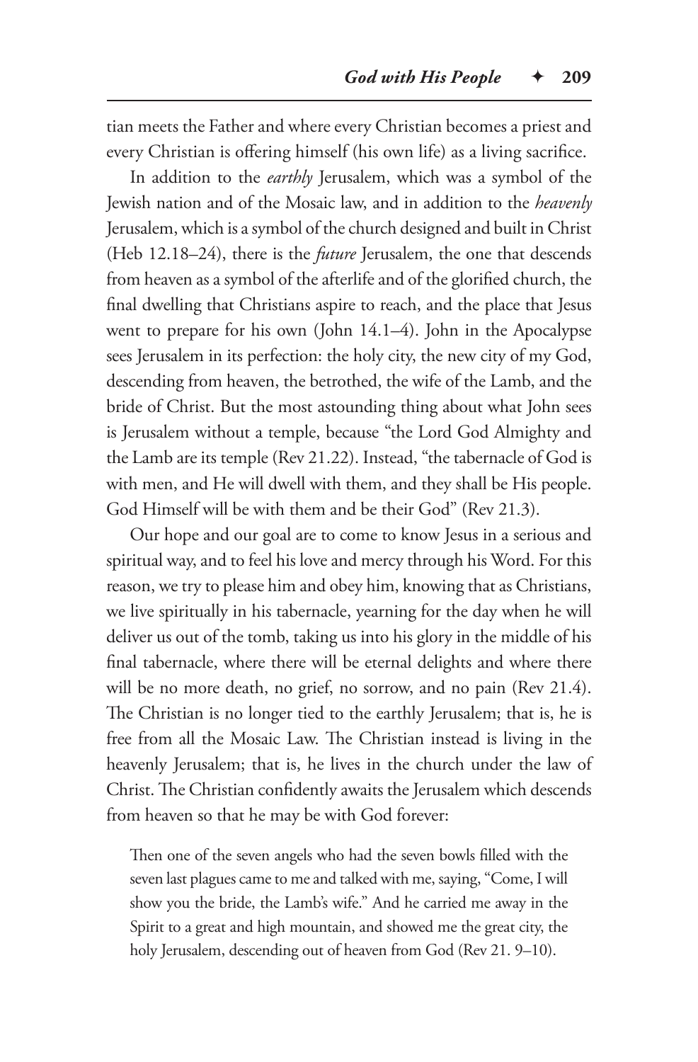tian meets the Father and where every Christian becomes a priest and every Christian is offering himself (his own life) as a living sacrifice.

In addition to the *earthly* Jerusalem, which was a symbol of the Jewish nation and of the Mosaic law, and in addition to the *heavenly* Jerusalem, which is a symbol of the church designed and built in Christ (Heb 12.18–24), there is the *future* Jerusalem, the one that descends from heaven as a symbol of the afterlife and of the glorified church, the final dwelling that Christians aspire to reach, and the place that Jesus went to prepare for his own (John 14.1–4). John in the Apocalypse sees Jerusalem in its perfection: the holy city, the new city of my God, descending from heaven, the betrothed, the wife of the Lamb, and the bride of Christ. But the most astounding thing about what John sees is Jerusalem without a temple, because "the Lord God Almighty and the Lamb are its temple (Rev 21.22). Instead, "the tabernacle of God is with men, and He will dwell with them, and they shall be His people. God Himself will be with them and be their God" (Rev 21.3).

Our hope and our goal are to come to know Jesus in a serious and spiritual way, and to feel his love and mercy through his Word. For this reason, we try to please him and obey him, knowing that as Christians, we live spiritually in his tabernacle, yearning for the day when he will deliver us out of the tomb, taking us into his glory in the middle of his final tabernacle, where there will be eternal delights and where there will be no more death, no grief, no sorrow, and no pain (Rev 21.4). The Christian is no longer tied to the earthly Jerusalem; that is, he is free from all the Mosaic Law. The Christian instead is living in the heavenly Jerusalem; that is, he lives in the church under the law of Christ. The Christian confidently awaits the Jerusalem which descends from heaven so that he may be with God forever:

> Then one of the seven angels who had the seven bowls filled with the seven last plagues came to me and talked with me, saying, "Come, I will show you the bride, the Lamb's wife." And he carried me away in the Spirit to a great and high mountain, and showed me the great city, the holy Jerusalem, descending out of heaven from God (Rev 21. 9–10).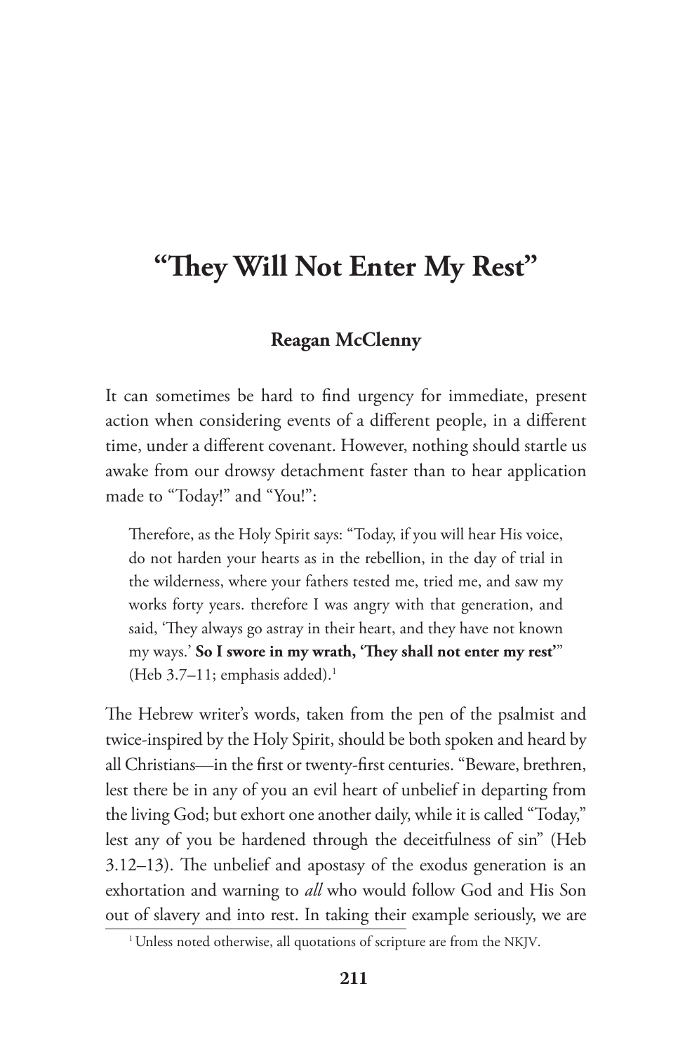# "They Will Not Enter My Rest"

**Reagan McClenny**

It can sometimes be hard to find urgency for immediate, present action when considering events of a different people, in a different time, under a different covenant. However, nothing should startle us awake from our drowsy detachment faster than to hear application made to "Today!" and "You!":

> Therefore, as the Holy Spirit says: "Today, if you will hear His voice, do not harden your hearts as in the rebellion, in the day of trial in the wilderness, where your fathers tested me, tried me, and saw my works forty years. therefore I was angry with that generation, and said, 'They always go astray in their heart, and they have not known my ways.' **So I swore in my wrath, 'They shall not enter my rest'**" (Heb 3.7–11; emphasis added).[1]

The Hebrew writer's words, taken from the pen of the psalmist and twice-inspired by the Holy Spirit, should be both spoken and heard by all Christians—in the first or twenty-first centuries. "Beware, brethren, lest there be in any of you an evil heart of unbelief in departing from the living God; but exhort one another daily, while it is called "Today," lest any of you be hardened through the deceitfulness of sin" (Heb 3.12–13). The unbelief and apostasy of the exodus generation is an exhortation and warning to *all* who would follow God and His Son out of slavery and into rest. In taking their example seriously, we are

[1] Unless noted otherwise, all quotations of scripture are from the NKJV.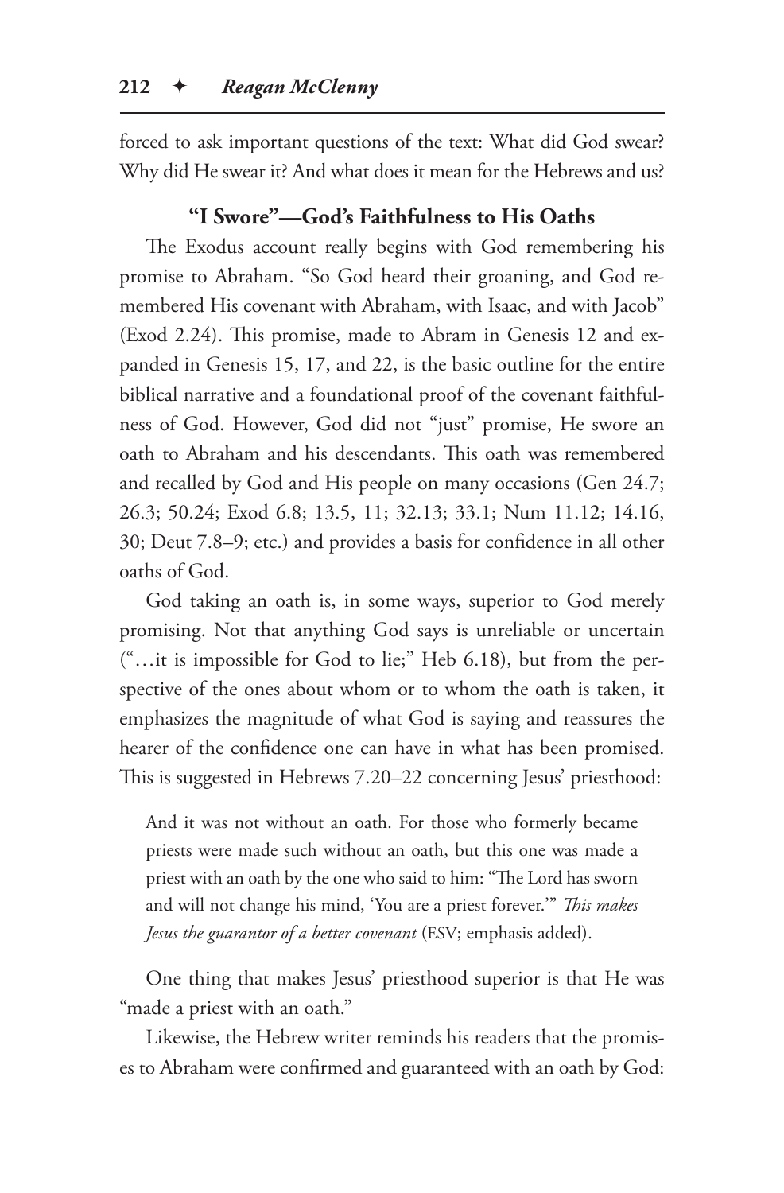forced to ask important questions of the text: What did God swear? Why did He swear it? And what does it mean for the Hebrews and us?

### "I Swore"—God's Faithfulness to His Oaths

The Exodus account really begins with God remembering his promise to Abraham. "So God heard their groaning, and God remembered His covenant with Abraham, with Isaac, and with Jacob" (Exod 2.24). This promise, made to Abram in Genesis 12 and expanded in Genesis 15, 17, and 22, is the basic outline for the entire biblical narrative and a foundational proof of the covenant faithfulness of God. However, God did not "just" promise, He swore an oath to Abraham and his descendants. This oath was remembered and recalled by God and His people on many occasions (Gen 24.7; 26.3; 50.24; Exod 6.8; 13.5, 11; 32.13; 33.1; Num 11.12; 14.16, 30; Deut 7.8–9; etc.) and provides a basis for confidence in all other oaths of God.

God taking an oath is, in some ways, superior to God merely promising. Not that anything God says is unreliable or uncertain ("…it is impossible for God to lie;" Heb 6.18), but from the perspective of the ones about whom or to whom the oath is taken, it emphasizes the magnitude of what God is saying and reassures the hearer of the confidence one can have in what has been promised. This is suggested in Hebrews 7.20–22 concerning Jesus' priesthood:

> And it was not without an oath. For those who formerly became priests were made such without an oath, but this one was made a priest with an oath by the one who said to him: "The Lord has sworn and will not change his mind, 'You are a priest forever.'" *This makes Jesus the guarantor of a better covenant* (ESV; emphasis added).

One thing that makes Jesus' priesthood superior is that He was "made a priest with an oath."

Likewise, the Hebrew writer reminds his readers that the promises to Abraham were confirmed and guaranteed with an oath by God: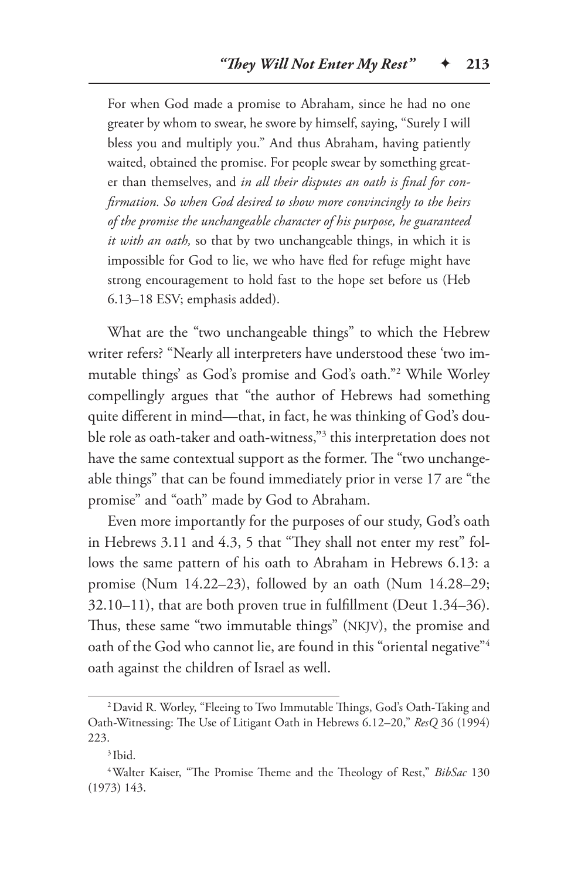> For when God made a promise to Abraham, since he had no one greater by whom to swear, he swore by himself, saying, "Surely I will bless you and multiply you." And thus Abraham, having patiently waited, obtained the promise. For people swear by something greater than themselves, and *in all their disputes an oath is final for confirmation. So when God desired to show more convincingly to the heirs of the promise the unchangeable character of his purpose, he guaranteed it with an oath,* so that by two unchangeable things, in which it is impossible for God to lie, we who have fled for refuge might have strong encouragement to hold fast to the hope set before us (Heb 6.13–18 ESV; emphasis added).

What are the "two unchangeable things" to which the Hebrew writer refers? "Nearly all interpreters have understood these 'two immutable things' as God's promise and God's oath."[2] While Worley compellingly argues that "the author of Hebrews had something quite different in mind—that, in fact, he was thinking of God's double role as oath-taker and oath-witness,"[3] this interpretation does not have the same contextual support as the former. The "two unchangeable things" that can be found immediately prior in verse 17 are "the promise" and "oath" made by God to Abraham.

Even more importantly for the purposes of our study, God's oath in Hebrews 3.11 and 4.3, 5 that "They shall not enter my rest" follows the same pattern of his oath to Abraham in Hebrews 6.13: a promise (Num 14.22–23), followed by an oath (Num 14.28–29; 32.10–11), that are both proven true in fulfillment (Deut 1.34–36). Thus, these same "two immutable things" (NKJV), the promise and oath of the God who cannot lie, are found in this "oriental negative"[4] oath against the children of Israel as well.

---

[2] David R. Worley, "Fleeing to Two Immutable Things, God's Oath-Taking and Oath-Witnessing: The Use of Litigant Oath in Hebrews 6.12–20," *ResQ* 36 (1994) 223.

[3] Ibid.

[4] Walter Kaiser, "The Promise Theme and the Theology of Rest," *BibSac* 130 (1973) 143.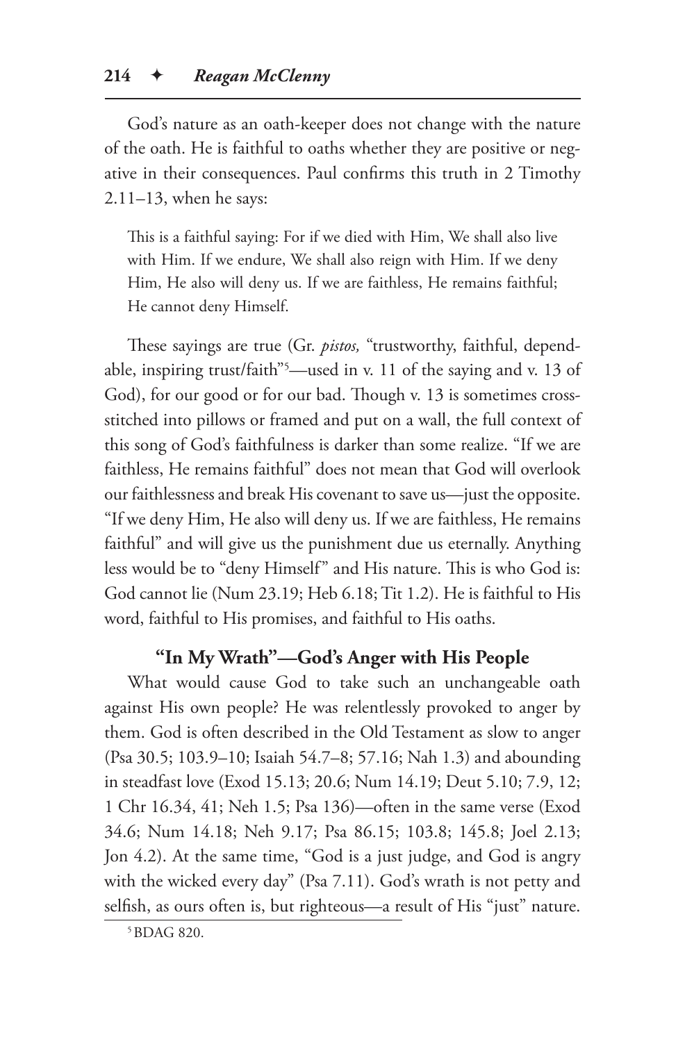God's nature as an oath-keeper does not change with the nature of the oath. He is faithful to oaths whether they are positive or negative in their consequences. Paul confirms this truth in 2 Timothy 2.11–13, when he says:

> This is a faithful saying: For if we died with Him, We shall also live with Him. If we endure, We shall also reign with Him. If we deny Him, He also will deny us. If we are faithless, He remains faithful; He cannot deny Himself.

These sayings are true (Gr. *pistos,* "trustworthy, faithful, dependable, inspiring trust/faith"[5]—used in v. 11 of the saying and v. 13 of God), for our good or for our bad. Though v. 13 is sometimes cross-stitched into pillows or framed and put on a wall, the full context of this song of God's faithfulness is darker than some realize. "If we are faithless, He remains faithful" does not mean that God will overlook our faithlessness and break His covenant to save us—just the opposite. "If we deny Him, He also will deny us. If we are faithless, He remains faithful" and will give us the punishment due us eternally. Anything less would be to "deny Himself" and His nature. This is who God is: God cannot lie (Num 23.19; Heb 6.18; Tit 1.2). He is faithful to His word, faithful to His promises, and faithful to His oaths.

### "In My Wrath"—God's Anger with His People

What would cause God to take such an unchangeable oath against His own people? He was relentlessly provoked to anger by them. God is often described in the Old Testament as slow to anger (Psa 30.5; 103.9–10; Isaiah 54.7–8; 57.16; Nah 1.3) and abounding in steadfast love (Exod 15.13; 20.6; Num 14.19; Deut 5.10; 7.9, 12; 1 Chr 16.34, 41; Neh 1.5; Psa 136)—often in the same verse (Exod 34.6; Num 14.18; Neh 9.17; Psa 86.15; 103.8; 145.8; Joel 2.13; Jon 4.2). At the same time, "God is a just judge, and God is angry with the wicked every day" (Psa 7.11). God's wrath is not petty and selfish, as ours often is, but righteous—a result of His "just" nature.

[5] BDAG 820.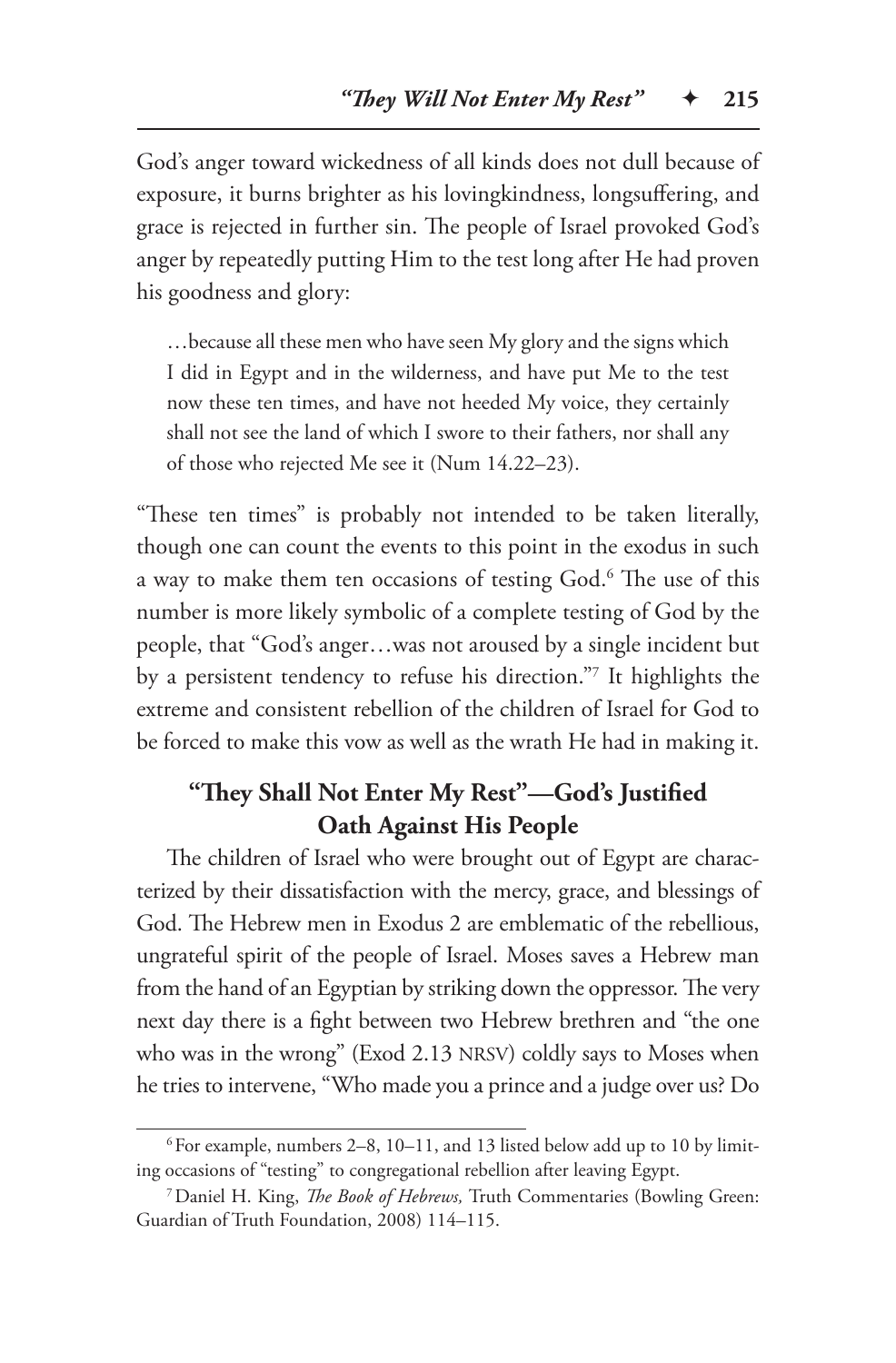God's anger toward wickedness of all kinds does not dull because of exposure, it burns brighter as his lovingkindness, longsuffering, and grace is rejected in further sin. The people of Israel provoked God's anger by repeatedly putting Him to the test long after He had proven his goodness and glory:

> …because all these men who have seen My glory and the signs which I did in Egypt and in the wilderness, and have put Me to the test now these ten times, and have not heeded My voice, they certainly shall not see the land of which I swore to their fathers, nor shall any of those who rejected Me see it (Num 14.22–23).

"These ten times" is probably not intended to be taken literally, though one can count the events to this point in the exodus in such a way to make them ten occasions of testing God.[6] The use of this number is more likely symbolic of a complete testing of God by the people, that "God's anger…was not aroused by a single incident but by a persistent tendency to refuse his direction."[7] It highlights the extreme and consistent rebellion of the children of Israel for God to be forced to make this vow as well as the wrath He had in making it.

## "They Shall Not Enter My Rest"—God's Justified Oath Against His People

The children of Israel who were brought out of Egypt are characterized by their dissatisfaction with the mercy, grace, and blessings of God. The Hebrew men in Exodus 2 are emblematic of the rebellious, ungrateful spirit of the people of Israel. Moses saves a Hebrew man from the hand of an Egyptian by striking down the oppressor. The very next day there is a fight between two Hebrew brethren and "the one who was in the wrong" (Exod 2.13 NRSV) coldly says to Moses when he tries to intervene, "Who made you a prince and a judge over us? Do

---

[6] For example, numbers 2–8, 10–11, and 13 listed below add up to 10 by limiting occasions of "testing" to congregational rebellion after leaving Egypt.

[7] Daniel H. King, *The Book of Hebrews,* Truth Commentaries (Bowling Green: Guardian of Truth Foundation, 2008) 114–115.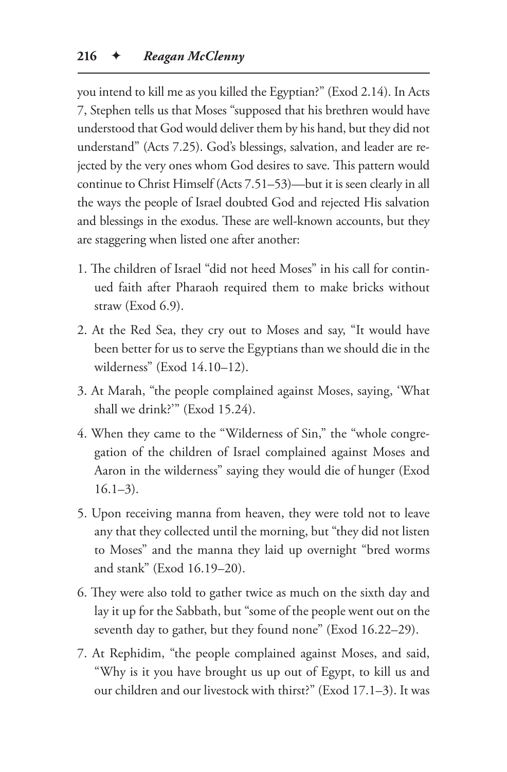you intend to kill me as you killed the Egyptian?" (Exod 2.14). In Acts 7, Stephen tells us that Moses "supposed that his brethren would have understood that God would deliver them by his hand, but they did not understand" (Acts 7.25). God's blessings, salvation, and leader are rejected by the very ones whom God desires to save. This pattern would continue to Christ Himself (Acts 7.51–53)—but it is seen clearly in all the ways the people of Israel doubted God and rejected His salvation and blessings in the exodus. These are well-known accounts, but they are staggering when listed one after another:

1. The children of Israel "did not heed Moses" in his call for continued faith after Pharaoh required them to make bricks without straw (Exod 6.9).
2. At the Red Sea, they cry out to Moses and say, "It would have been better for us to serve the Egyptians than we should die in the wilderness" (Exod 14.10–12).
3. At Marah, "the people complained against Moses, saying, 'What shall we drink?'" (Exod 15.24).
4. When they came to the "Wilderness of Sin," the "whole congregation of the children of Israel complained against Moses and Aaron in the wilderness" saying they would die of hunger (Exod 16.1–3).
5. Upon receiving manna from heaven, they were told not to leave any that they collected until the morning, but "they did not listen to Moses" and the manna they laid up overnight "bred worms and stank" (Exod 16.19–20).
6. They were also told to gather twice as much on the sixth day and lay it up for the Sabbath, but "some of the people went out on the seventh day to gather, but they found none" (Exod 16.22–29).
7. At Rephidim, "the people complained against Moses, and said, "Why is it you have brought us up out of Egypt, to kill us and our children and our livestock with thirst?" (Exod 17.1–3). It was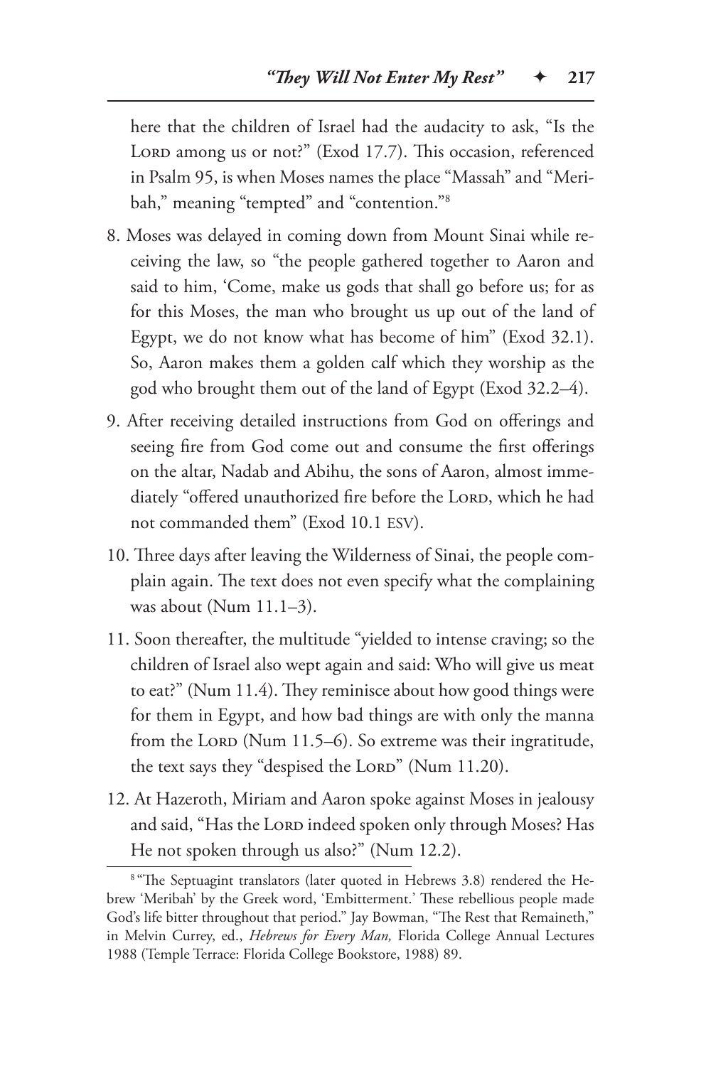here that the children of Israel had the audacity to ask, "Is the LORD among us or not?" (Exod 17.7). This occasion, referenced in Psalm 95, is when Moses names the place "Massah" and "Meribah," meaning "tempted" and "contention."[8]

8. Moses was delayed in coming down from Mount Sinai while receiving the law, so "the people gathered together to Aaron and said to him, 'Come, make us gods that shall go before us; for as for this Moses, the man who brought us up out of the land of Egypt, we do not know what has become of him" (Exod 32.1). So, Aaron makes them a golden calf which they worship as the god who brought them out of the land of Egypt (Exod 32.2–4).

9. After receiving detailed instructions from God on offerings and seeing fire from God come out and consume the first offerings on the altar, Nadab and Abihu, the sons of Aaron, almost immediately "offered unauthorized fire before the LORD, which he had not commanded them" (Exod 10.1 ESV).

10. Three days after leaving the Wilderness of Sinai, the people complain again. The text does not even specify what the complaining was about (Num 11.1–3).

11. Soon thereafter, the multitude "yielded to intense craving; so the children of Israel also wept again and said: Who will give us meat to eat?" (Num 11.4). They reminisce about how good things were for them in Egypt, and how bad things are with only the manna from the LORD (Num 11.5–6). So extreme was their ingratitude, the text says they "despised the LORD" (Num 11.20).

12. At Hazeroth, Miriam and Aaron spoke against Moses in jealousy and said, "Has the LORD indeed spoken only through Moses? Has He not spoken through us also?" (Num 12.2).

---

[8] "The Septuagint translators (later quoted in Hebrews 3.8) rendered the Hebrew 'Meribah' by the Greek word, 'Embitterment.' These rebellious people made God's life bitter throughout that period." Jay Bowman, "The Rest that Remaineth," in Melvin Currey, ed., *Hebrews for Every Man,* Florida College Annual Lectures 1988 (Temple Terrace: Florida College Bookstore, 1988) 89.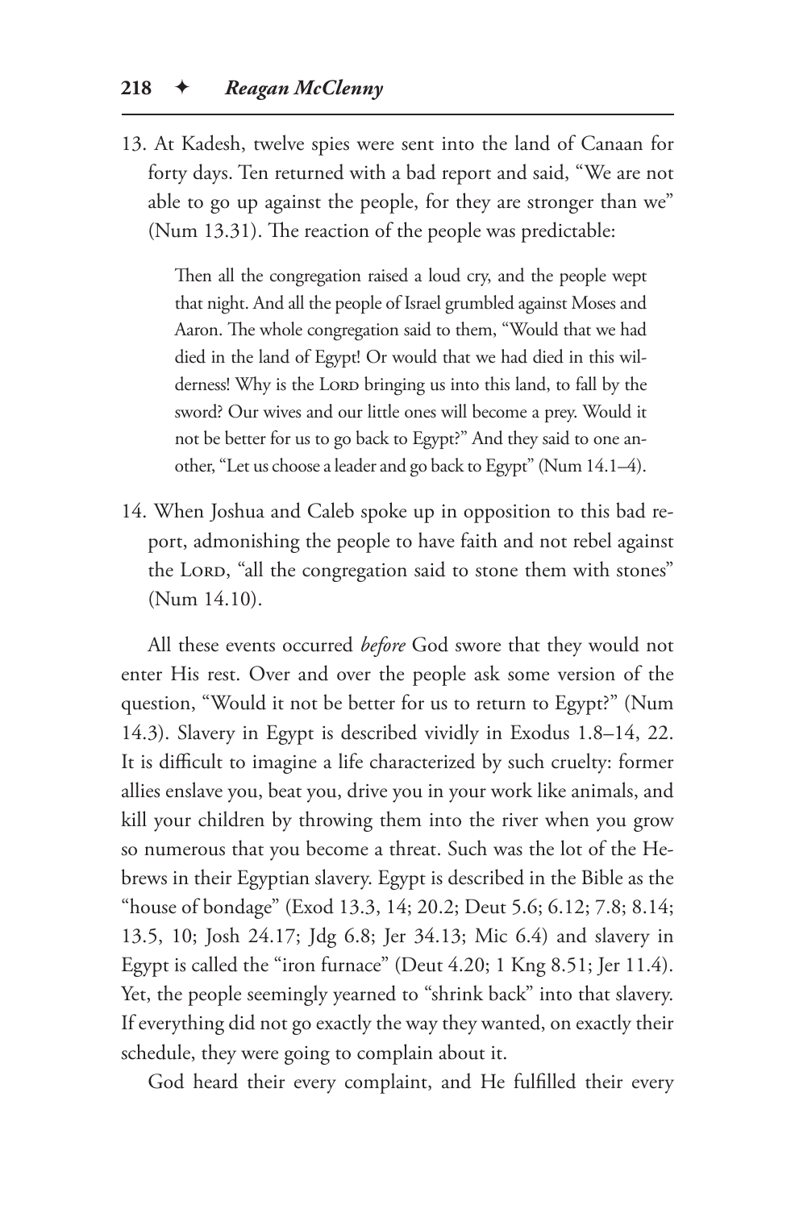13. At Kadesh, twelve spies were sent into the land of Canaan for forty days. Ten returned with a bad report and said, "We are not able to go up against the people, for they are stronger than we" (Num 13.31). The reaction of the people was predictable:

> Then all the congregation raised a loud cry, and the people wept that night. And all the people of Israel grumbled against Moses and Aaron. The whole congregation said to them, "Would that we had died in the land of Egypt! Or would that we had died in this wilderness! Why is the LORD bringing us into this land, to fall by the sword? Our wives and our little ones will become a prey. Would it not be better for us to go back to Egypt?" And they said to one another, "Let us choose a leader and go back to Egypt" (Num 14.1–4).

14. When Joshua and Caleb spoke up in opposition to this bad report, admonishing the people to have faith and not rebel against the LORD, "all the congregation said to stone them with stones" (Num 14.10).

All these events occurred *before* God swore that they would not enter His rest. Over and over the people ask some version of the question, "Would it not be better for us to return to Egypt?" (Num 14.3). Slavery in Egypt is described vividly in Exodus 1.8–14, 22. It is difficult to imagine a life characterized by such cruelty: former allies enslave you, beat you, drive you in your work like animals, and kill your children by throwing them into the river when you grow so numerous that you become a threat. Such was the lot of the Hebrews in their Egyptian slavery. Egypt is described in the Bible as the "house of bondage" (Exod 13.3, 14; 20.2; Deut 5.6; 6.12; 7.8; 8.14; 13.5, 10; Josh 24.17; Jdg 6.8; Jer 34.13; Mic 6.4) and slavery in Egypt is called the "iron furnace" (Deut 4.20; 1 Kng 8.51; Jer 11.4). Yet, the people seemingly yearned to "shrink back" into that slavery. If everything did not go exactly the way they wanted, on exactly their schedule, they were going to complain about it.

God heard their every complaint, and He fulfilled their every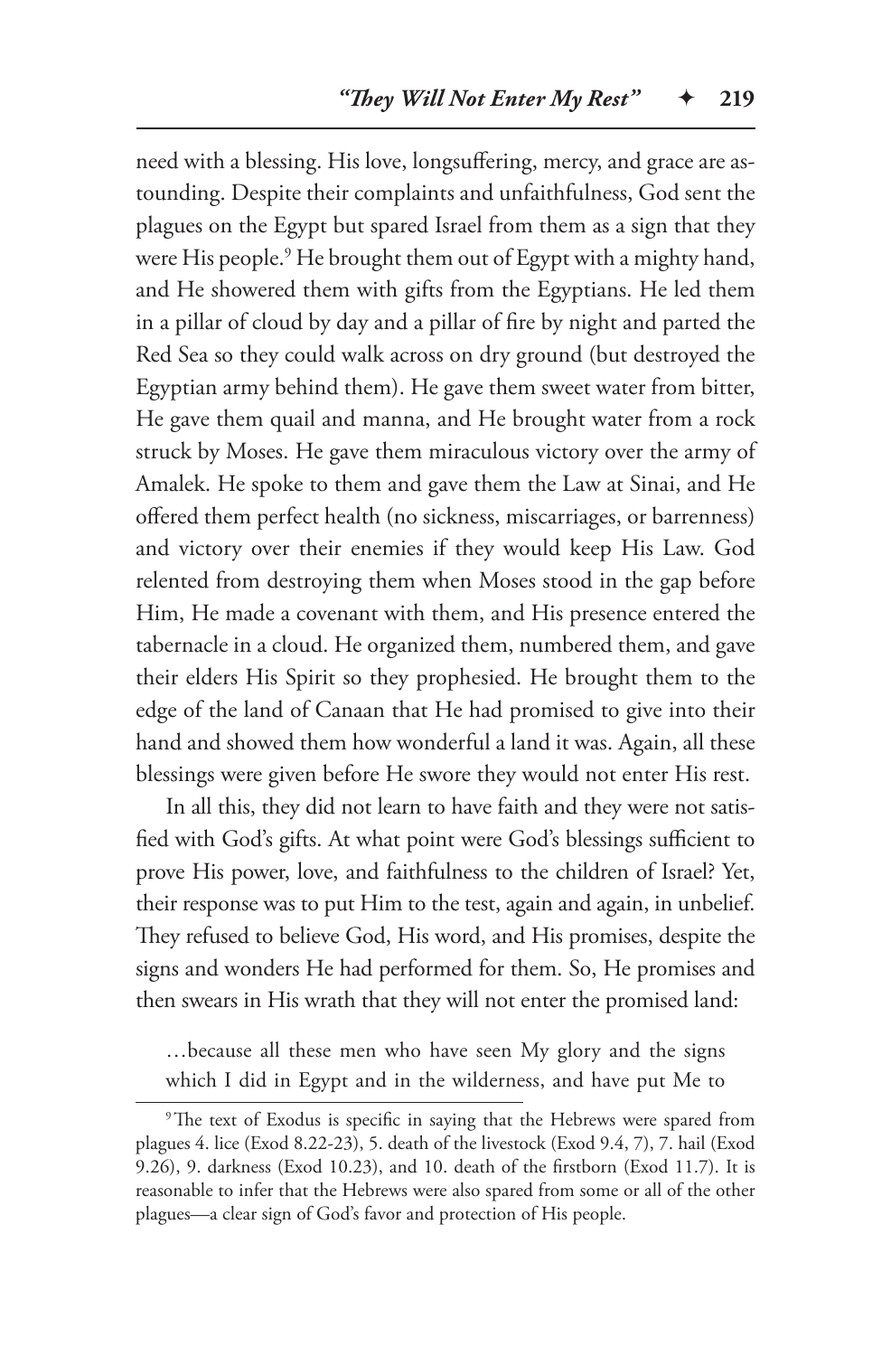need with a blessing. His love, longsuffering, mercy, and grace are astounding. Despite their complaints and unfaithfulness, God sent the plagues on the Egypt but spared Israel from them as a sign that they were His people.[9] He brought them out of Egypt with a mighty hand, and He showered them with gifts from the Egyptians. He led them in a pillar of cloud by day and a pillar of fire by night and parted the Red Sea so they could walk across on dry ground (but destroyed the Egyptian army behind them). He gave them sweet water from bitter, He gave them quail and manna, and He brought water from a rock struck by Moses. He gave them miraculous victory over the army of Amalek. He spoke to them and gave them the Law at Sinai, and He offered them perfect health (no sickness, miscarriages, or barrenness) and victory over their enemies if they would keep His Law. God relented from destroying them when Moses stood in the gap before Him, He made a covenant with them, and His presence entered the tabernacle in a cloud. He organized them, numbered them, and gave their elders His Spirit so they prophesied. He brought them to the edge of the land of Canaan that He had promised to give into their hand and showed them how wonderful a land it was. Again, all these blessings were given before He swore they would not enter His rest.

In all this, they did not learn to have faith and they were not satisfied with God's gifts. At what point were God's blessings sufficient to prove His power, love, and faithfulness to the children of Israel? Yet, their response was to put Him to the test, again and again, in unbelief. They refused to believe God, His word, and His promises, despite the signs and wonders He had performed for them. So, He promises and then swears in His wrath that they will not enter the promised land:

> …because all these men who have seen My glory and the signs which I did in Egypt and in the wilderness, and have put Me to

---

[9] The text of Exodus is specific in saying that the Hebrews were spared from plagues 4. lice (Exod 8.22-23), 5. death of the livestock (Exod 9.4, 7), 7. hail (Exod 9.26), 9. darkness (Exod 10.23), and 10. death of the firstborn (Exod 11.7). It is reasonable to infer that the Hebrews were also spared from some or all of the other plagues—a clear sign of God's favor and protection of His people.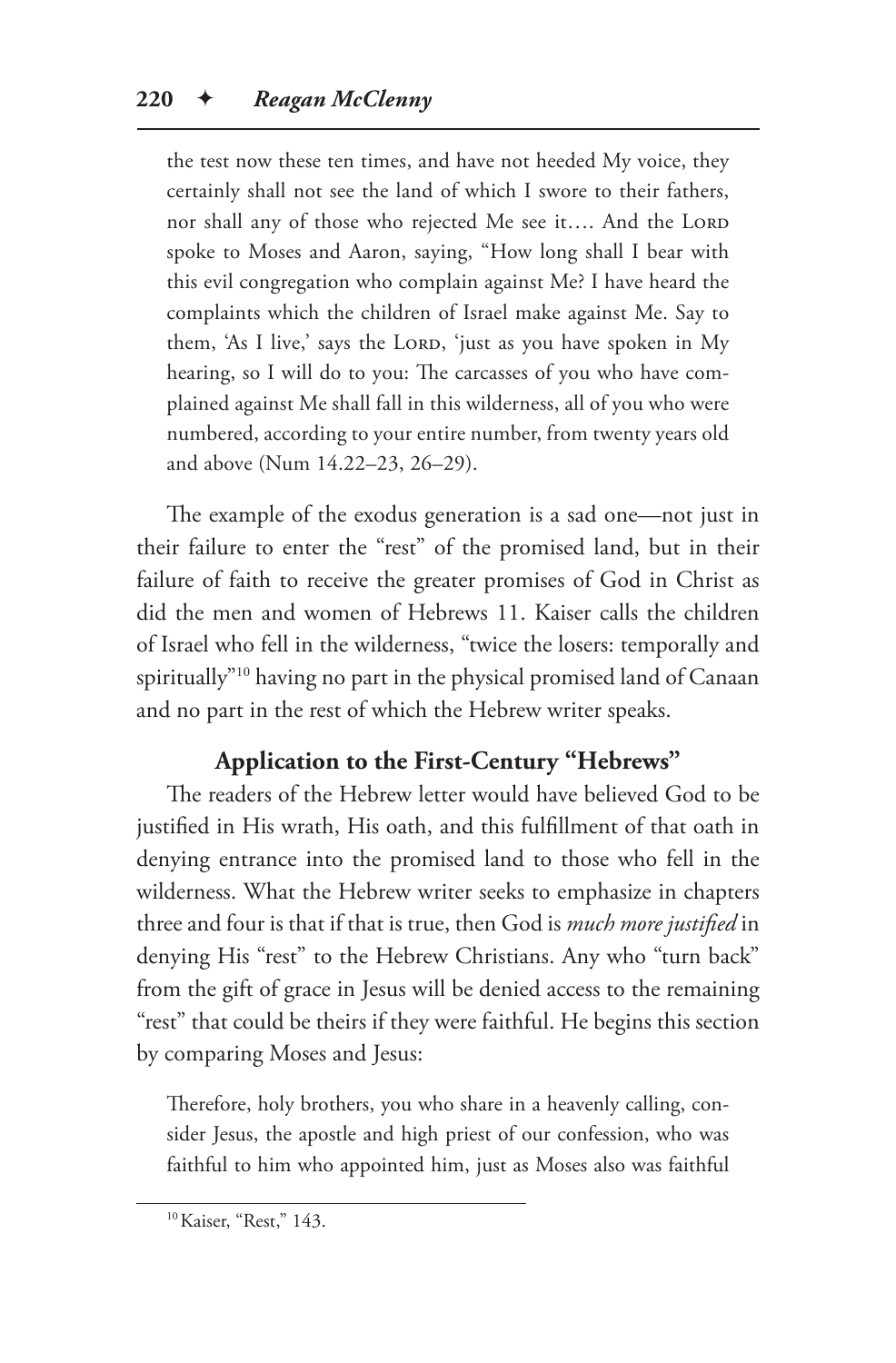> the test now these ten times, and have not heeded My voice, they certainly shall not see the land of which I swore to their fathers, nor shall any of those who rejected Me see it…. And the LORD spoke to Moses and Aaron, saying, "How long shall I bear with this evil congregation who complain against Me? I have heard the complaints which the children of Israel make against Me. Say to them, 'As I live,' says the LORD, 'just as you have spoken in My hearing, so I will do to you: The carcasses of you who have complained against Me shall fall in this wilderness, all of you who were numbered, according to your entire number, from twenty years old and above (Num 14.22–23, 26–29).

The example of the exodus generation is a sad one—not just in their failure to enter the "rest" of the promised land, but in their failure of faith to receive the greater promises of God in Christ as did the men and women of Hebrews 11. Kaiser calls the children of Israel who fell in the wilderness, "twice the losers: temporally and spiritually"[10] having no part in the physical promised land of Canaan and no part in the rest of which the Hebrew writer speaks.

### Application to the First-Century "Hebrews"

The readers of the Hebrew letter would have believed God to be justified in His wrath, His oath, and this fulfillment of that oath in denying entrance into the promised land to those who fell in the wilderness. What the Hebrew writer seeks to emphasize in chapters three and four is that if that is true, then God is *much more justified* in denying His "rest" to the Hebrew Christians. Any who "turn back" from the gift of grace in Jesus will be denied access to the remaining "rest" that could be theirs if they were faithful. He begins this section by comparing Moses and Jesus:

> Therefore, holy brothers, you who share in a heavenly calling, consider Jesus, the apostle and high priest of our confession, who was faithful to him who appointed him, just as Moses also was faithful

[10] Kaiser, "Rest," 143.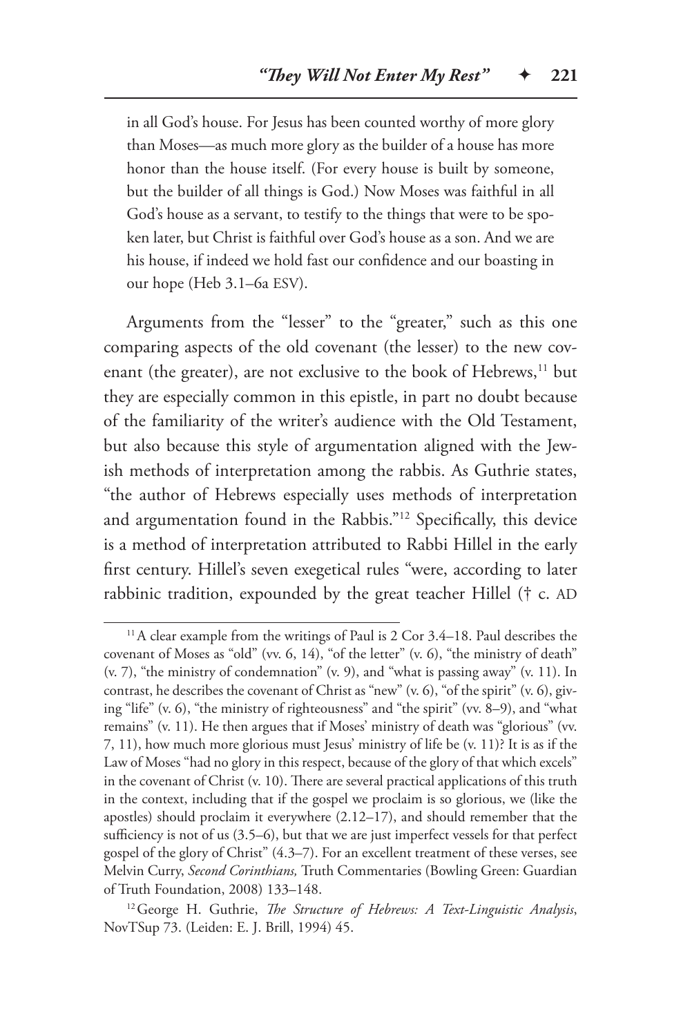> in all God's house. For Jesus has been counted worthy of more glory than Moses—as much more glory as the builder of a house has more honor than the house itself. (For every house is built by someone, but the builder of all things is God.) Now Moses was faithful in all God's house as a servant, to testify to the things that were to be spoken later, but Christ is faithful over God's house as a son. And we are his house, if indeed we hold fast our confidence and our boasting in our hope (Heb 3.1–6a ESV).

Arguments from the "lesser" to the "greater," such as this one comparing aspects of the old covenant (the lesser) to the new covenant (the greater), are not exclusive to the book of Hebrews,[11] but they are especially common in this epistle, in part no doubt because of the familiarity of the writer's audience with the Old Testament, but also because this style of argumentation aligned with the Jewish methods of interpretation among the rabbis. As Guthrie states, "the author of Hebrews especially uses methods of interpretation and argumentation found in the Rabbis."[12] Specifically, this device is a method of interpretation attributed to Rabbi Hillel in the early first century. Hillel's seven exegetical rules "were, according to later rabbinic tradition, expounded by the great teacher Hillel († c. AD

---

[11] A clear example from the writings of Paul is 2 Cor 3.4–18. Paul describes the covenant of Moses as "old" (vv. 6, 14), "of the letter" (v. 6), "the ministry of death" (v. 7), "the ministry of condemnation" (v. 9), and "what is passing away" (v. 11). In contrast, he describes the covenant of Christ as "new" (v. 6), "of the spirit" (v. 6), giving "life" (v. 6), "the ministry of righteousness" and "the spirit" (vv. 8–9), and "what remains" (v. 11). He then argues that if Moses' ministry of death was "glorious" (vv. 7, 11), how much more glorious must Jesus' ministry of life be (v. 11)? It is as if the Law of Moses "had no glory in this respect, because of the glory of that which excels" in the covenant of Christ (v. 10). There are several practical applications of this truth in the context, including that if the gospel we proclaim is so glorious, we (like the apostles) should proclaim it everywhere (2.12–17), and should remember that the sufficiency is not of us (3.5–6), but that we are just imperfect vessels for that perfect gospel of the glory of Christ" (4.3–7). For an excellent treatment of these verses, see Melvin Curry, *Second Corinthians,* Truth Commentaries (Bowling Green: Guardian of Truth Foundation, 2008) 133–148.

[12] George H. Guthrie, *The Structure of Hebrews: A Text-Linguistic Analysis*, NovTSup 73. (Leiden: E. J. Brill, 1994) 45.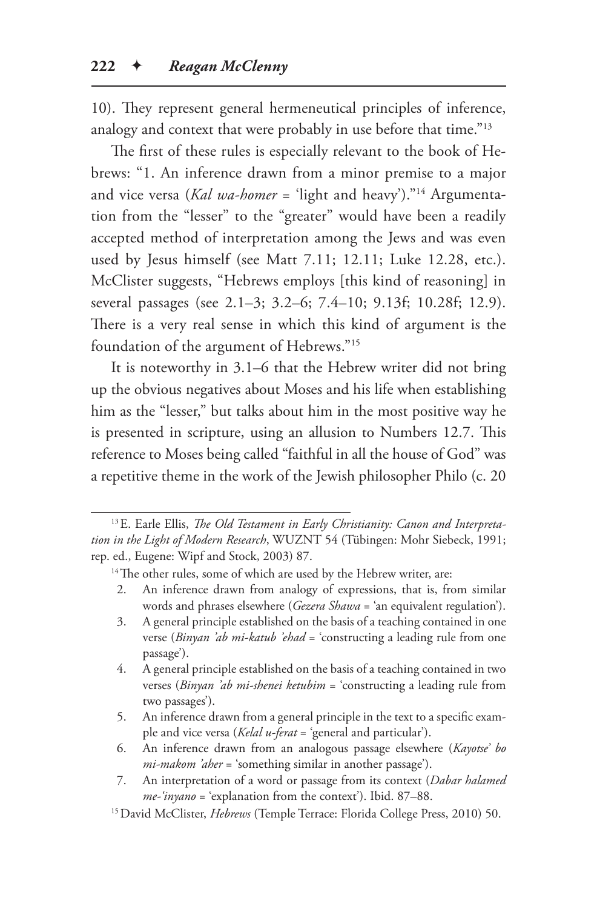10). They represent general hermeneutical principles of inference, analogy and context that were probably in use before that time."[13]

The first of these rules is especially relevant to the book of Hebrews: "1. An inference drawn from a minor premise to a major and vice versa (*Kal wa-homer* = 'light and heavy')."[14] Argumentation from the "lesser" to the "greater" would have been a readily accepted method of interpretation among the Jews and was even used by Jesus himself (see Matt 7.11; 12.11; Luke 12.28, etc.). McClister suggests, "Hebrews employs [this kind of reasoning] in several passages (see 2.1–3; 3.2–6; 7.4–10; 9.13f; 10.28f; 12.9). There is a very real sense in which this kind of argument is the foundation of the argument of Hebrews."[15]

It is noteworthy in 3.1–6 that the Hebrew writer did not bring up the obvious negatives about Moses and his life when establishing him as the "lesser," but talks about him in the most positive way he is presented in scripture, using an allusion to Numbers 12.7. This reference to Moses being called "faithful in all the house of God" was a repetitive theme in the work of the Jewish philosopher Philo (c. 20

---

[13] E. Earle Ellis, *The Old Testament in Early Christianity: Canon and Interpretation in the Light of Modern Research*, WUZNT 54 (Tübingen: Mohr Siebeck, 1991; rep. ed., Eugene: Wipf and Stock, 2003) 87.

[14] The other rules, some of which are used by the Hebrew writer, are:

2. An inference drawn from analogy of expressions, that is, from similar words and phrases elsewhere (*Gezera Shawa* = 'an equivalent regulation').
3. A general principle established on the basis of a teaching contained in one verse (*Binyan 'ab mi-katub 'ehad* = 'constructing a leading rule from one passage').
4. A general principle established on the basis of a teaching contained in two verses (*Binyan 'ab mi-shenei ketubim* = 'constructing a leading rule from two passages').
5. An inference drawn from a general principle in the text to a specific example and vice versa (*Kelal u-ferat* = 'general and particular').
6. An inference drawn from an analogous passage elsewhere (*Kayotse' bo mi-makom 'aher* = 'something similar in another passage').
7. An interpretation of a word or passage from its context (*Dabar halamed me-'inyano* = 'explanation from the context'). Ibid. 87–88.

[15] David McClister, *Hebrews* (Temple Terrace: Florida College Press, 2010) 50.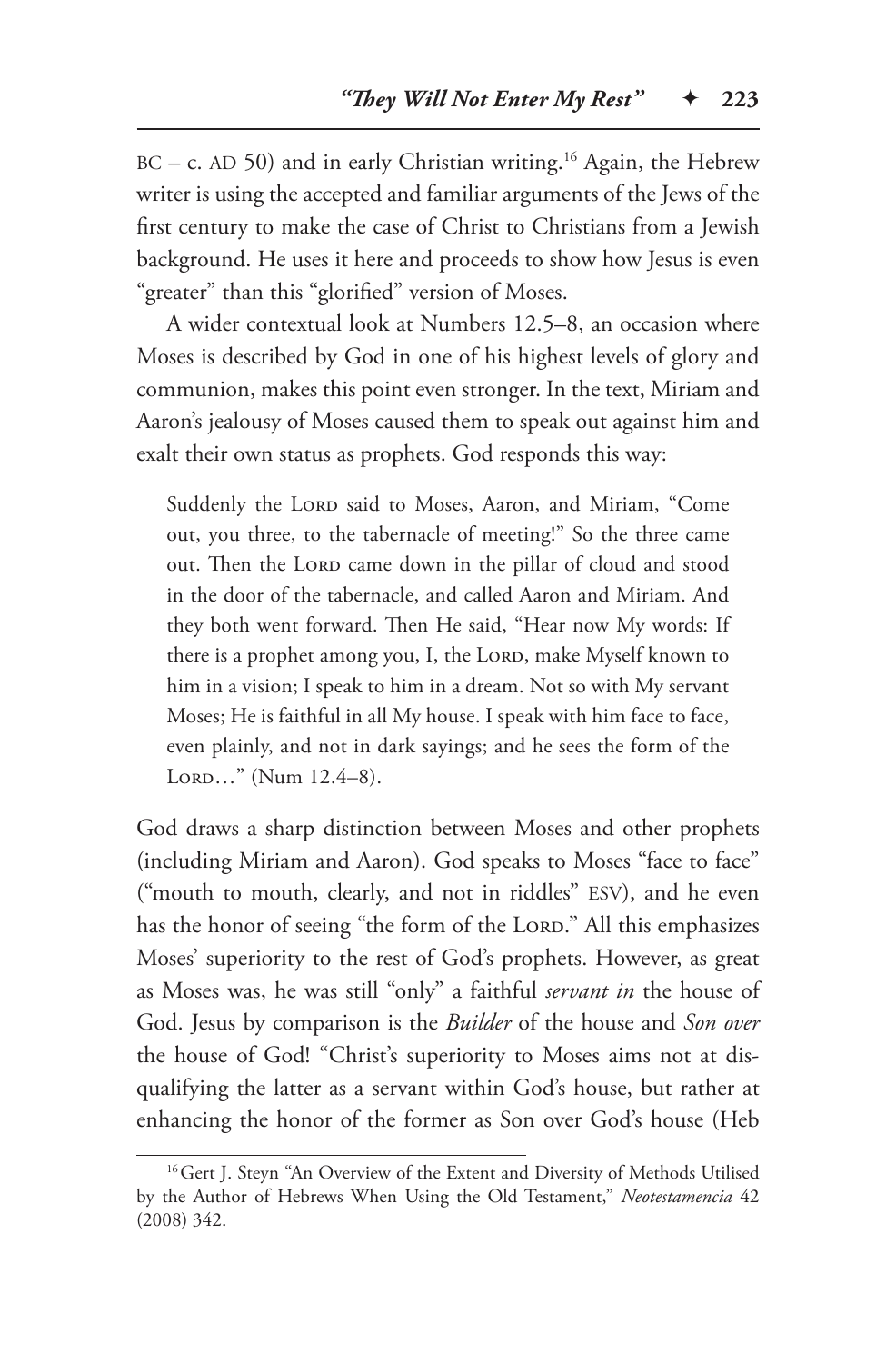BC – c. AD 50) and in early Christian writing.[16] Again, the Hebrew writer is using the accepted and familiar arguments of the Jews of the first century to make the case of Christ to Christians from a Jewish background. He uses it here and proceeds to show how Jesus is even "greater" than this "glorified" version of Moses.

A wider contextual look at Numbers 12.5–8, an occasion where Moses is described by God in one of his highest levels of glory and communion, makes this point even stronger. In the text, Miriam and Aaron's jealousy of Moses caused them to speak out against him and exalt their own status as prophets. God responds this way:

> Suddenly the LORD said to Moses, Aaron, and Miriam, "Come out, you three, to the tabernacle of meeting!" So the three came out. Then the LORD came down in the pillar of cloud and stood in the door of the tabernacle, and called Aaron and Miriam. And they both went forward. Then He said, "Hear now My words: If there is a prophet among you, I, the LORD, make Myself known to him in a vision; I speak to him in a dream. Not so with My servant Moses; He is faithful in all My house. I speak with him face to face, even plainly, and not in dark sayings; and he sees the form of the LORD…" (Num 12.4–8).

God draws a sharp distinction between Moses and other prophets (including Miriam and Aaron). God speaks to Moses "face to face" ("mouth to mouth, clearly, and not in riddles" ESV), and he even has the honor of seeing "the form of the LORD." All this emphasizes Moses' superiority to the rest of God's prophets. However, as great as Moses was, he was still "only" a faithful *servant in* the house of God. Jesus by comparison is the *Builder* of the house and *Son over* the house of God! "Christ's superiority to Moses aims not at disqualifying the latter as a servant within God's house, but rather at enhancing the honor of the former as Son over God's house (Heb

[16] Gert J. Steyn "An Overview of the Extent and Diversity of Methods Utilised by the Author of Hebrews When Using the Old Testament," *Neotestamencia* 42 (2008) 342.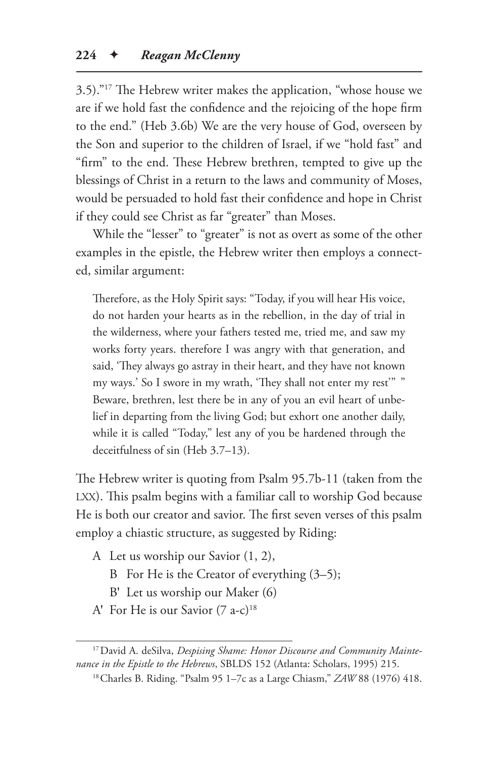3.5)."[17] The Hebrew writer makes the application, "whose house we are if we hold fast the confidence and the rejoicing of the hope firm to the end." (Heb 3.6b) We are the very house of God, overseen by the Son and superior to the children of Israel, if we "hold fast" and "firm" to the end. These Hebrew brethren, tempted to give up the blessings of Christ in a return to the laws and community of Moses, would be persuaded to hold fast their confidence and hope in Christ if they could see Christ as far "greater" than Moses.

While the "lesser" to "greater" is not as overt as some of the other examples in the epistle, the Hebrew writer then employs a connected, similar argument:

> Therefore, as the Holy Spirit says: "Today, if you will hear His voice, do not harden your hearts as in the rebellion, in the day of trial in the wilderness, where your fathers tested me, tried me, and saw my works forty years. therefore I was angry with that generation, and said, 'They always go astray in their heart, and they have not known my ways.' So I swore in my wrath, 'They shall not enter my rest'" " Beware, brethren, lest there be in any of you an evil heart of unbelief in departing from the living God; but exhort one another daily, while it is called "Today," lest any of you be hardened through the deceitfulness of sin (Heb 3.7–13).

The Hebrew writer is quoting from Psalm 95.7b-11 (taken from the LXX). This psalm begins with a familiar call to worship God because He is both our creator and savior. The first seven verses of this psalm employ a chiastic structure, as suggested by Riding:

A Let us worship our Savior (1, 2),
  B For He is the Creator of everything (3–5);
  B' Let us worship our Maker (6)
A' For He is our Savior (7 a-c)[18]

---

[17] David A. deSilva, *Despising Shame: Honor Discourse and Community Maintenance in the Epistle to the Hebrews*, SBLDS 152 (Atlanta: Scholars, 1995) 215.

[18] Charles B. Riding. "Psalm 95 1–7c as a Large Chiasm," *ZAW* 88 (1976) 418.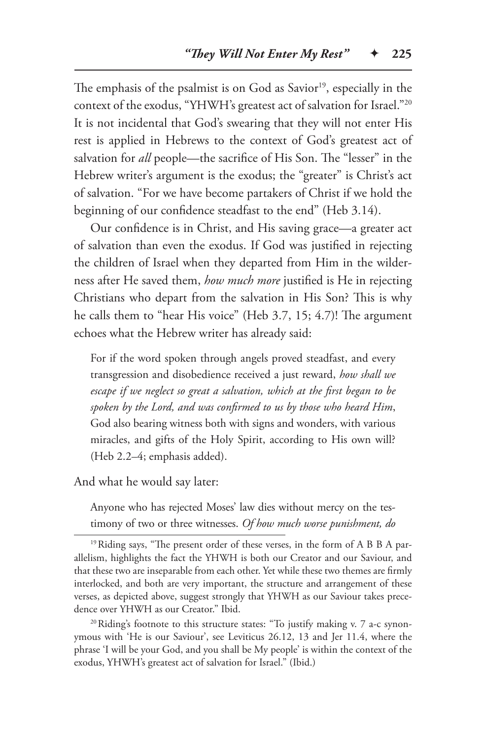The emphasis of the psalmist is on God as Savior[19], especially in the context of the exodus, "YHWH's greatest act of salvation for Israel."[20] It is not incidental that God's swearing that they will not enter His rest is applied in Hebrews to the context of God's greatest act of salvation for *all* people—the sacrifice of His Son. The "lesser" in the Hebrew writer's argument is the exodus; the "greater" is Christ's act of salvation. "For we have become partakers of Christ if we hold the beginning of our confidence steadfast to the end" (Heb 3.14).

Our confidence is in Christ, and His saving grace—a greater act of salvation than even the exodus. If God was justified in rejecting the children of Israel when they departed from Him in the wilderness after He saved them, *how much more* justified is He in rejecting Christians who depart from the salvation in His Son? This is why he calls them to "hear His voice" (Heb 3.7, 15; 4.7)! The argument echoes what the Hebrew writer has already said:

> For if the word spoken through angels proved steadfast, and every transgression and disobedience received a just reward, *how shall we escape if we neglect so great a salvation, which at the first began to be spoken by the Lord, and was confirmed to us by those who heard Him*, God also bearing witness both with signs and wonders, with various miracles, and gifts of the Holy Spirit, according to His own will? (Heb 2.2–4; emphasis added).

And what he would say later:

> Anyone who has rejected Moses' law dies without mercy on the testimony of two or three witnesses. *Of how much worse punishment, do*

---

[19] Riding says, "The present order of these verses, in the form of A B B A parallelism, highlights the fact the YHWH is both our Creator and our Saviour, and that these two are inseparable from each other. Yet while these two themes are firmly interlocked, and both are very important, the structure and arrangement of these verses, as depicted above, suggest strongly that YHWH as our Saviour takes precedence over YHWH as our Creator." Ibid.

[20] Riding's footnote to this structure states: "To justify making v. 7 a-c synonymous with 'He is our Saviour', see Leviticus 26.12, 13 and Jer 11.4, where the phrase 'I will be your God, and you shall be My people' is within the context of the exodus, YHWH's greatest act of salvation for Israel." (Ibid.)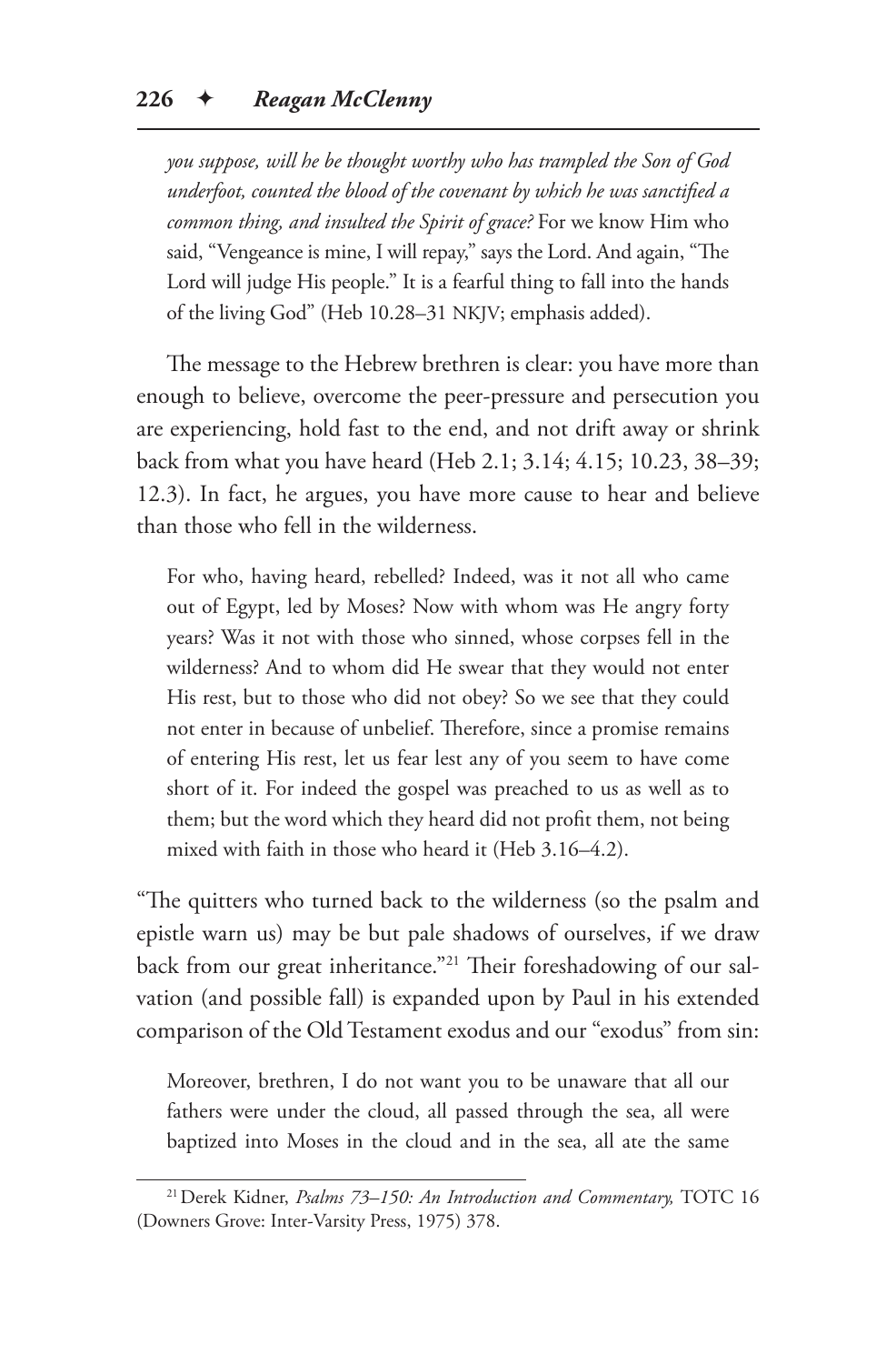> *you suppose, will he be thought worthy who has trampled the Son of God underfoot, counted the blood of the covenant by which he was sanctified a common thing, and insulted the Spirit of grace?* For we know Him who said, "Vengeance is mine, I will repay," says the Lord. And again, "The Lord will judge His people." It is a fearful thing to fall into the hands of the living God" (Heb 10.28–31 NKJV; emphasis added).

The message to the Hebrew brethren is clear: you have more than enough to believe, overcome the peer-pressure and persecution you are experiencing, hold fast to the end, and not drift away or shrink back from what you have heard (Heb 2.1; 3.14; 4.15; 10.23, 38–39; 12.3). In fact, he argues, you have more cause to hear and believe than those who fell in the wilderness.

> For who, having heard, rebelled? Indeed, was it not all who came out of Egypt, led by Moses? Now with whom was He angry forty years? Was it not with those who sinned, whose corpses fell in the wilderness? And to whom did He swear that they would not enter His rest, but to those who did not obey? So we see that they could not enter in because of unbelief. Therefore, since a promise remains of entering His rest, let us fear lest any of you seem to have come short of it. For indeed the gospel was preached to us as well as to them; but the word which they heard did not profit them, not being mixed with faith in those who heard it (Heb 3.16–4.2).

"The quitters who turned back to the wilderness (so the psalm and epistle warn us) may be but pale shadows of ourselves, if we draw back from our great inheritance."[21] Their foreshadowing of our salvation (and possible fall) is expanded upon by Paul in his extended comparison of the Old Testament exodus and our "exodus" from sin:

> Moreover, brethren, I do not want you to be unaware that all our fathers were under the cloud, all passed through the sea, all were baptized into Moses in the cloud and in the sea, all ate the same

[21] Derek Kidner, *Psalms 73–150: An Introduction and Commentary,* TOTC 16 (Downers Grove: Inter-Varsity Press, 1975) 378.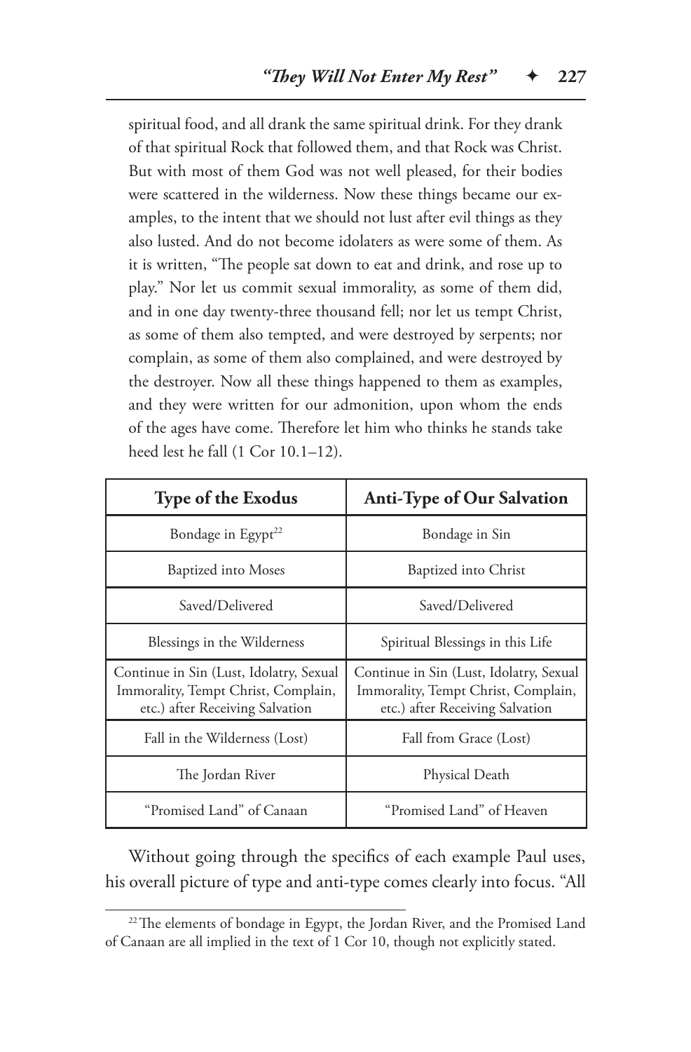spiritual food, and all drank the same spiritual drink. For they drank of that spiritual Rock that followed them, and that Rock was Christ. But with most of them God was not well pleased, for their bodies were scattered in the wilderness. Now these things became our examples, to the intent that we should not lust after evil things as they also lusted. And do not become idolaters as were some of them. As it is written, "The people sat down to eat and drink, and rose up to play." Nor let us commit sexual immorality, as some of them did, and in one day twenty-three thousand fell; nor let us tempt Christ, as some of them also tempted, and were destroyed by serpents; nor complain, as some of them also complained, and were destroyed by the destroyer. Now all these things happened to them as examples, and they were written for our admonition, upon whom the ends of the ages have come. Therefore let him who thinks he stands take heed lest he fall (1 Cor 10.1–12).

| Type of the Exodus | Anti-Type of Our Salvation |
|---|---|
| Bondage in Egypt[22] | Bondage in Sin |
| Baptized into Moses | Baptized into Christ |
| Saved/Delivered | Saved/Delivered |
| Blessings in the Wilderness | Spiritual Blessings in this Life |
| Continue in Sin (Lust, Idolatry, Sexual Immorality, Tempt Christ, Complain, etc.) after Receiving Salvation | Continue in Sin (Lust, Idolatry, Sexual Immorality, Tempt Christ, Complain, etc.) after Receiving Salvation |
| Fall in the Wilderness (Lost) | Fall from Grace (Lost) |
| The Jordan River | Physical Death |
| "Promised Land" of Canaan | "Promised Land" of Heaven |

Without going through the specifics of each example Paul uses, his overall picture of type and anti-type comes clearly into focus. "All

[22] The elements of bondage in Egypt, the Jordan River, and the Promised Land of Canaan are all implied in the text of 1 Cor 10, though not explicitly stated.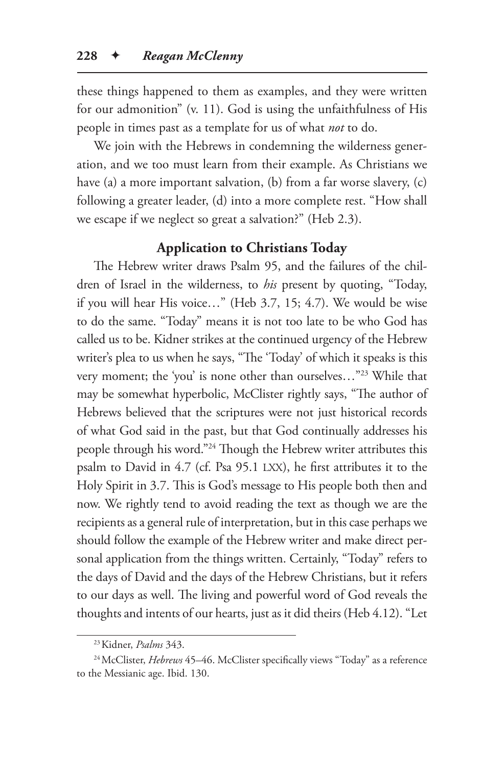these things happened to them as examples, and they were written for our admonition" (v. 11). God is using the unfaithfulness of His people in times past as a template for us of what *not* to do.

We join with the Hebrews in condemning the wilderness generation, and we too must learn from their example. As Christians we have (a) a more important salvation, (b) from a far worse slavery, (c) following a greater leader, (d) into a more complete rest. "How shall we escape if we neglect so great a salvation?" (Heb 2.3).

### Application to Christians Today

The Hebrew writer draws Psalm 95, and the failures of the children of Israel in the wilderness, to *his* present by quoting, "Today, if you will hear His voice…" (Heb 3.7, 15; 4.7). We would be wise to do the same. "Today" means it is not too late to be who God has called us to be. Kidner strikes at the continued urgency of the Hebrew writer's plea to us when he says, "The 'Today' of which it speaks is this very moment; the 'you' is none other than ourselves…"[23] While that may be somewhat hyperbolic, McClister rightly says, "The author of Hebrews believed that the scriptures were not just historical records of what God said in the past, but that God continually addresses his people through his word."[24] Though the Hebrew writer attributes this psalm to David in 4.7 (cf. Psa 95.1 LXX), he first attributes it to the Holy Spirit in 3.7. This is God's message to His people both then and now. We rightly tend to avoid reading the text as though we are the recipients as a general rule of interpretation, but in this case perhaps we should follow the example of the Hebrew writer and make direct personal application from the things written. Certainly, "Today" refers to the days of David and the days of the Hebrew Christians, but it refers to our days as well. The living and powerful word of God reveals the thoughts and intents of our hearts, just as it did theirs (Heb 4.12). "Let

---

[23] Kidner, *Psalms* 343.

[24] McClister, *Hebrews* 45–46. McClister specifically views "Today" as a reference to the Messianic age. Ibid. 130.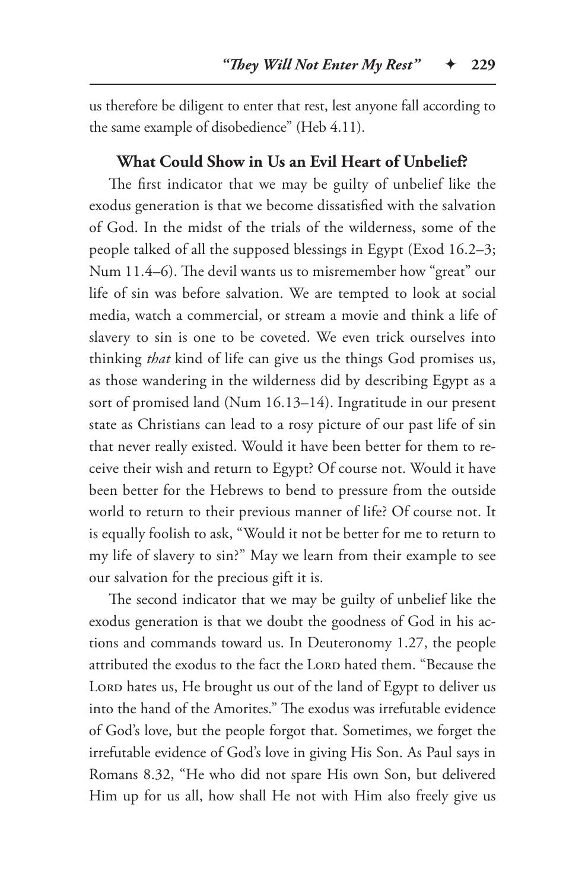us therefore be diligent to enter that rest, lest anyone fall according to the same example of disobedience" (Heb 4.11).

### What Could Show in Us an Evil Heart of Unbelief?

The first indicator that we may be guilty of unbelief like the exodus generation is that we become dissatisfied with the salvation of God. In the midst of the trials of the wilderness, some of the people talked of all the supposed blessings in Egypt (Exod 16.2–3; Num 11.4–6). The devil wants us to misremember how "great" our life of sin was before salvation. We are tempted to look at social media, watch a commercial, or stream a movie and think a life of slavery to sin is one to be coveted. We even trick ourselves into thinking *that* kind of life can give us the things God promises us, as those wandering in the wilderness did by describing Egypt as a sort of promised land (Num 16.13–14). Ingratitude in our present state as Christians can lead to a rosy picture of our past life of sin that never really existed. Would it have been better for them to receive their wish and return to Egypt? Of course not. Would it have been better for the Hebrews to bend to pressure from the outside world to return to their previous manner of life? Of course not. It is equally foolish to ask, "Would it not be better for me to return to my life of slavery to sin?" May we learn from their example to see our salvation for the precious gift it is.

The second indicator that we may be guilty of unbelief like the exodus generation is that we doubt the goodness of God in his actions and commands toward us. In Deuteronomy 1.27, the people attributed the exodus to the fact the Lord hated them. "Because the Lord hates us, He brought us out of the land of Egypt to deliver us into the hand of the Amorites." The exodus was irrefutable evidence of God's love, but the people forgot that. Sometimes, we forget the irrefutable evidence of God's love in giving His Son. As Paul says in Romans 8.32, "He who did not spare His own Son, but delivered Him up for us all, how shall He not with Him also freely give us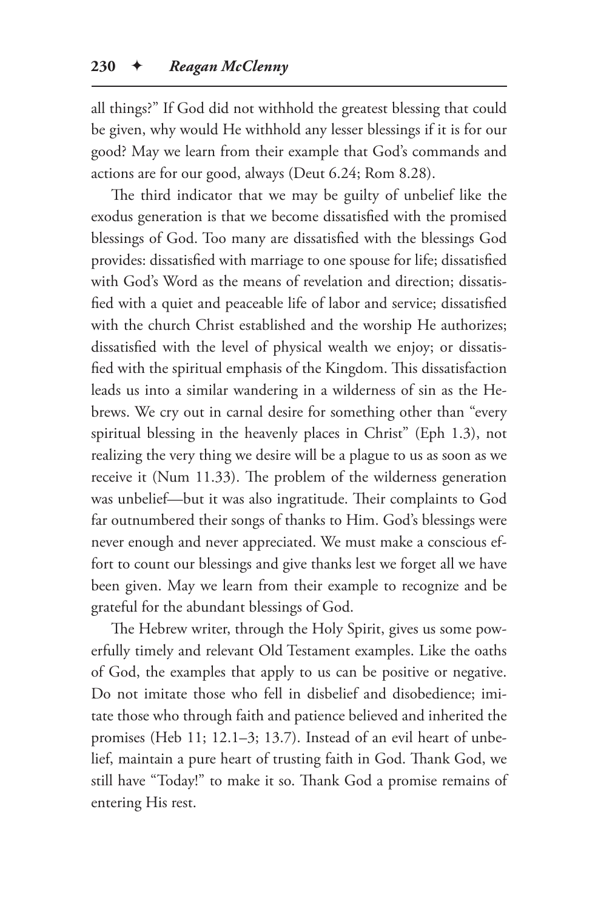all things?" If God did not withhold the greatest blessing that could be given, why would He withhold any lesser blessings if it is for our good? May we learn from their example that God's commands and actions are for our good, always (Deut 6.24; Rom 8.28).

The third indicator that we may be guilty of unbelief like the exodus generation is that we become dissatisfied with the promised blessings of God. Too many are dissatisfied with the blessings God provides: dissatisfied with marriage to one spouse for life; dissatisfied with God's Word as the means of revelation and direction; dissatisfied with a quiet and peaceable life of labor and service; dissatisfied with the church Christ established and the worship He authorizes; dissatisfied with the level of physical wealth we enjoy; or dissatisfied with the spiritual emphasis of the Kingdom. This dissatisfaction leads us into a similar wandering in a wilderness of sin as the Hebrews. We cry out in carnal desire for something other than "every spiritual blessing in the heavenly places in Christ" (Eph 1.3), not realizing the very thing we desire will be a plague to us as soon as we receive it (Num 11.33). The problem of the wilderness generation was unbelief—but it was also ingratitude. Their complaints to God far outnumbered their songs of thanks to Him. God's blessings were never enough and never appreciated. We must make a conscious effort to count our blessings and give thanks lest we forget all we have been given. May we learn from their example to recognize and be grateful for the abundant blessings of God.

The Hebrew writer, through the Holy Spirit, gives us some powerfully timely and relevant Old Testament examples. Like the oaths of God, the examples that apply to us can be positive or negative. Do not imitate those who fell in disbelief and disobedience; imitate those who through faith and patience believed and inherited the promises (Heb 11; 12.1–3; 13.7). Instead of an evil heart of unbelief, maintain a pure heart of trusting faith in God. Thank God, we still have "Today!" to make it so. Thank God a promise remains of entering His rest.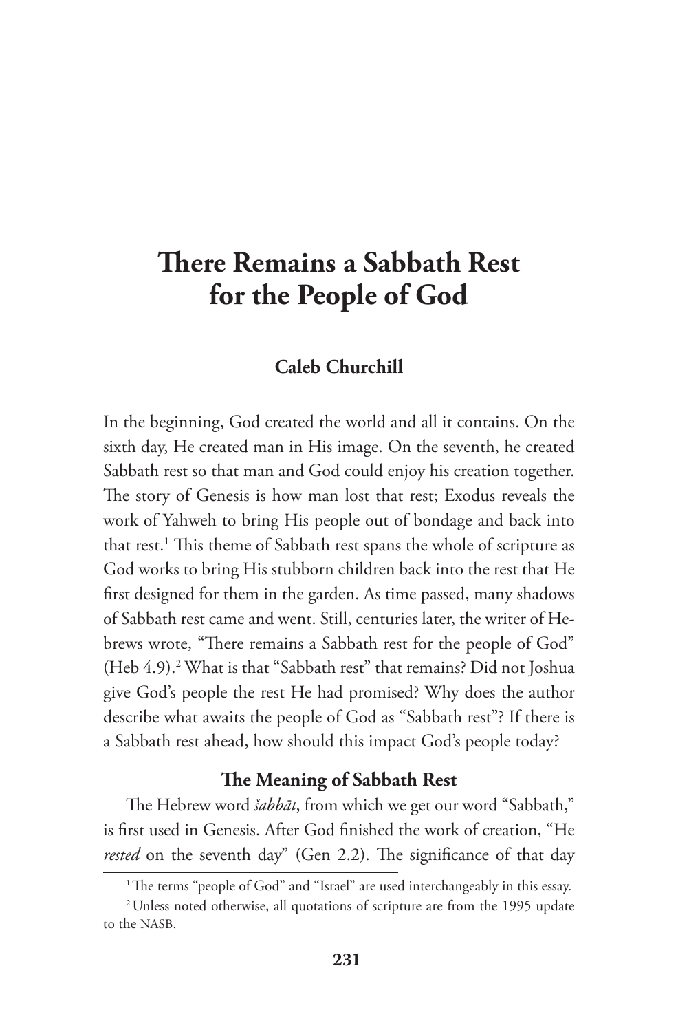# There Remains a Sabbath Rest for the People of God

**Caleb Churchill**

In the beginning, God created the world and all it contains. On the sixth day, He created man in His image. On the seventh, he created Sabbath rest so that man and God could enjoy his creation together. The story of Genesis is how man lost that rest; Exodus reveals the work of Yahweh to bring His people out of bondage and back into that rest.[1] This theme of Sabbath rest spans the whole of scripture as God works to bring His stubborn children back into the rest that He first designed for them in the garden. As time passed, many shadows of Sabbath rest came and went. Still, centuries later, the writer of Hebrews wrote, "There remains a Sabbath rest for the people of God" (Heb 4.9).[2] What is that "Sabbath rest" that remains? Did not Joshua give God's people the rest He had promised? Why does the author describe what awaits the people of God as "Sabbath rest"? If there is a Sabbath rest ahead, how should this impact God's people today?

## The Meaning of Sabbath Rest

The Hebrew word *šabbāt*, from which we get our word "Sabbath," is first used in Genesis. After God finished the work of creation, "He *rested* on the seventh day" (Gen 2.2). The significance of that day

[1] The terms "people of God" and "Israel" are used interchangeably in this essay.

[2] Unless noted otherwise, all quotations of scripture are from the 1995 update to the NASB.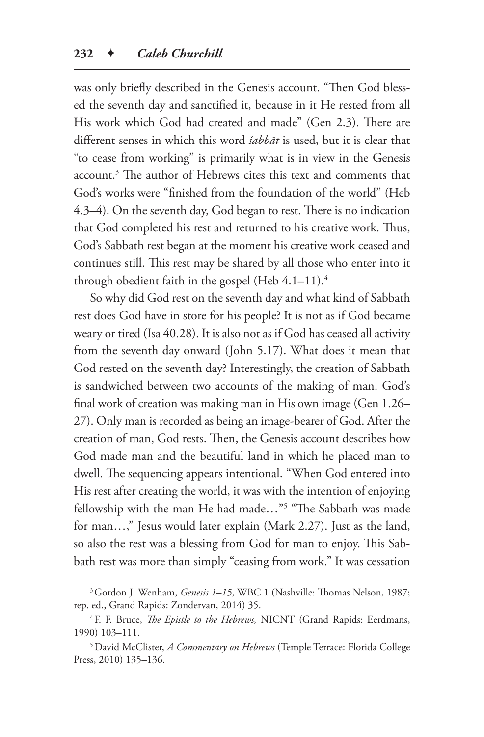was only briefly described in the Genesis account. "Then God blessed the seventh day and sanctified it, because in it He rested from all His work which God had created and made" (Gen 2.3). There are different senses in which this word *šabbāt* is used, but it is clear that "to cease from working" is primarily what is in view in the Genesis account.[3] The author of Hebrews cites this text and comments that God's works were "finished from the foundation of the world" (Heb 4.3–4). On the seventh day, God began to rest. There is no indication that God completed his rest and returned to his creative work. Thus, God's Sabbath rest began at the moment his creative work ceased and continues still. This rest may be shared by all those who enter into it through obedient faith in the gospel (Heb 4.1–11).[4]

So why did God rest on the seventh day and what kind of Sabbath rest does God have in store for his people? It is not as if God became weary or tired (Isa 40.28). It is also not as if God has ceased all activity from the seventh day onward (John 5.17). What does it mean that God rested on the seventh day? Interestingly, the creation of Sabbath is sandwiched between two accounts of the making of man. God's final work of creation was making man in His own image (Gen 1.26–27). Only man is recorded as being an image-bearer of God. After the creation of man, God rests. Then, the Genesis account describes how God made man and the beautiful land in which he placed man to dwell. The sequencing appears intentional. "When God entered into His rest after creating the world, it was with the intention of enjoying fellowship with the man He had made…"[5] "The Sabbath was made for man…," Jesus would later explain (Mark 2.27). Just as the land, so also the rest was a blessing from God for man to enjoy. This Sabbath rest was more than simply "ceasing from work." It was cessation

---

[3] Gordon J. Wenham, *Genesis 1–15*, WBC 1 (Nashville: Thomas Nelson, 1987; rep. ed., Grand Rapids: Zondervan, 2014) 35.

[4] F. F. Bruce, *The Epistle to the Hebrews,* NICNT (Grand Rapids: Eerdmans, 1990) 103–111.

[5] David McClister, *A Commentary on Hebrews* (Temple Terrace: Florida College Press, 2010) 135–136.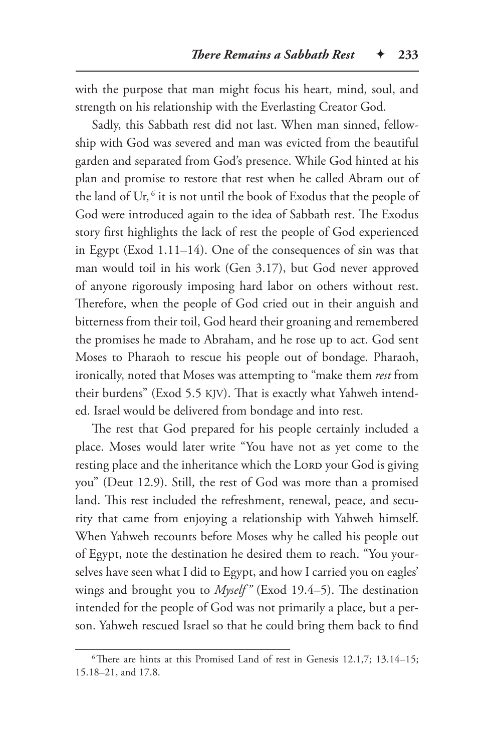with the purpose that man might focus his heart, mind, soul, and strength on his relationship with the Everlasting Creator God.

Sadly, this Sabbath rest did not last. When man sinned, fellowship with God was severed and man was evicted from the beautiful garden and separated from God's presence. While God hinted at his plan and promise to restore that rest when he called Abram out of the land of Ur,[6] it is not until the book of Exodus that the people of God were introduced again to the idea of Sabbath rest. The Exodus story first highlights the lack of rest the people of God experienced in Egypt (Exod 1.11–14). One of the consequences of sin was that man would toil in his work (Gen 3.17), but God never approved of anyone rigorously imposing hard labor on others without rest. Therefore, when the people of God cried out in their anguish and bitterness from their toil, God heard their groaning and remembered the promises he made to Abraham, and he rose up to act. God sent Moses to Pharaoh to rescue his people out of bondage. Pharaoh, ironically, noted that Moses was attempting to "make them *rest* from their burdens" (Exod 5.5 KJV). That is exactly what Yahweh intended. Israel would be delivered from bondage and into rest.

The rest that God prepared for his people certainly included a place. Moses would later write "You have not as yet come to the resting place and the inheritance which the LORD your God is giving you" (Deut 12.9). Still, the rest of God was more than a promised land. This rest included the refreshment, renewal, peace, and security that came from enjoying a relationship with Yahweh himself. When Yahweh recounts before Moses why he called his people out of Egypt, note the destination he desired them to reach. "You yourselves have seen what I did to Egypt, and how I carried you on eagles' wings and brought you to *Myself*" (Exod 19.4–5). The destination intended for the people of God was not primarily a place, but a person. Yahweh rescued Israel so that he could bring them back to find

---

[6] There are hints at this Promised Land of rest in Genesis 12.1,7; 13.14–15; 15.18–21, and 17.8.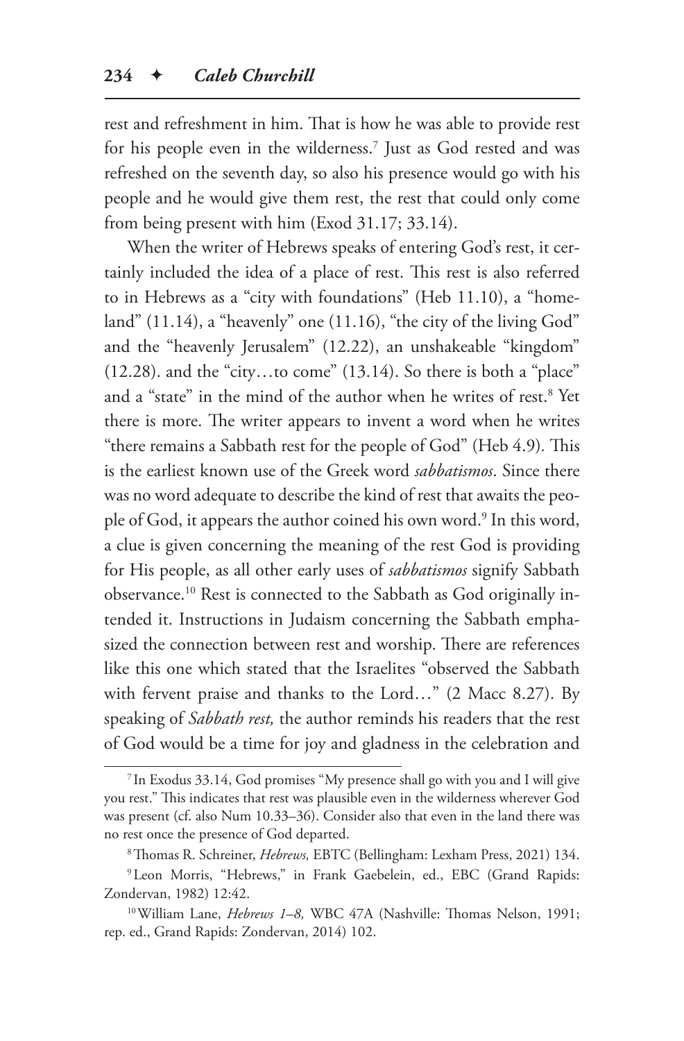rest and refreshment in him. That is how he was able to provide rest for his people even in the wilderness.[7] Just as God rested and was refreshed on the seventh day, so also his presence would go with his people and he would give them rest, the rest that could only come from being present with him (Exod 31.17; 33.14).

When the writer of Hebrews speaks of entering God's rest, it certainly included the idea of a place of rest. This rest is also referred to in Hebrews as a "city with foundations" (Heb 11.10), a "homeland" (11.14), a "heavenly" one (11.16), "the city of the living God" and the "heavenly Jerusalem" (12.22), an unshakeable "kingdom" (12.28). and the "city…to come" (13.14). So there is both a "place" and a "state" in the mind of the author when he writes of rest.[8] Yet there is more. The writer appears to invent a word when he writes "there remains a Sabbath rest for the people of God" (Heb 4.9). This is the earliest known use of the Greek word *sabbatismos*. Since there was no word adequate to describe the kind of rest that awaits the people of God, it appears the author coined his own word.[9] In this word, a clue is given concerning the meaning of the rest God is providing for His people, as all other early uses of *sabbatismos* signify Sabbath observance.[10] Rest is connected to the Sabbath as God originally intended it. Instructions in Judaism concerning the Sabbath emphasized the connection between rest and worship. There are references like this one which stated that the Israelites "observed the Sabbath with fervent praise and thanks to the Lord…" (2 Macc 8.27). By speaking of *Sabbath rest,* the author reminds his readers that the rest of God would be a time for joy and gladness in the celebration and

---

[7] In Exodus 33.14, God promises "My presence shall go with you and I will give you rest." This indicates that rest was plausible even in the wilderness wherever God was present (cf. also Num 10.33–36). Consider also that even in the land there was no rest once the presence of God departed.

[8] Thomas R. Schreiner, *Hebrews,* EBTC (Bellingham: Lexham Press, 2021) 134.

[9] Leon Morris, "Hebrews," in Frank Gaebelein, ed., EBC (Grand Rapids: Zondervan, 1982) 12:42.

[10] William Lane, *Hebrews 1–8,* WBC 47A (Nashville: Thomas Nelson, 1991; rep. ed., Grand Rapids: Zondervan, 2014) 102.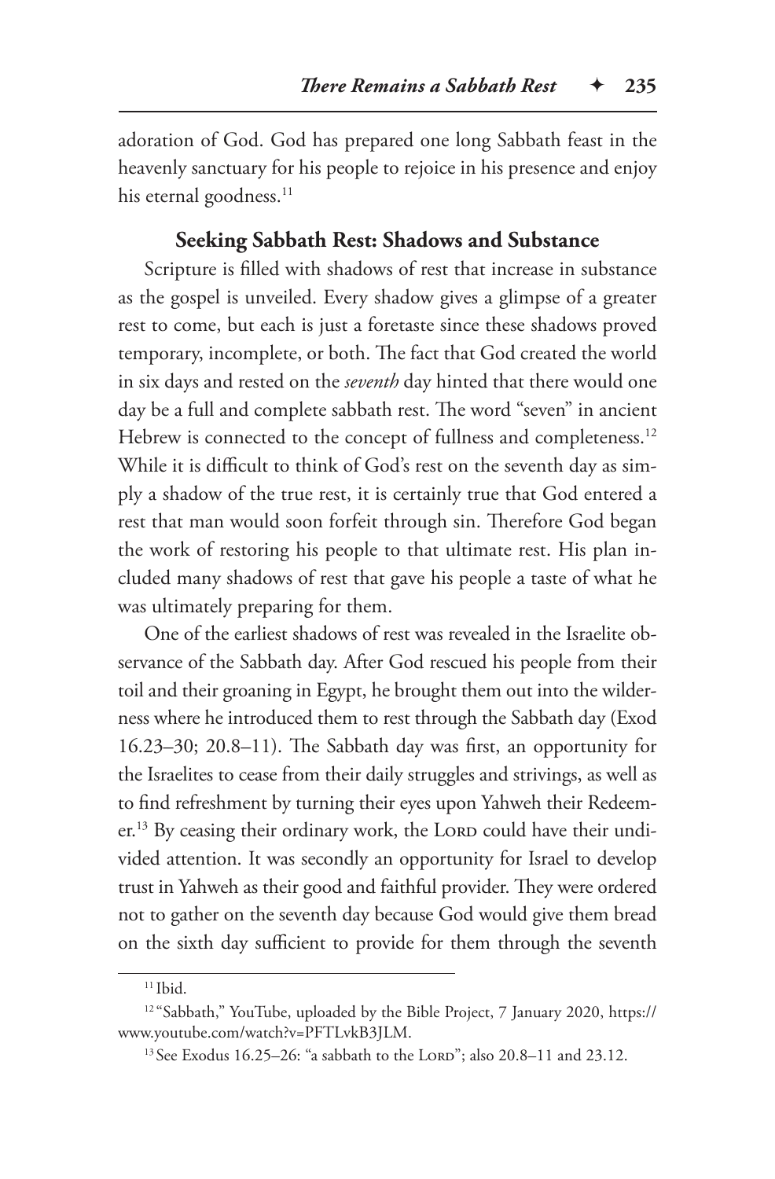adoration of God. God has prepared one long Sabbath feast in the heavenly sanctuary for his people to rejoice in his presence and enjoy his eternal goodness.[11]

### Seeking Sabbath Rest: Shadows and Substance

Scripture is filled with shadows of rest that increase in substance as the gospel is unveiled. Every shadow gives a glimpse of a greater rest to come, but each is just a foretaste since these shadows proved temporary, incomplete, or both. The fact that God created the world in six days and rested on the *seventh* day hinted that there would one day be a full and complete sabbath rest. The word "seven" in ancient Hebrew is connected to the concept of fullness and completeness.[12] While it is difficult to think of God's rest on the seventh day as simply a shadow of the true rest, it is certainly true that God entered a rest that man would soon forfeit through sin. Therefore God began the work of restoring his people to that ultimate rest. His plan included many shadows of rest that gave his people a taste of what he was ultimately preparing for them.

One of the earliest shadows of rest was revealed in the Israelite observance of the Sabbath day. After God rescued his people from their toil and their groaning in Egypt, he brought them out into the wilderness where he introduced them to rest through the Sabbath day (Exod 16.23–30; 20.8–11). The Sabbath day was first, an opportunity for the Israelites to cease from their daily struggles and strivings, as well as to find refreshment by turning their eyes upon Yahweh their Redeemer.[13] By ceasing their ordinary work, the Lord could have their undivided attention. It was secondly an opportunity for Israel to develop trust in Yahweh as their good and faithful provider. They were ordered not to gather on the seventh day because God would give them bread on the sixth day sufficient to provide for them through the seventh

---

[11] Ibid.

[12] "Sabbath," YouTube, uploaded by the Bible Project, 7 January 2020, https://www.youtube.com/watch?v=PFTLvkB3JLM.

[13] See Exodus 16.25–26: "a sabbath to the Lord"; also 20.8–11 and 23.12.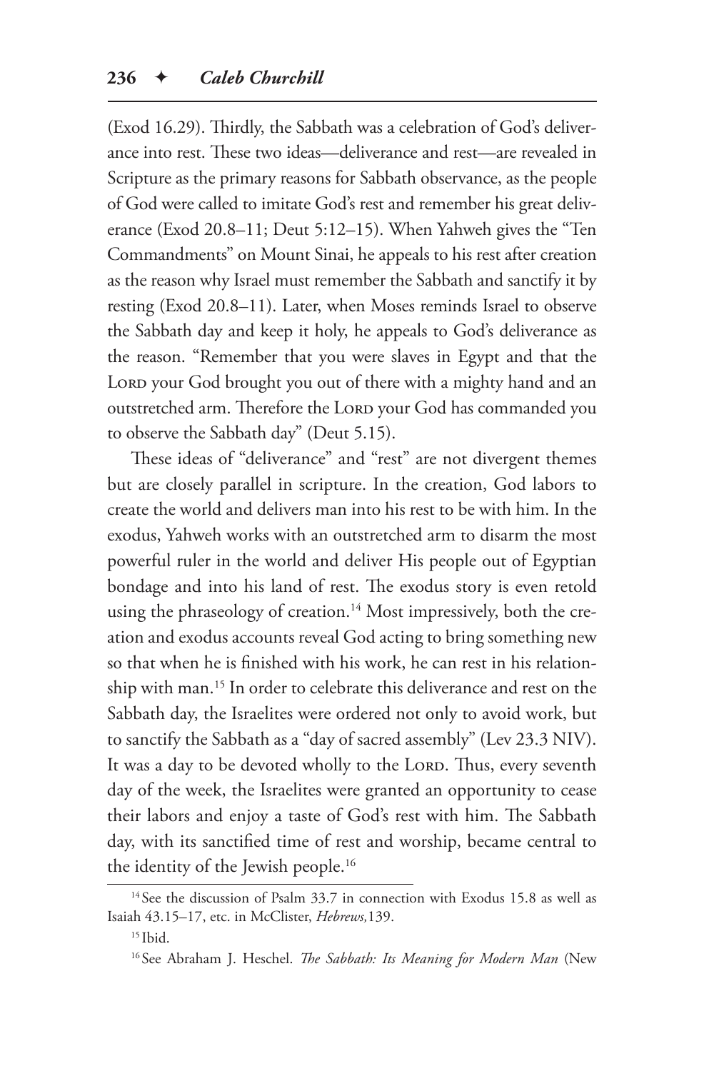(Exod 16.29). Thirdly, the Sabbath was a celebration of God's deliverance into rest. These two ideas—deliverance and rest—are revealed in Scripture as the primary reasons for Sabbath observance, as the people of God were called to imitate God's rest and remember his great deliverance (Exod 20.8–11; Deut 5:12–15). When Yahweh gives the "Ten Commandments" on Mount Sinai, he appeals to his rest after creation as the reason why Israel must remember the Sabbath and sanctify it by resting (Exod 20.8–11). Later, when Moses reminds Israel to observe the Sabbath day and keep it holy, he appeals to God's deliverance as the reason. "Remember that you were slaves in Egypt and that the Lord your God brought you out of there with a mighty hand and an outstretched arm. Therefore the Lord your God has commanded you to observe the Sabbath day" (Deut 5.15).

These ideas of "deliverance" and "rest" are not divergent themes but are closely parallel in scripture. In the creation, God labors to create the world and delivers man into his rest to be with him. In the exodus, Yahweh works with an outstretched arm to disarm the most powerful ruler in the world and deliver His people out of Egyptian bondage and into his land of rest. The exodus story is even retold using the phraseology of creation.[14] Most impressively, both the creation and exodus accounts reveal God acting to bring something new so that when he is finished with his work, he can rest in his relationship with man.[15] In order to celebrate this deliverance and rest on the Sabbath day, the Israelites were ordered not only to avoid work, but to sanctify the Sabbath as a "day of sacred assembly" (Lev 23.3 NIV). It was a day to be devoted wholly to the Lord. Thus, every seventh day of the week, the Israelites were granted an opportunity to cease their labors and enjoy a taste of God's rest with him. The Sabbath day, with its sanctified time of rest and worship, became central to the identity of the Jewish people.[16]

[14] See the discussion of Psalm 33.7 in connection with Exodus 15.8 as well as Isaiah 43.15–17, etc. in McClister, *Hebrews,*139.

[15] Ibid.

[16] See Abraham J. Heschel. *The Sabbath: Its Meaning for Modern Man* (New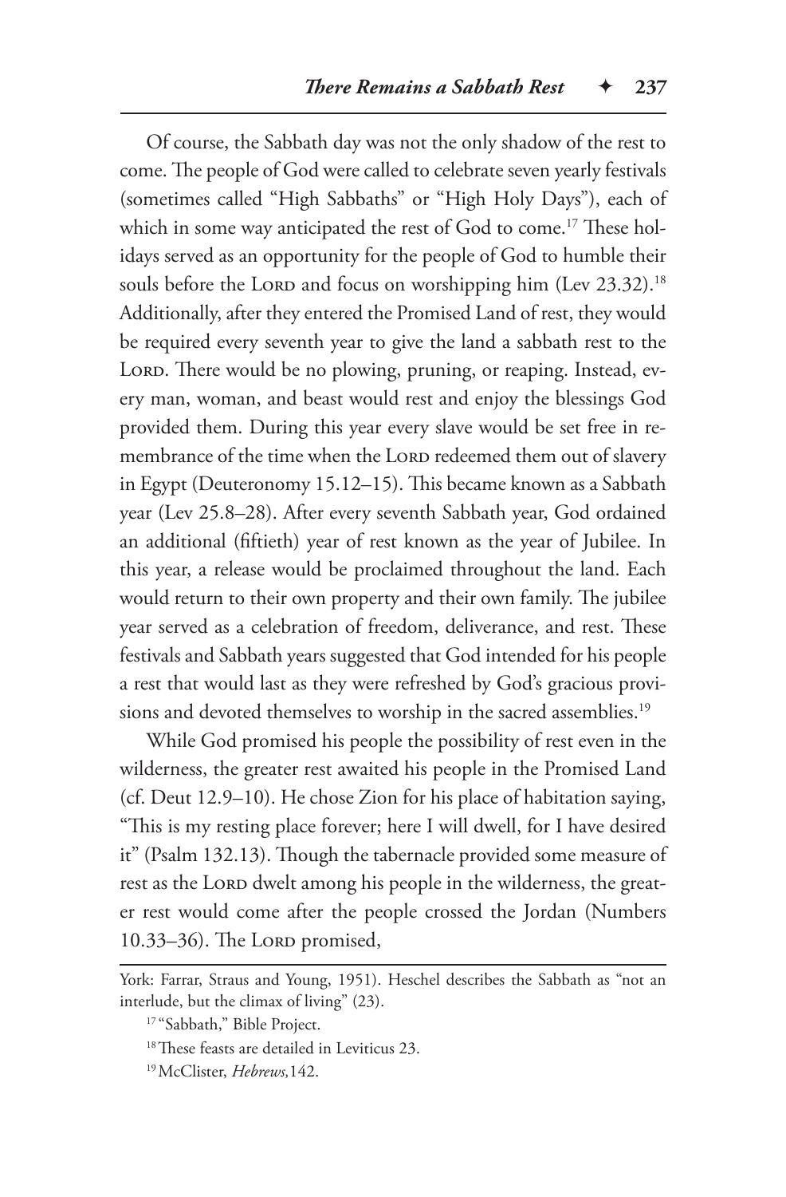Of course, the Sabbath day was not the only shadow of the rest to come. The people of God were called to celebrate seven yearly festivals (sometimes called "High Sabbaths" or "High Holy Days"), each of which in some way anticipated the rest of God to come.[17] These holidays served as an opportunity for the people of God to humble their souls before the LORD and focus on worshipping him (Lev 23.32).[18] Additionally, after they entered the Promised Land of rest, they would be required every seventh year to give the land a sabbath rest to the LORD. There would be no plowing, pruning, or reaping. Instead, every man, woman, and beast would rest and enjoy the blessings God provided them. During this year every slave would be set free in remembrance of the time when the LORD redeemed them out of slavery in Egypt (Deuteronomy 15.12–15). This became known as a Sabbath year (Lev 25.8–28). After every seventh Sabbath year, God ordained an additional (fiftieth) year of rest known as the year of Jubilee. In this year, a release would be proclaimed throughout the land. Each would return to their own property and their own family. The jubilee year served as a celebration of freedom, deliverance, and rest. These festivals and Sabbath years suggested that God intended for his people a rest that would last as they were refreshed by God's gracious provisions and devoted themselves to worship in the sacred assemblies.[19]

While God promised his people the possibility of rest even in the wilderness, the greater rest awaited his people in the Promised Land (cf. Deut 12.9–10). He chose Zion for his place of habitation saying, "This is my resting place forever; here I will dwell, for I have desired it" (Psalm 132.13). Though the tabernacle provided some measure of rest as the LORD dwelt among his people in the wilderness, the greater rest would come after the people crossed the Jordan (Numbers 10.33–36). The LORD promised,

York: Farrar, Straus and Young, 1951). Heschel describes the Sabbath as "not an interlude, but the climax of living" (23).

[17] "Sabbath," Bible Project.

[18] These feasts are detailed in Leviticus 23.

[19] McClister, *Hebrews,*142.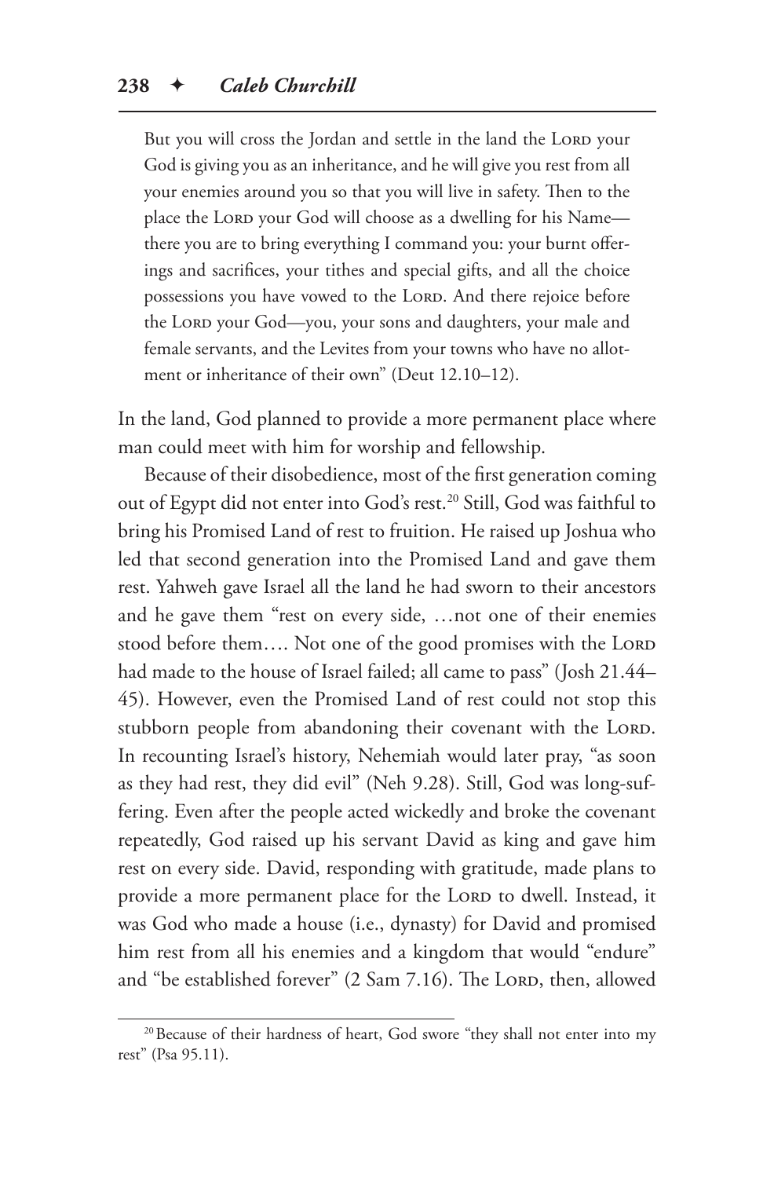> But you will cross the Jordan and settle in the land the LORD your God is giving you as an inheritance, and he will give you rest from all your enemies around you so that you will live in safety. Then to the place the LORD your God will choose as a dwelling for his Name—there you are to bring everything I command you: your burnt offerings and sacrifices, your tithes and special gifts, and all the choice possessions you have vowed to the LORD. And there rejoice before the LORD your God—you, your sons and daughters, your male and female servants, and the Levites from your towns who have no allotment or inheritance of their own" (Deut 12.10–12).

In the land, God planned to provide a more permanent place where man could meet with him for worship and fellowship.

Because of their disobedience, most of the first generation coming out of Egypt did not enter into God's rest.[20] Still, God was faithful to bring his Promised Land of rest to fruition. He raised up Joshua who led that second generation into the Promised Land and gave them rest. Yahweh gave Israel all the land he had sworn to their ancestors and he gave them "rest on every side, …not one of their enemies stood before them…. Not one of the good promises with the LORD had made to the house of Israel failed; all came to pass" (Josh 21.44–45). However, even the Promised Land of rest could not stop this stubborn people from abandoning their covenant with the LORD. In recounting Israel's history, Nehemiah would later pray, "as soon as they had rest, they did evil" (Neh 9.28). Still, God was long-suffering. Even after the people acted wickedly and broke the covenant repeatedly, God raised up his servant David as king and gave him rest on every side. David, responding with gratitude, made plans to provide a more permanent place for the LORD to dwell. Instead, it was God who made a house (i.e., dynasty) for David and promised him rest from all his enemies and a kingdom that would "endure" and "be established forever" (2 Sam 7.16). The LORD, then, allowed

---

[20] Because of their hardness of heart, God swore "they shall not enter into my rest" (Psa 95.11).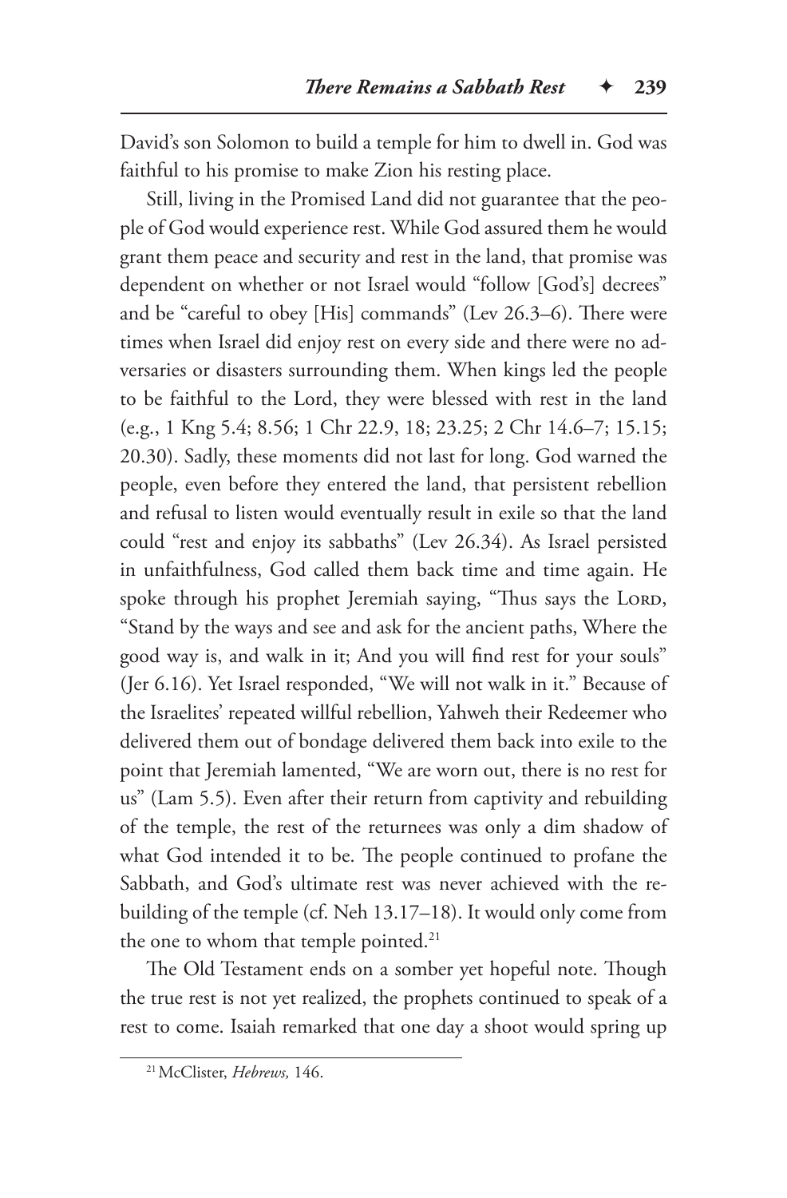David's son Solomon to build a temple for him to dwell in. God was faithful to his promise to make Zion his resting place.

Still, living in the Promised Land did not guarantee that the people of God would experience rest. While God assured them he would grant them peace and security and rest in the land, that promise was dependent on whether or not Israel would "follow [God's] decrees" and be "careful to obey [His] commands" (Lev 26.3–6). There were times when Israel did enjoy rest on every side and there were no adversaries or disasters surrounding them. When kings led the people to be faithful to the Lord, they were blessed with rest in the land (e.g., 1 Kng 5.4; 8.56; 1 Chr 22.9, 18; 23.25; 2 Chr 14.6–7; 15.15; 20.30). Sadly, these moments did not last for long. God warned the people, even before they entered the land, that persistent rebellion and refusal to listen would eventually result in exile so that the land could "rest and enjoy its sabbaths" (Lev 26.34). As Israel persisted in unfaithfulness, God called them back time and time again. He spoke through his prophet Jeremiah saying, "Thus says the Lord, "Stand by the ways and see and ask for the ancient paths, Where the good way is, and walk in it; And you will find rest for your souls" (Jer 6.16). Yet Israel responded, "We will not walk in it." Because of the Israelites' repeated willful rebellion, Yahweh their Redeemer who delivered them out of bondage delivered them back into exile to the point that Jeremiah lamented, "We are worn out, there is no rest for us" (Lam 5.5). Even after their return from captivity and rebuilding of the temple, the rest of the returnees was only a dim shadow of what God intended it to be. The people continued to profane the Sabbath, and God's ultimate rest was never achieved with the rebuilding of the temple (cf. Neh 13.17–18). It would only come from the one to whom that temple pointed.[21]

The Old Testament ends on a somber yet hopeful note. Though the true rest is not yet realized, the prophets continued to speak of a rest to come. Isaiah remarked that one day a shoot would spring up

[21] McClister, *Hebrews,* 146.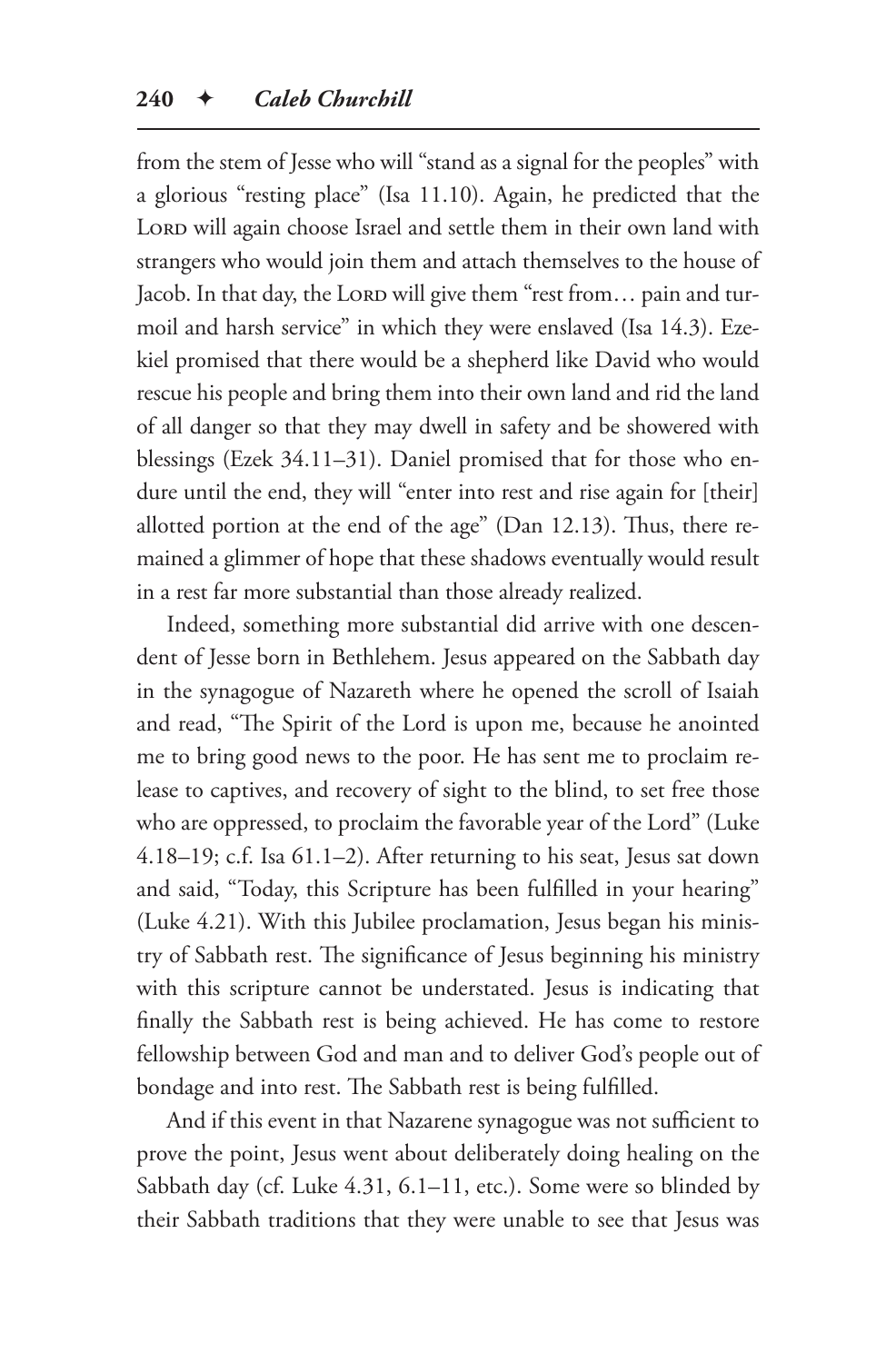from the stem of Jesse who will "stand as a signal for the peoples" with a glorious "resting place" (Isa 11.10). Again, he predicted that the LORD will again choose Israel and settle them in their own land with strangers who would join them and attach themselves to the house of Jacob. In that day, the LORD will give them "rest from… pain and turmoil and harsh service" in which they were enslaved (Isa 14.3). Ezekiel promised that there would be a shepherd like David who would rescue his people and bring them into their own land and rid the land of all danger so that they may dwell in safety and be showered with blessings (Ezek 34.11–31). Daniel promised that for those who endure until the end, they will "enter into rest and rise again for [their] allotted portion at the end of the age" (Dan 12.13). Thus, there remained a glimmer of hope that these shadows eventually would result in a rest far more substantial than those already realized.

Indeed, something more substantial did arrive with one descendent of Jesse born in Bethlehem. Jesus appeared on the Sabbath day in the synagogue of Nazareth where he opened the scroll of Isaiah and read, "The Spirit of the Lord is upon me, because he anointed me to bring good news to the poor. He has sent me to proclaim release to captives, and recovery of sight to the blind, to set free those who are oppressed, to proclaim the favorable year of the Lord" (Luke 4.18–19; c.f. Isa 61.1–2). After returning to his seat, Jesus sat down and said, "Today, this Scripture has been fulfilled in your hearing" (Luke 4.21). With this Jubilee proclamation, Jesus began his ministry of Sabbath rest. The significance of Jesus beginning his ministry with this scripture cannot be understated. Jesus is indicating that finally the Sabbath rest is being achieved. He has come to restore fellowship between God and man and to deliver God's people out of bondage and into rest. The Sabbath rest is being fulfilled.

And if this event in that Nazarene synagogue was not sufficient to prove the point, Jesus went about deliberately doing healing on the Sabbath day (cf. Luke 4.31, 6.1–11, etc.). Some were so blinded by their Sabbath traditions that they were unable to see that Jesus was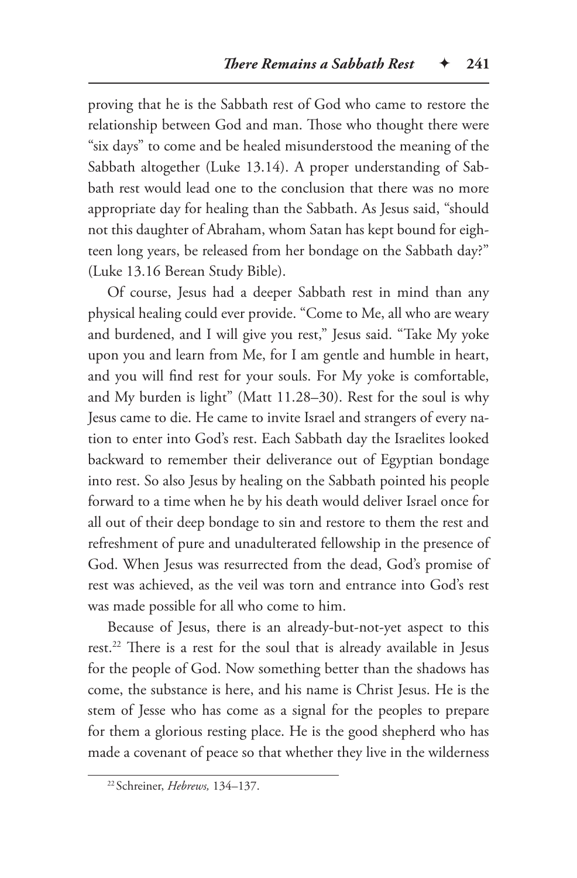proving that he is the Sabbath rest of God who came to restore the relationship between God and man. Those who thought there were "six days" to come and be healed misunderstood the meaning of the Sabbath altogether (Luke 13.14). A proper understanding of Sabbath rest would lead one to the conclusion that there was no more appropriate day for healing than the Sabbath. As Jesus said, "should not this daughter of Abraham, whom Satan has kept bound for eighteen long years, be released from her bondage on the Sabbath day?" (Luke 13.16 Berean Study Bible).

Of course, Jesus had a deeper Sabbath rest in mind than any physical healing could ever provide. "Come to Me, all who are weary and burdened, and I will give you rest," Jesus said. "Take My yoke upon you and learn from Me, for I am gentle and humble in heart, and you will find rest for your souls. For My yoke is comfortable, and My burden is light" (Matt 11.28–30). Rest for the soul is why Jesus came to die. He came to invite Israel and strangers of every nation to enter into God's rest. Each Sabbath day the Israelites looked backward to remember their deliverance out of Egyptian bondage into rest. So also Jesus by healing on the Sabbath pointed his people forward to a time when he by his death would deliver Israel once for all out of their deep bondage to sin and restore to them the rest and refreshment of pure and unadulterated fellowship in the presence of God. When Jesus was resurrected from the dead, God's promise of rest was achieved, as the veil was torn and entrance into God's rest was made possible for all who come to him.

Because of Jesus, there is an already-but-not-yet aspect to this rest.[22] There is a rest for the soul that is already available in Jesus for the people of God. Now something better than the shadows has come, the substance is here, and his name is Christ Jesus. He is the stem of Jesse who has come as a signal for the peoples to prepare for them a glorious resting place. He is the good shepherd who has made a covenant of peace so that whether they live in the wilderness

[22] Schreiner, *Hebrews,* 134–137.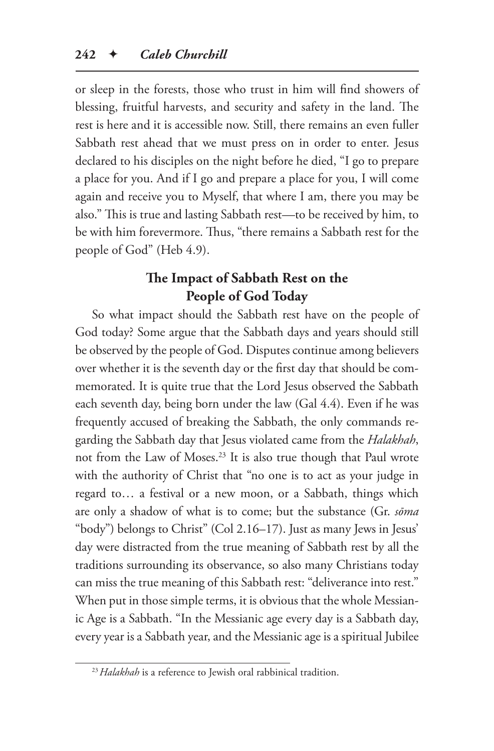or sleep in the forests, those who trust in him will find showers of blessing, fruitful harvests, and security and safety in the land. The rest is here and it is accessible now. Still, there remains an even fuller Sabbath rest ahead that we must press on in order to enter. Jesus declared to his disciples on the night before he died, "I go to prepare a place for you. And if I go and prepare a place for you, I will come again and receive you to Myself, that where I am, there you may be also." This is true and lasting Sabbath rest—to be received by him, to be with him forevermore. Thus, "there remains a Sabbath rest for the people of God" (Heb 4.9).

## The Impact of Sabbath Rest on the People of God Today

So what impact should the Sabbath rest have on the people of God today? Some argue that the Sabbath days and years should still be observed by the people of God. Disputes continue among believers over whether it is the seventh day or the first day that should be commemorated. It is quite true that the Lord Jesus observed the Sabbath each seventh day, being born under the law (Gal 4.4). Even if he was frequently accused of breaking the Sabbath, the only commands regarding the Sabbath day that Jesus violated came from the *Halakhah*, not from the Law of Moses.[23] It is also true though that Paul wrote with the authority of Christ that "no one is to act as your judge in regard to… a festival or a new moon, or a Sabbath, things which are only a shadow of what is to come; but the substance (Gr. *sōma* "body") belongs to Christ" (Col 2.16–17). Just as many Jews in Jesus' day were distracted from the true meaning of Sabbath rest by all the traditions surrounding its observance, so also many Christians today can miss the true meaning of this Sabbath rest: "deliverance into rest." When put in those simple terms, it is obvious that the whole Messianic Age is a Sabbath. "In the Messianic age every day is a Sabbath day, every year is a Sabbath year, and the Messianic age is a spiritual Jubilee

[23] *Halakhah* is a reference to Jewish oral rabbinical tradition.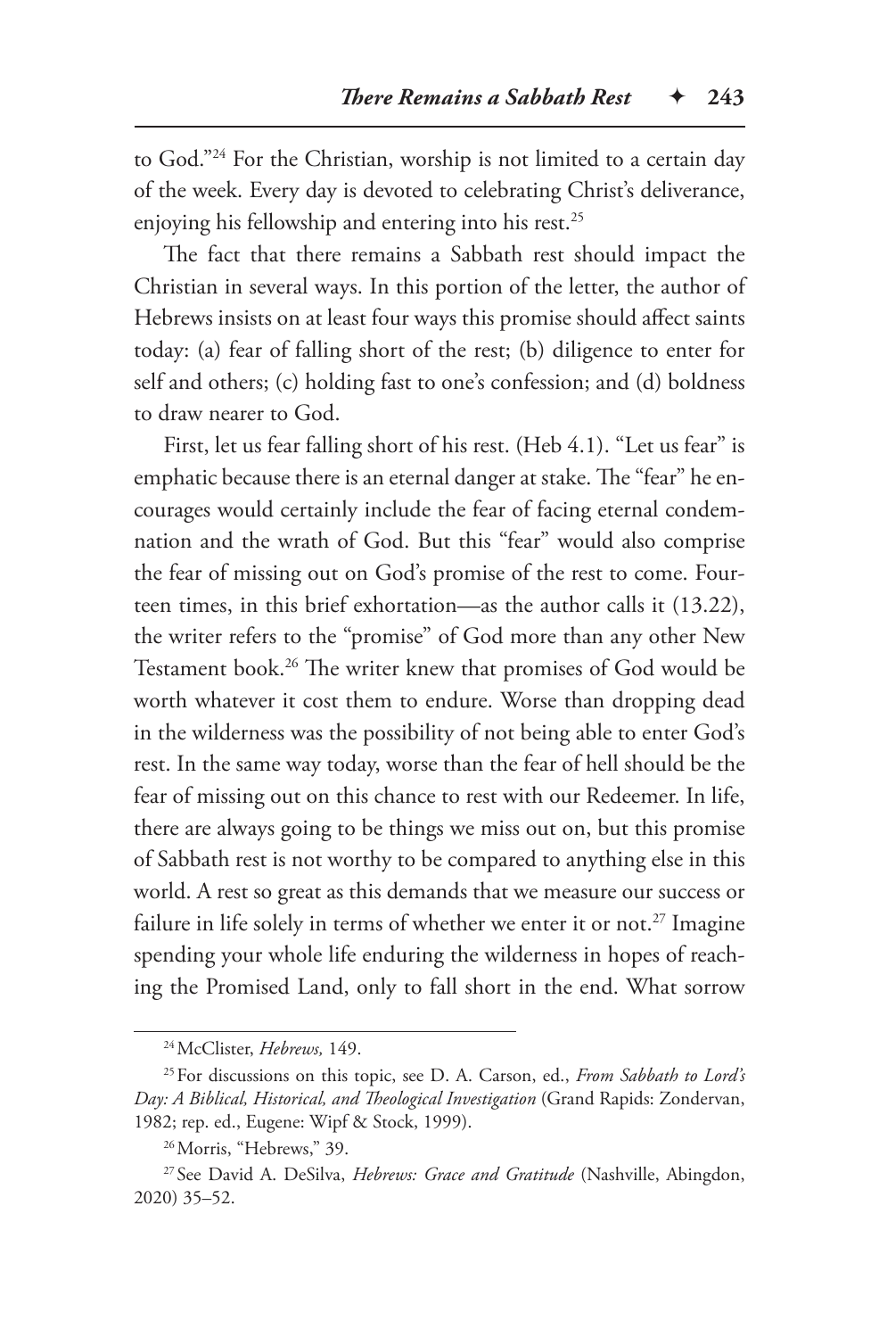to God."[24] For the Christian, worship is not limited to a certain day of the week. Every day is devoted to celebrating Christ's deliverance, enjoying his fellowship and entering into his rest.[25]

The fact that there remains a Sabbath rest should impact the Christian in several ways. In this portion of the letter, the author of Hebrews insists on at least four ways this promise should affect saints today: (a) fear of falling short of the rest; (b) diligence to enter for self and others; (c) holding fast to one's confession; and (d) boldness to draw nearer to God.

First, let us fear falling short of his rest. (Heb 4.1). "Let us fear" is emphatic because there is an eternal danger at stake. The "fear" he encourages would certainly include the fear of facing eternal condemnation and the wrath of God. But this "fear" would also comprise the fear of missing out on God's promise of the rest to come. Fourteen times, in this brief exhortation—as the author calls it (13.22), the writer refers to the "promise" of God more than any other New Testament book.[26] The writer knew that promises of God would be worth whatever it cost them to endure. Worse than dropping dead in the wilderness was the possibility of not being able to enter God's rest. In the same way today, worse than the fear of hell should be the fear of missing out on this chance to rest with our Redeemer. In life, there are always going to be things we miss out on, but this promise of Sabbath rest is not worthy to be compared to anything else in this world. A rest so great as this demands that we measure our success or failure in life solely in terms of whether we enter it or not.[27] Imagine spending your whole life enduring the wilderness in hopes of reaching the Promised Land, only to fall short in the end. What sorrow

---

[24] McClister, *Hebrews,* 149.

[25] For discussions on this topic, see D. A. Carson, ed., *From Sabbath to Lord's Day: A Biblical, Historical, and Theological Investigation* (Grand Rapids: Zondervan, 1982; rep. ed., Eugene: Wipf & Stock, 1999).

[26] Morris, "Hebrews," 39.

[27] See David A. DeSilva, *Hebrews: Grace and Gratitude* (Nashville, Abingdon, 2020) 35–52.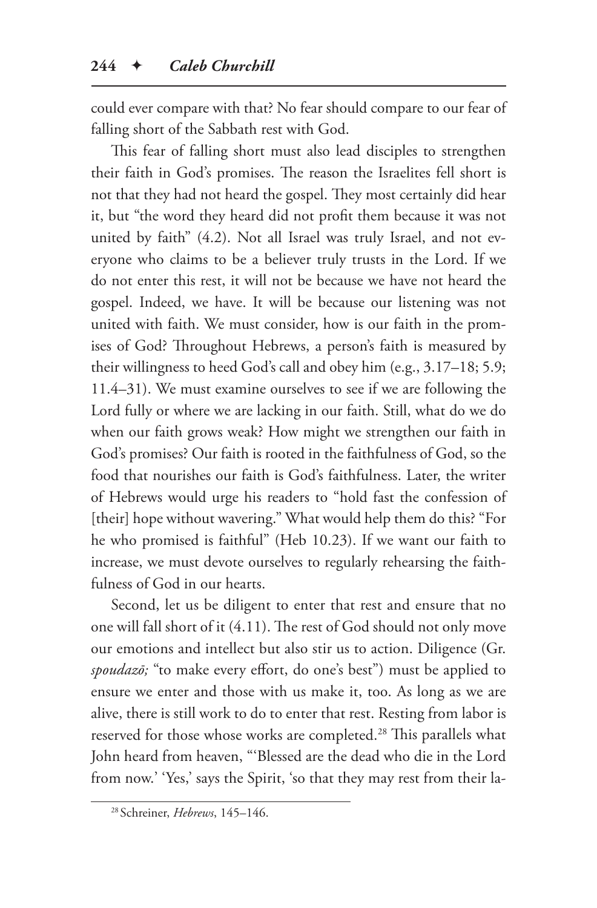could ever compare with that? No fear should compare to our fear of falling short of the Sabbath rest with God.

This fear of falling short must also lead disciples to strengthen their faith in God's promises. The reason the Israelites fell short is not that they had not heard the gospel. They most certainly did hear it, but "the word they heard did not profit them because it was not united by faith" (4.2). Not all Israel was truly Israel, and not everyone who claims to be a believer truly trusts in the Lord. If we do not enter this rest, it will not be because we have not heard the gospel. Indeed, we have. It will be because our listening was not united with faith. We must consider, how is our faith in the promises of God? Throughout Hebrews, a person's faith is measured by their willingness to heed God's call and obey him (e.g., 3.17–18; 5.9; 11.4–31). We must examine ourselves to see if we are following the Lord fully or where we are lacking in our faith. Still, what do we do when our faith grows weak? How might we strengthen our faith in God's promises? Our faith is rooted in the faithfulness of God, so the food that nourishes our faith is God's faithfulness. Later, the writer of Hebrews would urge his readers to "hold fast the confession of [their] hope without wavering." What would help them do this? "For he who promised is faithful" (Heb 10.23). If we want our faith to increase, we must devote ourselves to regularly rehearsing the faithfulness of God in our hearts.

Second, let us be diligent to enter that rest and ensure that no one will fall short of it (4.11). The rest of God should not only move our emotions and intellect but also stir us to action. Diligence (Gr. *spoudazō;* "to make every effort, do one's best") must be applied to ensure we enter and those with us make it, too. As long as we are alive, there is still work to do to enter that rest. Resting from labor is reserved for those whose works are completed.[28] This parallels what John heard from heaven, "'Blessed are the dead who die in the Lord from now.' 'Yes,' says the Spirit, 'so that they may rest from their la-

---

[28] Schreiner, *Hebrews*, 145–146.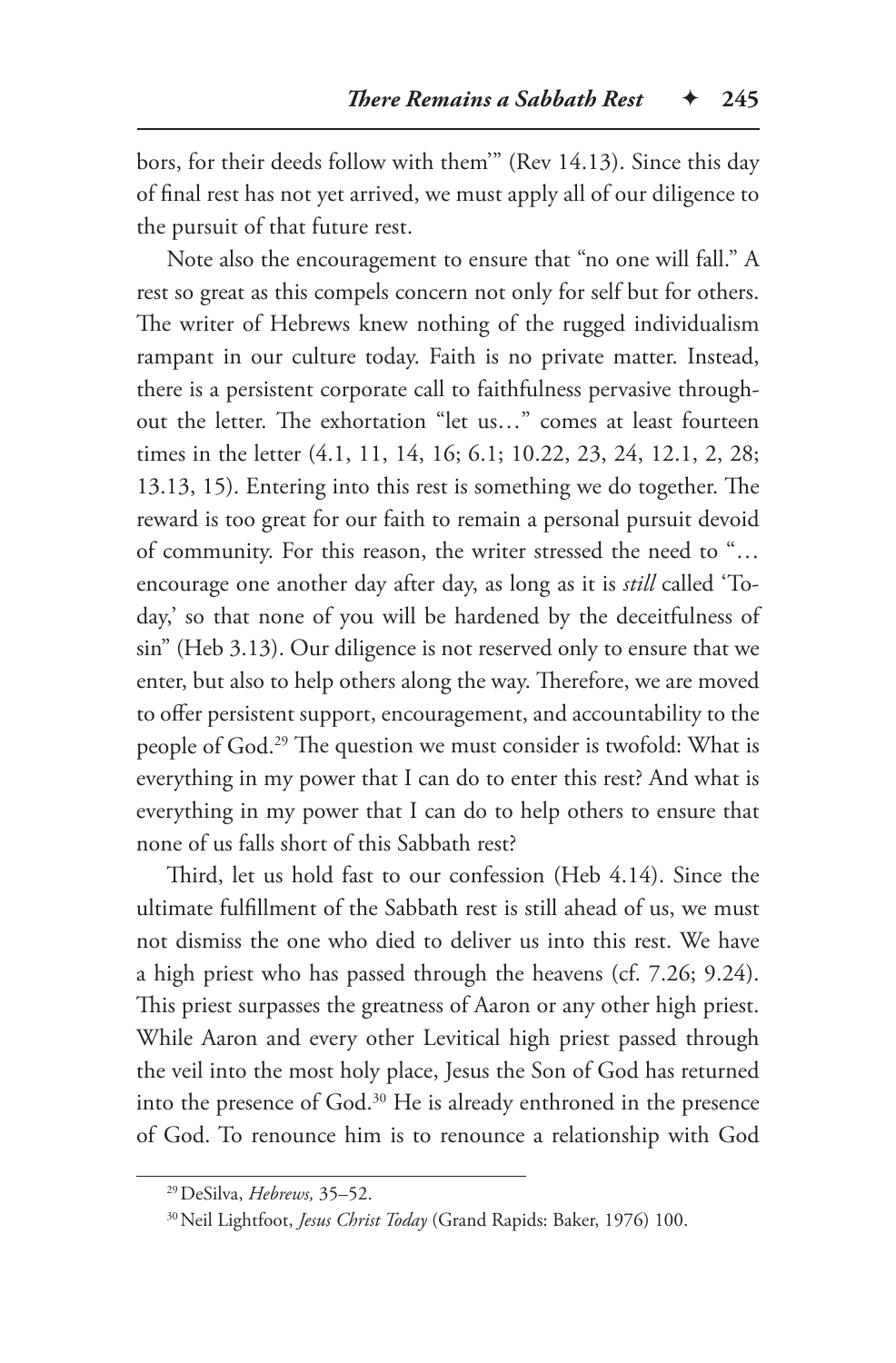bors, for their deeds follow with them'" (Rev 14.13). Since this day of final rest has not yet arrived, we must apply all of our diligence to the pursuit of that future rest.

Note also the encouragement to ensure that "no one will fall." A rest so great as this compels concern not only for self but for others. The writer of Hebrews knew nothing of the rugged individualism rampant in our culture today. Faith is no private matter. Instead, there is a persistent corporate call to faithfulness pervasive throughout the letter. The exhortation "let us…" comes at least fourteen times in the letter (4.1, 11, 14, 16; 6.1; 10.22, 23, 24, 12.1, 2, 28; 13.13, 15). Entering into this rest is something we do together. The reward is too great for our faith to remain a personal pursuit devoid of community. For this reason, the writer stressed the need to "… encourage one another day after day, as long as it is *still* called 'Today,' so that none of you will be hardened by the deceitfulness of sin" (Heb 3.13). Our diligence is not reserved only to ensure that we enter, but also to help others along the way. Therefore, we are moved to offer persistent support, encouragement, and accountability to the people of God.[29] The question we must consider is twofold: What is everything in my power that I can do to enter this rest? And what is everything in my power that I can do to help others to ensure that none of us falls short of this Sabbath rest?

Third, let us hold fast to our confession (Heb 4.14). Since the ultimate fulfillment of the Sabbath rest is still ahead of us, we must not dismiss the one who died to deliver us into this rest. We have a high priest who has passed through the heavens (cf. 7.26; 9.24). This priest surpasses the greatness of Aaron or any other high priest. While Aaron and every other Levitical high priest passed through the veil into the most holy place, Jesus the Son of God has returned into the presence of God.[30] He is already enthroned in the presence of God. To renounce him is to renounce a relationship with God

---

[29] DeSilva, *Hebrews,* 35–52.

[30] Neil Lightfoot, *Jesus Christ Today* (Grand Rapids: Baker, 1976) 100.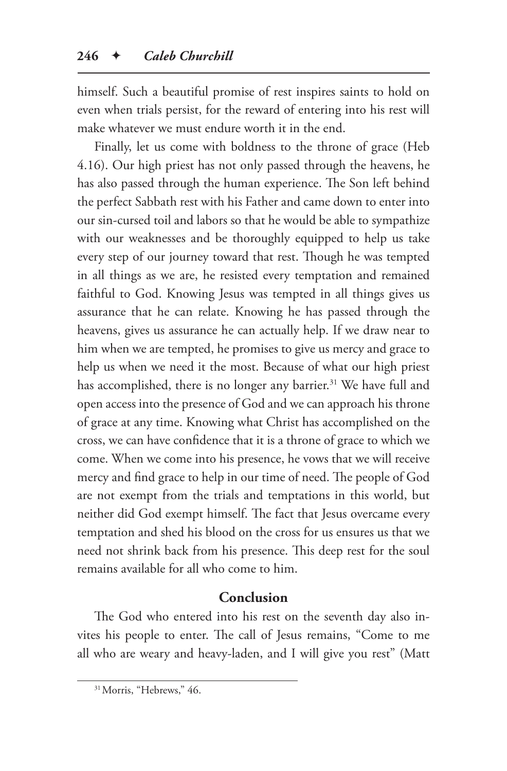himself. Such a beautiful promise of rest inspires saints to hold on even when trials persist, for the reward of entering into his rest will make whatever we must endure worth it in the end.

Finally, let us come with boldness to the throne of grace (Heb 4.16). Our high priest has not only passed through the heavens, he has also passed through the human experience. The Son left behind the perfect Sabbath rest with his Father and came down to enter into our sin-cursed toil and labors so that he would be able to sympathize with our weaknesses and be thoroughly equipped to help us take every step of our journey toward that rest. Though he was tempted in all things as we are, he resisted every temptation and remained faithful to God. Knowing Jesus was tempted in all things gives us assurance that he can relate. Knowing he has passed through the heavens, gives us assurance he can actually help. If we draw near to him when we are tempted, he promises to give us mercy and grace to help us when we need it the most. Because of what our high priest has accomplished, there is no longer any barrier.[31] We have full and open access into the presence of God and we can approach his throne of grace at any time. Knowing what Christ has accomplished on the cross, we can have confidence that it is a throne of grace to which we come. When we come into his presence, he vows that we will receive mercy and find grace to help in our time of need. The people of God are not exempt from the trials and temptations in this world, but neither did God exempt himself. The fact that Jesus overcame every temptation and shed his blood on the cross for us ensures us that we need not shrink back from his presence. This deep rest for the soul remains available for all who come to him.

## Conclusion

The God who entered into his rest on the seventh day also invites his people to enter. The call of Jesus remains, "Come to me all who are weary and heavy-laden, and I will give you rest" (Matt

[31] Morris, "Hebrews," 46.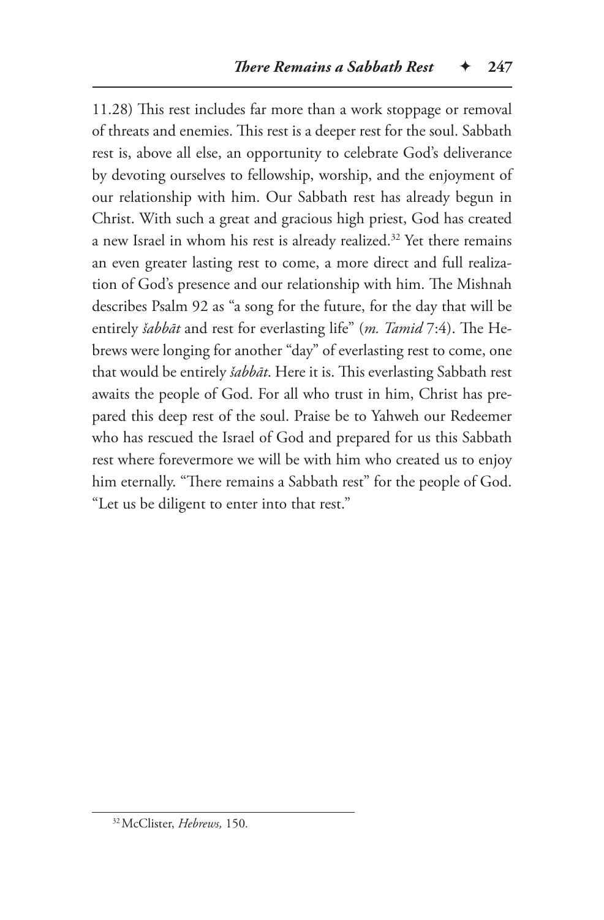11.28) This rest includes far more than a work stoppage or removal of threats and enemies. This rest is a deeper rest for the soul. Sabbath rest is, above all else, an opportunity to celebrate God's deliverance by devoting ourselves to fellowship, worship, and the enjoyment of our relationship with him. Our Sabbath rest has already begun in Christ. With such a great and gracious high priest, God has created a new Israel in whom his rest is already realized.[32] Yet there remains an even greater lasting rest to come, a more direct and full realization of God's presence and our relationship with him. The Mishnah describes Psalm 92 as "a song for the future, for the day that will be entirely *šabbāt* and rest for everlasting life" (*m. Tamid* 7:4). The Hebrews were longing for another "day" of everlasting rest to come, one that would be entirely *šabbāt*. Here it is. This everlasting Sabbath rest awaits the people of God. For all who trust in him, Christ has prepared this deep rest of the soul. Praise be to Yahweh our Redeemer who has rescued the Israel of God and prepared for us this Sabbath rest where forevermore we will be with him who created us to enjoy him eternally. "There remains a Sabbath rest" for the people of God. "Let us be diligent to enter into that rest."

---

[32] McClister, *Hebrews,* 150.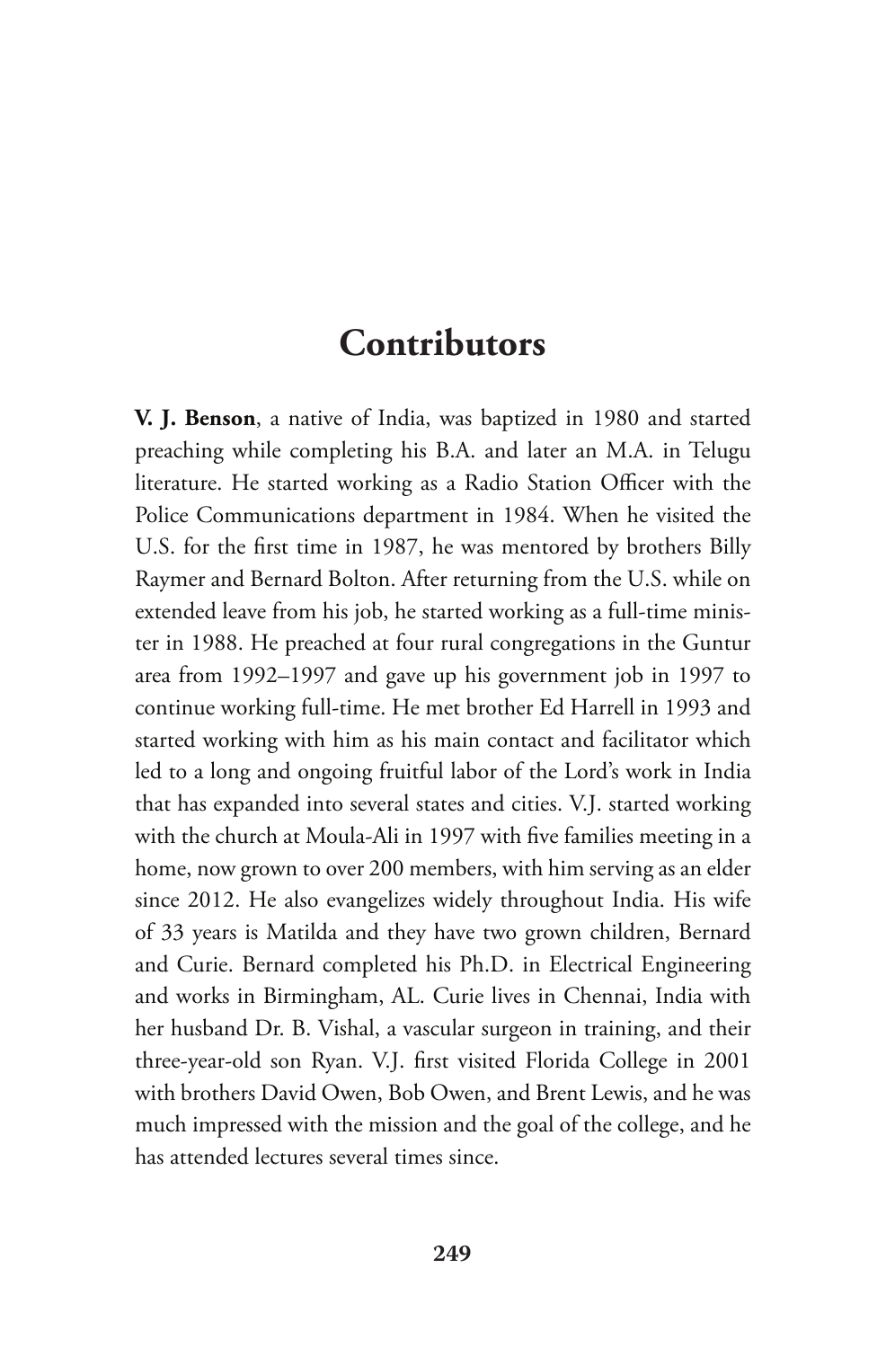# Contributors

**V. J. Benson**, a native of India, was baptized in 1980 and started preaching while completing his B.A. and later an M.A. in Telugu literature. He started working as a Radio Station Officer with the Police Communications department in 1984. When he visited the U.S. for the first time in 1987, he was mentored by brothers Billy Raymer and Bernard Bolton. After returning from the U.S. while on extended leave from his job, he started working as a full-time minister in 1988. He preached at four rural congregations in the Guntur area from 1992–1997 and gave up his government job in 1997 to continue working full-time. He met brother Ed Harrell in 1993 and started working with him as his main contact and facilitator which led to a long and ongoing fruitful labor of the Lord's work in India that has expanded into several states and cities. V.J. started working with the church at Moula-Ali in 1997 with five families meeting in a home, now grown to over 200 members, with him serving as an elder since 2012. He also evangelizes widely throughout India. His wife of 33 years is Matilda and they have two grown children, Bernard and Curie. Bernard completed his Ph.D. in Electrical Engineering and works in Birmingham, AL. Curie lives in Chennai, India with her husband Dr. B. Vishal, a vascular surgeon in training, and their three-year-old son Ryan. V.J. first visited Florida College in 2001 with brothers David Owen, Bob Owen, and Brent Lewis, and he was much impressed with the mission and the goal of the college, and he has attended lectures several times since.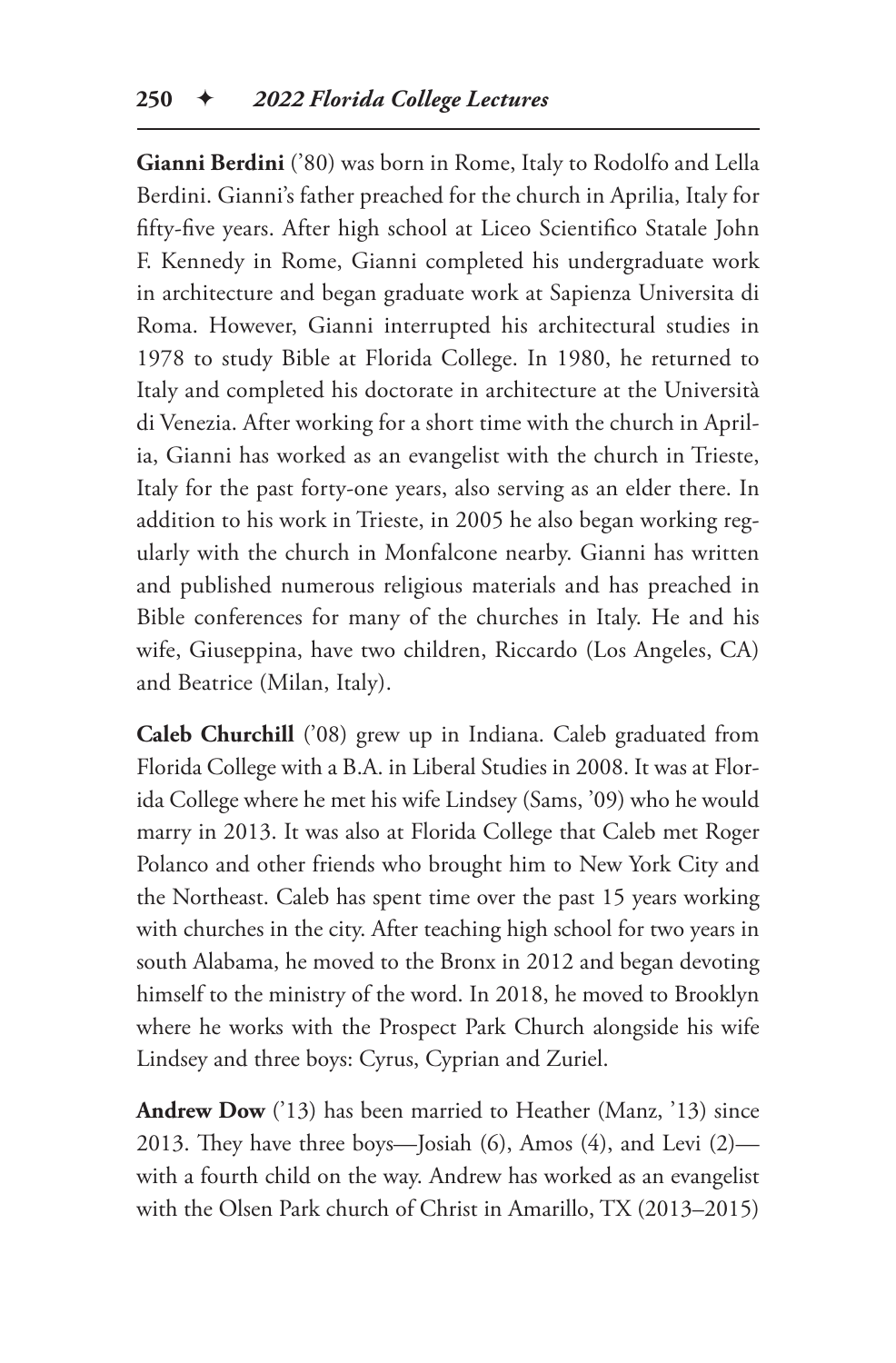**Gianni Berdini** ('80) was born in Rome, Italy to Rodolfo and Lella Berdini. Gianni's father preached for the church in Aprilia, Italy for fifty-five years. After high school at Liceo Scientifico Statale John F. Kennedy in Rome, Gianni completed his undergraduate work in architecture and began graduate work at Sapienza Universita di Roma. However, Gianni interrupted his architectural studies in 1978 to study Bible at Florida College. In 1980, he returned to Italy and completed his doctorate in architecture at the Università di Venezia. After working for a short time with the church in Aprilia, Gianni has worked as an evangelist with the church in Trieste, Italy for the past forty-one years, also serving as an elder there. In addition to his work in Trieste, in 2005 he also began working regularly with the church in Monfalcone nearby. Gianni has written and published numerous religious materials and has preached in Bible conferences for many of the churches in Italy. He and his wife, Giuseppina, have two children, Riccardo (Los Angeles, CA) and Beatrice (Milan, Italy).

**Caleb Churchill** ('08) grew up in Indiana. Caleb graduated from Florida College with a B.A. in Liberal Studies in 2008. It was at Florida College where he met his wife Lindsey (Sams, '09) who he would marry in 2013. It was also at Florida College that Caleb met Roger Polanco and other friends who brought him to New York City and the Northeast. Caleb has spent time over the past 15 years working with churches in the city. After teaching high school for two years in south Alabama, he moved to the Bronx in 2012 and began devoting himself to the ministry of the word. In 2018, he moved to Brooklyn where he works with the Prospect Park Church alongside his wife Lindsey and three boys: Cyrus, Cyprian and Zuriel.

**Andrew Dow** ('13) has been married to Heather (Manz, '13) since 2013. They have three boys—Josiah (6), Amos (4), and Levi (2)—with a fourth child on the way. Andrew has worked as an evangelist with the Olsen Park church of Christ in Amarillo, TX (2013–2015)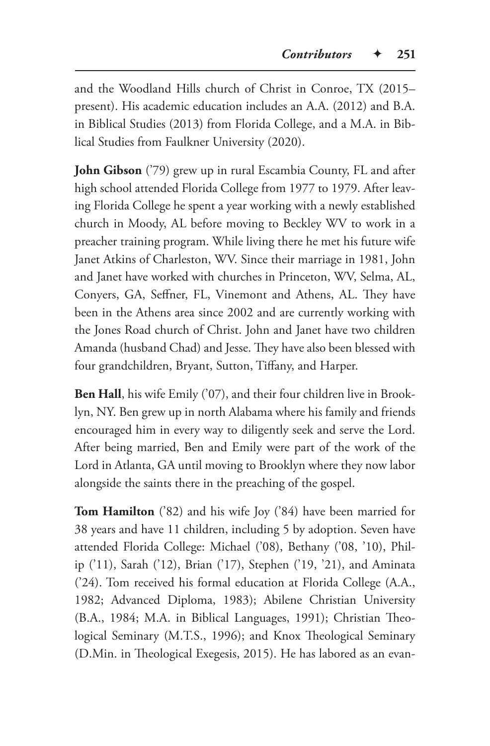and the Woodland Hills church of Christ in Conroe, TX (2015–present). His academic education includes an A.A. (2012) and B.A. in Biblical Studies (2013) from Florida College, and a M.A. in Biblical Studies from Faulkner University (2020).

**John Gibson** ('79) grew up in rural Escambia County, FL and after high school attended Florida College from 1977 to 1979. After leaving Florida College he spent a year working with a newly established church in Moody, AL before moving to Beckley WV to work in a preacher training program. While living there he met his future wife Janet Atkins of Charleston, WV. Since their marriage in 1981, John and Janet have worked with churches in Princeton, WV, Selma, AL, Conyers, GA, Seffner, FL, Vinemont and Athens, AL. They have been in the Athens area since 2002 and are currently working with the Jones Road church of Christ. John and Janet have two children Amanda (husband Chad) and Jesse. They have also been blessed with four grandchildren, Bryant, Sutton, Tiffany, and Harper.

**Ben Hall**, his wife Emily ('07), and their four children live in Brooklyn, NY. Ben grew up in north Alabama where his family and friends encouraged him in every way to diligently seek and serve the Lord. After being married, Ben and Emily were part of the work of the Lord in Atlanta, GA until moving to Brooklyn where they now labor alongside the saints there in the preaching of the gospel.

**Tom Hamilton** ('82) and his wife Joy ('84) have been married for 38 years and have 11 children, including 5 by adoption. Seven have attended Florida College: Michael ('08), Bethany ('08, '10), Philip ('11), Sarah ('12), Brian ('17), Stephen ('19, '21), and Aminata ('24). Tom received his formal education at Florida College (A.A., 1982; Advanced Diploma, 1983); Abilene Christian University (B.A., 1984; M.A. in Biblical Languages, 1991); Christian Theological Seminary (M.T.S., 1996); and Knox Theological Seminary (D.Min. in Theological Exegesis, 2015). He has labored as an evan-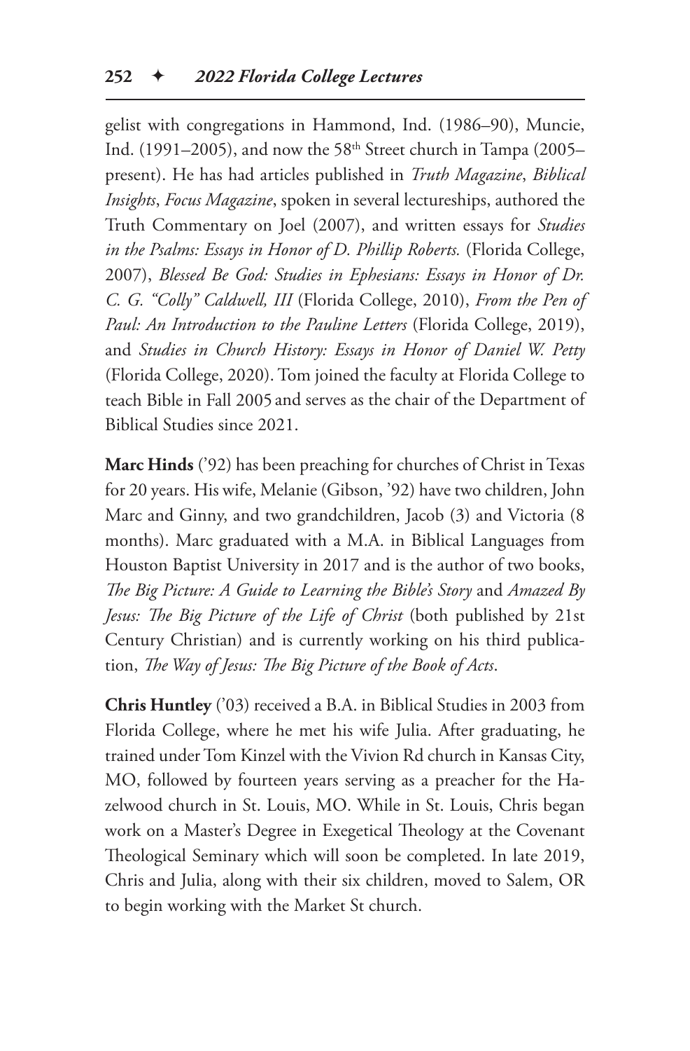gelist with congregations in Hammond, Ind. (1986–90), Muncie, Ind. (1991–2005), and now the 58th Street church in Tampa (2005–present). He has had articles published in *Truth Magazine*, *Biblical Insights*, *Focus Magazine*, spoken in several lectureships, authored the Truth Commentary on Joel (2007), and written essays for *Studies in the Psalms: Essays in Honor of D. Phillip Roberts.* (Florida College, 2007), *Blessed Be God: Studies in Ephesians: Essays in Honor of Dr. C. G. "Colly" Caldwell, III* (Florida College, 2010), *From the Pen of Paul: An Introduction to the Pauline Letters* (Florida College, 2019), and *Studies in Church History: Essays in Honor of Daniel W. Petty* (Florida College, 2020). Tom joined the faculty at Florida College to teach Bible in Fall 2005 and serves as the chair of the Department of Biblical Studies since 2021.

**Marc Hinds** ('92) has been preaching for churches of Christ in Texas for 20 years. His wife, Melanie (Gibson, '92) have two children, John Marc and Ginny, and two grandchildren, Jacob (3) and Victoria (8 months). Marc graduated with a M.A. in Biblical Languages from Houston Baptist University in 2017 and is the author of two books, *The Big Picture: A Guide to Learning the Bible's Story* and *Amazed By Jesus: The Big Picture of the Life of Christ* (both published by 21st Century Christian) and is currently working on his third publication, *The Way of Jesus: The Big Picture of the Book of Acts*.

**Chris Huntley** ('03) received a B.A. in Biblical Studies in 2003 from Florida College, where he met his wife Julia. After graduating, he trained under Tom Kinzel with the Vivion Rd church in Kansas City, MO, followed by fourteen years serving as a preacher for the Hazelwood church in St. Louis, MO. While in St. Louis, Chris began work on a Master's Degree in Exegetical Theology at the Covenant Theological Seminary which will soon be completed. In late 2019, Chris and Julia, along with their six children, moved to Salem, OR to begin working with the Market St church.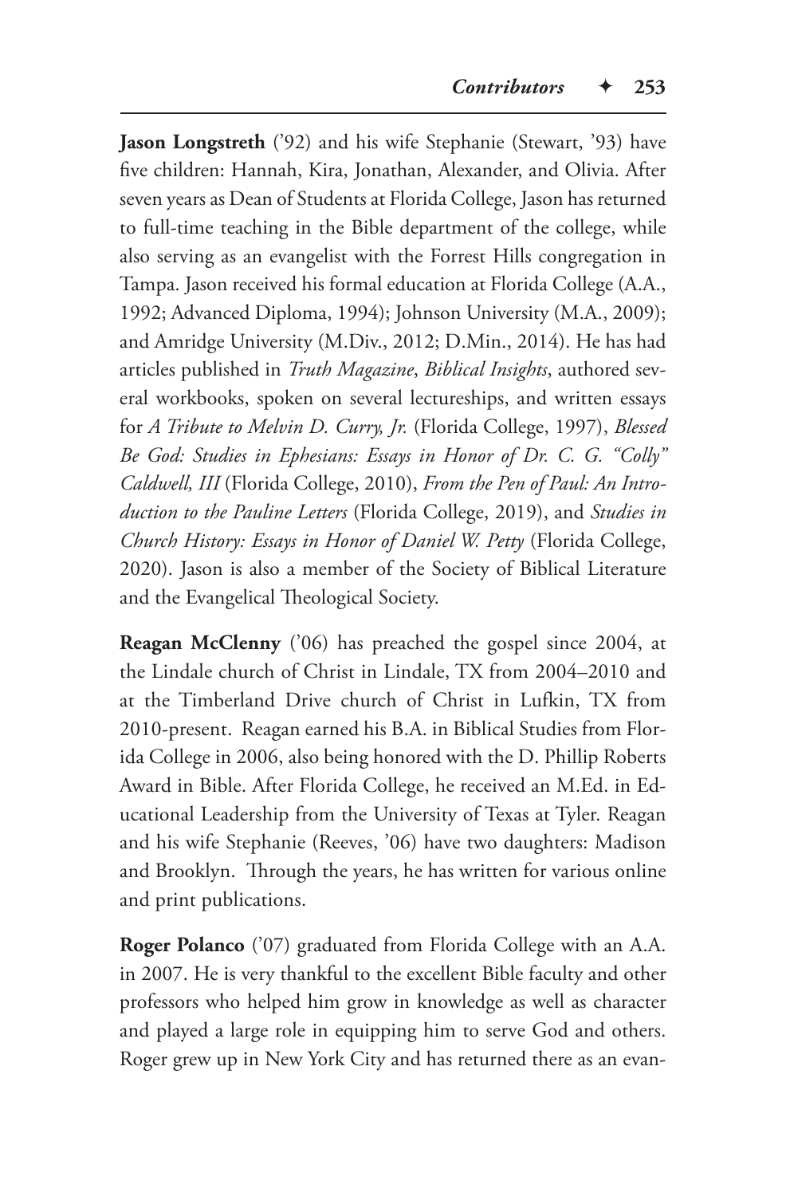**Jason Longstreth** ('92) and his wife Stephanie (Stewart, '93) have five children: Hannah, Kira, Jonathan, Alexander, and Olivia. After seven years as Dean of Students at Florida College, Jason has returned to full-time teaching in the Bible department of the college, while also serving as an evangelist with the Forrest Hills congregation in Tampa. Jason received his formal education at Florida College (A.A., 1992; Advanced Diploma, 1994); Johnson University (M.A., 2009); and Amridge University (M.Div., 2012; D.Min., 2014). He has had articles published in *Truth Magazine*, *Biblical Insights*, authored several workbooks, spoken on several lectureships, and written essays for *A Tribute to Melvin D. Curry, Jr.* (Florida College, 1997), *Blessed Be God: Studies in Ephesians: Essays in Honor of Dr. C. G. "Colly" Caldwell, III* (Florida College, 2010), *From the Pen of Paul: An Introduction to the Pauline Letters* (Florida College, 2019), and *Studies in Church History: Essays in Honor of Daniel W. Petty* (Florida College, 2020). Jason is also a member of the Society of Biblical Literature and the Evangelical Theological Society.

**Reagan McClenny** ('06) has preached the gospel since 2004, at the Lindale church of Christ in Lindale, TX from 2004–2010 and at the Timberland Drive church of Christ in Lufkin, TX from 2010-present. Reagan earned his B.A. in Biblical Studies from Florida College in 2006, also being honored with the D. Phillip Roberts Award in Bible. After Florida College, he received an M.Ed. in Educational Leadership from the University of Texas at Tyler. Reagan and his wife Stephanie (Reeves, '06) have two daughters: Madison and Brooklyn. Through the years, he has written for various online and print publications.

**Roger Polanco** ('07) graduated from Florida College with an A.A. in 2007. He is very thankful to the excellent Bible faculty and other professors who helped him grow in knowledge as well as character and played a large role in equipping him to serve God and others. Roger grew up in New York City and has returned there as an evan-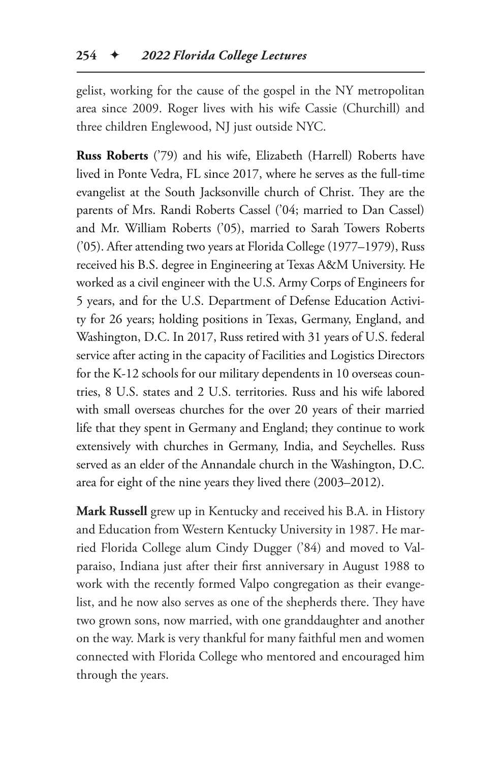gelist, working for the cause of the gospel in the NY metropolitan area since 2009. Roger lives with his wife Cassie (Churchill) and three children Englewood, NJ just outside NYC.

**Russ Roberts** ('79) and his wife, Elizabeth (Harrell) Roberts have lived in Ponte Vedra, FL since 2017, where he serves as the full-time evangelist at the South Jacksonville church of Christ. They are the parents of Mrs. Randi Roberts Cassel ('04; married to Dan Cassel) and Mr. William Roberts ('05), married to Sarah Towers Roberts ('05). After attending two years at Florida College (1977–1979), Russ received his B.S. degree in Engineering at Texas A&M University. He worked as a civil engineer with the U.S. Army Corps of Engineers for 5 years, and for the U.S. Department of Defense Education Activity for 26 years; holding positions in Texas, Germany, England, and Washington, D.C. In 2017, Russ retired with 31 years of U.S. federal service after acting in the capacity of Facilities and Logistics Directors for the K-12 schools for our military dependents in 10 overseas countries, 8 U.S. states and 2 U.S. territories. Russ and his wife labored with small overseas churches for the over 20 years of their married life that they spent in Germany and England; they continue to work extensively with churches in Germany, India, and Seychelles. Russ served as an elder of the Annandale church in the Washington, D.C. area for eight of the nine years they lived there (2003–2012).

**Mark Russell** grew up in Kentucky and received his B.A. in History and Education from Western Kentucky University in 1987. He married Florida College alum Cindy Dugger ('84) and moved to Valparaiso, Indiana just after their first anniversary in August 1988 to work with the recently formed Valpo congregation as their evangelist, and he now also serves as one of the shepherds there. They have two grown sons, now married, with one granddaughter and another on the way. Mark is very thankful for many faithful men and women connected with Florida College who mentored and encouraged him through the years.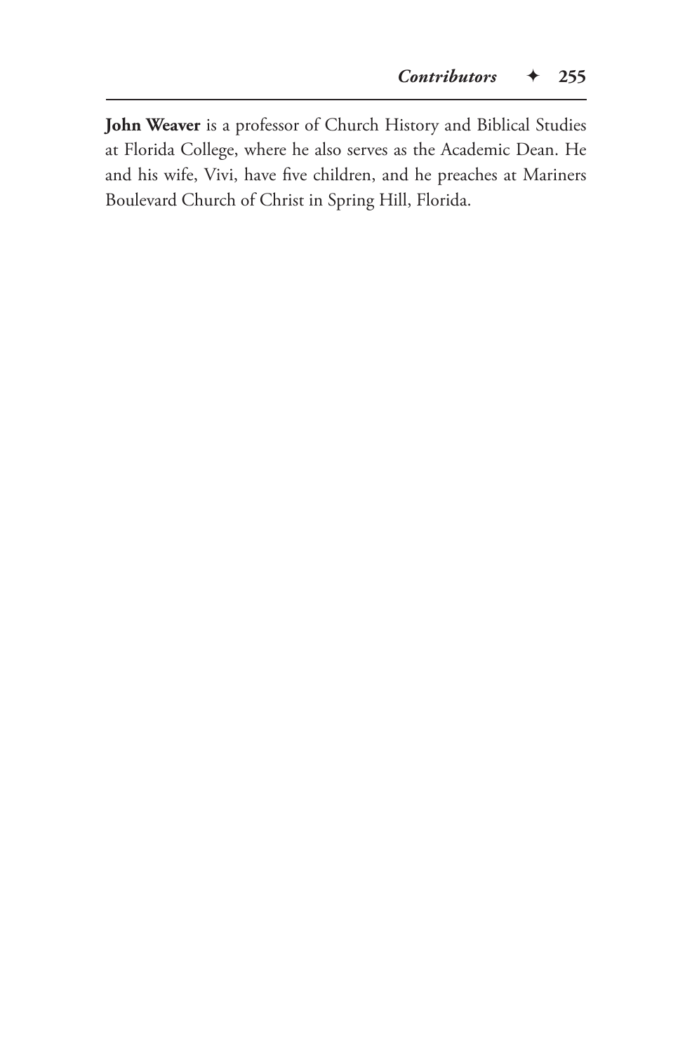**John Weaver** is a professor of Church History and Biblical Studies at Florida College, where he also serves as the Academic Dean. He and his wife, Vivi, have five children, and he preaches at Mariners Boulevard Church of Christ in Spring Hill, Florida.